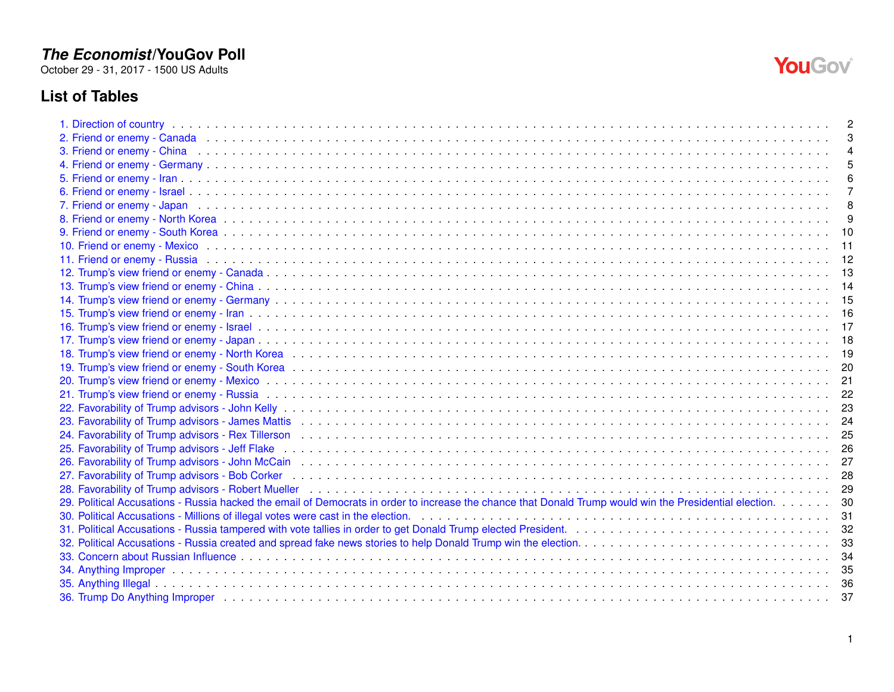# *The Economist*/YouGov Poll

October 29 - 31, 2017 - 1500 US Adults

## List of Tables

1. Direction of country . . . 2
2. Friend or enemy - Canada . . . 3
3. Friend or enemy - China . . . 4
4. Friend or enemy - Germany . . . 5
5. Friend or enemy - Iran . . . 6
6. Friend or enemy - Israel . . . 7
7. Friend or enemy - Japan . . . 8
8. Friend or enemy - North Korea . . . 9
9. Friend or enemy - South Korea . . . 10
10. Friend or enemy - Mexico . . . 11
11. Friend or enemy - Russia . . . 12
12. Trump's view friend or enemy - Canada . . . 13
13. Trump's view friend or enemy - China . . . 14
14. Trump's view friend or enemy - Germany . . . 15
15. Trump's view friend or enemy - Iran . . . 16
16. Trump's view friend or enemy - Israel . . . 17
17. Trump's view friend or enemy - Japan . . . 18
18. Trump's view friend or enemy - North Korea . . . 19
19. Trump's view friend or enemy - South Korea . . . 20
20. Trump's view friend or enemy - Mexico . . . 21
21. Trump's view friend or enemy - Russia . . . 22
22. Favorability of Trump advisors - John Kelly . . . 23
23. Favorability of Trump advisors - James Mattis . . . 24
24. Favorability of Trump advisors - Rex Tillerson . . . 25
25. Favorability of Trump advisors - Jeff Flake . . . 26
26. Favorability of Trump advisors - John McCain . . . 27
27. Favorability of Trump advisors - Bob Corker . . . 28
28. Favorability of Trump advisors - Robert Mueller . . . 29
29. Political Accusations - Russia hacked the email of Democrats in order to increase the chance that Donald Trump would win the Presidential election. . . . 30
30. Political Accusations - Millions of illegal votes were cast in the election. . . . 31
31. Political Accusations - Russia tampered with vote tallies in order to get Donald Trump elected President. . . . 32
32. Political Accusations - Russia created and spread fake news stories to help Donald Trump win the election. . . . 33
33. Concern about Russian Influence . . . 34
34. Anything Improper . . . 35
35. Anything Illegal . . . 36
36. Trump Do Anything Improper . . . 37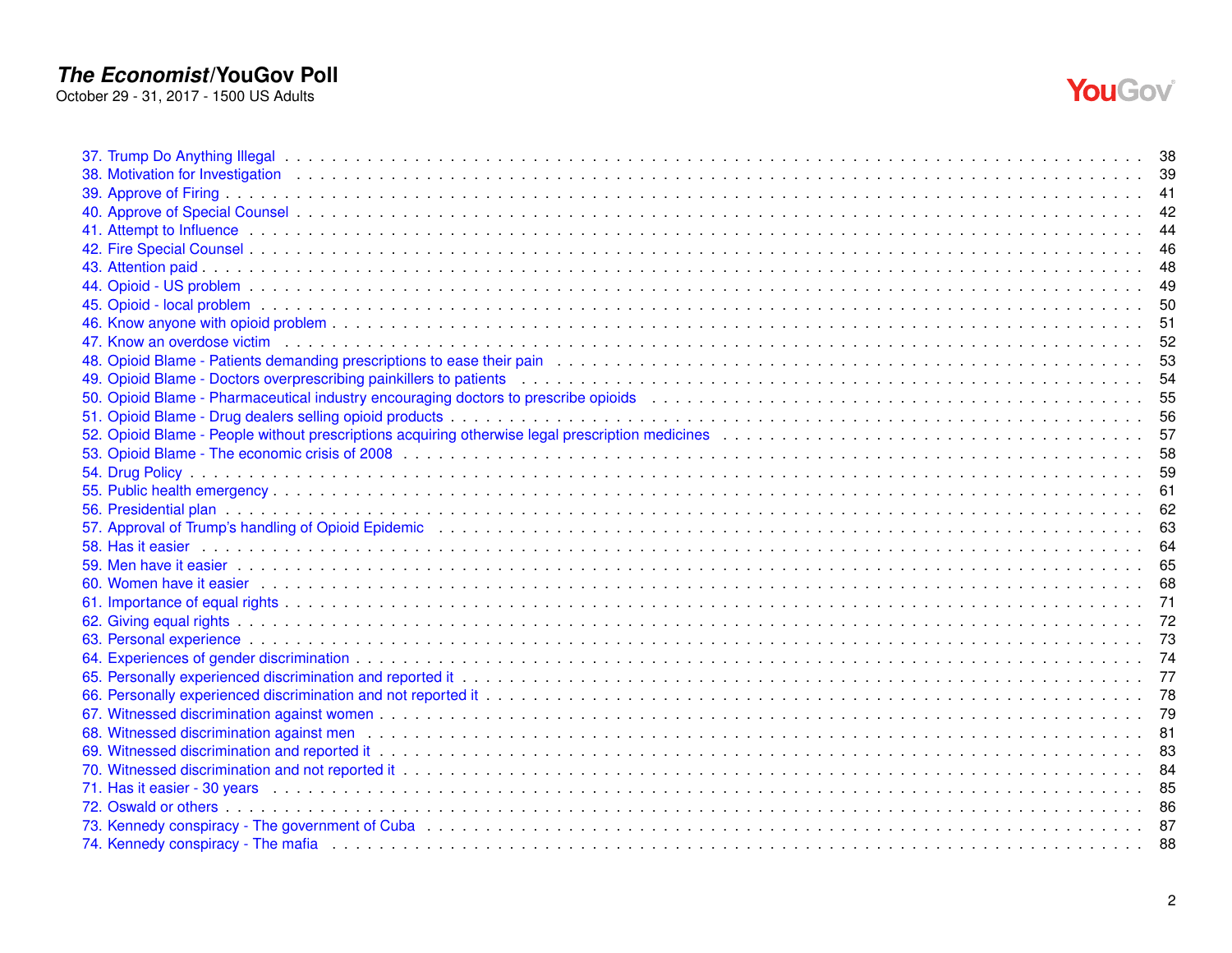37. Trump Do Anything Illegal . . . . . . . . . . . . . . . . . . . . . . . . . . . . . . . . . . . . . . . . . . . . . . . . . . . . . . . . . . . . . . . . . . . 38
38. Motivation for Investigation . . . . . . . . . . . . . . . . . . . . . . . . . . . . . . . . . . . . . . . . . . . . . . . . . . . . . . . . . . . . . . . . . . 39
39. Approve of Firing . . . . . . . . . . . . . . . . . . . . . . . . . . . . . . . . . . . . . . . . . . . . . . . . . . . . . . . . . . . . . . . . . . . . . . . 41
40. Approve of Special Counsel . . . . . . . . . . . . . . . . . . . . . . . . . . . . . . . . . . . . . . . . . . . . . . . . . . . . . . . . . . . . . . . . . . 42
41. Attempt to Influence . . . . . . . . . . . . . . . . . . . . . . . . . . . . . . . . . . . . . . . . . . . . . . . . . . . . . . . . . . . . . . . . . . . . . . 44
42. Fire Special Counsel . . . . . . . . . . . . . . . . . . . . . . . . . . . . . . . . . . . . . . . . . . . . . . . . . . . . . . . . . . . . . . . . . . . . . . 46
43. Attention paid . . . . . . . . . . . . . . . . . . . . . . . . . . . . . . . . . . . . . . . . . . . . . . . . . . . . . . . . . . . . . . . . . . . . . . . . . 48
44. Opioid - US problem . . . . . . . . . . . . . . . . . . . . . . . . . . . . . . . . . . . . . . . . . . . . . . . . . . . . . . . . . . . . . . . . . . . . . . 49
45. Opioid - local problem . . . . . . . . . . . . . . . . . . . . . . . . . . . . . . . . . . . . . . . . . . . . . . . . . . . . . . . . . . . . . . . . . . . . . 50
46. Know anyone with opioid problem . . . . . . . . . . . . . . . . . . . . . . . . . . . . . . . . . . . . . . . . . . . . . . . . . . . . . . . . . . . . . . . 51
47. Know an overdose victim . . . . . . . . . . . . . . . . . . . . . . . . . . . . . . . . . . . . . . . . . . . . . . . . . . . . . . . . . . . . . . . . . . . . 52
48. Opioid Blame - Patients demanding prescriptions to ease their pain . . . . . . . . . . . . . . . . . . . . . . . . . . . . . . . . . . . . . . . . . . . . 53
49. Opioid Blame - Doctors overprescribing painkillers to patients . . . . . . . . . . . . . . . . . . . . . . . . . . . . . . . . . . . . . . . . . . . . . . . 54
50. Opioid Blame - Pharmaceutical industry encouraging doctors to prescribe opioids . . . . . . . . . . . . . . . . . . . . . . . . . . . . . . . . . . . . 55
51. Opioid Blame - Drug dealers selling opioid products . . . . . . . . . . . . . . . . . . . . . . . . . . . . . . . . . . . . . . . . . . . . . . . . . . . 56
52. Opioid Blame - People without prescriptions acquiring otherwise legal prescription medicines . . . . . . . . . . . . . . . . . . . . . . . . . . . . 57
53. Opioid Blame - The economic crisis of 2008 . . . . . . . . . . . . . . . . . . . . . . . . . . . . . . . . . . . . . . . . . . . . . . . . . . . . . . . . 58
54. Drug Policy . . . . . . . . . . . . . . . . . . . . . . . . . . . . . . . . . . . . . . . . . . . . . . . . . . . . . . . . . . . . . . . . . . . . . . . . . . . 59
55. Public health emergency . . . . . . . . . . . . . . . . . . . . . . . . . . . . . . . . . . . . . . . . . . . . . . . . . . . . . . . . . . . . . . . . . . . . 61
56. Presidential plan . . . . . . . . . . . . . . . . . . . . . . . . . . . . . . . . . . . . . . . . . . . . . . . . . . . . . . . . . . . . . . . . . . . . . . . . 62
57. Approval of Trump's handling of Opioid Epidemic . . . . . . . . . . . . . . . . . . . . . . . . . . . . . . . . . . . . . . . . . . . . . . . . . . . . . 63
58. Has it easier . . . . . . . . . . . . . . . . . . . . . . . . . . . . . . . . . . . . . . . . . . . . . . . . . . . . . . . . . . . . . . . . . . . . . . . . . . 64
59. Men have it easier . . . . . . . . . . . . . . . . . . . . . . . . . . . . . . . . . . . . . . . . . . . . . . . . . . . . . . . . . . . . . . . . . . . . . . . 65
60. Women have it easier . . . . . . . . . . . . . . . . . . . . . . . . . . . . . . . . . . . . . . . . . . . . . . . . . . . . . . . . . . . . . . . . . . . . . 68
61. Importance of equal rights . . . . . . . . . . . . . . . . . . . . . . . . . . . . . . . . . . . . . . . . . . . . . . . . . . . . . . . . . . . . . . . . . . 71
62. Giving equal rights . . . . . . . . . . . . . . . . . . . . . . . . . . . . . . . . . . . . . . . . . . . . . . . . . . . . . . . . . . . . . . . . . . . . . . 72
63. Personal experience . . . . . . . . . . . . . . . . . . . . . . . . . . . . . . . . . . . . . . . . . . . . . . . . . . . . . . . . . . . . . . . . . . . . . . 73
64. Experiences of gender discrimination . . . . . . . . . . . . . . . . . . . . . . . . . . . . . . . . . . . . . . . . . . . . . . . . . . . . . . . . . . . . 74
65. Personally experienced discrimination and reported it . . . . . . . . . . . . . . . . . . . . . . . . . . . . . . . . . . . . . . . . . . . . . . . . . . 77
66. Personally experienced discrimination and not reported it . . . . . . . . . . . . . . . . . . . . . . . . . . . . . . . . . . . . . . . . . . . . . . . 78
67. Witnessed discrimination against women . . . . . . . . . . . . . . . . . . . . . . . . . . . . . . . . . . . . . . . . . . . . . . . . . . . . . . . . . 79
68. Witnessed discrimination against men . . . . . . . . . . . . . . . . . . . . . . . . . . . . . . . . . . . . . . . . . . . . . . . . . . . . . . . . . . . 81
69. Witnessed discrimination and reported it . . . . . . . . . . . . . . . . . . . . . . . . . . . . . . . . . . . . . . . . . . . . . . . . . . . . . . . . . 83
70. Witnessed discrimination and not reported it . . . . . . . . . . . . . . . . . . . . . . . . . . . . . . . . . . . . . . . . . . . . . . . . . . . . . . . 84
71. Has it easier - 30 years . . . . . . . . . . . . . . . . . . . . . . . . . . . . . . . . . . . . . . . . . . . . . . . . . . . . . . . . . . . . . . . . . . . . 85
72. Oswald or others . . . . . . . . . . . . . . . . . . . . . . . . . . . . . . . . . . . . . . . . . . . . . . . . . . . . . . . . . . . . . . . . . . . . . . . . 86
73. Kennedy conspiracy - The government of Cuba . . . . . . . . . . . . . . . . . . . . . . . . . . . . . . . . . . . . . . . . . . . . . . . . . . . . . . 87
74. Kennedy conspiracy - The mafia . . . . . . . . . . . . . . . . . . . . . . . . . . . . . . . . . . . . . . . . . . . . . . . . . . . . . . . . . . . . . . . 88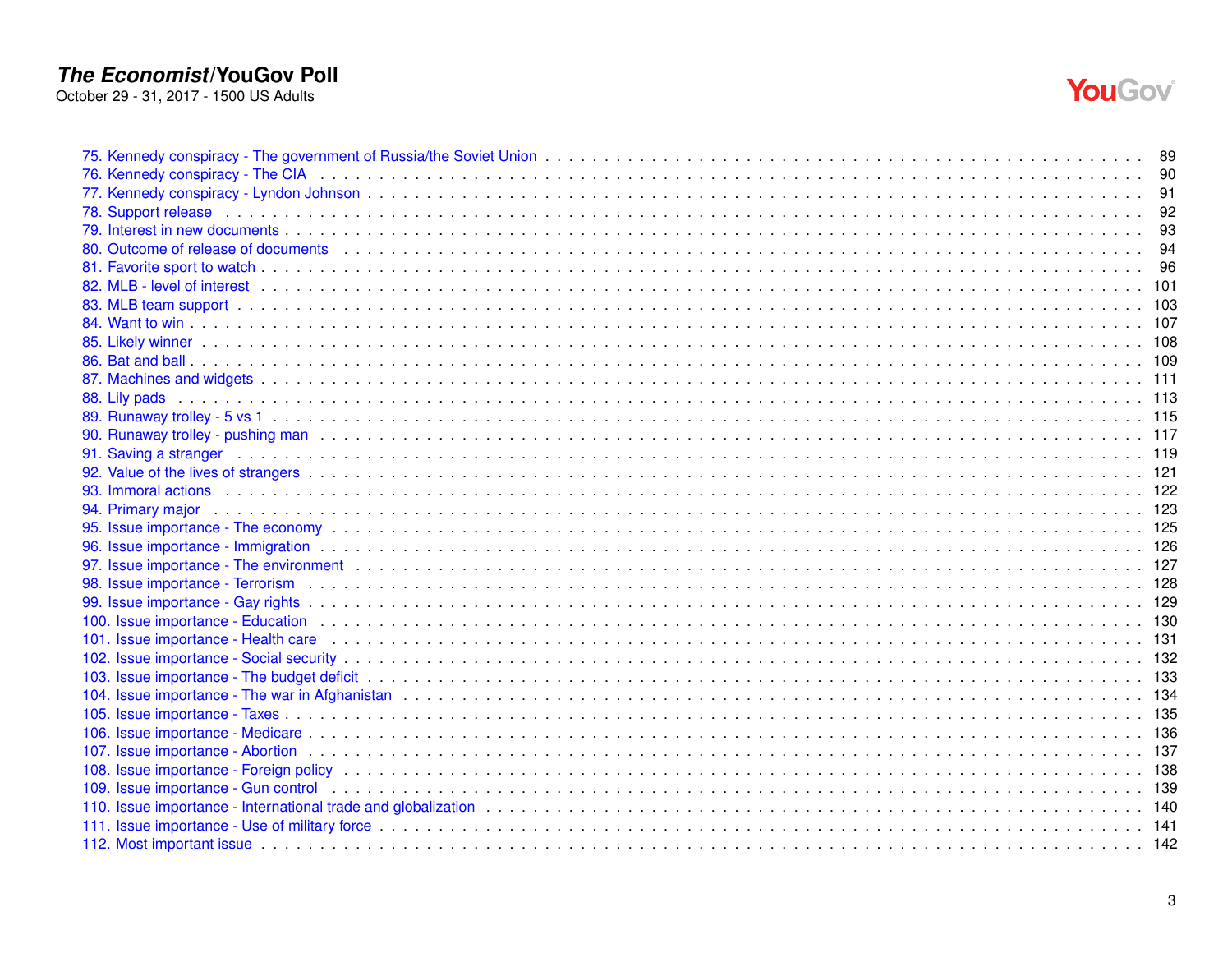75. Kennedy conspiracy - The government of Russia/the Soviet Union . . . . . . . . . . 89
76. Kennedy conspiracy - The CIA . . . . . . . . . . 90
77. Kennedy conspiracy - Lyndon Johnson . . . . . . . . . . 91
78. Support release . . . . . . . . . . 92
79. Interest in new documents . . . . . . . . . . 93
80. Outcome of release of documents . . . . . . . . . . 94
81. Favorite sport to watch . . . . . . . . . . 96
82. MLB - level of interest . . . . . . . . . . 101
83. MLB team support . . . . . . . . . . 103
84. Want to win . . . . . . . . . . 107
85. Likely winner . . . . . . . . . . 108
86. Bat and ball . . . . . . . . . . 109
87. Machines and widgets . . . . . . . . . . 111
88. Lily pads . . . . . . . . . . 113
89. Runaway trolley - 5 vs 1 . . . . . . . . . . 115
90. Runaway trolley - pushing man . . . . . . . . . . 117
91. Saving a stranger . . . . . . . . . . 119
92. Value of the lives of strangers . . . . . . . . . . 121
93. Immoral actions . . . . . . . . . . 122
94. Primary major . . . . . . . . . . 123
95. Issue importance - The economy . . . . . . . . . . 125
96. Issue importance - Immigration . . . . . . . . . . 126
97. Issue importance - The environment . . . . . . . . . . 127
98. Issue importance - Terrorism . . . . . . . . . . 128
99. Issue importance - Gay rights . . . . . . . . . . 129
100. Issue importance - Education . . . . . . . . . . 130
101. Issue importance - Health care . . . . . . . . . . 131
102. Issue importance - Social security . . . . . . . . . . 132
103. Issue importance - The budget deficit . . . . . . . . . . 133
104. Issue importance - The war in Afghanistan . . . . . . . . . . 134
105. Issue importance - Taxes . . . . . . . . . . 135
106. Issue importance - Medicare . . . . . . . . . . 136
107. Issue importance - Abortion . . . . . . . . . . 137
108. Issue importance - Foreign policy . . . . . . . . . . 138
109. Issue importance - Gun control . . . . . . . . . . 139
110. Issue importance - International trade and globalization . . . . . . . . . . 140
111. Issue importance - Use of military force . . . . . . . . . . 141
112. Most important issue . . . . . . . . . . 142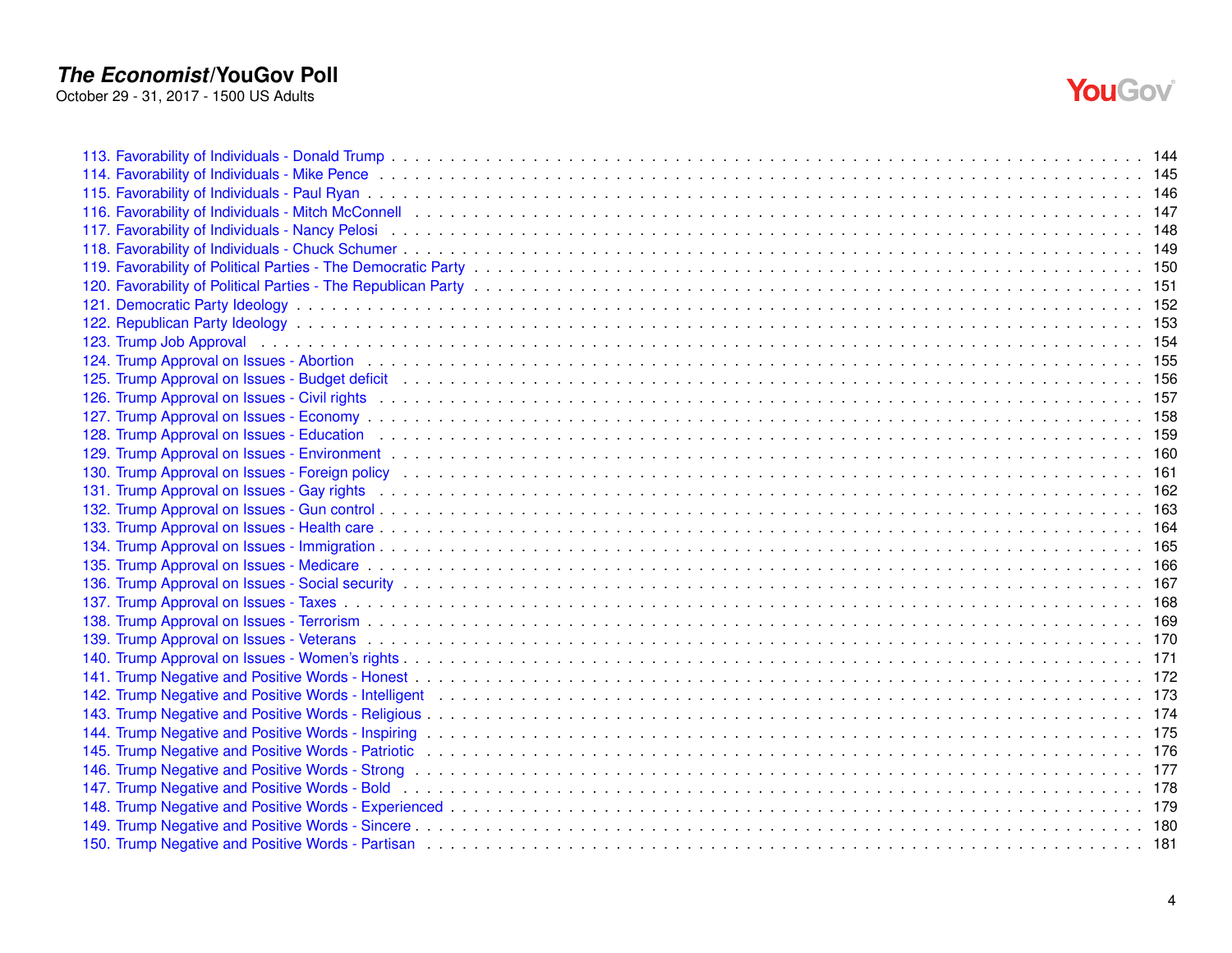113. Favorability of Individuals - Donald Trump . . . . . . . . . . . . . . . . . . . . . . . . . . . . . . . . . . . . . . . . . . . . . . . . . . . . . . . . . . . . 144
114. Favorability of Individuals - Mike Pence . . . . . . . . . . . . . . . . . . . . . . . . . . . . . . . . . . . . . . . . . . . . . . . . . . . . . . . . . . . . . 145
115. Favorability of Individuals - Paul Ryan . . . . . . . . . . . . . . . . . . . . . . . . . . . . . . . . . . . . . . . . . . . . . . . . . . . . . . . . . . . . . . 146
116. Favorability of Individuals - Mitch McConnell . . . . . . . . . . . . . . . . . . . . . . . . . . . . . . . . . . . . . . . . . . . . . . . . . . . . . . . . . . 147
117. Favorability of Individuals - Nancy Pelosi . . . . . . . . . . . . . . . . . . . . . . . . . . . . . . . . . . . . . . . . . . . . . . . . . . . . . . . . . . . . . 148
118. Favorability of Individuals - Chuck Schumer . . . . . . . . . . . . . . . . . . . . . . . . . . . . . . . . . . . . . . . . . . . . . . . . . . . . . . . . . . . 149
119. Favorability of Political Parties - The Democratic Party . . . . . . . . . . . . . . . . . . . . . . . . . . . . . . . . . . . . . . . . . . . . . . . . . . . 150
120. Favorability of Political Parties - The Republican Party . . . . . . . . . . . . . . . . . . . . . . . . . . . . . . . . . . . . . . . . . . . . . . . . . . . 151
121. Democratic Party Ideology . . . . . . . . . . . . . . . . . . . . . . . . . . . . . . . . . . . . . . . . . . . . . . . . . . . . . . . . . . . . . . . . . . . . . . 152
122. Republican Party Ideology . . . . . . . . . . . . . . . . . . . . . . . . . . . . . . . . . . . . . . . . . . . . . . . . . . . . . . . . . . . . . . . . . . . . . . 153
123. Trump Job Approval . . . . . . . . . . . . . . . . . . . . . . . . . . . . . . . . . . . . . . . . . . . . . . . . . . . . . . . . . . . . . . . . . . . . . . . . . . 154
124. Trump Approval on Issues - Abortion . . . . . . . . . . . . . . . . . . . . . . . . . . . . . . . . . . . . . . . . . . . . . . . . . . . . . . . . . . . . . . . 155
125. Trump Approval on Issues - Budget deficit . . . . . . . . . . . . . . . . . . . . . . . . . . . . . . . . . . . . . . . . . . . . . . . . . . . . . . . . . . . . 156
126. Trump Approval on Issues - Civil rights . . . . . . . . . . . . . . . . . . . . . . . . . . . . . . . . . . . . . . . . . . . . . . . . . . . . . . . . . . . . . . 157
127. Trump Approval on Issues - Economy . . . . . . . . . . . . . . . . . . . . . . . . . . . . . . . . . . . . . . . . . . . . . . . . . . . . . . . . . . . . . . . 158
128. Trump Approval on Issues - Education . . . . . . . . . . . . . . . . . . . . . . . . . . . . . . . . . . . . . . . . . . . . . . . . . . . . . . . . . . . . . . . 159
129. Trump Approval on Issues - Environment . . . . . . . . . . . . . . . . . . . . . . . . . . . . . . . . . . . . . . . . . . . . . . . . . . . . . . . . . . . . . 160
130. Trump Approval on Issues - Foreign policy . . . . . . . . . . . . . . . . . . . . . . . . . . . . . . . . . . . . . . . . . . . . . . . . . . . . . . . . . . . . 161
131. Trump Approval on Issues - Gay rights . . . . . . . . . . . . . . . . . . . . . . . . . . . . . . . . . . . . . . . . . . . . . . . . . . . . . . . . . . . . . . 162
132. Trump Approval on Issues - Gun control . . . . . . . . . . . . . . . . . . . . . . . . . . . . . . . . . . . . . . . . . . . . . . . . . . . . . . . . . . . . . 163
133. Trump Approval on Issues - Health care . . . . . . . . . . . . . . . . . . . . . . . . . . . . . . . . . . . . . . . . . . . . . . . . . . . . . . . . . . . . . 164
134. Trump Approval on Issues - Immigration . . . . . . . . . . . . . . . . . . . . . . . . . . . . . . . . . . . . . . . . . . . . . . . . . . . . . . . . . . . . . 165
135. Trump Approval on Issues - Medicare . . . . . . . . . . . . . . . . . . . . . . . . . . . . . . . . . . . . . . . . . . . . . . . . . . . . . . . . . . . . . . . 166
136. Trump Approval on Issues - Social security . . . . . . . . . . . . . . . . . . . . . . . . . . . . . . . . . . . . . . . . . . . . . . . . . . . . . . . . . . . 167
137. Trump Approval on Issues - Taxes . . . . . . . . . . . . . . . . . . . . . . . . . . . . . . . . . . . . . . . . . . . . . . . . . . . . . . . . . . . . . . . . . 168
138. Trump Approval on Issues - Terrorism . . . . . . . . . . . . . . . . . . . . . . . . . . . . . . . . . . . . . . . . . . . . . . . . . . . . . . . . . . . . . . . 169
139. Trump Approval on Issues - Veterans . . . . . . . . . . . . . . . . . . . . . . . . . . . . . . . . . . . . . . . . . . . . . . . . . . . . . . . . . . . . . . . 170
140. Trump Approval on Issues - Women's rights . . . . . . . . . . . . . . . . . . . . . . . . . . . . . . . . . . . . . . . . . . . . . . . . . . . . . . . . . . . 171
141. Trump Negative and Positive Words - Honest . . . . . . . . . . . . . . . . . . . . . . . . . . . . . . . . . . . . . . . . . . . . . . . . . . . . . . . . . 172
142. Trump Negative and Positive Words - Intelligent . . . . . . . . . . . . . . . . . . . . . . . . . . . . . . . . . . . . . . . . . . . . . . . . . . . . . . . 173
143. Trump Negative and Positive Words - Religious . . . . . . . . . . . . . . . . . . . . . . . . . . . . . . . . . . . . . . . . . . . . . . . . . . . . . . . 174
144. Trump Negative and Positive Words - Inspiring . . . . . . . . . . . . . . . . . . . . . . . . . . . . . . . . . . . . . . . . . . . . . . . . . . . . . . . 175
145. Trump Negative and Positive Words - Patriotic . . . . . . . . . . . . . . . . . . . . . . . . . . . . . . . . . . . . . . . . . . . . . . . . . . . . . . . 176
146. Trump Negative and Positive Words - Strong . . . . . . . . . . . . . . . . . . . . . . . . . . . . . . . . . . . . . . . . . . . . . . . . . . . . . . . . . 177
147. Trump Negative and Positive Words - Bold . . . . . . . . . . . . . . . . . . . . . . . . . . . . . . . . . . . . . . . . . . . . . . . . . . . . . . . . . . 178
148. Trump Negative and Positive Words - Experienced . . . . . . . . . . . . . . . . . . . . . . . . . . . . . . . . . . . . . . . . . . . . . . . . . . . . 179
149. Trump Negative and Positive Words - Sincere . . . . . . . . . . . . . . . . . . . . . . . . . . . . . . . . . . . . . . . . . . . . . . . . . . . . . . . . 180
150. Trump Negative and Positive Words - Partisan . . . . . . . . . . . . . . . . . . . . . . . . . . . . . . . . . . . . . . . . . . . . . . . . . . . . . . . 181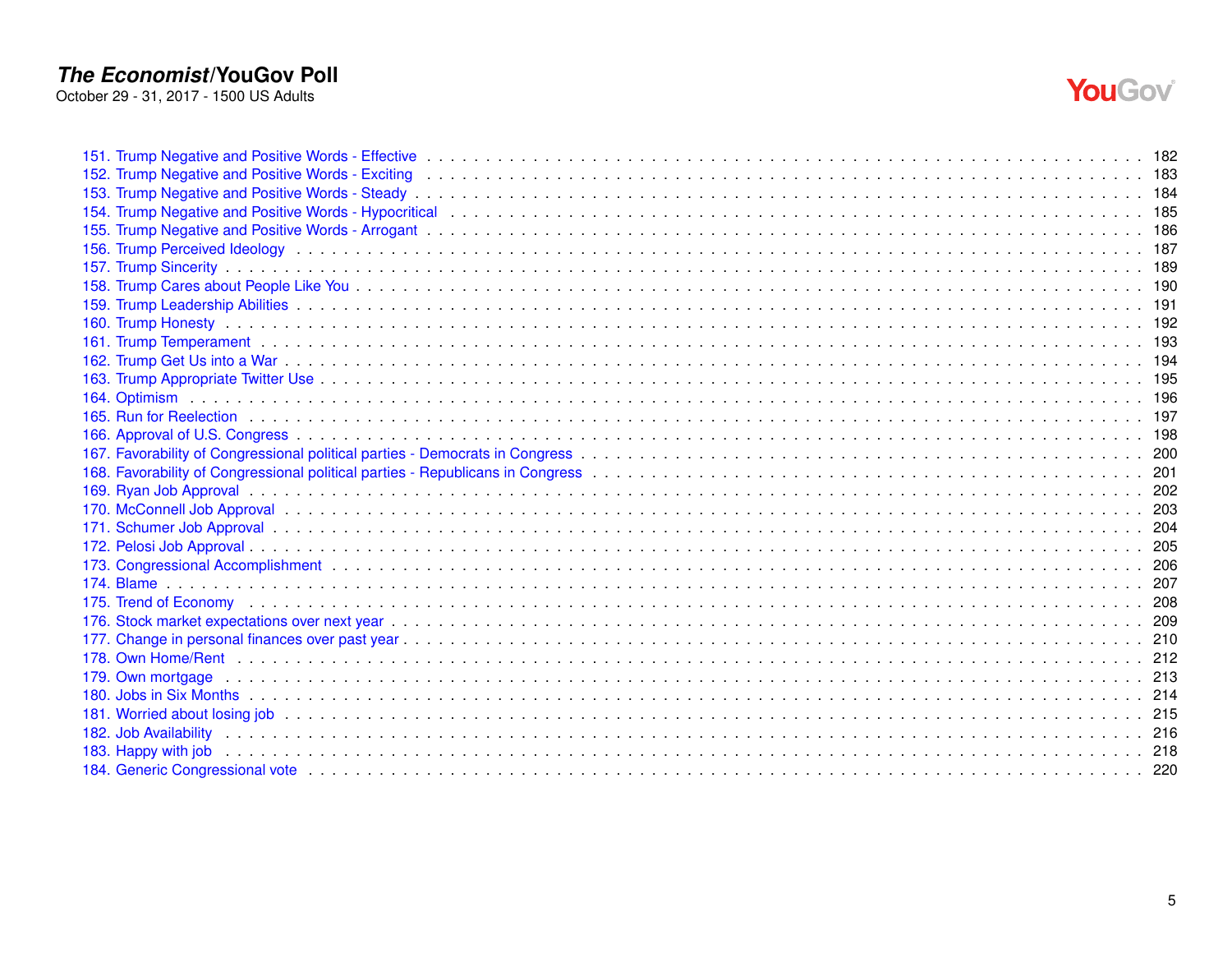151. Trump Negative and Positive Words - Effective . . . . . . . . . . 182
152. Trump Negative and Positive Words - Exciting . . . . . . . . . . 183
153. Trump Negative and Positive Words - Steady . . . . . . . . . . 184
154. Trump Negative and Positive Words - Hypocritical . . . . . . . . . . 185
155. Trump Negative and Positive Words - Arrogant . . . . . . . . . . 186
156. Trump Perceived Ideology . . . . . . . . . . 187
157. Trump Sincerity . . . . . . . . . . 189
158. Trump Cares about People Like You . . . . . . . . . . 190
159. Trump Leadership Abilities . . . . . . . . . . 191
160. Trump Honesty . . . . . . . . . . 192
161. Trump Temperament . . . . . . . . . . 193
162. Trump Get Us into a War . . . . . . . . . . 194
163. Trump Appropriate Twitter Use . . . . . . . . . . 195
164. Optimism . . . . . . . . . . 196
165. Run for Reelection . . . . . . . . . . 197
166. Approval of U.S. Congress . . . . . . . . . . 198
167. Favorability of Congressional political parties - Democrats in Congress . . . . . . . . . . 200
168. Favorability of Congressional political parties - Republicans in Congress . . . . . . . . . . 201
169. Ryan Job Approval . . . . . . . . . . 202
170. McConnell Job Approval . . . . . . . . . . 203
171. Schumer Job Approval . . . . . . . . . . 204
172. Pelosi Job Approval . . . . . . . . . . 205
173. Congressional Accomplishment . . . . . . . . . . 206
174. Blame . . . . . . . . . . 207
175. Trend of Economy . . . . . . . . . . 208
176. Stock market expectations over next year . . . . . . . . . . 209
177. Change in personal finances over past year . . . . . . . . . . 210
178. Own Home/Rent . . . . . . . . . . 212
179. Own mortgage . . . . . . . . . . 213
180. Jobs in Six Months . . . . . . . . . . 214
181. Worried about losing job . . . . . . . . . . 215
182. Job Availability . . . . . . . . . . 216
183. Happy with job . . . . . . . . . . 218
184. Generic Congressional vote . . . . . . . . . . 220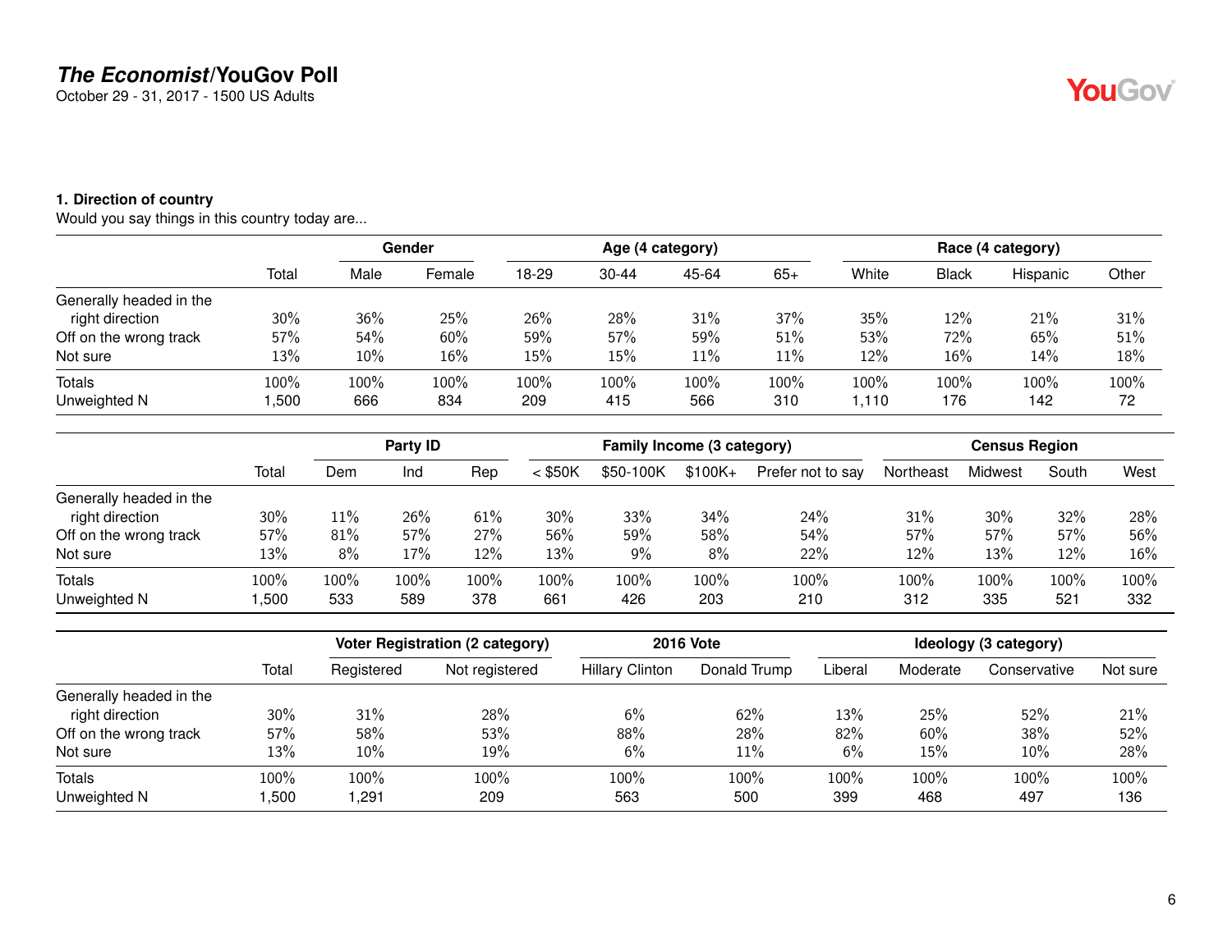# *The Economist*/YouGov Poll

October 29 - 31, 2017 - 1500 US Adults

### 1. Direction of country

Would you say things in this country today are...

| | Total | Gender | | Age (4 category) | | | | Race (4 category) | | | |
|---|---|---|---|---|---|---|---|---|---|---|---|
| | | Male | Female | 18-29 | 30-44 | 45-64 | 65+ | White | Black | Hispanic | Other |
| Generally headed in the right direction | 30% | 36% | 25% | 26% | 28% | 31% | 37% | 35% | 12% | 21% | 31% |
| Off on the wrong track | 57% | 54% | 60% | 59% | 57% | 59% | 51% | 53% | 72% | 65% | 51% |
| Not sure | 13% | 10% | 16% | 15% | 15% | 11% | 11% | 12% | 16% | 14% | 18% |
| Totals | 100% | 100% | 100% | 100% | 100% | 100% | 100% | 100% | 100% | 100% | 100% |
| Unweighted N | 1,500 | 666 | 834 | 209 | 415 | 566 | 310 | 1,110 | 176 | 142 | 72 |

| | Total | Party ID | | | Family Income (3 category) | | | | Census Region | | | |
|---|---|---|---|---|---|---|---|---|---|---|---|---|
| | | Dem | Ind | Rep | < $50K | $50-100K | $100K+ | Prefer not to say | Northeast | Midwest | South | West |
| Generally headed in the right direction | 30% | 11% | 26% | 61% | 30% | 33% | 34% | 24% | 31% | 30% | 32% | 28% |
| Off on the wrong track | 57% | 81% | 57% | 27% | 56% | 59% | 58% | 54% | 57% | 57% | 57% | 56% |
| Not sure | 13% | 8% | 17% | 12% | 13% | 9% | 8% | 22% | 12% | 13% | 12% | 16% |
| Totals | 100% | 100% | 100% | 100% | 100% | 100% | 100% | 100% | 100% | 100% | 100% | 100% |
| Unweighted N | 1,500 | 533 | 589 | 378 | 661 | 426 | 203 | 210 | 312 | 335 | 521 | 332 |

| | Total | Voter Registration (2 category) | | 2016 Vote | | Ideology (3 category) | | | |
|---|---|---|---|---|---|---|---|---|---|
| | | Registered | Not registered | Hillary Clinton | Donald Trump | Liberal | Moderate | Conservative | Not sure |
| Generally headed in the right direction | 30% | 31% | 28% | 6% | 62% | 13% | 25% | 52% | 21% |
| Off on the wrong track | 57% | 58% | 53% | 88% | 28% | 82% | 60% | 38% | 52% |
| Not sure | 13% | 10% | 19% | 6% | 11% | 6% | 15% | 10% | 28% |
| Totals | 100% | 100% | 100% | 100% | 100% | 100% | 100% | 100% | 100% |
| Unweighted N | 1,500 | 1,291 | 209 | 563 | 500 | 399 | 468 | 497 | 136 |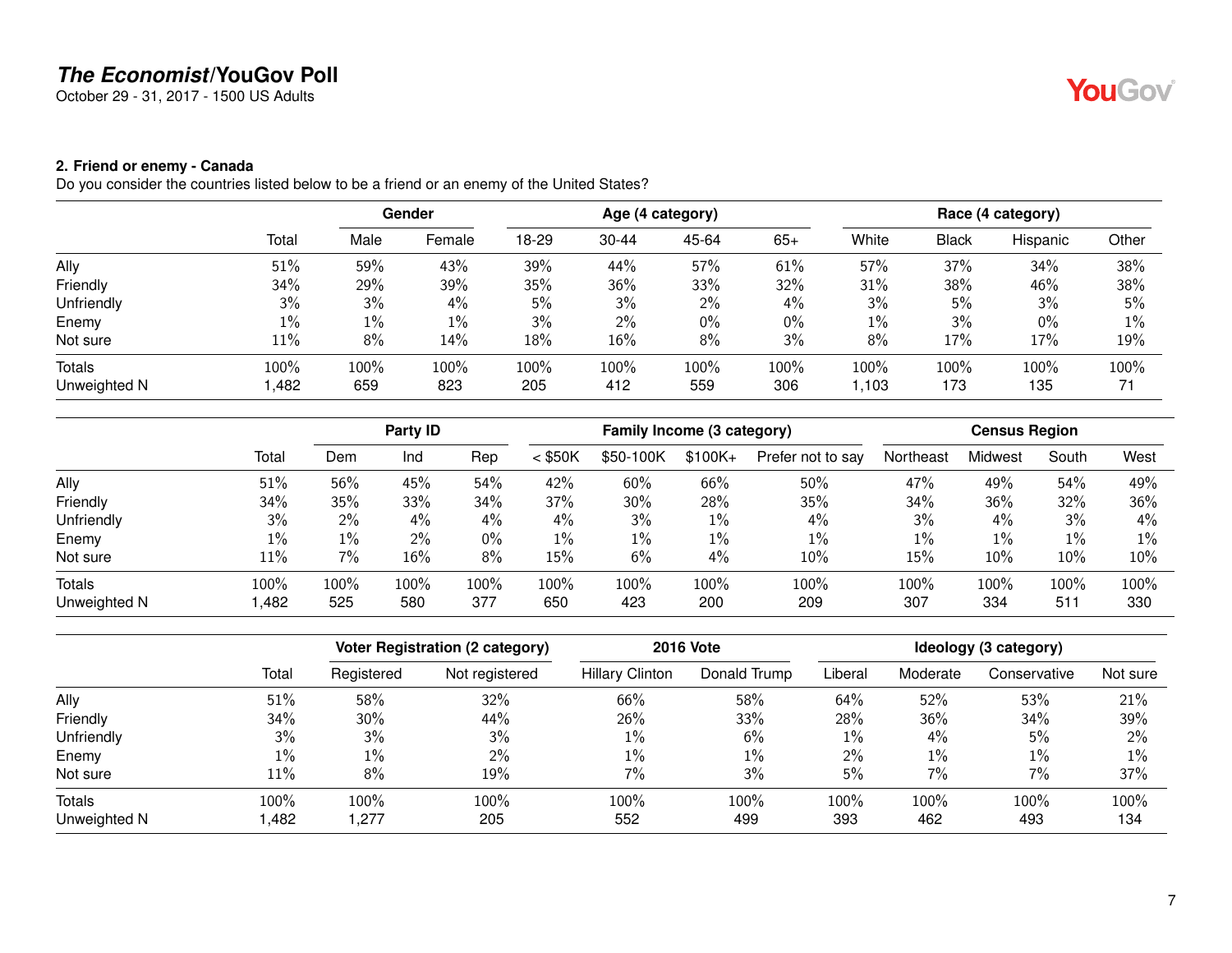**The Economist/YouGov Poll**
October 29 - 31, 2017 - 1500 US Adults

**2. Friend or enemy - Canada**
Do you consider the countries listed below to be a friend or an enemy of the United States?

| | | Gender | | Age (4 category) | | | | Race (4 category) | | | |
|---|---|---|---|---|---|---|---|---|---|---|---|
| | Total | Male | Female | 18-29 | 30-44 | 45-64 | 65+ | White | Black | Hispanic | Other |
| Ally | 51% | 59% | 43% | 39% | 44% | 57% | 61% | 57% | 37% | 34% | 38% |
| Friendly | 34% | 29% | 39% | 35% | 36% | 33% | 32% | 31% | 38% | 46% | 38% |
| Unfriendly | 3% | 3% | 4% | 5% | 3% | 2% | 4% | 3% | 5% | 3% | 5% |
| Enemy | 1% | 1% | 1% | 3% | 2% | 0% | 0% | 1% | 3% | 0% | 1% |
| Not sure | 11% | 8% | 14% | 18% | 16% | 8% | 3% | 8% | 17% | 17% | 19% |
| Totals | 100% | 100% | 100% | 100% | 100% | 100% | 100% | 100% | 100% | 100% | 100% |
| Unweighted N | 1,482 | 659 | 823 | 205 | 412 | 559 | 306 | 1,103 | 173 | 135 | 71 |

| | | Party ID | | | Family Income (3 category) | | | | Census Region | | | |
|---|---|---|---|---|---|---|---|---|---|---|---|---|
| | Total | Dem | Ind | Rep | < $50K | $50-100K | $100K+ | Prefer not to say | Northeast | Midwest | South | West |
| Ally | 51% | 56% | 45% | 54% | 42% | 60% | 66% | 50% | 47% | 49% | 54% | 49% |
| Friendly | 34% | 35% | 33% | 34% | 37% | 30% | 28% | 35% | 34% | 36% | 32% | 36% |
| Unfriendly | 3% | 2% | 4% | 4% | 4% | 3% | 1% | 4% | 3% | 4% | 3% | 4% |
| Enemy | 1% | 1% | 2% | 0% | 1% | 1% | 1% | 1% | 1% | 1% | 1% | 1% |
| Not sure | 11% | 7% | 16% | 8% | 15% | 6% | 4% | 10% | 15% | 10% | 10% | 10% |
| Totals | 100% | 100% | 100% | 100% | 100% | 100% | 100% | 100% | 100% | 100% | 100% | 100% |
| Unweighted N | 1,482 | 525 | 580 | 377 | 650 | 423 | 200 | 209 | 307 | 334 | 511 | 330 |

| | | Voter Registration (2 category) | | 2016 Vote | | Ideology (3 category) | | | |
|---|---|---|---|---|---|---|---|---|---|
| | Total | Registered | Not registered | Hillary Clinton | Donald Trump | Liberal | Moderate | Conservative | Not sure |
| Ally | 51% | 58% | 32% | 66% | 58% | 64% | 52% | 53% | 21% |
| Friendly | 34% | 30% | 44% | 26% | 33% | 28% | 36% | 34% | 39% |
| Unfriendly | 3% | 3% | 3% | 1% | 6% | 1% | 4% | 5% | 2% |
| Enemy | 1% | 1% | 2% | 1% | 1% | 2% | 1% | 1% | 1% |
| Not sure | 11% | 8% | 19% | 7% | 3% | 5% | 7% | 7% | 37% |
| Totals | 100% | 100% | 100% | 100% | 100% | 100% | 100% | 100% | 100% |
| Unweighted N | 1,482 | 1,277 | 205 | 552 | 499 | 393 | 462 | 493 | 134 |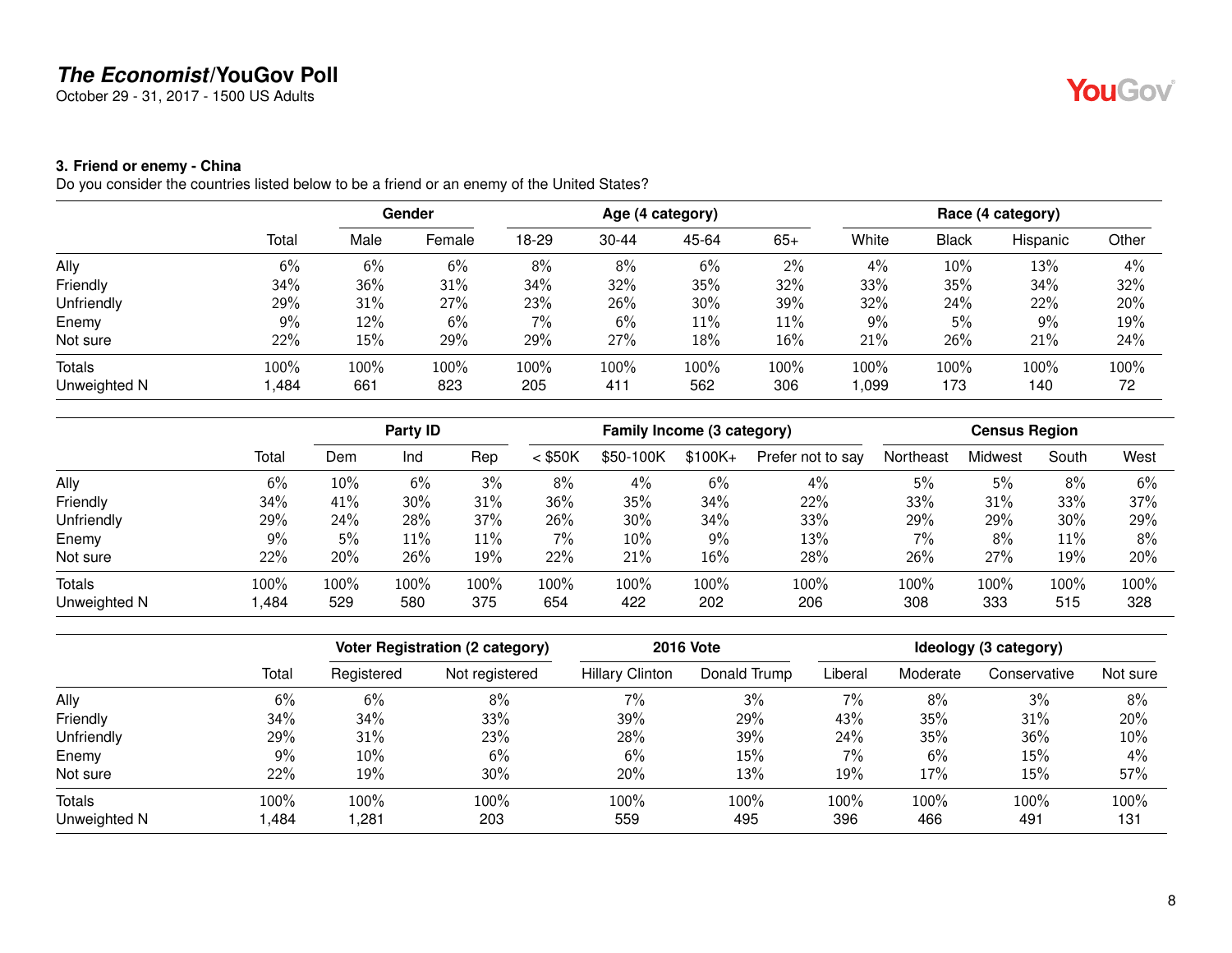# *The Economist*/YouGov Poll

October 29 - 31, 2017 - 1500 US Adults

### 3. Friend or enemy - China

Do you consider the countries listed below to be a friend or an enemy of the United States?

| | | Gender | | Age (4 category) | | | | Race (4 category) | | | |
|---|---|---|---|---|---|---|---|---|---|---|---|
| | Total | Male | Female | 18-29 | 30-44 | 45-64 | 65+ | White | Black | Hispanic | Other |
| Ally | 6% | 6% | 6% | 8% | 8% | 6% | 2% | 4% | 10% | 13% | 4% |
| Friendly | 34% | 36% | 31% | 34% | 32% | 35% | 32% | 33% | 35% | 34% | 32% |
| Unfriendly | 29% | 31% | 27% | 23% | 26% | 30% | 39% | 32% | 24% | 22% | 20% |
| Enemy | 9% | 12% | 6% | 7% | 6% | 11% | 11% | 9% | 5% | 9% | 19% |
| Not sure | 22% | 15% | 29% | 29% | 27% | 18% | 16% | 21% | 26% | 21% | 24% |
| Totals | 100% | 100% | 100% | 100% | 100% | 100% | 100% | 100% | 100% | 100% | 100% |
| Unweighted N | 1,484 | 661 | 823 | 205 | 411 | 562 | 306 | 1,099 | 173 | 140 | 72 |

| | | Party ID | | | Family Income (3 category) | | | | Census Region | | | |
|---|---|---|---|---|---|---|---|---|---|---|---|---|
| | Total | Dem | Ind | Rep | < $50K | $50-100K | $100K+ | Prefer not to say | Northeast | Midwest | South | West |
| Ally | 6% | 10% | 6% | 3% | 8% | 4% | 6% | 4% | 5% | 5% | 8% | 6% |
| Friendly | 34% | 41% | 30% | 31% | 36% | 35% | 34% | 22% | 33% | 31% | 33% | 37% |
| Unfriendly | 29% | 24% | 28% | 37% | 26% | 30% | 34% | 33% | 29% | 29% | 30% | 29% |
| Enemy | 9% | 5% | 11% | 11% | 7% | 10% | 9% | 13% | 7% | 8% | 11% | 8% |
| Not sure | 22% | 20% | 26% | 19% | 22% | 21% | 16% | 28% | 26% | 27% | 19% | 20% |
| Totals | 100% | 100% | 100% | 100% | 100% | 100% | 100% | 100% | 100% | 100% | 100% | 100% |
| Unweighted N | 1,484 | 529 | 580 | 375 | 654 | 422 | 202 | 206 | 308 | 333 | 515 | 328 |

| | | Voter Registration (2 category) | | 2016 Vote | | Ideology (3 category) | | | |
|---|---|---|---|---|---|---|---|---|---|
| | Total | Registered | Not registered | Hillary Clinton | Donald Trump | Liberal | Moderate | Conservative | Not sure |
| Ally | 6% | 6% | 8% | 7% | 3% | 7% | 8% | 3% | 8% |
| Friendly | 34% | 34% | 33% | 39% | 29% | 43% | 35% | 31% | 20% |
| Unfriendly | 29% | 31% | 23% | 28% | 39% | 24% | 35% | 36% | 10% |
| Enemy | 9% | 10% | 6% | 6% | 15% | 7% | 6% | 15% | 4% |
| Not sure | 22% | 19% | 30% | 20% | 13% | 19% | 17% | 15% | 57% |
| Totals | 100% | 100% | 100% | 100% | 100% | 100% | 100% | 100% | 100% |
| Unweighted N | 1,484 | 1,281 | 203 | 559 | 495 | 396 | 466 | 491 | 131 |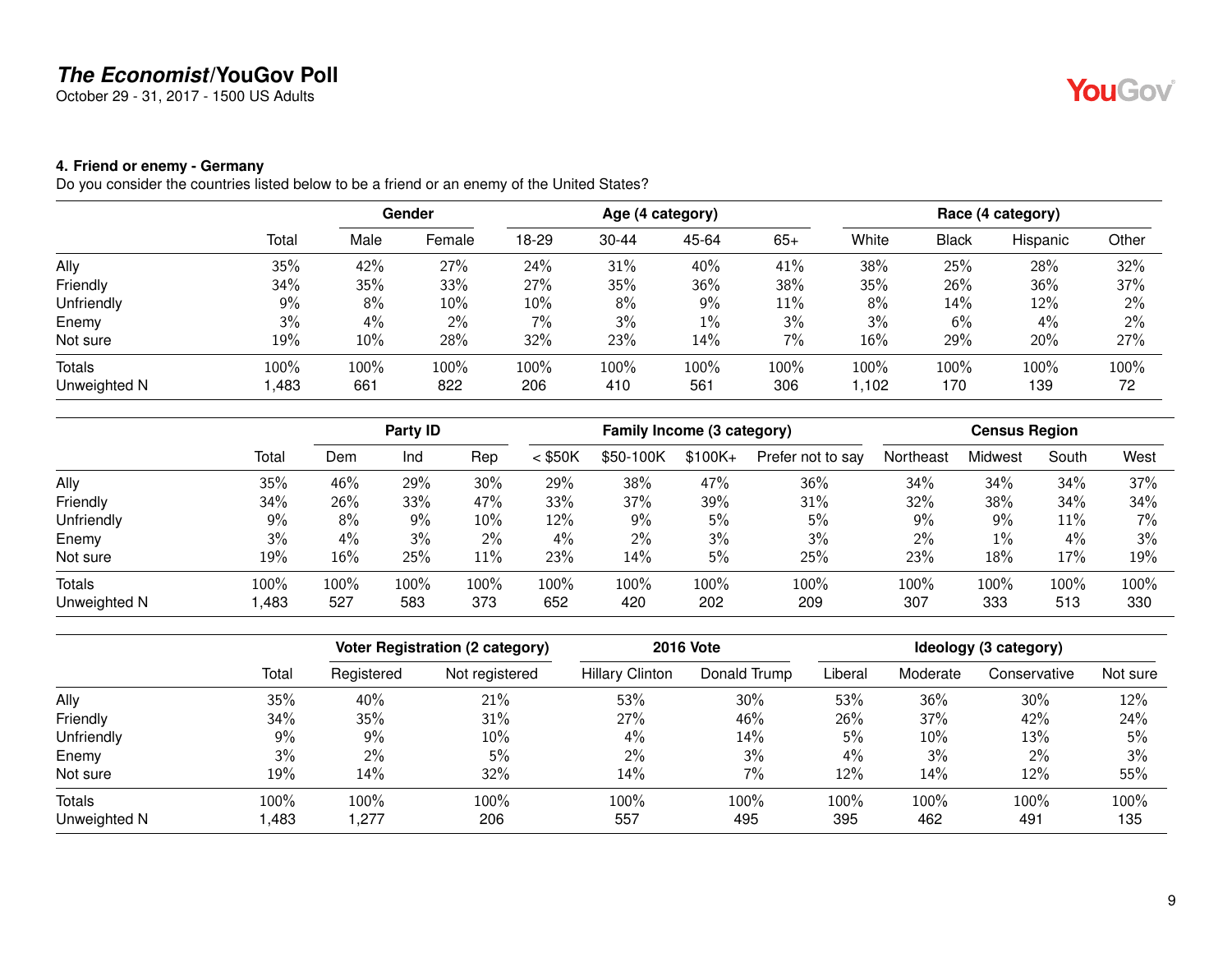# *The Economist*/YouGov Poll

October 29 - 31, 2017 - 1500 US Adults

### 4. Friend or enemy - Germany

Do you consider the countries listed below to be a friend or an enemy of the United States?

| | | Gender | | Age (4 category) | | | | Race (4 category) | | | |
|---|---|---|---|---|---|---|---|---|---|---|---|
| | Total | Male | Female | 18-29 | 30-44 | 45-64 | 65+ | White | Black | Hispanic | Other |
| Ally | 35% | 42% | 27% | 24% | 31% | 40% | 41% | 38% | 25% | 28% | 32% |
| Friendly | 34% | 35% | 33% | 27% | 35% | 36% | 38% | 35% | 26% | 36% | 37% |
| Unfriendly | 9% | 8% | 10% | 10% | 8% | 9% | 11% | 8% | 14% | 12% | 2% |
| Enemy | 3% | 4% | 2% | 7% | 3% | 1% | 3% | 3% | 6% | 4% | 2% |
| Not sure | 19% | 10% | 28% | 32% | 23% | 14% | 7% | 16% | 29% | 20% | 27% |
| Totals | 100% | 100% | 100% | 100% | 100% | 100% | 100% | 100% | 100% | 100% | 100% |
| Unweighted N | 1,483 | 661 | 822 | 206 | 410 | 561 | 306 | 1,102 | 170 | 139 | 72 |

| | | Party ID | | | Family Income (3 category) | | | | Census Region | | | |
|---|---|---|---|---|---|---|---|---|---|---|---|---|
| | Total | Dem | Ind | Rep | < $50K | $50-100K | $100K+ | Prefer not to say | Northeast | Midwest | South | West |
| Ally | 35% | 46% | 29% | 30% | 29% | 38% | 47% | 36% | 34% | 34% | 34% | 37% |
| Friendly | 34% | 26% | 33% | 47% | 33% | 37% | 39% | 31% | 32% | 38% | 34% | 34% |
| Unfriendly | 9% | 8% | 9% | 10% | 12% | 9% | 5% | 5% | 9% | 9% | 11% | 7% |
| Enemy | 3% | 4% | 3% | 2% | 4% | 2% | 3% | 3% | 2% | 1% | 4% | 3% |
| Not sure | 19% | 16% | 25% | 11% | 23% | 14% | 5% | 25% | 23% | 18% | 17% | 19% |
| Totals | 100% | 100% | 100% | 100% | 100% | 100% | 100% | 100% | 100% | 100% | 100% | 100% |
| Unweighted N | 1,483 | 527 | 583 | 373 | 652 | 420 | 202 | 209 | 307 | 333 | 513 | 330 |

| | | Voter Registration (2 category) | | 2016 Vote | | Ideology (3 category) | | | |
|---|---|---|---|---|---|---|---|---|---|
| | Total | Registered | Not registered | Hillary Clinton | Donald Trump | Liberal | Moderate | Conservative | Not sure |
| Ally | 35% | 40% | 21% | 53% | 30% | 53% | 36% | 30% | 12% |
| Friendly | 34% | 35% | 31% | 27% | 46% | 26% | 37% | 42% | 24% |
| Unfriendly | 9% | 9% | 10% | 4% | 14% | 5% | 10% | 13% | 5% |
| Enemy | 3% | 2% | 5% | 2% | 3% | 4% | 3% | 2% | 3% |
| Not sure | 19% | 14% | 32% | 14% | 7% | 12% | 14% | 12% | 55% |
| Totals | 100% | 100% | 100% | 100% | 100% | 100% | 100% | 100% | 100% |
| Unweighted N | 1,483 | 1,277 | 206 | 557 | 495 | 395 | 462 | 491 | 135 |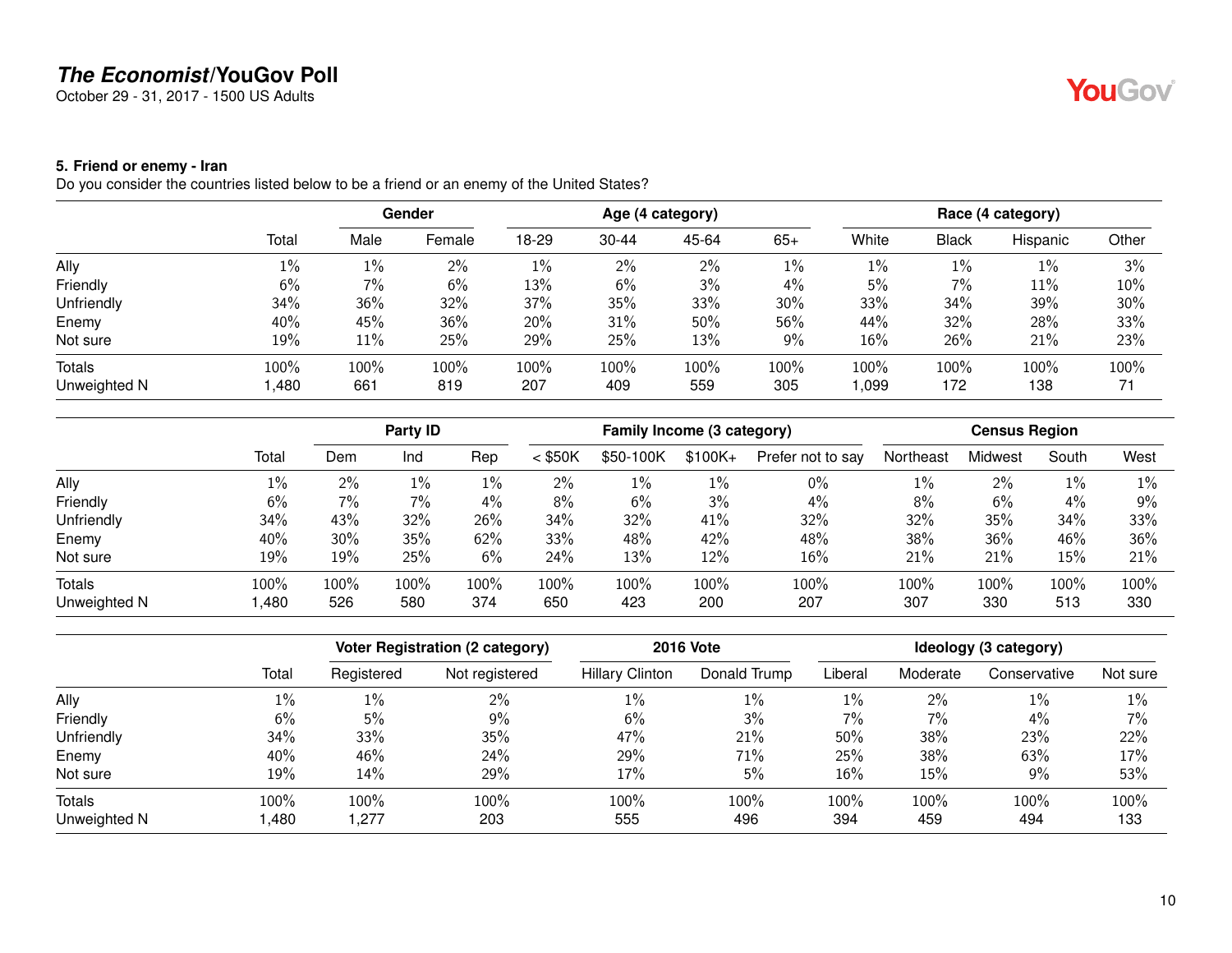# The Economist/YouGov Poll

October 29 - 31, 2017 - 1500 US Adults

### 5. Friend or enemy - Iran

Do you consider the countries listed below to be a friend or an enemy of the United States?

| | | Gender | | Age (4 category) | | | | Race (4 category) | | | |
|---|---|---|---|---|---|---|---|---|---|---|---|
| | Total | Male | Female | 18-29 | 30-44 | 45-64 | 65+ | White | Black | Hispanic | Other |
| Ally | 1% | 1% | 2% | 1% | 2% | 2% | 1% | 1% | 1% | 1% | 3% |
| Friendly | 6% | 7% | 6% | 13% | 6% | 3% | 4% | 5% | 7% | 11% | 10% |
| Unfriendly | 34% | 36% | 32% | 37% | 35% | 33% | 30% | 33% | 34% | 39% | 30% |
| Enemy | 40% | 45% | 36% | 20% | 31% | 50% | 56% | 44% | 32% | 28% | 33% |
| Not sure | 19% | 11% | 25% | 29% | 25% | 13% | 9% | 16% | 26% | 21% | 23% |
| Totals | 100% | 100% | 100% | 100% | 100% | 100% | 100% | 100% | 100% | 100% | 100% |
| Unweighted N | 1,480 | 661 | 819 | 207 | 409 | 559 | 305 | 1,099 | 172 | 138 | 71 |

| | | Party ID | | | Family Income (3 category) | | | | Census Region | | | |
|---|---|---|---|---|---|---|---|---|---|---|---|---|
| | Total | Dem | Ind | Rep | < $50K | $50-100K | $100K+ | Prefer not to say | Northeast | Midwest | South | West |
| Ally | 1% | 2% | 1% | 1% | 2% | 1% | 1% | 0% | 1% | 2% | 1% | 1% |
| Friendly | 6% | 7% | 7% | 4% | 8% | 6% | 3% | 4% | 8% | 6% | 4% | 9% |
| Unfriendly | 34% | 43% | 32% | 26% | 34% | 32% | 41% | 32% | 32% | 35% | 34% | 33% |
| Enemy | 40% | 30% | 35% | 62% | 33% | 48% | 42% | 48% | 38% | 36% | 46% | 36% |
| Not sure | 19% | 19% | 25% | 6% | 24% | 13% | 12% | 16% | 21% | 21% | 15% | 21% |
| Totals | 100% | 100% | 100% | 100% | 100% | 100% | 100% | 100% | 100% | 100% | 100% | 100% |
| Unweighted N | 1,480 | 526 | 580 | 374 | 650 | 423 | 200 | 207 | 307 | 330 | 513 | 330 |

| | | Voter Registration (2 category) | | 2016 Vote | | Ideology (3 category) | | | |
|---|---|---|---|---|---|---|---|---|---|
| | Total | Registered | Not registered | Hillary Clinton | Donald Trump | Liberal | Moderate | Conservative | Not sure |
| Ally | 1% | 1% | 2% | 1% | 1% | 1% | 2% | 1% | 1% |
| Friendly | 6% | 5% | 9% | 6% | 3% | 7% | 7% | 4% | 7% |
| Unfriendly | 34% | 33% | 35% | 47% | 21% | 50% | 38% | 23% | 22% |
| Enemy | 40% | 46% | 24% | 29% | 71% | 25% | 38% | 63% | 17% |
| Not sure | 19% | 14% | 29% | 17% | 5% | 16% | 15% | 9% | 53% |
| Totals | 100% | 100% | 100% | 100% | 100% | 100% | 100% | 100% | 100% |
| Unweighted N | 1,480 | 1,277 | 203 | 555 | 496 | 394 | 459 | 494 | 133 |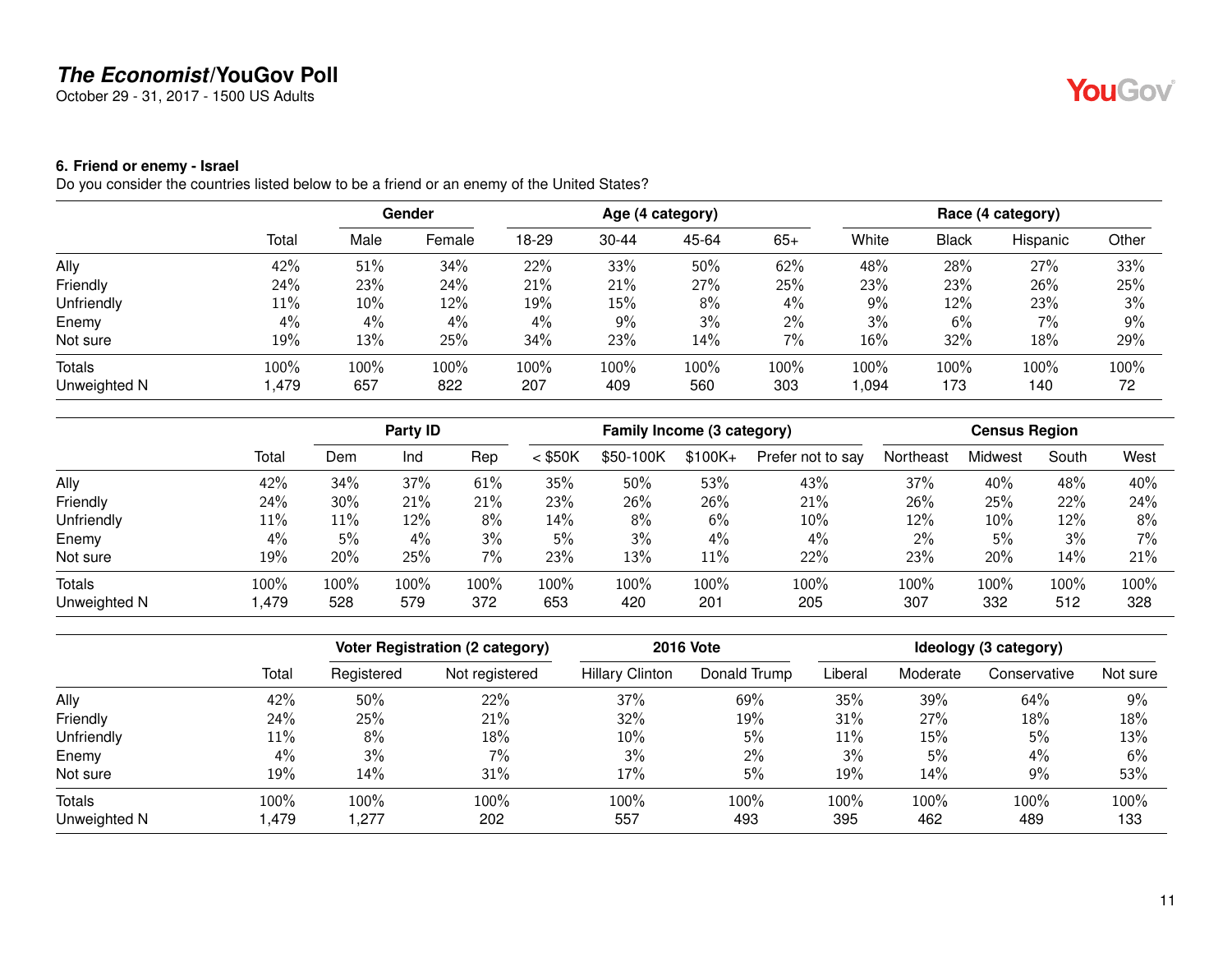# *The Economist*/YouGov Poll

October 29 - 31, 2017 - 1500 US Adults

### 6. Friend or enemy - Israel

Do you consider the countries listed below to be a friend or an enemy of the United States?

| | | Gender | | Age (4 category) | | | | Race (4 category) | | | |
|---|---|---|---|---|---|---|---|---|---|---|---|
| | Total | Male | Female | 18-29 | 30-44 | 45-64 | 65+ | White | Black | Hispanic | Other |
| Ally | 42% | 51% | 34% | 22% | 33% | 50% | 62% | 48% | 28% | 27% | 33% |
| Friendly | 24% | 23% | 24% | 21% | 21% | 27% | 25% | 23% | 23% | 26% | 25% |
| Unfriendly | 11% | 10% | 12% | 19% | 15% | 8% | 4% | 9% | 12% | 23% | 3% |
| Enemy | 4% | 4% | 4% | 4% | 9% | 3% | 2% | 3% | 6% | 7% | 9% |
| Not sure | 19% | 13% | 25% | 34% | 23% | 14% | 7% | 16% | 32% | 18% | 29% |
| Totals | 100% | 100% | 100% | 100% | 100% | 100% | 100% | 100% | 100% | 100% | 100% |
| Unweighted N | 1,479 | 657 | 822 | 207 | 409 | 560 | 303 | 1,094 | 173 | 140 | 72 |

| | | Party ID | | | Family Income (3 category) | | | | Census Region | | | |
|---|---|---|---|---|---|---|---|---|---|---|---|---|
| | Total | Dem | Ind | Rep | < $50K | $50-100K | $100K+ | Prefer not to say | Northeast | Midwest | South | West |
| Ally | 42% | 34% | 37% | 61% | 35% | 50% | 53% | 43% | 37% | 40% | 48% | 40% |
| Friendly | 24% | 30% | 21% | 21% | 23% | 26% | 26% | 21% | 26% | 25% | 22% | 24% |
| Unfriendly | 11% | 11% | 12% | 8% | 14% | 8% | 6% | 10% | 12% | 10% | 12% | 8% |
| Enemy | 4% | 5% | 4% | 3% | 5% | 3% | 4% | 4% | 2% | 5% | 3% | 7% |
| Not sure | 19% | 20% | 25% | 7% | 23% | 13% | 11% | 22% | 23% | 20% | 14% | 21% |
| Totals | 100% | 100% | 100% | 100% | 100% | 100% | 100% | 100% | 100% | 100% | 100% | 100% |
| Unweighted N | 1,479 | 528 | 579 | 372 | 653 | 420 | 201 | 205 | 307 | 332 | 512 | 328 |

| | | Voter Registration (2 category) | | 2016 Vote | | Ideology (3 category) | | | |
|---|---|---|---|---|---|---|---|---|---|
| | Total | Registered | Not registered | Hillary Clinton | Donald Trump | Liberal | Moderate | Conservative | Not sure |
| Ally | 42% | 50% | 22% | 37% | 69% | 35% | 39% | 64% | 9% |
| Friendly | 24% | 25% | 21% | 32% | 19% | 31% | 27% | 18% | 18% |
| Unfriendly | 11% | 8% | 18% | 10% | 5% | 11% | 15% | 5% | 13% |
| Enemy | 4% | 3% | 7% | 3% | 2% | 3% | 5% | 4% | 6% |
| Not sure | 19% | 14% | 31% | 17% | 5% | 19% | 14% | 9% | 53% |
| Totals | 100% | 100% | 100% | 100% | 100% | 100% | 100% | 100% | 100% |
| Unweighted N | 1,479 | 1,277 | 202 | 557 | 493 | 395 | 462 | 489 | 133 |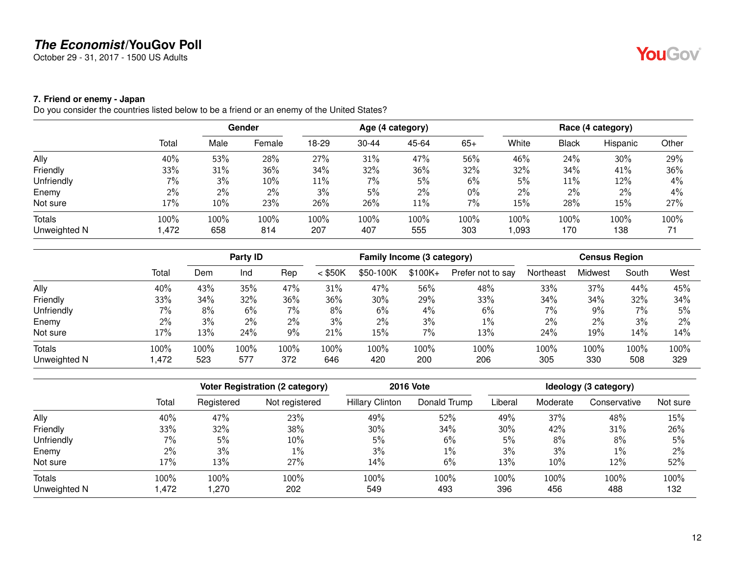**The Economist/YouGov Poll**
October 29 - 31, 2017 - 1500 US Adults

### 7. Friend or enemy - Japan

Do you consider the countries listed below to be a friend or an enemy of the United States?

| | | Gender | | Age (4 category) | | | | Race (4 category) | | | |
|---|---|---|---|---|---|---|---|---|---|---|---|
| | Total | Male | Female | 18-29 | 30-44 | 45-64 | 65+ | White | Black | Hispanic | Other |
| Ally | 40% | 53% | 28% | 27% | 31% | 47% | 56% | 46% | 24% | 30% | 29% |
| Friendly | 33% | 31% | 36% | 34% | 32% | 36% | 32% | 32% | 34% | 41% | 36% |
| Unfriendly | 7% | 3% | 10% | 11% | 7% | 5% | 6% | 5% | 11% | 12% | 4% |
| Enemy | 2% | 2% | 2% | 3% | 5% | 2% | 0% | 2% | 2% | 2% | 4% |
| Not sure | 17% | 10% | 23% | 26% | 26% | 11% | 7% | 15% | 28% | 15% | 27% |
| Totals | 100% | 100% | 100% | 100% | 100% | 100% | 100% | 100% | 100% | 100% | 100% |
| Unweighted N | 1,472 | 658 | 814 | 207 | 407 | 555 | 303 | 1,093 | 170 | 138 | 71 |

| | | Party ID | | | Family Income (3 category) | | | | Census Region | | | |
|---|---|---|---|---|---|---|---|---|---|---|---|---|
| | Total | Dem | Ind | Rep | < $50K | $50-100K | $100K+ | Prefer not to say | Northeast | Midwest | South | West |
| Ally | 40% | 43% | 35% | 47% | 31% | 47% | 56% | 48% | 33% | 37% | 44% | 45% |
| Friendly | 33% | 34% | 32% | 36% | 36% | 30% | 29% | 33% | 34% | 34% | 32% | 34% |
| Unfriendly | 7% | 8% | 6% | 7% | 8% | 6% | 4% | 6% | 7% | 9% | 7% | 5% |
| Enemy | 2% | 3% | 2% | 2% | 3% | 2% | 3% | 1% | 2% | 2% | 3% | 2% |
| Not sure | 17% | 13% | 24% | 9% | 21% | 15% | 7% | 13% | 24% | 19% | 14% | 14% |
| Totals | 100% | 100% | 100% | 100% | 100% | 100% | 100% | 100% | 100% | 100% | 100% | 100% |
| Unweighted N | 1,472 | 523 | 577 | 372 | 646 | 420 | 200 | 206 | 305 | 330 | 508 | 329 |

| | | Voter Registration (2 category) | | 2016 Vote | | Ideology (3 category) | | | |
|---|---|---|---|---|---|---|---|---|---|
| | Total | Registered | Not registered | Hillary Clinton | Donald Trump | Liberal | Moderate | Conservative | Not sure |
| Ally | 40% | 47% | 23% | 49% | 52% | 49% | 37% | 48% | 15% |
| Friendly | 33% | 32% | 38% | 30% | 34% | 30% | 42% | 31% | 26% |
| Unfriendly | 7% | 5% | 10% | 5% | 6% | 5% | 8% | 8% | 5% |
| Enemy | 2% | 3% | 1% | 3% | 1% | 3% | 3% | 1% | 2% |
| Not sure | 17% | 13% | 27% | 14% | 6% | 13% | 10% | 12% | 52% |
| Totals | 100% | 100% | 100% | 100% | 100% | 100% | 100% | 100% | 100% |
| Unweighted N | 1,472 | 1,270 | 202 | 549 | 493 | 396 | 456 | 488 | 132 |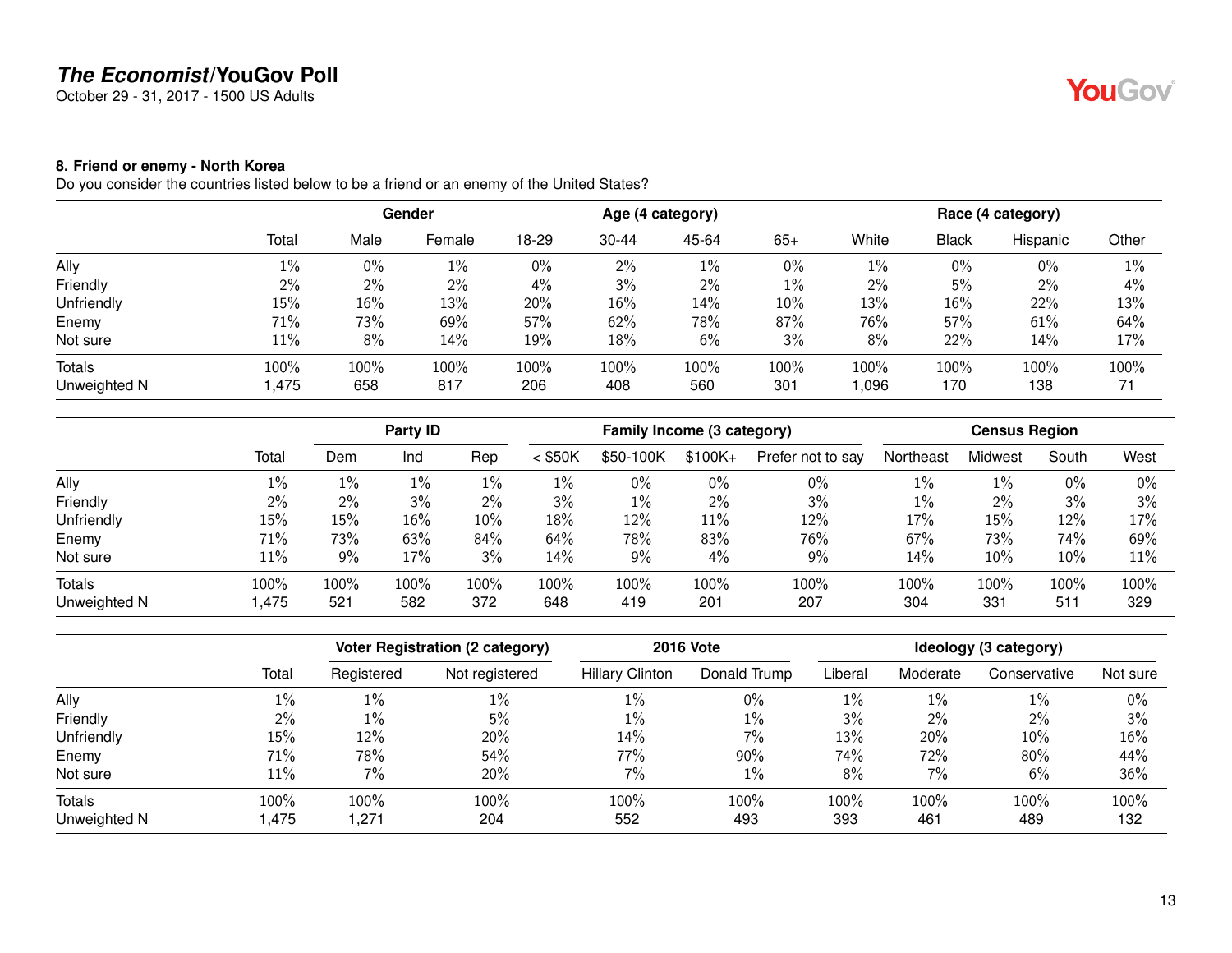## 8. Friend or enemy - North Korea

Do you consider the countries listed below to be a friend or an enemy of the United States?

| | Total | Gender | | Age (4 category) | | | | Race (4 category) | | | |
|---|---|---|---|---|---|---|---|---|---|---|---|
| | | Male | Female | 18-29 | 30-44 | 45-64 | 65+ | White | Black | Hispanic | Other |
| Ally | 1% | 0% | 1% | 0% | 2% | 1% | 0% | 1% | 0% | 0% | 1% |
| Friendly | 2% | 2% | 2% | 4% | 3% | 2% | 1% | 2% | 5% | 2% | 4% |
| Unfriendly | 15% | 16% | 13% | 20% | 16% | 14% | 10% | 13% | 16% | 22% | 13% |
| Enemy | 71% | 73% | 69% | 57% | 62% | 78% | 87% | 76% | 57% | 61% | 64% |
| Not sure | 11% | 8% | 14% | 19% | 18% | 6% | 3% | 8% | 22% | 14% | 17% |
| Totals | 100% | 100% | 100% | 100% | 100% | 100% | 100% | 100% | 100% | 100% | 100% |
| Unweighted N | 1,475 | 658 | 817 | 206 | 408 | 560 | 301 | 1,096 | 170 | 138 | 71 |

| | Total | Party ID | | | Family Income (3 category) | | | | Census Region | | | |
|---|---|---|---|---|---|---|---|---|---|---|---|---|
| | | Dem | Ind | Rep | < $50K | $50-100K | $100K+ | Prefer not to say | Northeast | Midwest | South | West |
| Ally | 1% | 1% | 1% | 1% | 1% | 0% | 0% | 0% | 1% | 1% | 0% | 0% |
| Friendly | 2% | 2% | 3% | 2% | 3% | 1% | 2% | 3% | 1% | 2% | 3% | 3% |
| Unfriendly | 15% | 15% | 16% | 10% | 18% | 12% | 11% | 12% | 17% | 15% | 12% | 17% |
| Enemy | 71% | 73% | 63% | 84% | 64% | 78% | 83% | 76% | 67% | 73% | 74% | 69% |
| Not sure | 11% | 9% | 17% | 3% | 14% | 9% | 4% | 9% | 14% | 10% | 10% | 11% |
| Totals | 100% | 100% | 100% | 100% | 100% | 100% | 100% | 100% | 100% | 100% | 100% | 100% |
| Unweighted N | 1,475 | 521 | 582 | 372 | 648 | 419 | 201 | 207 | 304 | 331 | 511 | 329 |

| | Total | Voter Registration (2 category) | | 2016 Vote | | Ideology (3 category) | | | |
|---|---|---|---|---|---|---|---|---|---|
| | | Registered | Not registered | Hillary Clinton | Donald Trump | Liberal | Moderate | Conservative | Not sure |
| Ally | 1% | 1% | 1% | 1% | 0% | 1% | 1% | 1% | 0% |
| Friendly | 2% | 1% | 5% | 1% | 1% | 3% | 2% | 2% | 3% |
| Unfriendly | 15% | 12% | 20% | 14% | 7% | 13% | 20% | 10% | 16% |
| Enemy | 71% | 78% | 54% | 77% | 90% | 74% | 72% | 80% | 44% |
| Not sure | 11% | 7% | 20% | 7% | 1% | 8% | 7% | 6% | 36% |
| Totals | 100% | 100% | 100% | 100% | 100% | 100% | 100% | 100% | 100% |
| Unweighted N | 1,475 | 1,271 | 204 | 552 | 493 | 393 | 461 | 489 | 132 |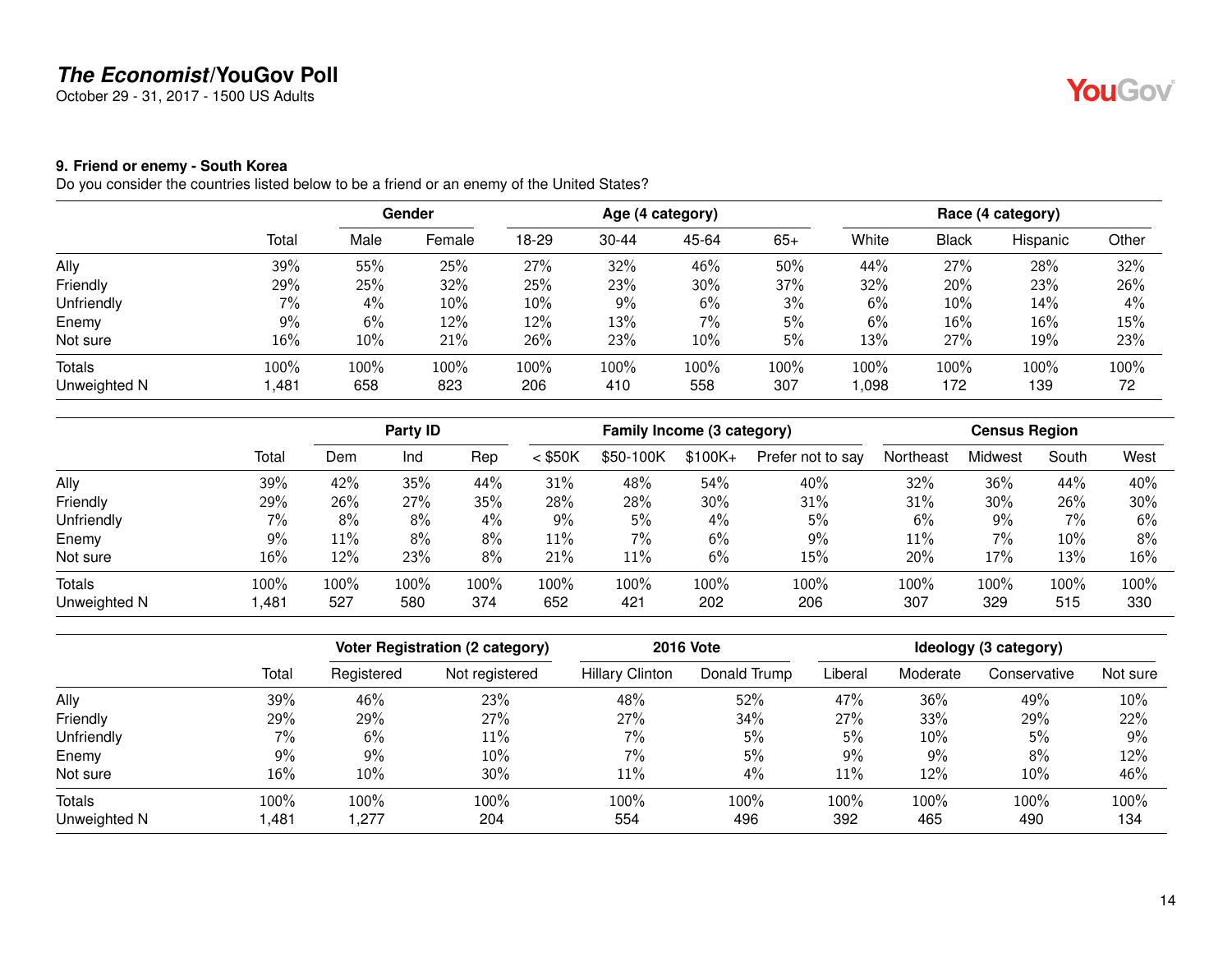## 9. Friend or enemy - South Korea

Do you consider the countries listed below to be a friend or an enemy of the United States?

| | | Gender | | Age (4 category) | | | | Race (4 category) | | | |
|---|---|---|---|---|---|---|---|---|---|---|---|
| | Total | Male | Female | 18-29 | 30-44 | 45-64 | 65+ | White | Black | Hispanic | Other |
| Ally | 39% | 55% | 25% | 27% | 32% | 46% | 50% | 44% | 27% | 28% | 32% |
| Friendly | 29% | 25% | 32% | 25% | 23% | 30% | 37% | 32% | 20% | 23% | 26% |
| Unfriendly | 7% | 4% | 10% | 10% | 9% | 6% | 3% | 6% | 10% | 14% | 4% |
| Enemy | 9% | 6% | 12% | 12% | 13% | 7% | 5% | 6% | 16% | 16% | 15% |
| Not sure | 16% | 10% | 21% | 26% | 23% | 10% | 5% | 13% | 27% | 19% | 23% |
| Totals | 100% | 100% | 100% | 100% | 100% | 100% | 100% | 100% | 100% | 100% | 100% |
| Unweighted N | 1,481 | 658 | 823 | 206 | 410 | 558 | 307 | 1,098 | 172 | 139 | 72 |

| | | Party ID | | | Family Income (3 category) | | | | Census Region | | | |
|---|---|---|---|---|---|---|---|---|---|---|---|---|
| | Total | Dem | Ind | Rep | < $50K | $50-100K | $100K+ | Prefer not to say | Northeast | Midwest | South | West |
| Ally | 39% | 42% | 35% | 44% | 31% | 48% | 54% | 40% | 32% | 36% | 44% | 40% |
| Friendly | 29% | 26% | 27% | 35% | 28% | 28% | 30% | 31% | 31% | 30% | 26% | 30% |
| Unfriendly | 7% | 8% | 8% | 4% | 9% | 5% | 4% | 5% | 6% | 9% | 7% | 6% |
| Enemy | 9% | 11% | 8% | 8% | 11% | 7% | 6% | 9% | 11% | 7% | 10% | 8% |
| Not sure | 16% | 12% | 23% | 8% | 21% | 11% | 6% | 15% | 20% | 17% | 13% | 16% |
| Totals | 100% | 100% | 100% | 100% | 100% | 100% | 100% | 100% | 100% | 100% | 100% | 100% |
| Unweighted N | 1,481 | 527 | 580 | 374 | 652 | 421 | 202 | 206 | 307 | 329 | 515 | 330 |

| | | Voter Registration (2 category) | | 2016 Vote | | Ideology (3 category) | | | |
|---|---|---|---|---|---|---|---|---|---|
| | Total | Registered | Not registered | Hillary Clinton | Donald Trump | Liberal | Moderate | Conservative | Not sure |
| Ally | 39% | 46% | 23% | 48% | 52% | 47% | 36% | 49% | 10% |
| Friendly | 29% | 29% | 27% | 27% | 34% | 27% | 33% | 29% | 22% |
| Unfriendly | 7% | 6% | 11% | 7% | 5% | 5% | 10% | 5% | 9% |
| Enemy | 9% | 9% | 10% | 7% | 5% | 9% | 9% | 8% | 12% |
| Not sure | 16% | 10% | 30% | 11% | 4% | 11% | 12% | 10% | 46% |
| Totals | 100% | 100% | 100% | 100% | 100% | 100% | 100% | 100% | 100% |
| Unweighted N | 1,481 | 1,277 | 204 | 554 | 496 | 392 | 465 | 490 | 134 |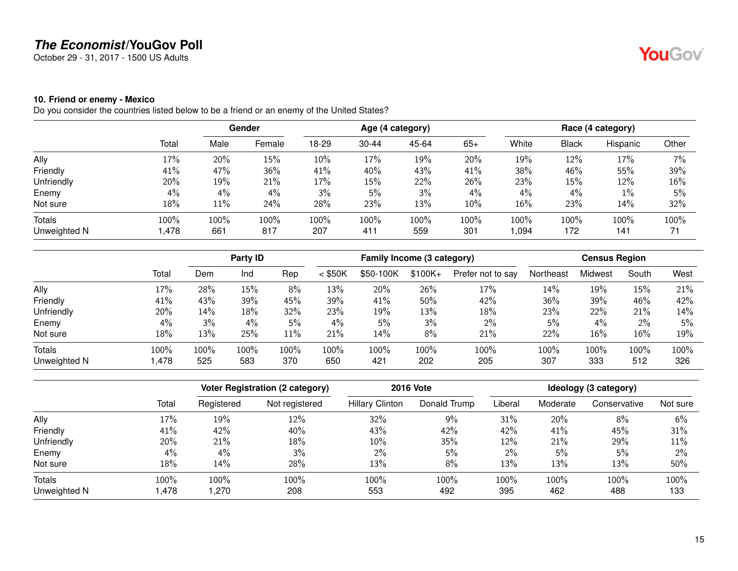# The Economist/YouGov Poll

October 29 - 31, 2017 - 1500 US Adults

**10. Friend or enemy - Mexico**

Do you consider the countries listed below to be a friend or an enemy of the United States?

| | Total | Gender | | Age (4 category) | | | | Race (4 category) | | | |
|---|---|---|---|---|---|---|---|---|---|---|---|
| | | Male | Female | 18-29 | 30-44 | 45-64 | 65+ | White | Black | Hispanic | Other |
| Ally | 17% | 20% | 15% | 10% | 17% | 19% | 20% | 19% | 12% | 17% | 7% |
| Friendly | 41% | 47% | 36% | 41% | 40% | 43% | 41% | 38% | 46% | 55% | 39% |
| Unfriendly | 20% | 19% | 21% | 17% | 15% | 22% | 26% | 23% | 15% | 12% | 16% |
| Enemy | 4% | 4% | 4% | 3% | 5% | 3% | 4% | 4% | 4% | 1% | 5% |
| Not sure | 18% | 11% | 24% | 28% | 23% | 13% | 10% | 16% | 23% | 14% | 32% |
| Totals | 100% | 100% | 100% | 100% | 100% | 100% | 100% | 100% | 100% | 100% | 100% |
| Unweighted N | 1,478 | 661 | 817 | 207 | 411 | 559 | 301 | 1,094 | 172 | 141 | 71 |

| | Total | Party ID | | | Family Income (3 category) | | | | Census Region | | | |
|---|---|---|---|---|---|---|---|---|---|---|---|---|
| | | Dem | Ind | Rep | < $50K | $50-100K | $100K+ | Prefer not to say | Northeast | Midwest | South | West |
| Ally | 17% | 28% | 15% | 8% | 13% | 20% | 26% | 17% | 14% | 19% | 15% | 21% |
| Friendly | 41% | 43% | 39% | 45% | 39% | 41% | 50% | 42% | 36% | 39% | 46% | 42% |
| Unfriendly | 20% | 14% | 18% | 32% | 23% | 19% | 13% | 18% | 23% | 22% | 21% | 14% |
| Enemy | 4% | 3% | 4% | 5% | 4% | 5% | 3% | 2% | 5% | 4% | 2% | 5% |
| Not sure | 18% | 13% | 25% | 11% | 21% | 14% | 8% | 21% | 22% | 16% | 16% | 19% |
| Totals | 100% | 100% | 100% | 100% | 100% | 100% | 100% | 100% | 100% | 100% | 100% | 100% |
| Unweighted N | 1,478 | 525 | 583 | 370 | 650 | 421 | 202 | 205 | 307 | 333 | 512 | 326 |

| | Total | Voter Registration (2 category) | | 2016 Vote | | Ideology (3 category) | | | |
|---|---|---|---|---|---|---|---|---|---|
| | | Registered | Not registered | Hillary Clinton | Donald Trump | Liberal | Moderate | Conservative | Not sure |
| Ally | 17% | 19% | 12% | 32% | 9% | 31% | 20% | 8% | 6% |
| Friendly | 41% | 42% | 40% | 43% | 42% | 42% | 41% | 45% | 31% |
| Unfriendly | 20% | 21% | 18% | 10% | 35% | 12% | 21% | 29% | 11% |
| Enemy | 4% | 4% | 3% | 2% | 5% | 2% | 5% | 5% | 2% |
| Not sure | 18% | 14% | 28% | 13% | 8% | 13% | 13% | 13% | 50% |
| Totals | 100% | 100% | 100% | 100% | 100% | 100% | 100% | 100% | 100% |
| Unweighted N | 1,478 | 1,270 | 208 | 553 | 492 | 395 | 462 | 488 | 133 |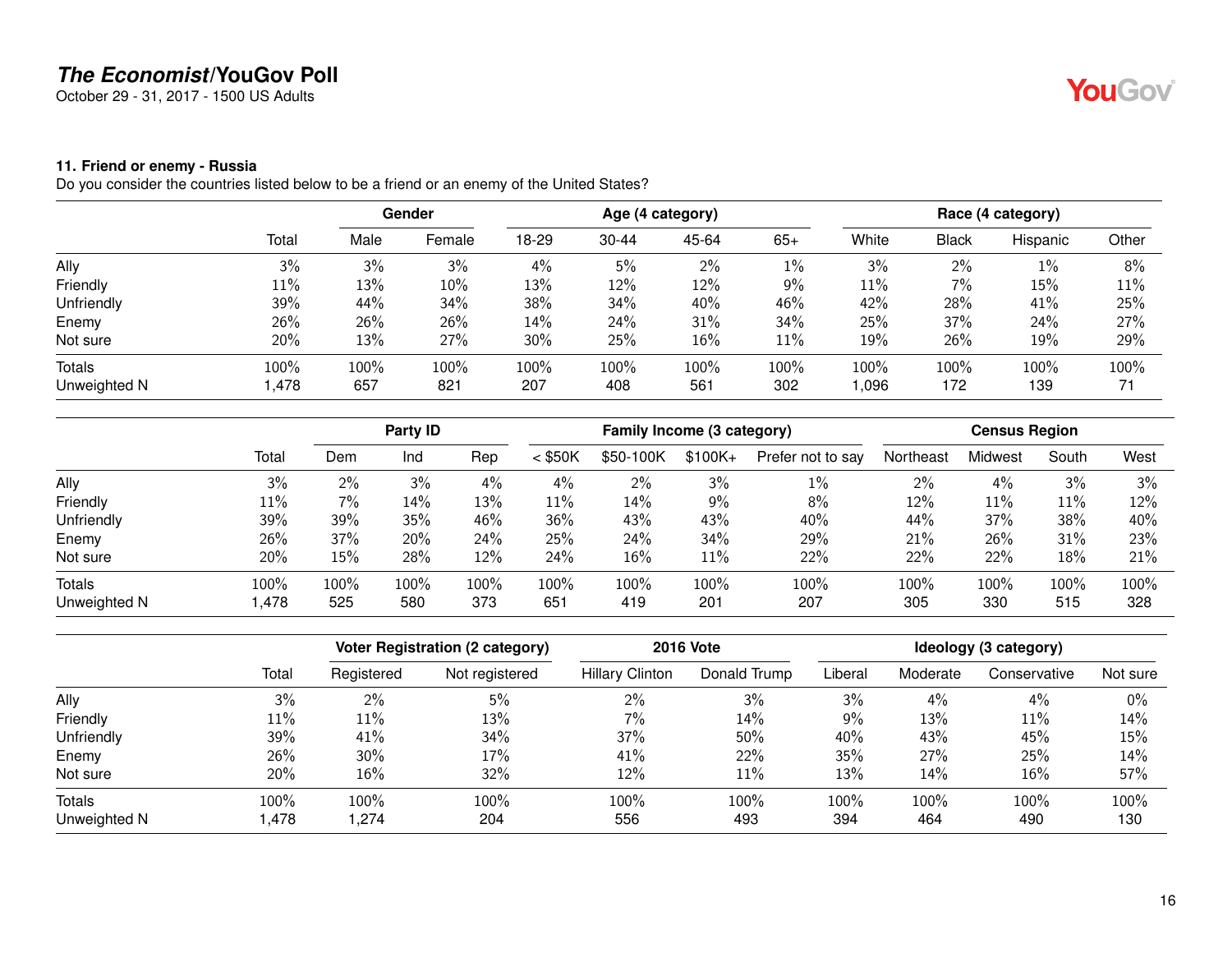**The Economist/YouGov Poll**
October 29 - 31, 2017 - 1500 US Adults

### 11. Friend or enemy - Russia

Do you consider the countries listed below to be a friend or an enemy of the United States?

| | | Gender | | Age (4 category) | | | | Race (4 category) | | | |
|---|---|---|---|---|---|---|---|---|---|---|---|
| | Total | Male | Female | 18-29 | 30-44 | 45-64 | 65+ | White | Black | Hispanic | Other |
| Ally | 3% | 3% | 3% | 4% | 5% | 2% | 1% | 3% | 2% | 1% | 8% |
| Friendly | 11% | 13% | 10% | 13% | 12% | 12% | 9% | 11% | 7% | 15% | 11% |
| Unfriendly | 39% | 44% | 34% | 38% | 34% | 40% | 46% | 42% | 28% | 41% | 25% |
| Enemy | 26% | 26% | 26% | 14% | 24% | 31% | 34% | 25% | 37% | 24% | 27% |
| Not sure | 20% | 13% | 27% | 30% | 25% | 16% | 11% | 19% | 26% | 19% | 29% |
| Totals | 100% | 100% | 100% | 100% | 100% | 100% | 100% | 100% | 100% | 100% | 100% |
| Unweighted N | 1,478 | 657 | 821 | 207 | 408 | 561 | 302 | 1,096 | 172 | 139 | 71 |

| | | Party ID | | | Family Income (3 category) | | | | Census Region | | | |
|---|---|---|---|---|---|---|---|---|---|---|---|---|
| | Total | Dem | Ind | Rep | < $50K | $50-100K | $100K+ | Prefer not to say | Northeast | Midwest | South | West |
| Ally | 3% | 2% | 3% | 4% | 4% | 2% | 3% | 1% | 2% | 4% | 3% | 3% |
| Friendly | 11% | 7% | 14% | 13% | 11% | 14% | 9% | 8% | 12% | 11% | 11% | 12% |
| Unfriendly | 39% | 39% | 35% | 46% | 36% | 43% | 43% | 40% | 44% | 37% | 38% | 40% |
| Enemy | 26% | 37% | 20% | 24% | 25% | 24% | 34% | 29% | 21% | 26% | 31% | 23% |
| Not sure | 20% | 15% | 28% | 12% | 24% | 16% | 11% | 22% | 22% | 22% | 18% | 21% |
| Totals | 100% | 100% | 100% | 100% | 100% | 100% | 100% | 100% | 100% | 100% | 100% | 100% |
| Unweighted N | 1,478 | 525 | 580 | 373 | 651 | 419 | 201 | 207 | 305 | 330 | 515 | 328 |

| | | Voter Registration (2 category) | | 2016 Vote | | Ideology (3 category) | | | |
|---|---|---|---|---|---|---|---|---|---|
| | Total | Registered | Not registered | Hillary Clinton | Donald Trump | Liberal | Moderate | Conservative | Not sure |
| Ally | 3% | 2% | 5% | 2% | 3% | 3% | 4% | 4% | 0% |
| Friendly | 11% | 11% | 13% | 7% | 14% | 9% | 13% | 11% | 14% |
| Unfriendly | 39% | 41% | 34% | 37% | 50% | 40% | 43% | 45% | 15% |
| Enemy | 26% | 30% | 17% | 41% | 22% | 35% | 27% | 25% | 14% |
| Not sure | 20% | 16% | 32% | 12% | 11% | 13% | 14% | 16% | 57% |
| Totals | 100% | 100% | 100% | 100% | 100% | 100% | 100% | 100% | 100% |
| Unweighted N | 1,478 | 1,274 | 204 | 556 | 493 | 394 | 464 | 490 | 130 |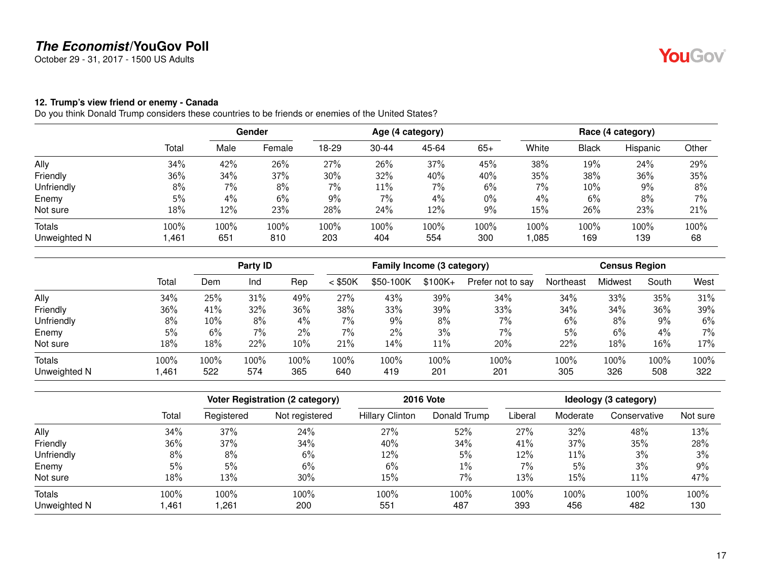# The Economist/YouGov Poll

October 29 - 31, 2017 - 1500 US Adults

## 12. Trump's view friend or enemy - Canada

Do you think Donald Trump considers these countries to be friends or enemies of the United States?

| | | Gender | | Age (4 category) | | | | Race (4 category) | | | |
|---|---|---|---|---|---|---|---|---|---|---|---|
| | Total | Male | Female | 18-29 | 30-44 | 45-64 | 65+ | White | Black | Hispanic | Other |
| Ally | 34% | 42% | 26% | 27% | 26% | 37% | 45% | 38% | 19% | 24% | 29% |
| Friendly | 36% | 34% | 37% | 30% | 32% | 40% | 40% | 35% | 38% | 36% | 35% |
| Unfriendly | 8% | 7% | 8% | 7% | 11% | 7% | 6% | 7% | 10% | 9% | 8% |
| Enemy | 5% | 4% | 6% | 9% | 7% | 4% | 0% | 4% | 6% | 8% | 7% |
| Not sure | 18% | 12% | 23% | 28% | 24% | 12% | 9% | 15% | 26% | 23% | 21% |
| Totals | 100% | 100% | 100% | 100% | 100% | 100% | 100% | 100% | 100% | 100% | 100% |
| Unweighted N | 1,461 | 651 | 810 | 203 | 404 | 554 | 300 | 1,085 | 169 | 139 | 68 |

| | | Party ID | | | Family Income (3 category) | | | | Census Region | | | |
|---|---|---|---|---|---|---|---|---|---|---|---|---|
| | Total | Dem | Ind | Rep | < $50K | $50-100K | $100K+ | Prefer not to say | Northeast | Midwest | South | West |
| Ally | 34% | 25% | 31% | 49% | 27% | 43% | 39% | 34% | 34% | 33% | 35% | 31% |
| Friendly | 36% | 41% | 32% | 36% | 38% | 33% | 39% | 33% | 34% | 34% | 36% | 39% |
| Unfriendly | 8% | 10% | 8% | 4% | 7% | 9% | 8% | 7% | 6% | 8% | 9% | 6% |
| Enemy | 5% | 6% | 7% | 2% | 7% | 2% | 3% | 7% | 5% | 6% | 4% | 7% |
| Not sure | 18% | 18% | 22% | 10% | 21% | 14% | 11% | 20% | 22% | 18% | 16% | 17% |
| Totals | 100% | 100% | 100% | 100% | 100% | 100% | 100% | 100% | 100% | 100% | 100% | 100% |
| Unweighted N | 1,461 | 522 | 574 | 365 | 640 | 419 | 201 | 201 | 305 | 326 | 508 | 322 |

| | | Voter Registration (2 category) | | 2016 Vote | | Ideology (3 category) | | | |
|---|---|---|---|---|---|---|---|---|---|
| | Total | Registered | Not registered | Hillary Clinton | Donald Trump | Liberal | Moderate | Conservative | Not sure |
| Ally | 34% | 37% | 24% | 27% | 52% | 27% | 32% | 48% | 13% |
| Friendly | 36% | 37% | 34% | 40% | 34% | 41% | 37% | 35% | 28% |
| Unfriendly | 8% | 8% | 6% | 12% | 5% | 12% | 11% | 3% | 3% |
| Enemy | 5% | 5% | 6% | 6% | 1% | 7% | 5% | 3% | 9% |
| Not sure | 18% | 13% | 30% | 15% | 7% | 13% | 15% | 11% | 47% |
| Totals | 100% | 100% | 100% | 100% | 100% | 100% | 100% | 100% | 100% |
| Unweighted N | 1,461 | 1,261 | 200 | 551 | 487 | 393 | 456 | 482 | 130 |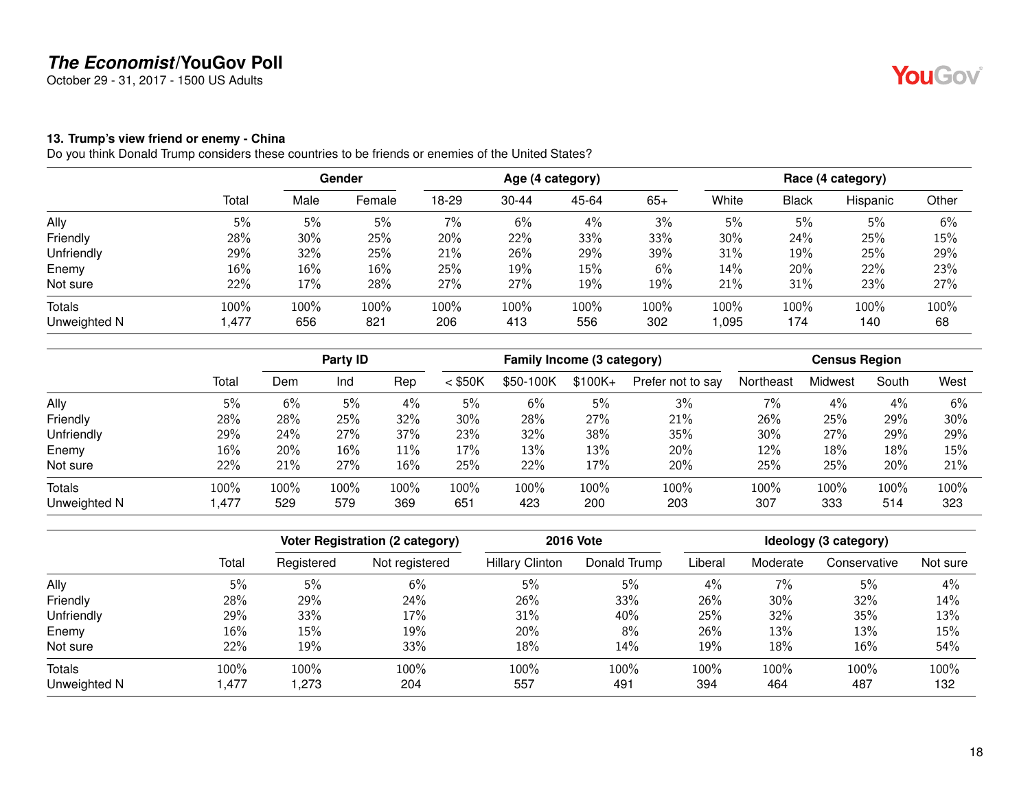**The Economist/YouGov Poll**
October 29 - 31, 2017 - 1500 US Adults

### 13. Trump's view friend or enemy - China

Do you think Donald Trump considers these countries to be friends or enemies of the United States?

| | | Gender | | Age (4 category) | | | | Race (4 category) | | | |
|---|---|---|---|---|---|---|---|---|---|---|---|
| | Total | Male | Female | 18-29 | 30-44 | 45-64 | 65+ | White | Black | Hispanic | Other |
| Ally | 5% | 5% | 5% | 7% | 6% | 4% | 3% | 5% | 5% | 5% | 6% |
| Friendly | 28% | 30% | 25% | 20% | 22% | 33% | 33% | 30% | 24% | 25% | 15% |
| Unfriendly | 29% | 32% | 25% | 21% | 26% | 29% | 39% | 31% | 19% | 25% | 29% |
| Enemy | 16% | 16% | 16% | 25% | 19% | 15% | 6% | 14% | 20% | 22% | 23% |
| Not sure | 22% | 17% | 28% | 27% | 27% | 19% | 19% | 21% | 31% | 23% | 27% |
| Totals | 100% | 100% | 100% | 100% | 100% | 100% | 100% | 100% | 100% | 100% | 100% |
| Unweighted N | 1,477 | 656 | 821 | 206 | 413 | 556 | 302 | 1,095 | 174 | 140 | 68 |

| | | Party ID | | | Family Income (3 category) | | | | Census Region | | | |
|---|---|---|---|---|---|---|---|---|---|---|---|---|
| | Total | Dem | Ind | Rep | < $50K | $50-100K | $100K+ | Prefer not to say | Northeast | Midwest | South | West |
| Ally | 5% | 6% | 5% | 4% | 5% | 6% | 5% | 3% | 7% | 4% | 4% | 6% |
| Friendly | 28% | 28% | 25% | 32% | 30% | 28% | 27% | 21% | 26% | 25% | 29% | 30% |
| Unfriendly | 29% | 24% | 27% | 37% | 23% | 32% | 38% | 35% | 30% | 27% | 29% | 29% |
| Enemy | 16% | 20% | 16% | 11% | 17% | 13% | 13% | 20% | 12% | 18% | 18% | 15% |
| Not sure | 22% | 21% | 27% | 16% | 25% | 22% | 17% | 20% | 25% | 25% | 20% | 21% |
| Totals | 100% | 100% | 100% | 100% | 100% | 100% | 100% | 100% | 100% | 100% | 100% | 100% |
| Unweighted N | 1,477 | 529 | 579 | 369 | 651 | 423 | 200 | 203 | 307 | 333 | 514 | 323 |

| | | Voter Registration (2 category) | | 2016 Vote | | Ideology (3 category) | | | |
|---|---|---|---|---|---|---|---|---|---|
| | Total | Registered | Not registered | Hillary Clinton | Donald Trump | Liberal | Moderate | Conservative | Not sure |
| Ally | 5% | 5% | 6% | 5% | 5% | 4% | 7% | 5% | 4% |
| Friendly | 28% | 29% | 24% | 26% | 33% | 26% | 30% | 32% | 14% |
| Unfriendly | 29% | 33% | 17% | 31% | 40% | 25% | 32% | 35% | 13% |
| Enemy | 16% | 15% | 19% | 20% | 8% | 26% | 13% | 13% | 15% |
| Not sure | 22% | 19% | 33% | 18% | 14% | 19% | 18% | 16% | 54% |
| Totals | 100% | 100% | 100% | 100% | 100% | 100% | 100% | 100% | 100% |
| Unweighted N | 1,477 | 1,273 | 204 | 557 | 491 | 394 | 464 | 487 | 132 |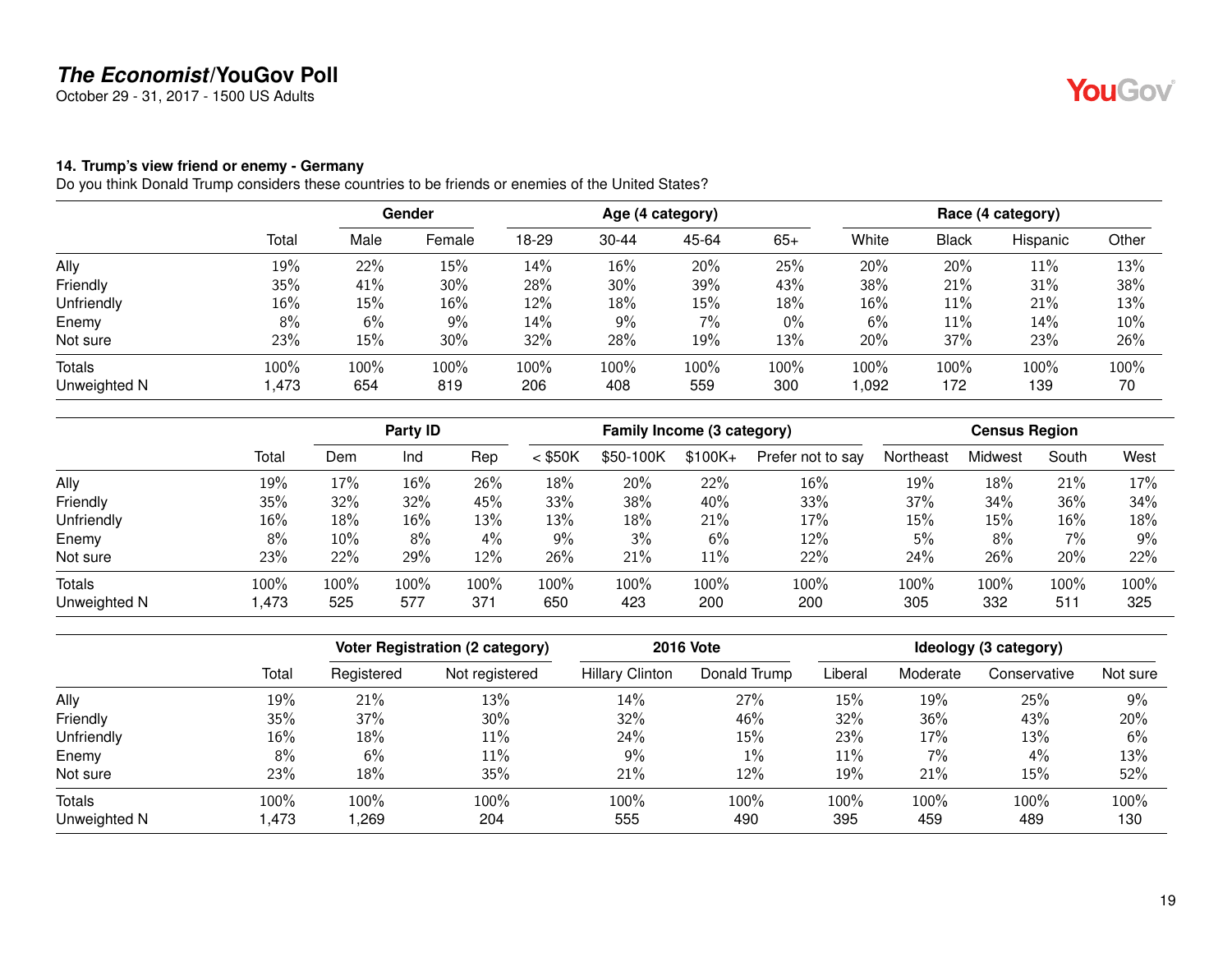### 14. Trump's view friend or enemy - Germany

Do you think Donald Trump considers these countries to be friends or enemies of the United States?

| | Total | Gender | | Age (4 category) | | | | Race (4 category) | | | |
|---|---|---|---|---|---|---|---|---|---|---|---|
| | | Male | Female | 18-29 | 30-44 | 45-64 | 65+ | White | Black | Hispanic | Other |
| Ally | 19% | 22% | 15% | 14% | 16% | 20% | 25% | 20% | 20% | 11% | 13% |
| Friendly | 35% | 41% | 30% | 28% | 30% | 39% | 43% | 38% | 21% | 31% | 38% |
| Unfriendly | 16% | 15% | 16% | 12% | 18% | 15% | 18% | 16% | 11% | 21% | 13% |
| Enemy | 8% | 6% | 9% | 14% | 9% | 7% | 0% | 6% | 11% | 14% | 10% |
| Not sure | 23% | 15% | 30% | 32% | 28% | 19% | 13% | 20% | 37% | 23% | 26% |
| Totals | 100% | 100% | 100% | 100% | 100% | 100% | 100% | 100% | 100% | 100% | 100% |
| Unweighted N | 1,473 | 654 | 819 | 206 | 408 | 559 | 300 | 1,092 | 172 | 139 | 70 |

| | Total | Party ID | | | Family Income (3 category) | | | | Census Region | | | |
|---|---|---|---|---|---|---|---|---|---|---|---|---|
| | | Dem | Ind | Rep | < $50K | $50-100K | $100K+ | Prefer not to say | Northeast | Midwest | South | West |
| Ally | 19% | 17% | 16% | 26% | 18% | 20% | 22% | 16% | 19% | 18% | 21% | 17% |
| Friendly | 35% | 32% | 32% | 45% | 33% | 38% | 40% | 33% | 37% | 34% | 36% | 34% |
| Unfriendly | 16% | 18% | 16% | 13% | 13% | 18% | 21% | 17% | 15% | 15% | 16% | 18% |
| Enemy | 8% | 10% | 8% | 4% | 9% | 3% | 6% | 12% | 5% | 8% | 7% | 9% |
| Not sure | 23% | 22% | 29% | 12% | 26% | 21% | 11% | 22% | 24% | 26% | 20% | 22% |
| Totals | 100% | 100% | 100% | 100% | 100% | 100% | 100% | 100% | 100% | 100% | 100% | 100% |
| Unweighted N | 1,473 | 525 | 577 | 371 | 650 | 423 | 200 | 200 | 305 | 332 | 511 | 325 |

| | Total | Voter Registration (2 category) | | 2016 Vote | | Ideology (3 category) | | | |
|---|---|---|---|---|---|---|---|---|---|
| | | Registered | Not registered | Hillary Clinton | Donald Trump | Liberal | Moderate | Conservative | Not sure |
| Ally | 19% | 21% | 13% | 14% | 27% | 15% | 19% | 25% | 9% |
| Friendly | 35% | 37% | 30% | 32% | 46% | 32% | 36% | 43% | 20% |
| Unfriendly | 16% | 18% | 11% | 24% | 15% | 23% | 17% | 13% | 6% |
| Enemy | 8% | 6% | 11% | 9% | 1% | 11% | 7% | 4% | 13% |
| Not sure | 23% | 18% | 35% | 21% | 12% | 19% | 21% | 15% | 52% |
| Totals | 100% | 100% | 100% | 100% | 100% | 100% | 100% | 100% | 100% |
| Unweighted N | 1,473 | 1,269 | 204 | 555 | 490 | 395 | 459 | 489 | 130 |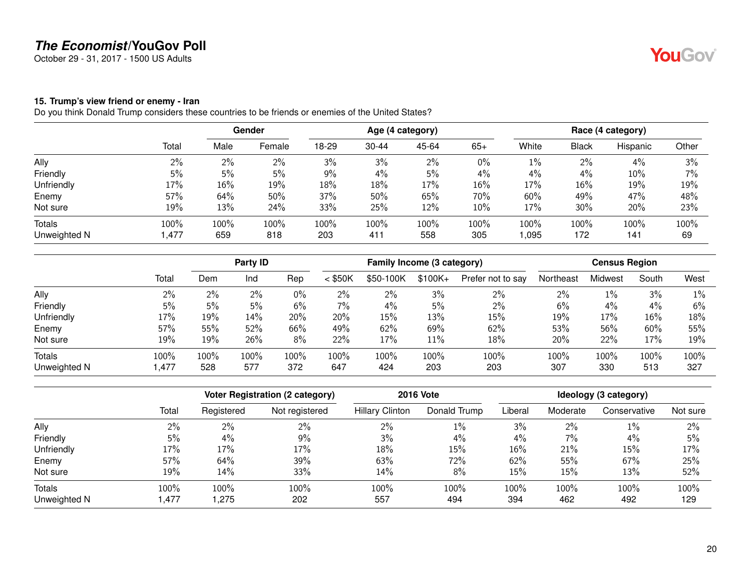## 15. Trump's view friend or enemy - Iran

Do you think Donald Trump considers these countries to be friends or enemies of the United States?

| | Total | Gender | | Age (4 category) | | | | Race (4 category) | | | |
|---|---|---|---|---|---|---|---|---|---|---|---|
| | | Male | Female | 18-29 | 30-44 | 45-64 | 65+ | White | Black | Hispanic | Other |
| Ally | 2% | 2% | 2% | 3% | 3% | 2% | 0% | 1% | 2% | 4% | 3% |
| Friendly | 5% | 5% | 5% | 9% | 4% | 5% | 4% | 4% | 4% | 10% | 7% |
| Unfriendly | 17% | 16% | 19% | 18% | 18% | 17% | 16% | 17% | 16% | 19% | 19% |
| Enemy | 57% | 64% | 50% | 37% | 50% | 65% | 70% | 60% | 49% | 47% | 48% |
| Not sure | 19% | 13% | 24% | 33% | 25% | 12% | 10% | 17% | 30% | 20% | 23% |
| Totals | 100% | 100% | 100% | 100% | 100% | 100% | 100% | 100% | 100% | 100% | 100% |
| Unweighted N | 1,477 | 659 | 818 | 203 | 411 | 558 | 305 | 1,095 | 172 | 141 | 69 |

| | Total | Party ID | | | Family Income (3 category) | | | | Census Region | | | |
|---|---|---|---|---|---|---|---|---|---|---|---|---|
| | | Dem | Ind | Rep | < $50K | $50-100K | $100K+ | Prefer not to say | Northeast | Midwest | South | West |
| Ally | 2% | 2% | 2% | 0% | 2% | 2% | 3% | 2% | 2% | 1% | 3% | 1% |
| Friendly | 5% | 5% | 5% | 6% | 7% | 4% | 5% | 2% | 6% | 4% | 4% | 6% |
| Unfriendly | 17% | 19% | 14% | 20% | 20% | 15% | 13% | 15% | 19% | 17% | 16% | 18% |
| Enemy | 57% | 55% | 52% | 66% | 49% | 62% | 69% | 62% | 53% | 56% | 60% | 55% |
| Not sure | 19% | 19% | 26% | 8% | 22% | 17% | 11% | 18% | 20% | 22% | 17% | 19% |
| Totals | 100% | 100% | 100% | 100% | 100% | 100% | 100% | 100% | 100% | 100% | 100% | 100% |
| Unweighted N | 1,477 | 528 | 577 | 372 | 647 | 424 | 203 | 203 | 307 | 330 | 513 | 327 |

| | Total | Voter Registration (2 category) | | 2016 Vote | | Ideology (3 category) | | | |
|---|---|---|---|---|---|---|---|---|---|
| | | Registered | Not registered | Hillary Clinton | Donald Trump | Liberal | Moderate | Conservative | Not sure |
| Ally | 2% | 2% | 2% | 2% | 1% | 3% | 2% | 1% | 2% |
| Friendly | 5% | 4% | 9% | 3% | 4% | 4% | 7% | 4% | 5% |
| Unfriendly | 17% | 17% | 17% | 18% | 15% | 16% | 21% | 15% | 17% |
| Enemy | 57% | 64% | 39% | 63% | 72% | 62% | 55% | 67% | 25% |
| Not sure | 19% | 14% | 33% | 14% | 8% | 15% | 15% | 13% | 52% |
| Totals | 100% | 100% | 100% | 100% | 100% | 100% | 100% | 100% | 100% |
| Unweighted N | 1,477 | 1,275 | 202 | 557 | 494 | 394 | 462 | 492 | 129 |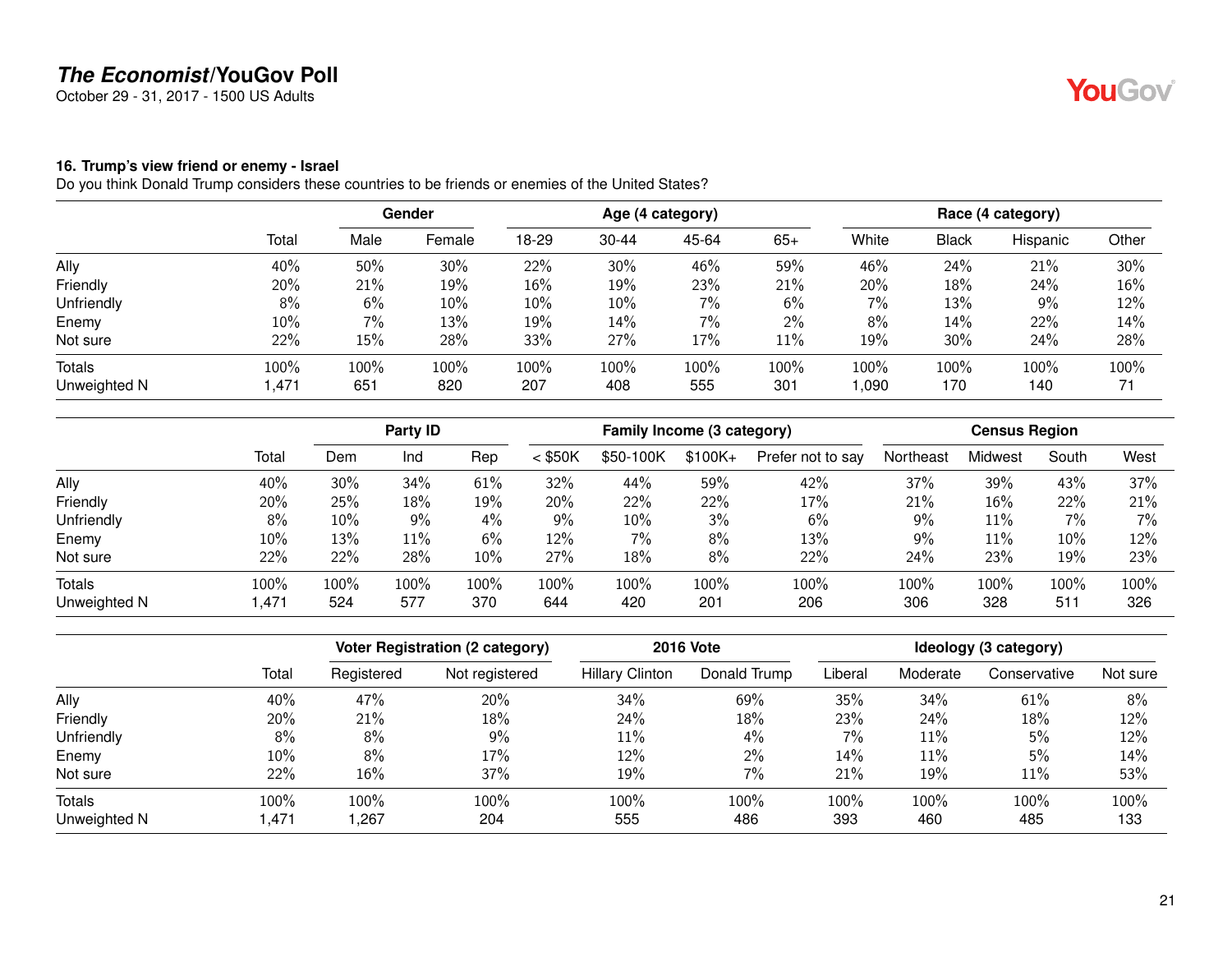# *The Economist*/YouGov Poll

October 29 - 31, 2017 - 1500 US Adults

### 16. Trump's view friend or enemy - Israel

Do you think Donald Trump considers these countries to be friends or enemies of the United States?

| | | Gender | | Age (4 category) | | | | Race (4 category) | | | |
|---|---|---|---|---|---|---|---|---|---|---|---|
| | Total | Male | Female | 18-29 | 30-44 | 45-64 | 65+ | White | Black | Hispanic | Other |
| Ally | 40% | 50% | 30% | 22% | 30% | 46% | 59% | 46% | 24% | 21% | 30% |
| Friendly | 20% | 21% | 19% | 16% | 19% | 23% | 21% | 20% | 18% | 24% | 16% |
| Unfriendly | 8% | 6% | 10% | 10% | 10% | 7% | 6% | 7% | 13% | 9% | 12% |
| Enemy | 10% | 7% | 13% | 19% | 14% | 7% | 2% | 8% | 14% | 22% | 14% |
| Not sure | 22% | 15% | 28% | 33% | 27% | 17% | 11% | 19% | 30% | 24% | 28% |
| Totals | 100% | 100% | 100% | 100% | 100% | 100% | 100% | 100% | 100% | 100% | 100% |
| Unweighted N | 1,471 | 651 | 820 | 207 | 408 | 555 | 301 | 1,090 | 170 | 140 | 71 |

| | | Party ID | | | Family Income (3 category) | | | | Census Region | | | |
|---|---|---|---|---|---|---|---|---|---|---|---|---|
| | Total | Dem | Ind | Rep | < $50K | $50-100K | $100K+ | Prefer not to say | Northeast | Midwest | South | West |
| Ally | 40% | 30% | 34% | 61% | 32% | 44% | 59% | 42% | 37% | 39% | 43% | 37% |
| Friendly | 20% | 25% | 18% | 19% | 20% | 22% | 22% | 17% | 21% | 16% | 22% | 21% |
| Unfriendly | 8% | 10% | 9% | 4% | 9% | 10% | 3% | 6% | 9% | 11% | 7% | 7% |
| Enemy | 10% | 13% | 11% | 6% | 12% | 7% | 8% | 13% | 9% | 11% | 10% | 12% |
| Not sure | 22% | 22% | 28% | 10% | 27% | 18% | 8% | 22% | 24% | 23% | 19% | 23% |
| Totals | 100% | 100% | 100% | 100% | 100% | 100% | 100% | 100% | 100% | 100% | 100% | 100% |
| Unweighted N | 1,471 | 524 | 577 | 370 | 644 | 420 | 201 | 206 | 306 | 328 | 511 | 326 |

| | | Voter Registration (2 category) | | 2016 Vote | | Ideology (3 category) | | | |
|---|---|---|---|---|---|---|---|---|---|
| | Total | Registered | Not registered | Hillary Clinton | Donald Trump | Liberal | Moderate | Conservative | Not sure |
| Ally | 40% | 47% | 20% | 34% | 69% | 35% | 34% | 61% | 8% |
| Friendly | 20% | 21% | 18% | 24% | 18% | 23% | 24% | 18% | 12% |
| Unfriendly | 8% | 8% | 9% | 11% | 4% | 7% | 11% | 5% | 12% |
| Enemy | 10% | 8% | 17% | 12% | 2% | 14% | 11% | 5% | 14% |
| Not sure | 22% | 16% | 37% | 19% | 7% | 21% | 19% | 11% | 53% |
| Totals | 100% | 100% | 100% | 100% | 100% | 100% | 100% | 100% | 100% |
| Unweighted N | 1,471 | 1,267 | 204 | 555 | 486 | 393 | 460 | 485 | 133 |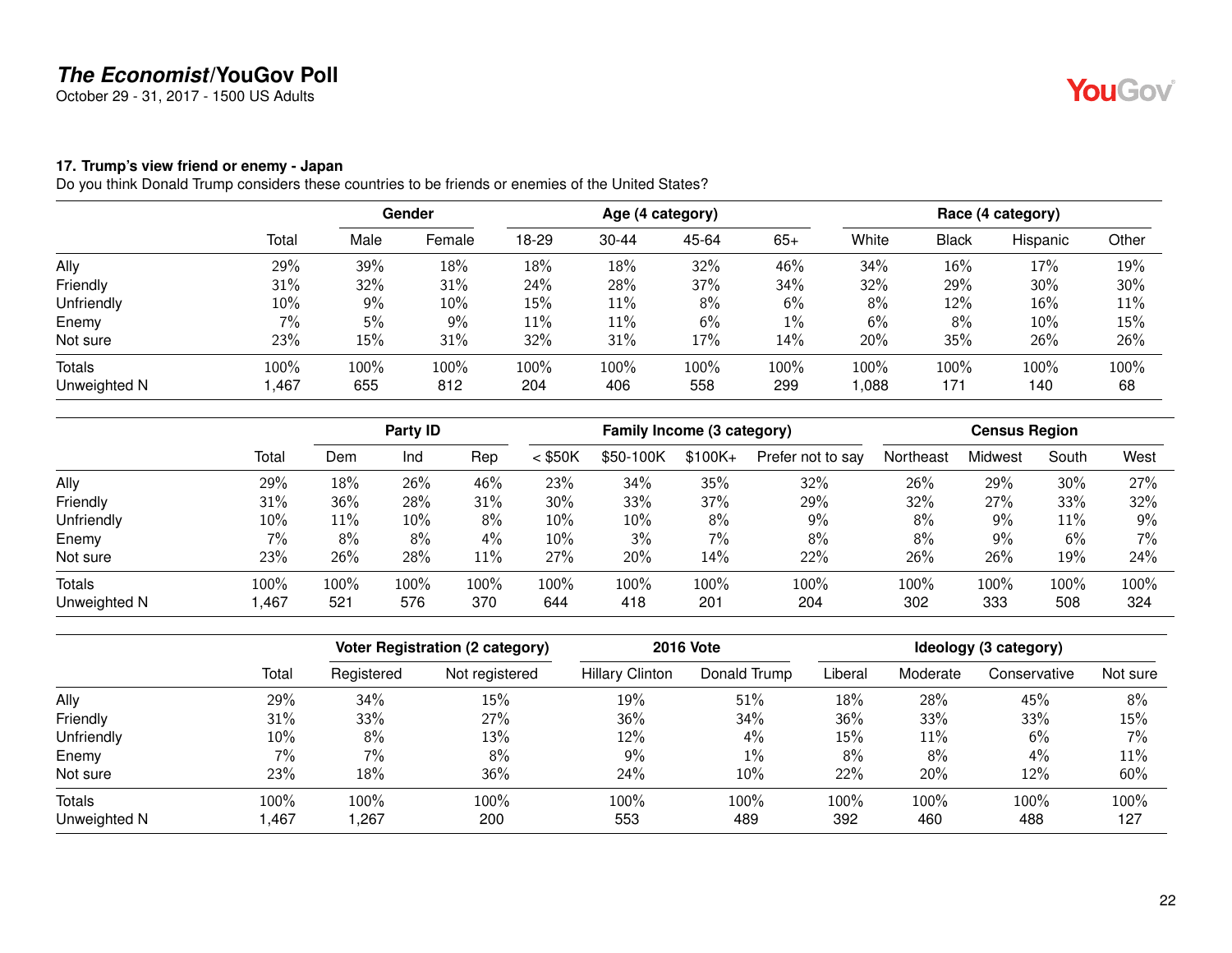## 17. Trump's view friend or enemy - Japan

Do you think Donald Trump considers these countries to be friends or enemies of the United States?

| | Total | Gender | | Age (4 category) | | | | Race (4 category) | | | |
|---|---|---|---|---|---|---|---|---|---|---|---|
| | | Male | Female | 18-29 | 30-44 | 45-64 | 65+ | White | Black | Hispanic | Other |
| Ally | 29% | 39% | 18% | 18% | 18% | 32% | 46% | 34% | 16% | 17% | 19% |
| Friendly | 31% | 32% | 31% | 24% | 28% | 37% | 34% | 32% | 29% | 30% | 30% |
| Unfriendly | 10% | 9% | 10% | 15% | 11% | 8% | 6% | 8% | 12% | 16% | 11% |
| Enemy | 7% | 5% | 9% | 11% | 11% | 6% | 1% | 6% | 8% | 10% | 15% |
| Not sure | 23% | 15% | 31% | 32% | 31% | 17% | 14% | 20% | 35% | 26% | 26% |
| Totals | 100% | 100% | 100% | 100% | 100% | 100% | 100% | 100% | 100% | 100% | 100% |
| Unweighted N | 1,467 | 655 | 812 | 204 | 406 | 558 | 299 | 1,088 | 171 | 140 | 68 |

| | Total | Party ID | | | Family Income (3 category) | | | | Census Region | | | |
|---|---|---|---|---|---|---|---|---|---|---|---|---|
| | | Dem | Ind | Rep | < $50K | $50-100K | $100K+ | Prefer not to say | Northeast | Midwest | South | West |
| Ally | 29% | 18% | 26% | 46% | 23% | 34% | 35% | 32% | 26% | 29% | 30% | 27% |
| Friendly | 31% | 36% | 28% | 31% | 30% | 33% | 37% | 29% | 32% | 27% | 33% | 32% |
| Unfriendly | 10% | 11% | 10% | 8% | 10% | 10% | 8% | 9% | 8% | 9% | 11% | 9% |
| Enemy | 7% | 8% | 8% | 4% | 10% | 3% | 7% | 8% | 8% | 9% | 6% | 7% |
| Not sure | 23% | 26% | 28% | 11% | 27% | 20% | 14% | 22% | 26% | 26% | 19% | 24% |
| Totals | 100% | 100% | 100% | 100% | 100% | 100% | 100% | 100% | 100% | 100% | 100% | 100% |
| Unweighted N | 1,467 | 521 | 576 | 370 | 644 | 418 | 201 | 204 | 302 | 333 | 508 | 324 |

| | Total | Voter Registration (2 category) | | 2016 Vote | | Ideology (3 category) | | | |
|---|---|---|---|---|---|---|---|---|---|
| | | Registered | Not registered | Hillary Clinton | Donald Trump | Liberal | Moderate | Conservative | Not sure |
| Ally | 29% | 34% | 15% | 19% | 51% | 18% | 28% | 45% | 8% |
| Friendly | 31% | 33% | 27% | 36% | 34% | 36% | 33% | 33% | 15% |
| Unfriendly | 10% | 8% | 13% | 12% | 4% | 15% | 11% | 6% | 7% |
| Enemy | 7% | 7% | 8% | 9% | 1% | 8% | 8% | 4% | 11% |
| Not sure | 23% | 18% | 36% | 24% | 10% | 22% | 20% | 12% | 60% |
| Totals | 100% | 100% | 100% | 100% | 100% | 100% | 100% | 100% | 100% |
| Unweighted N | 1,467 | 1,267 | 200 | 553 | 489 | 392 | 460 | 488 | 127 |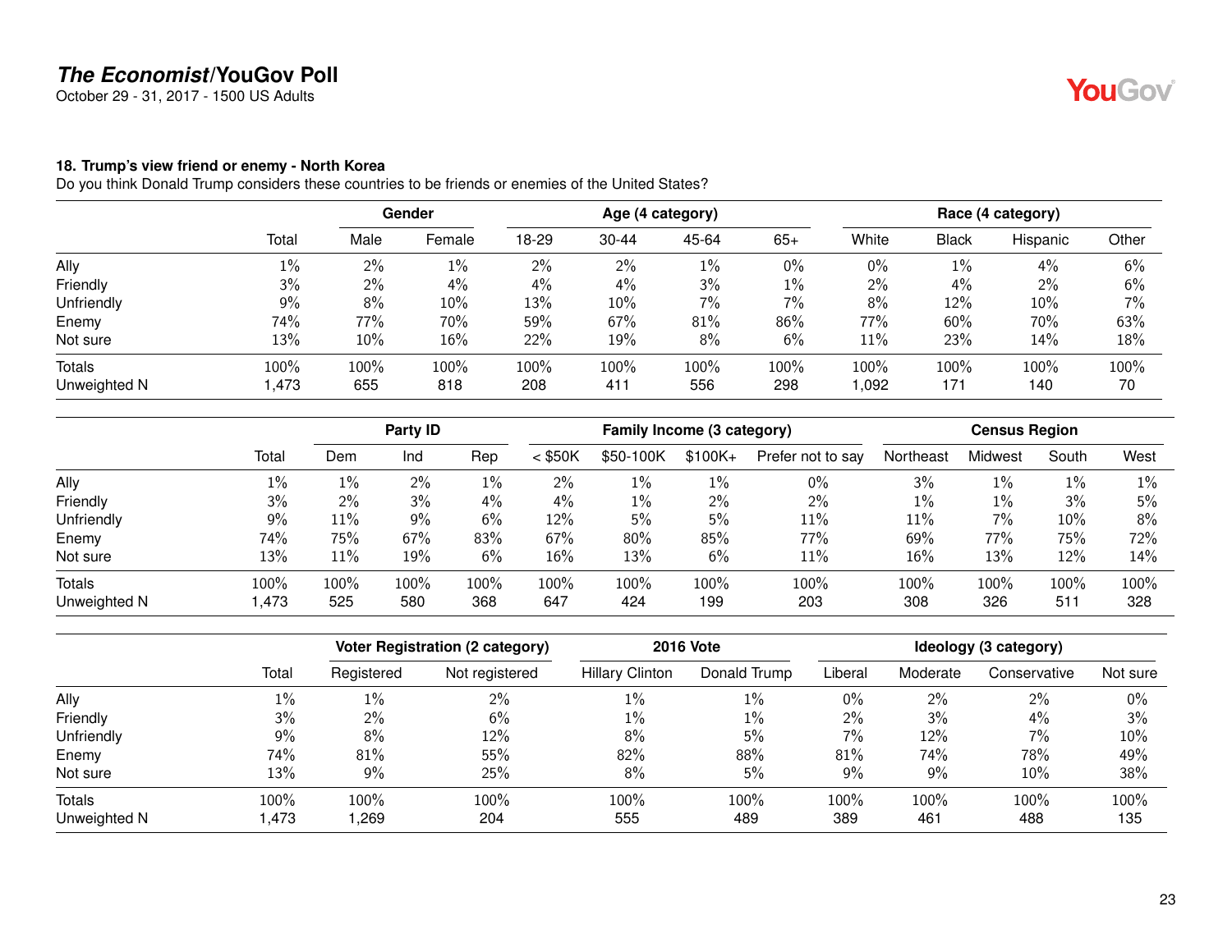### 18. Trump's view friend or enemy - North Korea

Do you think Donald Trump considers these countries to be friends or enemies of the United States?

| | Total | Gender | | Age (4 category) | | | | Race (4 category) | | | |
|---|---|---|---|---|---|---|---|---|---|---|---|
| | | Male | Female | 18-29 | 30-44 | 45-64 | 65+ | White | Black | Hispanic | Other |
| Ally | 1% | 2% | 1% | 2% | 2% | 1% | 0% | 0% | 1% | 4% | 6% |
| Friendly | 3% | 2% | 4% | 4% | 4% | 3% | 1% | 2% | 4% | 2% | 6% |
| Unfriendly | 9% | 8% | 10% | 13% | 10% | 7% | 7% | 8% | 12% | 10% | 7% |
| Enemy | 74% | 77% | 70% | 59% | 67% | 81% | 86% | 77% | 60% | 70% | 63% |
| Not sure | 13% | 10% | 16% | 22% | 19% | 8% | 6% | 11% | 23% | 14% | 18% |
| Totals | 100% | 100% | 100% | 100% | 100% | 100% | 100% | 100% | 100% | 100% | 100% |
| Unweighted N | 1,473 | 655 | 818 | 208 | 411 | 556 | 298 | 1,092 | 171 | 140 | 70 |

| | Total | Party ID | | | Family Income (3 category) | | | | Census Region | | | |
|---|---|---|---|---|---|---|---|---|---|---|---|---|
| | | Dem | Ind | Rep | < $50K | $50-100K | $100K+ | Prefer not to say | Northeast | Midwest | South | West |
| Ally | 1% | 1% | 2% | 1% | 2% | 1% | 1% | 0% | 3% | 1% | 1% | 1% |
| Friendly | 3% | 2% | 3% | 4% | 4% | 1% | 2% | 2% | 1% | 1% | 3% | 5% |
| Unfriendly | 9% | 11% | 9% | 6% | 12% | 5% | 5% | 11% | 11% | 7% | 10% | 8% |
| Enemy | 74% | 75% | 67% | 83% | 67% | 80% | 85% | 77% | 69% | 77% | 75% | 72% |
| Not sure | 13% | 11% | 19% | 6% | 16% | 13% | 6% | 11% | 16% | 13% | 12% | 14% |
| Totals | 100% | 100% | 100% | 100% | 100% | 100% | 100% | 100% | 100% | 100% | 100% | 100% |
| Unweighted N | 1,473 | 525 | 580 | 368 | 647 | 424 | 199 | 203 | 308 | 326 | 511 | 328 |

| | Total | Voter Registration (2 category) | | 2016 Vote | | Ideology (3 category) | | | |
|---|---|---|---|---|---|---|---|---|---|
| | | Registered | Not registered | Hillary Clinton | Donald Trump | Liberal | Moderate | Conservative | Not sure |
| Ally | 1% | 1% | 2% | 1% | 1% | 0% | 2% | 2% | 0% |
| Friendly | 3% | 2% | 6% | 1% | 1% | 2% | 3% | 4% | 3% |
| Unfriendly | 9% | 8% | 12% | 8% | 5% | 7% | 12% | 7% | 10% |
| Enemy | 74% | 81% | 55% | 82% | 88% | 81% | 74% | 78% | 49% |
| Not sure | 13% | 9% | 25% | 8% | 5% | 9% | 9% | 10% | 38% |
| Totals | 100% | 100% | 100% | 100% | 100% | 100% | 100% | 100% | 100% |
| Unweighted N | 1,473 | 1,269 | 204 | 555 | 489 | 389 | 461 | 488 | 135 |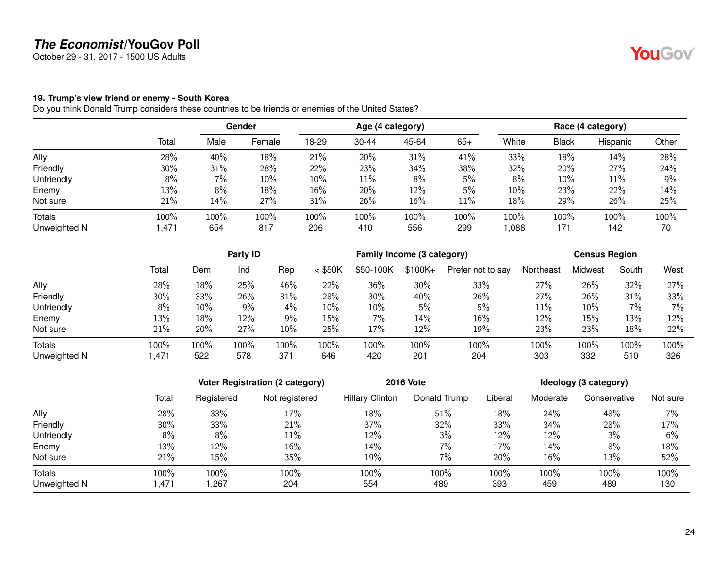# The Economist/YouGov Poll

October 29 - 31, 2017 - 1500 US Adults

### 19. Trump's view friend or enemy - South Korea

Do you think Donald Trump considers these countries to be friends or enemies of the United States?

| | Total | Gender | | Age (4 category) | | | | Race (4 category) | | | |
|---|---|---|---|---|---|---|---|---|---|---|---|
| | | Male | Female | 18-29 | 30-44 | 45-64 | 65+ | White | Black | Hispanic | Other |
| Ally | 28% | 40% | 18% | 21% | 20% | 31% | 41% | 33% | 18% | 14% | 28% |
| Friendly | 30% | 31% | 28% | 22% | 23% | 34% | 38% | 32% | 20% | 27% | 24% |
| Unfriendly | 8% | 7% | 10% | 10% | 11% | 8% | 5% | 8% | 10% | 11% | 9% |
| Enemy | 13% | 8% | 18% | 16% | 20% | 12% | 5% | 10% | 23% | 22% | 14% |
| Not sure | 21% | 14% | 27% | 31% | 26% | 16% | 11% | 18% | 29% | 26% | 25% |
| Totals | 100% | 100% | 100% | 100% | 100% | 100% | 100% | 100% | 100% | 100% | 100% |
| Unweighted N | 1,471 | 654 | 817 | 206 | 410 | 556 | 299 | 1,088 | 171 | 142 | 70 |

| | Total | Party ID | | | Family Income (3 category) | | | | Census Region | | | |
|---|---|---|---|---|---|---|---|---|---|---|---|---|
| | | Dem | Ind | Rep | < $50K | $50-100K | $100K+ | Prefer not to say | Northeast | Midwest | South | West |
| Ally | 28% | 18% | 25% | 46% | 22% | 36% | 30% | 33% | 27% | 26% | 32% | 27% |
| Friendly | 30% | 33% | 26% | 31% | 28% | 30% | 40% | 26% | 27% | 26% | 31% | 33% |
| Unfriendly | 8% | 10% | 9% | 4% | 10% | 10% | 5% | 5% | 11% | 10% | 7% | 7% |
| Enemy | 13% | 18% | 12% | 9% | 15% | 7% | 14% | 16% | 12% | 15% | 13% | 12% |
| Not sure | 21% | 20% | 27% | 10% | 25% | 17% | 12% | 19% | 23% | 23% | 18% | 22% |
| Totals | 100% | 100% | 100% | 100% | 100% | 100% | 100% | 100% | 100% | 100% | 100% | 100% |
| Unweighted N | 1,471 | 522 | 578 | 371 | 646 | 420 | 201 | 204 | 303 | 332 | 510 | 326 |

| | Total | Voter Registration (2 category) | | 2016 Vote | | Ideology (3 category) | | | |
|---|---|---|---|---|---|---|---|---|---|
| | | Registered | Not registered | Hillary Clinton | Donald Trump | Liberal | Moderate | Conservative | Not sure |
| Ally | 28% | 33% | 17% | 18% | 51% | 18% | 24% | 48% | 7% |
| Friendly | 30% | 33% | 21% | 37% | 32% | 33% | 34% | 28% | 17% |
| Unfriendly | 8% | 8% | 11% | 12% | 3% | 12% | 12% | 3% | 6% |
| Enemy | 13% | 12% | 16% | 14% | 7% | 17% | 14% | 8% | 18% |
| Not sure | 21% | 15% | 35% | 19% | 7% | 20% | 16% | 13% | 52% |
| Totals | 100% | 100% | 100% | 100% | 100% | 100% | 100% | 100% | 100% |
| Unweighted N | 1,471 | 1,267 | 204 | 554 | 489 | 393 | 459 | 489 | 130 |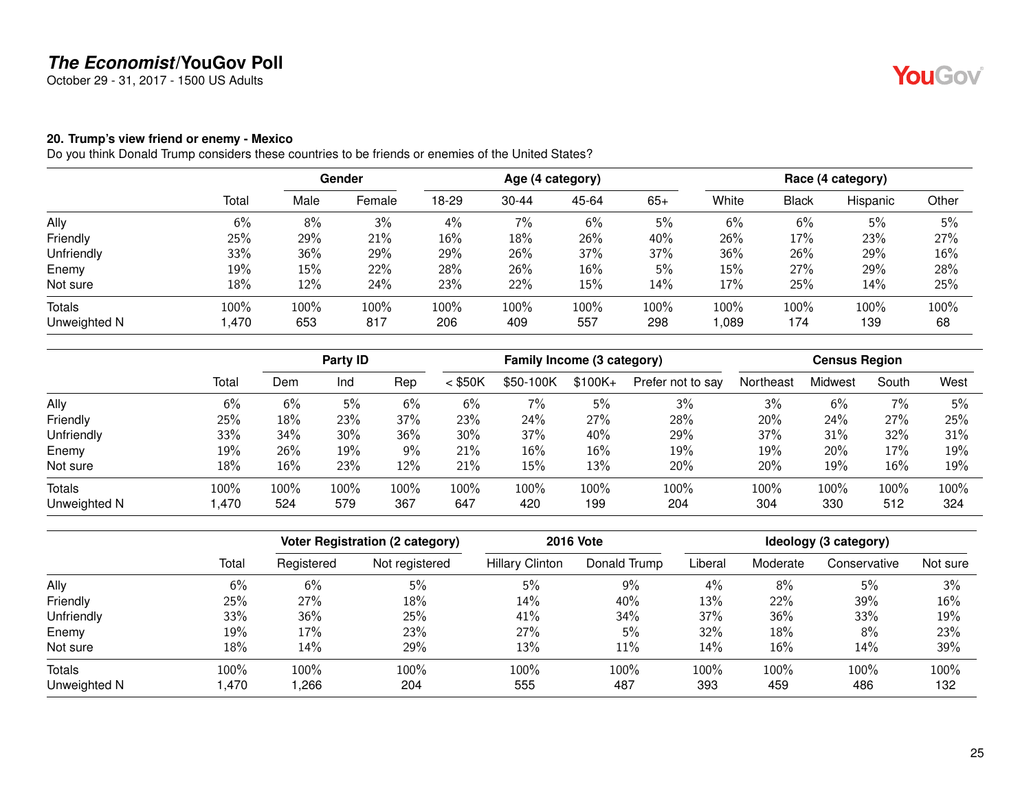**The Economist/YouGov Poll**
October 29 - 31, 2017 - 1500 US Adults

**20. Trump's view friend or enemy - Mexico**
Do you think Donald Trump considers these countries to be friends or enemies of the United States?

| | | Gender | | Age (4 category) | | | | Race (4 category) | | | |
|---|---|---|---|---|---|---|---|---|---|---|---|
| | Total | Male | Female | 18-29 | 30-44 | 45-64 | 65+ | White | Black | Hispanic | Other |
| Ally | 6% | 8% | 3% | 4% | 7% | 6% | 5% | 6% | 6% | 5% | 5% |
| Friendly | 25% | 29% | 21% | 16% | 18% | 26% | 40% | 26% | 17% | 23% | 27% |
| Unfriendly | 33% | 36% | 29% | 29% | 26% | 37% | 37% | 36% | 26% | 29% | 16% |
| Enemy | 19% | 15% | 22% | 28% | 26% | 16% | 5% | 15% | 27% | 29% | 28% |
| Not sure | 18% | 12% | 24% | 23% | 22% | 15% | 14% | 17% | 25% | 14% | 25% |
| Totals | 100% | 100% | 100% | 100% | 100% | 100% | 100% | 100% | 100% | 100% | 100% |
| Unweighted N | 1,470 | 653 | 817 | 206 | 409 | 557 | 298 | 1,089 | 174 | 139 | 68 |

| | | Party ID | | | Family Income (3 category) | | | | Census Region | | | |
|---|---|---|---|---|---|---|---|---|---|---|---|---|
| | Total | Dem | Ind | Rep | < $50K | $50-100K | $100K+ | Prefer not to say | Northeast | Midwest | South | West |
| Ally | 6% | 6% | 5% | 6% | 6% | 7% | 5% | 3% | 3% | 6% | 7% | 5% |
| Friendly | 25% | 18% | 23% | 37% | 23% | 24% | 27% | 28% | 20% | 24% | 27% | 25% |
| Unfriendly | 33% | 34% | 30% | 36% | 30% | 37% | 40% | 29% | 37% | 31% | 32% | 31% |
| Enemy | 19% | 26% | 19% | 9% | 21% | 16% | 16% | 19% | 19% | 20% | 17% | 19% |
| Not sure | 18% | 16% | 23% | 12% | 21% | 15% | 13% | 20% | 20% | 19% | 16% | 19% |
| Totals | 100% | 100% | 100% | 100% | 100% | 100% | 100% | 100% | 100% | 100% | 100% | 100% |
| Unweighted N | 1,470 | 524 | 579 | 367 | 647 | 420 | 199 | 204 | 304 | 330 | 512 | 324 |

| | | Voter Registration (2 category) | | 2016 Vote | | Ideology (3 category) | | | |
|---|---|---|---|---|---|---|---|---|---|
| | Total | Registered | Not registered | Hillary Clinton | Donald Trump | Liberal | Moderate | Conservative | Not sure |
| Ally | 6% | 6% | 5% | 5% | 9% | 4% | 8% | 5% | 3% |
| Friendly | 25% | 27% | 18% | 14% | 40% | 13% | 22% | 39% | 16% |
| Unfriendly | 33% | 36% | 25% | 41% | 34% | 37% | 36% | 33% | 19% |
| Enemy | 19% | 17% | 23% | 27% | 5% | 32% | 18% | 8% | 23% |
| Not sure | 18% | 14% | 29% | 13% | 11% | 14% | 16% | 14% | 39% |
| Totals | 100% | 100% | 100% | 100% | 100% | 100% | 100% | 100% | 100% |
| Unweighted N | 1,470 | 1,266 | 204 | 555 | 487 | 393 | 459 | 486 | 132 |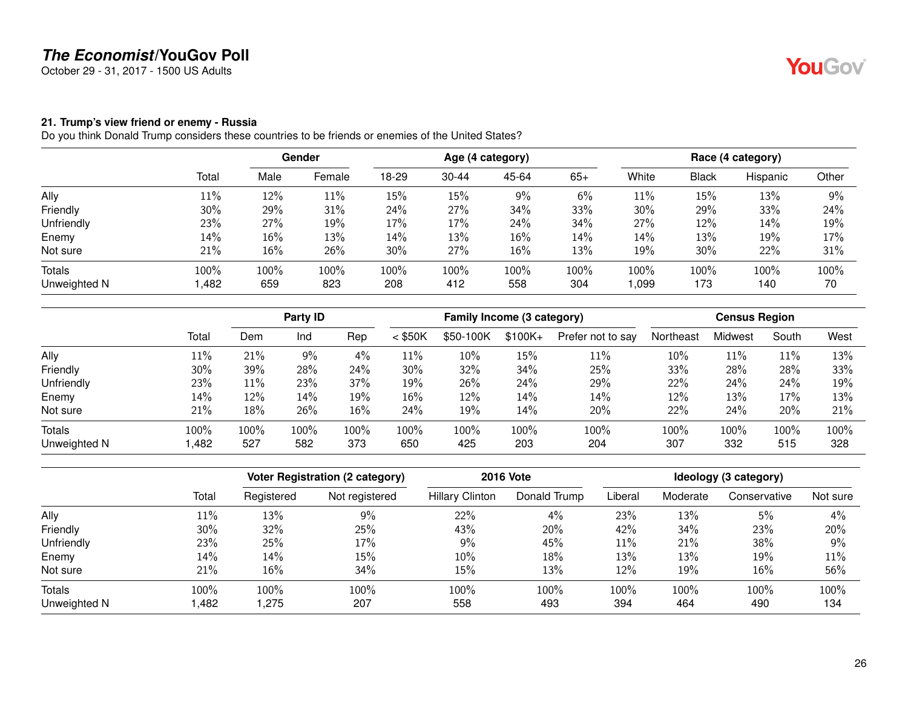# The Economist/YouGov Poll

October 29 - 31, 2017 - 1500 US Adults

### 21. Trump's view friend or enemy - Russia

Do you think Donald Trump considers these countries to be friends or enemies of the United States?

| | | Gender | | Age (4 category) | | | | Race (4 category) | | | |
|---|---|---|---|---|---|---|---|---|---|---|---|
| | Total | Male | Female | 18-29 | 30-44 | 45-64 | 65+ | White | Black | Hispanic | Other |
| Ally | 11% | 12% | 11% | 15% | 15% | 9% | 6% | 11% | 15% | 13% | 9% |
| Friendly | 30% | 29% | 31% | 24% | 27% | 34% | 33% | 30% | 29% | 33% | 24% |
| Unfriendly | 23% | 27% | 19% | 17% | 17% | 24% | 34% | 27% | 12% | 14% | 19% |
| Enemy | 14% | 16% | 13% | 14% | 13% | 16% | 14% | 14% | 13% | 19% | 17% |
| Not sure | 21% | 16% | 26% | 30% | 27% | 16% | 13% | 19% | 30% | 22% | 31% |
| Totals | 100% | 100% | 100% | 100% | 100% | 100% | 100% | 100% | 100% | 100% | 100% |
| Unweighted N | 1,482 | 659 | 823 | 208 | 412 | 558 | 304 | 1,099 | 173 | 140 | 70 |

| | | Party ID | | | Family Income (3 category) | | | | Census Region | | | |
|---|---|---|---|---|---|---|---|---|---|---|---|---|
| | Total | Dem | Ind | Rep | < $50K | $50-100K | $100K+ | Prefer not to say | Northeast | Midwest | South | West |
| Ally | 11% | 21% | 9% | 4% | 11% | 10% | 15% | 11% | 10% | 11% | 11% | 13% |
| Friendly | 30% | 39% | 28% | 24% | 30% | 32% | 34% | 25% | 33% | 28% | 28% | 33% |
| Unfriendly | 23% | 11% | 23% | 37% | 19% | 26% | 24% | 29% | 22% | 24% | 24% | 19% |
| Enemy | 14% | 12% | 14% | 19% | 16% | 12% | 14% | 14% | 12% | 13% | 17% | 13% |
| Not sure | 21% | 18% | 26% | 16% | 24% | 19% | 14% | 20% | 22% | 24% | 20% | 21% |
| Totals | 100% | 100% | 100% | 100% | 100% | 100% | 100% | 100% | 100% | 100% | 100% | 100% |
| Unweighted N | 1,482 | 527 | 582 | 373 | 650 | 425 | 203 | 204 | 307 | 332 | 515 | 328 |

| | | Voter Registration (2 category) | | 2016 Vote | | Ideology (3 category) | | | |
|---|---|---|---|---|---|---|---|---|---|
| | Total | Registered | Not registered | Hillary Clinton | Donald Trump | Liberal | Moderate | Conservative | Not sure |
| Ally | 11% | 13% | 9% | 22% | 4% | 23% | 13% | 5% | 4% |
| Friendly | 30% | 32% | 25% | 43% | 20% | 42% | 34% | 23% | 20% |
| Unfriendly | 23% | 25% | 17% | 9% | 45% | 11% | 21% | 38% | 9% |
| Enemy | 14% | 14% | 15% | 10% | 18% | 13% | 13% | 19% | 11% |
| Not sure | 21% | 16% | 34% | 15% | 13% | 12% | 19% | 16% | 56% |
| Totals | 100% | 100% | 100% | 100% | 100% | 100% | 100% | 100% | 100% |
| Unweighted N | 1,482 | 1,275 | 207 | 558 | 493 | 394 | 464 | 490 | 134 |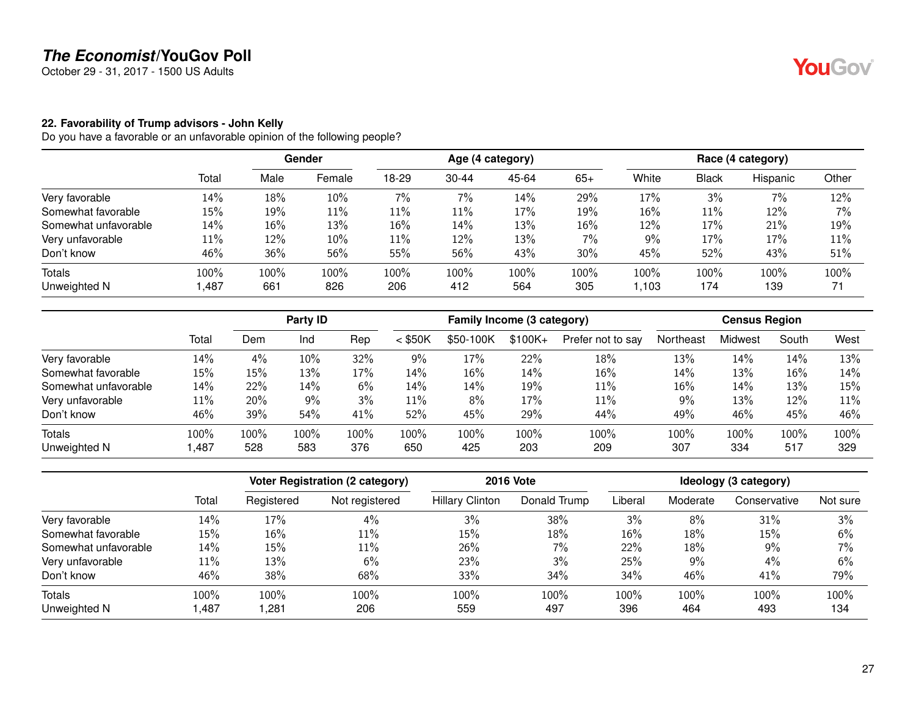**The Economist/YouGov Poll**
October 29 - 31, 2017 - 1500 US Adults

### 22. Favorability of Trump advisors - John Kelly

Do you have a favorable or an unfavorable opinion of the following people?

| | Total | Gender | | Age (4 category) | | | | Race (4 category) | | | |
|---|---|---|---|---|---|---|---|---|---|---|---|
| | | Male | Female | 18-29 | 30-44 | 45-64 | 65+ | White | Black | Hispanic | Other |
| Very favorable | 14% | 18% | 10% | 7% | 7% | 14% | 29% | 17% | 3% | 7% | 12% |
| Somewhat favorable | 15% | 19% | 11% | 11% | 11% | 17% | 19% | 16% | 11% | 12% | 7% |
| Somewhat unfavorable | 14% | 16% | 13% | 16% | 14% | 13% | 16% | 12% | 17% | 21% | 19% |
| Very unfavorable | 11% | 12% | 10% | 11% | 12% | 13% | 7% | 9% | 17% | 17% | 11% |
| Don't know | 46% | 36% | 56% | 55% | 56% | 43% | 30% | 45% | 52% | 43% | 51% |
| Totals | 100% | 100% | 100% | 100% | 100% | 100% | 100% | 100% | 100% | 100% | 100% |
| Unweighted N | 1,487 | 661 | 826 | 206 | 412 | 564 | 305 | 1,103 | 174 | 139 | 71 |

| | Total | Party ID | | | Family Income (3 category) | | | | Census Region | | | |
|---|---|---|---|---|---|---|---|---|---|---|---|---|
| | | Dem | Ind | Rep | < $50K | $50-100K | $100K+ | Prefer not to say | Northeast | Midwest | South | West |
| Very favorable | 14% | 4% | 10% | 32% | 9% | 17% | 22% | 18% | 13% | 14% | 14% | 13% |
| Somewhat favorable | 15% | 15% | 13% | 17% | 14% | 16% | 14% | 16% | 14% | 13% | 16% | 14% |
| Somewhat unfavorable | 14% | 22% | 14% | 6% | 14% | 14% | 19% | 11% | 16% | 14% | 13% | 15% |
| Very unfavorable | 11% | 20% | 9% | 3% | 11% | 8% | 17% | 11% | 9% | 13% | 12% | 11% |
| Don't know | 46% | 39% | 54% | 41% | 52% | 45% | 29% | 44% | 49% | 46% | 45% | 46% |
| Totals | 100% | 100% | 100% | 100% | 100% | 100% | 100% | 100% | 100% | 100% | 100% | 100% |
| Unweighted N | 1,487 | 528 | 583 | 376 | 650 | 425 | 203 | 209 | 307 | 334 | 517 | 329 |

| | Total | Voter Registration (2 category) | | 2016 Vote | | Ideology (3 category) | | | |
|---|---|---|---|---|---|---|---|---|---|
| | | Registered | Not registered | Hillary Clinton | Donald Trump | Liberal | Moderate | Conservative | Not sure |
| Very favorable | 14% | 17% | 4% | 3% | 38% | 3% | 8% | 31% | 3% |
| Somewhat favorable | 15% | 16% | 11% | 15% | 18% | 16% | 18% | 15% | 6% |
| Somewhat unfavorable | 14% | 15% | 11% | 26% | 7% | 22% | 18% | 9% | 7% |
| Very unfavorable | 11% | 13% | 6% | 23% | 3% | 25% | 9% | 4% | 6% |
| Don't know | 46% | 38% | 68% | 33% | 34% | 34% | 46% | 41% | 79% |
| Totals | 100% | 100% | 100% | 100% | 100% | 100% | 100% | 100% | 100% |
| Unweighted N | 1,487 | 1,281 | 206 | 559 | 497 | 396 | 464 | 493 | 134 |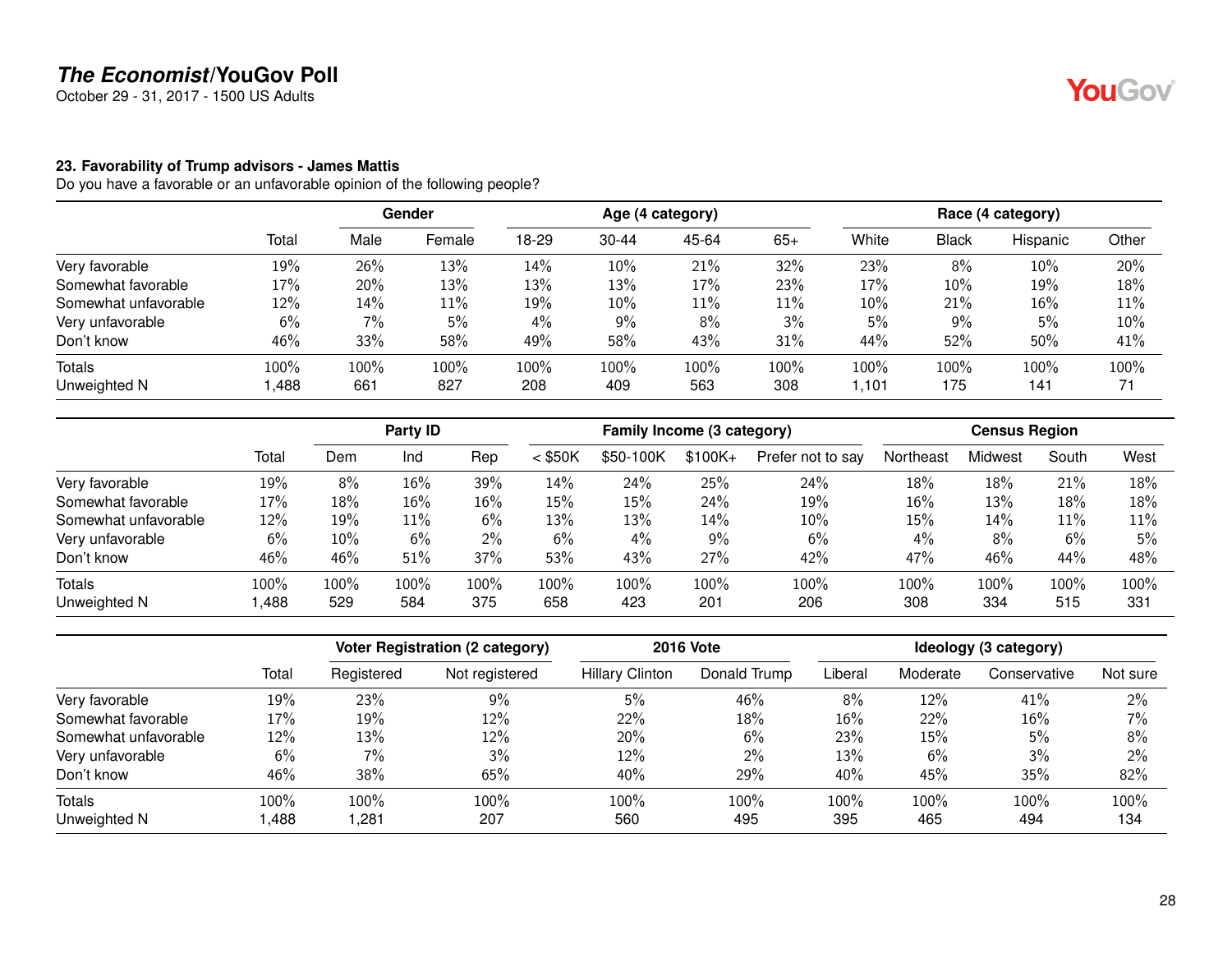### 23. Favorability of Trump advisors - James Mattis

Do you have a favorable or an unfavorable opinion of the following people?

| | Total | Gender | | Age (4 category) | | | | Race (4 category) | | | |
|---|---|---|---|---|---|---|---|---|---|---|---|
| | | Male | Female | 18-29 | 30-44 | 45-64 | 65+ | White | Black | Hispanic | Other |
| Very favorable | 19% | 26% | 13% | 14% | 10% | 21% | 32% | 23% | 8% | 10% | 20% |
| Somewhat favorable | 17% | 20% | 13% | 13% | 13% | 17% | 23% | 17% | 10% | 19% | 18% |
| Somewhat unfavorable | 12% | 14% | 11% | 19% | 10% | 11% | 11% | 10% | 21% | 16% | 11% |
| Very unfavorable | 6% | 7% | 5% | 4% | 9% | 8% | 3% | 5% | 9% | 5% | 10% |
| Don't know | 46% | 33% | 58% | 49% | 58% | 43% | 31% | 44% | 52% | 50% | 41% |
| Totals | 100% | 100% | 100% | 100% | 100% | 100% | 100% | 100% | 100% | 100% | 100% |
| Unweighted N | 1,488 | 661 | 827 | 208 | 409 | 563 | 308 | 1,101 | 175 | 141 | 71 |

| | Total | Party ID | | | Family Income (3 category) | | | | Census Region | | | |
|---|---|---|---|---|---|---|---|---|---|---|---|---|
| | | Dem | Ind | Rep | < $50K | $50-100K | $100K+ | Prefer not to say | Northeast | Midwest | South | West |
| Very favorable | 19% | 8% | 16% | 39% | 14% | 24% | 25% | 24% | 18% | 18% | 21% | 18% |
| Somewhat favorable | 17% | 18% | 16% | 16% | 15% | 15% | 24% | 19% | 16% | 13% | 18% | 18% |
| Somewhat unfavorable | 12% | 19% | 11% | 6% | 13% | 13% | 14% | 10% | 15% | 14% | 11% | 11% |
| Very unfavorable | 6% | 10% | 6% | 2% | 6% | 4% | 9% | 6% | 4% | 8% | 6% | 5% |
| Don't know | 46% | 46% | 51% | 37% | 53% | 43% | 27% | 42% | 47% | 46% | 44% | 48% |
| Totals | 100% | 100% | 100% | 100% | 100% | 100% | 100% | 100% | 100% | 100% | 100% | 100% |
| Unweighted N | 1,488 | 529 | 584 | 375 | 658 | 423 | 201 | 206 | 308 | 334 | 515 | 331 |

| | Total | Voter Registration (2 category) | | 2016 Vote | | Ideology (3 category) | | | |
|---|---|---|---|---|---|---|---|---|---|
| | | Registered | Not registered | Hillary Clinton | Donald Trump | Liberal | Moderate | Conservative | Not sure |
| Very favorable | 19% | 23% | 9% | 5% | 46% | 8% | 12% | 41% | 2% |
| Somewhat favorable | 17% | 19% | 12% | 22% | 18% | 16% | 22% | 16% | 7% |
| Somewhat unfavorable | 12% | 13% | 12% | 20% | 6% | 23% | 15% | 5% | 8% |
| Very unfavorable | 6% | 7% | 3% | 12% | 2% | 13% | 6% | 3% | 2% |
| Don't know | 46% | 38% | 65% | 40% | 29% | 40% | 45% | 35% | 82% |
| Totals | 100% | 100% | 100% | 100% | 100% | 100% | 100% | 100% | 100% |
| Unweighted N | 1,488 | 1,281 | 207 | 560 | 495 | 395 | 465 | 494 | 134 |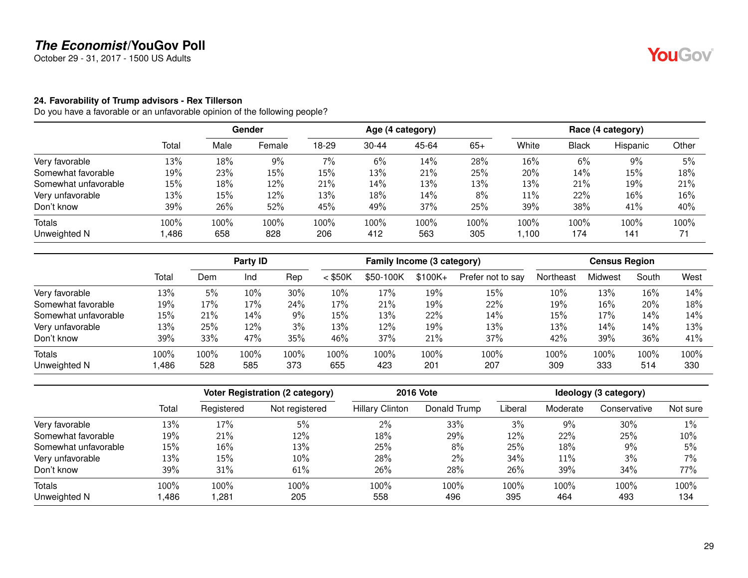**The Economist/YouGov Poll**
October 29 - 31, 2017 - 1500 US Adults

### 24. Favorability of Trump advisors - Rex Tillerson

Do you have a favorable or an unfavorable opinion of the following people?

| | Total | Gender | | Age (4 category) | | | | Race (4 category) | | | |
|---|---|---|---|---|---|---|---|---|---|---|---|
| | | Male | Female | 18-29 | 30-44 | 45-64 | 65+ | White | Black | Hispanic | Other |
| Very favorable | 13% | 18% | 9% | 7% | 6% | 14% | 28% | 16% | 6% | 9% | 5% |
| Somewhat favorable | 19% | 23% | 15% | 15% | 13% | 21% | 25% | 20% | 14% | 15% | 18% |
| Somewhat unfavorable | 15% | 18% | 12% | 21% | 14% | 13% | 13% | 13% | 21% | 19% | 21% |
| Very unfavorable | 13% | 15% | 12% | 13% | 18% | 14% | 8% | 11% | 22% | 16% | 16% |
| Don't know | 39% | 26% | 52% | 45% | 49% | 37% | 25% | 39% | 38% | 41% | 40% |
| Totals | 100% | 100% | 100% | 100% | 100% | 100% | 100% | 100% | 100% | 100% | 100% |
| Unweighted N | 1,486 | 658 | 828 | 206 | 412 | 563 | 305 | 1,100 | 174 | 141 | 71 |

| | Total | Party ID | | | Family Income (3 category) | | | | Census Region | | | |
|---|---|---|---|---|---|---|---|---|---|---|---|---|
| | | Dem | Ind | Rep | < $50K | $50-100K | $100K+ | Prefer not to say | Northeast | Midwest | South | West |
| Very favorable | 13% | 5% | 10% | 30% | 10% | 17% | 19% | 15% | 10% | 13% | 16% | 14% |
| Somewhat favorable | 19% | 17% | 17% | 24% | 17% | 21% | 19% | 22% | 19% | 16% | 20% | 18% |
| Somewhat unfavorable | 15% | 21% | 14% | 9% | 15% | 13% | 22% | 14% | 15% | 17% | 14% | 14% |
| Very unfavorable | 13% | 25% | 12% | 3% | 13% | 12% | 19% | 13% | 13% | 14% | 14% | 13% |
| Don't know | 39% | 33% | 47% | 35% | 46% | 37% | 21% | 37% | 42% | 39% | 36% | 41% |
| Totals | 100% | 100% | 100% | 100% | 100% | 100% | 100% | 100% | 100% | 100% | 100% | 100% |
| Unweighted N | 1,486 | 528 | 585 | 373 | 655 | 423 | 201 | 207 | 309 | 333 | 514 | 330 |

| | Total | Voter Registration (2 category) | | 2016 Vote | | Ideology (3 category) | | | |
|---|---|---|---|---|---|---|---|---|---|
| | | Registered | Not registered | Hillary Clinton | Donald Trump | Liberal | Moderate | Conservative | Not sure |
| Very favorable | 13% | 17% | 5% | 2% | 33% | 3% | 9% | 30% | 1% |
| Somewhat favorable | 19% | 21% | 12% | 18% | 29% | 12% | 22% | 25% | 10% |
| Somewhat unfavorable | 15% | 16% | 13% | 25% | 8% | 25% | 18% | 9% | 5% |
| Very unfavorable | 13% | 15% | 10% | 28% | 2% | 34% | 11% | 3% | 7% |
| Don't know | 39% | 31% | 61% | 26% | 28% | 26% | 39% | 34% | 77% |
| Totals | 100% | 100% | 100% | 100% | 100% | 100% | 100% | 100% | 100% |
| Unweighted N | 1,486 | 1,281 | 205 | 558 | 496 | 395 | 464 | 493 | 134 |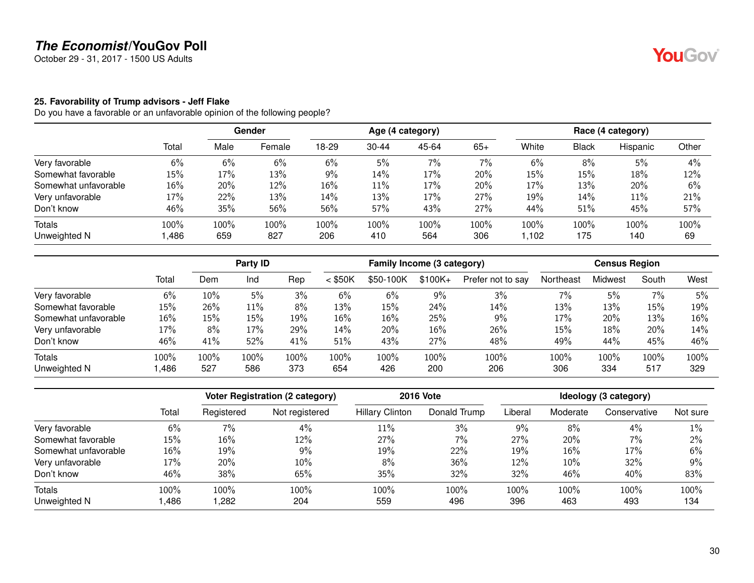## 25. Favorability of Trump advisors - Jeff Flake

Do you have a favorable or an unfavorable opinion of the following people?

| | Total | Gender | | Age (4 category) | | | | Race (4 category) | | | |
|---|---|---|---|---|---|---|---|---|---|---|---|
| | | Male | Female | 18-29 | 30-44 | 45-64 | 65+ | White | Black | Hispanic | Other |
| Very favorable | 6% | 6% | 6% | 6% | 5% | 7% | 7% | 6% | 8% | 5% | 4% |
| Somewhat favorable | 15% | 17% | 13% | 9% | 14% | 17% | 20% | 15% | 15% | 18% | 12% |
| Somewhat unfavorable | 16% | 20% | 12% | 16% | 11% | 17% | 20% | 17% | 13% | 20% | 6% |
| Very unfavorable | 17% | 22% | 13% | 14% | 13% | 17% | 27% | 19% | 14% | 11% | 21% |
| Don't know | 46% | 35% | 56% | 56% | 57% | 43% | 27% | 44% | 51% | 45% | 57% |
| Totals | 100% | 100% | 100% | 100% | 100% | 100% | 100% | 100% | 100% | 100% | 100% |
| Unweighted N | 1,486 | 659 | 827 | 206 | 410 | 564 | 306 | 1,102 | 175 | 140 | 69 |

| | Total | Party ID | | | Family Income (3 category) | | | | Census Region | | | |
|---|---|---|---|---|---|---|---|---|---|---|---|---|
| | | Dem | Ind | Rep | < $50K | $50-100K | $100K+ | Prefer not to say | Northeast | Midwest | South | West |
| Very favorable | 6% | 10% | 5% | 3% | 6% | 6% | 9% | 3% | 7% | 5% | 7% | 5% |
| Somewhat favorable | 15% | 26% | 11% | 8% | 13% | 15% | 24% | 14% | 13% | 13% | 15% | 19% |
| Somewhat unfavorable | 16% | 15% | 15% | 19% | 16% | 16% | 25% | 9% | 17% | 20% | 13% | 16% |
| Very unfavorable | 17% | 8% | 17% | 29% | 14% | 20% | 16% | 26% | 15% | 18% | 20% | 14% |
| Don't know | 46% | 41% | 52% | 41% | 51% | 43% | 27% | 48% | 49% | 44% | 45% | 46% |
| Totals | 100% | 100% | 100% | 100% | 100% | 100% | 100% | 100% | 100% | 100% | 100% | 100% |
| Unweighted N | 1,486 | 527 | 586 | 373 | 654 | 426 | 200 | 206 | 306 | 334 | 517 | 329 |

| | Total | Voter Registration (2 category) | | 2016 Vote | | Ideology (3 category) | | | |
|---|---|---|---|---|---|---|---|---|---|
| | | Registered | Not registered | Hillary Clinton | Donald Trump | Liberal | Moderate | Conservative | Not sure |
| Very favorable | 6% | 7% | 4% | 11% | 3% | 9% | 8% | 4% | 1% |
| Somewhat favorable | 15% | 16% | 12% | 27% | 7% | 27% | 20% | 7% | 2% |
| Somewhat unfavorable | 16% | 19% | 9% | 19% | 22% | 19% | 16% | 17% | 6% |
| Very unfavorable | 17% | 20% | 10% | 8% | 36% | 12% | 10% | 32% | 9% |
| Don't know | 46% | 38% | 65% | 35% | 32% | 32% | 46% | 40% | 83% |
| Totals | 100% | 100% | 100% | 100% | 100% | 100% | 100% | 100% | 100% |
| Unweighted N | 1,486 | 1,282 | 204 | 559 | 496 | 396 | 463 | 493 | 134 |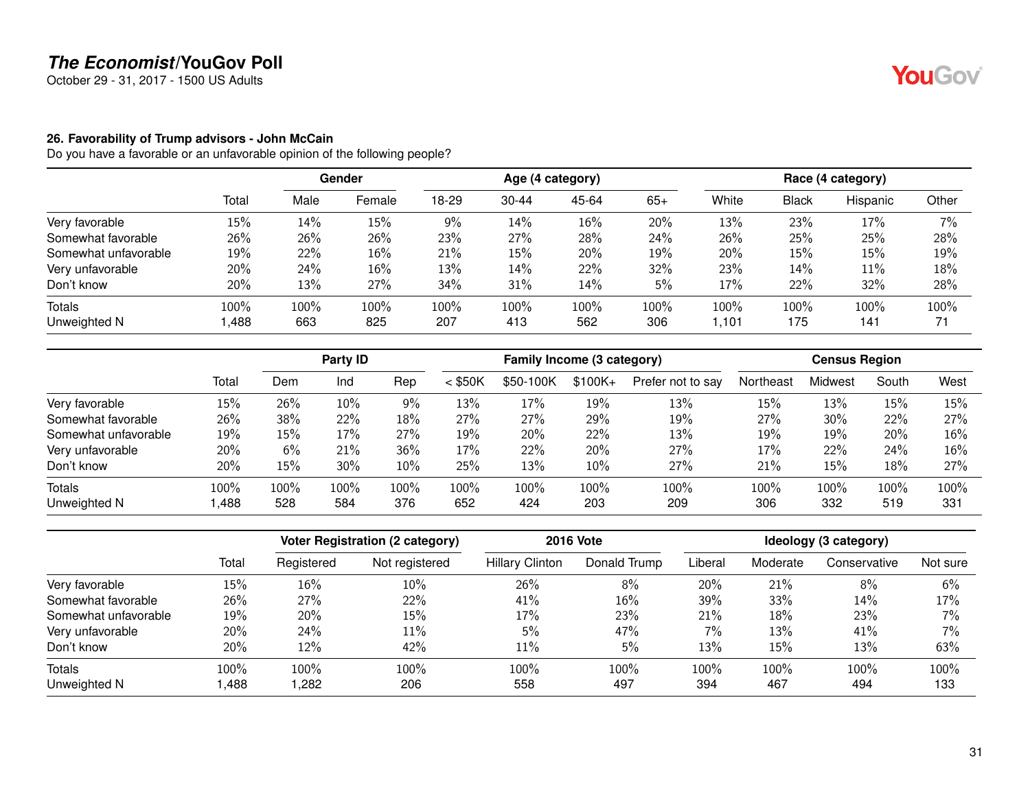## 26. Favorability of Trump advisors - John McCain

Do you have a favorable or an unfavorable opinion of the following people?

| | Total | Gender | | Age (4 category) | | | | Race (4 category) | | | |
|---|---|---|---|---|---|---|---|---|---|---|---|
| | | Male | Female | 18-29 | 30-44 | 45-64 | 65+ | White | Black | Hispanic | Other |
| Very favorable | 15% | 14% | 15% | 9% | 14% | 16% | 20% | 13% | 23% | 17% | 7% |
| Somewhat favorable | 26% | 26% | 26% | 23% | 27% | 28% | 24% | 26% | 25% | 25% | 28% |
| Somewhat unfavorable | 19% | 22% | 16% | 21% | 15% | 20% | 19% | 20% | 15% | 15% | 19% |
| Very unfavorable | 20% | 24% | 16% | 13% | 14% | 22% | 32% | 23% | 14% | 11% | 18% |
| Don't know | 20% | 13% | 27% | 34% | 31% | 14% | 5% | 17% | 22% | 32% | 28% |
| Totals | 100% | 100% | 100% | 100% | 100% | 100% | 100% | 100% | 100% | 100% | 100% |
| Unweighted N | 1,488 | 663 | 825 | 207 | 413 | 562 | 306 | 1,101 | 175 | 141 | 71 |

| | Total | Party ID | | | Family Income (3 category) | | | | Census Region | | | |
|---|---|---|---|---|---|---|---|---|---|---|---|---|
| | | Dem | Ind | Rep | < $50K | $50-100K | $100K+ | Prefer not to say | Northeast | Midwest | South | West |
| Very favorable | 15% | 26% | 10% | 9% | 13% | 17% | 19% | 13% | 15% | 13% | 15% | 15% |
| Somewhat favorable | 26% | 38% | 22% | 18% | 27% | 27% | 29% | 19% | 27% | 30% | 22% | 27% |
| Somewhat unfavorable | 19% | 15% | 17% | 27% | 19% | 20% | 22% | 13% | 19% | 19% | 20% | 16% |
| Very unfavorable | 20% | 6% | 21% | 36% | 17% | 22% | 20% | 27% | 17% | 22% | 24% | 16% |
| Don't know | 20% | 15% | 30% | 10% | 25% | 13% | 10% | 27% | 21% | 15% | 18% | 27% |
| Totals | 100% | 100% | 100% | 100% | 100% | 100% | 100% | 100% | 100% | 100% | 100% | 100% |
| Unweighted N | 1,488 | 528 | 584 | 376 | 652 | 424 | 203 | 209 | 306 | 332 | 519 | 331 |

| | Total | Voter Registration (2 category) | | 2016 Vote | | Ideology (3 category) | | | |
|---|---|---|---|---|---|---|---|---|---|
| | | Registered | Not registered | Hillary Clinton | Donald Trump | Liberal | Moderate | Conservative | Not sure |
| Very favorable | 15% | 16% | 10% | 26% | 8% | 20% | 21% | 8% | 6% |
| Somewhat favorable | 26% | 27% | 22% | 41% | 16% | 39% | 33% | 14% | 17% |
| Somewhat unfavorable | 19% | 20% | 15% | 17% | 23% | 21% | 18% | 23% | 7% |
| Very unfavorable | 20% | 24% | 11% | 5% | 47% | 7% | 13% | 41% | 7% |
| Don't know | 20% | 12% | 42% | 11% | 5% | 13% | 15% | 13% | 63% |
| Totals | 100% | 100% | 100% | 100% | 100% | 100% | 100% | 100% | 100% |
| Unweighted N | 1,488 | 1,282 | 206 | 558 | 497 | 394 | 467 | 494 | 133 |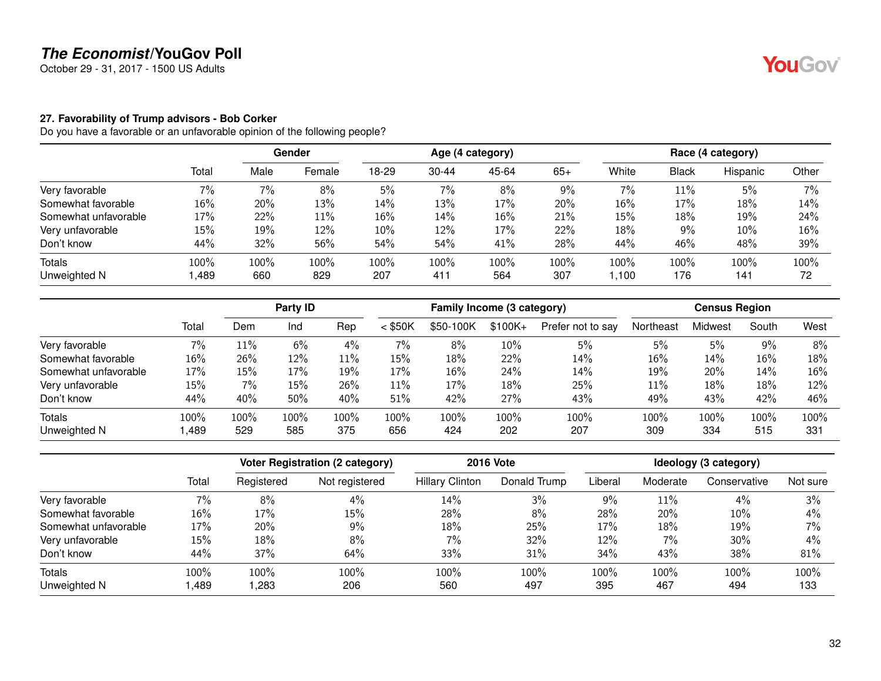## The Economist/YouGov Poll

October 29 - 31, 2017 - 1500 US Adults

### 27. Favorability of Trump advisors - Bob Corker

Do you have a favorable or an unfavorable opinion of the following people?

| | | Gender | | Age (4 category) | | | | Race (4 category) | | | |
|---|---|---|---|---|---|---|---|---|---|---|---|
| | Total | Male | Female | 18-29 | 30-44 | 45-64 | 65+ | White | Black | Hispanic | Other |
| Very favorable | 7% | 7% | 8% | 5% | 7% | 8% | 9% | 7% | 11% | 5% | 7% |
| Somewhat favorable | 16% | 20% | 13% | 14% | 13% | 17% | 20% | 16% | 17% | 18% | 14% |
| Somewhat unfavorable | 17% | 22% | 11% | 16% | 14% | 16% | 21% | 15% | 18% | 19% | 24% |
| Very unfavorable | 15% | 19% | 12% | 10% | 12% | 17% | 22% | 18% | 9% | 10% | 16% |
| Don't know | 44% | 32% | 56% | 54% | 54% | 41% | 28% | 44% | 46% | 48% | 39% |
| Totals | 100% | 100% | 100% | 100% | 100% | 100% | 100% | 100% | 100% | 100% | 100% |
| Unweighted N | 1,489 | 660 | 829 | 207 | 411 | 564 | 307 | 1,100 | 176 | 141 | 72 |

| | | Party ID | | | Family Income (3 category) | | | | Census Region | | | |
|---|---|---|---|---|---|---|---|---|---|---|---|---|
| | Total | Dem | Ind | Rep | < $50K | $50-100K | $100K+ | Prefer not to say | Northeast | Midwest | South | West |
| Very favorable | 7% | 11% | 6% | 4% | 7% | 8% | 10% | 5% | 5% | 5% | 9% | 8% |
| Somewhat favorable | 16% | 26% | 12% | 11% | 15% | 18% | 22% | 14% | 16% | 14% | 16% | 18% |
| Somewhat unfavorable | 17% | 15% | 17% | 19% | 17% | 16% | 24% | 14% | 19% | 20% | 14% | 16% |
| Very unfavorable | 15% | 7% | 15% | 26% | 11% | 17% | 18% | 25% | 11% | 18% | 18% | 12% |
| Don't know | 44% | 40% | 50% | 40% | 51% | 42% | 27% | 43% | 49% | 43% | 42% | 46% |
| Totals | 100% | 100% | 100% | 100% | 100% | 100% | 100% | 100% | 100% | 100% | 100% | 100% |
| Unweighted N | 1,489 | 529 | 585 | 375 | 656 | 424 | 202 | 207 | 309 | 334 | 515 | 331 |

| | | Voter Registration (2 category) | | 2016 Vote | | Ideology (3 category) | | | |
|---|---|---|---|---|---|---|---|---|---|
| | Total | Registered | Not registered | Hillary Clinton | Donald Trump | Liberal | Moderate | Conservative | Not sure |
| Very favorable | 7% | 8% | 4% | 14% | 3% | 9% | 11% | 4% | 3% |
| Somewhat favorable | 16% | 17% | 15% | 28% | 8% | 28% | 20% | 10% | 4% |
| Somewhat unfavorable | 17% | 20% | 9% | 18% | 25% | 17% | 18% | 19% | 7% |
| Very unfavorable | 15% | 18% | 8% | 7% | 32% | 12% | 7% | 30% | 4% |
| Don't know | 44% | 37% | 64% | 33% | 31% | 34% | 43% | 38% | 81% |
| Totals | 100% | 100% | 100% | 100% | 100% | 100% | 100% | 100% | 100% |
| Unweighted N | 1,489 | 1,283 | 206 | 560 | 497 | 395 | 467 | 494 | 133 |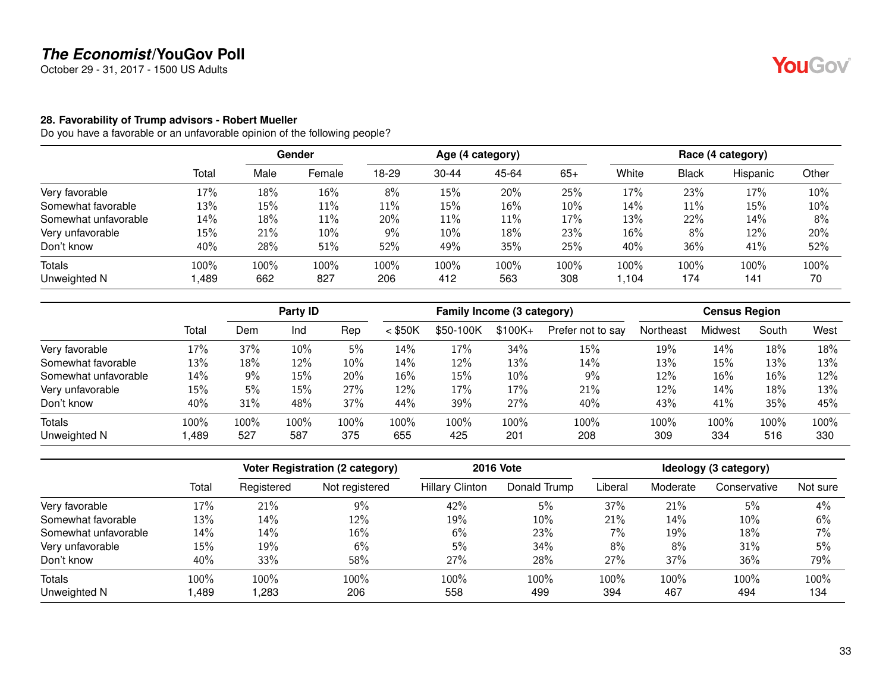**The Economist/YouGov Poll**
October 29 - 31, 2017 - 1500 US Adults

### 28. Favorability of Trump advisors - Robert Mueller

Do you have a favorable or an unfavorable opinion of the following people?

| | | Gender | | Age (4 category) | | | | Race (4 category) | | | |
|---|---|---|---|---|---|---|---|---|---|---|---|
| | Total | Male | Female | 18-29 | 30-44 | 45-64 | 65+ | White | Black | Hispanic | Other |
| Very favorable | 17% | 18% | 16% | 8% | 15% | 20% | 25% | 17% | 23% | 17% | 10% |
| Somewhat favorable | 13% | 15% | 11% | 11% | 15% | 16% | 10% | 14% | 11% | 15% | 10% |
| Somewhat unfavorable | 14% | 18% | 11% | 20% | 11% | 11% | 17% | 13% | 22% | 14% | 8% |
| Very unfavorable | 15% | 21% | 10% | 9% | 10% | 18% | 23% | 16% | 8% | 12% | 20% |
| Don't know | 40% | 28% | 51% | 52% | 49% | 35% | 25% | 40% | 36% | 41% | 52% |
| Totals | 100% | 100% | 100% | 100% | 100% | 100% | 100% | 100% | 100% | 100% | 100% |
| Unweighted N | 1,489 | 662 | 827 | 206 | 412 | 563 | 308 | 1,104 | 174 | 141 | 70 |

| | | Party ID | | | Family Income (3 category) | | | | Census Region | | | |
|---|---|---|---|---|---|---|---|---|---|---|---|---|
| | Total | Dem | Ind | Rep | < $50K | $50-100K | $100K+ | Prefer not to say | Northeast | Midwest | South | West |
| Very favorable | 17% | 37% | 10% | 5% | 14% | 17% | 34% | 15% | 19% | 14% | 18% | 18% |
| Somewhat favorable | 13% | 18% | 12% | 10% | 14% | 12% | 13% | 14% | 13% | 15% | 13% | 13% |
| Somewhat unfavorable | 14% | 9% | 15% | 20% | 16% | 15% | 10% | 9% | 12% | 16% | 16% | 12% |
| Very unfavorable | 15% | 5% | 15% | 27% | 12% | 17% | 17% | 21% | 12% | 14% | 18% | 13% |
| Don't know | 40% | 31% | 48% | 37% | 44% | 39% | 27% | 40% | 43% | 41% | 35% | 45% |
| Totals | 100% | 100% | 100% | 100% | 100% | 100% | 100% | 100% | 100% | 100% | 100% | 100% |
| Unweighted N | 1,489 | 527 | 587 | 375 | 655 | 425 | 201 | 208 | 309 | 334 | 516 | 330 |

| | | Voter Registration (2 category) | | 2016 Vote | | Ideology (3 category) | | | |
|---|---|---|---|---|---|---|---|---|---|
| | Total | Registered | Not registered | Hillary Clinton | Donald Trump | Liberal | Moderate | Conservative | Not sure |
| Very favorable | 17% | 21% | 9% | 42% | 5% | 37% | 21% | 5% | 4% |
| Somewhat favorable | 13% | 14% | 12% | 19% | 10% | 21% | 14% | 10% | 6% |
| Somewhat unfavorable | 14% | 14% | 16% | 6% | 23% | 7% | 19% | 18% | 7% |
| Very unfavorable | 15% | 19% | 6% | 5% | 34% | 8% | 8% | 31% | 5% |
| Don't know | 40% | 33% | 58% | 27% | 28% | 27% | 37% | 36% | 79% |
| Totals | 100% | 100% | 100% | 100% | 100% | 100% | 100% | 100% | 100% |
| Unweighted N | 1,489 | 1,283 | 206 | 558 | 499 | 394 | 467 | 494 | 134 |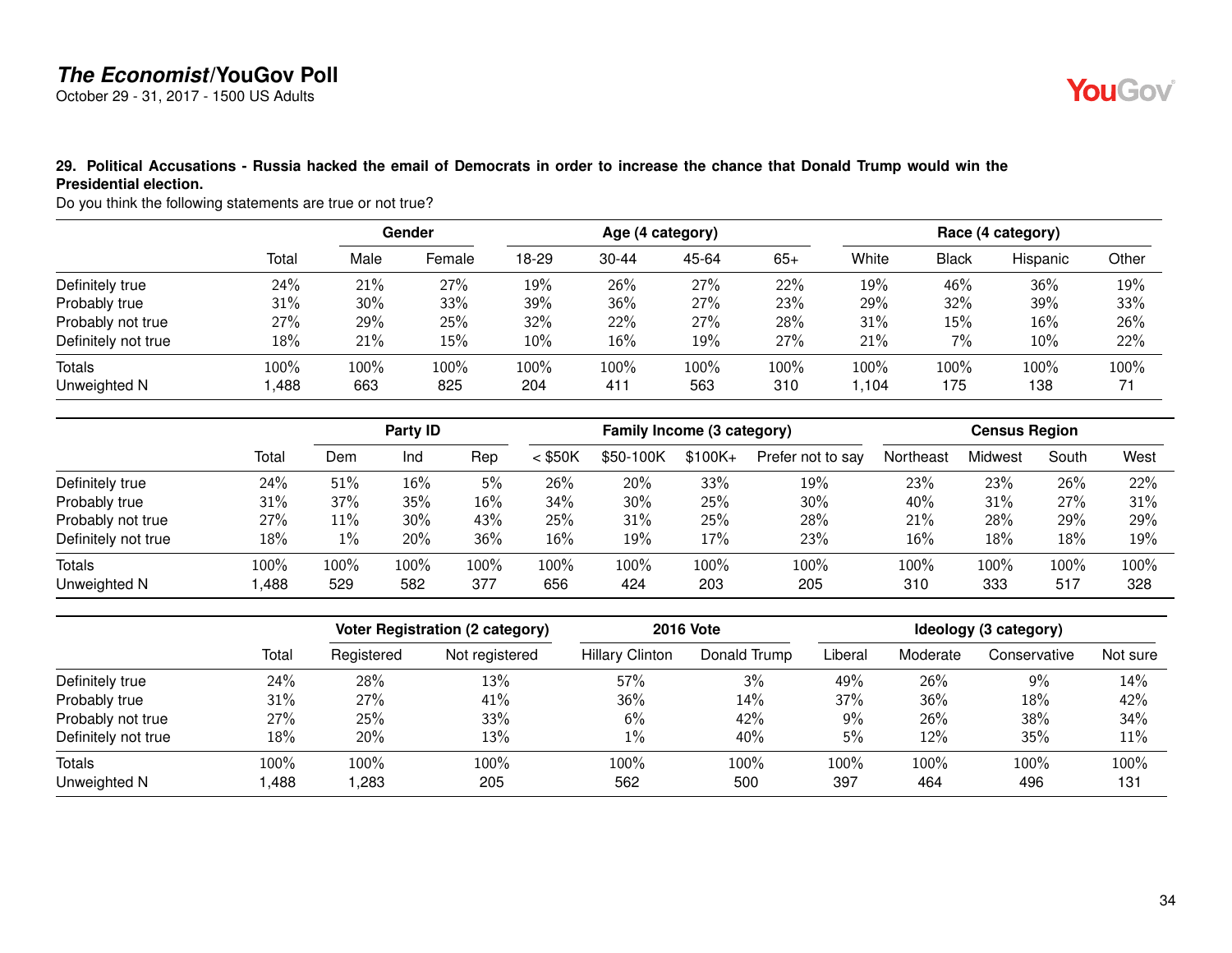## 29. Political Accusations - Russia hacked the email of Democrats in order to increase the chance that Donald Trump would win the Presidential election.

Do you think the following statements are true or not true?

| | | Gender | | Age (4 category) | | | | Race (4 category) | | | |
|---|---|---|---|---|---|---|---|---|---|---|---|
| | Total | Male | Female | 18-29 | 30-44 | 45-64 | 65+ | White | Black | Hispanic | Other |
| Definitely true | 24% | 21% | 27% | 19% | 26% | 27% | 22% | 19% | 46% | 36% | 19% |
| Probably true | 31% | 30% | 33% | 39% | 36% | 27% | 23% | 29% | 32% | 39% | 33% |
| Probably not true | 27% | 29% | 25% | 32% | 22% | 27% | 28% | 31% | 15% | 16% | 26% |
| Definitely not true | 18% | 21% | 15% | 10% | 16% | 19% | 27% | 21% | 7% | 10% | 22% |
| Totals | 100% | 100% | 100% | 100% | 100% | 100% | 100% | 100% | 100% | 100% | 100% |
| Unweighted N | 1,488 | 663 | 825 | 204 | 411 | 563 | 310 | 1,104 | 175 | 138 | 71 |

| | | Party ID | | | Family Income (3 category) | | | | Census Region | | | |
|---|---|---|---|---|---|---|---|---|---|---|---|---|
| | Total | Dem | Ind | Rep | < $50K | $50-100K | $100K+ | Prefer not to say | Northeast | Midwest | South | West |
| Definitely true | 24% | 51% | 16% | 5% | 26% | 20% | 33% | 19% | 23% | 23% | 26% | 22% |
| Probably true | 31% | 37% | 35% | 16% | 34% | 30% | 25% | 30% | 40% | 31% | 27% | 31% |
| Probably not true | 27% | 11% | 30% | 43% | 25% | 31% | 25% | 28% | 21% | 28% | 29% | 29% |
| Definitely not true | 18% | 1% | 20% | 36% | 16% | 19% | 17% | 23% | 16% | 18% | 18% | 19% |
| Totals | 100% | 100% | 100% | 100% | 100% | 100% | 100% | 100% | 100% | 100% | 100% | 100% |
| Unweighted N | 1,488 | 529 | 582 | 377 | 656 | 424 | 203 | 205 | 310 | 333 | 517 | 328 |

| | | Voter Registration (2 category) | | 2016 Vote | | Ideology (3 category) | | | |
|---|---|---|---|---|---|---|---|---|---|
| | Total | Registered | Not registered | Hillary Clinton | Donald Trump | Liberal | Moderate | Conservative | Not sure |
| Definitely true | 24% | 28% | 13% | 57% | 3% | 49% | 26% | 9% | 14% |
| Probably true | 31% | 27% | 41% | 36% | 14% | 37% | 36% | 18% | 42% |
| Probably not true | 27% | 25% | 33% | 6% | 42% | 9% | 26% | 38% | 34% |
| Definitely not true | 18% | 20% | 13% | 1% | 40% | 5% | 12% | 35% | 11% |
| Totals | 100% | 100% | 100% | 100% | 100% | 100% | 100% | 100% | 100% |
| Unweighted N | 1,488 | 1,283 | 205 | 562 | 500 | 397 | 464 | 496 | 131 |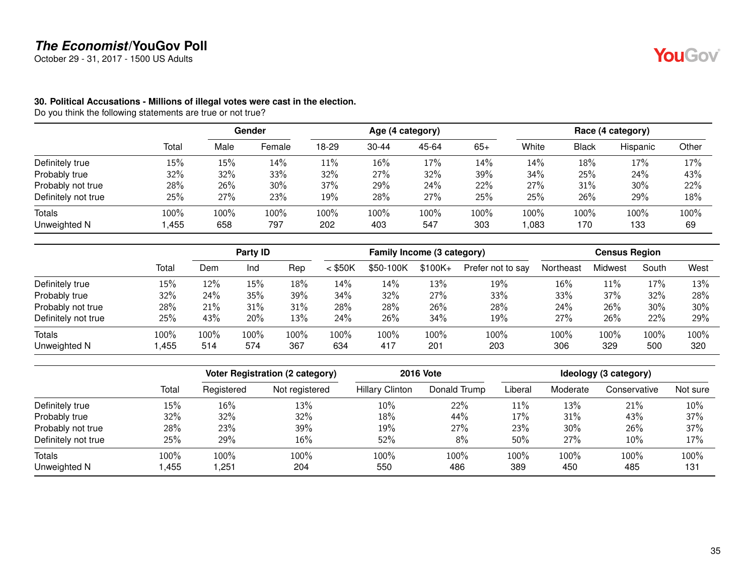**The Economist/YouGov Poll**

October 29 - 31, 2017 - 1500 US Adults

**30. Political Accusations - Millions of illegal votes were cast in the election.**

Do you think the following statements are true or not true?

| | | Gender | | Age (4 category) | | | | Race (4 category) | | | |
|---|---|---|---|---|---|---|---|---|---|---|---|
| | Total | Male | Female | 18-29 | 30-44 | 45-64 | 65+ | White | Black | Hispanic | Other |
| Definitely true | 15% | 15% | 14% | 11% | 16% | 17% | 14% | 14% | 18% | 17% | 17% |
| Probably true | 32% | 32% | 33% | 32% | 27% | 32% | 39% | 34% | 25% | 24% | 43% |
| Probably not true | 28% | 26% | 30% | 37% | 29% | 24% | 22% | 27% | 31% | 30% | 22% |
| Definitely not true | 25% | 27% | 23% | 19% | 28% | 27% | 25% | 25% | 26% | 29% | 18% |
| Totals | 100% | 100% | 100% | 100% | 100% | 100% | 100% | 100% | 100% | 100% | 100% |
| Unweighted N | 1,455 | 658 | 797 | 202 | 403 | 547 | 303 | 1,083 | 170 | 133 | 69 |

| | | Party ID | | | Family Income (3 category) | | | | Census Region | | | |
|---|---|---|---|---|---|---|---|---|---|---|---|---|
| | Total | Dem | Ind | Rep | < $50K | $50-100K | $100K+ | Prefer not to say | Northeast | Midwest | South | West |
| Definitely true | 15% | 12% | 15% | 18% | 14% | 14% | 13% | 19% | 16% | 11% | 17% | 13% |
| Probably true | 32% | 24% | 35% | 39% | 34% | 32% | 27% | 33% | 33% | 37% | 32% | 28% |
| Probably not true | 28% | 21% | 31% | 31% | 28% | 28% | 26% | 28% | 24% | 26% | 30% | 30% |
| Definitely not true | 25% | 43% | 20% | 13% | 24% | 26% | 34% | 19% | 27% | 26% | 22% | 29% |
| Totals | 100% | 100% | 100% | 100% | 100% | 100% | 100% | 100% | 100% | 100% | 100% | 100% |
| Unweighted N | 1,455 | 514 | 574 | 367 | 634 | 417 | 201 | 203 | 306 | 329 | 500 | 320 |

| | | Voter Registration (2 category) | | 2016 Vote | | Ideology (3 category) | | | |
|---|---|---|---|---|---|---|---|---|---|
| | Total | Registered | Not registered | Hillary Clinton | Donald Trump | Liberal | Moderate | Conservative | Not sure |
| Definitely true | 15% | 16% | 13% | 10% | 22% | 11% | 13% | 21% | 10% |
| Probably true | 32% | 32% | 32% | 18% | 44% | 17% | 31% | 43% | 37% |
| Probably not true | 28% | 23% | 39% | 19% | 27% | 23% | 30% | 26% | 37% |
| Definitely not true | 25% | 29% | 16% | 52% | 8% | 50% | 27% | 10% | 17% |
| Totals | 100% | 100% | 100% | 100% | 100% | 100% | 100% | 100% | 100% |
| Unweighted N | 1,455 | 1,251 | 204 | 550 | 486 | 389 | 450 | 485 | 131 |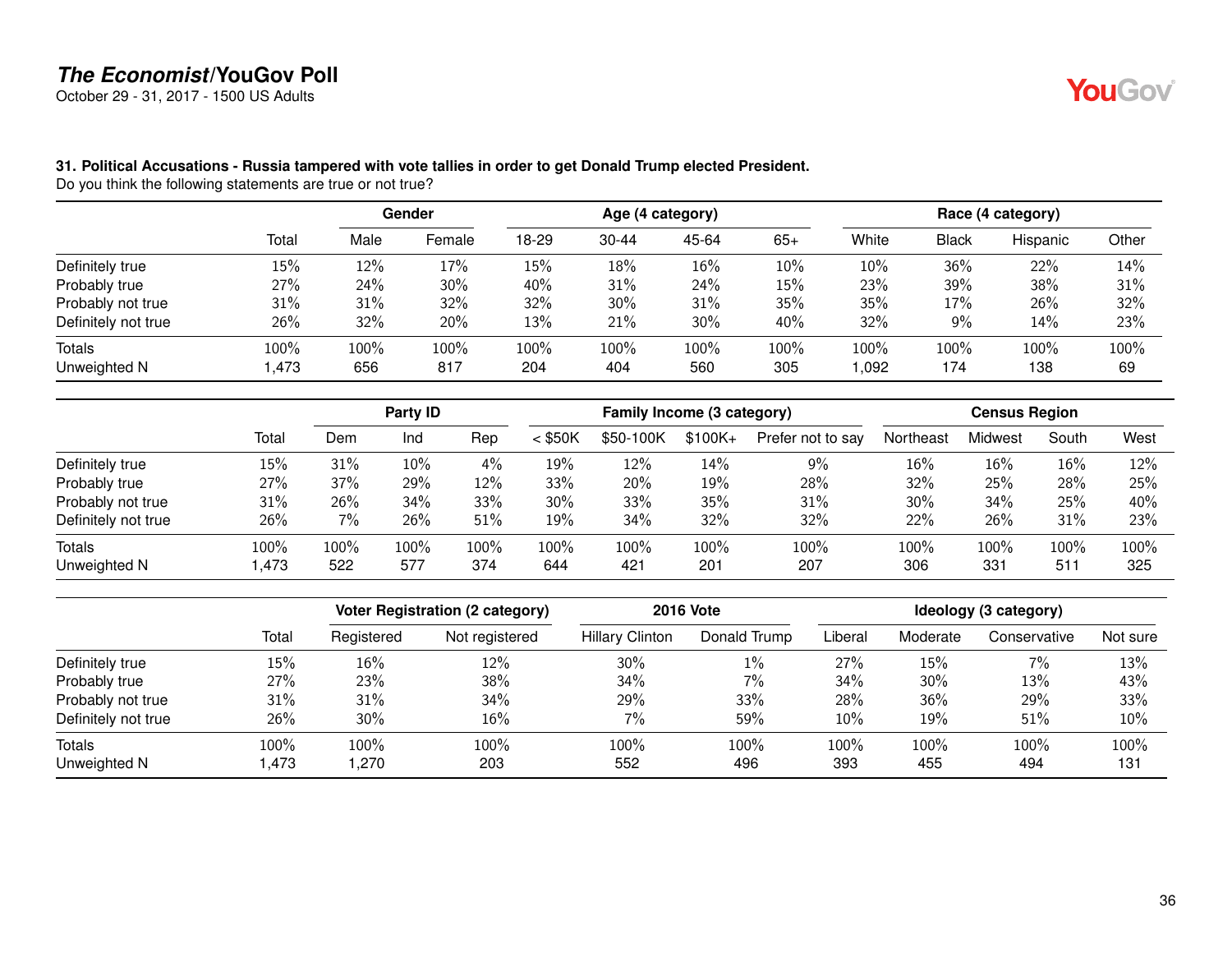**31. Political Accusations - Russia tampered with vote tallies in order to get Donald Trump elected President.**
Do you think the following statements are true or not true?

| | | Gender | | Age (4 category) | | | | Race (4 category) | | | |
|---|---|---|---|---|---|---|---|---|---|---|---|
| | Total | Male | Female | 18-29 | 30-44 | 45-64 | 65+ | White | Black | Hispanic | Other |
| Definitely true | 15% | 12% | 17% | 15% | 18% | 16% | 10% | 10% | 36% | 22% | 14% |
| Probably true | 27% | 24% | 30% | 40% | 31% | 24% | 15% | 23% | 39% | 38% | 31% |
| Probably not true | 31% | 31% | 32% | 32% | 30% | 31% | 35% | 35% | 17% | 26% | 32% |
| Definitely not true | 26% | 32% | 20% | 13% | 21% | 30% | 40% | 32% | 9% | 14% | 23% |
| Totals | 100% | 100% | 100% | 100% | 100% | 100% | 100% | 100% | 100% | 100% | 100% |
| Unweighted N | 1,473 | 656 | 817 | 204 | 404 | 560 | 305 | 1,092 | 174 | 138 | 69 |

| | | Party ID | | | Family Income (3 category) | | | | Census Region | | | |
|---|---|---|---|---|---|---|---|---|---|---|---|---|
| | Total | Dem | Ind | Rep | < $50K | $50-100K | $100K+ | Prefer not to say | Northeast | Midwest | South | West |
| Definitely true | 15% | 31% | 10% | 4% | 19% | 12% | 14% | 9% | 16% | 16% | 16% | 12% |
| Probably true | 27% | 37% | 29% | 12% | 33% | 20% | 19% | 28% | 32% | 25% | 28% | 25% |
| Probably not true | 31% | 26% | 34% | 33% | 30% | 33% | 35% | 31% | 30% | 34% | 25% | 40% |
| Definitely not true | 26% | 7% | 26% | 51% | 19% | 34% | 32% | 32% | 22% | 26% | 31% | 23% |
| Totals | 100% | 100% | 100% | 100% | 100% | 100% | 100% | 100% | 100% | 100% | 100% | 100% |
| Unweighted N | 1,473 | 522 | 577 | 374 | 644 | 421 | 201 | 207 | 306 | 331 | 511 | 325 |

| | | Voter Registration (2 category) | | 2016 Vote | | Ideology (3 category) | | | |
|---|---|---|---|---|---|---|---|---|---|
| | Total | Registered | Not registered | Hillary Clinton | Donald Trump | Liberal | Moderate | Conservative | Not sure |
| Definitely true | 15% | 16% | 12% | 30% | 1% | 27% | 15% | 7% | 13% |
| Probably true | 27% | 23% | 38% | 34% | 7% | 34% | 30% | 13% | 43% |
| Probably not true | 31% | 31% | 34% | 29% | 33% | 28% | 36% | 29% | 33% |
| Definitely not true | 26% | 30% | 16% | 7% | 59% | 10% | 19% | 51% | 10% |
| Totals | 100% | 100% | 100% | 100% | 100% | 100% | 100% | 100% | 100% |
| Unweighted N | 1,473 | 1,270 | 203 | 552 | 496 | 393 | 455 | 494 | 131 |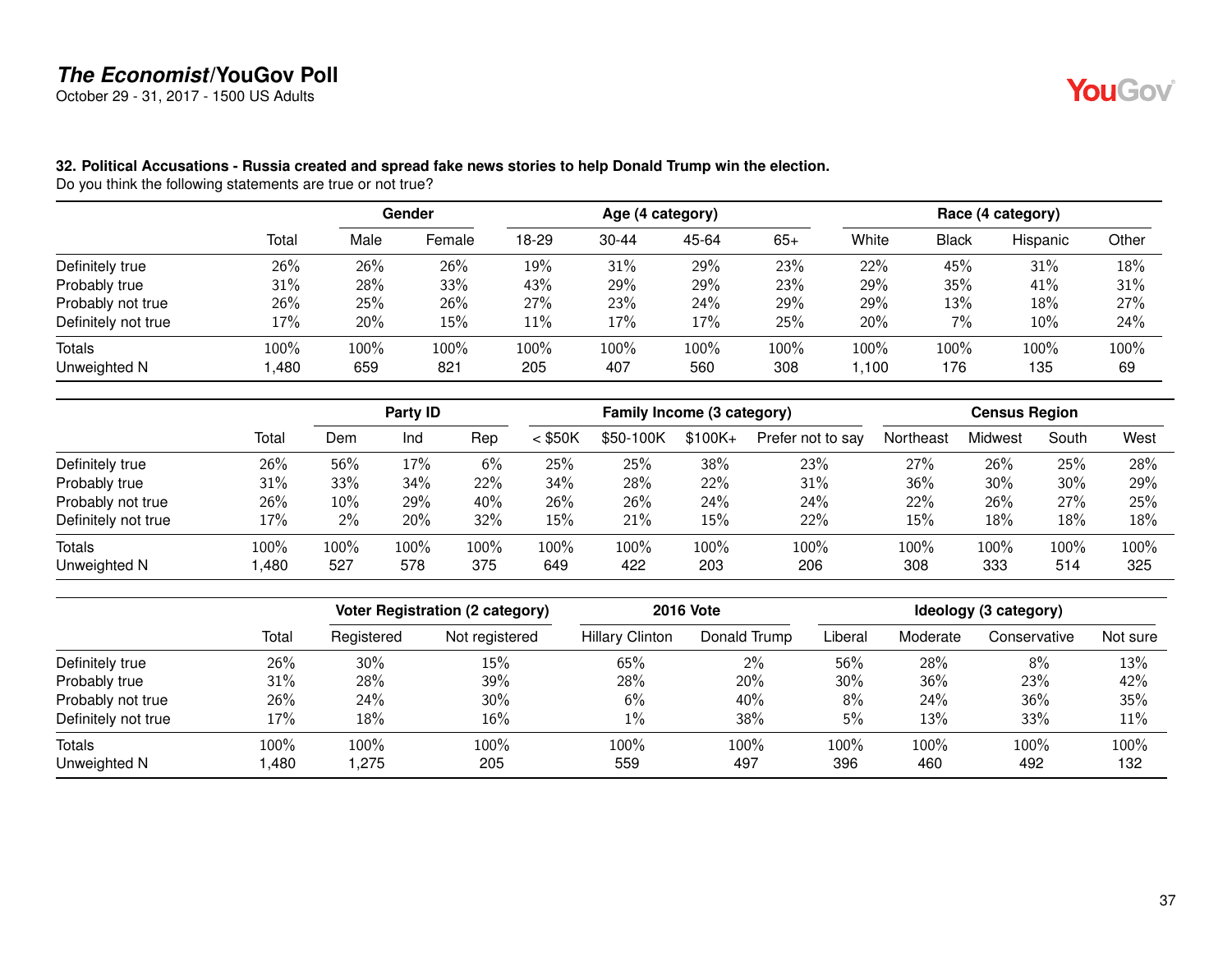**32. Political Accusations - Russia created and spread fake news stories to help Donald Trump win the election.**
Do you think the following statements are true or not true?

| | Total | Gender | | Age (4 category) | | | | Race (4 category) | | | |
|---|---|---|---|---|---|---|---|---|---|---|---|
| | | Male | Female | 18-29 | 30-44 | 45-64 | 65+ | White | Black | Hispanic | Other |
| Definitely true | 26% | 26% | 26% | 19% | 31% | 29% | 23% | 22% | 45% | 31% | 18% |
| Probably true | 31% | 28% | 33% | 43% | 29% | 29% | 23% | 29% | 35% | 41% | 31% |
| Probably not true | 26% | 25% | 26% | 27% | 23% | 24% | 29% | 29% | 13% | 18% | 27% |
| Definitely not true | 17% | 20% | 15% | 11% | 17% | 17% | 25% | 20% | 7% | 10% | 24% |
| Totals | 100% | 100% | 100% | 100% | 100% | 100% | 100% | 100% | 100% | 100% | 100% |
| Unweighted N | 1,480 | 659 | 821 | 205 | 407 | 560 | 308 | 1,100 | 176 | 135 | 69 |

| | Total | Party ID | | | Family Income (3 category) | | | | Census Region | | | |
|---|---|---|---|---|---|---|---|---|---|---|---|---|
| | | Dem | Ind | Rep | < $50K | $50-100K | $100K+ | Prefer not to say | Northeast | Midwest | South | West |
| Definitely true | 26% | 56% | 17% | 6% | 25% | 25% | 38% | 23% | 27% | 26% | 25% | 28% |
| Probably true | 31% | 33% | 34% | 22% | 34% | 28% | 22% | 31% | 36% | 30% | 30% | 29% |
| Probably not true | 26% | 10% | 29% | 40% | 26% | 26% | 24% | 24% | 22% | 26% | 27% | 25% |
| Definitely not true | 17% | 2% | 20% | 32% | 15% | 21% | 15% | 22% | 15% | 18% | 18% | 18% |
| Totals | 100% | 100% | 100% | 100% | 100% | 100% | 100% | 100% | 100% | 100% | 100% | 100% |
| Unweighted N | 1,480 | 527 | 578 | 375 | 649 | 422 | 203 | 206 | 308 | 333 | 514 | 325 |

| | Total | Voter Registration (2 category) | | 2016 Vote | | Ideology (3 category) | | | |
|---|---|---|---|---|---|---|---|---|---|
| | | Registered | Not registered | Hillary Clinton | Donald Trump | Liberal | Moderate | Conservative | Not sure |
| Definitely true | 26% | 30% | 15% | 65% | 2% | 56% | 28% | 8% | 13% |
| Probably true | 31% | 28% | 39% | 28% | 20% | 30% | 36% | 23% | 42% |
| Probably not true | 26% | 24% | 30% | 6% | 40% | 8% | 24% | 36% | 35% |
| Definitely not true | 17% | 18% | 16% | 1% | 38% | 5% | 13% | 33% | 11% |
| Totals | 100% | 100% | 100% | 100% | 100% | 100% | 100% | 100% | 100% |
| Unweighted N | 1,480 | 1,275 | 205 | 559 | 497 | 396 | 460 | 492 | 132 |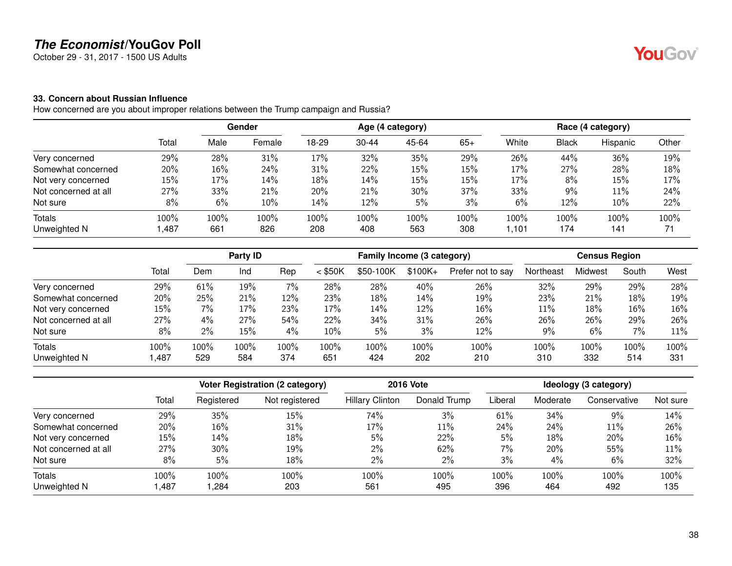**The Economist/YouGov Poll**
October 29 - 31, 2017 - 1500 US Adults

### 33. Concern about Russian Influence

How concerned are you about improper relations between the Trump campaign and Russia?

| | | Gender | | Age (4 category) | | | | Race (4 category) | | | |
|---|---|---|---|---|---|---|---|---|---|---|---|
| | Total | Male | Female | 18-29 | 30-44 | 45-64 | 65+ | White | Black | Hispanic | Other |
| Very concerned | 29% | 28% | 31% | 17% | 32% | 35% | 29% | 26% | 44% | 36% | 19% |
| Somewhat concerned | 20% | 16% | 24% | 31% | 22% | 15% | 15% | 17% | 27% | 28% | 18% |
| Not very concerned | 15% | 17% | 14% | 18% | 14% | 15% | 15% | 17% | 8% | 15% | 17% |
| Not concerned at all | 27% | 33% | 21% | 20% | 21% | 30% | 37% | 33% | 9% | 11% | 24% |
| Not sure | 8% | 6% | 10% | 14% | 12% | 5% | 3% | 6% | 12% | 10% | 22% |
| Totals | 100% | 100% | 100% | 100% | 100% | 100% | 100% | 100% | 100% | 100% | 100% |
| Unweighted N | 1,487 | 661 | 826 | 208 | 408 | 563 | 308 | 1,101 | 174 | 141 | 71 |

| | | Party ID | | | Family Income (3 category) | | | | Census Region | | | |
|---|---|---|---|---|---|---|---|---|---|---|---|---|
| | Total | Dem | Ind | Rep | < $50K | $50-100K | $100K+ | Prefer not to say | Northeast | Midwest | South | West |
| Very concerned | 29% | 61% | 19% | 7% | 28% | 28% | 40% | 26% | 32% | 29% | 29% | 28% |
| Somewhat concerned | 20% | 25% | 21% | 12% | 23% | 18% | 14% | 19% | 23% | 21% | 18% | 19% |
| Not very concerned | 15% | 7% | 17% | 23% | 17% | 14% | 12% | 16% | 11% | 18% | 16% | 16% |
| Not concerned at all | 27% | 4% | 27% | 54% | 22% | 34% | 31% | 26% | 26% | 26% | 29% | 26% |
| Not sure | 8% | 2% | 15% | 4% | 10% | 5% | 3% | 12% | 9% | 6% | 7% | 11% |
| Totals | 100% | 100% | 100% | 100% | 100% | 100% | 100% | 100% | 100% | 100% | 100% | 100% |
| Unweighted N | 1,487 | 529 | 584 | 374 | 651 | 424 | 202 | 210 | 310 | 332 | 514 | 331 |

| | | Voter Registration (2 category) | | 2016 Vote | | Ideology (3 category) | | | |
|---|---|---|---|---|---|---|---|---|---|
| | Total | Registered | Not registered | Hillary Clinton | Donald Trump | Liberal | Moderate | Conservative | Not sure |
| Very concerned | 29% | 35% | 15% | 74% | 3% | 61% | 34% | 9% | 14% |
| Somewhat concerned | 20% | 16% | 31% | 17% | 11% | 24% | 24% | 11% | 26% |
| Not very concerned | 15% | 14% | 18% | 5% | 22% | 5% | 18% | 20% | 16% |
| Not concerned at all | 27% | 30% | 19% | 2% | 62% | 7% | 20% | 55% | 11% |
| Not sure | 8% | 5% | 18% | 2% | 2% | 3% | 4% | 6% | 32% |
| Totals | 100% | 100% | 100% | 100% | 100% | 100% | 100% | 100% | 100% |
| Unweighted N | 1,487 | 1,284 | 203 | 561 | 495 | 396 | 464 | 492 | 135 |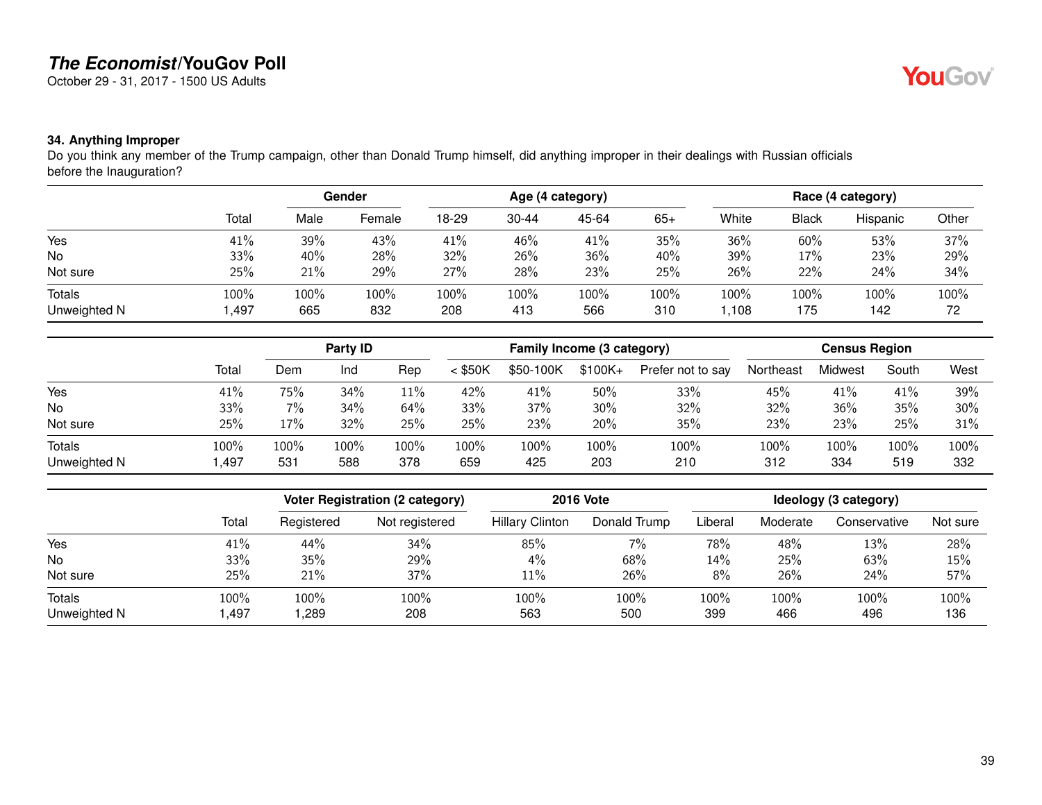# *The Economist*/YouGov Poll

October 29 - 31, 2017 - 1500 US Adults

### 34. Anything Improper

Do you think any member of the Trump campaign, other than Donald Trump himself, did anything improper in their dealings with Russian officials before the Inauguration?

| | | Gender | | Age (4 category) | | | | Race (4 category) | | | |
|---|---|---|---|---|---|---|---|---|---|---|---|
| | Total | Male | Female | 18-29 | 30-44 | 45-64 | 65+ | White | Black | Hispanic | Other |
| Yes | 41% | 39% | 43% | 41% | 46% | 41% | 35% | 36% | 60% | 53% | 37% |
| No | 33% | 40% | 28% | 32% | 26% | 36% | 40% | 39% | 17% | 23% | 29% |
| Not sure | 25% | 21% | 29% | 27% | 28% | 23% | 25% | 26% | 22% | 24% | 34% |
| Totals | 100% | 100% | 100% | 100% | 100% | 100% | 100% | 100% | 100% | 100% | 100% |
| Unweighted N | 1,497 | 665 | 832 | 208 | 413 | 566 | 310 | 1,108 | 175 | 142 | 72 |

| | | Party ID | | | Family Income (3 category) | | | | Census Region | | | |
|---|---|---|---|---|---|---|---|---|---|---|---|---|
| | Total | Dem | Ind | Rep | < $50K | $50-100K | $100K+ | Prefer not to say | Northeast | Midwest | South | West |
| Yes | 41% | 75% | 34% | 11% | 42% | 41% | 50% | 33% | 45% | 41% | 41% | 39% |
| No | 33% | 7% | 34% | 64% | 33% | 37% | 30% | 32% | 32% | 36% | 35% | 30% |
| Not sure | 25% | 17% | 32% | 25% | 25% | 23% | 20% | 35% | 23% | 23% | 25% | 31% |
| Totals | 100% | 100% | 100% | 100% | 100% | 100% | 100% | 100% | 100% | 100% | 100% | 100% |
| Unweighted N | 1,497 | 531 | 588 | 378 | 659 | 425 | 203 | 210 | 312 | 334 | 519 | 332 |

| | | Voter Registration (2 category) | | 2016 Vote | | Ideology (3 category) | | | |
|---|---|---|---|---|---|---|---|---|---|
| | Total | Registered | Not registered | Hillary Clinton | Donald Trump | Liberal | Moderate | Conservative | Not sure |
| Yes | 41% | 44% | 34% | 85% | 7% | 78% | 48% | 13% | 28% |
| No | 33% | 35% | 29% | 4% | 68% | 14% | 25% | 63% | 15% |
| Not sure | 25% | 21% | 37% | 11% | 26% | 8% | 26% | 24% | 57% |
| Totals | 100% | 100% | 100% | 100% | 100% | 100% | 100% | 100% | 100% |
| Unweighted N | 1,497 | 1,289 | 208 | 563 | 500 | 399 | 466 | 496 | 136 |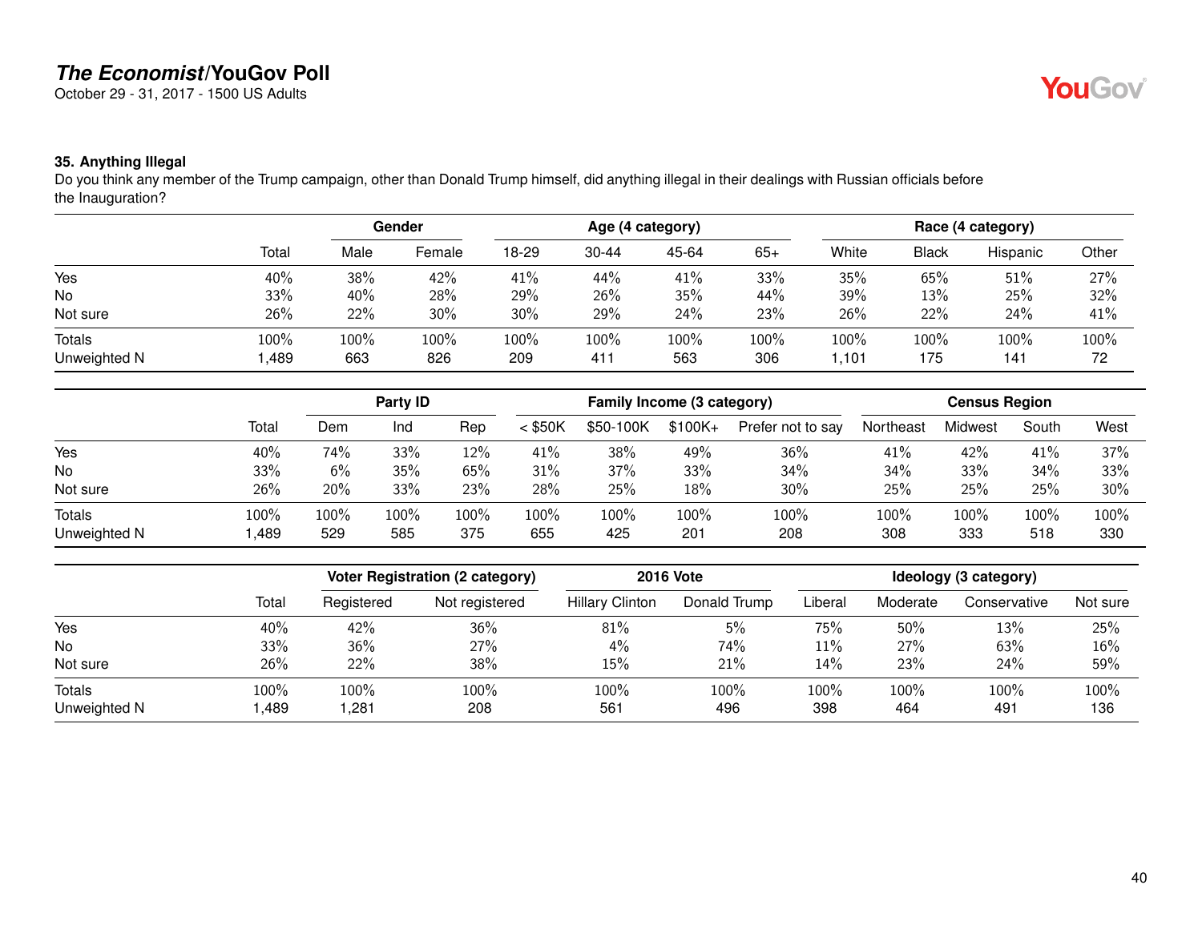# *The Economist*/YouGov Poll

October 29 - 31, 2017 - 1500 US Adults

### 35. Anything Illegal

Do you think any member of the Trump campaign, other than Donald Trump himself, did anything illegal in their dealings with Russian officials before the Inauguration?

| | | Gender | | Age (4 category) | | | | Race (4 category) | | | |
|---|---|---|---|---|---|---|---|---|---|---|---|
| | Total | Male | Female | 18-29 | 30-44 | 45-64 | 65+ | White | Black | Hispanic | Other |
| Yes | 40% | 38% | 42% | 41% | 44% | 41% | 33% | 35% | 65% | 51% | 27% |
| No | 33% | 40% | 28% | 29% | 26% | 35% | 44% | 39% | 13% | 25% | 32% |
| Not sure | 26% | 22% | 30% | 30% | 29% | 24% | 23% | 26% | 22% | 24% | 41% |
| Totals | 100% | 100% | 100% | 100% | 100% | 100% | 100% | 100% | 100% | 100% | 100% |
| Unweighted N | 1,489 | 663 | 826 | 209 | 411 | 563 | 306 | 1,101 | 175 | 141 | 72 |

| | | Party ID | | | Family Income (3 category) | | | | Census Region | | | |
|---|---|---|---|---|---|---|---|---|---|---|---|---|
| | Total | Dem | Ind | Rep | < $50K | $50-100K | $100K+ | Prefer not to say | Northeast | Midwest | South | West |
| Yes | 40% | 74% | 33% | 12% | 41% | 38% | 49% | 36% | 41% | 42% | 41% | 37% |
| No | 33% | 6% | 35% | 65% | 31% | 37% | 33% | 34% | 34% | 33% | 34% | 33% |
| Not sure | 26% | 20% | 33% | 23% | 28% | 25% | 18% | 30% | 25% | 25% | 25% | 30% |
| Totals | 100% | 100% | 100% | 100% | 100% | 100% | 100% | 100% | 100% | 100% | 100% | 100% |
| Unweighted N | 1,489 | 529 | 585 | 375 | 655 | 425 | 201 | 208 | 308 | 333 | 518 | 330 |

| | | Voter Registration (2 category) | | 2016 Vote | | Ideology (3 category) | | | |
|---|---|---|---|---|---|---|---|---|---|
| | Total | Registered | Not registered | Hillary Clinton | Donald Trump | Liberal | Moderate | Conservative | Not sure |
| Yes | 40% | 42% | 36% | 81% | 5% | 75% | 50% | 13% | 25% |
| No | 33% | 36% | 27% | 4% | 74% | 11% | 27% | 63% | 16% |
| Not sure | 26% | 22% | 38% | 15% | 21% | 14% | 23% | 24% | 59% |
| Totals | 100% | 100% | 100% | 100% | 100% | 100% | 100% | 100% | 100% |
| Unweighted N | 1,489 | 1,281 | 208 | 561 | 496 | 398 | 464 | 491 | 136 |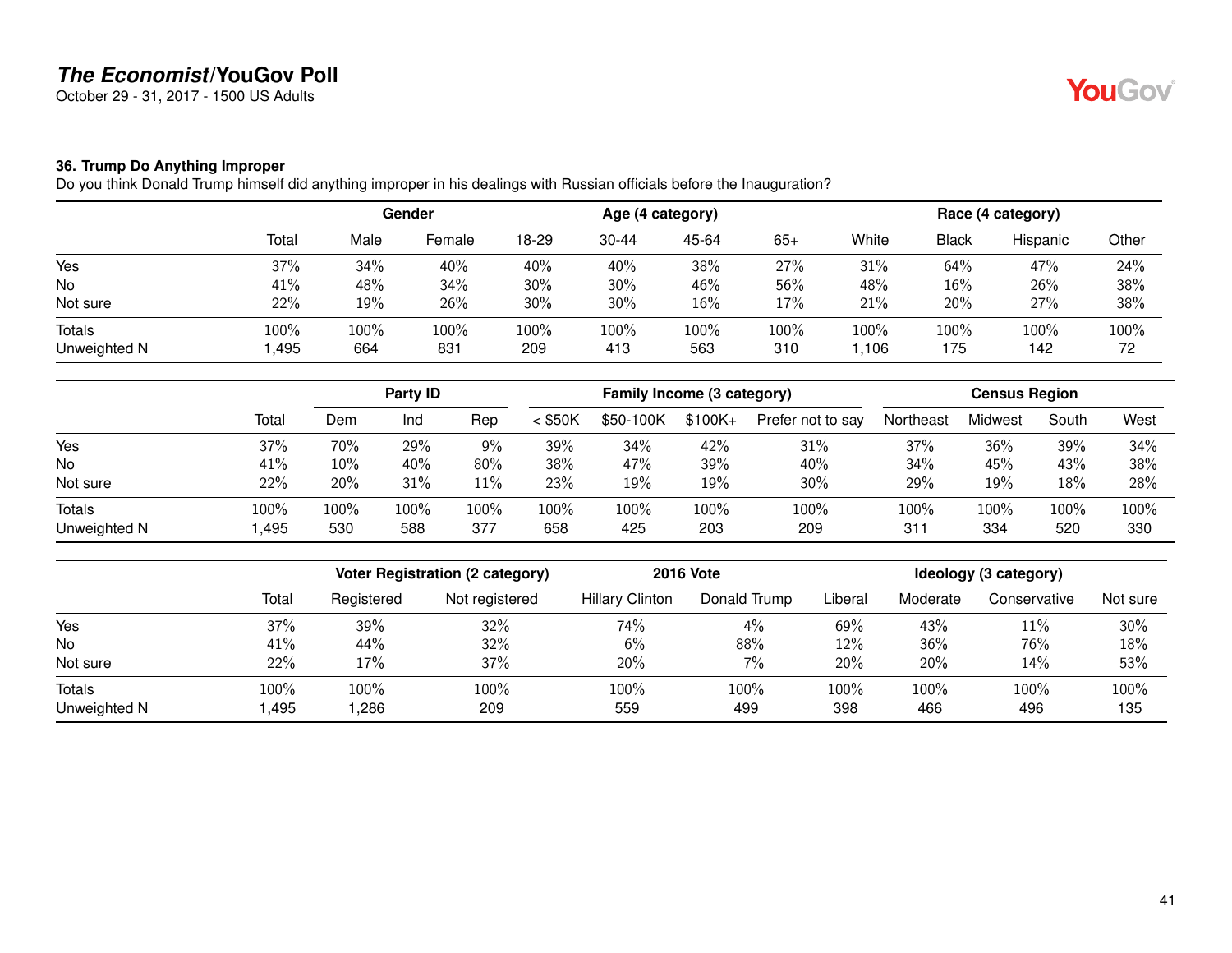**The Economist/YouGov Poll**
October 29 - 31, 2017 - 1500 US Adults

### 36. Trump Do Anything Improper

Do you think Donald Trump himself did anything improper in his dealings with Russian officials before the Inauguration?

| | Total | Gender | | Age (4 category) | | | | Race (4 category) | | | |
|---|---|---|---|---|---|---|---|---|---|---|---|
| | | Male | Female | 18-29 | 30-44 | 45-64 | 65+ | White | Black | Hispanic | Other |
| Yes | 37% | 34% | 40% | 40% | 40% | 38% | 27% | 31% | 64% | 47% | 24% |
| No | 41% | 48% | 34% | 30% | 30% | 46% | 56% | 48% | 16% | 26% | 38% |
| Not sure | 22% | 19% | 26% | 30% | 30% | 16% | 17% | 21% | 20% | 27% | 38% |
| Totals | 100% | 100% | 100% | 100% | 100% | 100% | 100% | 100% | 100% | 100% | 100% |
| Unweighted N | 1,495 | 664 | 831 | 209 | 413 | 563 | 310 | 1,106 | 175 | 142 | 72 |

| | Total | Party ID | | | Family Income (3 category) | | | | Census Region | | | |
|---|---|---|---|---|---|---|---|---|---|---|---|---|
| | | Dem | Ind | Rep | < $50K | $50-100K | $100K+ | Prefer not to say | Northeast | Midwest | South | West |
| Yes | 37% | 70% | 29% | 9% | 39% | 34% | 42% | 31% | 37% | 36% | 39% | 34% |
| No | 41% | 10% | 40% | 80% | 38% | 47% | 39% | 40% | 34% | 45% | 43% | 38% |
| Not sure | 22% | 20% | 31% | 11% | 23% | 19% | 19% | 30% | 29% | 19% | 18% | 28% |
| Totals | 100% | 100% | 100% | 100% | 100% | 100% | 100% | 100% | 100% | 100% | 100% | 100% |
| Unweighted N | 1,495 | 530 | 588 | 377 | 658 | 425 | 203 | 209 | 311 | 334 | 520 | 330 |

| | Total | Voter Registration (2 category) | | 2016 Vote | | Ideology (3 category) | | | |
|---|---|---|---|---|---|---|---|---|---|
| | | Registered | Not registered | Hillary Clinton | Donald Trump | Liberal | Moderate | Conservative | Not sure |
| Yes | 37% | 39% | 32% | 74% | 4% | 69% | 43% | 11% | 30% |
| No | 41% | 44% | 32% | 6% | 88% | 12% | 36% | 76% | 18% |
| Not sure | 22% | 17% | 37% | 20% | 7% | 20% | 20% | 14% | 53% |
| Totals | 100% | 100% | 100% | 100% | 100% | 100% | 100% | 100% | 100% |
| Unweighted N | 1,495 | 1,286 | 209 | 559 | 499 | 398 | 466 | 496 | 135 |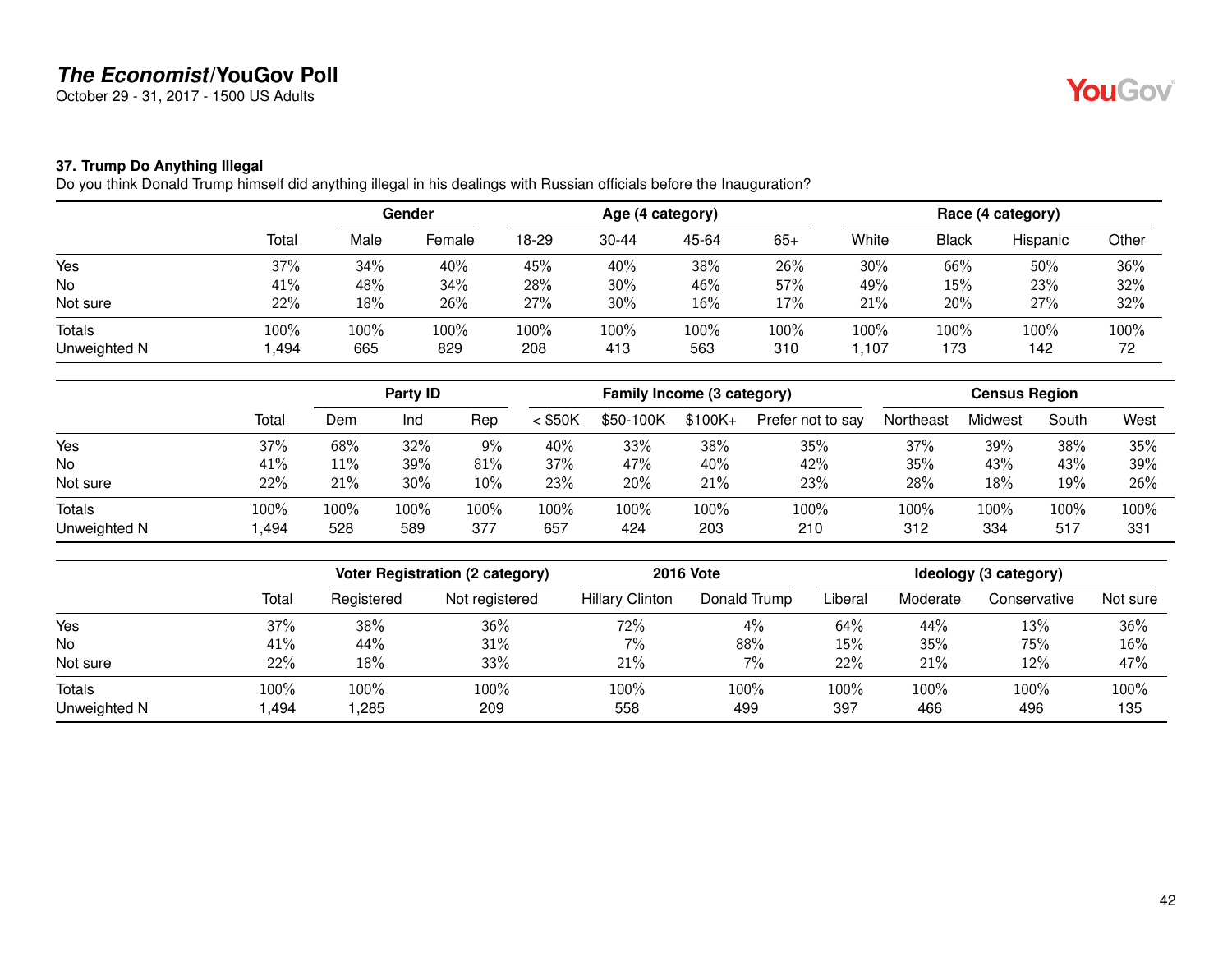# *The Economist*/YouGov Poll

October 29 - 31, 2017 - 1500 US Adults

### 37. Trump Do Anything Illegal

Do you think Donald Trump himself did anything illegal in his dealings with Russian officials before the Inauguration?

| | Total | Gender | | Age (4 category) | | | | Race (4 category) | | | |
|---|---|---|---|---|---|---|---|---|---|---|---|
| | | Male | Female | 18-29 | 30-44 | 45-64 | 65+ | White | Black | Hispanic | Other |
| Yes | 37% | 34% | 40% | 45% | 40% | 38% | 26% | 30% | 66% | 50% | 36% |
| No | 41% | 48% | 34% | 28% | 30% | 46% | 57% | 49% | 15% | 23% | 32% |
| Not sure | 22% | 18% | 26% | 27% | 30% | 16% | 17% | 21% | 20% | 27% | 32% |
| Totals | 100% | 100% | 100% | 100% | 100% | 100% | 100% | 100% | 100% | 100% | 100% |
| Unweighted N | 1,494 | 665 | 829 | 208 | 413 | 563 | 310 | 1,107 | 173 | 142 | 72 |

| | Total | Party ID | | | Family Income (3 category) | | | | Census Region | | | |
|---|---|---|---|---|---|---|---|---|---|---|---|---|
| | | Dem | Ind | Rep | < $50K | $50-100K | $100K+ | Prefer not to say | Northeast | Midwest | South | West |
| Yes | 37% | 68% | 32% | 9% | 40% | 33% | 38% | 35% | 37% | 39% | 38% | 35% |
| No | 41% | 11% | 39% | 81% | 37% | 47% | 40% | 42% | 35% | 43% | 43% | 39% |
| Not sure | 22% | 21% | 30% | 10% | 23% | 20% | 21% | 23% | 28% | 18% | 19% | 26% |
| Totals | 100% | 100% | 100% | 100% | 100% | 100% | 100% | 100% | 100% | 100% | 100% | 100% |
| Unweighted N | 1,494 | 528 | 589 | 377 | 657 | 424 | 203 | 210 | 312 | 334 | 517 | 331 |

| | Total | Voter Registration (2 category) | | 2016 Vote | | Ideology (3 category) | | | |
|---|---|---|---|---|---|---|---|---|---|
| | | Registered | Not registered | Hillary Clinton | Donald Trump | Liberal | Moderate | Conservative | Not sure |
| Yes | 37% | 38% | 36% | 72% | 4% | 64% | 44% | 13% | 36% |
| No | 41% | 44% | 31% | 7% | 88% | 15% | 35% | 75% | 16% |
| Not sure | 22% | 18% | 33% | 21% | 7% | 22% | 21% | 12% | 47% |
| Totals | 100% | 100% | 100% | 100% | 100% | 100% | 100% | 100% | 100% |
| Unweighted N | 1,494 | 1,285 | 209 | 558 | 499 | 397 | 466 | 496 | 135 |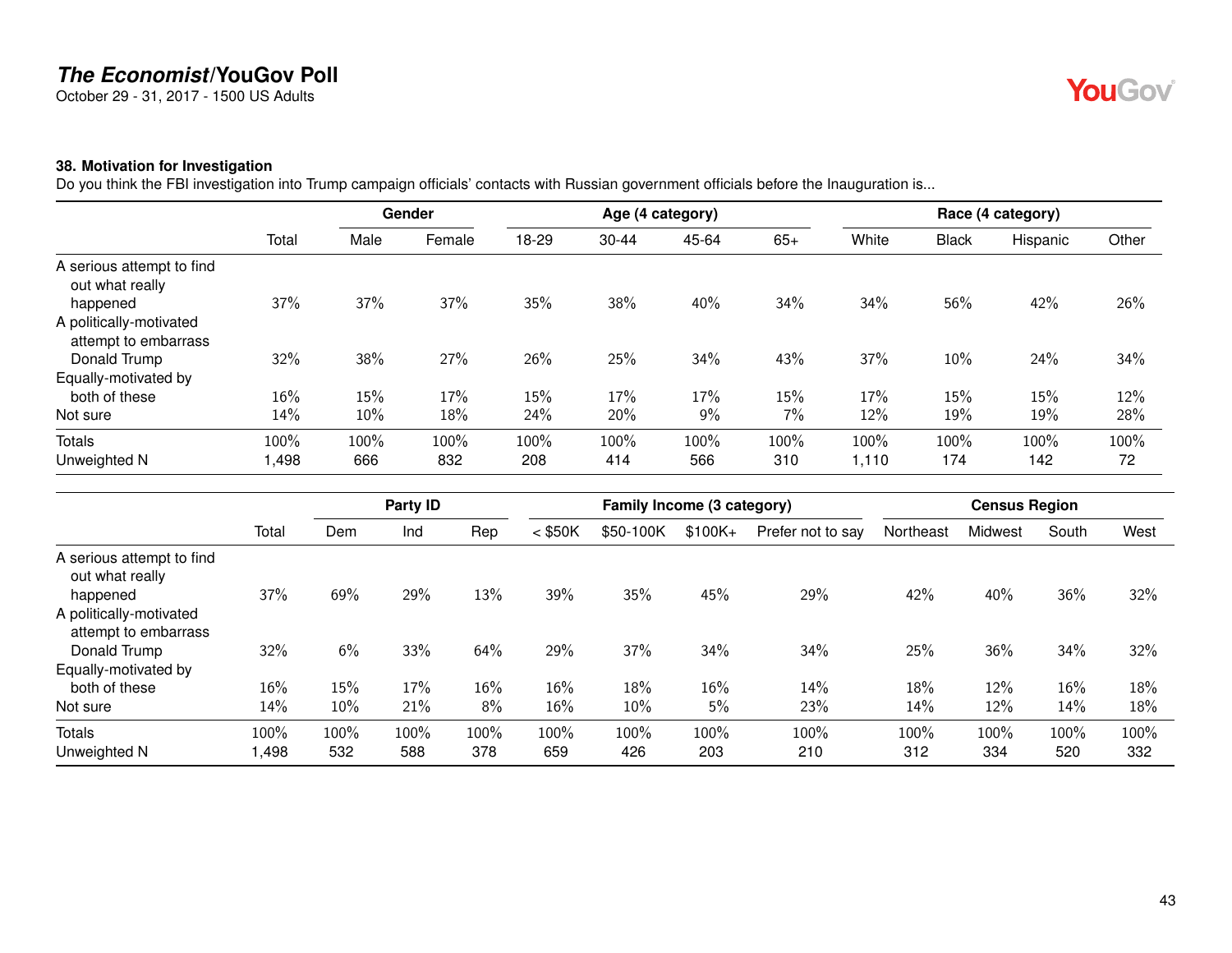# *The Economist*/YouGov Poll

October 29 - 31, 2017 - 1500 US Adults

**38. Motivation for Investigation**

Do you think the FBI investigation into Trump campaign officials' contacts with Russian government officials before the Inauguration is...

| | | Gender | | Age (4 category) | | | | Race (4 category) | | | |
|---|---|---|---|---|---|---|---|---|---|---|---|
| | Total | Male | Female | 18-29 | 30-44 | 45-64 | 65+ | White | Black | Hispanic | Other |
| A serious attempt to find out what really happened | 37% | 37% | 37% | 35% | 38% | 40% | 34% | 34% | 56% | 42% | 26% |
| A politically-motivated attempt to embarrass Donald Trump | 32% | 38% | 27% | 26% | 25% | 34% | 43% | 37% | 10% | 24% | 34% |
| Equally-motivated by both of these | 16% | 15% | 17% | 15% | 17% | 17% | 15% | 17% | 15% | 15% | 12% |
| Not sure | 14% | 10% | 18% | 24% | 20% | 9% | 7% | 12% | 19% | 19% | 28% |
| Totals | 100% | 100% | 100% | 100% | 100% | 100% | 100% | 100% | 100% | 100% | 100% |
| Unweighted N | 1,498 | 666 | 832 | 208 | 414 | 566 | 310 | 1,110 | 174 | 142 | 72 |

| | | Party ID | | | Family Income (3 category) | | | | Census Region | | | |
|---|---|---|---|---|---|---|---|---|---|---|---|---|
| | Total | Dem | Ind | Rep | < $50K | $50-100K | $100K+ | Prefer not to say | Northeast | Midwest | South | West |
| A serious attempt to find out what really happened | 37% | 69% | 29% | 13% | 39% | 35% | 45% | 29% | 42% | 40% | 36% | 32% |
| A politically-motivated attempt to embarrass Donald Trump | 32% | 6% | 33% | 64% | 29% | 37% | 34% | 34% | 25% | 36% | 34% | 32% |
| Equally-motivated by both of these | 16% | 15% | 17% | 16% | 16% | 18% | 16% | 14% | 18% | 12% | 16% | 18% |
| Not sure | 14% | 10% | 21% | 8% | 16% | 10% | 5% | 23% | 14% | 12% | 14% | 18% |
| Totals | 100% | 100% | 100% | 100% | 100% | 100% | 100% | 100% | 100% | 100% | 100% | 100% |
| Unweighted N | 1,498 | 532 | 588 | 378 | 659 | 426 | 203 | 210 | 312 | 334 | 520 | 332 |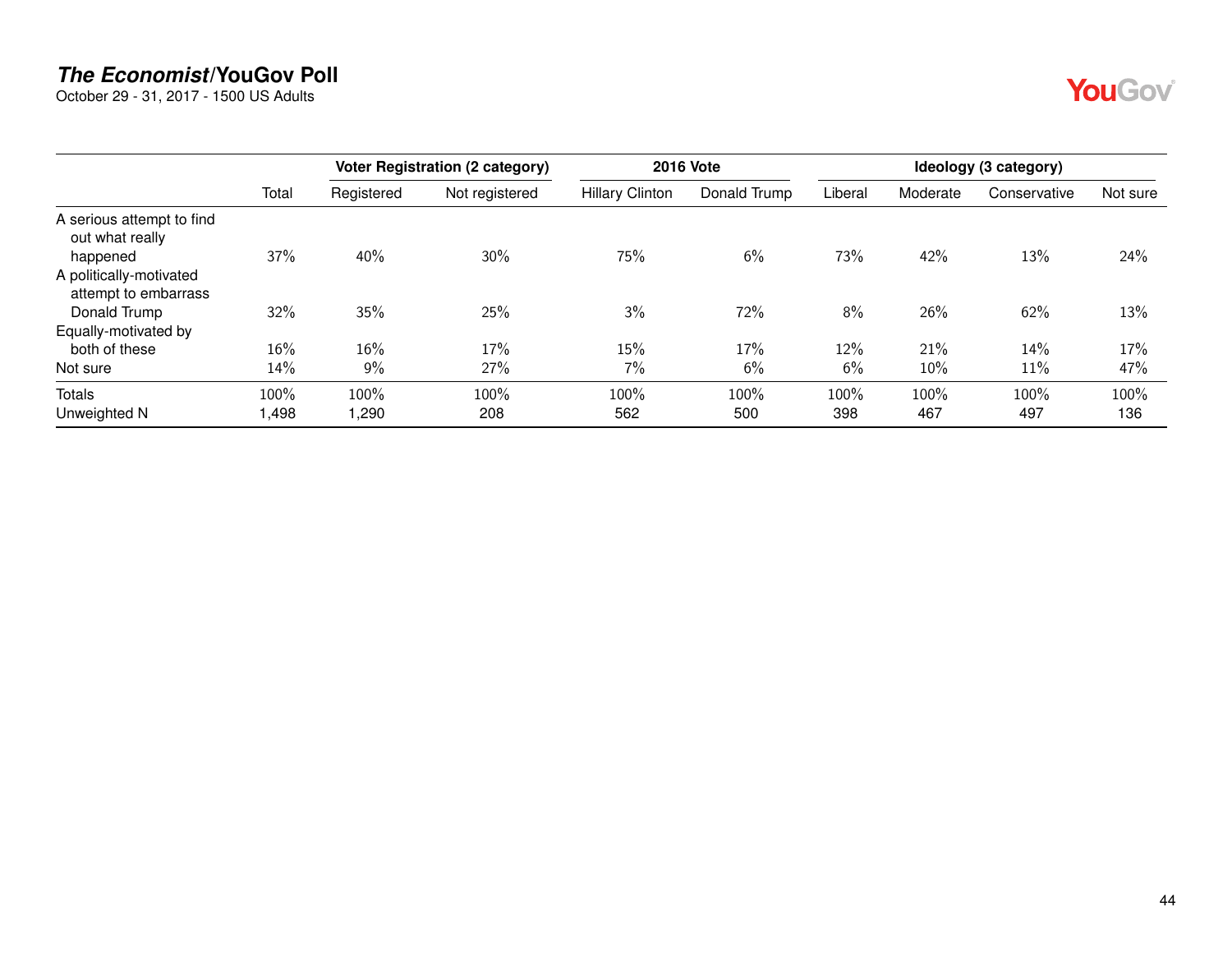## *The Economist*/YouGov Poll

October 29 - 31, 2017 - 1500 US Adults

| | | Voter Registration (2 category) | | 2016 Vote | | Ideology (3 category) | | | |
|---|---|---|---|---|---|---|---|---|---|
| | Total | Registered | Not registered | Hillary Clinton | Donald Trump | Liberal | Moderate | Conservative | Not sure |
| A serious attempt to find out what really happened | 37% | 40% | 30% | 75% | 6% | 73% | 42% | 13% | 24% |
| A politically-motivated attempt to embarrass Donald Trump | 32% | 35% | 25% | 3% | 72% | 8% | 26% | 62% | 13% |
| Equally-motivated by both of these | 16% | 16% | 17% | 15% | 17% | 12% | 21% | 14% | 17% |
| Not sure | 14% | 9% | 27% | 7% | 6% | 6% | 10% | 11% | 47% |
| Totals | 100% | 100% | 100% | 100% | 100% | 100% | 100% | 100% | 100% |
| Unweighted N | 1,498 | 1,290 | 208 | 562 | 500 | 398 | 467 | 497 | 136 |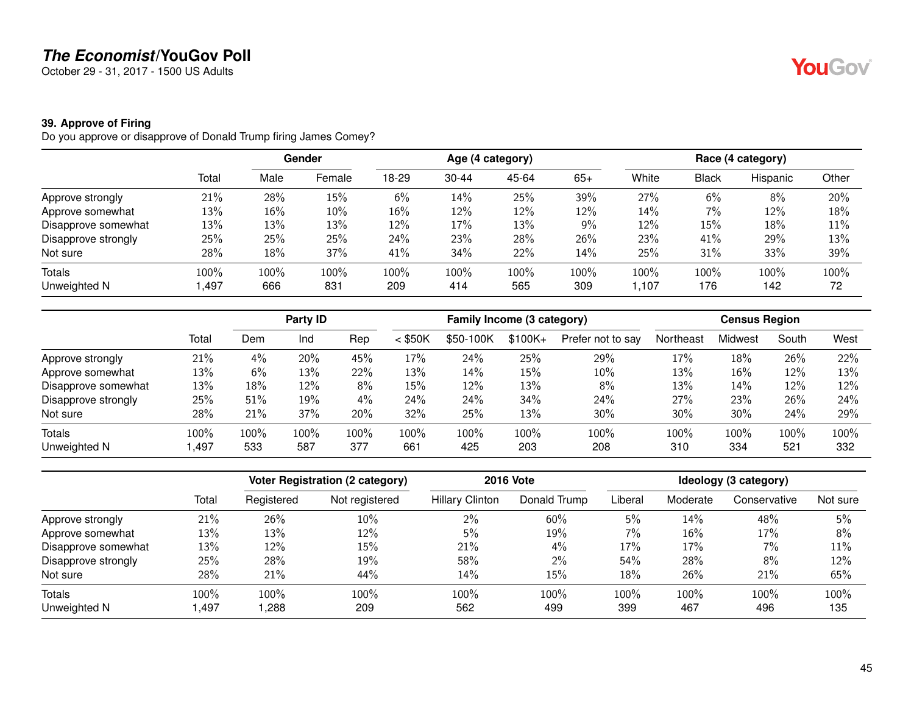### 39. Approve of Firing

Do you approve or disapprove of Donald Trump firing James Comey?

| | | Gender | | Age (4 category) | | | | Race (4 category) | | | |
|---|---|---|---|---|---|---|---|---|---|---|---|
| | Total | Male | Female | 18-29 | 30-44 | 45-64 | 65+ | White | Black | Hispanic | Other |
| Approve strongly | 21% | 28% | 15% | 6% | 14% | 25% | 39% | 27% | 6% | 8% | 20% |
| Approve somewhat | 13% | 16% | 10% | 16% | 12% | 12% | 12% | 14% | 7% | 12% | 18% |
| Disapprove somewhat | 13% | 13% | 13% | 12% | 17% | 13% | 9% | 12% | 15% | 18% | 11% |
| Disapprove strongly | 25% | 25% | 25% | 24% | 23% | 28% | 26% | 23% | 41% | 29% | 13% |
| Not sure | 28% | 18% | 37% | 41% | 34% | 22% | 14% | 25% | 31% | 33% | 39% |
| Totals | 100% | 100% | 100% | 100% | 100% | 100% | 100% | 100% | 100% | 100% | 100% |
| Unweighted N | 1,497 | 666 | 831 | 209 | 414 | 565 | 309 | 1,107 | 176 | 142 | 72 |

| | | Party ID | | | Family Income (3 category) | | | | Census Region | | | |
|---|---|---|---|---|---|---|---|---|---|---|---|---|
| | Total | Dem | Ind | Rep | < $50K | $50-100K | $100K+ | Prefer not to say | Northeast | Midwest | South | West |
| Approve strongly | 21% | 4% | 20% | 45% | 17% | 24% | 25% | 29% | 17% | 18% | 26% | 22% |
| Approve somewhat | 13% | 6% | 13% | 22% | 13% | 14% | 15% | 10% | 13% | 16% | 12% | 13% |
| Disapprove somewhat | 13% | 18% | 12% | 8% | 15% | 12% | 13% | 8% | 13% | 14% | 12% | 12% |
| Disapprove strongly | 25% | 51% | 19% | 4% | 24% | 24% | 34% | 24% | 27% | 23% | 26% | 24% |
| Not sure | 28% | 21% | 37% | 20% | 32% | 25% | 13% | 30% | 30% | 30% | 24% | 29% |
| Totals | 100% | 100% | 100% | 100% | 100% | 100% | 100% | 100% | 100% | 100% | 100% | 100% |
| Unweighted N | 1,497 | 533 | 587 | 377 | 661 | 425 | 203 | 208 | 310 | 334 | 521 | 332 |

| | | Voter Registration (2 category) | | 2016 Vote | | Ideology (3 category) | | | |
|---|---|---|---|---|---|---|---|---|---|
| | Total | Registered | Not registered | Hillary Clinton | Donald Trump | Liberal | Moderate | Conservative | Not sure |
| Approve strongly | 21% | 26% | 10% | 2% | 60% | 5% | 14% | 48% | 5% |
| Approve somewhat | 13% | 13% | 12% | 5% | 19% | 7% | 16% | 17% | 8% |
| Disapprove somewhat | 13% | 12% | 15% | 21% | 4% | 17% | 17% | 7% | 11% |
| Disapprove strongly | 25% | 28% | 19% | 58% | 2% | 54% | 28% | 8% | 12% |
| Not sure | 28% | 21% | 44% | 14% | 15% | 18% | 26% | 21% | 65% |
| Totals | 100% | 100% | 100% | 100% | 100% | 100% | 100% | 100% | 100% |
| Unweighted N | 1,497 | 1,288 | 209 | 562 | 499 | 399 | 467 | 496 | 135 |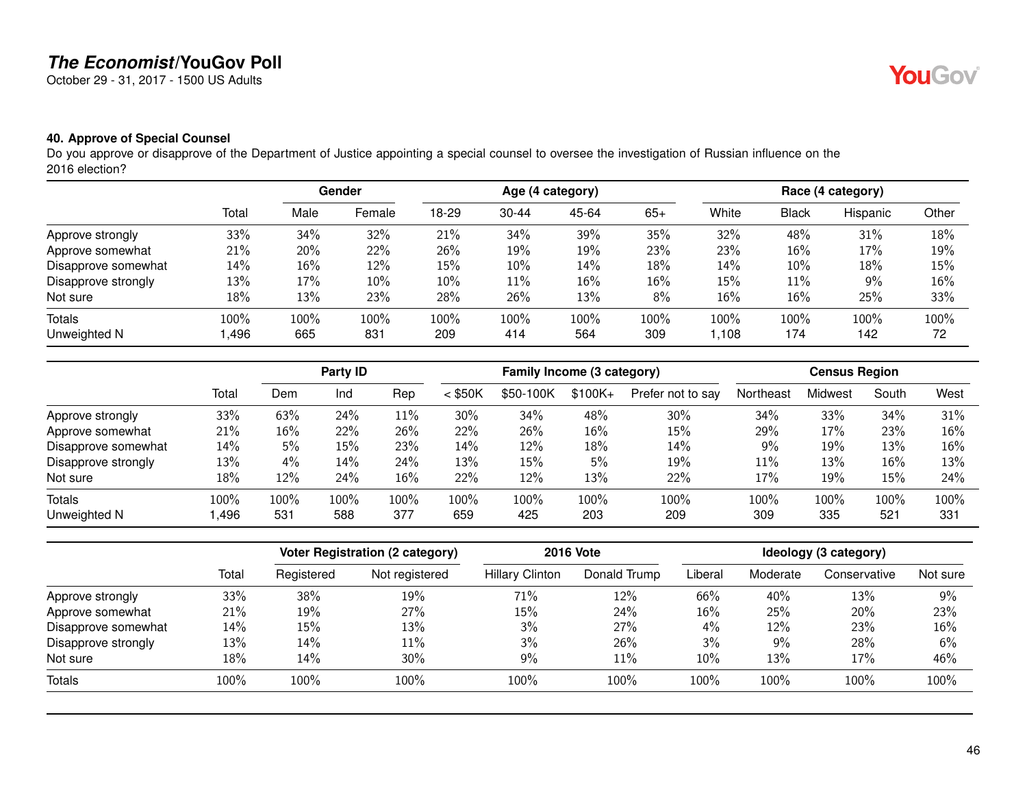# The Economist/YouGov Poll

October 29 - 31, 2017 - 1500 US Adults

### 40. Approve of Special Counsel

Do you approve or disapprove of the Department of Justice appointing a special counsel to oversee the investigation of Russian influence on the 2016 election?

| | | Gender | | Age (4 category) | | | | Race (4 category) | | | |
|---|---|---|---|---|---|---|---|---|---|---|---|
| | Total | Male | Female | 18-29 | 30-44 | 45-64 | 65+ | White | Black | Hispanic | Other |
| Approve strongly | 33% | 34% | 32% | 21% | 34% | 39% | 35% | 32% | 48% | 31% | 18% |
| Approve somewhat | 21% | 20% | 22% | 26% | 19% | 19% | 23% | 23% | 16% | 17% | 19% |
| Disapprove somewhat | 14% | 16% | 12% | 15% | 10% | 14% | 18% | 14% | 10% | 18% | 15% |
| Disapprove strongly | 13% | 17% | 10% | 10% | 11% | 16% | 16% | 15% | 11% | 9% | 16% |
| Not sure | 18% | 13% | 23% | 28% | 26% | 13% | 8% | 16% | 16% | 25% | 33% |
| Totals | 100% | 100% | 100% | 100% | 100% | 100% | 100% | 100% | 100% | 100% | 100% |
| Unweighted N | 1,496 | 665 | 831 | 209 | 414 | 564 | 309 | 1,108 | 174 | 142 | 72 |

| | | Party ID | | | Family Income (3 category) | | | | Census Region | | | |
|---|---|---|---|---|---|---|---|---|---|---|---|---|
| | Total | Dem | Ind | Rep | < $50K | $50-100K | $100K+ | Prefer not to say | Northeast | Midwest | South | West |
| Approve strongly | 33% | 63% | 24% | 11% | 30% | 34% | 48% | 30% | 34% | 33% | 34% | 31% |
| Approve somewhat | 21% | 16% | 22% | 26% | 22% | 26% | 16% | 15% | 29% | 17% | 23% | 16% |
| Disapprove somewhat | 14% | 5% | 15% | 23% | 14% | 12% | 18% | 14% | 9% | 19% | 13% | 16% |
| Disapprove strongly | 13% | 4% | 14% | 24% | 13% | 15% | 5% | 19% | 11% | 13% | 16% | 13% |
| Not sure | 18% | 12% | 24% | 16% | 22% | 12% | 13% | 22% | 17% | 19% | 15% | 24% |
| Totals | 100% | 100% | 100% | 100% | 100% | 100% | 100% | 100% | 100% | 100% | 100% | 100% |
| Unweighted N | 1,496 | 531 | 588 | 377 | 659 | 425 | 203 | 209 | 309 | 335 | 521 | 331 |

| | | Voter Registration (2 category) | | 2016 Vote | | Ideology (3 category) | | | |
|---|---|---|---|---|---|---|---|---|---|
| | Total | Registered | Not registered | Hillary Clinton | Donald Trump | Liberal | Moderate | Conservative | Not sure |
| Approve strongly | 33% | 38% | 19% | 71% | 12% | 66% | 40% | 13% | 9% |
| Approve somewhat | 21% | 19% | 27% | 15% | 24% | 16% | 25% | 20% | 23% |
| Disapprove somewhat | 14% | 15% | 13% | 3% | 27% | 4% | 12% | 23% | 16% |
| Disapprove strongly | 13% | 14% | 11% | 3% | 26% | 3% | 9% | 28% | 6% |
| Not sure | 18% | 14% | 30% | 9% | 11% | 10% | 13% | 17% | 46% |
| Totals | 100% | 100% | 100% | 100% | 100% | 100% | 100% | 100% | 100% |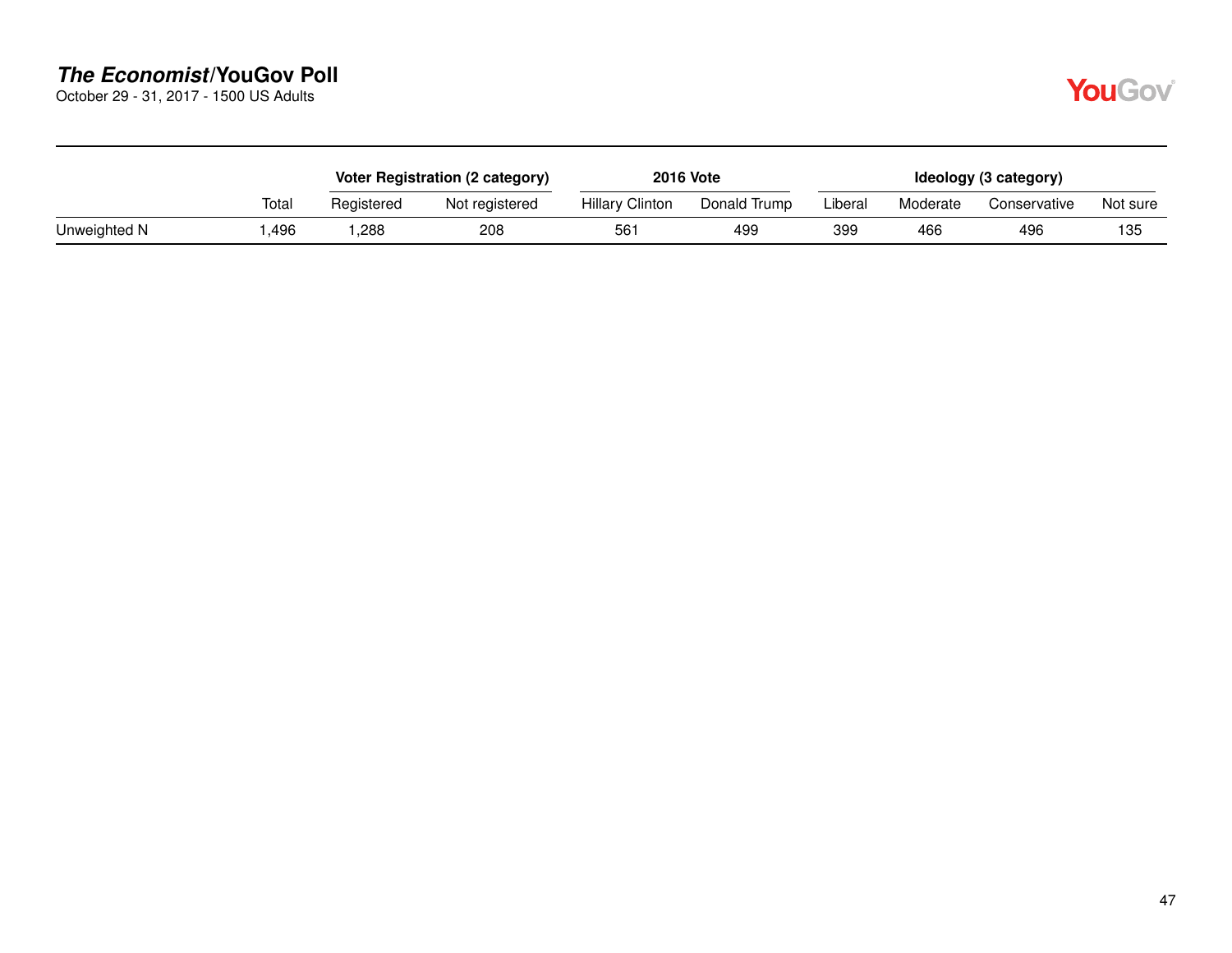| | Total | Voter Registration (2 category) | | 2016 Vote | | Ideology (3 category) | | | |
|---|---|---|---|---|---|---|---|---|---|
| | | Registered | Not registered | Hillary Clinton | Donald Trump | Liberal | Moderate | Conservative | Not sure |
| Unweighted N | 1,496 | 1,288 | 208 | 561 | 499 | 399 | 466 | 496 | 135 |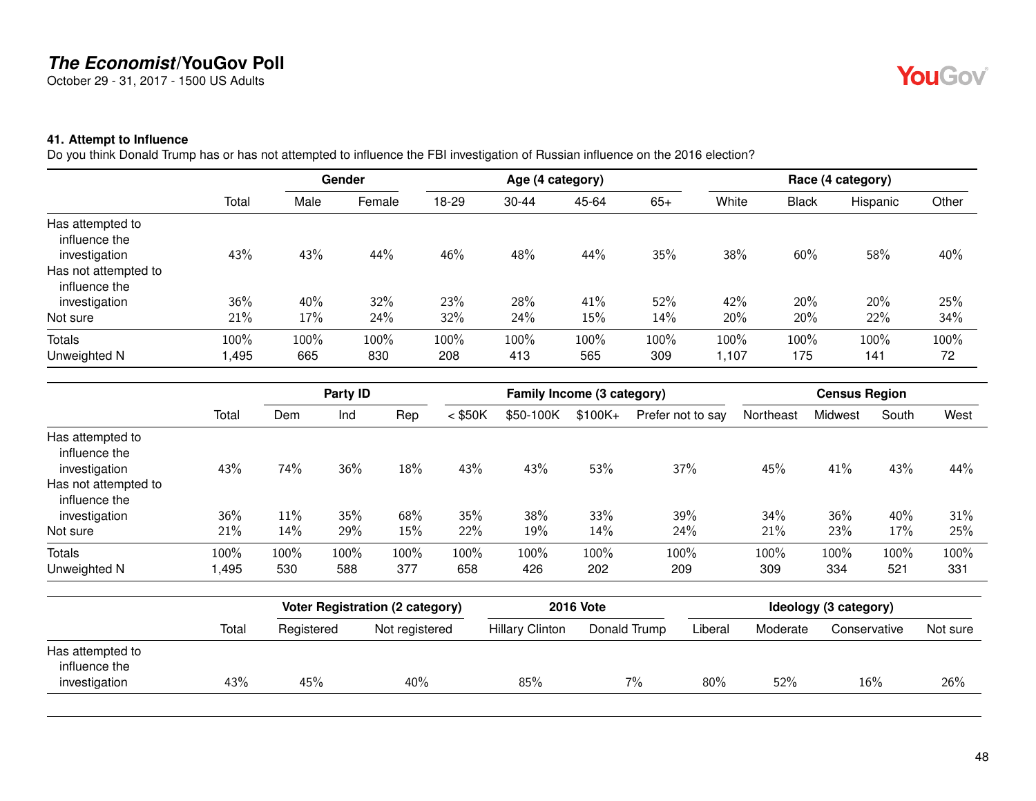## 41. Attempt to Influence

Do you think Donald Trump has or has not attempted to influence the FBI investigation of Russian influence on the 2016 election?

| | Total | Gender | | Age (4 category) | | | | Race (4 category) | | | |
|---|---|---|---|---|---|---|---|---|---|---|---|
| | | Male | Female | 18-29 | 30-44 | 45-64 | 65+ | White | Black | Hispanic | Other |
| Has attempted to influence the investigation | 43% | 43% | 44% | 46% | 48% | 44% | 35% | 38% | 60% | 58% | 40% |
| Has not attempted to influence the investigation | 36% | 40% | 32% | 23% | 28% | 41% | 52% | 42% | 20% | 20% | 25% |
| Not sure | 21% | 17% | 24% | 32% | 24% | 15% | 14% | 20% | 20% | 22% | 34% |
| Totals | 100% | 100% | 100% | 100% | 100% | 100% | 100% | 100% | 100% | 100% | 100% |
| Unweighted N | 1,495 | 665 | 830 | 208 | 413 | 565 | 309 | 1,107 | 175 | 141 | 72 |

| | Total | Party ID | | | Family Income (3 category) | | | | Census Region | | | |
|---|---|---|---|---|---|---|---|---|---|---|---|---|
| | | Dem | Ind | Rep | < $50K | $50-100K | $100K+ | Prefer not to say | Northeast | Midwest | South | West |
| Has attempted to influence the investigation | 43% | 74% | 36% | 18% | 43% | 43% | 53% | 37% | 45% | 41% | 43% | 44% |
| Has not attempted to influence the investigation | 36% | 11% | 35% | 68% | 35% | 38% | 33% | 39% | 34% | 36% | 40% | 31% |
| Not sure | 21% | 14% | 29% | 15% | 22% | 19% | 14% | 24% | 21% | 23% | 17% | 25% |
| Totals | 100% | 100% | 100% | 100% | 100% | 100% | 100% | 100% | 100% | 100% | 100% | 100% |
| Unweighted N | 1,495 | 530 | 588 | 377 | 658 | 426 | 202 | 209 | 309 | 334 | 521 | 331 |

| | Total | Voter Registration (2 category) | | 2016 Vote | | Ideology (3 category) | | | |
|---|---|---|---|---|---|---|---|---|---|
| | | Registered | Not registered | Hillary Clinton | Donald Trump | Liberal | Moderate | Conservative | Not sure |
| Has attempted to influence the investigation | 43% | 45% | 40% | 85% | 7% | 80% | 52% | 16% | 26% |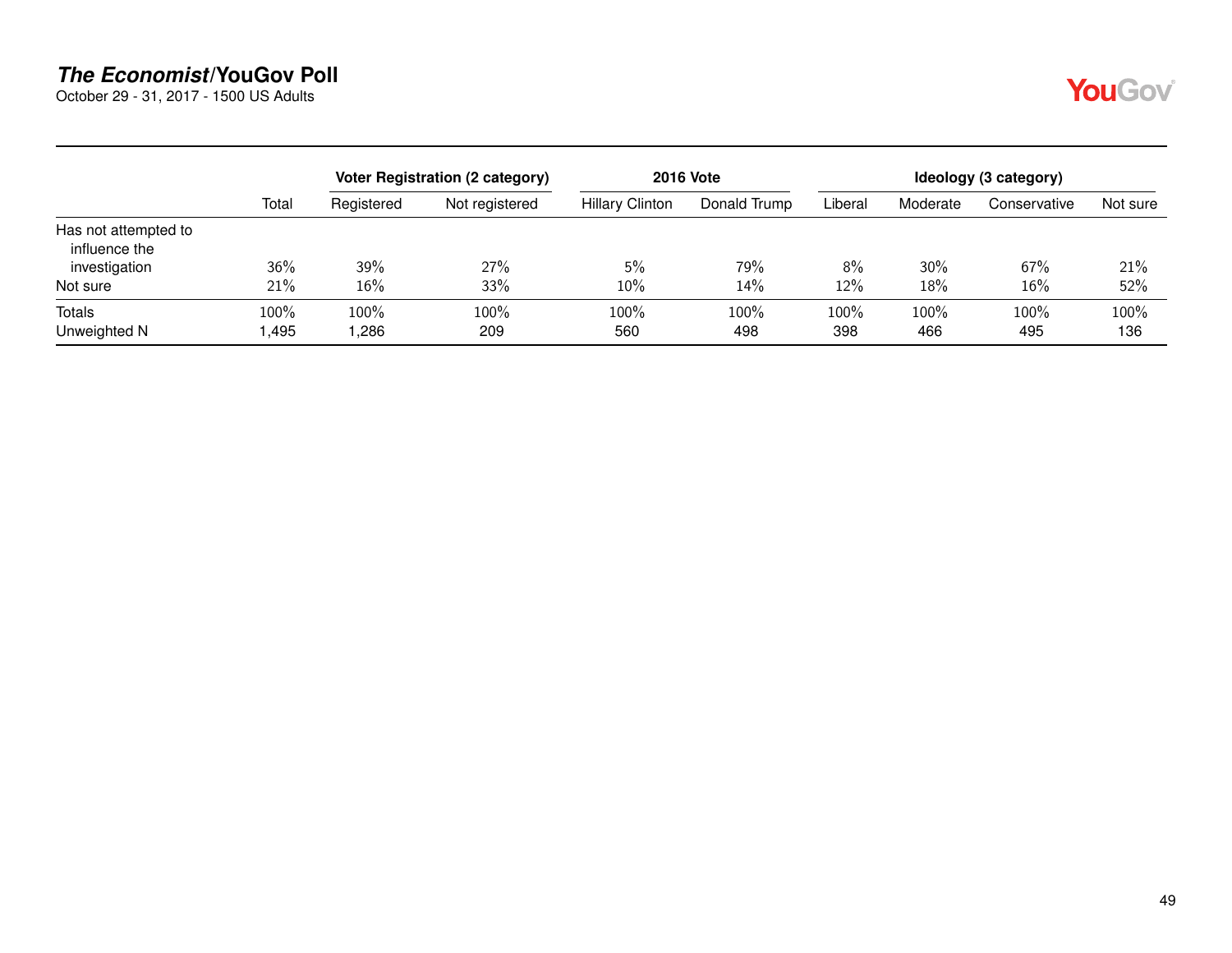## *The Economist*/YouGov Poll

October 29 - 31, 2017 - 1500 US Adults

| | | Voter Registration (2 category) | | 2016 Vote | | Ideology (3 category) | | | |
|---|---|---|---|---|---|---|---|---|---|
| | Total | Registered | Not registered | Hillary Clinton | Donald Trump | Liberal | Moderate | Conservative | Not sure |
| Has not attempted to influence the investigation | 36% | 39% | 27% | 5% | 79% | 8% | 30% | 67% | 21% |
| Not sure | 21% | 16% | 33% | 10% | 14% | 12% | 18% | 16% | 52% |
| Totals | 100% | 100% | 100% | 100% | 100% | 100% | 100% | 100% | 100% |
| Unweighted N | 1,495 | 1,286 | 209 | 560 | 498 | 398 | 466 | 495 | 136 |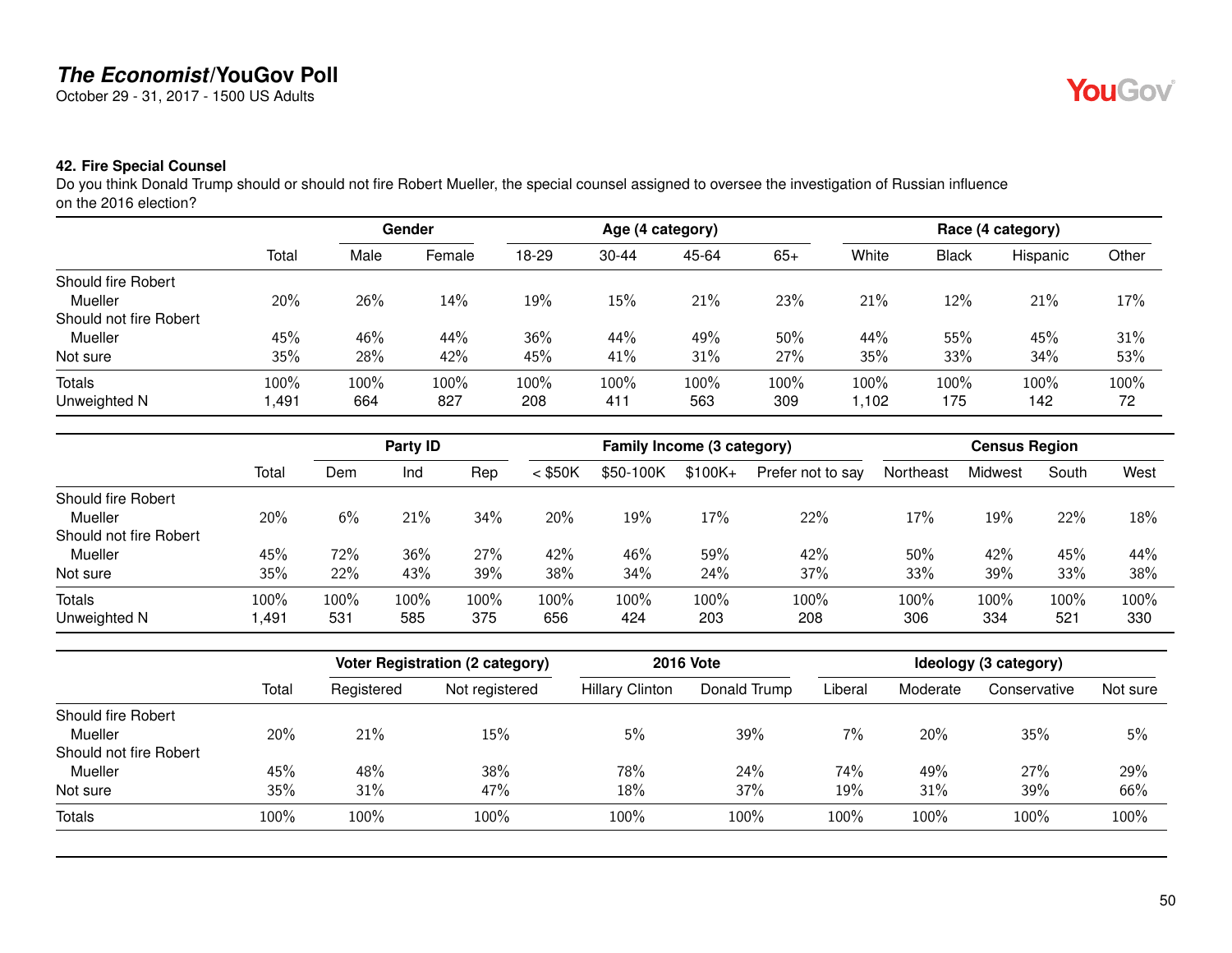**The Economist/YouGov Poll**

October 29 - 31, 2017 - 1500 US Adults

**42. Fire Special Counsel**

Do you think Donald Trump should or should not fire Robert Mueller, the special counsel assigned to oversee the investigation of Russian influence on the 2016 election?

| | | Gender | | Age (4 category) | | | | Race (4 category) | | | |
|---|---|---|---|---|---|---|---|---|---|---|---|
| | Total | Male | Female | 18-29 | 30-44 | 45-64 | 65+ | White | Black | Hispanic | Other |
| Should fire Robert Mueller | 20% | 26% | 14% | 19% | 15% | 21% | 23% | 21% | 12% | 21% | 17% |
| Should not fire Robert Mueller | 45% | 46% | 44% | 36% | 44% | 49% | 50% | 44% | 55% | 45% | 31% |
| Not sure | 35% | 28% | 42% | 45% | 41% | 31% | 27% | 35% | 33% | 34% | 53% |
| Totals | 100% | 100% | 100% | 100% | 100% | 100% | 100% | 100% | 100% | 100% | 100% |
| Unweighted N | 1,491 | 664 | 827 | 208 | 411 | 563 | 309 | 1,102 | 175 | 142 | 72 |

| | | Party ID | | | Family Income (3 category) | | | | Census Region | | | |
|---|---|---|---|---|---|---|---|---|---|---|---|---|
| | Total | Dem | Ind | Rep | < $50K | $50-100K | $100K+ | Prefer not to say | Northeast | Midwest | South | West |
| Should fire Robert Mueller | 20% | 6% | 21% | 34% | 20% | 19% | 17% | 22% | 17% | 19% | 22% | 18% |
| Should not fire Robert Mueller | 45% | 72% | 36% | 27% | 42% | 46% | 59% | 42% | 50% | 42% | 45% | 44% |
| Not sure | 35% | 22% | 43% | 39% | 38% | 34% | 24% | 37% | 33% | 39% | 33% | 38% |
| Totals | 100% | 100% | 100% | 100% | 100% | 100% | 100% | 100% | 100% | 100% | 100% | 100% |
| Unweighted N | 1,491 | 531 | 585 | 375 | 656 | 424 | 203 | 208 | 306 | 334 | 521 | 330 |

| | | Voter Registration (2 category) | | 2016 Vote | | Ideology (3 category) | | | |
|---|---|---|---|---|---|---|---|---|---|
| | Total | Registered | Not registered | Hillary Clinton | Donald Trump | Liberal | Moderate | Conservative | Not sure |
| Should fire Robert Mueller | 20% | 21% | 15% | 5% | 39% | 7% | 20% | 35% | 5% |
| Should not fire Robert Mueller | 45% | 48% | 38% | 78% | 24% | 74% | 49% | 27% | 29% |
| Not sure | 35% | 31% | 47% | 18% | 37% | 19% | 31% | 39% | 66% |
| Totals | 100% | 100% | 100% | 100% | 100% | 100% | 100% | 100% | 100% |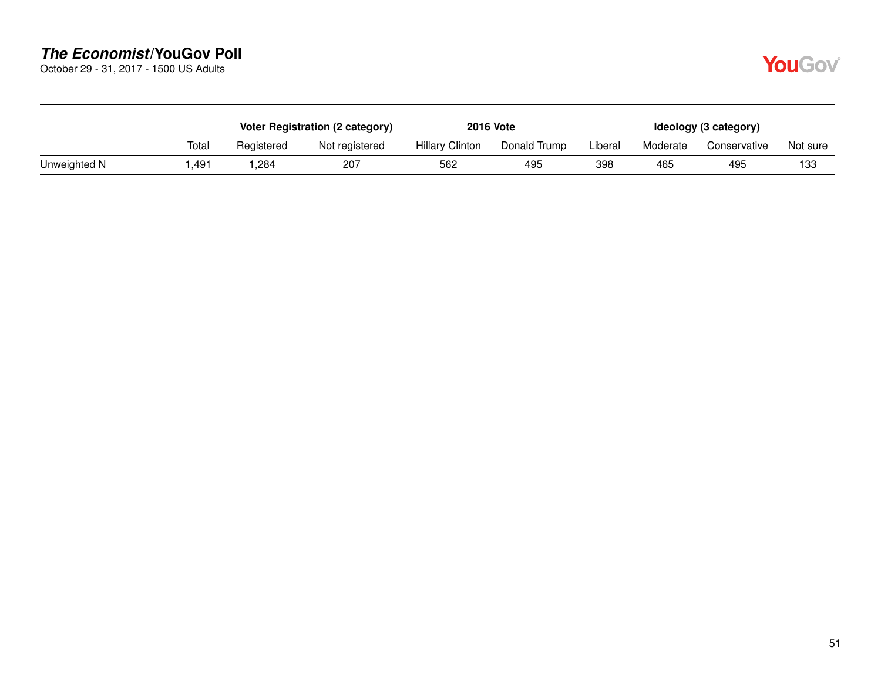| | Total | Voter Registration (2 category) | | 2016 Vote | | Ideology (3 category) | | | |
|---|---|---|---|---|---|---|---|---|---|
| | | Registered | Not registered | Hillary Clinton | Donald Trump | Liberal | Moderate | Conservative | Not sure |
| Unweighted N | 1,491 | 1,284 | 207 | 562 | 495 | 398 | 465 | 495 | 133 |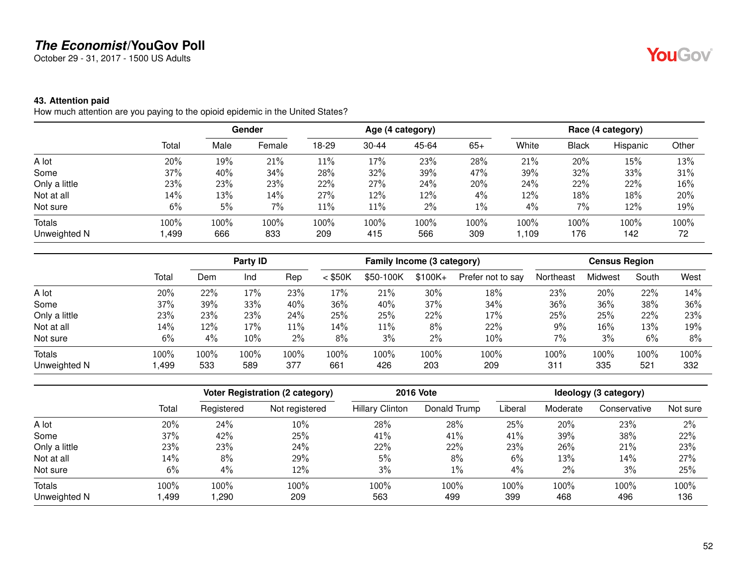## The Economist/YouGov Poll

October 29 - 31, 2017 - 1500 US Adults

### 43. Attention paid

How much attention are you paying to the opioid epidemic in the United States?

| | | Gender | | Age (4 category) | | | | Race (4 category) | | | |
|---|---|---|---|---|---|---|---|---|---|---|---|
| | Total | Male | Female | 18-29 | 30-44 | 45-64 | 65+ | White | Black | Hispanic | Other |
| A lot | 20% | 19% | 21% | 11% | 17% | 23% | 28% | 21% | 20% | 15% | 13% |
| Some | 37% | 40% | 34% | 28% | 32% | 39% | 47% | 39% | 32% | 33% | 31% |
| Only a little | 23% | 23% | 23% | 22% | 27% | 24% | 20% | 24% | 22% | 22% | 16% |
| Not at all | 14% | 13% | 14% | 27% | 12% | 12% | 4% | 12% | 18% | 18% | 20% |
| Not sure | 6% | 5% | 7% | 11% | 11% | 2% | 1% | 4% | 7% | 12% | 19% |
| Totals | 100% | 100% | 100% | 100% | 100% | 100% | 100% | 100% | 100% | 100% | 100% |
| Unweighted N | 1,499 | 666 | 833 | 209 | 415 | 566 | 309 | 1,109 | 176 | 142 | 72 |

| | | Party ID | | | Family Income (3 category) | | | | Census Region | | | |
|---|---|---|---|---|---|---|---|---|---|---|---|---|
| | Total | Dem | Ind | Rep | < $50K | $50-100K | $100K+ | Prefer not to say | Northeast | Midwest | South | West |
| A lot | 20% | 22% | 17% | 23% | 17% | 21% | 30% | 18% | 23% | 20% | 22% | 14% |
| Some | 37% | 39% | 33% | 40% | 36% | 40% | 37% | 34% | 36% | 36% | 38% | 36% |
| Only a little | 23% | 23% | 23% | 24% | 25% | 25% | 22% | 17% | 25% | 25% | 22% | 23% |
| Not at all | 14% | 12% | 17% | 11% | 14% | 11% | 8% | 22% | 9% | 16% | 13% | 19% |
| Not sure | 6% | 4% | 10% | 2% | 8% | 3% | 2% | 10% | 7% | 3% | 6% | 8% |
| Totals | 100% | 100% | 100% | 100% | 100% | 100% | 100% | 100% | 100% | 100% | 100% | 100% |
| Unweighted N | 1,499 | 533 | 589 | 377 | 661 | 426 | 203 | 209 | 311 | 335 | 521 | 332 |

| | | Voter Registration (2 category) | | 2016 Vote | | Ideology (3 category) | | | |
|---|---|---|---|---|---|---|---|---|---|
| | Total | Registered | Not registered | Hillary Clinton | Donald Trump | Liberal | Moderate | Conservative | Not sure |
| A lot | 20% | 24% | 10% | 28% | 28% | 25% | 20% | 23% | 2% |
| Some | 37% | 42% | 25% | 41% | 41% | 41% | 39% | 38% | 22% |
| Only a little | 23% | 23% | 24% | 22% | 22% | 23% | 26% | 21% | 23% |
| Not at all | 14% | 8% | 29% | 5% | 8% | 6% | 13% | 14% | 27% |
| Not sure | 6% | 4% | 12% | 3% | 1% | 4% | 2% | 3% | 25% |
| Totals | 100% | 100% | 100% | 100% | 100% | 100% | 100% | 100% | 100% |
| Unweighted N | 1,499 | 1,290 | 209 | 563 | 499 | 399 | 468 | 496 | 136 |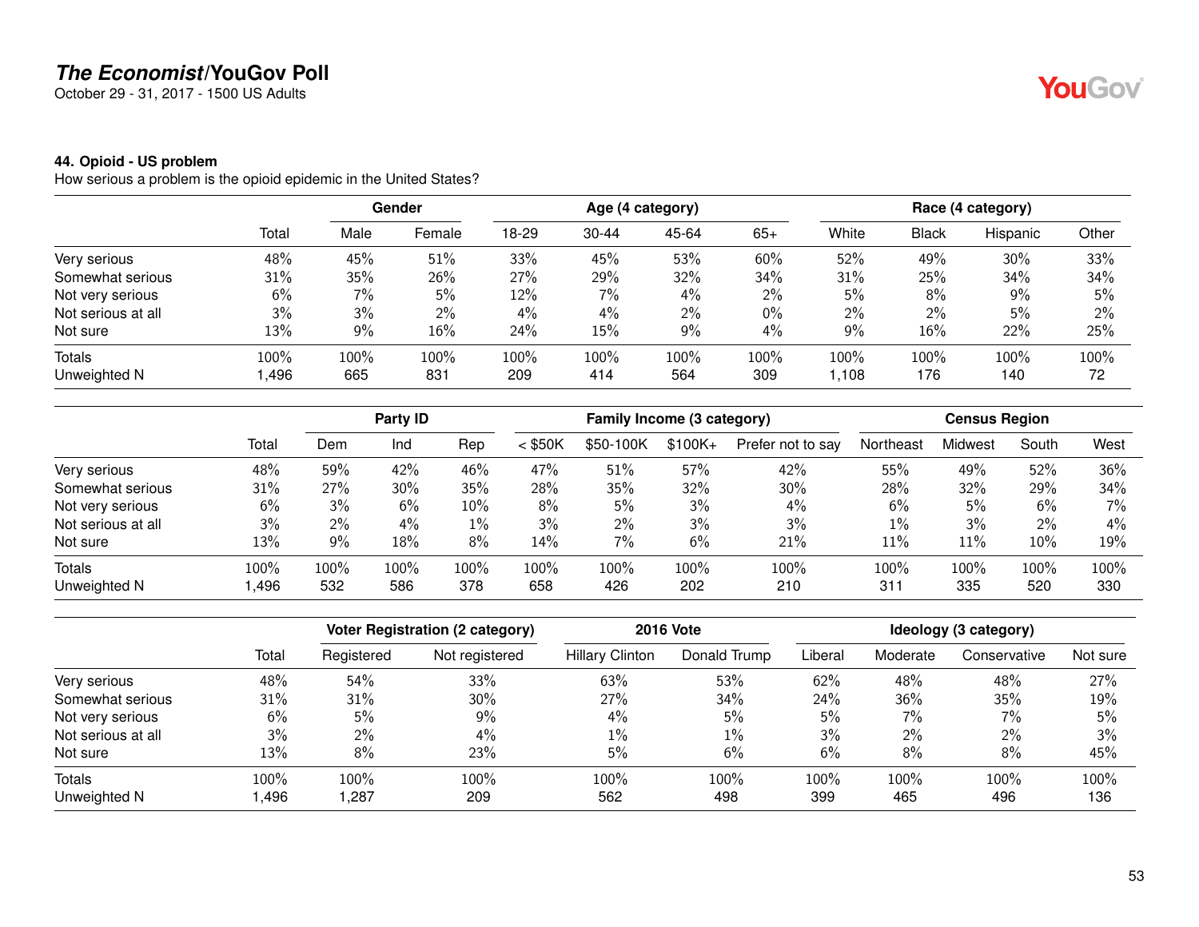**The Economist/YouGov Poll**
October 29 - 31, 2017 - 1500 US Adults

**44. Opioid - US problem**
How serious a problem is the opioid epidemic in the United States?

| | | Gender | | Age (4 category) | | | | Race (4 category) | | | |
|---|---|---|---|---|---|---|---|---|---|---|---|
| | Total | Male | Female | 18-29 | 30-44 | 45-64 | 65+ | White | Black | Hispanic | Other |
| Very serious | 48% | 45% | 51% | 33% | 45% | 53% | 60% | 52% | 49% | 30% | 33% |
| Somewhat serious | 31% | 35% | 26% | 27% | 29% | 32% | 34% | 31% | 25% | 34% | 34% |
| Not very serious | 6% | 7% | 5% | 12% | 7% | 4% | 2% | 5% | 8% | 9% | 5% |
| Not serious at all | 3% | 3% | 2% | 4% | 4% | 2% | 0% | 2% | 2% | 5% | 2% |
| Not sure | 13% | 9% | 16% | 24% | 15% | 9% | 4% | 9% | 16% | 22% | 25% |
| Totals | 100% | 100% | 100% | 100% | 100% | 100% | 100% | 100% | 100% | 100% | 100% |
| Unweighted N | 1,496 | 665 | 831 | 209 | 414 | 564 | 309 | 1,108 | 176 | 140 | 72 |

| | | Party ID | | | Family Income (3 category) | | | | Census Region | | | |
|---|---|---|---|---|---|---|---|---|---|---|---|---|
| | Total | Dem | Ind | Rep | < $50K | $50-100K | $100K+ | Prefer not to say | Northeast | Midwest | South | West |
| Very serious | 48% | 59% | 42% | 46% | 47% | 51% | 57% | 42% | 55% | 49% | 52% | 36% |
| Somewhat serious | 31% | 27% | 30% | 35% | 28% | 35% | 32% | 30% | 28% | 32% | 29% | 34% |
| Not very serious | 6% | 3% | 6% | 10% | 8% | 5% | 3% | 4% | 6% | 5% | 6% | 7% |
| Not serious at all | 3% | 2% | 4% | 1% | 3% | 2% | 3% | 3% | 1% | 3% | 2% | 4% |
| Not sure | 13% | 9% | 18% | 8% | 14% | 7% | 6% | 21% | 11% | 11% | 10% | 19% |
| Totals | 100% | 100% | 100% | 100% | 100% | 100% | 100% | 100% | 100% | 100% | 100% | 100% |
| Unweighted N | 1,496 | 532 | 586 | 378 | 658 | 426 | 202 | 210 | 311 | 335 | 520 | 330 |

| | | Voter Registration (2 category) | | 2016 Vote | | Ideology (3 category) | | | |
|---|---|---|---|---|---|---|---|---|---|
| | Total | Registered | Not registered | Hillary Clinton | Donald Trump | Liberal | Moderate | Conservative | Not sure |
| Very serious | 48% | 54% | 33% | 63% | 53% | 62% | 48% | 48% | 27% |
| Somewhat serious | 31% | 31% | 30% | 27% | 34% | 24% | 36% | 35% | 19% |
| Not very serious | 6% | 5% | 9% | 4% | 5% | 5% | 7% | 7% | 5% |
| Not serious at all | 3% | 2% | 4% | 1% | 1% | 3% | 2% | 2% | 3% |
| Not sure | 13% | 8% | 23% | 5% | 6% | 6% | 8% | 8% | 45% |
| Totals | 100% | 100% | 100% | 100% | 100% | 100% | 100% | 100% | 100% |
| Unweighted N | 1,496 | 1,287 | 209 | 562 | 498 | 399 | 465 | 496 | 136 |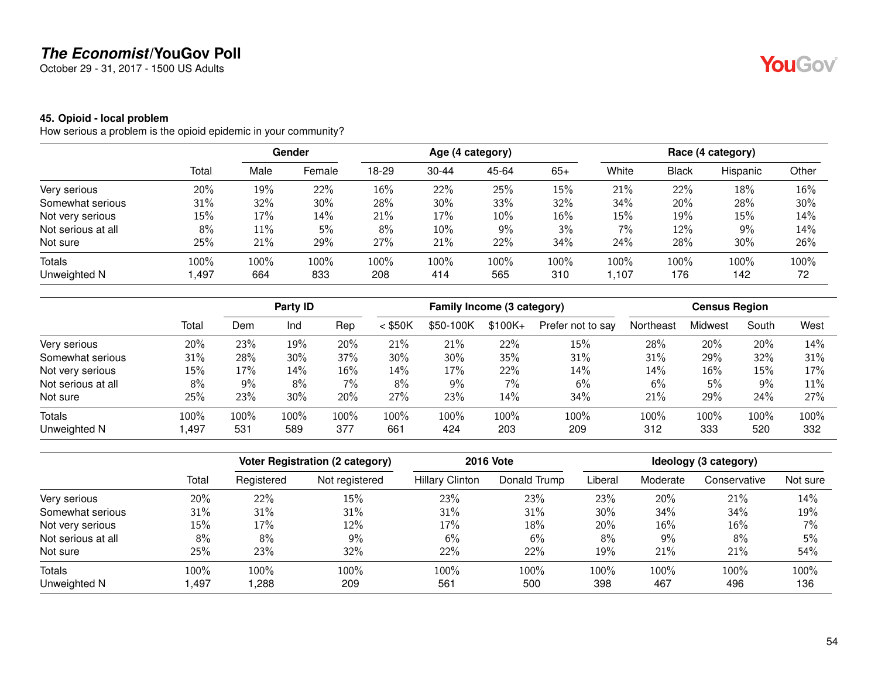# The Economist/YouGov Poll

October 29 - 31, 2017 - 1500 US Adults

### 45. Opioid - local problem

How serious a problem is the opioid epidemic in your community?

| | | Gender | | Age (4 category) | | | | Race (4 category) | | | |
|---|---|---|---|---|---|---|---|---|---|---|---|
| | Total | Male | Female | 18-29 | 30-44 | 45-64 | 65+ | White | Black | Hispanic | Other |
| Very serious | 20% | 19% | 22% | 16% | 22% | 25% | 15% | 21% | 22% | 18% | 16% |
| Somewhat serious | 31% | 32% | 30% | 28% | 30% | 33% | 32% | 34% | 20% | 28% | 30% |
| Not very serious | 15% | 17% | 14% | 21% | 17% | 10% | 16% | 15% | 19% | 15% | 14% |
| Not serious at all | 8% | 11% | 5% | 8% | 10% | 9% | 3% | 7% | 12% | 9% | 14% |
| Not sure | 25% | 21% | 29% | 27% | 21% | 22% | 34% | 24% | 28% | 30% | 26% |
| Totals | 100% | 100% | 100% | 100% | 100% | 100% | 100% | 100% | 100% | 100% | 100% |
| Unweighted N | 1,497 | 664 | 833 | 208 | 414 | 565 | 310 | 1,107 | 176 | 142 | 72 |

| | | Party ID | | | Family Income (3 category) | | | | Census Region | | | |
|---|---|---|---|---|---|---|---|---|---|---|---|---|
| | Total | Dem | Ind | Rep | < $50K | $50-100K | $100K+ | Prefer not to say | Northeast | Midwest | South | West |
| Very serious | 20% | 23% | 19% | 20% | 21% | 21% | 22% | 15% | 28% | 20% | 20% | 14% |
| Somewhat serious | 31% | 28% | 30% | 37% | 30% | 30% | 35% | 31% | 31% | 29% | 32% | 31% |
| Not very serious | 15% | 17% | 14% | 16% | 14% | 17% | 22% | 14% | 14% | 16% | 15% | 17% |
| Not serious at all | 8% | 9% | 8% | 7% | 8% | 9% | 7% | 6% | 6% | 5% | 9% | 11% |
| Not sure | 25% | 23% | 30% | 20% | 27% | 23% | 14% | 34% | 21% | 29% | 24% | 27% |
| Totals | 100% | 100% | 100% | 100% | 100% | 100% | 100% | 100% | 100% | 100% | 100% | 100% |
| Unweighted N | 1,497 | 531 | 589 | 377 | 661 | 424 | 203 | 209 | 312 | 333 | 520 | 332 |

| | | Voter Registration (2 category) | | 2016 Vote | | Ideology (3 category) | | | |
|---|---|---|---|---|---|---|---|---|---|
| | Total | Registered | Not registered | Hillary Clinton | Donald Trump | Liberal | Moderate | Conservative | Not sure |
| Very serious | 20% | 22% | 15% | 23% | 23% | 23% | 20% | 21% | 14% |
| Somewhat serious | 31% | 31% | 31% | 31% | 31% | 30% | 34% | 34% | 19% |
| Not very serious | 15% | 17% | 12% | 17% | 18% | 20% | 16% | 16% | 7% |
| Not serious at all | 8% | 8% | 9% | 6% | 6% | 8% | 9% | 8% | 5% |
| Not sure | 25% | 23% | 32% | 22% | 22% | 19% | 21% | 21% | 54% |
| Totals | 100% | 100% | 100% | 100% | 100% | 100% | 100% | 100% | 100% |
| Unweighted N | 1,497 | 1,288 | 209 | 561 | 500 | 398 | 467 | 496 | 136 |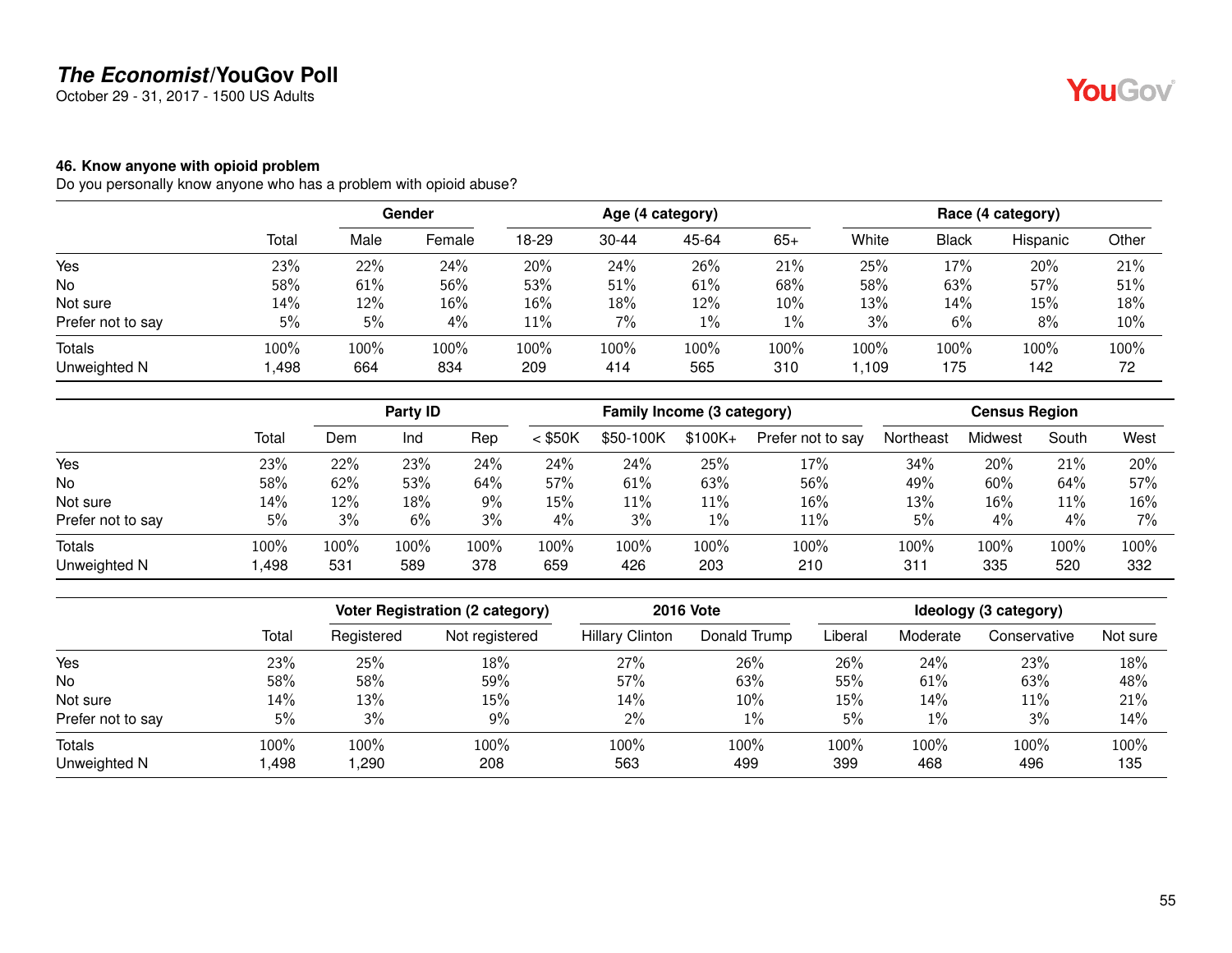## The Economist/YouGov Poll

October 29 - 31, 2017 - 1500 US Adults

### 46. Know anyone with opioid problem

Do you personally know anyone who has a problem with opioid abuse?

| | | Gender | | Age (4 category) | | | | Race (4 category) | | | |
|---|---|---|---|---|---|---|---|---|---|---|---|
| | Total | Male | Female | 18-29 | 30-44 | 45-64 | 65+ | White | Black | Hispanic | Other |
| Yes | 23% | 22% | 24% | 20% | 24% | 26% | 21% | 25% | 17% | 20% | 21% |
| No | 58% | 61% | 56% | 53% | 51% | 61% | 68% | 58% | 63% | 57% | 51% |
| Not sure | 14% | 12% | 16% | 16% | 18% | 12% | 10% | 13% | 14% | 15% | 18% |
| Prefer not to say | 5% | 5% | 4% | 11% | 7% | 1% | 1% | 3% | 6% | 8% | 10% |
| Totals | 100% | 100% | 100% | 100% | 100% | 100% | 100% | 100% | 100% | 100% | 100% |
| Unweighted N | 1,498 | 664 | 834 | 209 | 414 | 565 | 310 | 1,109 | 175 | 142 | 72 |

| | | Party ID | | | Family Income (3 category) | | | | Census Region | | | |
|---|---|---|---|---|---|---|---|---|---|---|---|---|
| | Total | Dem | Ind | Rep | < $50K | $50-100K | $100K+ | Prefer not to say | Northeast | Midwest | South | West |
| Yes | 23% | 22% | 23% | 24% | 24% | 24% | 25% | 17% | 34% | 20% | 21% | 20% |
| No | 58% | 62% | 53% | 64% | 57% | 61% | 63% | 56% | 49% | 60% | 64% | 57% |
| Not sure | 14% | 12% | 18% | 9% | 15% | 11% | 11% | 16% | 13% | 16% | 11% | 16% |
| Prefer not to say | 5% | 3% | 6% | 3% | 4% | 3% | 1% | 11% | 5% | 4% | 4% | 7% |
| Totals | 100% | 100% | 100% | 100% | 100% | 100% | 100% | 100% | 100% | 100% | 100% | 100% |
| Unweighted N | 1,498 | 531 | 589 | 378 | 659 | 426 | 203 | 210 | 311 | 335 | 520 | 332 |

| | | Voter Registration (2 category) | | 2016 Vote | | Ideology (3 category) | | | |
|---|---|---|---|---|---|---|---|---|---|
| | Total | Registered | Not registered | Hillary Clinton | Donald Trump | Liberal | Moderate | Conservative | Not sure |
| Yes | 23% | 25% | 18% | 27% | 26% | 26% | 24% | 23% | 18% |
| No | 58% | 58% | 59% | 57% | 63% | 55% | 61% | 63% | 48% |
| Not sure | 14% | 13% | 15% | 14% | 10% | 15% | 14% | 11% | 21% |
| Prefer not to say | 5% | 3% | 9% | 2% | 1% | 5% | 1% | 3% | 14% |
| Totals | 100% | 100% | 100% | 100% | 100% | 100% | 100% | 100% | 100% |
| Unweighted N | 1,498 | 1,290 | 208 | 563 | 499 | 399 | 468 | 496 | 135 |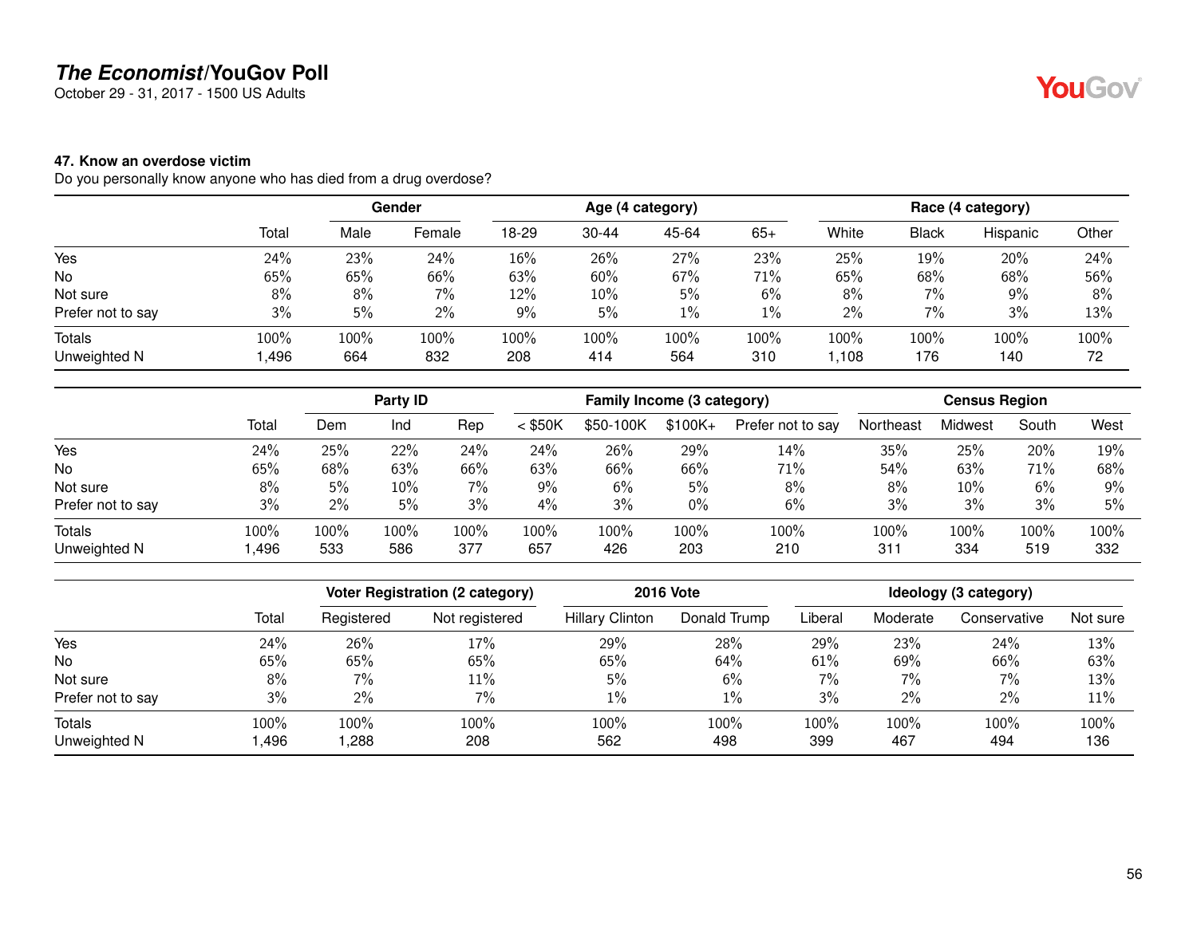# *The Economist*/YouGov Poll

October 29 - 31, 2017 - 1500 US Adults

### 47. Know an overdose victim

Do you personally know anyone who has died from a drug overdose?

| | Total | Gender | | Age (4 category) | | | | Race (4 category) | | | |
|---|---|---|---|---|---|---|---|---|---|---|---|
| | | Male | Female | 18-29 | 30-44 | 45-64 | 65+ | White | Black | Hispanic | Other |
| Yes | 24% | 23% | 24% | 16% | 26% | 27% | 23% | 25% | 19% | 20% | 24% |
| No | 65% | 65% | 66% | 63% | 60% | 67% | 71% | 65% | 68% | 68% | 56% |
| Not sure | 8% | 8% | 7% | 12% | 10% | 5% | 6% | 8% | 7% | 9% | 8% |
| Prefer not to say | 3% | 5% | 2% | 9% | 5% | 1% | 1% | 2% | 7% | 3% | 13% |
| Totals | 100% | 100% | 100% | 100% | 100% | 100% | 100% | 100% | 100% | 100% | 100% |
| Unweighted N | 1,496 | 664 | 832 | 208 | 414 | 564 | 310 | 1,108 | 176 | 140 | 72 |

| | Total | Party ID | | | Family Income (3 category) | | | | Census Region | | | |
|---|---|---|---|---|---|---|---|---|---|---|---|---|
| | | Dem | Ind | Rep | < $50K | $50-100K | $100K+ | Prefer not to say | Northeast | Midwest | South | West |
| Yes | 24% | 25% | 22% | 24% | 24% | 26% | 29% | 14% | 35% | 25% | 20% | 19% |
| No | 65% | 68% | 63% | 66% | 63% | 66% | 66% | 71% | 54% | 63% | 71% | 68% |
| Not sure | 8% | 5% | 10% | 7% | 9% | 6% | 5% | 8% | 8% | 10% | 6% | 9% |
| Prefer not to say | 3% | 2% | 5% | 3% | 4% | 3% | 0% | 6% | 3% | 3% | 3% | 5% |
| Totals | 100% | 100% | 100% | 100% | 100% | 100% | 100% | 100% | 100% | 100% | 100% | 100% |
| Unweighted N | 1,496 | 533 | 586 | 377 | 657 | 426 | 203 | 210 | 311 | 334 | 519 | 332 |

| | Total | Voter Registration (2 category) | | 2016 Vote | | Ideology (3 category) | | | |
|---|---|---|---|---|---|---|---|---|---|
| | | Registered | Not registered | Hillary Clinton | Donald Trump | Liberal | Moderate | Conservative | Not sure |
| Yes | 24% | 26% | 17% | 29% | 28% | 29% | 23% | 24% | 13% |
| No | 65% | 65% | 65% | 65% | 64% | 61% | 69% | 66% | 63% |
| Not sure | 8% | 7% | 11% | 5% | 6% | 7% | 7% | 7% | 13% |
| Prefer not to say | 3% | 2% | 7% | 1% | 1% | 3% | 2% | 2% | 11% |
| Totals | 100% | 100% | 100% | 100% | 100% | 100% | 100% | 100% | 100% |
| Unweighted N | 1,496 | 1,288 | 208 | 562 | 498 | 399 | 467 | 494 | 136 |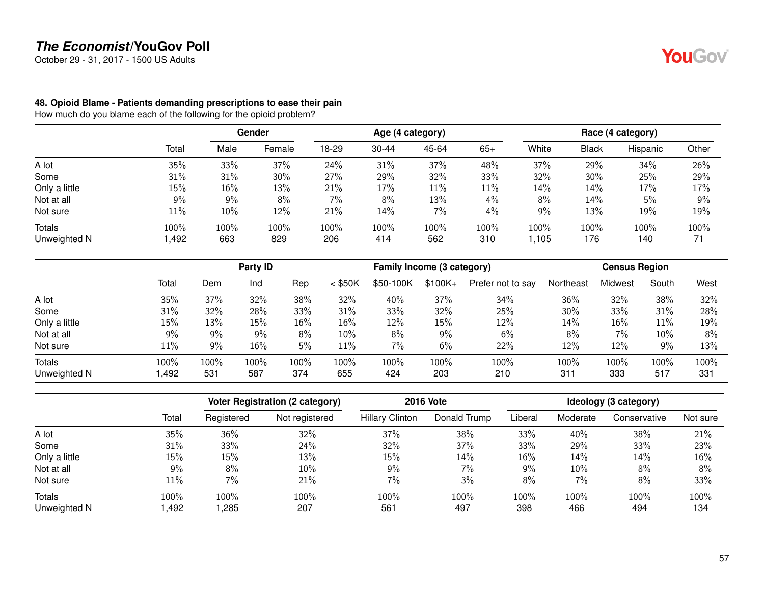### 48. Opioid Blame - Patients demanding prescriptions to ease their pain

How much do you blame each of the following for the opioid problem?

| | | Gender | | Age (4 category) | | | | Race (4 category) | | | |
|---|---|---|---|---|---|---|---|---|---|---|---|
| | Total | Male | Female | 18-29 | 30-44 | 45-64 | 65+ | White | Black | Hispanic | Other |
| A lot | 35% | 33% | 37% | 24% | 31% | 37% | 48% | 37% | 29% | 34% | 26% |
| Some | 31% | 31% | 30% | 27% | 29% | 32% | 33% | 32% | 30% | 25% | 29% |
| Only a little | 15% | 16% | 13% | 21% | 17% | 11% | 11% | 14% | 14% | 17% | 17% |
| Not at all | 9% | 9% | 8% | 7% | 8% | 13% | 4% | 8% | 14% | 5% | 9% |
| Not sure | 11% | 10% | 12% | 21% | 14% | 7% | 4% | 9% | 13% | 19% | 19% |
| Totals | 100% | 100% | 100% | 100% | 100% | 100% | 100% | 100% | 100% | 100% | 100% |
| Unweighted N | 1,492 | 663 | 829 | 206 | 414 | 562 | 310 | 1,105 | 176 | 140 | 71 |

| | | Party ID | | | Family Income (3 category) | | | | Census Region | | | |
|---|---|---|---|---|---|---|---|---|---|---|---|---|
| | Total | Dem | Ind | Rep | < $50K | $50-100K | $100K+ | Prefer not to say | Northeast | Midwest | South | West |
| A lot | 35% | 37% | 32% | 38% | 32% | 40% | 37% | 34% | 36% | 32% | 38% | 32% |
| Some | 31% | 32% | 28% | 33% | 31% | 33% | 32% | 25% | 30% | 33% | 31% | 28% |
| Only a little | 15% | 13% | 15% | 16% | 16% | 12% | 15% | 12% | 14% | 16% | 11% | 19% |
| Not at all | 9% | 9% | 9% | 8% | 10% | 8% | 9% | 6% | 8% | 7% | 10% | 8% |
| Not sure | 11% | 9% | 16% | 5% | 11% | 7% | 6% | 22% | 12% | 12% | 9% | 13% |
| Totals | 100% | 100% | 100% | 100% | 100% | 100% | 100% | 100% | 100% | 100% | 100% | 100% |
| Unweighted N | 1,492 | 531 | 587 | 374 | 655 | 424 | 203 | 210 | 311 | 333 | 517 | 331 |

| | | Voter Registration (2 category) | | 2016 Vote | | Ideology (3 category) | | | |
|---|---|---|---|---|---|---|---|---|---|
| | Total | Registered | Not registered | Hillary Clinton | Donald Trump | Liberal | Moderate | Conservative | Not sure |
| A lot | 35% | 36% | 32% | 37% | 38% | 33% | 40% | 38% | 21% |
| Some | 31% | 33% | 24% | 32% | 37% | 33% | 29% | 33% | 23% |
| Only a little | 15% | 15% | 13% | 15% | 14% | 16% | 14% | 14% | 16% |
| Not at all | 9% | 8% | 10% | 9% | 7% | 9% | 10% | 8% | 8% |
| Not sure | 11% | 7% | 21% | 7% | 3% | 8% | 7% | 8% | 33% |
| Totals | 100% | 100% | 100% | 100% | 100% | 100% | 100% | 100% | 100% |
| Unweighted N | 1,492 | 1,285 | 207 | 561 | 497 | 398 | 466 | 494 | 134 |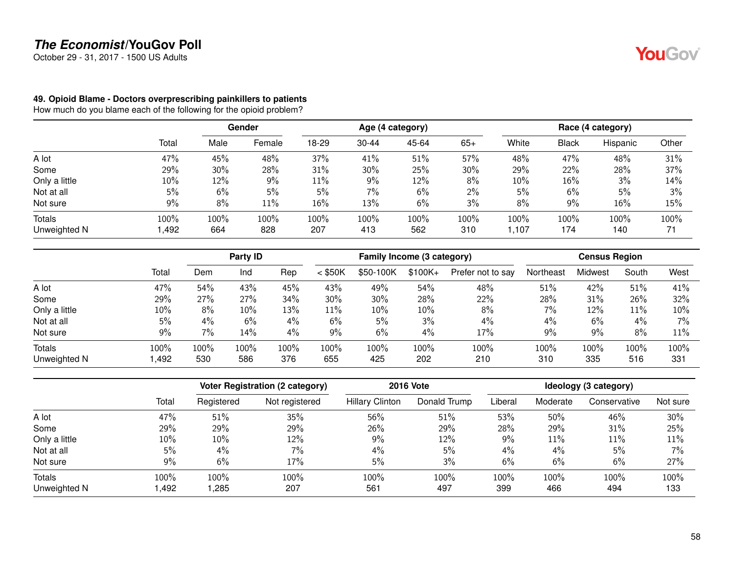**The Economist/YouGov Poll**
October 29 - 31, 2017 - 1500 US Adults

**49. Opioid Blame - Doctors overprescribing painkillers to patients**
How much do you blame each of the following for the opioid problem?

| | | Gender | | Age (4 category) | | | | Race (4 category) | | | |
|---|---|---|---|---|---|---|---|---|---|---|---|
| | Total | Male | Female | 18-29 | 30-44 | 45-64 | 65+ | White | Black | Hispanic | Other |
| A lot | 47% | 45% | 48% | 37% | 41% | 51% | 57% | 48% | 47% | 48% | 31% |
| Some | 29% | 30% | 28% | 31% | 30% | 25% | 30% | 29% | 22% | 28% | 37% |
| Only a little | 10% | 12% | 9% | 11% | 9% | 12% | 8% | 10% | 16% | 3% | 14% |
| Not at all | 5% | 6% | 5% | 5% | 7% | 6% | 2% | 5% | 6% | 5% | 3% |
| Not sure | 9% | 8% | 11% | 16% | 13% | 6% | 3% | 8% | 9% | 16% | 15% |
| Totals | 100% | 100% | 100% | 100% | 100% | 100% | 100% | 100% | 100% | 100% | 100% |
| Unweighted N | 1,492 | 664 | 828 | 207 | 413 | 562 | 310 | 1,107 | 174 | 140 | 71 |

| | | Party ID | | | Family Income (3 category) | | | | Census Region | | | |
|---|---|---|---|---|---|---|---|---|---|---|---|---|
| | Total | Dem | Ind | Rep | < $50K | $50-100K | $100K+ | Prefer not to say | Northeast | Midwest | South | West |
| A lot | 47% | 54% | 43% | 45% | 43% | 49% | 54% | 48% | 51% | 42% | 51% | 41% |
| Some | 29% | 27% | 27% | 34% | 30% | 30% | 28% | 22% | 28% | 31% | 26% | 32% |
| Only a little | 10% | 8% | 10% | 13% | 11% | 10% | 10% | 8% | 7% | 12% | 11% | 10% |
| Not at all | 5% | 4% | 6% | 4% | 6% | 5% | 3% | 4% | 4% | 6% | 4% | 7% |
| Not sure | 9% | 7% | 14% | 4% | 9% | 6% | 4% | 17% | 9% | 9% | 8% | 11% |
| Totals | 100% | 100% | 100% | 100% | 100% | 100% | 100% | 100% | 100% | 100% | 100% | 100% |
| Unweighted N | 1,492 | 530 | 586 | 376 | 655 | 425 | 202 | 210 | 310 | 335 | 516 | 331 |

| | | Voter Registration (2 category) | | 2016 Vote | | Ideology (3 category) | | | |
|---|---|---|---|---|---|---|---|---|---|
| | Total | Registered | Not registered | Hillary Clinton | Donald Trump | Liberal | Moderate | Conservative | Not sure |
| A lot | 47% | 51% | 35% | 56% | 51% | 53% | 50% | 46% | 30% |
| Some | 29% | 29% | 29% | 26% | 29% | 28% | 29% | 31% | 25% |
| Only a little | 10% | 10% | 12% | 9% | 12% | 9% | 11% | 11% | 11% |
| Not at all | 5% | 4% | 7% | 4% | 5% | 4% | 4% | 5% | 7% |
| Not sure | 9% | 6% | 17% | 5% | 3% | 6% | 6% | 6% | 27% |
| Totals | 100% | 100% | 100% | 100% | 100% | 100% | 100% | 100% | 100% |
| Unweighted N | 1,492 | 1,285 | 207 | 561 | 497 | 399 | 466 | 494 | 133 |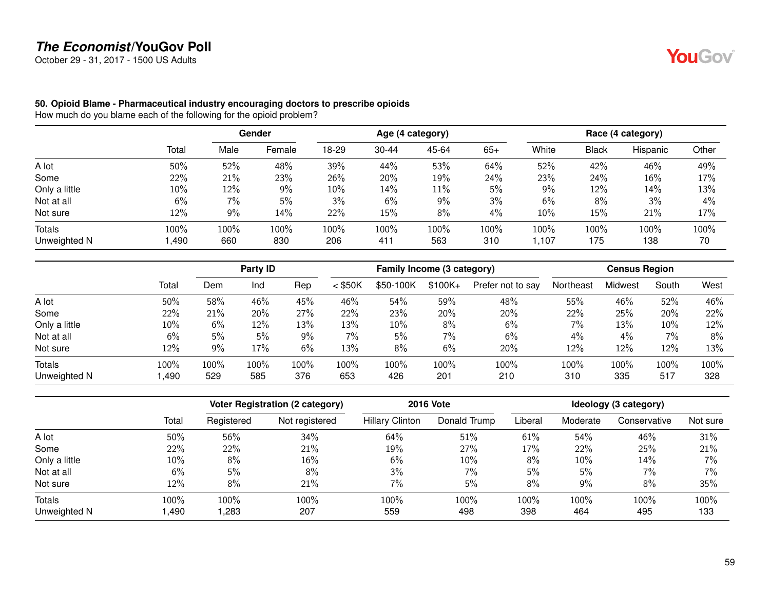## The Economist/YouGov Poll

October 29 - 31, 2017 - 1500 US Adults

### 50. Opioid Blame - Pharmaceutical industry encouraging doctors to prescribe opioids

How much do you blame each of the following for the opioid problem?

| | | Gender | | Age (4 category) | | | | Race (4 category) | | | |
|---|---|---|---|---|---|---|---|---|---|---|---|
| | Total | Male | Female | 18-29 | 30-44 | 45-64 | 65+ | White | Black | Hispanic | Other |
| A lot | 50% | 52% | 48% | 39% | 44% | 53% | 64% | 52% | 42% | 46% | 49% |
| Some | 22% | 21% | 23% | 26% | 20% | 19% | 24% | 23% | 24% | 16% | 17% |
| Only a little | 10% | 12% | 9% | 10% | 14% | 11% | 5% | 9% | 12% | 14% | 13% |
| Not at all | 6% | 7% | 5% | 3% | 6% | 9% | 3% | 6% | 8% | 3% | 4% |
| Not sure | 12% | 9% | 14% | 22% | 15% | 8% | 4% | 10% | 15% | 21% | 17% |
| Totals | 100% | 100% | 100% | 100% | 100% | 100% | 100% | 100% | 100% | 100% | 100% |
| Unweighted N | 1,490 | 660 | 830 | 206 | 411 | 563 | 310 | 1,107 | 175 | 138 | 70 |

| | | Party ID | | | Family Income (3 category) | | | | Census Region | | | |
|---|---|---|---|---|---|---|---|---|---|---|---|---|
| | Total | Dem | Ind | Rep | < $50K | $50-100K | $100K+ | Prefer not to say | Northeast | Midwest | South | West |
| A lot | 50% | 58% | 46% | 45% | 46% | 54% | 59% | 48% | 55% | 46% | 52% | 46% |
| Some | 22% | 21% | 20% | 27% | 22% | 23% | 20% | 20% | 22% | 25% | 20% | 22% |
| Only a little | 10% | 6% | 12% | 13% | 13% | 10% | 8% | 6% | 7% | 13% | 10% | 12% |
| Not at all | 6% | 5% | 5% | 9% | 7% | 5% | 7% | 6% | 4% | 4% | 7% | 8% |
| Not sure | 12% | 9% | 17% | 6% | 13% | 8% | 6% | 20% | 12% | 12% | 12% | 13% |
| Totals | 100% | 100% | 100% | 100% | 100% | 100% | 100% | 100% | 100% | 100% | 100% | 100% |
| Unweighted N | 1,490 | 529 | 585 | 376 | 653 | 426 | 201 | 210 | 310 | 335 | 517 | 328 |

| | | Voter Registration (2 category) | | 2016 Vote | | Ideology (3 category) | | | |
|---|---|---|---|---|---|---|---|---|---|
| | Total | Registered | Not registered | Hillary Clinton | Donald Trump | Liberal | Moderate | Conservative | Not sure |
| A lot | 50% | 56% | 34% | 64% | 51% | 61% | 54% | 46% | 31% |
| Some | 22% | 22% | 21% | 19% | 27% | 17% | 22% | 25% | 21% |
| Only a little | 10% | 8% | 16% | 6% | 10% | 8% | 10% | 14% | 7% |
| Not at all | 6% | 5% | 8% | 3% | 7% | 5% | 5% | 7% | 7% |
| Not sure | 12% | 8% | 21% | 7% | 5% | 8% | 9% | 8% | 35% |
| Totals | 100% | 100% | 100% | 100% | 100% | 100% | 100% | 100% | 100% |
| Unweighted N | 1,490 | 1,283 | 207 | 559 | 498 | 398 | 464 | 495 | 133 |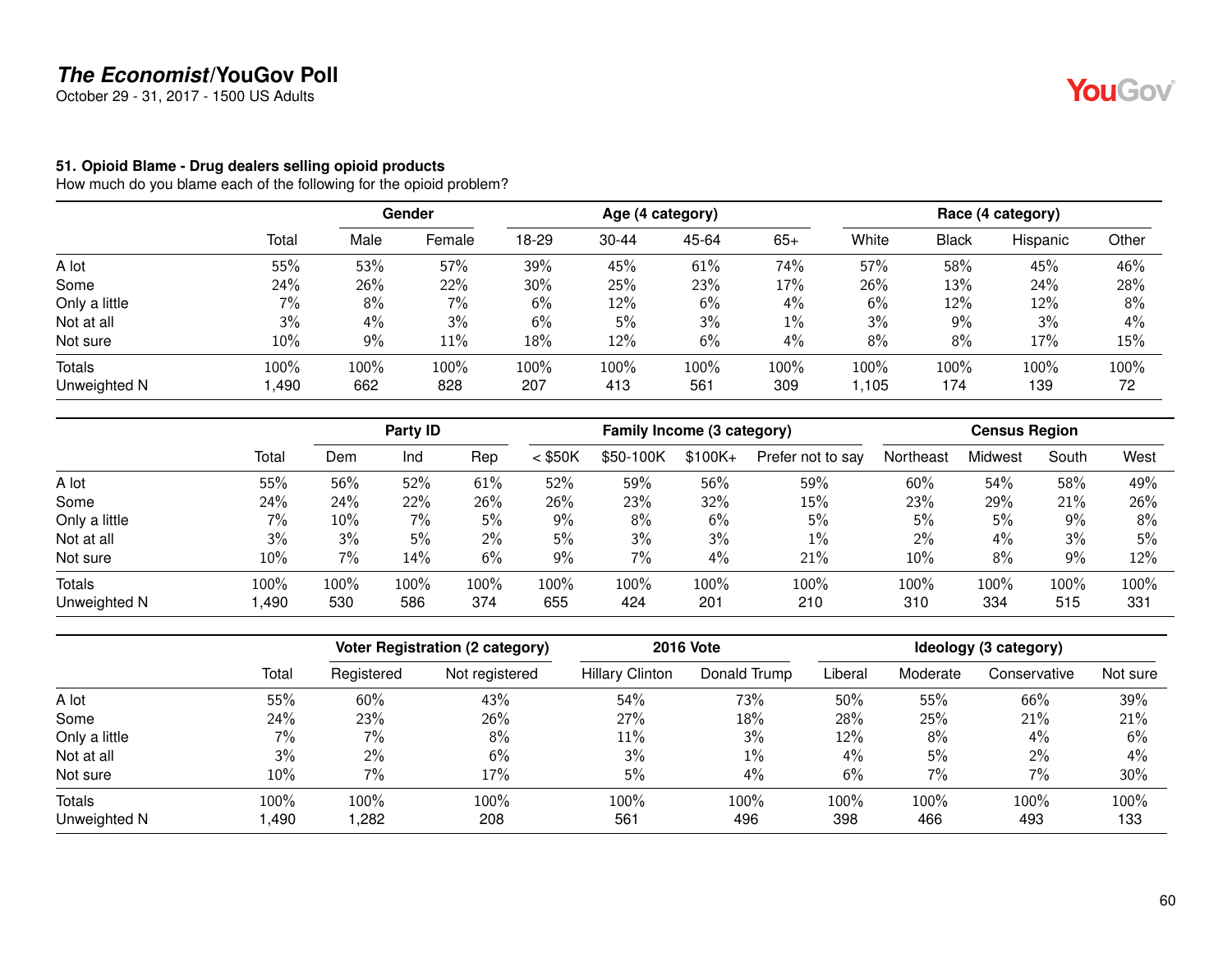# The Economist/YouGov Poll

October 29 - 31, 2017 - 1500 US Adults

### 51. Opioid Blame - Drug dealers selling opioid products

How much do you blame each of the following for the opioid problem?

| | | Gender | | Age (4 category) | | | | Race (4 category) | | | |
|---|---|---|---|---|---|---|---|---|---|---|---|
| | Total | Male | Female | 18-29 | 30-44 | 45-64 | 65+ | White | Black | Hispanic | Other |
| A lot | 55% | 53% | 57% | 39% | 45% | 61% | 74% | 57% | 58% | 45% | 46% |
| Some | 24% | 26% | 22% | 30% | 25% | 23% | 17% | 26% | 13% | 24% | 28% |
| Only a little | 7% | 8% | 7% | 6% | 12% | 6% | 4% | 6% | 12% | 12% | 8% |
| Not at all | 3% | 4% | 3% | 6% | 5% | 3% | 1% | 3% | 9% | 3% | 4% |
| Not sure | 10% | 9% | 11% | 18% | 12% | 6% | 4% | 8% | 8% | 17% | 15% |
| Totals | 100% | 100% | 100% | 100% | 100% | 100% | 100% | 100% | 100% | 100% | 100% |
| Unweighted N | 1,490 | 662 | 828 | 207 | 413 | 561 | 309 | 1,105 | 174 | 139 | 72 |

| | | Party ID | | | Family Income (3 category) | | | | Census Region | | | |
|---|---|---|---|---|---|---|---|---|---|---|---|---|
| | Total | Dem | Ind | Rep | < $50K | $50-100K | $100K+ | Prefer not to say | Northeast | Midwest | South | West |
| A lot | 55% | 56% | 52% | 61% | 52% | 59% | 56% | 59% | 60% | 54% | 58% | 49% |
| Some | 24% | 24% | 22% | 26% | 26% | 23% | 32% | 15% | 23% | 29% | 21% | 26% |
| Only a little | 7% | 10% | 7% | 5% | 9% | 8% | 6% | 5% | 5% | 5% | 9% | 8% |
| Not at all | 3% | 3% | 5% | 2% | 5% | 3% | 3% | 1% | 2% | 4% | 3% | 5% |
| Not sure | 10% | 7% | 14% | 6% | 9% | 7% | 4% | 21% | 10% | 8% | 9% | 12% |
| Totals | 100% | 100% | 100% | 100% | 100% | 100% | 100% | 100% | 100% | 100% | 100% | 100% |
| Unweighted N | 1,490 | 530 | 586 | 374 | 655 | 424 | 201 | 210 | 310 | 334 | 515 | 331 |

| | | Voter Registration (2 category) | | 2016 Vote | | Ideology (3 category) | | | |
|---|---|---|---|---|---|---|---|---|---|
| | Total | Registered | Not registered | Hillary Clinton | Donald Trump | Liberal | Moderate | Conservative | Not sure |
| A lot | 55% | 60% | 43% | 54% | 73% | 50% | 55% | 66% | 39% |
| Some | 24% | 23% | 26% | 27% | 18% | 28% | 25% | 21% | 21% |
| Only a little | 7% | 7% | 8% | 11% | 3% | 12% | 8% | 4% | 6% |
| Not at all | 3% | 2% | 6% | 3% | 1% | 4% | 5% | 2% | 4% |
| Not sure | 10% | 7% | 17% | 5% | 4% | 6% | 7% | 7% | 30% |
| Totals | 100% | 100% | 100% | 100% | 100% | 100% | 100% | 100% | 100% |
| Unweighted N | 1,490 | 1,282 | 208 | 561 | 496 | 398 | 466 | 493 | 133 |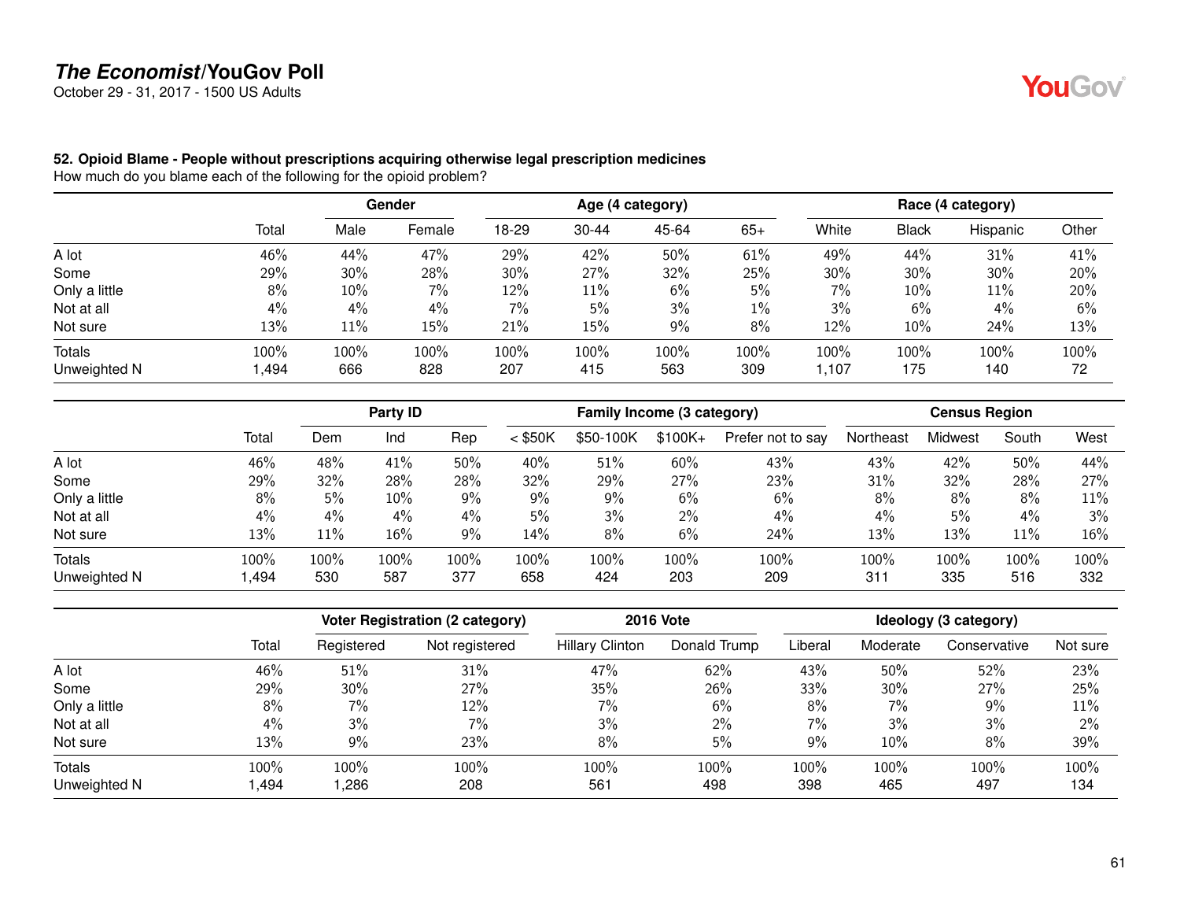**The Economist/YouGov Poll**
October 29 - 31, 2017 - 1500 US Adults

### 52. Opioid Blame - People without prescriptions acquiring otherwise legal prescription medicines

How much do you blame each of the following for the opioid problem?

| | | Gender | | Age (4 category) | | | | Race (4 category) | | | |
|---|---|---|---|---|---|---|---|---|---|---|---|
| | Total | Male | Female | 18-29 | 30-44 | 45-64 | 65+ | White | Black | Hispanic | Other |
| A lot | 46% | 44% | 47% | 29% | 42% | 50% | 61% | 49% | 44% | 31% | 41% |
| Some | 29% | 30% | 28% | 30% | 27% | 32% | 25% | 30% | 30% | 30% | 20% |
| Only a little | 8% | 10% | 7% | 12% | 11% | 6% | 5% | 7% | 10% | 11% | 20% |
| Not at all | 4% | 4% | 4% | 7% | 5% | 3% | 1% | 3% | 6% | 4% | 6% |
| Not sure | 13% | 11% | 15% | 21% | 15% | 9% | 8% | 12% | 10% | 24% | 13% |
| Totals | 100% | 100% | 100% | 100% | 100% | 100% | 100% | 100% | 100% | 100% | 100% |
| Unweighted N | 1,494 | 666 | 828 | 207 | 415 | 563 | 309 | 1,107 | 175 | 140 | 72 |

| | | Party ID | | | Family Income (3 category) | | | | Census Region | | | |
|---|---|---|---|---|---|---|---|---|---|---|---|---|
| | Total | Dem | Ind | Rep | < $50K | $50-100K | $100K+ | Prefer not to say | Northeast | Midwest | South | West |
| A lot | 46% | 48% | 41% | 50% | 40% | 51% | 60% | 43% | 43% | 42% | 50% | 44% |
| Some | 29% | 32% | 28% | 28% | 32% | 29% | 27% | 23% | 31% | 32% | 28% | 27% |
| Only a little | 8% | 5% | 10% | 9% | 9% | 9% | 6% | 6% | 8% | 8% | 8% | 11% |
| Not at all | 4% | 4% | 4% | 4% | 5% | 3% | 2% | 4% | 4% | 5% | 4% | 3% |
| Not sure | 13% | 11% | 16% | 9% | 14% | 8% | 6% | 24% | 13% | 13% | 11% | 16% |
| Totals | 100% | 100% | 100% | 100% | 100% | 100% | 100% | 100% | 100% | 100% | 100% | 100% |
| Unweighted N | 1,494 | 530 | 587 | 377 | 658 | 424 | 203 | 209 | 311 | 335 | 516 | 332 |

| | | Voter Registration (2 category) | | 2016 Vote | | Ideology (3 category) | | | |
|---|---|---|---|---|---|---|---|---|---|
| | Total | Registered | Not registered | Hillary Clinton | Donald Trump | Liberal | Moderate | Conservative | Not sure |
| A lot | 46% | 51% | 31% | 47% | 62% | 43% | 50% | 52% | 23% |
| Some | 29% | 30% | 27% | 35% | 26% | 33% | 30% | 27% | 25% |
| Only a little | 8% | 7% | 12% | 7% | 6% | 8% | 7% | 9% | 11% |
| Not at all | 4% | 3% | 7% | 3% | 2% | 7% | 3% | 3% | 2% |
| Not sure | 13% | 9% | 23% | 8% | 5% | 9% | 10% | 8% | 39% |
| Totals | 100% | 100% | 100% | 100% | 100% | 100% | 100% | 100% | 100% |
| Unweighted N | 1,494 | 1,286 | 208 | 561 | 498 | 398 | 465 | 497 | 134 |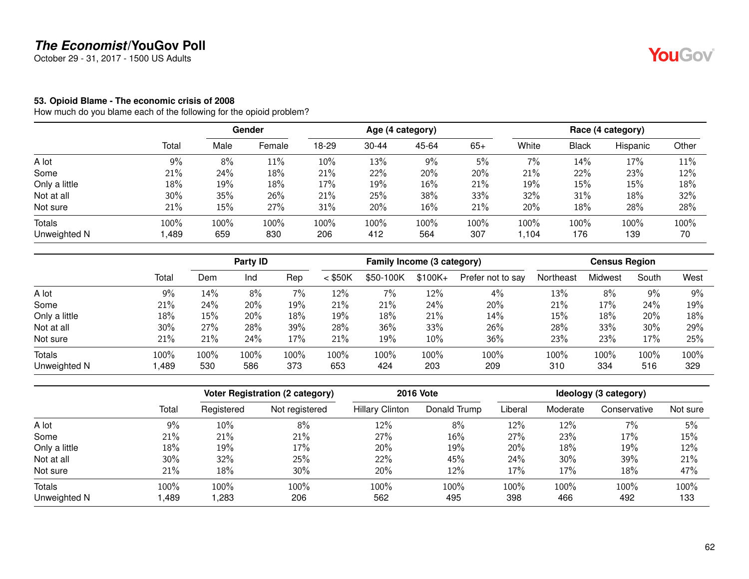**The Economist/YouGov Poll**
October 29 - 31, 2017 - 1500 US Adults

**53. Opioid Blame - The economic crisis of 2008**
How much do you blame each of the following for the opioid problem?

| | | Gender | | Age (4 category) | | | | Race (4 category) | | | |
|---|---|---|---|---|---|---|---|---|---|---|---|
| | Total | Male | Female | 18-29 | 30-44 | 45-64 | 65+ | White | Black | Hispanic | Other |
| A lot | 9% | 8% | 11% | 10% | 13% | 9% | 5% | 7% | 14% | 17% | 11% |
| Some | 21% | 24% | 18% | 21% | 22% | 20% | 20% | 21% | 22% | 23% | 12% |
| Only a little | 18% | 19% | 18% | 17% | 19% | 16% | 21% | 19% | 15% | 15% | 18% |
| Not at all | 30% | 35% | 26% | 21% | 25% | 38% | 33% | 32% | 31% | 18% | 32% |
| Not sure | 21% | 15% | 27% | 31% | 20% | 16% | 21% | 20% | 18% | 28% | 28% |
| Totals | 100% | 100% | 100% | 100% | 100% | 100% | 100% | 100% | 100% | 100% | 100% |
| Unweighted N | 1,489 | 659 | 830 | 206 | 412 | 564 | 307 | 1,104 | 176 | 139 | 70 |

| | | Party ID | | | Family Income (3 category) | | | | Census Region | | | |
|---|---|---|---|---|---|---|---|---|---|---|---|---|
| | Total | Dem | Ind | Rep | < $50K | $50-100K | $100K+ | Prefer not to say | Northeast | Midwest | South | West |
| A lot | 9% | 14% | 8% | 7% | 12% | 7% | 12% | 4% | 13% | 8% | 9% | 9% |
| Some | 21% | 24% | 20% | 19% | 21% | 21% | 24% | 20% | 21% | 17% | 24% | 19% |
| Only a little | 18% | 15% | 20% | 18% | 19% | 18% | 21% | 14% | 15% | 18% | 20% | 18% |
| Not at all | 30% | 27% | 28% | 39% | 28% | 36% | 33% | 26% | 28% | 33% | 30% | 29% |
| Not sure | 21% | 21% | 24% | 17% | 21% | 19% | 10% | 36% | 23% | 23% | 17% | 25% |
| Totals | 100% | 100% | 100% | 100% | 100% | 100% | 100% | 100% | 100% | 100% | 100% | 100% |
| Unweighted N | 1,489 | 530 | 586 | 373 | 653 | 424 | 203 | 209 | 310 | 334 | 516 | 329 |

| | | Voter Registration (2 category) | | 2016 Vote | | Ideology (3 category) | | | |
|---|---|---|---|---|---|---|---|---|---|
| | Total | Registered | Not registered | Hillary Clinton | Donald Trump | Liberal | Moderate | Conservative | Not sure |
| A lot | 9% | 10% | 8% | 12% | 8% | 12% | 12% | 7% | 5% |
| Some | 21% | 21% | 21% | 27% | 16% | 27% | 23% | 17% | 15% |
| Only a little | 18% | 19% | 17% | 20% | 19% | 20% | 18% | 19% | 12% |
| Not at all | 30% | 32% | 25% | 22% | 45% | 24% | 30% | 39% | 21% |
| Not sure | 21% | 18% | 30% | 20% | 12% | 17% | 17% | 18% | 47% |
| Totals | 100% | 100% | 100% | 100% | 100% | 100% | 100% | 100% | 100% |
| Unweighted N | 1,489 | 1,283 | 206 | 562 | 495 | 398 | 466 | 492 | 133 |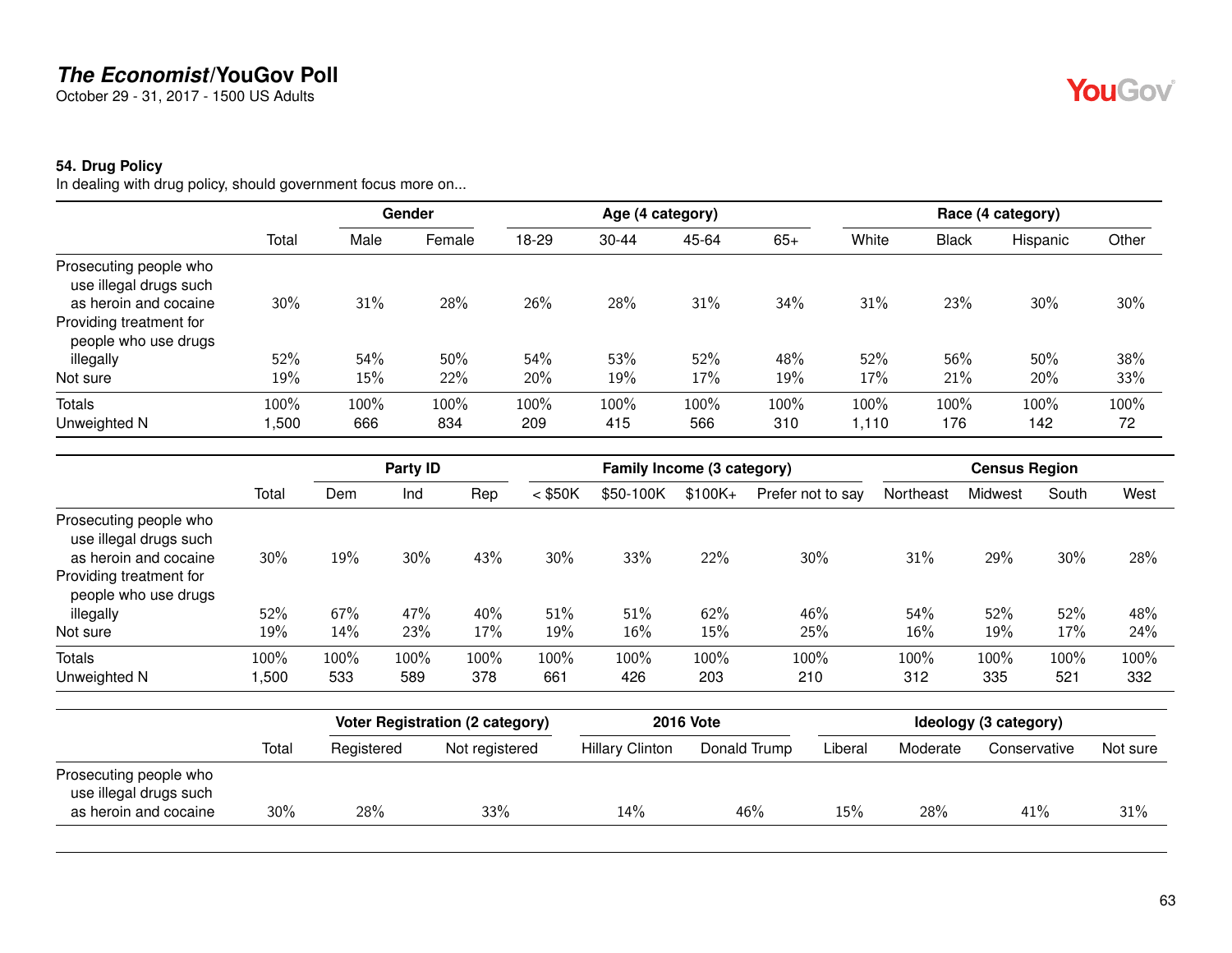## The Economist/YouGov Poll

October 29 - 31, 2017 - 1500 US Adults

### 54. Drug Policy

In dealing with drug policy, should government focus more on...

| | Total | Gender | | Age (4 category) | | | | Race (4 category) | | | |
|---|---|---|---|---|---|---|---|---|---|---|---|
| | | Male | Female | 18-29 | 30-44 | 45-64 | 65+ | White | Black | Hispanic | Other |
| Prosecuting people who use illegal drugs such as heroin and cocaine | 30% | 31% | 28% | 26% | 28% | 31% | 34% | 31% | 23% | 30% | 30% |
| Providing treatment for people who use drugs illegally | 52% | 54% | 50% | 54% | 53% | 52% | 48% | 52% | 56% | 50% | 38% |
| Not sure | 19% | 15% | 22% | 20% | 19% | 17% | 19% | 17% | 21% | 20% | 33% |
| Totals | 100% | 100% | 100% | 100% | 100% | 100% | 100% | 100% | 100% | 100% | 100% |
| Unweighted N | 1,500 | 666 | 834 | 209 | 415 | 566 | 310 | 1,110 | 176 | 142 | 72 |

| | Total | Party ID | | | Family Income (3 category) | | | | Census Region | | | |
|---|---|---|---|---|---|---|---|---|---|---|---|---|
| | | Dem | Ind | Rep | < $50K | $50-100K | $100K+ | Prefer not to say | Northeast | Midwest | South | West |
| Prosecuting people who use illegal drugs such as heroin and cocaine | 30% | 19% | 30% | 43% | 30% | 33% | 22% | 30% | 31% | 29% | 30% | 28% |
| Providing treatment for people who use drugs illegally | 52% | 67% | 47% | 40% | 51% | 51% | 62% | 46% | 54% | 52% | 52% | 48% |
| Not sure | 19% | 14% | 23% | 17% | 19% | 16% | 15% | 25% | 16% | 19% | 17% | 24% |
| Totals | 100% | 100% | 100% | 100% | 100% | 100% | 100% | 100% | 100% | 100% | 100% | 100% |
| Unweighted N | 1,500 | 533 | 589 | 378 | 661 | 426 | 203 | 210 | 312 | 335 | 521 | 332 |

| | Total | Voter Registration (2 category) | | 2016 Vote | | Ideology (3 category) | | | |
|---|---|---|---|---|---|---|---|---|---|
| | | Registered | Not registered | Hillary Clinton | Donald Trump | Liberal | Moderate | Conservative | Not sure |
| Prosecuting people who use illegal drugs such as heroin and cocaine | 30% | 28% | 33% | 14% | 46% | 15% | 28% | 41% | 31% |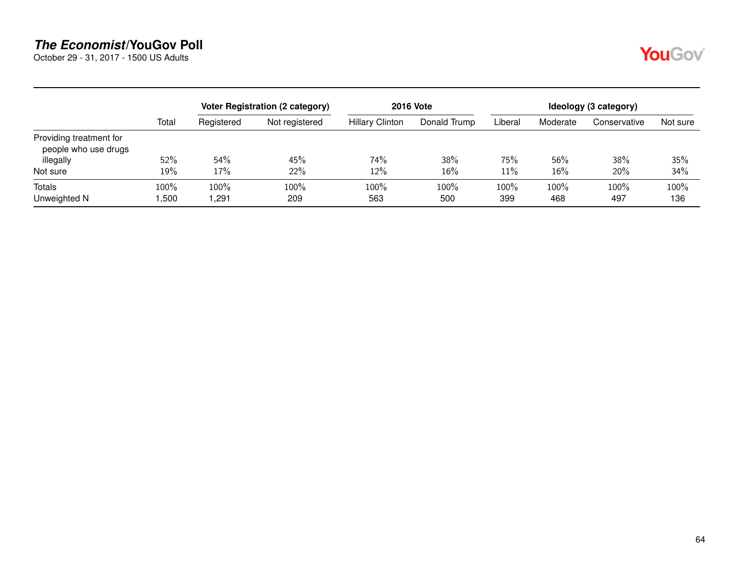## *The Economist*/YouGov Poll

October 29 - 31, 2017 - 1500 US Adults

| | | Voter Registration (2 category) | | 2016 Vote | | Ideology (3 category) | | | |
|---|---|---|---|---|---|---|---|---|---|
| | Total | Registered | Not registered | Hillary Clinton | Donald Trump | Liberal | Moderate | Conservative | Not sure |
| Providing treatment for people who use drugs illegally | 52% | 54% | 45% | 74% | 38% | 75% | 56% | 38% | 35% |
| Not sure | 19% | 17% | 22% | 12% | 16% | 11% | 16% | 20% | 34% |
| Totals | 100% | 100% | 100% | 100% | 100% | 100% | 100% | 100% | 100% |
| Unweighted N | 1,500 | 1,291 | 209 | 563 | 500 | 399 | 468 | 497 | 136 |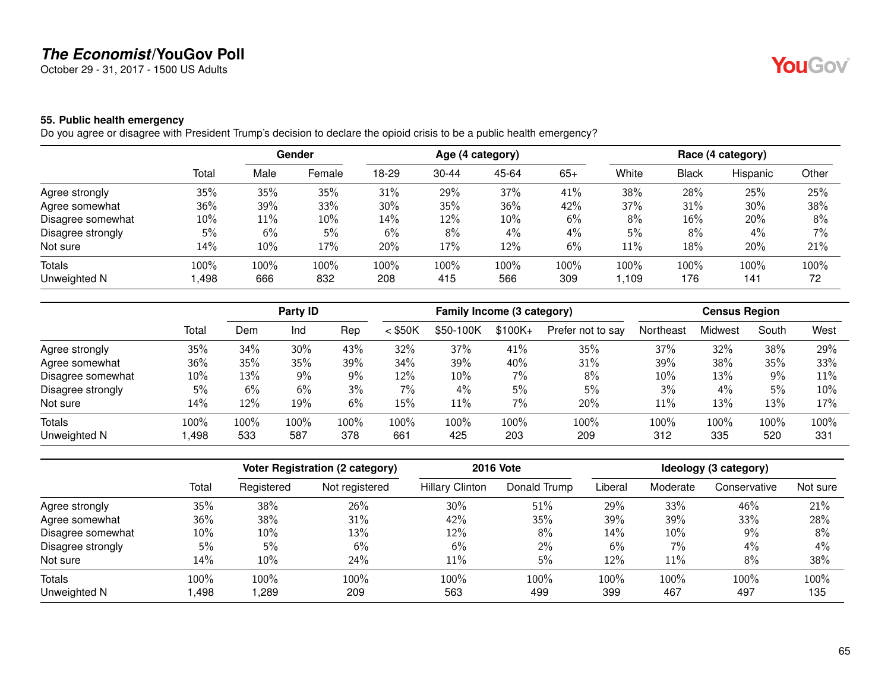## The Economist/YouGov Poll

October 29 - 31, 2017 - 1500 US Adults

### 55. Public health emergency

Do you agree or disagree with President Trump's decision to declare the opioid crisis to be a public health emergency?

| | | Gender | | Age (4 category) | | | | Race (4 category) | | | |
|---|---|---|---|---|---|---|---|---|---|---|---|
| | Total | Male | Female | 18-29 | 30-44 | 45-64 | 65+ | White | Black | Hispanic | Other |
| Agree strongly | 35% | 35% | 35% | 31% | 29% | 37% | 41% | 38% | 28% | 25% | 25% |
| Agree somewhat | 36% | 39% | 33% | 30% | 35% | 36% | 42% | 37% | 31% | 30% | 38% |
| Disagree somewhat | 10% | 11% | 10% | 14% | 12% | 10% | 6% | 8% | 16% | 20% | 8% |
| Disagree strongly | 5% | 6% | 5% | 6% | 8% | 4% | 4% | 5% | 8% | 4% | 7% |
| Not sure | 14% | 10% | 17% | 20% | 17% | 12% | 6% | 11% | 18% | 20% | 21% |
| Totals | 100% | 100% | 100% | 100% | 100% | 100% | 100% | 100% | 100% | 100% | 100% |
| Unweighted N | 1,498 | 666 | 832 | 208 | 415 | 566 | 309 | 1,109 | 176 | 141 | 72 |

| | | Party ID | | | Family Income (3 category) | | | | Census Region | | | |
|---|---|---|---|---|---|---|---|---|---|---|---|---|
| | Total | Dem | Ind | Rep | < $50K | $50-100K | $100K+ | Prefer not to say | Northeast | Midwest | South | West |
| Agree strongly | 35% | 34% | 30% | 43% | 32% | 37% | 41% | 35% | 37% | 32% | 38% | 29% |
| Agree somewhat | 36% | 35% | 35% | 39% | 34% | 39% | 40% | 31% | 39% | 38% | 35% | 33% |
| Disagree somewhat | 10% | 13% | 9% | 9% | 12% | 10% | 7% | 8% | 10% | 13% | 9% | 11% |
| Disagree strongly | 5% | 6% | 6% | 3% | 7% | 4% | 5% | 5% | 3% | 4% | 5% | 10% |
| Not sure | 14% | 12% | 19% | 6% | 15% | 11% | 7% | 20% | 11% | 13% | 13% | 17% |
| Totals | 100% | 100% | 100% | 100% | 100% | 100% | 100% | 100% | 100% | 100% | 100% | 100% |
| Unweighted N | 1,498 | 533 | 587 | 378 | 661 | 425 | 203 | 209 | 312 | 335 | 520 | 331 |

| | | Voter Registration (2 category) | | 2016 Vote | | Ideology (3 category) | | | |
|---|---|---|---|---|---|---|---|---|---|
| | Total | Registered | Not registered | Hillary Clinton | Donald Trump | Liberal | Moderate | Conservative | Not sure |
| Agree strongly | 35% | 38% | 26% | 30% | 51% | 29% | 33% | 46% | 21% |
| Agree somewhat | 36% | 38% | 31% | 42% | 35% | 39% | 39% | 33% | 28% |
| Disagree somewhat | 10% | 10% | 13% | 12% | 8% | 14% | 10% | 9% | 8% |
| Disagree strongly | 5% | 5% | 6% | 6% | 2% | 6% | 7% | 4% | 4% |
| Not sure | 14% | 10% | 24% | 11% | 5% | 12% | 11% | 8% | 38% |
| Totals | 100% | 100% | 100% | 100% | 100% | 100% | 100% | 100% | 100% |
| Unweighted N | 1,498 | 1,289 | 209 | 563 | 499 | 399 | 467 | 497 | 135 |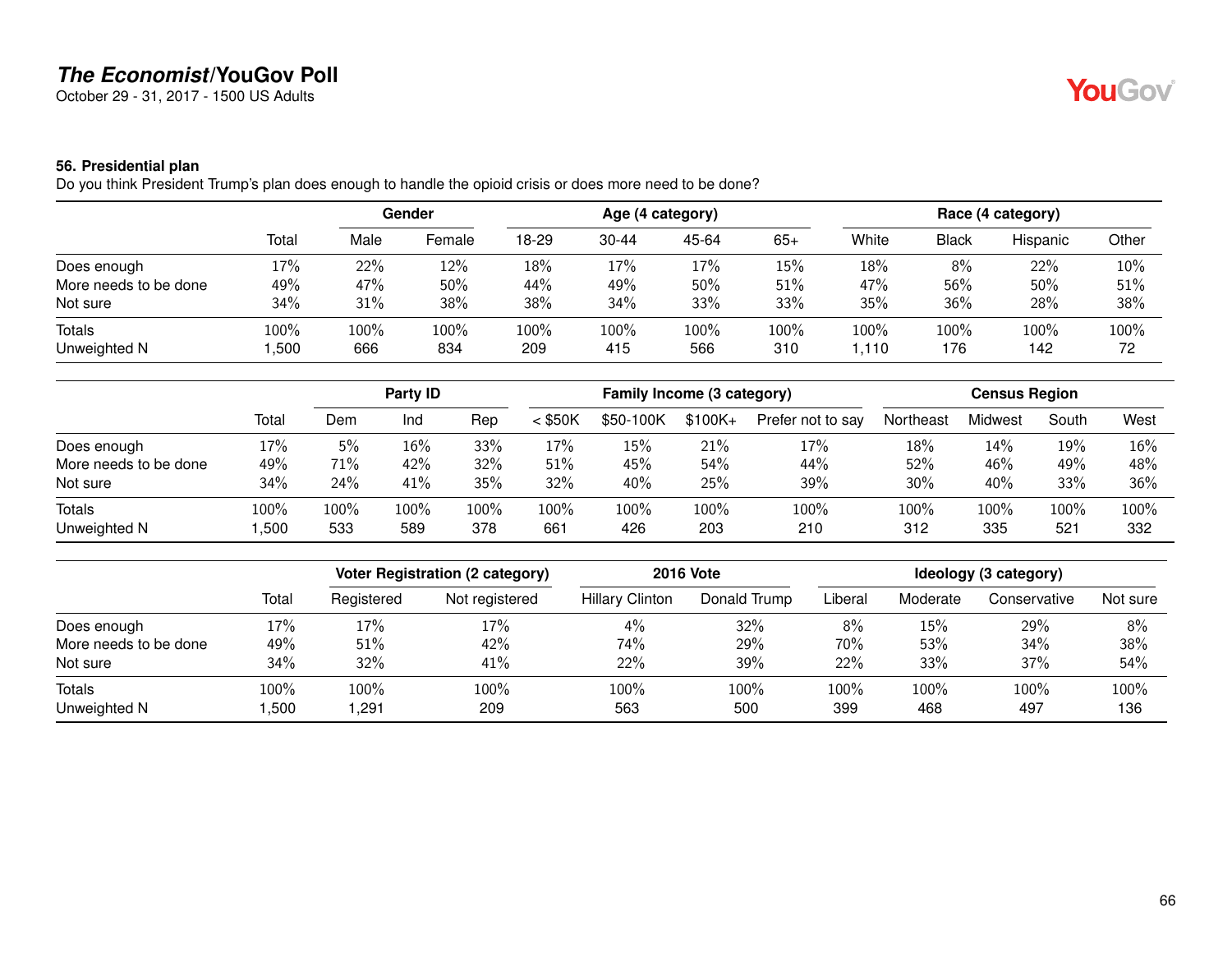# *The Economist*/YouGov Poll

October 29 - 31, 2017 - 1500 US Adults

### 56. Presidential plan

Do you think President Trump's plan does enough to handle the opioid crisis or does more need to be done?

| | | Gender | | Age (4 category) | | | | Race (4 category) | | | |
|---|---|---|---|---|---|---|---|---|---|---|---|
| | Total | Male | Female | 18-29 | 30-44 | 45-64 | 65+ | White | Black | Hispanic | Other |
| Does enough | 17% | 22% | 12% | 18% | 17% | 17% | 15% | 18% | 8% | 22% | 10% |
| More needs to be done | 49% | 47% | 50% | 44% | 49% | 50% | 51% | 47% | 56% | 50% | 51% |
| Not sure | 34% | 31% | 38% | 38% | 34% | 33% | 33% | 35% | 36% | 28% | 38% |
| Totals | 100% | 100% | 100% | 100% | 100% | 100% | 100% | 100% | 100% | 100% | 100% |
| Unweighted N | 1,500 | 666 | 834 | 209 | 415 | 566 | 310 | 1,110 | 176 | 142 | 72 |

| | | Party ID | | | Family Income (3 category) | | | | Census Region | | | |
|---|---|---|---|---|---|---|---|---|---|---|---|---|
| | Total | Dem | Ind | Rep | < $50K | $50-100K | $100K+ | Prefer not to say | Northeast | Midwest | South | West |
| Does enough | 17% | 5% | 16% | 33% | 17% | 15% | 21% | 17% | 18% | 14% | 19% | 16% |
| More needs to be done | 49% | 71% | 42% | 32% | 51% | 45% | 54% | 44% | 52% | 46% | 49% | 48% |
| Not sure | 34% | 24% | 41% | 35% | 32% | 40% | 25% | 39% | 30% | 40% | 33% | 36% |
| Totals | 100% | 100% | 100% | 100% | 100% | 100% | 100% | 100% | 100% | 100% | 100% | 100% |
| Unweighted N | 1,500 | 533 | 589 | 378 | 661 | 426 | 203 | 210 | 312 | 335 | 521 | 332 |

| | | Voter Registration (2 category) | | 2016 Vote | | Ideology (3 category) | | | |
|---|---|---|---|---|---|---|---|---|---|
| | Total | Registered | Not registered | Hillary Clinton | Donald Trump | Liberal | Moderate | Conservative | Not sure |
| Does enough | 17% | 17% | 17% | 4% | 32% | 8% | 15% | 29% | 8% |
| More needs to be done | 49% | 51% | 42% | 74% | 29% | 70% | 53% | 34% | 38% |
| Not sure | 34% | 32% | 41% | 22% | 39% | 22% | 33% | 37% | 54% |
| Totals | 100% | 100% | 100% | 100% | 100% | 100% | 100% | 100% | 100% |
| Unweighted N | 1,500 | 1,291 | 209 | 563 | 500 | 399 | 468 | 497 | 136 |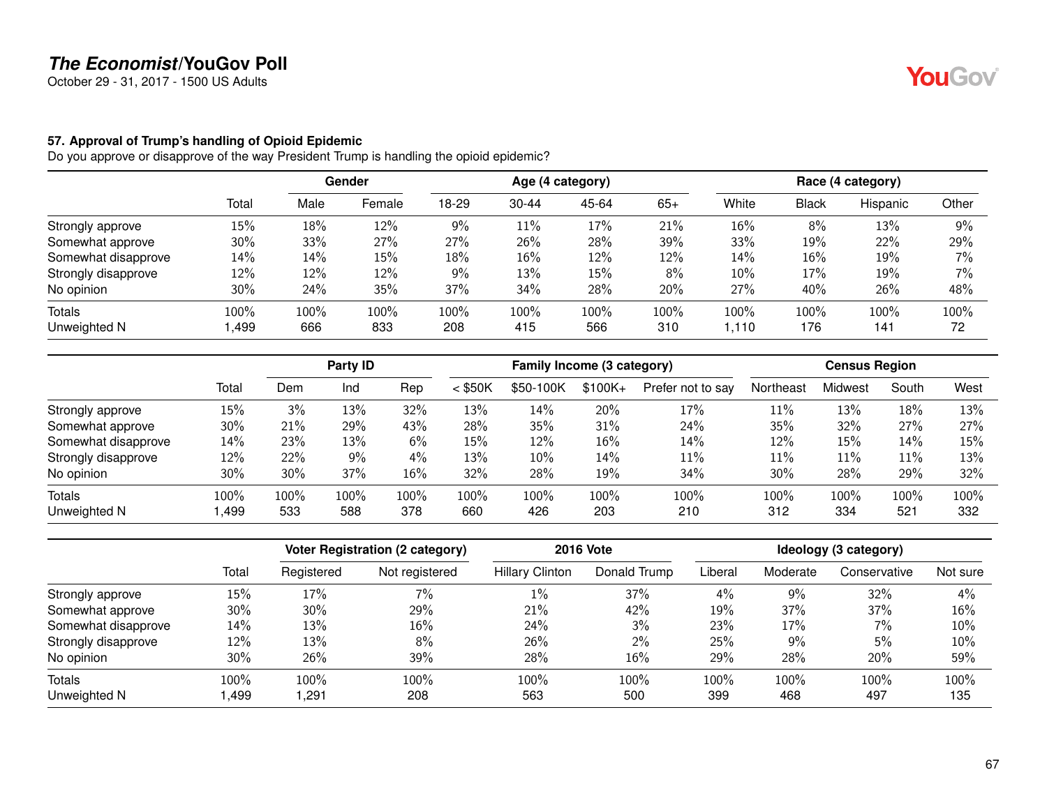## 57. Approval of Trump's handling of Opioid Epidemic

Do you approve or disapprove of the way President Trump is handling the opioid epidemic?

| | Total | Gender | | Age (4 category) | | | | Race (4 category) | | | |
|---|---|---|---|---|---|---|---|---|---|---|---|
| | | Male | Female | 18-29 | 30-44 | 45-64 | 65+ | White | Black | Hispanic | Other |
| Strongly approve | 15% | 18% | 12% | 9% | 11% | 17% | 21% | 16% | 8% | 13% | 9% |
| Somewhat approve | 30% | 33% | 27% | 27% | 26% | 28% | 39% | 33% | 19% | 22% | 29% |
| Somewhat disapprove | 14% | 14% | 15% | 18% | 16% | 12% | 12% | 14% | 16% | 19% | 7% |
| Strongly disapprove | 12% | 12% | 12% | 9% | 13% | 15% | 8% | 10% | 17% | 19% | 7% |
| No opinion | 30% | 24% | 35% | 37% | 34% | 28% | 20% | 27% | 40% | 26% | 48% |
| Totals | 100% | 100% | 100% | 100% | 100% | 100% | 100% | 100% | 100% | 100% | 100% |
| Unweighted N | 1,499 | 666 | 833 | 208 | 415 | 566 | 310 | 1,110 | 176 | 141 | 72 |

| | Total | Party ID | | | Family Income (3 category) | | | | Census Region | | | |
|---|---|---|---|---|---|---|---|---|---|---|---|---|
| | | Dem | Ind | Rep | < $50K | $50-100K | $100K+ | Prefer not to say | Northeast | Midwest | South | West |
| Strongly approve | 15% | 3% | 13% | 32% | 13% | 14% | 20% | 17% | 11% | 13% | 18% | 13% |
| Somewhat approve | 30% | 21% | 29% | 43% | 28% | 35% | 31% | 24% | 35% | 32% | 27% | 27% |
| Somewhat disapprove | 14% | 23% | 13% | 6% | 15% | 12% | 16% | 14% | 12% | 15% | 14% | 15% |
| Strongly disapprove | 12% | 22% | 9% | 4% | 13% | 10% | 14% | 11% | 11% | 11% | 11% | 13% |
| No opinion | 30% | 30% | 37% | 16% | 32% | 28% | 19% | 34% | 30% | 28% | 29% | 32% |
| Totals | 100% | 100% | 100% | 100% | 100% | 100% | 100% | 100% | 100% | 100% | 100% | 100% |
| Unweighted N | 1,499 | 533 | 588 | 378 | 660 | 426 | 203 | 210 | 312 | 334 | 521 | 332 |

| | Total | Voter Registration (2 category) | | 2016 Vote | | Ideology (3 category) | | | |
|---|---|---|---|---|---|---|---|---|---|
| | | Registered | Not registered | Hillary Clinton | Donald Trump | Liberal | Moderate | Conservative | Not sure |
| Strongly approve | 15% | 17% | 7% | 1% | 37% | 4% | 9% | 32% | 4% |
| Somewhat approve | 30% | 30% | 29% | 21% | 42% | 19% | 37% | 37% | 16% |
| Somewhat disapprove | 14% | 13% | 16% | 24% | 3% | 23% | 17% | 7% | 10% |
| Strongly disapprove | 12% | 13% | 8% | 26% | 2% | 25% | 9% | 5% | 10% |
| No opinion | 30% | 26% | 39% | 28% | 16% | 29% | 28% | 20% | 59% |
| Totals | 100% | 100% | 100% | 100% | 100% | 100% | 100% | 100% | 100% |
| Unweighted N | 1,499 | 1,291 | 208 | 563 | 500 | 399 | 468 | 497 | 135 |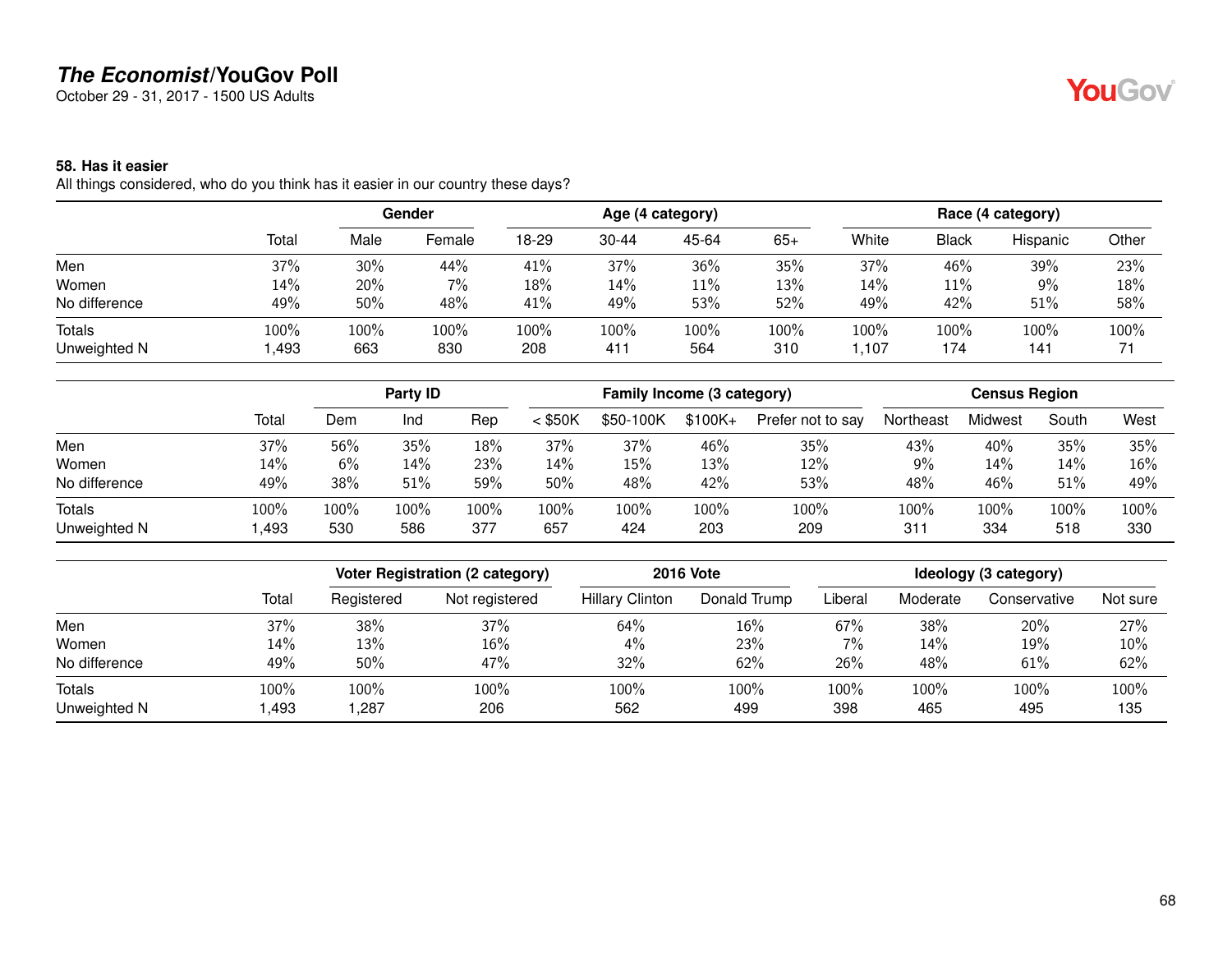# *The Economist*/YouGov Poll

October 29 - 31, 2017 - 1500 US Adults

### 58. Has it easier

All things considered, who do you think has it easier in our country these days?

| | | Gender | | Age (4 category) | | | | Race (4 category) | | | |
|---|---|---|---|---|---|---|---|---|---|---|---|
| | Total | Male | Female | 18-29 | 30-44 | 45-64 | 65+ | White | Black | Hispanic | Other |
| Men | 37% | 30% | 44% | 41% | 37% | 36% | 35% | 37% | 46% | 39% | 23% |
| Women | 14% | 20% | 7% | 18% | 14% | 11% | 13% | 14% | 11% | 9% | 18% |
| No difference | 49% | 50% | 48% | 41% | 49% | 53% | 52% | 49% | 42% | 51% | 58% |
| Totals | 100% | 100% | 100% | 100% | 100% | 100% | 100% | 100% | 100% | 100% | 100% |
| Unweighted N | 1,493 | 663 | 830 | 208 | 411 | 564 | 310 | 1,107 | 174 | 141 | 71 |

| | | Party ID | | | Family Income (3 category) | | | | Census Region | | | |
|---|---|---|---|---|---|---|---|---|---|---|---|---|
| | Total | Dem | Ind | Rep | < $50K | $50-100K | $100K+ | Prefer not to say | Northeast | Midwest | South | West |
| Men | 37% | 56% | 35% | 18% | 37% | 37% | 46% | 35% | 43% | 40% | 35% | 35% |
| Women | 14% | 6% | 14% | 23% | 14% | 15% | 13% | 12% | 9% | 14% | 14% | 16% |
| No difference | 49% | 38% | 51% | 59% | 50% | 48% | 42% | 53% | 48% | 46% | 51% | 49% |
| Totals | 100% | 100% | 100% | 100% | 100% | 100% | 100% | 100% | 100% | 100% | 100% | 100% |
| Unweighted N | 1,493 | 530 | 586 | 377 | 657 | 424 | 203 | 209 | 311 | 334 | 518 | 330 |

| | | Voter Registration (2 category) | | 2016 Vote | | Ideology (3 category) | | | |
|---|---|---|---|---|---|---|---|---|---|
| | Total | Registered | Not registered | Hillary Clinton | Donald Trump | Liberal | Moderate | Conservative | Not sure |
| Men | 37% | 38% | 37% | 64% | 16% | 67% | 38% | 20% | 27% |
| Women | 14% | 13% | 16% | 4% | 23% | 7% | 14% | 19% | 10% |
| No difference | 49% | 50% | 47% | 32% | 62% | 26% | 48% | 61% | 62% |
| Totals | 100% | 100% | 100% | 100% | 100% | 100% | 100% | 100% | 100% |
| Unweighted N | 1,493 | 1,287 | 206 | 562 | 499 | 398 | 465 | 495 | 135 |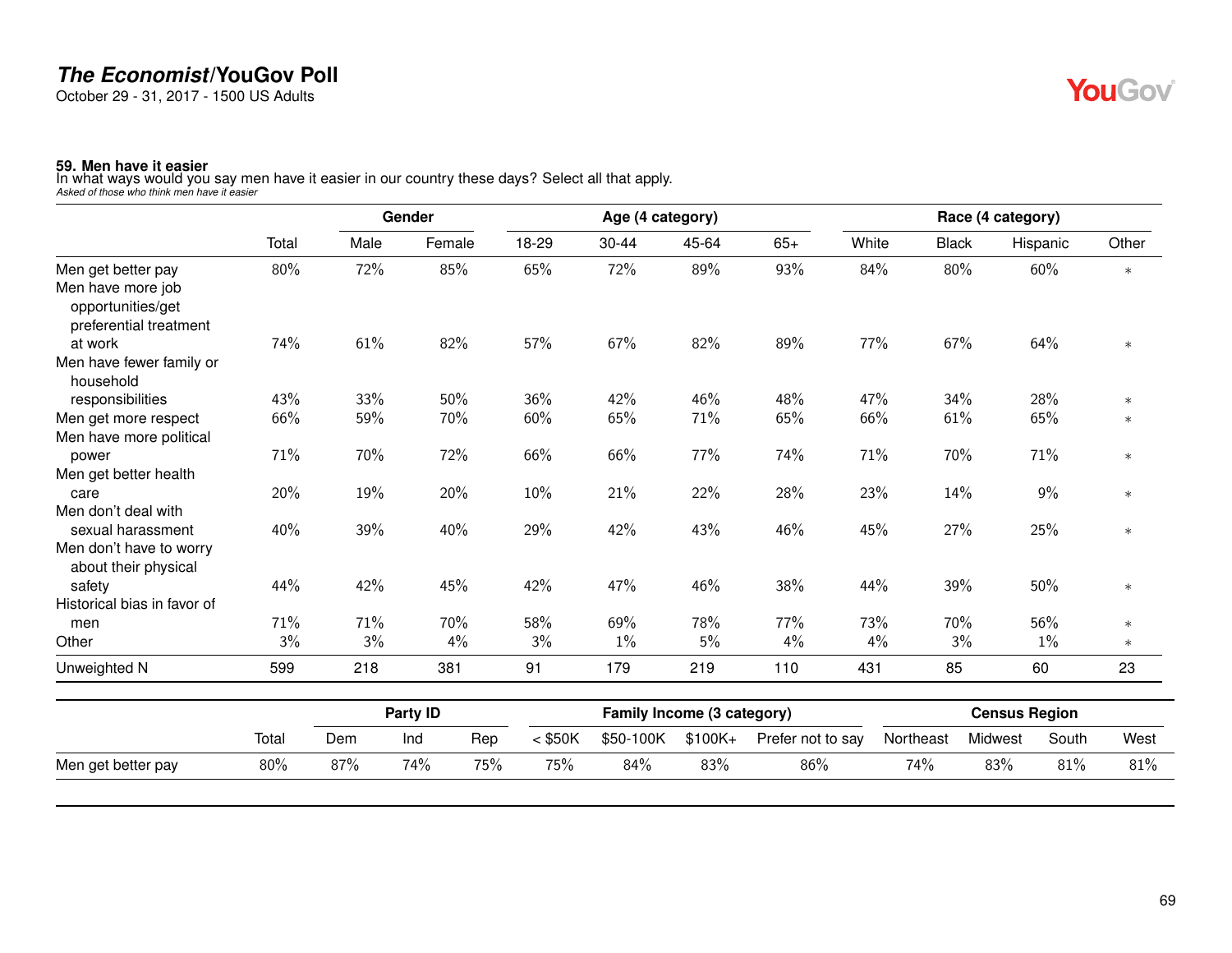**The Economist/YouGov Poll**
October 29 - 31, 2017 - 1500 US Adults

**59. Men have it easier**
In what ways would you say men have it easier in our country these days? Select all that apply.
*Asked of those who think men have it easier*

| | | Gender | | Age (4 category) | | | | Race (4 category) | | | |
|---|---|---|---|---|---|---|---|---|---|---|---|
| | Total | Male | Female | 18-29 | 30-44 | 45-64 | 65+ | White | Black | Hispanic | Other |
| Men get better pay | 80% | 72% | 85% | 65% | 72% | 89% | 93% | 84% | 80% | 60% | * |
| Men have more job opportunities/get preferential treatment at work | 74% | 61% | 82% | 57% | 67% | 82% | 89% | 77% | 67% | 64% | * |
| Men have fewer family or household responsibilities | 43% | 33% | 50% | 36% | 42% | 46% | 48% | 47% | 34% | 28% | * |
| Men get more respect | 66% | 59% | 70% | 60% | 65% | 71% | 65% | 66% | 61% | 65% | * |
| Men have more political power | 71% | 70% | 72% | 66% | 66% | 77% | 74% | 71% | 70% | 71% | * |
| Men get better health care | 20% | 19% | 20% | 10% | 21% | 22% | 28% | 23% | 14% | 9% | * |
| Men don't deal with sexual harassment | 40% | 39% | 40% | 29% | 42% | 43% | 46% | 45% | 27% | 25% | * |
| Men don't have to worry about their physical safety | 44% | 42% | 45% | 42% | 47% | 46% | 38% | 44% | 39% | 50% | * |
| Historical bias in favor of men | 71% | 71% | 70% | 58% | 69% | 78% | 77% | 73% | 70% | 56% | * |
| Other | 3% | 3% | 4% | 3% | 1% | 5% | 4% | 4% | 3% | 1% | * |
| Unweighted N | 599 | 218 | 381 | 91 | 179 | 219 | 110 | 431 | 85 | 60 | 23 |

| | | Party ID | | | Family Income (3 category) | | | | Census Region | | | |
|---|---|---|---|---|---|---|---|---|---|---|---|---|
| | Total | Dem | Ind | Rep | < $50K | $50-100K | $100K+ | Prefer not to say | Northeast | Midwest | South | West |
| Men get better pay | 80% | 87% | 74% | 75% | 75% | 84% | 83% | 86% | 74% | 83% | 81% | 81% |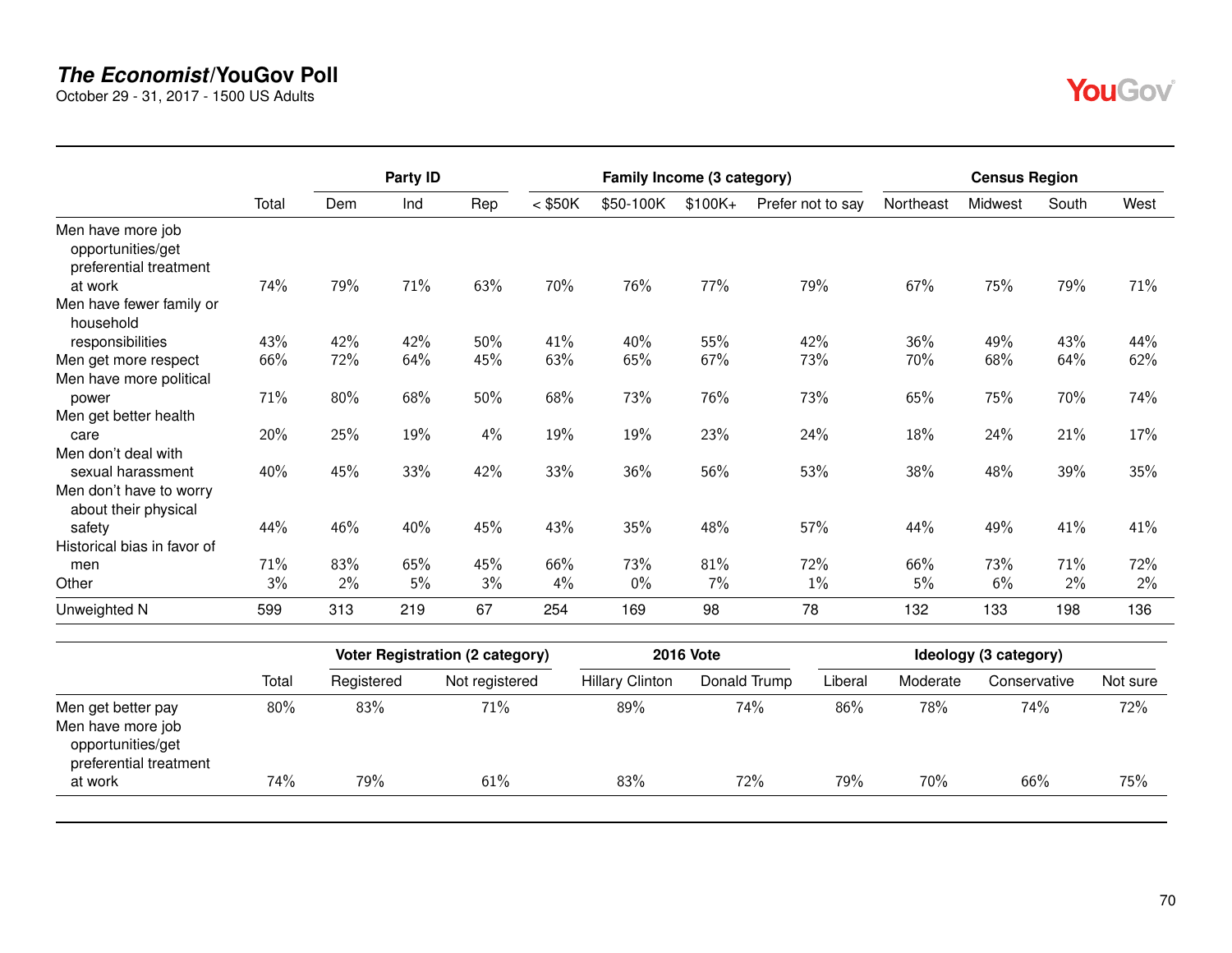# *The Economist*/YouGov Poll

October 29 - 31, 2017 - 1500 US Adults

| | Total | Party ID | | | Family Income (3 category) | | | | Census Region | | | |
|---|---|---|---|---|---|---|---|---|---|---|---|---|
| | | Dem | Ind | Rep | < $50K | $50-100K | $100K+ | Prefer not to say | Northeast | Midwest | South | West |
| Men have more job opportunities/get preferential treatment at work | 74% | 79% | 71% | 63% | 70% | 76% | 77% | 79% | 67% | 75% | 79% | 71% |
| Men have fewer family or household responsibilities | 43% | 42% | 42% | 50% | 41% | 40% | 55% | 42% | 36% | 49% | 43% | 44% |
| Men get more respect | 66% | 72% | 64% | 45% | 63% | 65% | 67% | 73% | 70% | 68% | 64% | 62% |
| Men have more political power | 71% | 80% | 68% | 50% | 68% | 73% | 76% | 73% | 65% | 75% | 70% | 74% |
| Men get better health care | 20% | 25% | 19% | 4% | 19% | 19% | 23% | 24% | 18% | 24% | 21% | 17% |
| Men don't deal with sexual harassment | 40% | 45% | 33% | 42% | 33% | 36% | 56% | 53% | 38% | 48% | 39% | 35% |
| Men don't have to worry about their physical safety | 44% | 46% | 40% | 45% | 43% | 35% | 48% | 57% | 44% | 49% | 41% | 41% |
| Historical bias in favor of men | 71% | 83% | 65% | 45% | 66% | 73% | 81% | 72% | 66% | 73% | 71% | 72% |
| Other | 3% | 2% | 5% | 3% | 4% | 0% | 7% | 1% | 5% | 6% | 2% | 2% |
| Unweighted N | 599 | 313 | 219 | 67 | 254 | 169 | 98 | 78 | 132 | 133 | 198 | 136 |

| | Total | Voter Registration (2 category) | | 2016 Vote | | Ideology (3 category) | | | |
|---|---|---|---|---|---|---|---|---|---|
| | | Registered | Not registered | Hillary Clinton | Donald Trump | Liberal | Moderate | Conservative | Not sure |
| Men get better pay | 80% | 83% | 71% | 89% | 74% | 86% | 78% | 74% | 72% |
| Men have more job opportunities/get preferential treatment at work | 74% | 79% | 61% | 83% | 72% | 79% | 70% | 66% | 75% |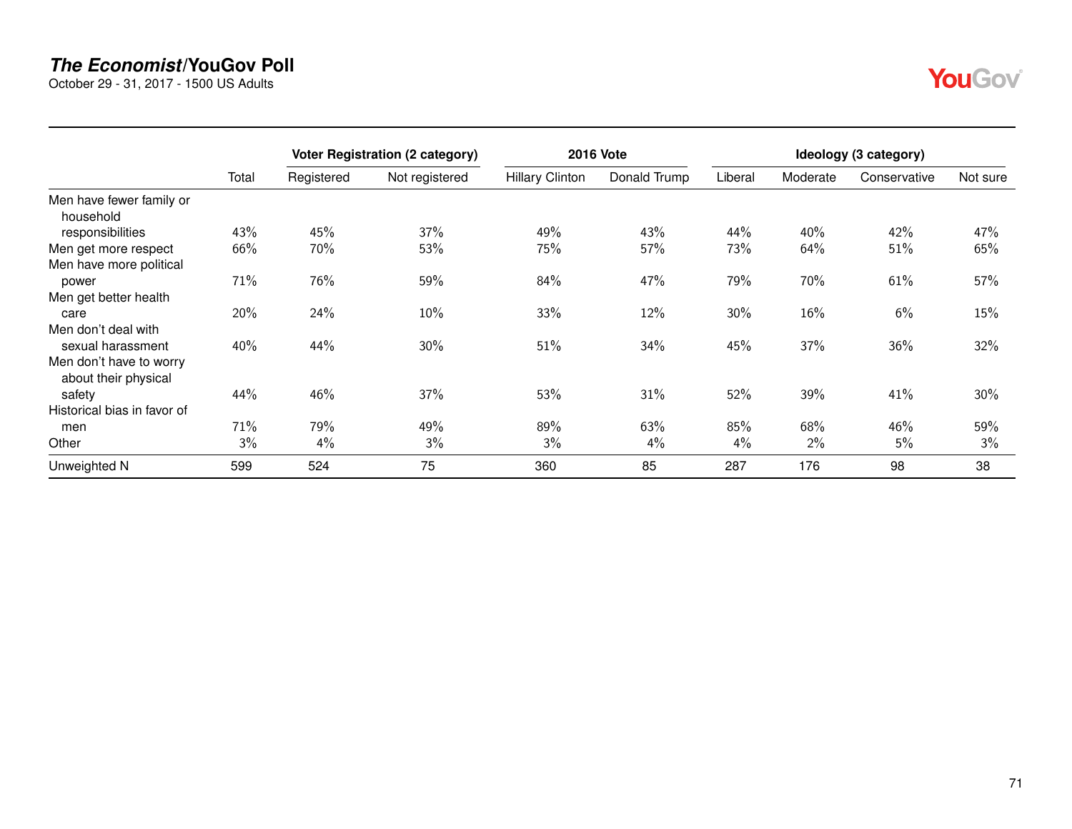## *The Economist*/YouGov Poll

October 29 - 31, 2017 - 1500 US Adults

| | | Voter Registration (2 category) | | 2016 Vote | | Ideology (3 category) | | | |
|---|---|---|---|---|---|---|---|---|---|
| | Total | Registered | Not registered | Hillary Clinton | Donald Trump | Liberal | Moderate | Conservative | Not sure |
| Men have fewer family or household responsibilities | 43% | 45% | 37% | 49% | 43% | 44% | 40% | 42% | 47% |
| Men get more respect | 66% | 70% | 53% | 75% | 57% | 73% | 64% | 51% | 65% |
| Men have more political power | 71% | 76% | 59% | 84% | 47% | 79% | 70% | 61% | 57% |
| Men get better health care | 20% | 24% | 10% | 33% | 12% | 30% | 16% | 6% | 15% |
| Men don't deal with sexual harassment | 40% | 44% | 30% | 51% | 34% | 45% | 37% | 36% | 32% |
| Men don't have to worry about their physical safety | 44% | 46% | 37% | 53% | 31% | 52% | 39% | 41% | 30% |
| Historical bias in favor of men | 71% | 79% | 49% | 89% | 63% | 85% | 68% | 46% | 59% |
| Other | 3% | 4% | 3% | 3% | 4% | 4% | 2% | 5% | 3% |
| Unweighted N | 599 | 524 | 75 | 360 | 85 | 287 | 176 | 98 | 38 |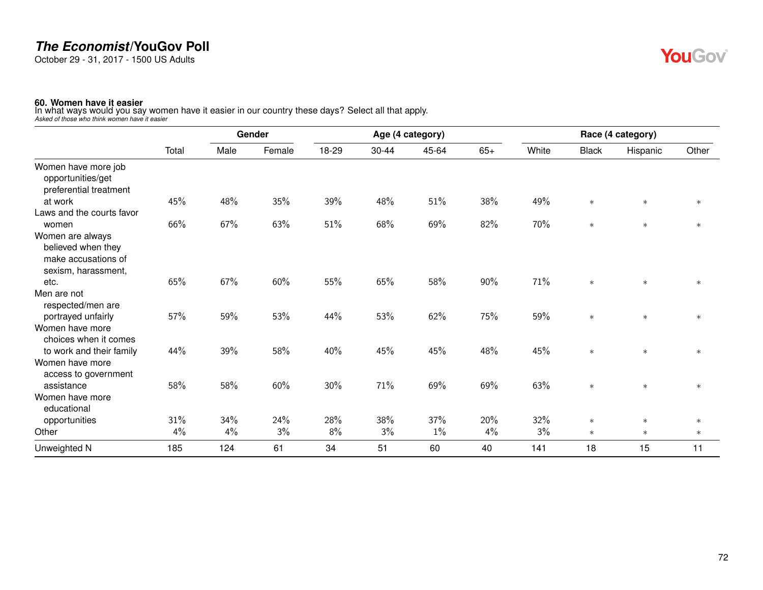**60. Women have it easier**
In what ways would you say women have it easier in our country these days? Select all that apply.
*Asked of those who think women have it easier*

| | | Gender | | Age (4 category) | | | | Race (4 category) | | | |
|---|---|---|---|---|---|---|---|---|---|---|---|
| | Total | Male | Female | 18-29 | 30-44 | 45-64 | 65+ | White | Black | Hispanic | Other |
| Women have more job opportunities/get preferential treatment at work | 45% | 48% | 35% | 39% | 48% | 51% | 38% | 49% | * | * | * |
| Laws and the courts favor women | 66% | 67% | 63% | 51% | 68% | 69% | 82% | 70% | * | * | * |
| Women are always believed when they make accusations of sexism, harassment, etc. | 65% | 67% | 60% | 55% | 65% | 58% | 90% | 71% | * | * | * |
| Men are not respected/men are portrayed unfairly | 57% | 59% | 53% | 44% | 53% | 62% | 75% | 59% | * | * | * |
| Women have more choices when it comes to work and their family | 44% | 39% | 58% | 40% | 45% | 45% | 48% | 45% | * | * | * |
| Women have more access to government assistance | 58% | 58% | 60% | 30% | 71% | 69% | 69% | 63% | * | * | * |
| Women have more educational opportunities | 31% | 34% | 24% | 28% | 38% | 37% | 20% | 32% | * | * | * |
| Other | 4% | 4% | 3% | 8% | 3% | 1% | 4% | 3% | * | * | * |
| Unweighted N | 185 | 124 | 61 | 34 | 51 | 60 | 40 | 141 | 18 | 15 | 11 |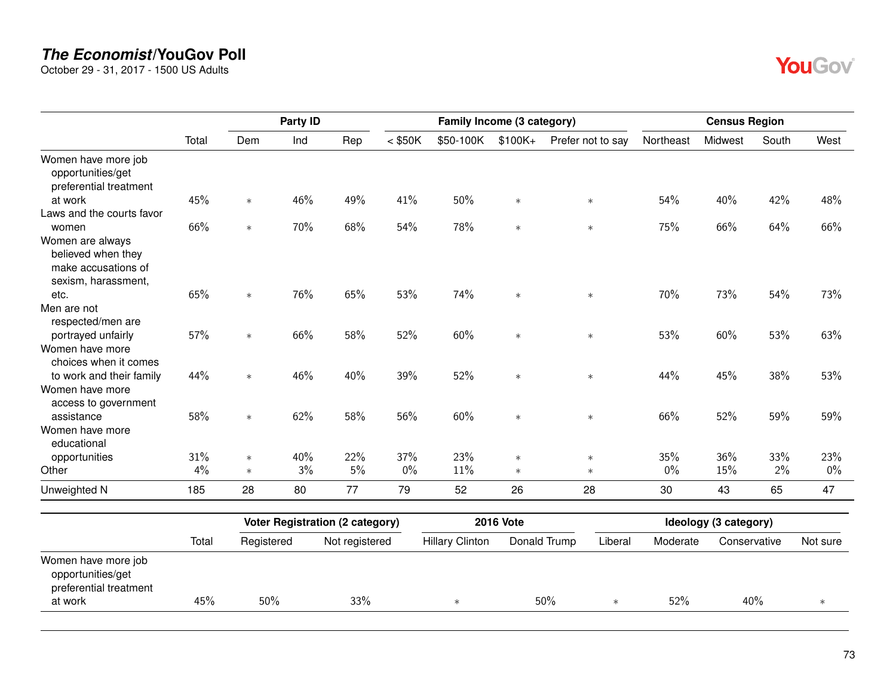# *The Economist*/YouGov Poll

October 29 - 31, 2017 - 1500 US Adults

| | | Party ID | | | Family Income (3 category) | | | | Census Region | | | |
|---|---|---|---|---|---|---|---|---|---|---|---|---|
| | Total | Dem | Ind | Rep | < $50K | $50-100K | $100K+ | Prefer not to say | Northeast | Midwest | South | West |
| Women have more job opportunities/get preferential treatment at work | 45% | * | 46% | 49% | 41% | 50% | * | * | 54% | 40% | 42% | 48% |
| Laws and the courts favor women | 66% | * | 70% | 68% | 54% | 78% | * | * | 75% | 66% | 64% | 66% |
| Women are always believed when they make accusations of sexism, harassment, etc. | 65% | * | 76% | 65% | 53% | 74% | * | * | 70% | 73% | 54% | 73% |
| Men are not respected/men are portrayed unfairly | 57% | * | 66% | 58% | 52% | 60% | * | * | 53% | 60% | 53% | 63% |
| Women have more choices when it comes to work and their family | 44% | * | 46% | 40% | 39% | 52% | * | * | 44% | 45% | 38% | 53% |
| Women have more access to government assistance | 58% | * | 62% | 58% | 56% | 60% | * | * | 66% | 52% | 59% | 59% |
| Women have more educational opportunities | 31% | * | 40% | 22% | 37% | 23% | * | * | 35% | 36% | 33% | 23% |
| Other | 4% | * | 3% | 5% | 0% | 11% | * | * | 0% | 15% | 2% | 0% |
| Unweighted N | 185 | 28 | 80 | 77 | 79 | 52 | 26 | 28 | 30 | 43 | 65 | 47 |

| | | Voter Registration (2 category) | | 2016 Vote | | Ideology (3 category) | | | |
|---|---|---|---|---|---|---|---|---|---|
| | Total | Registered | Not registered | Hillary Clinton | Donald Trump | Liberal | Moderate | Conservative | Not sure |
| Women have more job opportunities/get preferential treatment at work | 45% | 50% | 33% | * | 50% | * | 52% | 40% | * |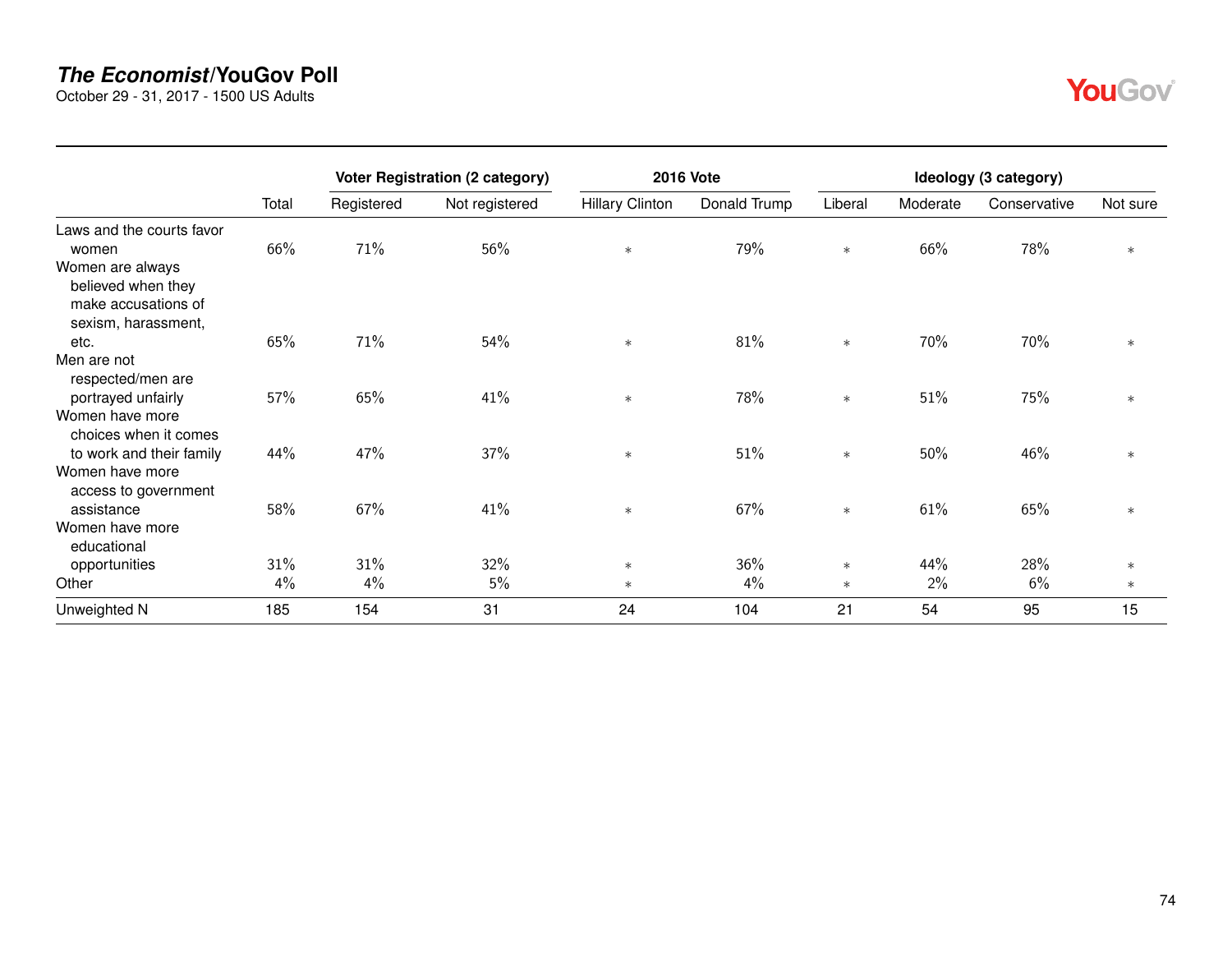# *The Economist*/YouGov Poll

October 29 - 31, 2017 - 1500 US Adults

| | | Voter Registration (2 category) | | 2016 Vote | | Ideology (3 category) | | | |
|---|---|---|---|---|---|---|---|---|---|
| | Total | Registered | Not registered | Hillary Clinton | Donald Trump | Liberal | Moderate | Conservative | Not sure |
| Laws and the courts favor women | 66% | 71% | 56% | ∗ | 79% | ∗ | 66% | 78% | ∗ |
| Women are always believed when they make accusations of sexism, harassment, etc. | 65% | 71% | 54% | ∗ | 81% | ∗ | 70% | 70% | ∗ |
| Men are not respected/men are portrayed unfairly | 57% | 65% | 41% | ∗ | 78% | ∗ | 51% | 75% | ∗ |
| Women have more choices when it comes to work and their family | 44% | 47% | 37% | ∗ | 51% | ∗ | 50% | 46% | ∗ |
| Women have more access to government assistance | 58% | 67% | 41% | ∗ | 67% | ∗ | 61% | 65% | ∗ |
| Women have more educational opportunities | 31% | 31% | 32% | ∗ | 36% | ∗ | 44% | 28% | ∗ |
| Other | 4% | 4% | 5% | ∗ | 4% | ∗ | 2% | 6% | ∗ |
| Unweighted N | 185 | 154 | 31 | 24 | 104 | 21 | 54 | 95 | 15 |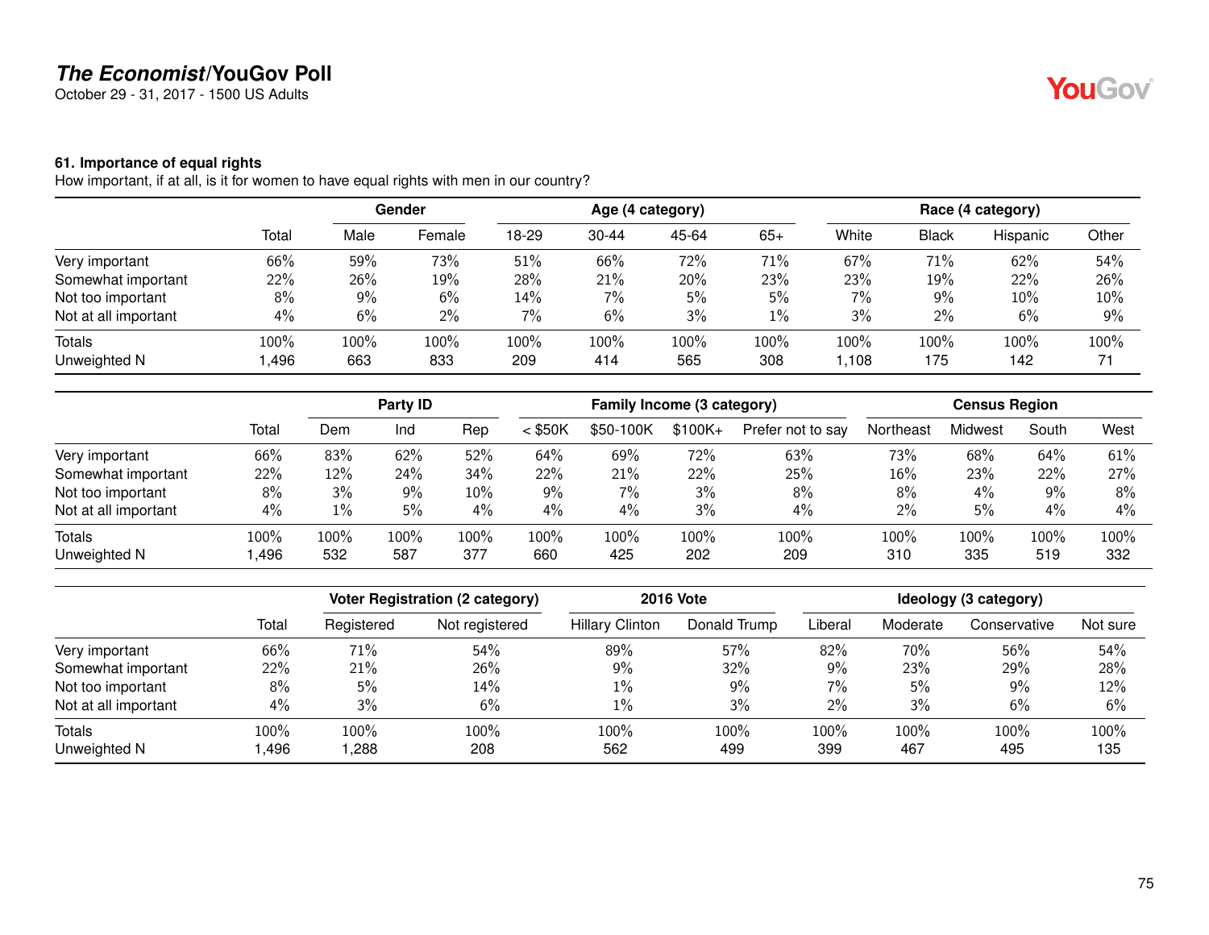# The Economist/YouGov Poll

October 29 - 31, 2017 - 1500 US Adults

### 61. Importance of equal rights

How important, if at all, is it for women to have equal rights with men in our country?

| | | Gender | | Age (4 category) | | | | Race (4 category) | | | |
|---|---|---|---|---|---|---|---|---|---|---|---|
| | Total | Male | Female | 18-29 | 30-44 | 45-64 | 65+ | White | Black | Hispanic | Other |
| Very important | 66% | 59% | 73% | 51% | 66% | 72% | 71% | 67% | 71% | 62% | 54% |
| Somewhat important | 22% | 26% | 19% | 28% | 21% | 20% | 23% | 23% | 19% | 22% | 26% |
| Not too important | 8% | 9% | 6% | 14% | 7% | 5% | 5% | 7% | 9% | 10% | 10% |
| Not at all important | 4% | 6% | 2% | 7% | 6% | 3% | 1% | 3% | 2% | 6% | 9% |
| Totals | 100% | 100% | 100% | 100% | 100% | 100% | 100% | 100% | 100% | 100% | 100% |
| Unweighted N | 1,496 | 663 | 833 | 209 | 414 | 565 | 308 | 1,108 | 175 | 142 | 71 |

| | | Party ID | | | Family Income (3 category) | | | | Census Region | | | |
|---|---|---|---|---|---|---|---|---|---|---|---|---|
| | Total | Dem | Ind | Rep | < $50K | $50-100K | $100K+ | Prefer not to say | Northeast | Midwest | South | West |
| Very important | 66% | 83% | 62% | 52% | 64% | 69% | 72% | 63% | 73% | 68% | 64% | 61% |
| Somewhat important | 22% | 12% | 24% | 34% | 22% | 21% | 22% | 25% | 16% | 23% | 22% | 27% |
| Not too important | 8% | 3% | 9% | 10% | 9% | 7% | 3% | 8% | 8% | 4% | 9% | 8% |
| Not at all important | 4% | 1% | 5% | 4% | 4% | 4% | 3% | 4% | 2% | 5% | 4% | 4% |
| Totals | 100% | 100% | 100% | 100% | 100% | 100% | 100% | 100% | 100% | 100% | 100% | 100% |
| Unweighted N | 1,496 | 532 | 587 | 377 | 660 | 425 | 202 | 209 | 310 | 335 | 519 | 332 |

| | | Voter Registration (2 category) | | 2016 Vote | | Ideology (3 category) | | | |
|---|---|---|---|---|---|---|---|---|---|
| | Total | Registered | Not registered | Hillary Clinton | Donald Trump | Liberal | Moderate | Conservative | Not sure |
| Very important | 66% | 71% | 54% | 89% | 57% | 82% | 70% | 56% | 54% |
| Somewhat important | 22% | 21% | 26% | 9% | 32% | 9% | 23% | 29% | 28% |
| Not too important | 8% | 5% | 14% | 1% | 9% | 7% | 5% | 9% | 12% |
| Not at all important | 4% | 3% | 6% | 1% | 3% | 2% | 3% | 6% | 6% |
| Totals | 100% | 100% | 100% | 100% | 100% | 100% | 100% | 100% | 100% |
| Unweighted N | 1,496 | 1,288 | 208 | 562 | 499 | 399 | 467 | 495 | 135 |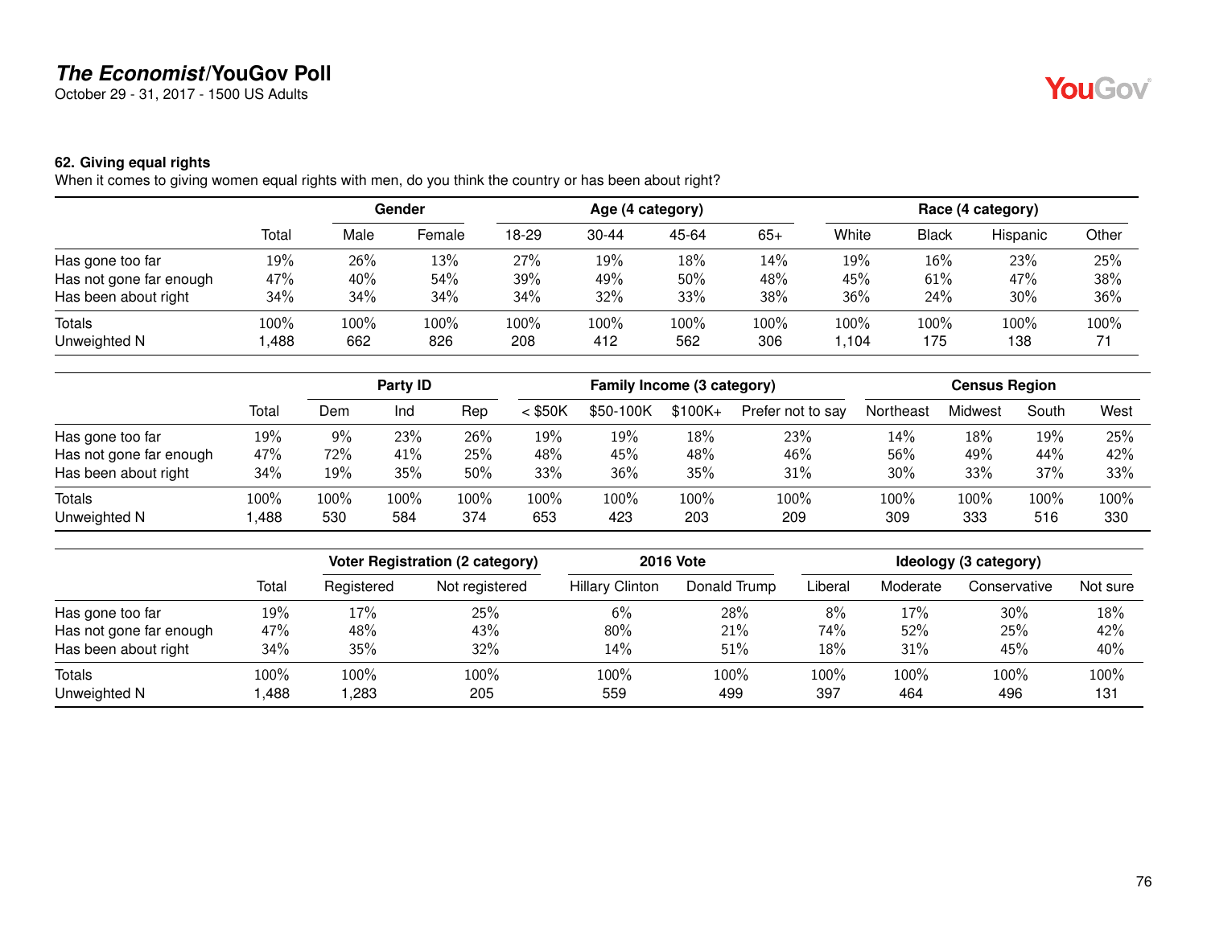**The Economist/YouGov Poll**
October 29 - 31, 2017 - 1500 US Adults

**62. Giving equal rights**
When it comes to giving women equal rights with men, do you think the country or has been about right?

| | | Gender | | Age (4 category) | | | | Race (4 category) | | | |
|---|---|---|---|---|---|---|---|---|---|---|---|
| | Total | Male | Female | 18-29 | 30-44 | 45-64 | 65+ | White | Black | Hispanic | Other |
| Has gone too far | 19% | 26% | 13% | 27% | 19% | 18% | 14% | 19% | 16% | 23% | 25% |
| Has not gone far enough | 47% | 40% | 54% | 39% | 49% | 50% | 48% | 45% | 61% | 47% | 38% |
| Has been about right | 34% | 34% | 34% | 34% | 32% | 33% | 38% | 36% | 24% | 30% | 36% |
| Totals | 100% | 100% | 100% | 100% | 100% | 100% | 100% | 100% | 100% | 100% | 100% |
| Unweighted N | 1,488 | 662 | 826 | 208 | 412 | 562 | 306 | 1,104 | 175 | 138 | 71 |

| | | Party ID | | | Family Income (3 category) | | | | Census Region | | | |
|---|---|---|---|---|---|---|---|---|---|---|---|---|
| | Total | Dem | Ind | Rep | < $50K | $50-100K | $100K+ | Prefer not to say | Northeast | Midwest | South | West |
| Has gone too far | 19% | 9% | 23% | 26% | 19% | 19% | 18% | 23% | 14% | 18% | 19% | 25% |
| Has not gone far enough | 47% | 72% | 41% | 25% | 48% | 45% | 48% | 46% | 56% | 49% | 44% | 42% |
| Has been about right | 34% | 19% | 35% | 50% | 33% | 36% | 35% | 31% | 30% | 33% | 37% | 33% |
| Totals | 100% | 100% | 100% | 100% | 100% | 100% | 100% | 100% | 100% | 100% | 100% | 100% |
| Unweighted N | 1,488 | 530 | 584 | 374 | 653 | 423 | 203 | 209 | 309 | 333 | 516 | 330 |

| | | Voter Registration (2 category) | | 2016 Vote | | Ideology (3 category) | | | |
|---|---|---|---|---|---|---|---|---|---|
| | Total | Registered | Not registered | Hillary Clinton | Donald Trump | Liberal | Moderate | Conservative | Not sure |
| Has gone too far | 19% | 17% | 25% | 6% | 28% | 8% | 17% | 30% | 18% |
| Has not gone far enough | 47% | 48% | 43% | 80% | 21% | 74% | 52% | 25% | 42% |
| Has been about right | 34% | 35% | 32% | 14% | 51% | 18% | 31% | 45% | 40% |
| Totals | 100% | 100% | 100% | 100% | 100% | 100% | 100% | 100% | 100% |
| Unweighted N | 1,488 | 1,283 | 205 | 559 | 499 | 397 | 464 | 496 | 131 |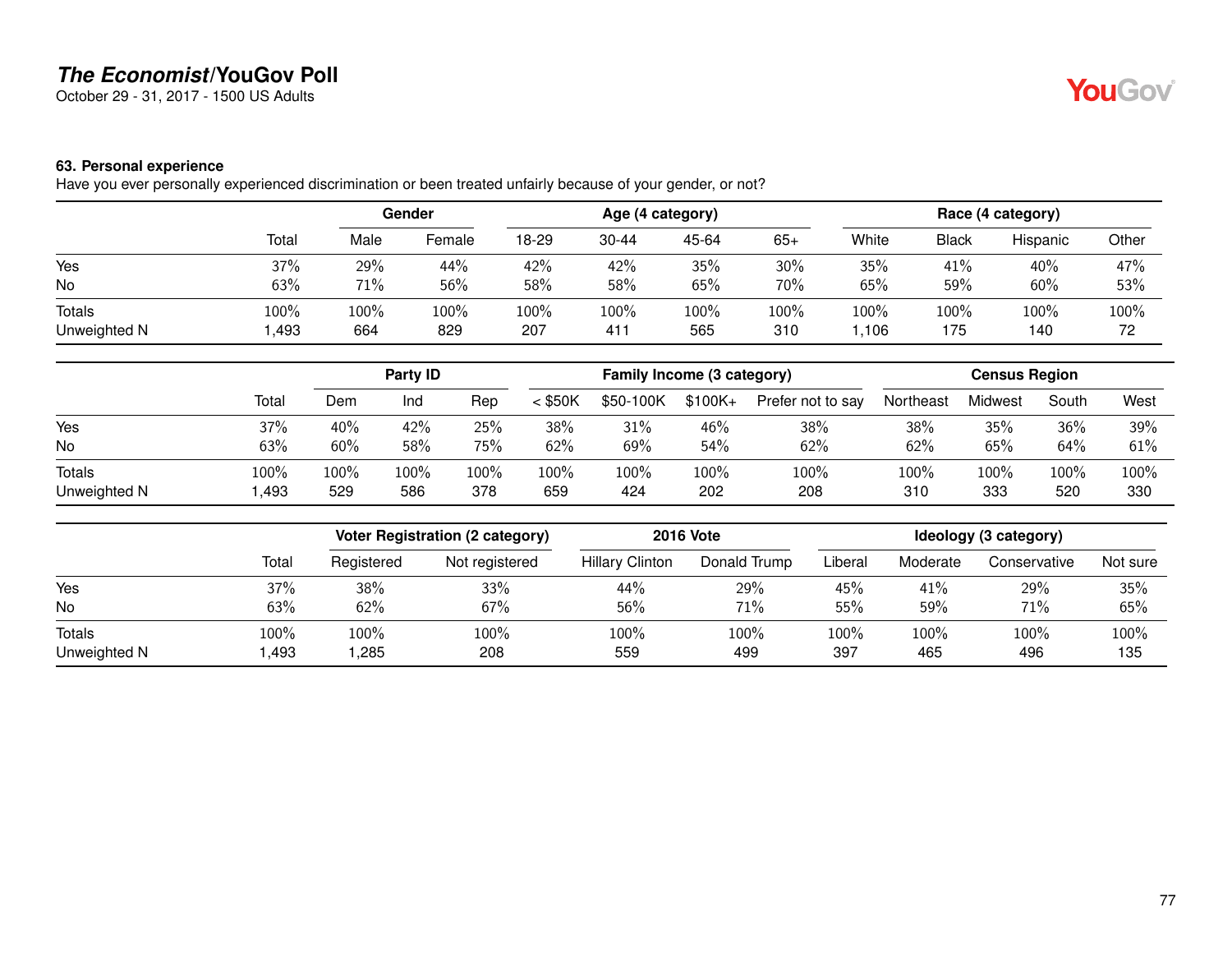**The Economist/YouGov Poll**
October 29 - 31, 2017 - 1500 US Adults

**63. Personal experience**
Have you ever personally experienced discrimination or been treated unfairly because of your gender, or not?

| | | Gender | | Age (4 category) | | | | Race (4 category) | | | |
|---|---|---|---|---|---|---|---|---|---|---|---|
| | Total | Male | Female | 18-29 | 30-44 | 45-64 | 65+ | White | Black | Hispanic | Other |
| Yes | 37% | 29% | 44% | 42% | 42% | 35% | 30% | 35% | 41% | 40% | 47% |
| No | 63% | 71% | 56% | 58% | 58% | 65% | 70% | 65% | 59% | 60% | 53% |
| Totals | 100% | 100% | 100% | 100% | 100% | 100% | 100% | 100% | 100% | 100% | 100% |
| Unweighted N | 1,493 | 664 | 829 | 207 | 411 | 565 | 310 | 1,106 | 175 | 140 | 72 |

| | | Party ID | | | Family Income (3 category) | | | | Census Region | | | |
|---|---|---|---|---|---|---|---|---|---|---|---|---|
| | Total | Dem | Ind | Rep | < $50K | $50-100K | $100K+ | Prefer not to say | Northeast | Midwest | South | West |
| Yes | 37% | 40% | 42% | 25% | 38% | 31% | 46% | 38% | 38% | 35% | 36% | 39% |
| No | 63% | 60% | 58% | 75% | 62% | 69% | 54% | 62% | 62% | 65% | 64% | 61% |
| Totals | 100% | 100% | 100% | 100% | 100% | 100% | 100% | 100% | 100% | 100% | 100% | 100% |
| Unweighted N | 1,493 | 529 | 586 | 378 | 659 | 424 | 202 | 208 | 310 | 333 | 520 | 330 |

| | | Voter Registration (2 category) | | 2016 Vote | | Ideology (3 category) | | | |
|---|---|---|---|---|---|---|---|---|---|
| | Total | Registered | Not registered | Hillary Clinton | Donald Trump | Liberal | Moderate | Conservative | Not sure |
| Yes | 37% | 38% | 33% | 44% | 29% | 45% | 41% | 29% | 35% |
| No | 63% | 62% | 67% | 56% | 71% | 55% | 59% | 71% | 65% |
| Totals | 100% | 100% | 100% | 100% | 100% | 100% | 100% | 100% | 100% |
| Unweighted N | 1,493 | 1,285 | 208 | 559 | 499 | 397 | 465 | 496 | 135 |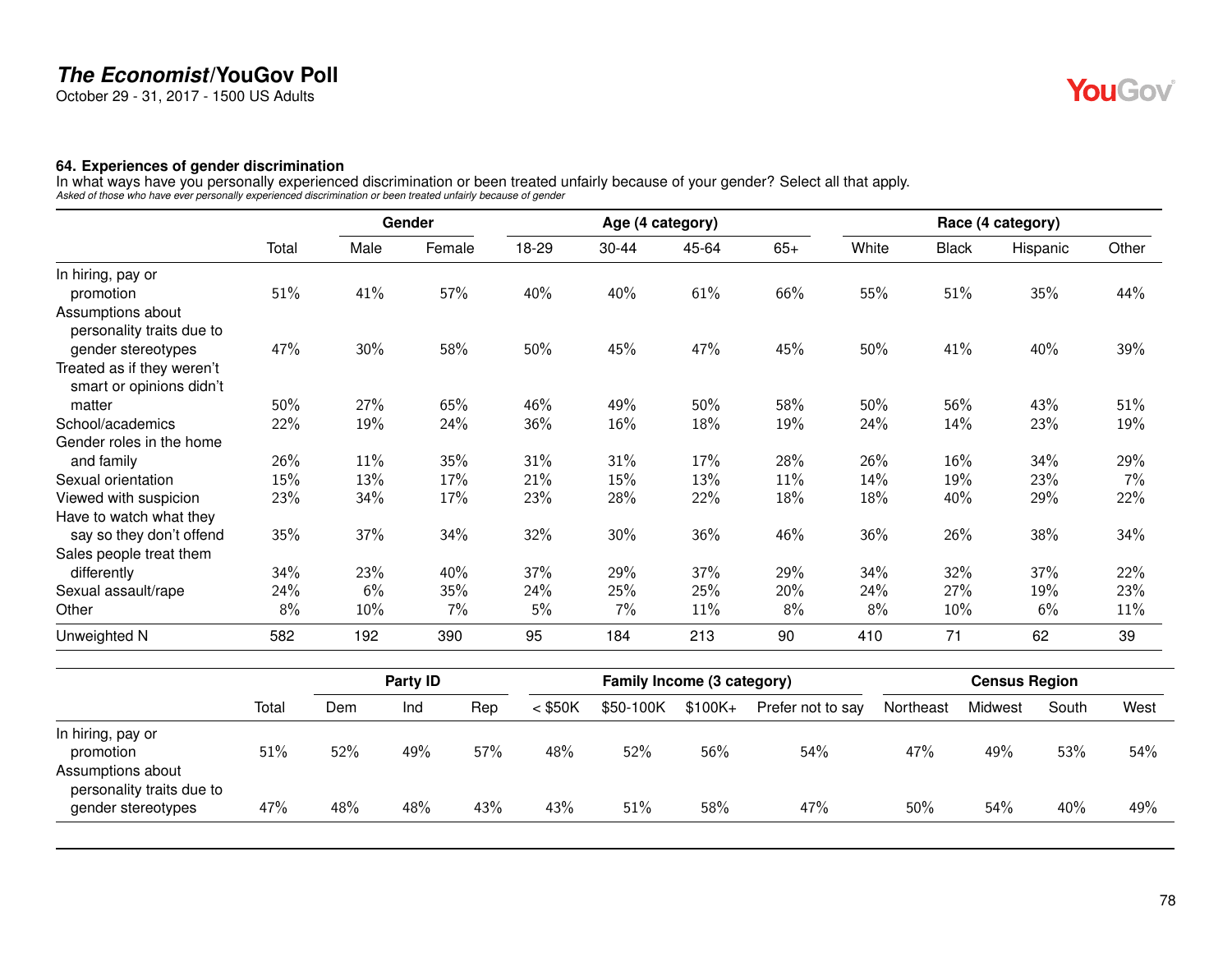## The Economist/YouGov Poll

October 29 - 31, 2017 - 1500 US Adults

### 64. Experiences of gender discrimination

In what ways have you personally experienced discrimination or been treated unfairly because of your gender? Select all that apply.

*Asked of those who have ever personally experienced discrimination or been treated unfairly because of gender*

| | Total | Gender | | Age (4 category) | | | | Race (4 category) | | | |
|---|---|---|---|---|---|---|---|---|---|---|---|
| | | Male | Female | 18-29 | 30-44 | 45-64 | 65+ | White | Black | Hispanic | Other |
| In hiring, pay or promotion | 51% | 41% | 57% | 40% | 40% | 61% | 66% | 55% | 51% | 35% | 44% |
| Assumptions about personality traits due to gender stereotypes | 47% | 30% | 58% | 50% | 45% | 47% | 45% | 50% | 41% | 40% | 39% |
| Treated as if they weren't smart or opinions didn't matter | 50% | 27% | 65% | 46% | 49% | 50% | 58% | 50% | 56% | 43% | 51% |
| School/academics | 22% | 19% | 24% | 36% | 16% | 18% | 19% | 24% | 14% | 23% | 19% |
| Gender roles in the home and family | 26% | 11% | 35% | 31% | 31% | 17% | 28% | 26% | 16% | 34% | 29% |
| Sexual orientation | 15% | 13% | 17% | 21% | 15% | 13% | 11% | 14% | 19% | 23% | 7% |
| Viewed with suspicion | 23% | 34% | 17% | 23% | 28% | 22% | 18% | 18% | 40% | 29% | 22% |
| Have to watch what they say so they don't offend | 35% | 37% | 34% | 32% | 30% | 36% | 46% | 36% | 26% | 38% | 34% |
| Sales people treat them differently | 34% | 23% | 40% | 37% | 29% | 37% | 29% | 34% | 32% | 37% | 22% |
| Sexual assault/rape | 24% | 6% | 35% | 24% | 25% | 25% | 20% | 24% | 27% | 19% | 23% |
| Other | 8% | 10% | 7% | 5% | 7% | 11% | 8% | 8% | 10% | 6% | 11% |
| Unweighted N | 582 | 192 | 390 | 95 | 184 | 213 | 90 | 410 | 71 | 62 | 39 |

| | Total | Party ID | | | Family Income (3 category) | | | | Census Region | | | |
|---|---|---|---|---|---|---|---|---|---|---|---|---|
| | | Dem | Ind | Rep | < $50K | $50-100K | $100K+ | Prefer not to say | Northeast | Midwest | South | West |
| In hiring, pay or promotion | 51% | 52% | 49% | 57% | 48% | 52% | 56% | 54% | 47% | 49% | 53% | 54% |
| Assumptions about personality traits due to gender stereotypes | 47% | 48% | 48% | 43% | 43% | 51% | 58% | 47% | 50% | 54% | 40% | 49% |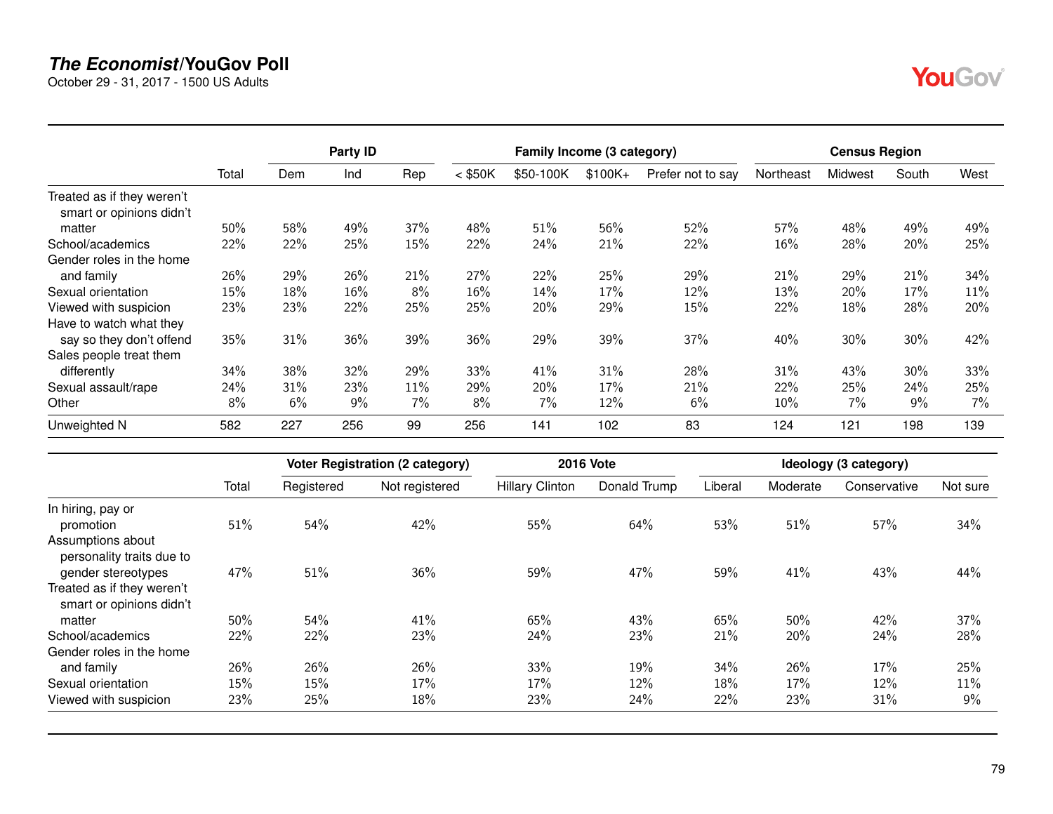**The Economist/YouGov Poll**
October 29 - 31, 2017 - 1500 US Adults

| | Total | Party ID | | | Family Income (3 category) | | | | Census Region | | | |
|---|---|---|---|---|---|---|---|---|---|---|---|---|
| | | Dem | Ind | Rep | < $50K | $50-100K | $100K+ | Prefer not to say | Northeast | Midwest | South | West |
| Treated as if they weren't smart or opinions didn't matter | 50% | 58% | 49% | 37% | 48% | 51% | 56% | 52% | 57% | 48% | 49% | 49% |
| School/academics | 22% | 22% | 25% | 15% | 22% | 24% | 21% | 22% | 16% | 28% | 20% | 25% |
| Gender roles in the home and family | 26% | 29% | 26% | 21% | 27% | 22% | 25% | 29% | 21% | 29% | 21% | 34% |
| Sexual orientation | 15% | 18% | 16% | 8% | 16% | 14% | 17% | 12% | 13% | 20% | 17% | 11% |
| Viewed with suspicion | 23% | 23% | 22% | 25% | 25% | 20% | 29% | 15% | 22% | 18% | 28% | 20% |
| Have to watch what they say so they don't offend | 35% | 31% | 36% | 39% | 36% | 29% | 39% | 37% | 40% | 30% | 30% | 42% |
| Sales people treat them differently | 34% | 38% | 32% | 29% | 33% | 41% | 31% | 28% | 31% | 43% | 30% | 33% |
| Sexual assault/rape | 24% | 31% | 23% | 11% | 29% | 20% | 17% | 21% | 22% | 25% | 24% | 25% |
| Other | 8% | 6% | 9% | 7% | 8% | 7% | 12% | 6% | 10% | 7% | 9% | 7% |
| Unweighted N | 582 | 227 | 256 | 99 | 256 | 141 | 102 | 83 | 124 | 121 | 198 | 139 |

| | Total | Voter Registration (2 category) | | 2016 Vote | | Ideology (3 category) | | | |
|---|---|---|---|---|---|---|---|---|---|
| | | Registered | Not registered | Hillary Clinton | Donald Trump | Liberal | Moderate | Conservative | Not sure |
| In hiring, pay or promotion | 51% | 54% | 42% | 55% | 64% | 53% | 51% | 57% | 34% |
| Assumptions about personality traits due to gender stereotypes | 47% | 51% | 36% | 59% | 47% | 59% | 41% | 43% | 44% |
| Treated as if they weren't smart or opinions didn't matter | 50% | 54% | 41% | 65% | 43% | 65% | 50% | 42% | 37% |
| School/academics | 22% | 22% | 23% | 24% | 23% | 21% | 20% | 24% | 28% |
| Gender roles in the home and family | 26% | 26% | 26% | 33% | 19% | 34% | 26% | 17% | 25% |
| Sexual orientation | 15% | 15% | 17% | 17% | 12% | 18% | 17% | 12% | 11% |
| Viewed with suspicion | 23% | 25% | 18% | 23% | 24% | 22% | 23% | 31% | 9% |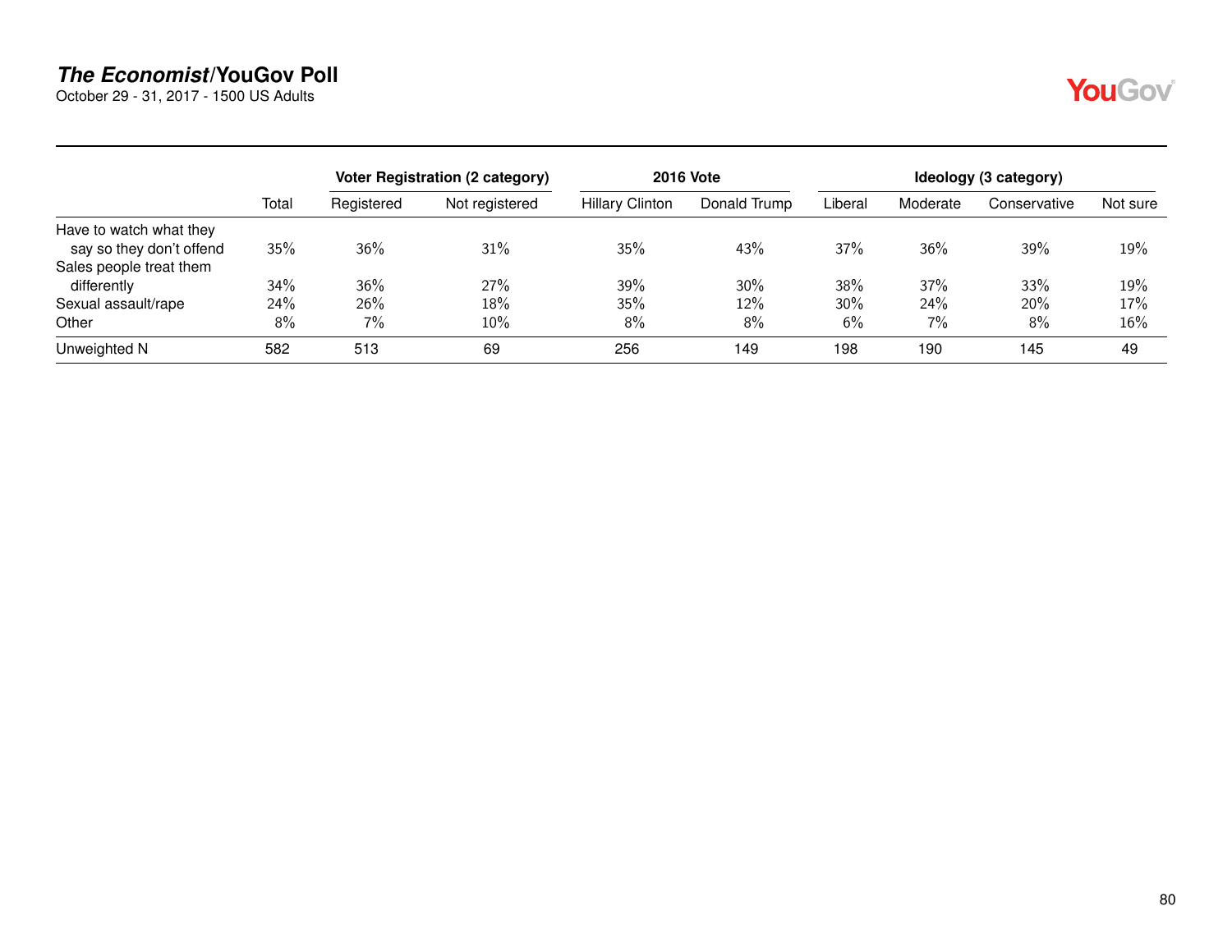## *The Economist*/YouGov Poll

October 29 - 31, 2017 - 1500 US Adults

| | | Voter Registration (2 category) | | 2016 Vote | | Ideology (3 category) | | | |
|---|---|---|---|---|---|---|---|---|---|
| | Total | Registered | Not registered | Hillary Clinton | Donald Trump | Liberal | Moderate | Conservative | Not sure |
| Have to watch what they say so they don't offend | 35% | 36% | 31% | 35% | 43% | 37% | 36% | 39% | 19% |
| Sales people treat them differently | 34% | 36% | 27% | 39% | 30% | 38% | 37% | 33% | 19% |
| Sexual assault/rape | 24% | 26% | 18% | 35% | 12% | 30% | 24% | 20% | 17% |
| Other | 8% | 7% | 10% | 8% | 8% | 6% | 7% | 8% | 16% |
| Unweighted N | 582 | 513 | 69 | 256 | 149 | 198 | 190 | 145 | 49 |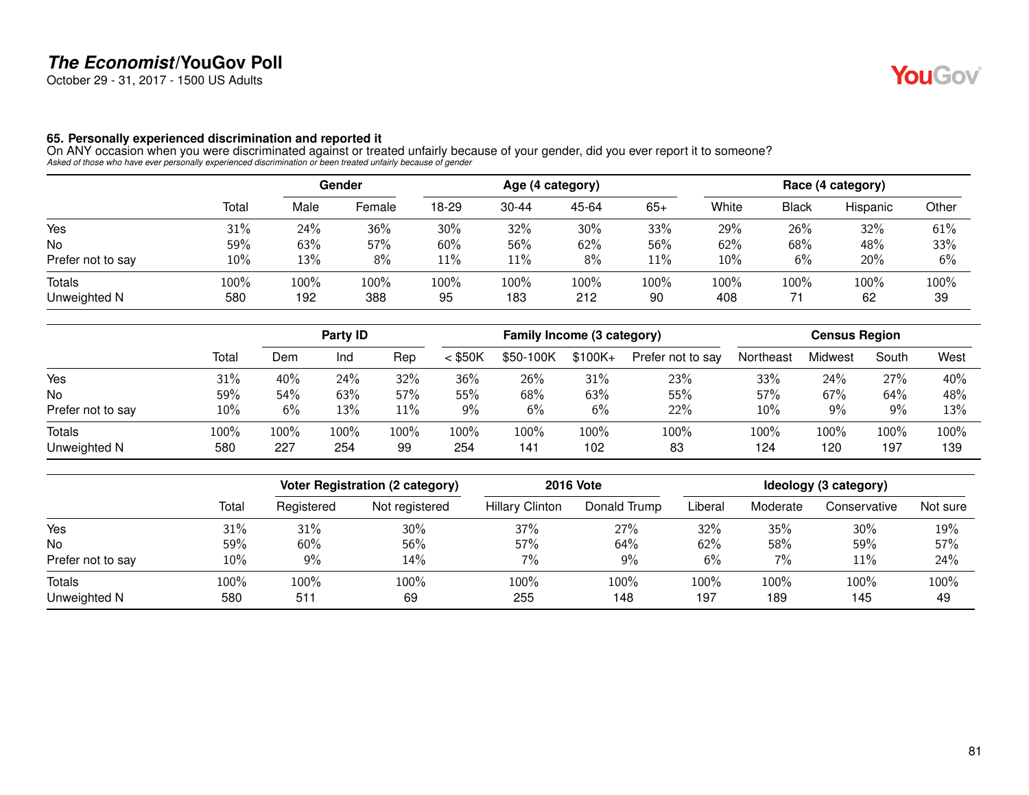# The Economist/YouGov Poll

October 29 - 31, 2017 - 1500 US Adults

### 65. Personally experienced discrimination and reported it

On ANY occasion when you were discriminated against or treated unfairly because of your gender, did you ever report it to someone?

*Asked of those who have ever personally experienced discrimination or been treated unfairly because of gender*

| | | Gender | | Age (4 category) | | | | Race (4 category) | | | |
|---|---|---|---|---|---|---|---|---|---|---|---|
| | Total | Male | Female | 18-29 | 30-44 | 45-64 | 65+ | White | Black | Hispanic | Other |
| Yes | 31% | 24% | 36% | 30% | 32% | 30% | 33% | 29% | 26% | 32% | 61% |
| No | 59% | 63% | 57% | 60% | 56% | 62% | 56% | 62% | 68% | 48% | 33% |
| Prefer not to say | 10% | 13% | 8% | 11% | 11% | 8% | 11% | 10% | 6% | 20% | 6% |
| Totals | 100% | 100% | 100% | 100% | 100% | 100% | 100% | 100% | 100% | 100% | 100% |
| Unweighted N | 580 | 192 | 388 | 95 | 183 | 212 | 90 | 408 | 71 | 62 | 39 |

| | | Party ID | | | Family Income (3 category) | | | | Census Region | | | |
|---|---|---|---|---|---|---|---|---|---|---|---|---|
| | Total | Dem | Ind | Rep | < $50K | $50-100K | $100K+ | Prefer not to say | Northeast | Midwest | South | West |
| Yes | 31% | 40% | 24% | 32% | 36% | 26% | 31% | 23% | 33% | 24% | 27% | 40% |
| No | 59% | 54% | 63% | 57% | 55% | 68% | 63% | 55% | 57% | 67% | 64% | 48% |
| Prefer not to say | 10% | 6% | 13% | 11% | 9% | 6% | 6% | 22% | 10% | 9% | 9% | 13% |
| Totals | 100% | 100% | 100% | 100% | 100% | 100% | 100% | 100% | 100% | 100% | 100% | 100% |
| Unweighted N | 580 | 227 | 254 | 99 | 254 | 141 | 102 | 83 | 124 | 120 | 197 | 139 |

| | | Voter Registration (2 category) | | 2016 Vote | | Ideology (3 category) | | | |
|---|---|---|---|---|---|---|---|---|---|
| | Total | Registered | Not registered | Hillary Clinton | Donald Trump | Liberal | Moderate | Conservative | Not sure |
| Yes | 31% | 31% | 30% | 37% | 27% | 32% | 35% | 30% | 19% |
| No | 59% | 60% | 56% | 57% | 64% | 62% | 58% | 59% | 57% |
| Prefer not to say | 10% | 9% | 14% | 7% | 9% | 6% | 7% | 11% | 24% |
| Totals | 100% | 100% | 100% | 100% | 100% | 100% | 100% | 100% | 100% |
| Unweighted N | 580 | 511 | 69 | 255 | 148 | 197 | 189 | 145 | 49 |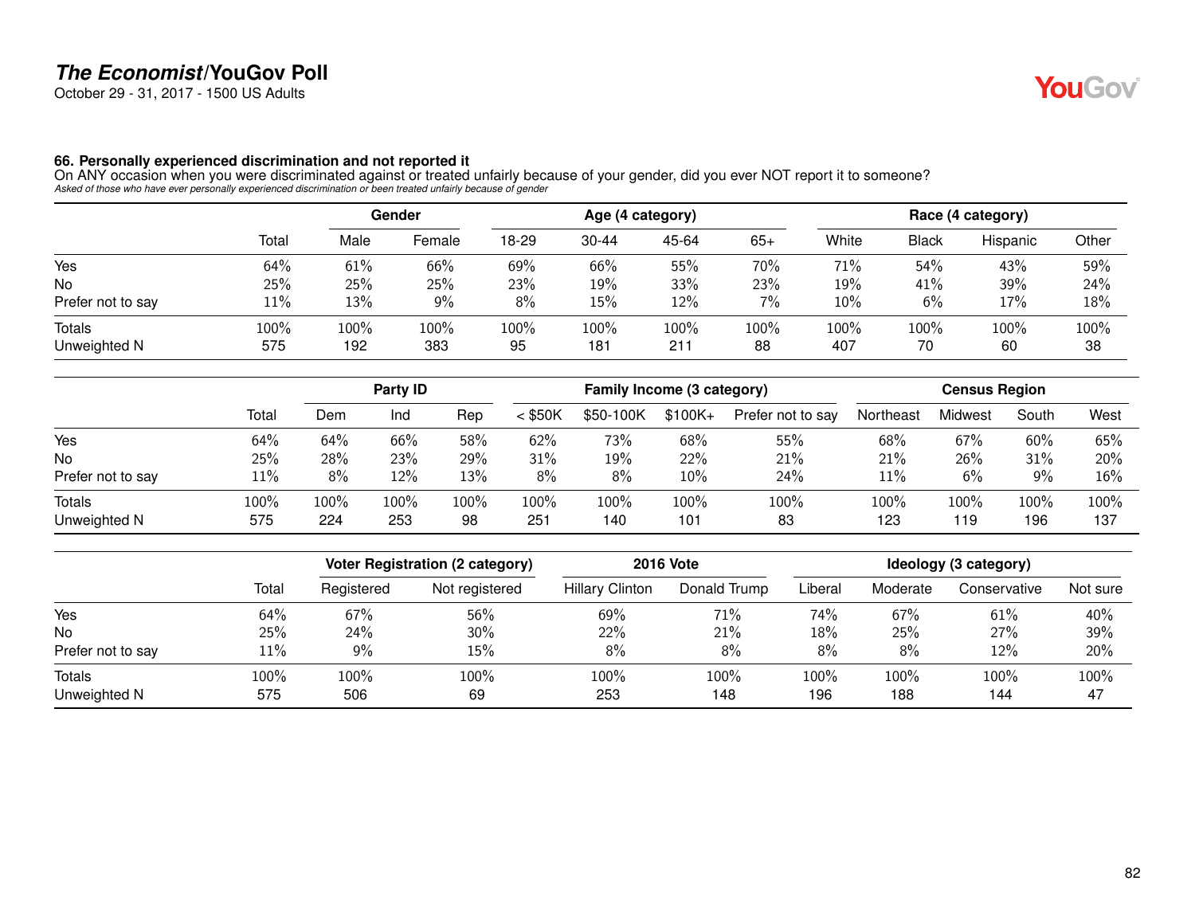# *The Economist*/YouGov Poll

October 29 - 31, 2017 - 1500 US Adults

### 66. Personally experienced discrimination and not reported it

On ANY occasion when you were discriminated against or treated unfairly because of your gender, did you ever NOT report it to someone?

*Asked of those who have ever personally experienced discrimination or been treated unfairly because of gender*

| | | Gender | | Age (4 category) | | | | Race (4 category) | | | |
|---|---|---|---|---|---|---|---|---|---|---|---|
| | Total | Male | Female | 18-29 | 30-44 | 45-64 | 65+ | White | Black | Hispanic | Other |
| Yes | 64% | 61% | 66% | 69% | 66% | 55% | 70% | 71% | 54% | 43% | 59% |
| No | 25% | 25% | 25% | 23% | 19% | 33% | 23% | 19% | 41% | 39% | 24% |
| Prefer not to say | 11% | 13% | 9% | 8% | 15% | 12% | 7% | 10% | 6% | 17% | 18% |
| Totals | 100% | 100% | 100% | 100% | 100% | 100% | 100% | 100% | 100% | 100% | 100% |
| Unweighted N | 575 | 192 | 383 | 95 | 181 | 211 | 88 | 407 | 70 | 60 | 38 |

| | | Party ID | | | Family Income (3 category) | | | | Census Region | | | |
|---|---|---|---|---|---|---|---|---|---|---|---|---|
| | Total | Dem | Ind | Rep | < $50K | $50-100K | $100K+ | Prefer not to say | Northeast | Midwest | South | West |
| Yes | 64% | 64% | 66% | 58% | 62% | 73% | 68% | 55% | 68% | 67% | 60% | 65% |
| No | 25% | 28% | 23% | 29% | 31% | 19% | 22% | 21% | 21% | 26% | 31% | 20% |
| Prefer not to say | 11% | 8% | 12% | 13% | 8% | 8% | 10% | 24% | 11% | 6% | 9% | 16% |
| Totals | 100% | 100% | 100% | 100% | 100% | 100% | 100% | 100% | 100% | 100% | 100% | 100% |
| Unweighted N | 575 | 224 | 253 | 98 | 251 | 140 | 101 | 83 | 123 | 119 | 196 | 137 |

| | | Voter Registration (2 category) | | 2016 Vote | | Ideology (3 category) | | | |
|---|---|---|---|---|---|---|---|---|---|
| | Total | Registered | Not registered | Hillary Clinton | Donald Trump | Liberal | Moderate | Conservative | Not sure |
| Yes | 64% | 67% | 56% | 69% | 71% | 74% | 67% | 61% | 40% |
| No | 25% | 24% | 30% | 22% | 21% | 18% | 25% | 27% | 39% |
| Prefer not to say | 11% | 9% | 15% | 8% | 8% | 8% | 8% | 12% | 20% |
| Totals | 100% | 100% | 100% | 100% | 100% | 100% | 100% | 100% | 100% |
| Unweighted N | 575 | 506 | 69 | 253 | 148 | 196 | 188 | 144 | 47 |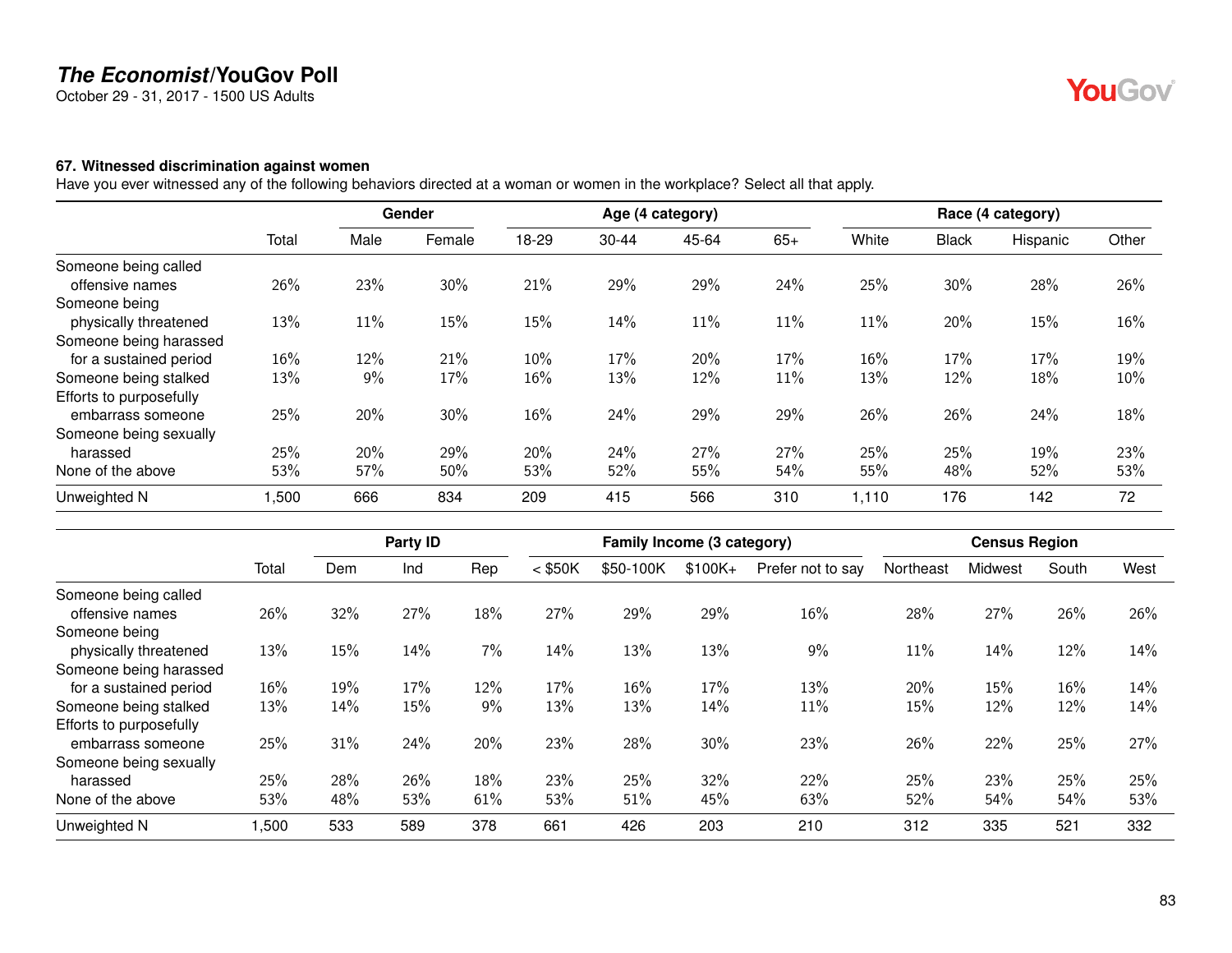# *The Economist*/YouGov Poll

October 29 - 31, 2017 - 1500 US Adults

### 67. Witnessed discrimination against women

Have you ever witnessed any of the following behaviors directed at a woman or women in the workplace? Select all that apply.

| | Total | Gender | | Age (4 category) | | | | Race (4 category) | | | |
|---|---|---|---|---|---|---|---|---|---|---|---|
| | | Male | Female | 18-29 | 30-44 | 45-64 | 65+ | White | Black | Hispanic | Other |
| Someone being called offensive names | 26% | 23% | 30% | 21% | 29% | 29% | 24% | 25% | 30% | 28% | 26% |
| Someone being physically threatened | 13% | 11% | 15% | 15% | 14% | 11% | 11% | 11% | 20% | 15% | 16% |
| Someone being harassed for a sustained period | 16% | 12% | 21% | 10% | 17% | 20% | 17% | 16% | 17% | 17% | 19% |
| Someone being stalked | 13% | 9% | 17% | 16% | 13% | 12% | 11% | 13% | 12% | 18% | 10% |
| Efforts to purposefully embarrass someone | 25% | 20% | 30% | 16% | 24% | 29% | 29% | 26% | 26% | 24% | 18% |
| Someone being sexually harassed | 25% | 20% | 29% | 20% | 24% | 27% | 27% | 25% | 25% | 19% | 23% |
| None of the above | 53% | 57% | 50% | 53% | 52% | 55% | 54% | 55% | 48% | 52% | 53% |
| Unweighted N | 1,500 | 666 | 834 | 209 | 415 | 566 | 310 | 1,110 | 176 | 142 | 72 |

| | Total | Party ID | | | Family Income (3 category) | | | | Census Region | | | |
|---|---|---|---|---|---|---|---|---|---|---|---|---|
| | | Dem | Ind | Rep | < $50K | $50-100K | $100K+ | Prefer not to say | Northeast | Midwest | South | West |
| Someone being called offensive names | 26% | 32% | 27% | 18% | 27% | 29% | 29% | 16% | 28% | 27% | 26% | 26% |
| Someone being physically threatened | 13% | 15% | 14% | 7% | 14% | 13% | 13% | 9% | 11% | 14% | 12% | 14% |
| Someone being harassed for a sustained period | 16% | 19% | 17% | 12% | 17% | 16% | 17% | 13% | 20% | 15% | 16% | 14% |
| Someone being stalked | 13% | 14% | 15% | 9% | 13% | 13% | 14% | 11% | 15% | 12% | 12% | 14% |
| Efforts to purposefully embarrass someone | 25% | 31% | 24% | 20% | 23% | 28% | 30% | 23% | 26% | 22% | 25% | 27% |
| Someone being sexually harassed | 25% | 28% | 26% | 18% | 23% | 25% | 32% | 22% | 25% | 23% | 25% | 25% |
| None of the above | 53% | 48% | 53% | 61% | 53% | 51% | 45% | 63% | 52% | 54% | 54% | 53% |
| Unweighted N | 1,500 | 533 | 589 | 378 | 661 | 426 | 203 | 210 | 312 | 335 | 521 | 332 |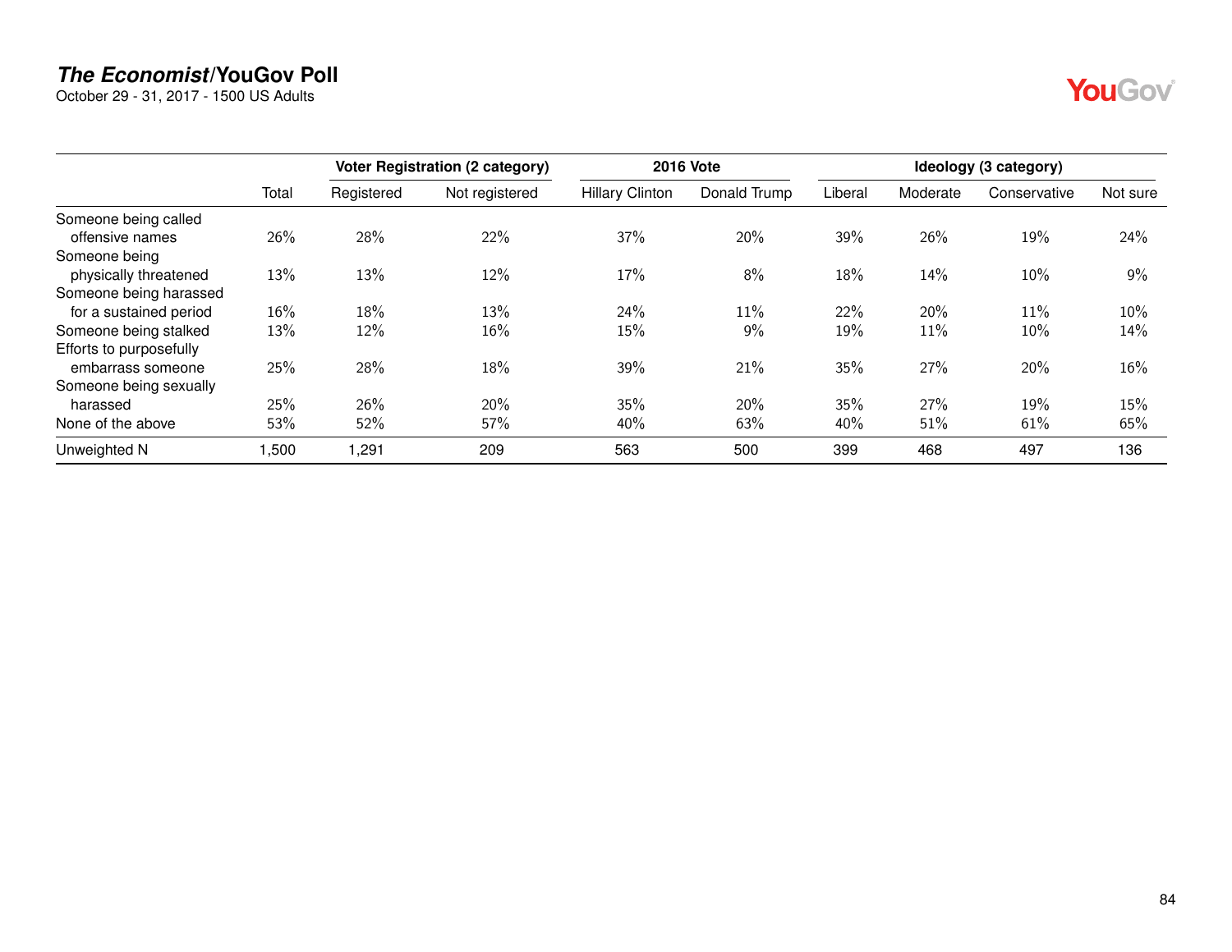# *The Economist*/YouGov Poll

October 29 - 31, 2017 - 1500 US Adults

| | | Voter Registration (2 category) | | 2016 Vote | | Ideology (3 category) | | | |
|---|---|---|---|---|---|---|---|---|---|
| | Total | Registered | Not registered | Hillary Clinton | Donald Trump | Liberal | Moderate | Conservative | Not sure |
| Someone being called offensive names | 26% | 28% | 22% | 37% | 20% | 39% | 26% | 19% | 24% |
| Someone being physically threatened | 13% | 13% | 12% | 17% | 8% | 18% | 14% | 10% | 9% |
| Someone being harassed for a sustained period | 16% | 18% | 13% | 24% | 11% | 22% | 20% | 11% | 10% |
| Someone being stalked | 13% | 12% | 16% | 15% | 9% | 19% | 11% | 10% | 14% |
| Efforts to purposefully embarrass someone | 25% | 28% | 18% | 39% | 21% | 35% | 27% | 20% | 16% |
| Someone being sexually harassed | 25% | 26% | 20% | 35% | 20% | 35% | 27% | 19% | 15% |
| None of the above | 53% | 52% | 57% | 40% | 63% | 40% | 51% | 61% | 65% |
| Unweighted N | 1,500 | 1,291 | 209 | 563 | 500 | 399 | 468 | 497 | 136 |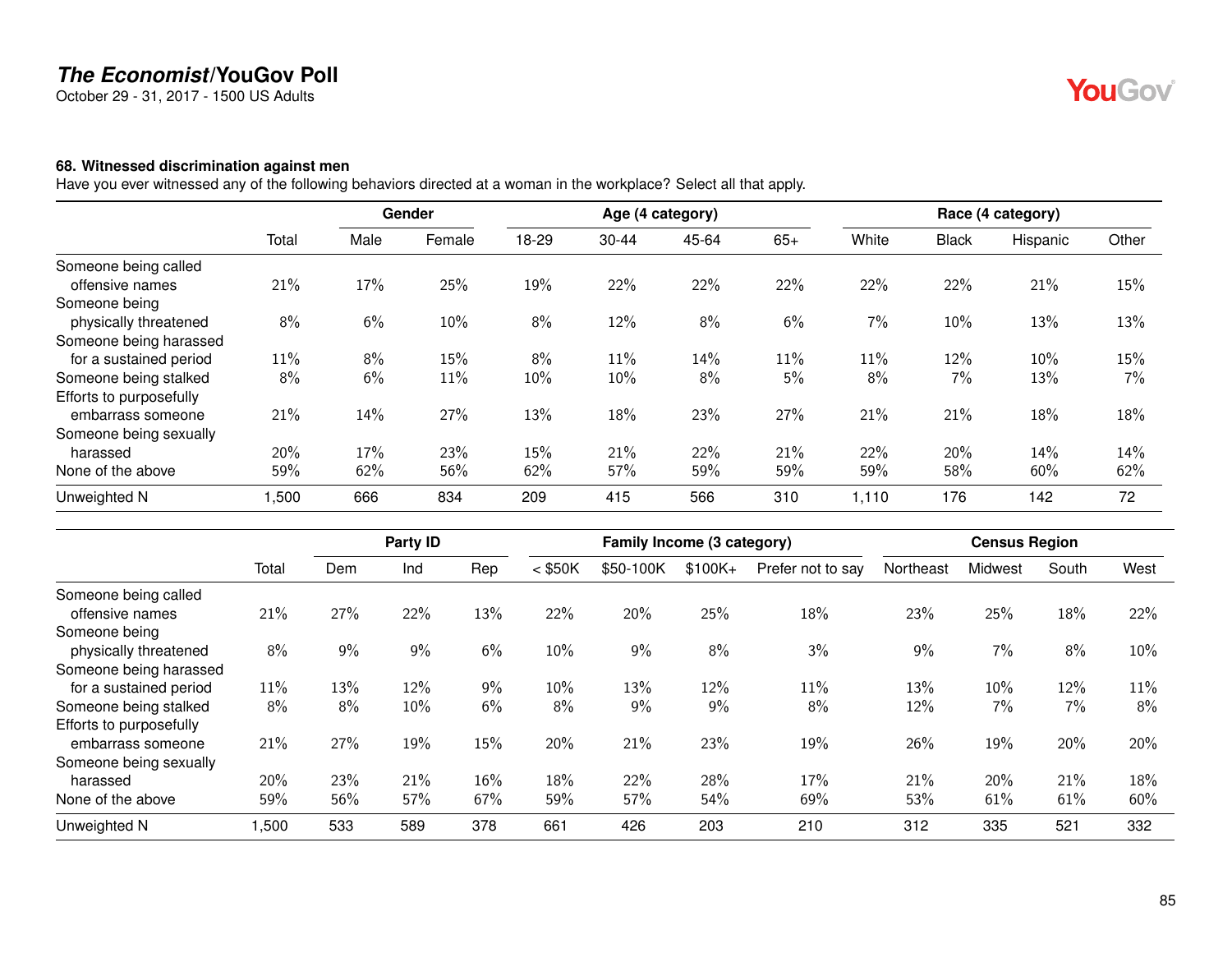**The Economist/YouGov Poll**
October 29 - 31, 2017 - 1500 US Adults

### 68. Witnessed discrimination against men

Have you ever witnessed any of the following behaviors directed at a woman in the workplace? Select all that apply.

| | Total | Gender | | Age (4 category) | | | | Race (4 category) | | | |
|---|---|---|---|---|---|---|---|---|---|---|---|
| | | Male | Female | 18-29 | 30-44 | 45-64 | 65+ | White | Black | Hispanic | Other |
| Someone being called offensive names | 21% | 17% | 25% | 19% | 22% | 22% | 22% | 22% | 22% | 21% | 15% |
| Someone being physically threatened | 8% | 6% | 10% | 8% | 12% | 8% | 6% | 7% | 10% | 13% | 13% |
| Someone being harassed for a sustained period | 11% | 8% | 15% | 8% | 11% | 14% | 11% | 11% | 12% | 10% | 15% |
| Someone being stalked | 8% | 6% | 11% | 10% | 10% | 8% | 5% | 8% | 7% | 13% | 7% |
| Efforts to purposefully embarrass someone | 21% | 14% | 27% | 13% | 18% | 23% | 27% | 21% | 21% | 18% | 18% |
| Someone being sexually harassed | 20% | 17% | 23% | 15% | 21% | 22% | 21% | 22% | 20% | 14% | 14% |
| None of the above | 59% | 62% | 56% | 62% | 57% | 59% | 59% | 59% | 58% | 60% | 62% |
| Unweighted N | 1,500 | 666 | 834 | 209 | 415 | 566 | 310 | 1,110 | 176 | 142 | 72 |

| | Total | Party ID | | | Family Income (3 category) | | | | Census Region | | | |
|---|---|---|---|---|---|---|---|---|---|---|---|---|
| | | Dem | Ind | Rep | < $50K | $50-100K | $100K+ | Prefer not to say | Northeast | Midwest | South | West |
| Someone being called offensive names | 21% | 27% | 22% | 13% | 22% | 20% | 25% | 18% | 23% | 25% | 18% | 22% |
| Someone being physically threatened | 8% | 9% | 9% | 6% | 10% | 9% | 8% | 3% | 9% | 7% | 8% | 10% |
| Someone being harassed for a sustained period | 11% | 13% | 12% | 9% | 10% | 13% | 12% | 11% | 13% | 10% | 12% | 11% |
| Someone being stalked | 8% | 8% | 10% | 6% | 8% | 9% | 9% | 8% | 12% | 7% | 7% | 8% |
| Efforts to purposefully embarrass someone | 21% | 27% | 19% | 15% | 20% | 21% | 23% | 19% | 26% | 19% | 20% | 20% |
| Someone being sexually harassed | 20% | 23% | 21% | 16% | 18% | 22% | 28% | 17% | 21% | 20% | 21% | 18% |
| None of the above | 59% | 56% | 57% | 67% | 59% | 57% | 54% | 69% | 53% | 61% | 61% | 60% |
| Unweighted N | 1,500 | 533 | 589 | 378 | 661 | 426 | 203 | 210 | 312 | 335 | 521 | 332 |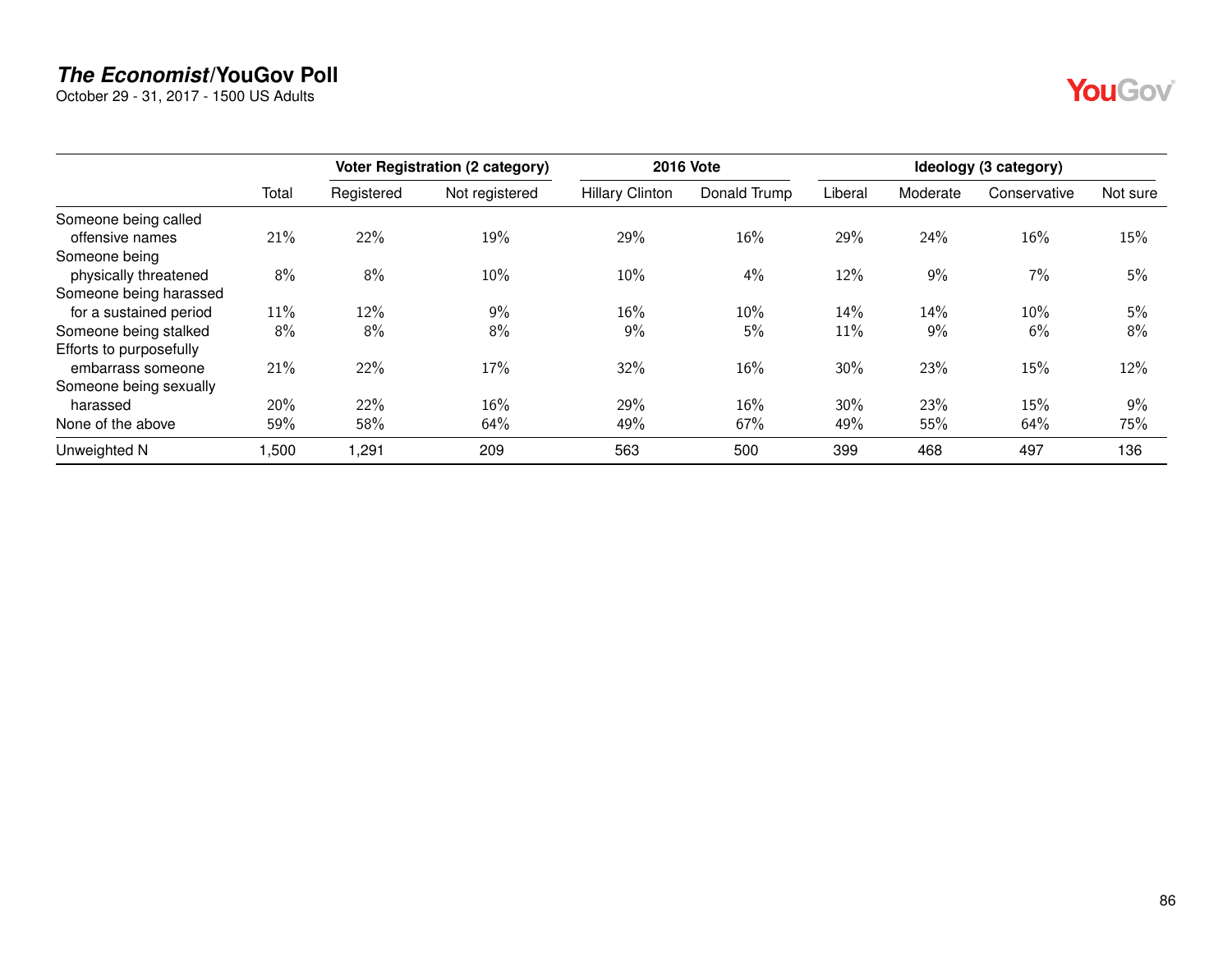## *The Economist*/YouGov Poll

October 29 - 31, 2017 - 1500 US Adults

| | | Voter Registration (2 category) | | 2016 Vote | | Ideology (3 category) | | | |
|---|---|---|---|---|---|---|---|---|---|
| | Total | Registered | Not registered | Hillary Clinton | Donald Trump | Liberal | Moderate | Conservative | Not sure |
| Someone being called offensive names | 21% | 22% | 19% | 29% | 16% | 29% | 24% | 16% | 15% |
| Someone being physically threatened | 8% | 8% | 10% | 10% | 4% | 12% | 9% | 7% | 5% |
| Someone being harassed for a sustained period | 11% | 12% | 9% | 16% | 10% | 14% | 14% | 10% | 5% |
| Someone being stalked | 8% | 8% | 8% | 9% | 5% | 11% | 9% | 6% | 8% |
| Efforts to purposefully embarrass someone | 21% | 22% | 17% | 32% | 16% | 30% | 23% | 15% | 12% |
| Someone being sexually harassed | 20% | 22% | 16% | 29% | 16% | 30% | 23% | 15% | 9% |
| None of the above | 59% | 58% | 64% | 49% | 67% | 49% | 55% | 64% | 75% |
| Unweighted N | 1,500 | 1,291 | 209 | 563 | 500 | 399 | 468 | 497 | 136 |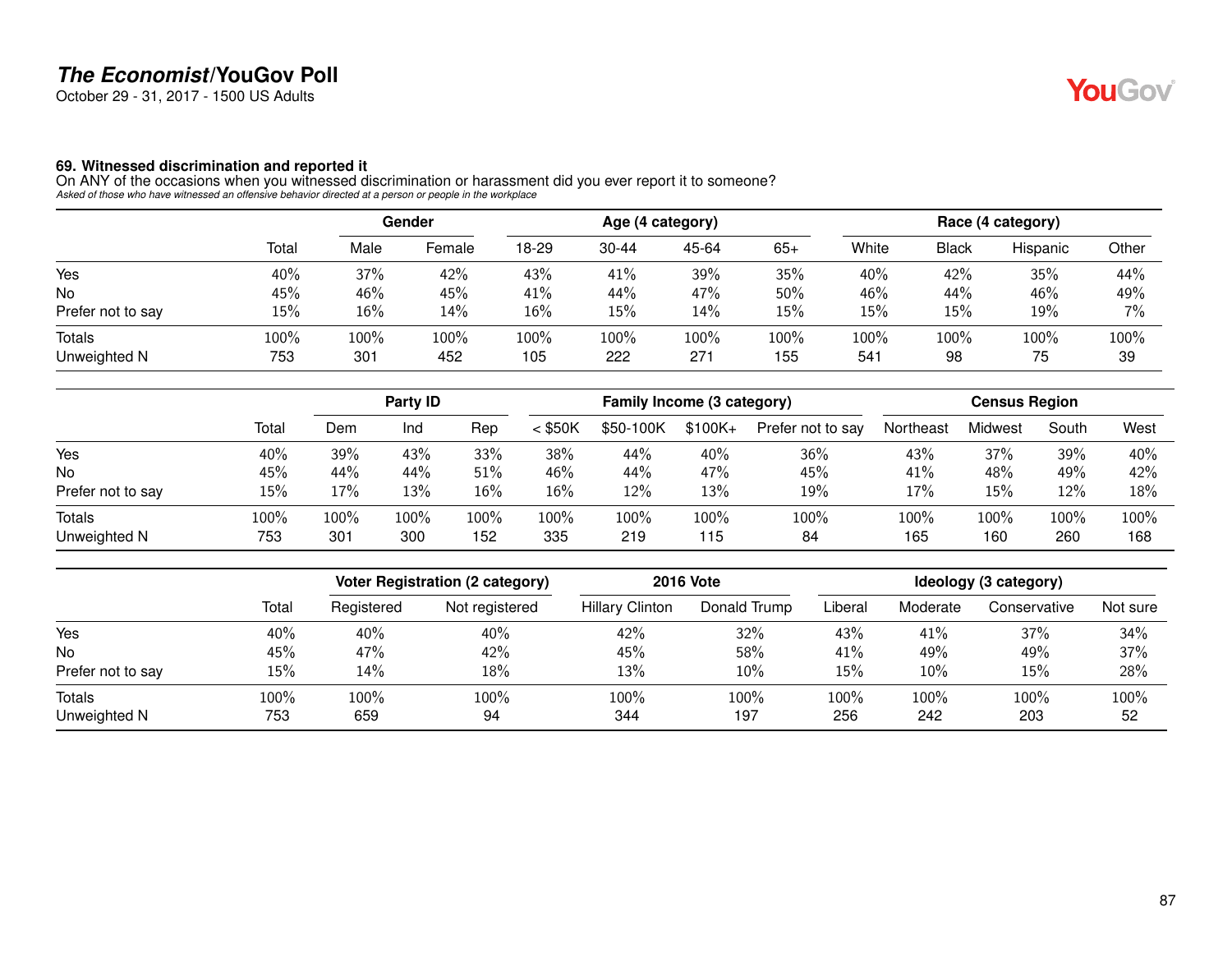# *The Economist*/YouGov Poll

October 29 - 31, 2017 - 1500 US Adults

### 69. Witnessed discrimination and reported it

On ANY of the occasions when you witnessed discrimination or harassment did you ever report it to someone?

*Asked of those who have witnessed an offensive behavior directed at a person or people in the workplace*

| | | Gender | | Age (4 category) | | | | Race (4 category) | | | |
|---|---|---|---|---|---|---|---|---|---|---|---|
| | Total | Male | Female | 18-29 | 30-44 | 45-64 | 65+ | White | Black | Hispanic | Other |
| Yes | 40% | 37% | 42% | 43% | 41% | 39% | 35% | 40% | 42% | 35% | 44% |
| No | 45% | 46% | 45% | 41% | 44% | 47% | 50% | 46% | 44% | 46% | 49% |
| Prefer not to say | 15% | 16% | 14% | 16% | 15% | 14% | 15% | 15% | 15% | 19% | 7% |
| Totals | 100% | 100% | 100% | 100% | 100% | 100% | 100% | 100% | 100% | 100% | 100% |
| Unweighted N | 753 | 301 | 452 | 105 | 222 | 271 | 155 | 541 | 98 | 75 | 39 |

| | | Party ID | | | Family Income (3 category) | | | | Census Region | | | |
|---|---|---|---|---|---|---|---|---|---|---|---|---|
| | Total | Dem | Ind | Rep | < $50K | $50-100K | $100K+ | Prefer not to say | Northeast | Midwest | South | West |
| Yes | 40% | 39% | 43% | 33% | 38% | 44% | 40% | 36% | 43% | 37% | 39% | 40% |
| No | 45% | 44% | 44% | 51% | 46% | 44% | 47% | 45% | 41% | 48% | 49% | 42% |
| Prefer not to say | 15% | 17% | 13% | 16% | 16% | 12% | 13% | 19% | 17% | 15% | 12% | 18% |
| Totals | 100% | 100% | 100% | 100% | 100% | 100% | 100% | 100% | 100% | 100% | 100% | 100% |
| Unweighted N | 753 | 301 | 300 | 152 | 335 | 219 | 115 | 84 | 165 | 160 | 260 | 168 |

| | | Voter Registration (2 category) | | 2016 Vote | | Ideology (3 category) | | | |
|---|---|---|---|---|---|---|---|---|---|
| | Total | Registered | Not registered | Hillary Clinton | Donald Trump | Liberal | Moderate | Conservative | Not sure |
| Yes | 40% | 40% | 40% | 42% | 32% | 43% | 41% | 37% | 34% |
| No | 45% | 47% | 42% | 45% | 58% | 41% | 49% | 49% | 37% |
| Prefer not to say | 15% | 14% | 18% | 13% | 10% | 15% | 10% | 15% | 28% |
| Totals | 100% | 100% | 100% | 100% | 100% | 100% | 100% | 100% | 100% |
| Unweighted N | 753 | 659 | 94 | 344 | 197 | 256 | 242 | 203 | 52 |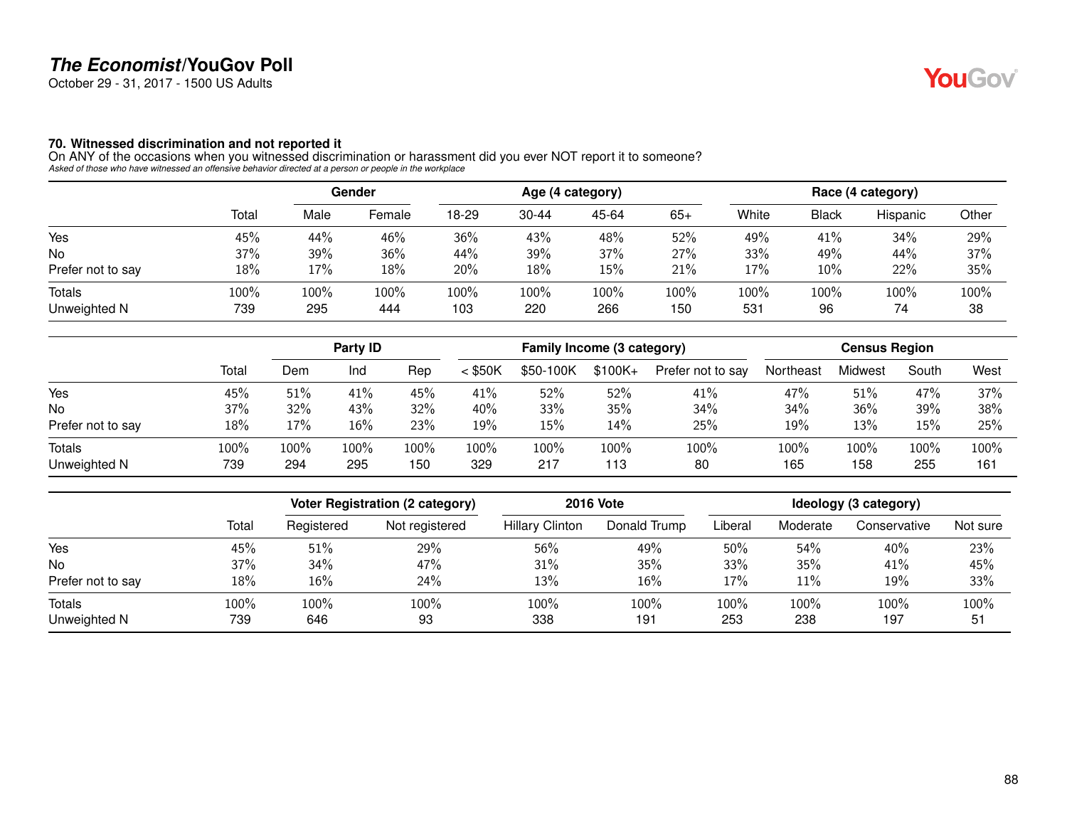**The Economist/YouGov Poll**

October 29 - 31, 2017 - 1500 US Adults

### 70. Witnessed discrimination and not reported it

On ANY of the occasions when you witnessed discrimination or harassment did you ever NOT report it to someone?

*Asked of those who have witnessed an offensive behavior directed at a person or people in the workplace*

| | | Gender | | Age (4 category) | | | | Race (4 category) | | | |
|---|---|---|---|---|---|---|---|---|---|---|---|
| | Total | Male | Female | 18-29 | 30-44 | 45-64 | 65+ | White | Black | Hispanic | Other |
| Yes | 45% | 44% | 46% | 36% | 43% | 48% | 52% | 49% | 41% | 34% | 29% |
| No | 37% | 39% | 36% | 44% | 39% | 37% | 27% | 33% | 49% | 44% | 37% |
| Prefer not to say | 18% | 17% | 18% | 20% | 18% | 15% | 21% | 17% | 10% | 22% | 35% |
| Totals | 100% | 100% | 100% | 100% | 100% | 100% | 100% | 100% | 100% | 100% | 100% |
| Unweighted N | 739 | 295 | 444 | 103 | 220 | 266 | 150 | 531 | 96 | 74 | 38 |

| | | Party ID | | | Family Income (3 category) | | | | Census Region | | | |
|---|---|---|---|---|---|---|---|---|---|---|---|---|
| | Total | Dem | Ind | Rep | < $50K | $50-100K | $100K+ | Prefer not to say | Northeast | Midwest | South | West |
| Yes | 45% | 51% | 41% | 45% | 41% | 52% | 52% | 41% | 47% | 51% | 47% | 37% |
| No | 37% | 32% | 43% | 32% | 40% | 33% | 35% | 34% | 34% | 36% | 39% | 38% |
| Prefer not to say | 18% | 17% | 16% | 23% | 19% | 15% | 14% | 25% | 19% | 13% | 15% | 25% |
| Totals | 100% | 100% | 100% | 100% | 100% | 100% | 100% | 100% | 100% | 100% | 100% | 100% |
| Unweighted N | 739 | 294 | 295 | 150 | 329 | 217 | 113 | 80 | 165 | 158 | 255 | 161 |

| | | Voter Registration (2 category) | | 2016 Vote | | Ideology (3 category) | | | |
|---|---|---|---|---|---|---|---|---|---|
| | Total | Registered | Not registered | Hillary Clinton | Donald Trump | Liberal | Moderate | Conservative | Not sure |
| Yes | 45% | 51% | 29% | 56% | 49% | 50% | 54% | 40% | 23% |
| No | 37% | 34% | 47% | 31% | 35% | 33% | 35% | 41% | 45% |
| Prefer not to say | 18% | 16% | 24% | 13% | 16% | 17% | 11% | 19% | 33% |
| Totals | 100% | 100% | 100% | 100% | 100% | 100% | 100% | 100% | 100% |
| Unweighted N | 739 | 646 | 93 | 338 | 191 | 253 | 238 | 197 | 51 |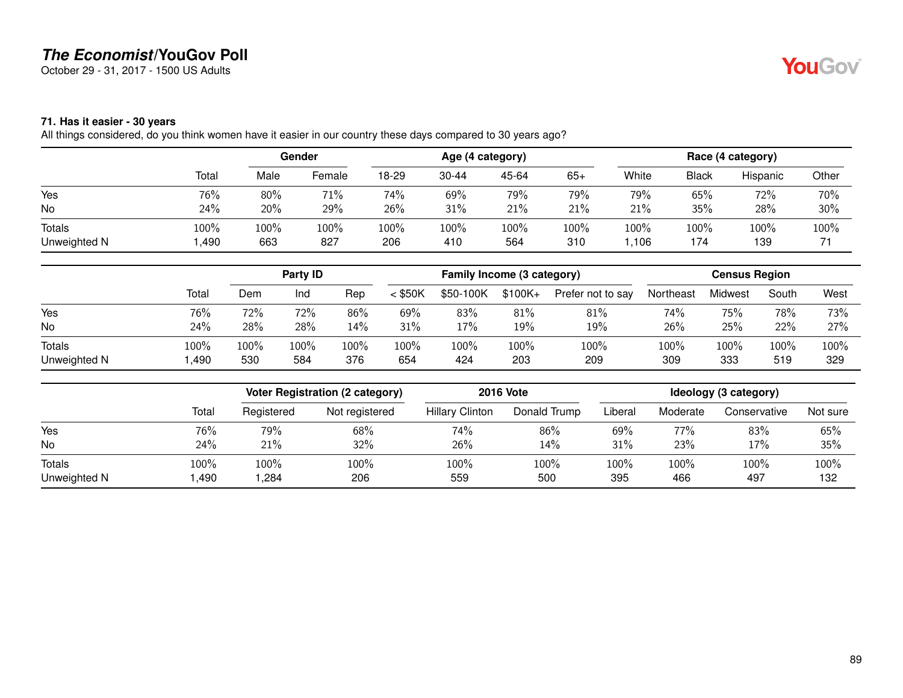# *The Economist*/YouGov Poll

October 29 - 31, 2017 - 1500 US Adults

### 71. Has it easier - 30 years

All things considered, do you think women have it easier in our country these days compared to 30 years ago?

| | | Gender | | Age (4 category) | | | | Race (4 category) | | | |
|---|---|---|---|---|---|---|---|---|---|---|---|
| | Total | Male | Female | 18-29 | 30-44 | 45-64 | 65+ | White | Black | Hispanic | Other |
| Yes | 76% | 80% | 71% | 74% | 69% | 79% | 79% | 79% | 65% | 72% | 70% |
| No | 24% | 20% | 29% | 26% | 31% | 21% | 21% | 21% | 35% | 28% | 30% |
| Totals | 100% | 100% | 100% | 100% | 100% | 100% | 100% | 100% | 100% | 100% | 100% |
| Unweighted N | 1,490 | 663 | 827 | 206 | 410 | 564 | 310 | 1,106 | 174 | 139 | 71 |

| | | Party ID | | | Family Income (3 category) | | | | Census Region | | | |
|---|---|---|---|---|---|---|---|---|---|---|---|---|
| | Total | Dem | Ind | Rep | < $50K | $50-100K | $100K+ | Prefer not to say | Northeast | Midwest | South | West |
| Yes | 76% | 72% | 72% | 86% | 69% | 83% | 81% | 81% | 74% | 75% | 78% | 73% |
| No | 24% | 28% | 28% | 14% | 31% | 17% | 19% | 19% | 26% | 25% | 22% | 27% |
| Totals | 100% | 100% | 100% | 100% | 100% | 100% | 100% | 100% | 100% | 100% | 100% | 100% |
| Unweighted N | 1,490 | 530 | 584 | 376 | 654 | 424 | 203 | 209 | 309 | 333 | 519 | 329 |

| | | Voter Registration (2 category) | | 2016 Vote | | Ideology (3 category) | | | |
|---|---|---|---|---|---|---|---|---|---|
| | Total | Registered | Not registered | Hillary Clinton | Donald Trump | Liberal | Moderate | Conservative | Not sure |
| Yes | 76% | 79% | 68% | 74% | 86% | 69% | 77% | 83% | 65% |
| No | 24% | 21% | 32% | 26% | 14% | 31% | 23% | 17% | 35% |
| Totals | 100% | 100% | 100% | 100% | 100% | 100% | 100% | 100% | 100% |
| Unweighted N | 1,490 | 1,284 | 206 | 559 | 500 | 395 | 466 | 497 | 132 |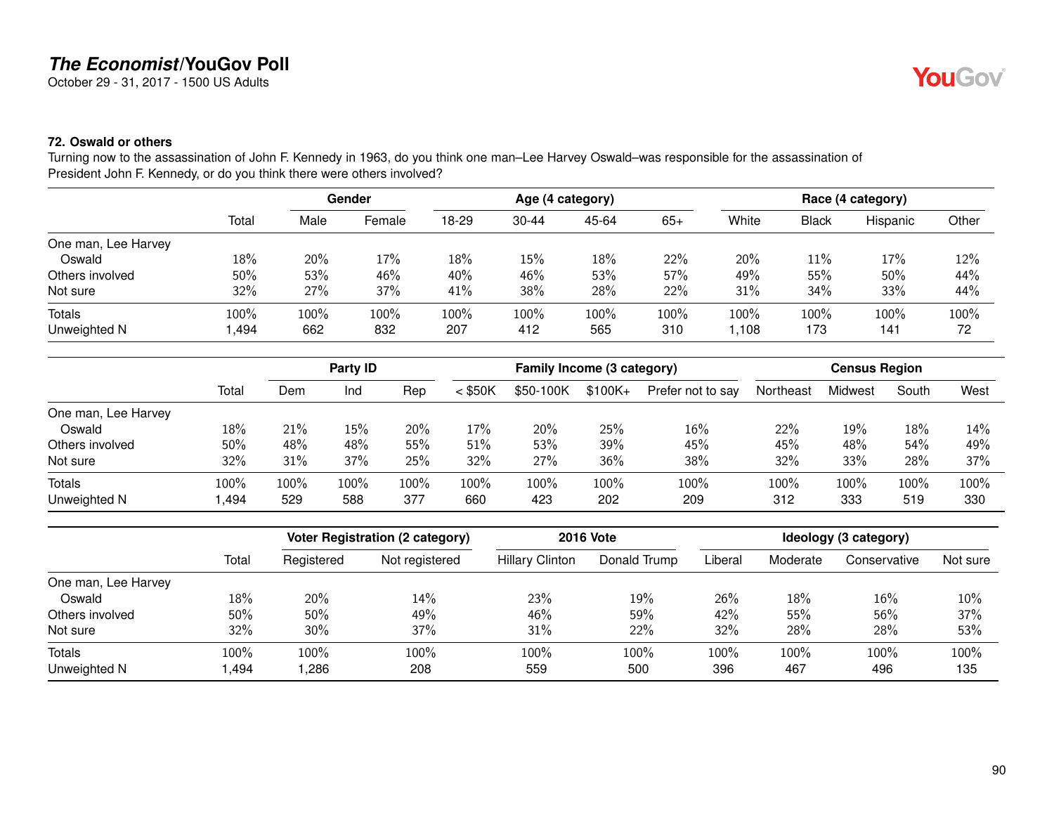# *The Economist*/YouGov Poll

October 29 - 31, 2017 - 1500 US Adults

**72. Oswald or others**

Turning now to the assassination of John F. Kennedy in 1963, do you think one man–Lee Harvey Oswald–was responsible for the assassination of President John F. Kennedy, or do you think there were others involved?

| | | Gender | | Age (4 category) | | | | Race (4 category) | | | |
|---|---|---|---|---|---|---|---|---|---|---|---|
| | Total | Male | Female | 18-29 | 30-44 | 45-64 | 65+ | White | Black | Hispanic | Other |
| One man, Lee Harvey Oswald | 18% | 20% | 17% | 18% | 15% | 18% | 22% | 20% | 11% | 17% | 12% |
| Others involved | 50% | 53% | 46% | 40% | 46% | 53% | 57% | 49% | 55% | 50% | 44% |
| Not sure | 32% | 27% | 37% | 41% | 38% | 28% | 22% | 31% | 34% | 33% | 44% |
| Totals | 100% | 100% | 100% | 100% | 100% | 100% | 100% | 100% | 100% | 100% | 100% |
| Unweighted N | 1,494 | 662 | 832 | 207 | 412 | 565 | 310 | 1,108 | 173 | 141 | 72 |

| | | Party ID | | | Family Income (3 category) | | | | Census Region | | | |
|---|---|---|---|---|---|---|---|---|---|---|---|---|
| | Total | Dem | Ind | Rep | < $50K | $50-100K | $100K+ | Prefer not to say | Northeast | Midwest | South | West |
| One man, Lee Harvey Oswald | 18% | 21% | 15% | 20% | 17% | 20% | 25% | 16% | 22% | 19% | 18% | 14% |
| Others involved | 50% | 48% | 48% | 55% | 51% | 53% | 39% | 45% | 45% | 48% | 54% | 49% |
| Not sure | 32% | 31% | 37% | 25% | 32% | 27% | 36% | 38% | 32% | 33% | 28% | 37% |
| Totals | 100% | 100% | 100% | 100% | 100% | 100% | 100% | 100% | 100% | 100% | 100% | 100% |
| Unweighted N | 1,494 | 529 | 588 | 377 | 660 | 423 | 202 | 209 | 312 | 333 | 519 | 330 |

| | | Voter Registration (2 category) | | 2016 Vote | | Ideology (3 category) | | | |
|---|---|---|---|---|---|---|---|---|---|
| | Total | Registered | Not registered | Hillary Clinton | Donald Trump | Liberal | Moderate | Conservative | Not sure |
| One man, Lee Harvey Oswald | 18% | 20% | 14% | 23% | 19% | 26% | 18% | 16% | 10% |
| Others involved | 50% | 50% | 49% | 46% | 59% | 42% | 55% | 56% | 37% |
| Not sure | 32% | 30% | 37% | 31% | 22% | 32% | 28% | 28% | 53% |
| Totals | 100% | 100% | 100% | 100% | 100% | 100% | 100% | 100% | 100% |
| Unweighted N | 1,494 | 1,286 | 208 | 559 | 500 | 396 | 467 | 496 | 135 |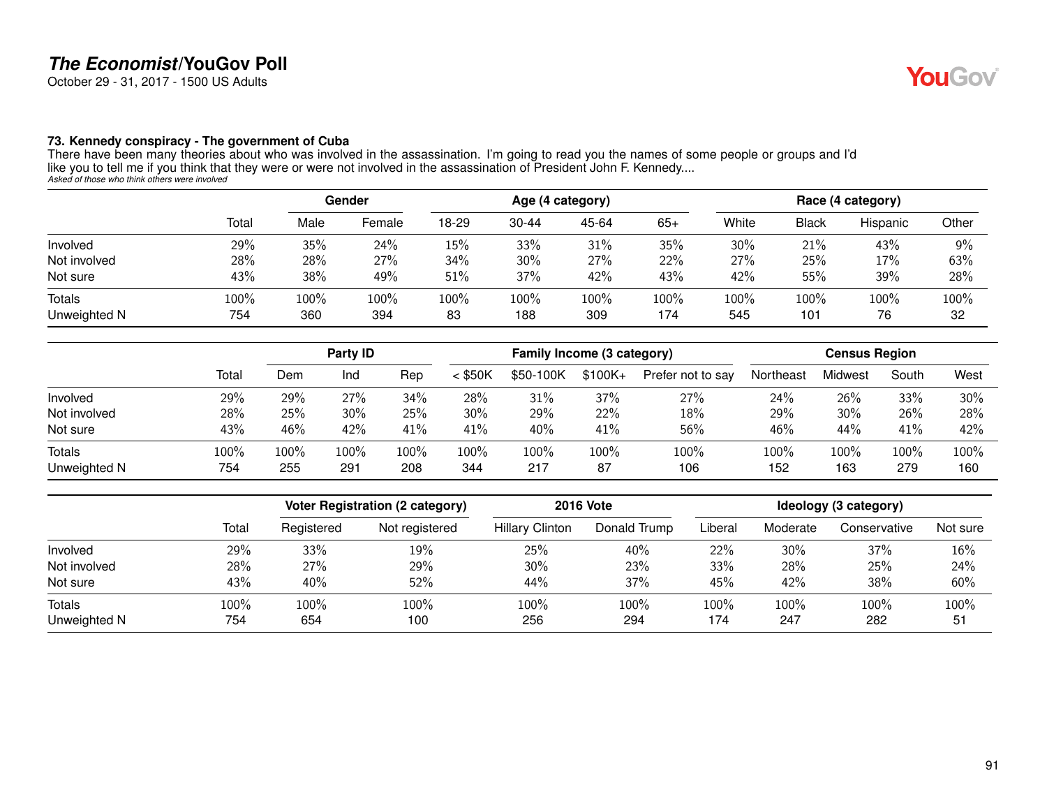# The Economist/YouGov Poll

October 29 - 31, 2017 - 1500 US Adults

### 73. Kennedy conspiracy - The government of Cuba

There have been many theories about who was involved in the assassination. I'm going to read you the names of some people or groups and I'd like you to tell me if you think that they were or were not involved in the assassination of President John F. Kennedy....

*Asked of those who think others were involved*

| | | Gender | | Age (4 category) | | | | Race (4 category) | | | |
|---|---|---|---|---|---|---|---|---|---|---|---|
| | Total | Male | Female | 18-29 | 30-44 | 45-64 | 65+ | White | Black | Hispanic | Other |
| Involved | 29% | 35% | 24% | 15% | 33% | 31% | 35% | 30% | 21% | 43% | 9% |
| Not involved | 28% | 28% | 27% | 34% | 30% | 27% | 22% | 27% | 25% | 17% | 63% |
| Not sure | 43% | 38% | 49% | 51% | 37% | 42% | 43% | 42% | 55% | 39% | 28% |
| Totals | 100% | 100% | 100% | 100% | 100% | 100% | 100% | 100% | 100% | 100% | 100% |
| Unweighted N | 754 | 360 | 394 | 83 | 188 | 309 | 174 | 545 | 101 | 76 | 32 |

| | | Party ID | | | Family Income (3 category) | | | | Census Region | | | |
|---|---|---|---|---|---|---|---|---|---|---|---|---|
| | Total | Dem | Ind | Rep | < $50K | $50-100K | $100K+ | Prefer not to say | Northeast | Midwest | South | West |
| Involved | 29% | 29% | 27% | 34% | 28% | 31% | 37% | 27% | 24% | 26% | 33% | 30% |
| Not involved | 28% | 25% | 30% | 25% | 30% | 29% | 22% | 18% | 29% | 30% | 26% | 28% |
| Not sure | 43% | 46% | 42% | 41% | 41% | 40% | 41% | 56% | 46% | 44% | 41% | 42% |
| Totals | 100% | 100% | 100% | 100% | 100% | 100% | 100% | 100% | 100% | 100% | 100% | 100% |
| Unweighted N | 754 | 255 | 291 | 208 | 344 | 217 | 87 | 106 | 152 | 163 | 279 | 160 |

| | | Voter Registration (2 category) | | 2016 Vote | | Ideology (3 category) | | | |
|---|---|---|---|---|---|---|---|---|---|
| | Total | Registered | Not registered | Hillary Clinton | Donald Trump | Liberal | Moderate | Conservative | Not sure |
| Involved | 29% | 33% | 19% | 25% | 40% | 22% | 30% | 37% | 16% |
| Not involved | 28% | 27% | 29% | 30% | 23% | 33% | 28% | 25% | 24% |
| Not sure | 43% | 40% | 52% | 44% | 37% | 45% | 42% | 38% | 60% |
| Totals | 100% | 100% | 100% | 100% | 100% | 100% | 100% | 100% | 100% |
| Unweighted N | 754 | 654 | 100 | 256 | 294 | 174 | 247 | 282 | 51 |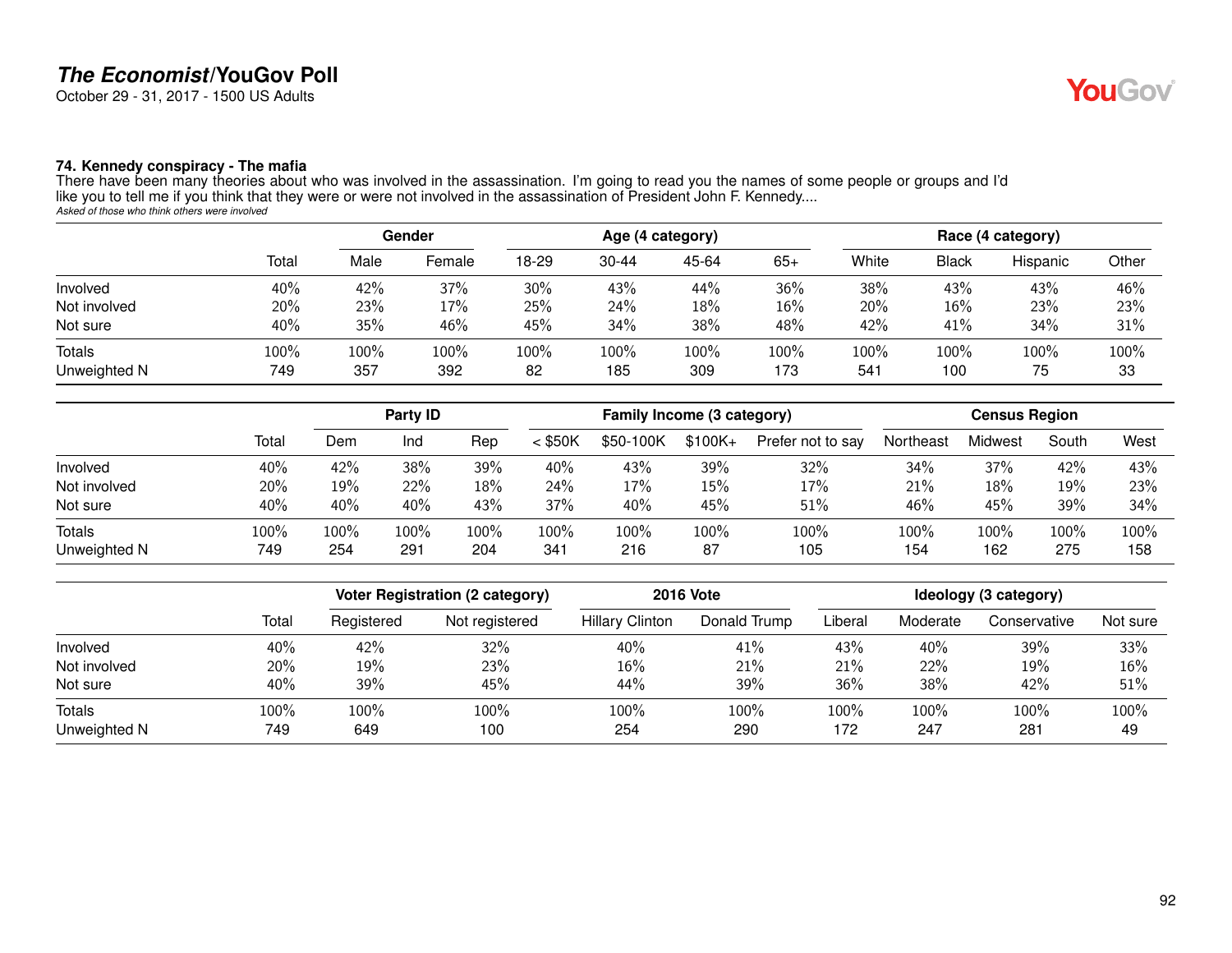# *The Economist*/YouGov Poll

October 29 - 31, 2017 - 1500 US Adults

### 74. Kennedy conspiracy - The mafia

There have been many theories about who was involved in the assassination. I'm going to read you the names of some people or groups and I'd like you to tell me if you think that they were or were not involved in the assassination of President John F. Kennedy....

*Asked of those who think others were involved*

| | Total | Gender | | Age (4 category) | | | | Race (4 category) | | | |
|---|---|---|---|---|---|---|---|---|---|---|---|
| | | Male | Female | 18-29 | 30-44 | 45-64 | 65+ | White | Black | Hispanic | Other |
| Involved | 40% | 42% | 37% | 30% | 43% | 44% | 36% | 38% | 43% | 43% | 46% |
| Not involved | 20% | 23% | 17% | 25% | 24% | 18% | 16% | 20% | 16% | 23% | 23% |
| Not sure | 40% | 35% | 46% | 45% | 34% | 38% | 48% | 42% | 41% | 34% | 31% |
| Totals | 100% | 100% | 100% | 100% | 100% | 100% | 100% | 100% | 100% | 100% | 100% |
| Unweighted N | 749 | 357 | 392 | 82 | 185 | 309 | 173 | 541 | 100 | 75 | 33 |

| | Total | Party ID | | | Family Income (3 category) | | | | Census Region | | | |
|---|---|---|---|---|---|---|---|---|---|---|---|---|
| | | Dem | Ind | Rep | < $50K | $50-100K | $100K+ | Prefer not to say | Northeast | Midwest | South | West |
| Involved | 40% | 42% | 38% | 39% | 40% | 43% | 39% | 32% | 34% | 37% | 42% | 43% |
| Not involved | 20% | 19% | 22% | 18% | 24% | 17% | 15% | 17% | 21% | 18% | 19% | 23% |
| Not sure | 40% | 40% | 40% | 43% | 37% | 40% | 45% | 51% | 46% | 45% | 39% | 34% |
| Totals | 100% | 100% | 100% | 100% | 100% | 100% | 100% | 100% | 100% | 100% | 100% | 100% |
| Unweighted N | 749 | 254 | 291 | 204 | 341 | 216 | 87 | 105 | 154 | 162 | 275 | 158 |

| | Total | Voter Registration (2 category) | | 2016 Vote | | Ideology (3 category) | | | |
|---|---|---|---|---|---|---|---|---|---|
| | | Registered | Not registered | Hillary Clinton | Donald Trump | Liberal | Moderate | Conservative | Not sure |
| Involved | 40% | 42% | 32% | 40% | 41% | 43% | 40% | 39% | 33% |
| Not involved | 20% | 19% | 23% | 16% | 21% | 21% | 22% | 19% | 16% |
| Not sure | 40% | 39% | 45% | 44% | 39% | 36% | 38% | 42% | 51% |
| Totals | 100% | 100% | 100% | 100% | 100% | 100% | 100% | 100% | 100% |
| Unweighted N | 749 | 649 | 100 | 254 | 290 | 172 | 247 | 281 | 49 |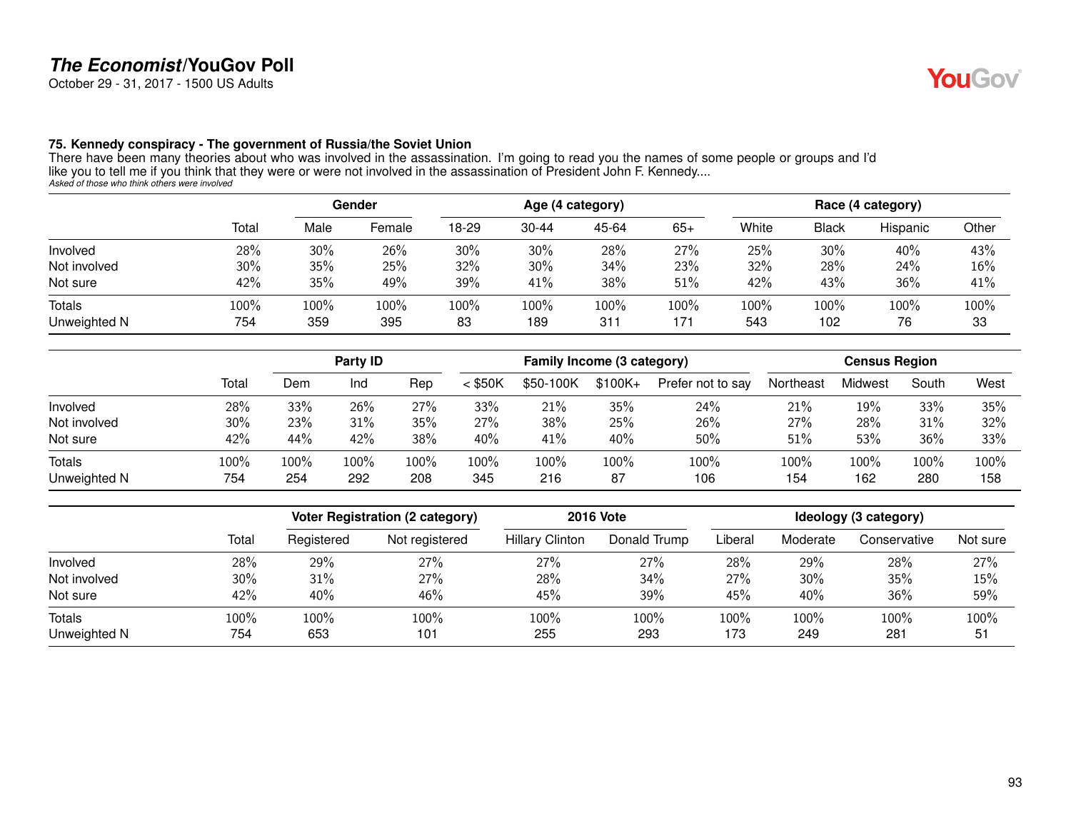### 75. Kennedy conspiracy - The government of Russia/the Soviet Union

There have been many theories about who was involved in the assassination. I'm going to read you the names of some people or groups and I'd like you to tell me if you think that they were or were not involved in the assassination of President John F. Kennedy....

*Asked of those who think others were involved*

| | Total | Gender | | Age (4 category) | | | | Race (4 category) | | | |
|---|---|---|---|---|---|---|---|---|---|---|---|
| | | Male | Female | 18-29 | 30-44 | 45-64 | 65+ | White | Black | Hispanic | Other |
| Involved | 28% | 30% | 26% | 30% | 30% | 28% | 27% | 25% | 30% | 40% | 43% |
| Not involved | 30% | 35% | 25% | 32% | 30% | 34% | 23% | 32% | 28% | 24% | 16% |
| Not sure | 42% | 35% | 49% | 39% | 41% | 38% | 51% | 42% | 43% | 36% | 41% |
| Totals | 100% | 100% | 100% | 100% | 100% | 100% | 100% | 100% | 100% | 100% | 100% |
| Unweighted N | 754 | 359 | 395 | 83 | 189 | 311 | 171 | 543 | 102 | 76 | 33 |

| | Total | Party ID | | | Family Income (3 category) | | | | Census Region | | | |
|---|---|---|---|---|---|---|---|---|---|---|---|---|
| | | Dem | Ind | Rep | < $50K | $50-100K | $100K+ | Prefer not to say | Northeast | Midwest | South | West |
| Involved | 28% | 33% | 26% | 27% | 33% | 21% | 35% | 24% | 21% | 19% | 33% | 35% |
| Not involved | 30% | 23% | 31% | 35% | 27% | 38% | 25% | 26% | 27% | 28% | 31% | 32% |
| Not sure | 42% | 44% | 42% | 38% | 40% | 41% | 40% | 50% | 51% | 53% | 36% | 33% |
| Totals | 100% | 100% | 100% | 100% | 100% | 100% | 100% | 100% | 100% | 100% | 100% | 100% |
| Unweighted N | 754 | 254 | 292 | 208 | 345 | 216 | 87 | 106 | 154 | 162 | 280 | 158 |

| | Total | Voter Registration (2 category) | | 2016 Vote | | Ideology (3 category) | | | |
|---|---|---|---|---|---|---|---|---|---|
| | | Registered | Not registered | Hillary Clinton | Donald Trump | Liberal | Moderate | Conservative | Not sure |
| Involved | 28% | 29% | 27% | 27% | 27% | 28% | 29% | 28% | 27% |
| Not involved | 30% | 31% | 27% | 28% | 34% | 27% | 30% | 35% | 15% |
| Not sure | 42% | 40% | 46% | 45% | 39% | 45% | 40% | 36% | 59% |
| Totals | 100% | 100% | 100% | 100% | 100% | 100% | 100% | 100% | 100% |
| Unweighted N | 754 | 653 | 101 | 255 | 293 | 173 | 249 | 281 | 51 |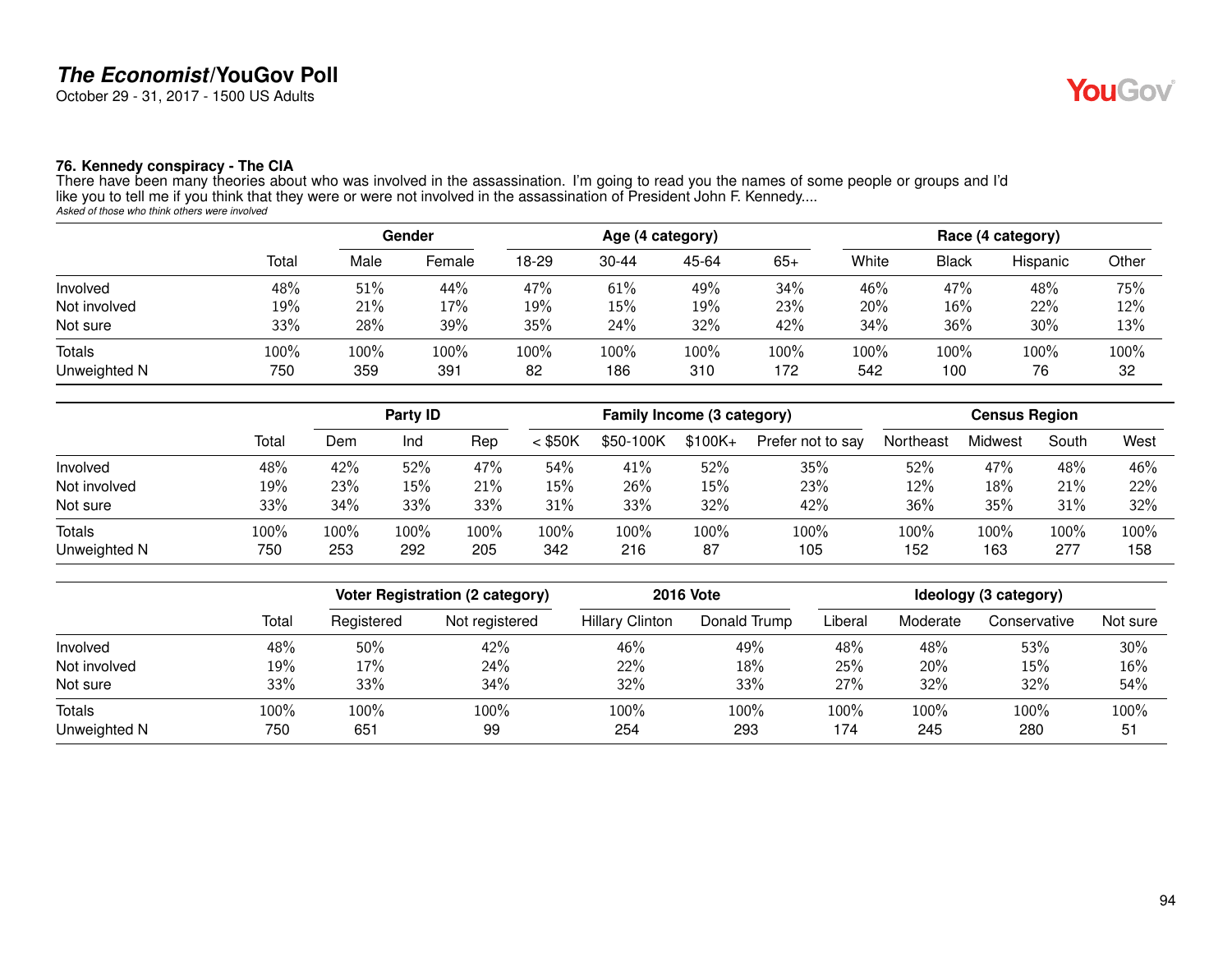## 76. Kennedy conspiracy - The CIA

There have been many theories about who was involved in the assassination. I'm going to read you the names of some people or groups and I'd like you to tell me if you think that they were or were not involved in the assassination of President John F. Kennedy....

*Asked of those who think others were involved*

| | Total | Gender | | Age (4 category) | | | | Race (4 category) | | | |
|---|---|---|---|---|---|---|---|---|---|---|---|
| | | Male | Female | 18-29 | 30-44 | 45-64 | 65+ | White | Black | Hispanic | Other |
| Involved | 48% | 51% | 44% | 47% | 61% | 49% | 34% | 46% | 47% | 48% | 75% |
| Not involved | 19% | 21% | 17% | 19% | 15% | 19% | 23% | 20% | 16% | 22% | 12% |
| Not sure | 33% | 28% | 39% | 35% | 24% | 32% | 42% | 34% | 36% | 30% | 13% |
| Totals | 100% | 100% | 100% | 100% | 100% | 100% | 100% | 100% | 100% | 100% | 100% |
| Unweighted N | 750 | 359 | 391 | 82 | 186 | 310 | 172 | 542 | 100 | 76 | 32 |

| | Total | Party ID | | | Family Income (3 category) | | | | Census Region | | | |
|---|---|---|---|---|---|---|---|---|---|---|---|---|
| | | Dem | Ind | Rep | < $50K | $50-100K | $100K+ | Prefer not to say | Northeast | Midwest | South | West |
| Involved | 48% | 42% | 52% | 47% | 54% | 41% | 52% | 35% | 52% | 47% | 48% | 46% |
| Not involved | 19% | 23% | 15% | 21% | 15% | 26% | 15% | 23% | 12% | 18% | 21% | 22% |
| Not sure | 33% | 34% | 33% | 33% | 31% | 33% | 32% | 42% | 36% | 35% | 31% | 32% |
| Totals | 100% | 100% | 100% | 100% | 100% | 100% | 100% | 100% | 100% | 100% | 100% | 100% |
| Unweighted N | 750 | 253 | 292 | 205 | 342 | 216 | 87 | 105 | 152 | 163 | 277 | 158 |

| | Total | Voter Registration (2 category) | | 2016 Vote | | Ideology (3 category) | | | |
|---|---|---|---|---|---|---|---|---|---|
| | | Registered | Not registered | Hillary Clinton | Donald Trump | Liberal | Moderate | Conservative | Not sure |
| Involved | 48% | 50% | 42% | 46% | 49% | 48% | 48% | 53% | 30% |
| Not involved | 19% | 17% | 24% | 22% | 18% | 25% | 20% | 15% | 16% |
| Not sure | 33% | 33% | 34% | 32% | 33% | 27% | 32% | 32% | 54% |
| Totals | 100% | 100% | 100% | 100% | 100% | 100% | 100% | 100% | 100% |
| Unweighted N | 750 | 651 | 99 | 254 | 293 | 174 | 245 | 280 | 51 |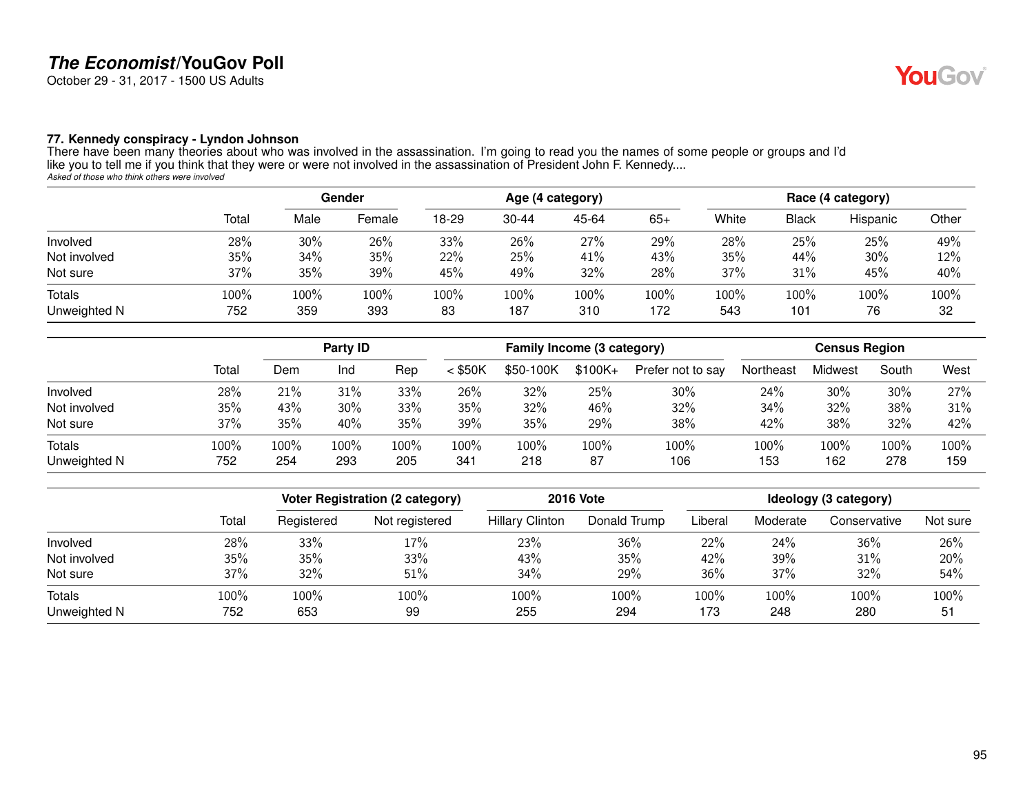**The Economist/YouGov Poll**
October 29 - 31, 2017 - 1500 US Adults

**77. Kennedy conspiracy - Lyndon Johnson**
There have been many theories about who was involved in the assassination. I'm going to read you the names of some people or groups and I'd like you to tell me if you think that they were or were not involved in the assassination of President John F. Kennedy....
*Asked of those who think others were involved*

| | | Gender | | Age (4 category) | | | | Race (4 category) | | | |
|---|---|---|---|---|---|---|---|---|---|---|---|
| | Total | Male | Female | 18-29 | 30-44 | 45-64 | 65+ | White | Black | Hispanic | Other |
| Involved | 28% | 30% | 26% | 33% | 26% | 27% | 29% | 28% | 25% | 25% | 49% |
| Not involved | 35% | 34% | 35% | 22% | 25% | 41% | 43% | 35% | 44% | 30% | 12% |
| Not sure | 37% | 35% | 39% | 45% | 49% | 32% | 28% | 37% | 31% | 45% | 40% |
| Totals | 100% | 100% | 100% | 100% | 100% | 100% | 100% | 100% | 100% | 100% | 100% |
| Unweighted N | 752 | 359 | 393 | 83 | 187 | 310 | 172 | 543 | 101 | 76 | 32 |

| | | Party ID | | | Family Income (3 category) | | | | Census Region | | | |
|---|---|---|---|---|---|---|---|---|---|---|---|---|
| | Total | Dem | Ind | Rep | < $50K | $50-100K | $100K+ | Prefer not to say | Northeast | Midwest | South | West |
| Involved | 28% | 21% | 31% | 33% | 26% | 32% | 25% | 30% | 24% | 30% | 30% | 27% |
| Not involved | 35% | 43% | 30% | 33% | 35% | 32% | 46% | 32% | 34% | 32% | 38% | 31% |
| Not sure | 37% | 35% | 40% | 35% | 39% | 35% | 29% | 38% | 42% | 38% | 32% | 42% |
| Totals | 100% | 100% | 100% | 100% | 100% | 100% | 100% | 100% | 100% | 100% | 100% | 100% |
| Unweighted N | 752 | 254 | 293 | 205 | 341 | 218 | 87 | 106 | 153 | 162 | 278 | 159 |

| | | Voter Registration (2 category) | | 2016 Vote | | Ideology (3 category) | | | |
|---|---|---|---|---|---|---|---|---|---|
| | Total | Registered | Not registered | Hillary Clinton | Donald Trump | Liberal | Moderate | Conservative | Not sure |
| Involved | 28% | 33% | 17% | 23% | 36% | 22% | 24% | 36% | 26% |
| Not involved | 35% | 35% | 33% | 43% | 35% | 42% | 39% | 31% | 20% |
| Not sure | 37% | 32% | 51% | 34% | 29% | 36% | 37% | 32% | 54% |
| Totals | 100% | 100% | 100% | 100% | 100% | 100% | 100% | 100% | 100% |
| Unweighted N | 752 | 653 | 99 | 255 | 294 | 173 | 248 | 280 | 51 |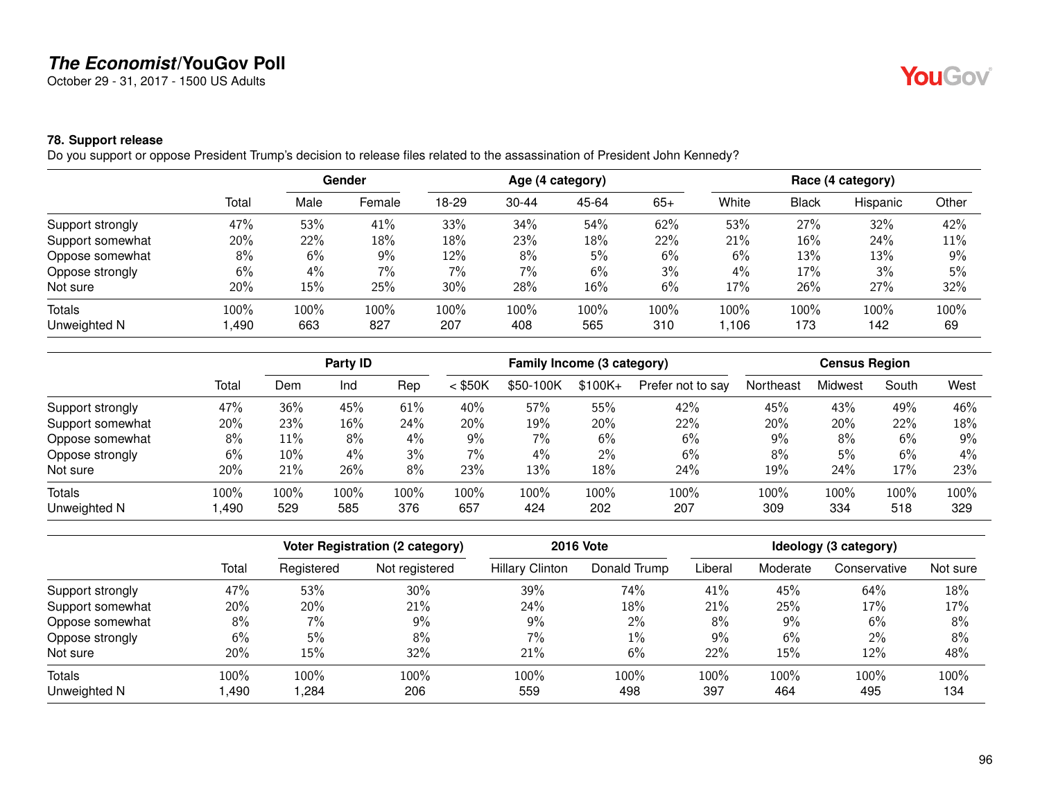# The Economist/YouGov Poll

October 29 - 31, 2017 - 1500 US Adults

### 78. Support release

Do you support or oppose President Trump's decision to release files related to the assassination of President John Kennedy?

| | Total | Gender | | Age (4 category) | | | | Race (4 category) | | | |
|---|---|---|---|---|---|---|---|---|---|---|---|
| | | Male | Female | 18-29 | 30-44 | 45-64 | 65+ | White | Black | Hispanic | Other |
| Support strongly | 47% | 53% | 41% | 33% | 34% | 54% | 62% | 53% | 27% | 32% | 42% |
| Support somewhat | 20% | 22% | 18% | 18% | 23% | 18% | 22% | 21% | 16% | 24% | 11% |
| Oppose somewhat | 8% | 6% | 9% | 12% | 8% | 5% | 6% | 6% | 13% | 13% | 9% |
| Oppose strongly | 6% | 4% | 7% | 7% | 7% | 6% | 3% | 4% | 17% | 3% | 5% |
| Not sure | 20% | 15% | 25% | 30% | 28% | 16% | 6% | 17% | 26% | 27% | 32% |
| Totals | 100% | 100% | 100% | 100% | 100% | 100% | 100% | 100% | 100% | 100% | 100% |
| Unweighted N | 1,490 | 663 | 827 | 207 | 408 | 565 | 310 | 1,106 | 173 | 142 | 69 |

| | Total | Party ID | | | Family Income (3 category) | | | | Census Region | | | |
|---|---|---|---|---|---|---|---|---|---|---|---|---|
| | | Dem | Ind | Rep | < $50K | $50-100K | $100K+ | Prefer not to say | Northeast | Midwest | South | West |
| Support strongly | 47% | 36% | 45% | 61% | 40% | 57% | 55% | 42% | 45% | 43% | 49% | 46% |
| Support somewhat | 20% | 23% | 16% | 24% | 20% | 19% | 20% | 22% | 20% | 20% | 22% | 18% |
| Oppose somewhat | 8% | 11% | 8% | 4% | 9% | 7% | 6% | 6% | 9% | 8% | 6% | 9% |
| Oppose strongly | 6% | 10% | 4% | 3% | 7% | 4% | 2% | 6% | 8% | 5% | 6% | 4% |
| Not sure | 20% | 21% | 26% | 8% | 23% | 13% | 18% | 24% | 19% | 24% | 17% | 23% |
| Totals | 100% | 100% | 100% | 100% | 100% | 100% | 100% | 100% | 100% | 100% | 100% | 100% |
| Unweighted N | 1,490 | 529 | 585 | 376 | 657 | 424 | 202 | 207 | 309 | 334 | 518 | 329 |

| | Total | Voter Registration (2 category) | | 2016 Vote | | Ideology (3 category) | | | |
|---|---|---|---|---|---|---|---|---|---|
| | | Registered | Not registered | Hillary Clinton | Donald Trump | Liberal | Moderate | Conservative | Not sure |
| Support strongly | 47% | 53% | 30% | 39% | 74% | 41% | 45% | 64% | 18% |
| Support somewhat | 20% | 20% | 21% | 24% | 18% | 21% | 25% | 17% | 17% |
| Oppose somewhat | 8% | 7% | 9% | 9% | 2% | 8% | 9% | 6% | 8% |
| Oppose strongly | 6% | 5% | 8% | 7% | 1% | 9% | 6% | 2% | 8% |
| Not sure | 20% | 15% | 32% | 21% | 6% | 22% | 15% | 12% | 48% |
| Totals | 100% | 100% | 100% | 100% | 100% | 100% | 100% | 100% | 100% |
| Unweighted N | 1,490 | 1,284 | 206 | 559 | 498 | 397 | 464 | 495 | 134 |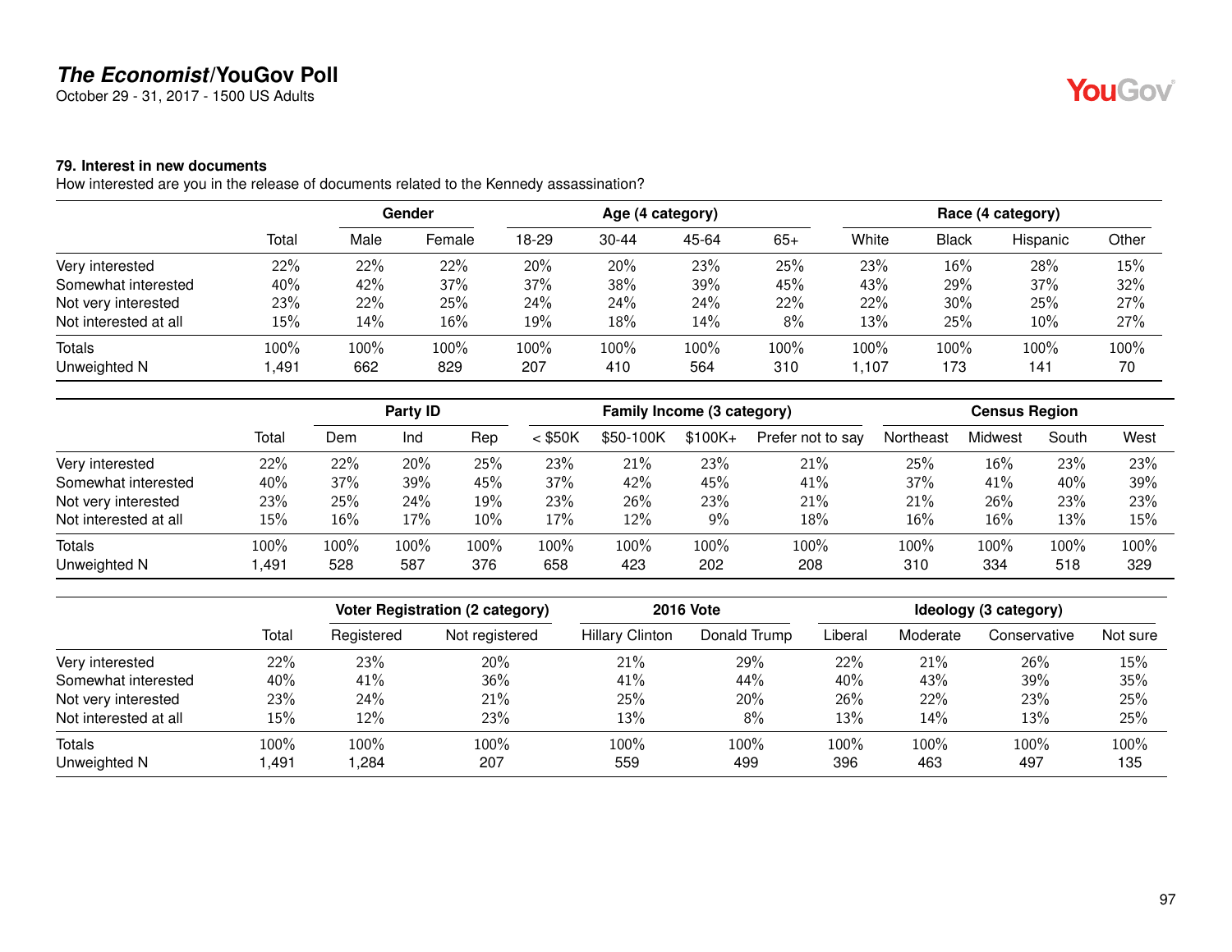**The Economist/YouGov Poll**
October 29 - 31, 2017 - 1500 US Adults

**79. Interest in new documents**
How interested are you in the release of documents related to the Kennedy assassination?

| | | Gender | | Age (4 category) | | | | Race (4 category) | | | |
|---|---|---|---|---|---|---|---|---|---|---|---|
| | Total | Male | Female | 18-29 | 30-44 | 45-64 | 65+ | White | Black | Hispanic | Other |
| Very interested | 22% | 22% | 22% | 20% | 20% | 23% | 25% | 23% | 16% | 28% | 15% |
| Somewhat interested | 40% | 42% | 37% | 37% | 38% | 39% | 45% | 43% | 29% | 37% | 32% |
| Not very interested | 23% | 22% | 25% | 24% | 24% | 24% | 22% | 22% | 30% | 25% | 27% |
| Not interested at all | 15% | 14% | 16% | 19% | 18% | 14% | 8% | 13% | 25% | 10% | 27% |
| Totals | 100% | 100% | 100% | 100% | 100% | 100% | 100% | 100% | 100% | 100% | 100% |
| Unweighted N | 1,491 | 662 | 829 | 207 | 410 | 564 | 310 | 1,107 | 173 | 141 | 70 |

| | | Party ID | | | Family Income (3 category) | | | | Census Region | | | |
|---|---|---|---|---|---|---|---|---|---|---|---|---|
| | Total | Dem | Ind | Rep | < $50K | $50-100K | $100K+ | Prefer not to say | Northeast | Midwest | South | West |
| Very interested | 22% | 22% | 20% | 25% | 23% | 21% | 23% | 21% | 25% | 16% | 23% | 23% |
| Somewhat interested | 40% | 37% | 39% | 45% | 37% | 42% | 45% | 41% | 37% | 41% | 40% | 39% |
| Not very interested | 23% | 25% | 24% | 19% | 23% | 26% | 23% | 21% | 21% | 26% | 23% | 23% |
| Not interested at all | 15% | 16% | 17% | 10% | 17% | 12% | 9% | 18% | 16% | 16% | 13% | 15% |
| Totals | 100% | 100% | 100% | 100% | 100% | 100% | 100% | 100% | 100% | 100% | 100% | 100% |
| Unweighted N | 1,491 | 528 | 587 | 376 | 658 | 423 | 202 | 208 | 310 | 334 | 518 | 329 |

| | | Voter Registration (2 category) | | 2016 Vote | | Ideology (3 category) | | | |
|---|---|---|---|---|---|---|---|---|---|
| | Total | Registered | Not registered | Hillary Clinton | Donald Trump | Liberal | Moderate | Conservative | Not sure |
| Very interested | 22% | 23% | 20% | 21% | 29% | 22% | 21% | 26% | 15% |
| Somewhat interested | 40% | 41% | 36% | 41% | 44% | 40% | 43% | 39% | 35% |
| Not very interested | 23% | 24% | 21% | 25% | 20% | 26% | 22% | 23% | 25% |
| Not interested at all | 15% | 12% | 23% | 13% | 8% | 13% | 14% | 13% | 25% |
| Totals | 100% | 100% | 100% | 100% | 100% | 100% | 100% | 100% | 100% |
| Unweighted N | 1,491 | 1,284 | 207 | 559 | 499 | 396 | 463 | 497 | 135 |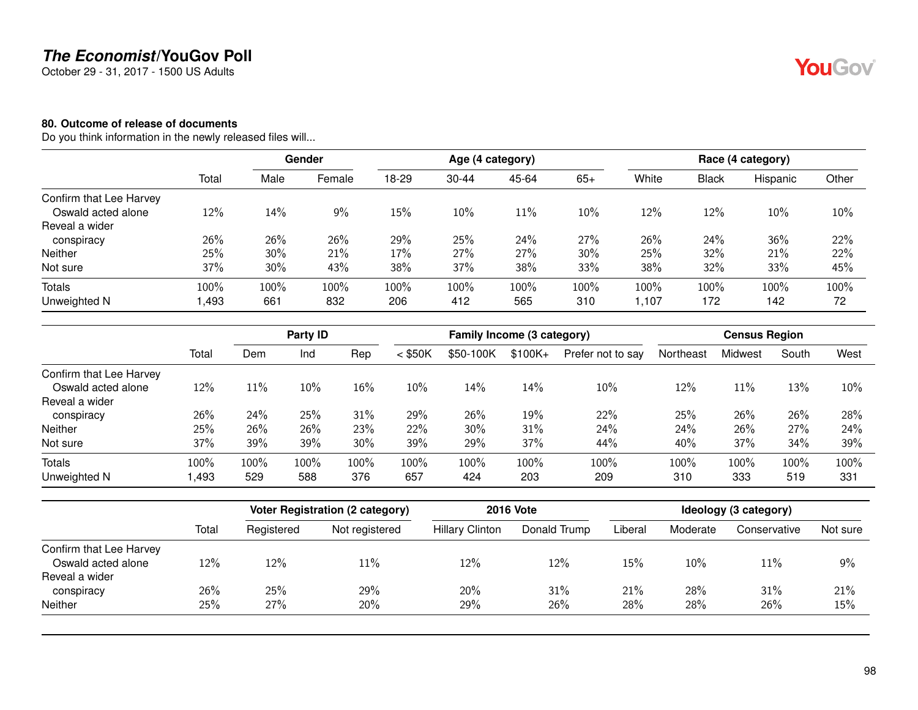**80. Outcome of release of documents**

Do you think information in the newly released files will...

| | Total | Gender | | Age (4 category) | | | | Race (4 category) | | | |
|---|---|---|---|---|---|---|---|---|---|---|---|
| | | Male | Female | 18-29 | 30-44 | 45-64 | 65+ | White | Black | Hispanic | Other |
| Confirm that Lee Harvey Oswald acted alone | 12% | 14% | 9% | 15% | 10% | 11% | 10% | 12% | 12% | 10% | 10% |
| Reveal a wider conspiracy | 26% | 26% | 26% | 29% | 25% | 24% | 27% | 26% | 24% | 36% | 22% |
| Neither | 25% | 30% | 21% | 17% | 27% | 27% | 30% | 25% | 32% | 21% | 22% |
| Not sure | 37% | 30% | 43% | 38% | 37% | 38% | 33% | 38% | 32% | 33% | 45% |
| Totals | 100% | 100% | 100% | 100% | 100% | 100% | 100% | 100% | 100% | 100% | 100% |
| Unweighted N | 1,493 | 661 | 832 | 206 | 412 | 565 | 310 | 1,107 | 172 | 142 | 72 |

| | Total | Party ID | | | Family Income (3 category) | | | | Census Region | | | |
|---|---|---|---|---|---|---|---|---|---|---|---|---|
| | | Dem | Ind | Rep | < $50K | $50-100K | $100K+ | Prefer not to say | Northeast | Midwest | South | West |
| Confirm that Lee Harvey Oswald acted alone | 12% | 11% | 10% | 16% | 10% | 14% | 14% | 10% | 12% | 11% | 13% | 10% |
| Reveal a wider conspiracy | 26% | 24% | 25% | 31% | 29% | 26% | 19% | 22% | 25% | 26% | 26% | 28% |
| Neither | 25% | 26% | 26% | 23% | 22% | 30% | 31% | 24% | 24% | 26% | 27% | 24% |
| Not sure | 37% | 39% | 39% | 30% | 39% | 29% | 37% | 44% | 40% | 37% | 34% | 39% |
| Totals | 100% | 100% | 100% | 100% | 100% | 100% | 100% | 100% | 100% | 100% | 100% | 100% |
| Unweighted N | 1,493 | 529 | 588 | 376 | 657 | 424 | 203 | 209 | 310 | 333 | 519 | 331 |

| | Total | Voter Registration (2 category) | | 2016 Vote | | Ideology (3 category) | | | |
|---|---|---|---|---|---|---|---|---|---|
| | | Registered | Not registered | Hillary Clinton | Donald Trump | Liberal | Moderate | Conservative | Not sure |
| Confirm that Lee Harvey Oswald acted alone | 12% | 12% | 11% | 12% | 12% | 15% | 10% | 11% | 9% |
| Reveal a wider conspiracy | 26% | 25% | 29% | 20% | 31% | 21% | 28% | 31% | 21% |
| Neither | 25% | 27% | 20% | 29% | 26% | 28% | 28% | 26% | 15% |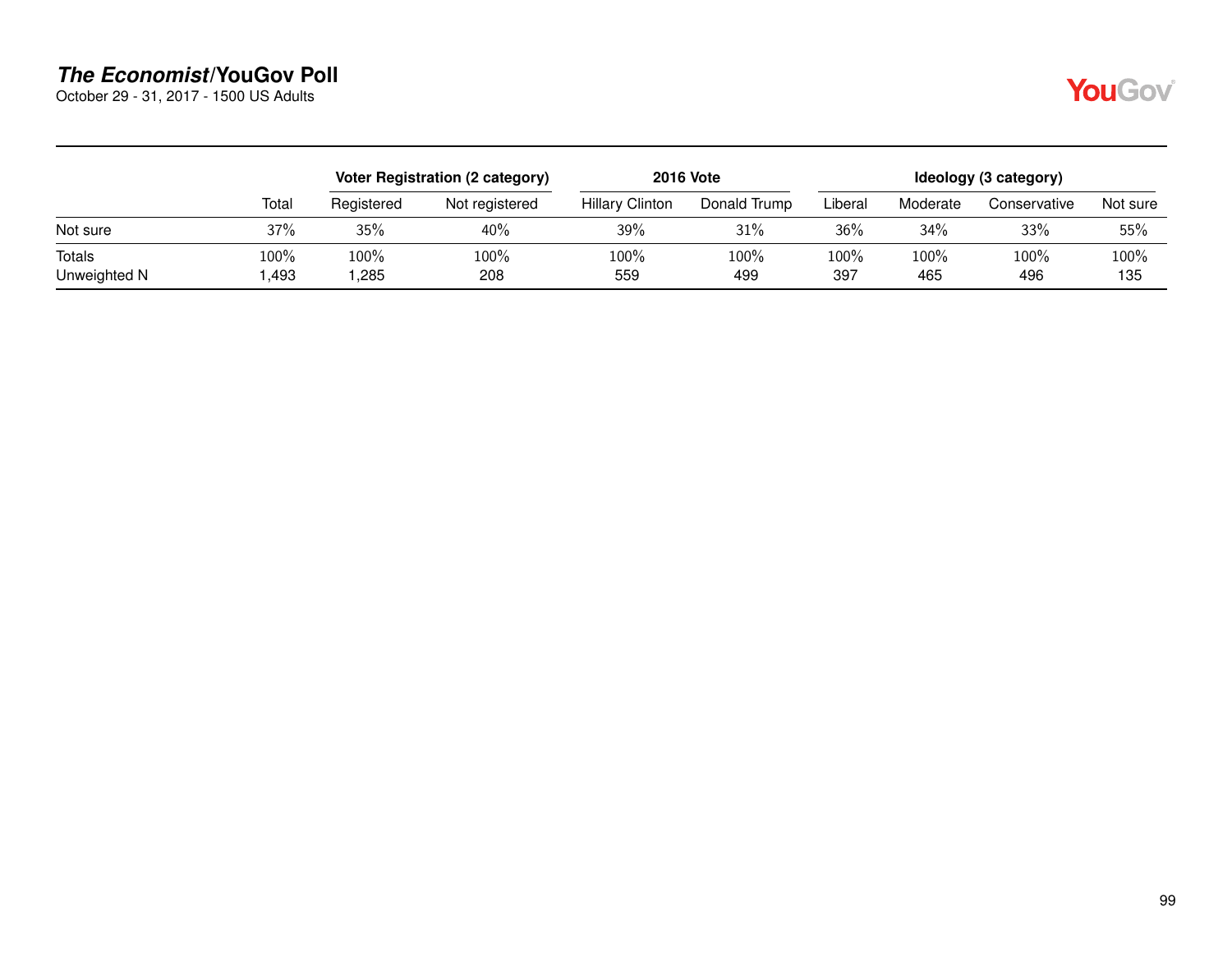| | Total | Voter Registration (2 category) | | 2016 Vote | | Ideology (3 category) | | | |
|---|---|---|---|---|---|---|---|---|---|
| | | Registered | Not registered | Hillary Clinton | Donald Trump | Liberal | Moderate | Conservative | Not sure |
| Not sure | 37% | 35% | 40% | 39% | 31% | 36% | 34% | 33% | 55% |
| Totals | 100% | 100% | 100% | 100% | 100% | 100% | 100% | 100% | 100% |
| Unweighted N | 1,493 | 1,285 | 208 | 559 | 499 | 397 | 465 | 496 | 135 |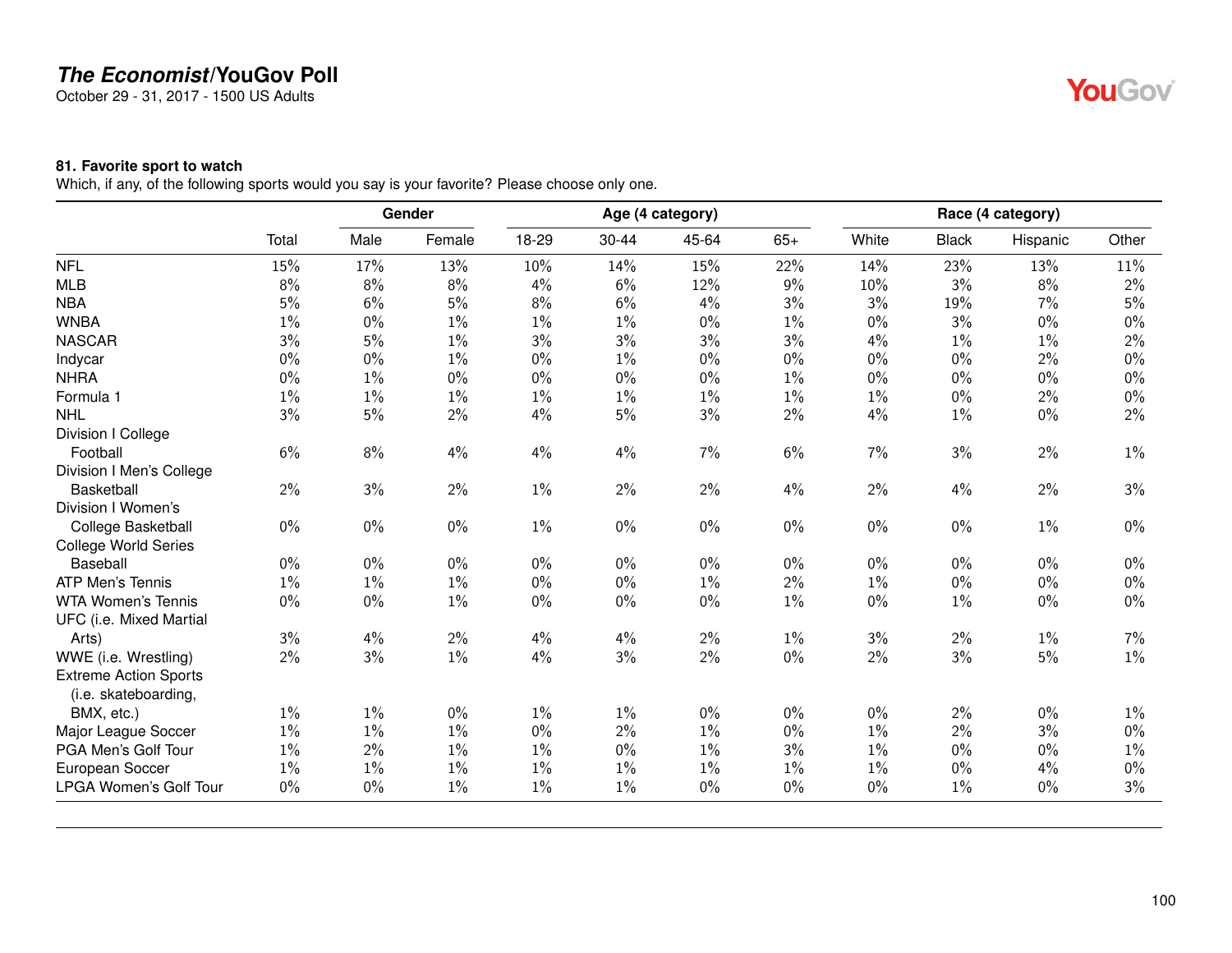## The Economist/YouGov Poll

October 29 - 31, 2017 - 1500 US Adults

### 81. Favorite sport to watch

Which, if any, of the following sports would you say is your favorite? Please choose only one.

| | | Gender | | Age (4 category) | | | | Race (4 category) | | | |
|---|---|---|---|---|---|---|---|---|---|---|---|
| | Total | Male | Female | 18-29 | 30-44 | 45-64 | 65+ | White | Black | Hispanic | Other |
| NFL | 15% | 17% | 13% | 10% | 14% | 15% | 22% | 14% | 23% | 13% | 11% |
| MLB | 8% | 8% | 8% | 4% | 6% | 12% | 9% | 10% | 3% | 8% | 2% |
| NBA | 5% | 6% | 5% | 8% | 6% | 4% | 3% | 3% | 19% | 7% | 5% |
| WNBA | 1% | 0% | 1% | 1% | 1% | 0% | 1% | 0% | 3% | 0% | 0% |
| NASCAR | 3% | 5% | 1% | 3% | 3% | 3% | 3% | 4% | 1% | 1% | 2% |
| Indycar | 0% | 0% | 1% | 0% | 1% | 0% | 0% | 0% | 0% | 2% | 0% |
| NHRA | 0% | 1% | 0% | 0% | 0% | 0% | 1% | 0% | 0% | 0% | 0% |
| Formula 1 | 1% | 1% | 1% | 1% | 1% | 1% | 1% | 1% | 0% | 2% | 0% |
| NHL | 3% | 5% | 2% | 4% | 5% | 3% | 2% | 4% | 1% | 0% | 2% |
| Division I College Football | 6% | 8% | 4% | 4% | 4% | 7% | 6% | 7% | 3% | 2% | 1% |
| Division I Men's College Basketball | 2% | 3% | 2% | 1% | 2% | 2% | 4% | 2% | 4% | 2% | 3% |
| Division I Women's College Basketball | 0% | 0% | 0% | 1% | 0% | 0% | 0% | 0% | 0% | 1% | 0% |
| College World Series Baseball | 0% | 0% | 0% | 0% | 0% | 0% | 0% | 0% | 0% | 0% | 0% |
| ATP Men's Tennis | 1% | 1% | 1% | 0% | 0% | 1% | 2% | 1% | 0% | 0% | 0% |
| WTA Women's Tennis | 0% | 0% | 1% | 0% | 0% | 0% | 1% | 0% | 1% | 0% | 0% |
| UFC (i.e. Mixed Martial Arts) | 3% | 4% | 2% | 4% | 4% | 2% | 1% | 3% | 2% | 1% | 7% |
| WWE (i.e. Wrestling) | 2% | 3% | 1% | 4% | 3% | 2% | 0% | 2% | 3% | 5% | 1% |
| Extreme Action Sports (i.e. skateboarding, BMX, etc.) | 1% | 1% | 0% | 1% | 1% | 0% | 0% | 0% | 2% | 0% | 1% |
| Major League Soccer | 1% | 1% | 1% | 0% | 2% | 1% | 0% | 1% | 2% | 3% | 0% |
| PGA Men's Golf Tour | 1% | 2% | 1% | 1% | 0% | 1% | 3% | 1% | 0% | 0% | 1% |
| European Soccer | 1% | 1% | 1% | 1% | 1% | 1% | 1% | 1% | 0% | 4% | 0% |
| LPGA Women's Golf Tour | 0% | 0% | 1% | 1% | 1% | 0% | 0% | 0% | 1% | 0% | 3% |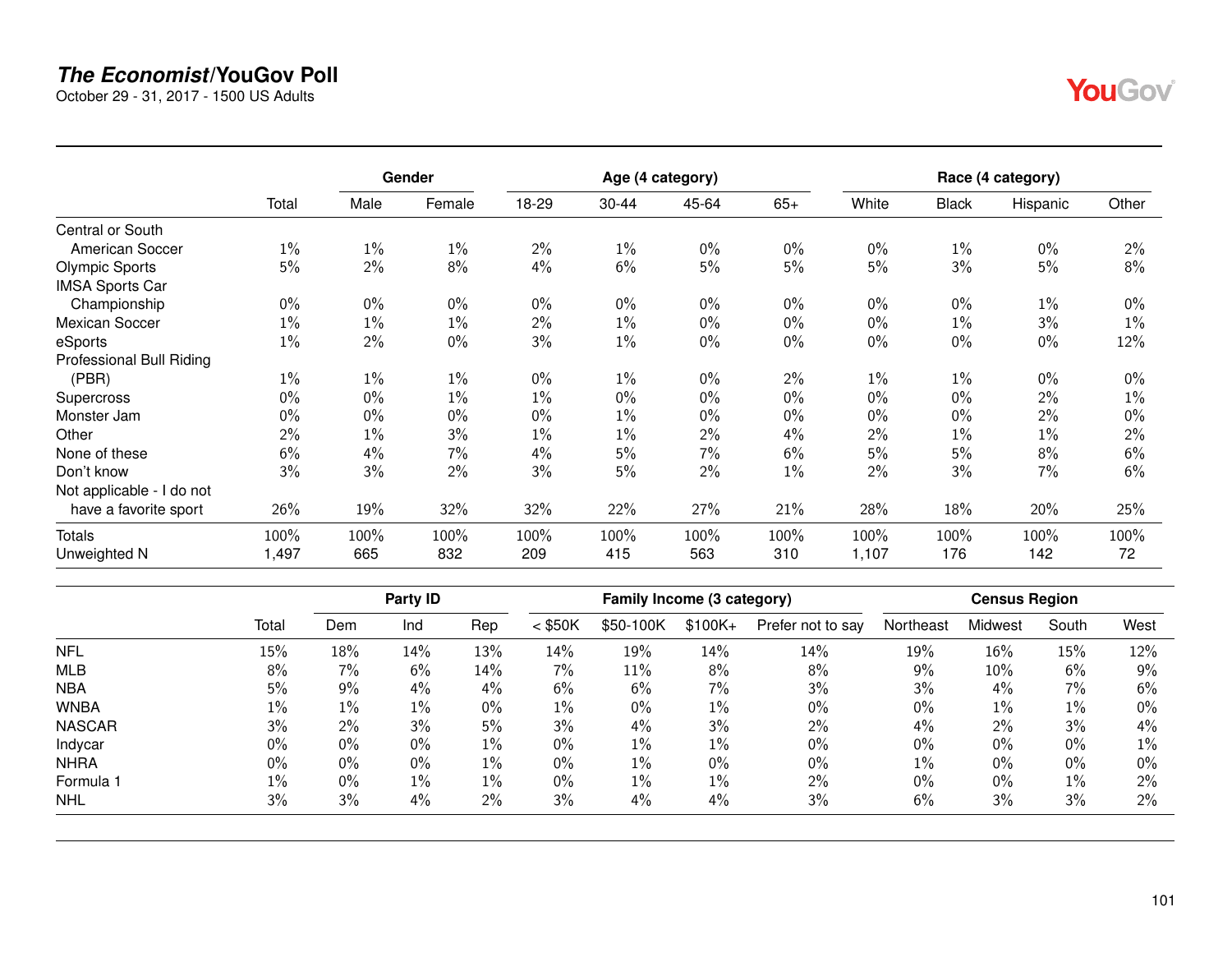## The Economist/YouGov Poll

October 29 - 31, 2017 - 1500 US Adults

| | Total | Gender | | Age (4 category) | | | | Race (4 category) | | | |
|---|---|---|---|---|---|---|---|---|---|---|---|
| | | Male | Female | 18-29 | 30-44 | 45-64 | 65+ | White | Black | Hispanic | Other |
| Central or South American Soccer | 1% | 1% | 1% | 2% | 1% | 0% | 0% | 0% | 1% | 0% | 2% |
| Olympic Sports | 5% | 2% | 8% | 4% | 6% | 5% | 5% | 5% | 3% | 5% | 8% |
| IMSA Sports Car Championship | 0% | 0% | 0% | 0% | 0% | 0% | 0% | 0% | 0% | 1% | 0% |
| Mexican Soccer | 1% | 1% | 1% | 2% | 1% | 0% | 0% | 0% | 1% | 3% | 1% |
| eSports | 1% | 2% | 0% | 3% | 1% | 0% | 0% | 0% | 0% | 0% | 12% |
| Professional Bull Riding (PBR) | 1% | 1% | 1% | 0% | 1% | 0% | 2% | 1% | 1% | 0% | 0% |
| Supercross | 0% | 0% | 1% | 1% | 0% | 0% | 0% | 0% | 0% | 2% | 1% |
| Monster Jam | 0% | 0% | 0% | 0% | 1% | 0% | 0% | 0% | 0% | 2% | 0% |
| Other | 2% | 1% | 3% | 1% | 1% | 2% | 4% | 2% | 1% | 1% | 2% |
| None of these | 6% | 4% | 7% | 4% | 5% | 7% | 6% | 5% | 5% | 8% | 6% |
| Don't know | 3% | 3% | 2% | 3% | 5% | 2% | 1% | 2% | 3% | 7% | 6% |
| Not applicable - I do not have a favorite sport | 26% | 19% | 32% | 32% | 22% | 27% | 21% | 28% | 18% | 20% | 25% |
| Totals | 100% | 100% | 100% | 100% | 100% | 100% | 100% | 100% | 100% | 100% | 100% |
| Unweighted N | 1,497 | 665 | 832 | 209 | 415 | 563 | 310 | 1,107 | 176 | 142 | 72 |

| | Total | Party ID | | | Family Income (3 category) | | | | Census Region | | | |
|---|---|---|---|---|---|---|---|---|---|---|---|---|
| | | Dem | Ind | Rep | < $50K | $50-100K | $100K+ | Prefer not to say | Northeast | Midwest | South | West |
| NFL | 15% | 18% | 14% | 13% | 14% | 19% | 14% | 14% | 19% | 16% | 15% | 12% |
| MLB | 8% | 7% | 6% | 14% | 7% | 11% | 8% | 8% | 9% | 10% | 6% | 9% |
| NBA | 5% | 9% | 4% | 4% | 6% | 6% | 7% | 3% | 3% | 4% | 7% | 6% |
| WNBA | 1% | 1% | 1% | 0% | 1% | 0% | 1% | 0% | 0% | 1% | 1% | 0% |
| NASCAR | 3% | 2% | 3% | 5% | 3% | 4% | 3% | 2% | 4% | 2% | 3% | 4% |
| Indycar | 0% | 0% | 0% | 1% | 0% | 1% | 1% | 0% | 0% | 0% | 0% | 1% |
| NHRA | 0% | 0% | 0% | 1% | 0% | 1% | 0% | 0% | 1% | 0% | 0% | 0% |
| Formula 1 | 1% | 0% | 1% | 1% | 0% | 1% | 1% | 2% | 0% | 0% | 1% | 2% |
| NHL | 3% | 3% | 4% | 2% | 3% | 4% | 4% | 3% | 6% | 3% | 3% | 2% |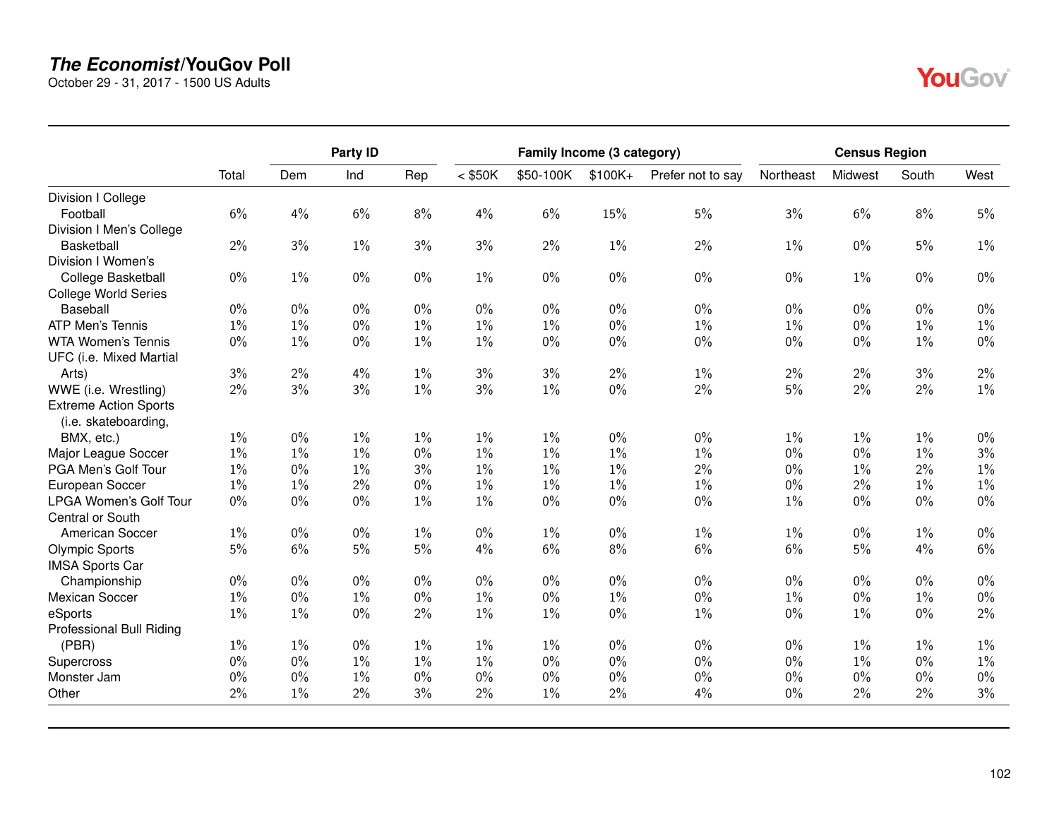# The Economist/YouGov Poll

October 29 - 31, 2017 - 1500 US Adults

| | Total | Party ID | | | Family Income (3 category) | | | | Census Region | | | |
|---|---|---|---|---|---|---|---|---|---|---|---|---|
| | | Dem | Ind | Rep | < $50K | $50-100K | $100K+ | Prefer not to say | Northeast | Midwest | South | West |
| Division I College Football | 6% | 4% | 6% | 8% | 4% | 6% | 15% | 5% | 3% | 6% | 8% | 5% |
| Division I Men's College Basketball | 2% | 3% | 1% | 3% | 3% | 2% | 1% | 2% | 1% | 0% | 5% | 1% |
| Division I Women's College Basketball | 0% | 1% | 0% | 0% | 1% | 0% | 0% | 0% | 0% | 1% | 0% | 0% |
| College World Series Baseball | 0% | 0% | 0% | 0% | 0% | 0% | 0% | 0% | 0% | 0% | 0% | 0% |
| ATP Men's Tennis | 1% | 1% | 0% | 1% | 1% | 1% | 0% | 1% | 1% | 0% | 1% | 1% |
| WTA Women's Tennis | 0% | 1% | 0% | 1% | 1% | 0% | 0% | 0% | 0% | 0% | 1% | 0% |
| UFC (i.e. Mixed Martial Arts) | 3% | 2% | 4% | 1% | 3% | 3% | 2% | 1% | 2% | 2% | 3% | 2% |
| WWE (i.e. Wrestling) | 2% | 3% | 3% | 1% | 3% | 1% | 0% | 2% | 5% | 2% | 2% | 1% |
| Extreme Action Sports (i.e. skateboarding, BMX, etc.) | 1% | 0% | 1% | 1% | 1% | 1% | 0% | 0% | 1% | 1% | 1% | 0% |
| Major League Soccer | 1% | 1% | 1% | 0% | 1% | 1% | 1% | 1% | 0% | 0% | 1% | 3% |
| PGA Men's Golf Tour | 1% | 0% | 1% | 3% | 1% | 1% | 1% | 2% | 0% | 1% | 2% | 1% |
| European Soccer | 1% | 1% | 2% | 0% | 1% | 1% | 1% | 1% | 0% | 2% | 1% | 1% |
| LPGA Women's Golf Tour | 0% | 0% | 0% | 1% | 1% | 0% | 0% | 0% | 1% | 0% | 0% | 0% |
| Central or South American Soccer | 1% | 0% | 0% | 1% | 0% | 1% | 0% | 1% | 1% | 0% | 1% | 0% |
| Olympic Sports | 5% | 6% | 5% | 5% | 4% | 6% | 8% | 6% | 6% | 5% | 4% | 6% |
| IMSA Sports Car Championship | 0% | 0% | 0% | 0% | 0% | 0% | 0% | 0% | 0% | 0% | 0% | 0% |
| Mexican Soccer | 1% | 0% | 1% | 0% | 1% | 0% | 1% | 0% | 1% | 0% | 1% | 0% |
| eSports | 1% | 1% | 0% | 2% | 1% | 1% | 0% | 1% | 0% | 1% | 0% | 2% |
| Professional Bull Riding (PBR) | 1% | 1% | 0% | 1% | 1% | 1% | 0% | 0% | 0% | 1% | 1% | 1% |
| Supercross | 0% | 0% | 1% | 1% | 1% | 0% | 0% | 0% | 0% | 1% | 0% | 1% |
| Monster Jam | 0% | 0% | 1% | 0% | 0% | 0% | 0% | 0% | 0% | 0% | 0% | 0% |
| Other | 2% | 1% | 2% | 3% | 2% | 1% | 2% | 4% | 0% | 2% | 2% | 3% |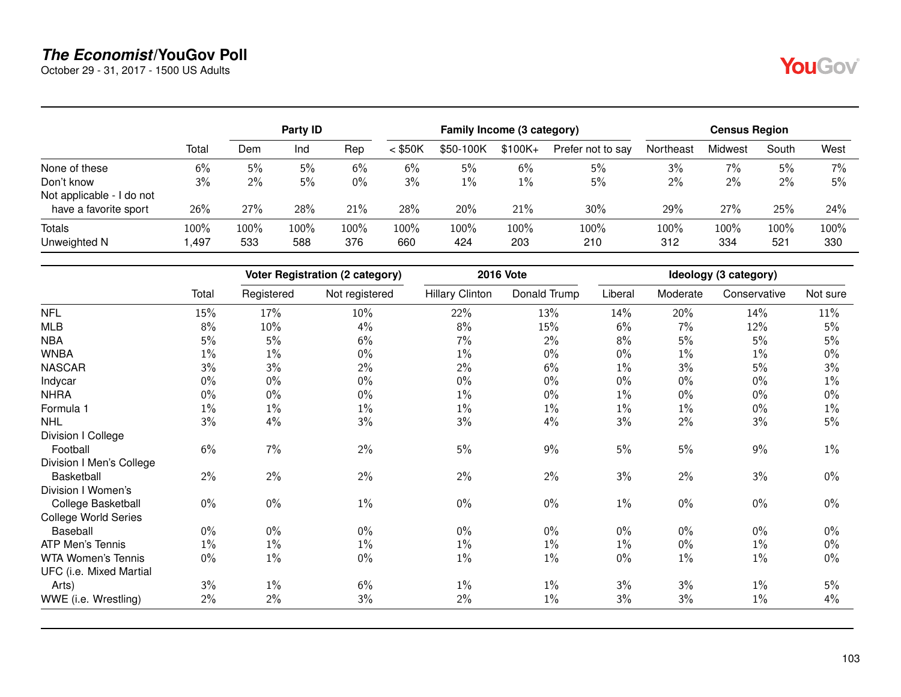# *The Economist*/YouGov Poll

October 29 - 31, 2017 - 1500 US Adults

| | | Party ID | | | Family Income (3 category) | | | | Census Region | | | |
|---|---|---|---|---|---|---|---|---|---|---|---|---|
| | Total | Dem | Ind | Rep | < $50K | $50-100K | $100K+ | Prefer not to say | Northeast | Midwest | South | West |
| None of these | 6% | 5% | 5% | 6% | 6% | 5% | 6% | 5% | 3% | 7% | 5% | 7% |
| Don't know | 3% | 2% | 5% | 0% | 3% | 1% | 1% | 5% | 2% | 2% | 2% | 5% |
| Not applicable - I do not have a favorite sport | 26% | 27% | 28% | 21% | 28% | 20% | 21% | 30% | 29% | 27% | 25% | 24% |
| Totals | 100% | 100% | 100% | 100% | 100% | 100% | 100% | 100% | 100% | 100% | 100% | 100% |
| Unweighted N | 1,497 | 533 | 588 | 376 | 660 | 424 | 203 | 210 | 312 | 334 | 521 | 330 |

| | | Voter Registration (2 category) | | 2016 Vote | | Ideology (3 category) | | | |
|---|---|---|---|---|---|---|---|---|---|
| | Total | Registered | Not registered | Hillary Clinton | Donald Trump | Liberal | Moderate | Conservative | Not sure |
| NFL | 15% | 17% | 10% | 22% | 13% | 14% | 20% | 14% | 11% |
| MLB | 8% | 10% | 4% | 8% | 15% | 6% | 7% | 12% | 5% |
| NBA | 5% | 5% | 6% | 7% | 2% | 8% | 5% | 5% | 5% |
| WNBA | 1% | 1% | 0% | 1% | 0% | 0% | 1% | 1% | 0% |
| NASCAR | 3% | 3% | 2% | 2% | 6% | 1% | 3% | 5% | 3% |
| Indycar | 0% | 0% | 0% | 0% | 0% | 0% | 0% | 0% | 1% |
| NHRA | 0% | 0% | 0% | 1% | 0% | 1% | 0% | 0% | 0% |
| Formula 1 | 1% | 1% | 1% | 1% | 1% | 1% | 1% | 0% | 1% |
| NHL | 3% | 4% | 3% | 3% | 4% | 3% | 2% | 3% | 5% |
| Division I College Football | 6% | 7% | 2% | 5% | 9% | 5% | 5% | 9% | 1% |
| Division I Men's College Basketball | 2% | 2% | 2% | 2% | 2% | 3% | 2% | 3% | 0% |
| Division I Women's College Basketball | 0% | 0% | 1% | 0% | 0% | 1% | 0% | 0% | 0% |
| College World Series Baseball | 0% | 0% | 0% | 0% | 0% | 0% | 0% | 0% | 0% |
| ATP Men's Tennis | 1% | 1% | 1% | 1% | 1% | 1% | 0% | 1% | 0% |
| WTA Women's Tennis | 0% | 1% | 0% | 1% | 1% | 0% | 1% | 1% | 0% |
| UFC (i.e. Mixed Martial Arts) | 3% | 1% | 6% | 1% | 1% | 3% | 3% | 1% | 5% |
| WWE (i.e. Wrestling) | 2% | 2% | 3% | 2% | 1% | 3% | 3% | 1% | 4% |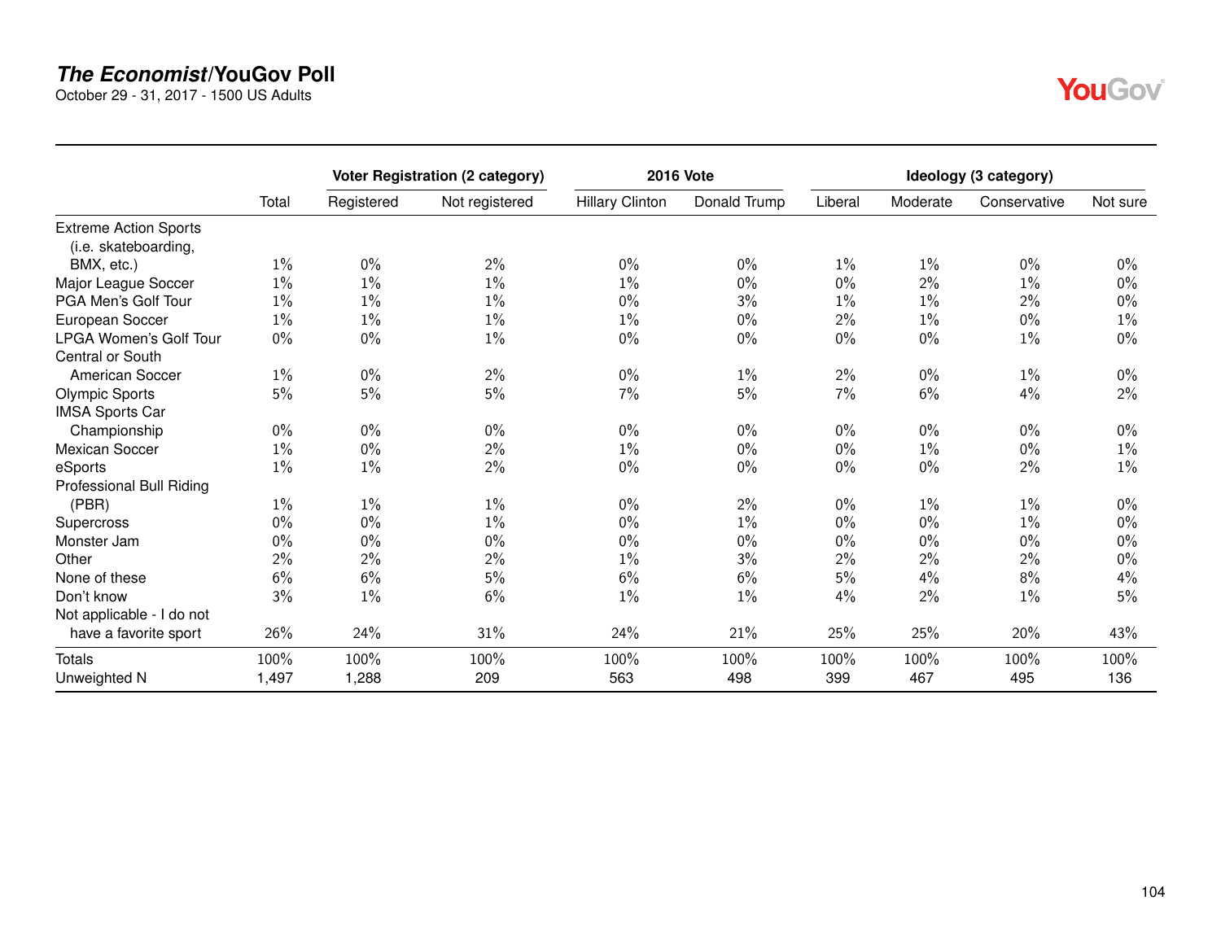## *The Economist*/YouGov Poll

October 29 - 31, 2017 - 1500 US Adults

| | Total | Voter Registration (2 category) | | 2016 Vote | | Ideology (3 category) | | | |
|---|---|---|---|---|---|---|---|---|---|
| | | Registered | Not registered | Hillary Clinton | Donald Trump | Liberal | Moderate | Conservative | Not sure |
| Extreme Action Sports (i.e. skateboarding, BMX, etc.) | 1% | 0% | 2% | 0% | 0% | 1% | 1% | 0% | 0% |
| Major League Soccer | 1% | 1% | 1% | 1% | 0% | 0% | 2% | 1% | 0% |
| PGA Men's Golf Tour | 1% | 1% | 1% | 0% | 3% | 1% | 1% | 2% | 0% |
| European Soccer | 1% | 1% | 1% | 1% | 0% | 2% | 1% | 0% | 1% |
| LPGA Women's Golf Tour | 0% | 0% | 1% | 0% | 0% | 0% | 0% | 1% | 0% |
| Central or South American Soccer | 1% | 0% | 2% | 0% | 1% | 2% | 0% | 1% | 0% |
| Olympic Sports | 5% | 5% | 5% | 7% | 5% | 7% | 6% | 4% | 2% |
| IMSA Sports Car Championship | 0% | 0% | 0% | 0% | 0% | 0% | 0% | 0% | 0% |
| Mexican Soccer | 1% | 0% | 2% | 1% | 0% | 0% | 1% | 0% | 1% |
| eSports | 1% | 1% | 2% | 0% | 0% | 0% | 0% | 2% | 1% |
| Professional Bull Riding (PBR) | 1% | 1% | 1% | 0% | 2% | 0% | 1% | 1% | 0% |
| Supercross | 0% | 0% | 1% | 0% | 1% | 0% | 0% | 1% | 0% |
| Monster Jam | 0% | 0% | 0% | 0% | 0% | 0% | 0% | 0% | 0% |
| Other | 2% | 2% | 2% | 1% | 3% | 2% | 2% | 2% | 0% |
| None of these | 6% | 6% | 5% | 6% | 6% | 5% | 4% | 8% | 4% |
| Don't know | 3% | 1% | 6% | 1% | 1% | 4% | 2% | 1% | 5% |
| Not applicable - I do not have a favorite sport | 26% | 24% | 31% | 24% | 21% | 25% | 25% | 20% | 43% |
| Totals | 100% | 100% | 100% | 100% | 100% | 100% | 100% | 100% | 100% |
| Unweighted N | 1,497 | 1,288 | 209 | 563 | 498 | 399 | 467 | 495 | 136 |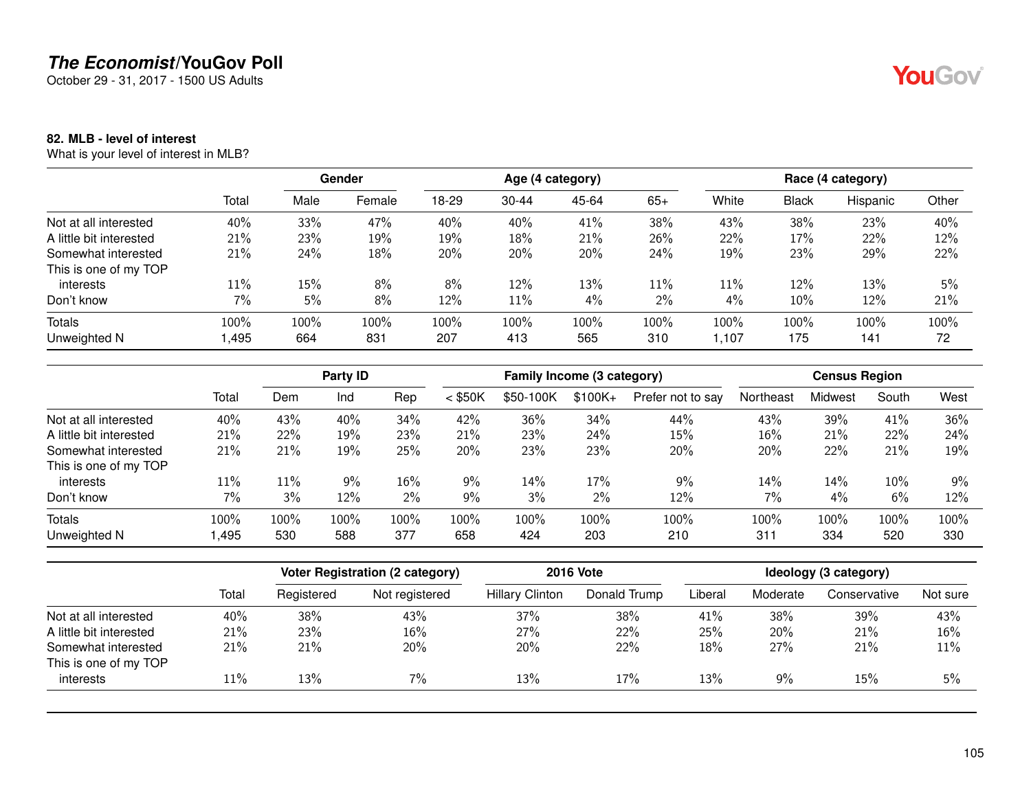**The Economist/YouGov Poll**
October 29 - 31, 2017 - 1500 US Adults

**82. MLB - level of interest**
What is your level of interest in MLB?

| | | Gender | | Age (4 category) | | | | Race (4 category) | | | |
|---|---|---|---|---|---|---|---|---|---|---|---|
| | Total | Male | Female | 18-29 | 30-44 | 45-64 | 65+ | White | Black | Hispanic | Other |
| Not at all interested | 40% | 33% | 47% | 40% | 40% | 41% | 38% | 43% | 38% | 23% | 40% |
| A little bit interested | 21% | 23% | 19% | 19% | 18% | 21% | 26% | 22% | 17% | 22% | 12% |
| Somewhat interested | 21% | 24% | 18% | 20% | 20% | 20% | 24% | 19% | 23% | 29% | 22% |
| This is one of my TOP interests | 11% | 15% | 8% | 8% | 12% | 13% | 11% | 11% | 12% | 13% | 5% |
| Don't know | 7% | 5% | 8% | 12% | 11% | 4% | 2% | 4% | 10% | 12% | 21% |
| Totals | 100% | 100% | 100% | 100% | 100% | 100% | 100% | 100% | 100% | 100% | 100% |
| Unweighted N | 1,495 | 664 | 831 | 207 | 413 | 565 | 310 | 1,107 | 175 | 141 | 72 |

| | | Party ID | | | Family Income (3 category) | | | | Census Region | | | |
|---|---|---|---|---|---|---|---|---|---|---|---|---|
| | Total | Dem | Ind | Rep | < $50K | $50-100K | $100K+ | Prefer not to say | Northeast | Midwest | South | West |
| Not at all interested | 40% | 43% | 40% | 34% | 42% | 36% | 34% | 44% | 43% | 39% | 41% | 36% |
| A little bit interested | 21% | 22% | 19% | 23% | 21% | 23% | 24% | 15% | 16% | 21% | 22% | 24% |
| Somewhat interested | 21% | 21% | 19% | 25% | 20% | 23% | 23% | 20% | 20% | 22% | 21% | 19% |
| This is one of my TOP interests | 11% | 11% | 9% | 16% | 9% | 14% | 17% | 9% | 14% | 14% | 10% | 9% |
| Don't know | 7% | 3% | 12% | 2% | 9% | 3% | 2% | 12% | 7% | 4% | 6% | 12% |
| Totals | 100% | 100% | 100% | 100% | 100% | 100% | 100% | 100% | 100% | 100% | 100% | 100% |
| Unweighted N | 1,495 | 530 | 588 | 377 | 658 | 424 | 203 | 210 | 311 | 334 | 520 | 330 |

| | | Voter Registration (2 category) | | 2016 Vote | | Ideology (3 category) | | | |
|---|---|---|---|---|---|---|---|---|---|
| | Total | Registered | Not registered | Hillary Clinton | Donald Trump | Liberal | Moderate | Conservative | Not sure |
| Not at all interested | 40% | 38% | 43% | 37% | 38% | 41% | 38% | 39% | 43% |
| A little bit interested | 21% | 23% | 16% | 27% | 22% | 25% | 20% | 21% | 16% |
| Somewhat interested | 21% | 21% | 20% | 20% | 22% | 18% | 27% | 21% | 11% |
| This is one of my TOP interests | 11% | 13% | 7% | 13% | 17% | 13% | 9% | 15% | 5% |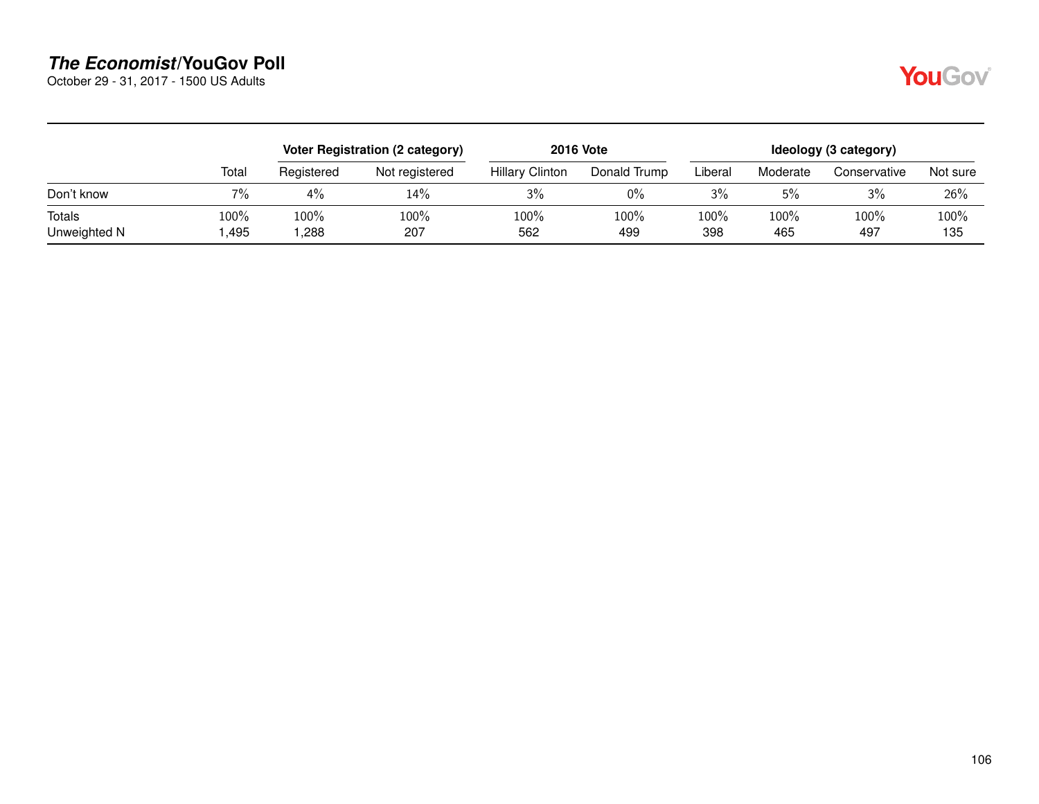## *The Economist*/YouGov Poll

October 29 - 31, 2017 - 1500 US Adults

| | | Voter Registration (2 category) | | 2016 Vote | | Ideology (3 category) | | | |
|---|---|---|---|---|---|---|---|---|---|
| | Total | Registered | Not registered | Hillary Clinton | Donald Trump | Liberal | Moderate | Conservative | Not sure |
| Don't know | 7% | 4% | 14% | 3% | 0% | 3% | 5% | 3% | 26% |
| Totals | 100% | 100% | 100% | 100% | 100% | 100% | 100% | 100% | 100% |
| Unweighted N | 1,495 | 1,288 | 207 | 562 | 499 | 398 | 465 | 497 | 135 |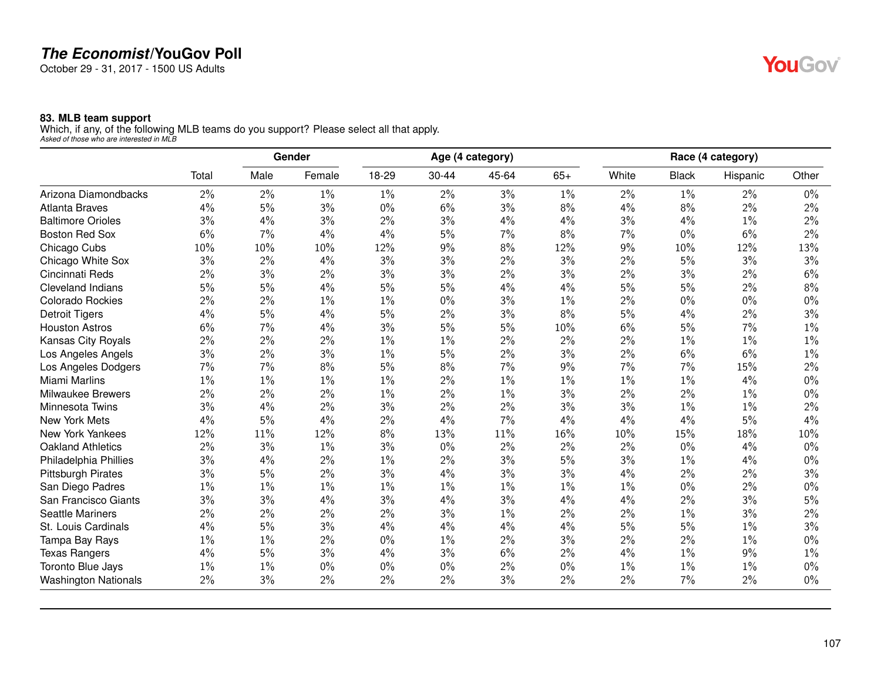# *The Economist*/YouGov Poll

October 29 - 31, 2017 - 1500 US Adults

### 83. MLB team support

Which, if any, of the following MLB teams do you support? Please select all that apply.
*Asked of those who are interested in MLB*

| | | Gender | | Age (4 category) | | | | Race (4 category) | | | |
|---|---|---|---|---|---|---|---|---|---|---|---|
| | Total | Male | Female | 18-29 | 30-44 | 45-64 | 65+ | White | Black | Hispanic | Other |
| Arizona Diamondbacks | 2% | 2% | 1% | 1% | 2% | 3% | 1% | 2% | 1% | 2% | 0% |
| Atlanta Braves | 4% | 5% | 3% | 0% | 6% | 3% | 8% | 4% | 8% | 2% | 2% |
| Baltimore Orioles | 3% | 4% | 3% | 2% | 3% | 4% | 4% | 3% | 4% | 1% | 2% |
| Boston Red Sox | 6% | 7% | 4% | 4% | 5% | 7% | 8% | 7% | 0% | 6% | 2% |
| Chicago Cubs | 10% | 10% | 10% | 12% | 9% | 8% | 12% | 9% | 10% | 12% | 13% |
| Chicago White Sox | 3% | 2% | 4% | 3% | 3% | 2% | 3% | 2% | 5% | 3% | 3% |
| Cincinnati Reds | 2% | 3% | 2% | 3% | 3% | 2% | 3% | 2% | 3% | 2% | 6% |
| Cleveland Indians | 5% | 5% | 4% | 5% | 5% | 4% | 4% | 5% | 5% | 2% | 8% |
| Colorado Rockies | 2% | 2% | 1% | 1% | 0% | 3% | 1% | 2% | 0% | 0% | 0% |
| Detroit Tigers | 4% | 5% | 4% | 5% | 2% | 3% | 8% | 5% | 4% | 2% | 3% |
| Houston Astros | 6% | 7% | 4% | 3% | 5% | 5% | 10% | 6% | 5% | 7% | 1% |
| Kansas City Royals | 2% | 2% | 2% | 1% | 1% | 2% | 2% | 2% | 1% | 1% | 1% |
| Los Angeles Angels | 3% | 2% | 3% | 1% | 5% | 2% | 3% | 2% | 6% | 6% | 1% |
| Los Angeles Dodgers | 7% | 7% | 8% | 5% | 8% | 7% | 9% | 7% | 7% | 15% | 2% |
| Miami Marlins | 1% | 1% | 1% | 1% | 2% | 1% | 1% | 1% | 1% | 4% | 0% |
| Milwaukee Brewers | 2% | 2% | 2% | 1% | 2% | 1% | 3% | 2% | 2% | 1% | 0% |
| Minnesota Twins | 3% | 4% | 2% | 3% | 2% | 2% | 3% | 3% | 1% | 1% | 2% |
| New York Mets | 4% | 5% | 4% | 2% | 4% | 7% | 4% | 4% | 4% | 5% | 4% |
| New York Yankees | 12% | 11% | 12% | 8% | 13% | 11% | 16% | 10% | 15% | 18% | 10% |
| Oakland Athletics | 2% | 3% | 1% | 3% | 0% | 2% | 2% | 2% | 0% | 4% | 0% |
| Philadelphia Phillies | 3% | 4% | 2% | 1% | 2% | 3% | 5% | 3% | 1% | 4% | 0% |
| Pittsburgh Pirates | 3% | 5% | 2% | 3% | 4% | 3% | 3% | 4% | 2% | 2% | 3% |
| San Diego Padres | 1% | 1% | 1% | 1% | 1% | 1% | 1% | 1% | 0% | 2% | 0% |
| San Francisco Giants | 3% | 3% | 4% | 3% | 4% | 3% | 4% | 4% | 2% | 3% | 5% |
| Seattle Mariners | 2% | 2% | 2% | 2% | 3% | 1% | 2% | 2% | 1% | 3% | 2% |
| St. Louis Cardinals | 4% | 5% | 3% | 4% | 4% | 4% | 4% | 5% | 5% | 1% | 3% |
| Tampa Bay Rays | 1% | 1% | 2% | 0% | 1% | 2% | 3% | 2% | 2% | 1% | 0% |
| Texas Rangers | 4% | 5% | 3% | 4% | 3% | 6% | 2% | 4% | 1% | 9% | 1% |
| Toronto Blue Jays | 1% | 1% | 0% | 0% | 0% | 2% | 0% | 1% | 1% | 1% | 0% |
| Washington Nationals | 2% | 3% | 2% | 2% | 2% | 3% | 2% | 2% | 7% | 2% | 0% |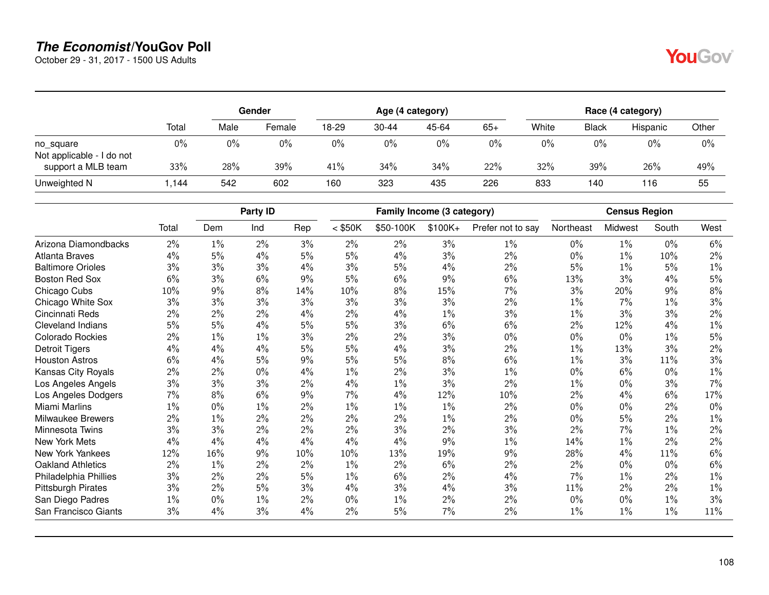## *The Economist*/YouGov Poll

October 29 - 31, 2017 - 1500 US Adults

| | Total | Gender | | Age (4 category) | | | | Race (4 category) | | | |
|---|---|---|---|---|---|---|---|---|---|---|---|
| | | Male | Female | 18-29 | 30-44 | 45-64 | 65+ | White | Black | Hispanic | Other |
| no_square | 0% | 0% | 0% | 0% | 0% | 0% | 0% | 0% | 0% | 0% | 0% |
| Not applicable - I do not support a MLB team | 33% | 28% | 39% | 41% | 34% | 34% | 22% | 32% | 39% | 26% | 49% |
| Unweighted N | 1,144 | 542 | 602 | 160 | 323 | 435 | 226 | 833 | 140 | 116 | 55 |

| | Total | Party ID | | | Family Income (3 category) | | | | Census Region | | | |
|---|---|---|---|---|---|---|---|---|---|---|---|---|
| | | Dem | Ind | Rep | < $50K | $50-100K | $100K+ | Prefer not to say | Northeast | Midwest | South | West |
| Arizona Diamondbacks | 2% | 1% | 2% | 3% | 2% | 2% | 3% | 1% | 0% | 1% | 0% | 6% |
| Atlanta Braves | 4% | 5% | 4% | 5% | 5% | 4% | 3% | 2% | 0% | 1% | 10% | 2% |
| Baltimore Orioles | 3% | 3% | 3% | 4% | 3% | 5% | 4% | 2% | 5% | 1% | 5% | 1% |
| Boston Red Sox | 6% | 3% | 6% | 9% | 5% | 6% | 9% | 6% | 13% | 3% | 4% | 5% |
| Chicago Cubs | 10% | 9% | 8% | 14% | 10% | 8% | 15% | 7% | 3% | 20% | 9% | 8% |
| Chicago White Sox | 3% | 3% | 3% | 3% | 3% | 3% | 3% | 2% | 1% | 7% | 1% | 3% |
| Cincinnati Reds | 2% | 2% | 2% | 4% | 2% | 4% | 1% | 3% | 1% | 3% | 3% | 2% |
| Cleveland Indians | 5% | 5% | 4% | 5% | 5% | 3% | 6% | 6% | 2% | 12% | 4% | 1% |
| Colorado Rockies | 2% | 1% | 1% | 3% | 2% | 2% | 3% | 0% | 0% | 0% | 1% | 5% |
| Detroit Tigers | 4% | 4% | 4% | 5% | 5% | 4% | 3% | 2% | 1% | 13% | 3% | 2% |
| Houston Astros | 6% | 4% | 5% | 9% | 5% | 5% | 8% | 6% | 1% | 3% | 11% | 3% |
| Kansas City Royals | 2% | 2% | 0% | 4% | 1% | 2% | 3% | 1% | 0% | 6% | 0% | 1% |
| Los Angeles Angels | 3% | 3% | 3% | 2% | 4% | 1% | 3% | 2% | 1% | 0% | 3% | 7% |
| Los Angeles Dodgers | 7% | 8% | 6% | 9% | 7% | 4% | 12% | 10% | 2% | 4% | 6% | 17% |
| Miami Marlins | 1% | 0% | 1% | 2% | 1% | 1% | 1% | 2% | 0% | 0% | 2% | 0% |
| Milwaukee Brewers | 2% | 1% | 2% | 2% | 2% | 2% | 1% | 2% | 0% | 5% | 2% | 1% |
| Minnesota Twins | 3% | 3% | 2% | 2% | 2% | 3% | 2% | 3% | 2% | 7% | 1% | 2% |
| New York Mets | 4% | 4% | 4% | 4% | 4% | 4% | 9% | 1% | 14% | 1% | 2% | 2% |
| New York Yankees | 12% | 16% | 9% | 10% | 10% | 13% | 19% | 9% | 28% | 4% | 11% | 6% |
| Oakland Athletics | 2% | 1% | 2% | 2% | 1% | 2% | 6% | 2% | 2% | 0% | 0% | 6% |
| Philadelphia Phillies | 3% | 2% | 2% | 5% | 1% | 6% | 2% | 4% | 7% | 1% | 2% | 1% |
| Pittsburgh Pirates | 3% | 2% | 5% | 3% | 4% | 3% | 4% | 3% | 11% | 2% | 2% | 1% |
| San Diego Padres | 1% | 0% | 1% | 2% | 0% | 1% | 2% | 2% | 0% | 0% | 1% | 3% |
| San Francisco Giants | 3% | 4% | 3% | 4% | 2% | 5% | 7% | 2% | 1% | 1% | 1% | 11% |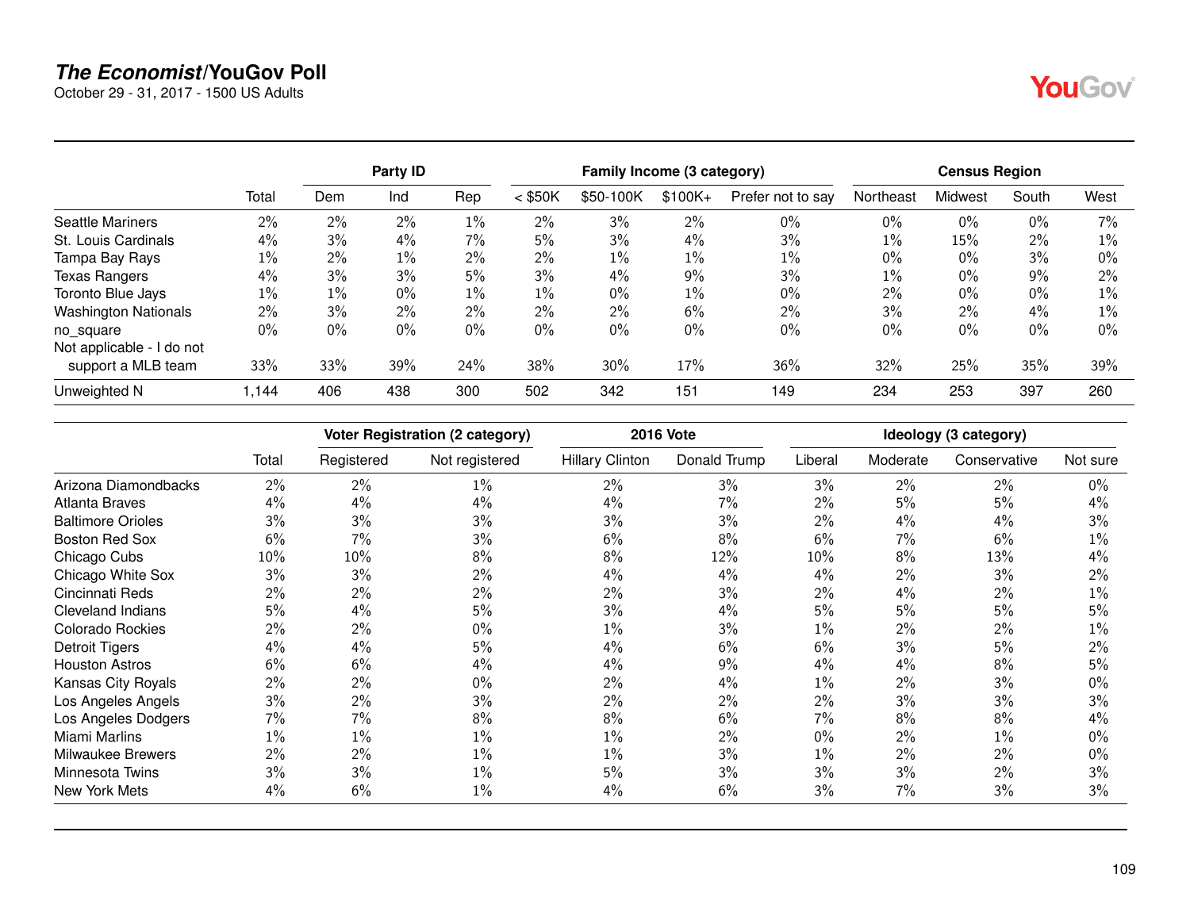# *The Economist*/YouGov Poll

October 29 - 31, 2017 - 1500 US Adults

| | Total | Party ID | | | Family Income (3 category) | | | | Census Region | | | |
|---|---|---|---|---|---|---|---|---|---|---|---|---|
| | | Dem | Ind | Rep | < $50K | $50-100K | $100K+ | Prefer not to say | Northeast | Midwest | South | West |
| Seattle Mariners | 2% | 2% | 2% | 1% | 2% | 3% | 2% | 0% | 0% | 0% | 0% | 7% |
| St. Louis Cardinals | 4% | 3% | 4% | 7% | 5% | 3% | 4% | 3% | 1% | 15% | 2% | 1% |
| Tampa Bay Rays | 1% | 2% | 1% | 2% | 2% | 1% | 1% | 1% | 0% | 0% | 3% | 0% |
| Texas Rangers | 4% | 3% | 3% | 5% | 3% | 4% | 9% | 3% | 1% | 0% | 9% | 2% |
| Toronto Blue Jays | 1% | 1% | 0% | 1% | 1% | 0% | 1% | 0% | 2% | 0% | 0% | 1% |
| Washington Nationals | 2% | 3% | 2% | 2% | 2% | 2% | 6% | 2% | 3% | 2% | 4% | 1% |
| no_square | 0% | 0% | 0% | 0% | 0% | 0% | 0% | 0% | 0% | 0% | 0% | 0% |
| Not applicable - I do not support a MLB team | 33% | 33% | 39% | 24% | 38% | 30% | 17% | 36% | 32% | 25% | 35% | 39% |
| Unweighted N | 1,144 | 406 | 438 | 300 | 502 | 342 | 151 | 149 | 234 | 253 | 397 | 260 |

| | Total | Voter Registration (2 category) | | 2016 Vote | | Ideology (3 category) | | | |
|---|---|---|---|---|---|---|---|---|---|
| | | Registered | Not registered | Hillary Clinton | Donald Trump | Liberal | Moderate | Conservative | Not sure |
| Arizona Diamondbacks | 2% | 2% | 1% | 2% | 3% | 3% | 2% | 2% | 0% |
| Atlanta Braves | 4% | 4% | 4% | 4% | 7% | 2% | 5% | 5% | 4% |
| Baltimore Orioles | 3% | 3% | 3% | 3% | 3% | 2% | 4% | 4% | 3% |
| Boston Red Sox | 6% | 7% | 3% | 6% | 8% | 6% | 7% | 6% | 1% |
| Chicago Cubs | 10% | 10% | 8% | 8% | 12% | 10% | 8% | 13% | 4% |
| Chicago White Sox | 3% | 3% | 2% | 4% | 4% | 4% | 2% | 3% | 2% |
| Cincinnati Reds | 2% | 2% | 2% | 2% | 3% | 2% | 4% | 2% | 1% |
| Cleveland Indians | 5% | 4% | 5% | 3% | 4% | 5% | 5% | 5% | 5% |
| Colorado Rockies | 2% | 2% | 0% | 1% | 3% | 1% | 2% | 2% | 1% |
| Detroit Tigers | 4% | 4% | 5% | 4% | 6% | 6% | 3% | 5% | 2% |
| Houston Astros | 6% | 6% | 4% | 4% | 9% | 4% | 4% | 8% | 5% |
| Kansas City Royals | 2% | 2% | 0% | 2% | 4% | 1% | 2% | 3% | 0% |
| Los Angeles Angels | 3% | 2% | 3% | 2% | 2% | 2% | 3% | 3% | 3% |
| Los Angeles Dodgers | 7% | 7% | 8% | 8% | 6% | 7% | 8% | 8% | 4% |
| Miami Marlins | 1% | 1% | 1% | 1% | 2% | 0% | 2% | 1% | 0% |
| Milwaukee Brewers | 2% | 2% | 1% | 1% | 3% | 1% | 2% | 2% | 0% |
| Minnesota Twins | 3% | 3% | 1% | 5% | 3% | 3% | 3% | 2% | 3% |
| New York Mets | 4% | 6% | 1% | 4% | 6% | 3% | 7% | 3% | 3% |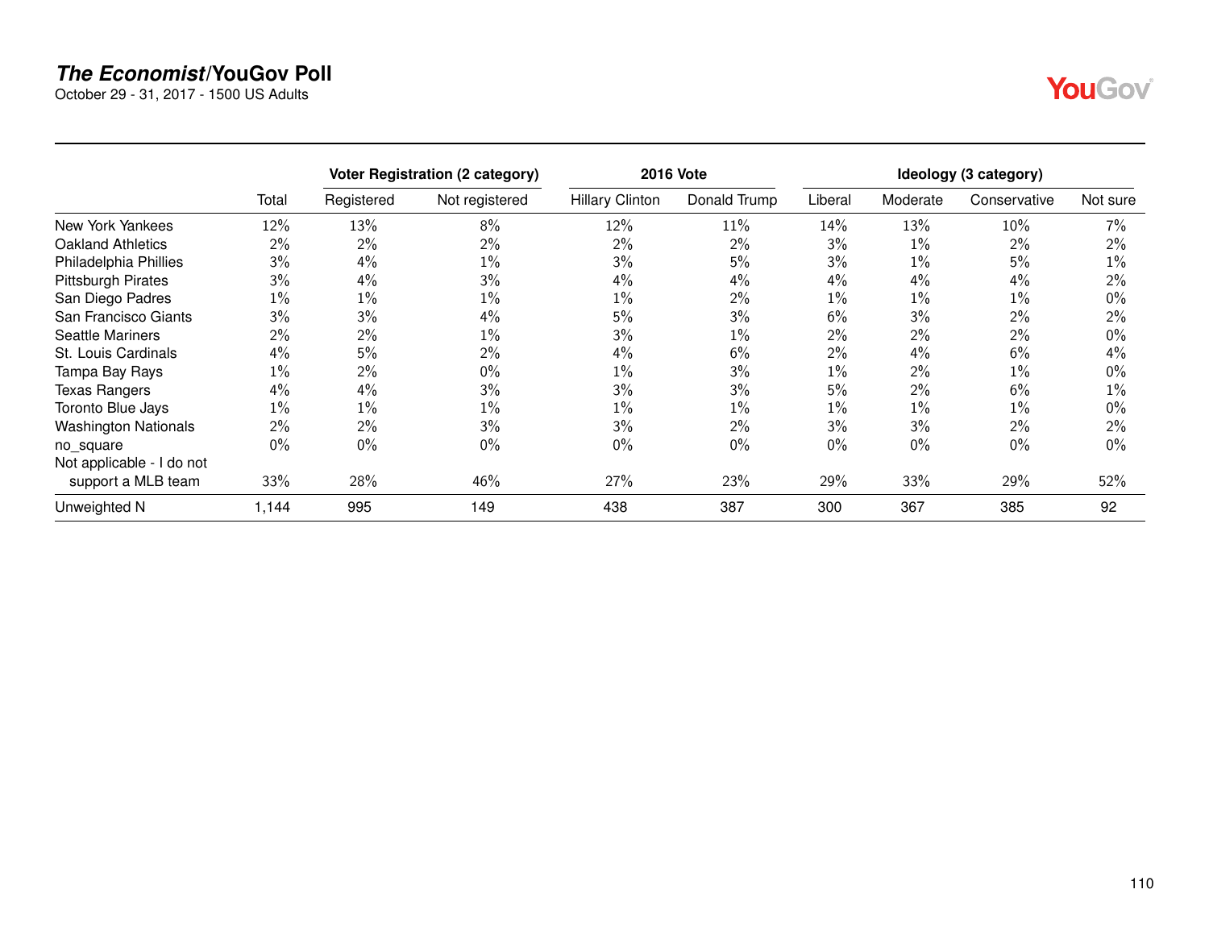# *The Economist*/YouGov Poll

October 29 - 31, 2017 - 1500 US Adults

| | | Voter Registration (2 category) | | 2016 Vote | | Ideology (3 category) | | | |
|---|---|---|---|---|---|---|---|---|---|
| | Total | Registered | Not registered | Hillary Clinton | Donald Trump | Liberal | Moderate | Conservative | Not sure |
| New York Yankees | 12% | 13% | 8% | 12% | 11% | 14% | 13% | 10% | 7% |
| Oakland Athletics | 2% | 2% | 2% | 2% | 2% | 3% | 1% | 2% | 2% |
| Philadelphia Phillies | 3% | 4% | 1% | 3% | 5% | 3% | 1% | 5% | 1% |
| Pittsburgh Pirates | 3% | 4% | 3% | 4% | 4% | 4% | 4% | 4% | 2% |
| San Diego Padres | 1% | 1% | 1% | 1% | 2% | 1% | 1% | 1% | 0% |
| San Francisco Giants | 3% | 3% | 4% | 5% | 3% | 6% | 3% | 2% | 2% |
| Seattle Mariners | 2% | 2% | 1% | 3% | 1% | 2% | 2% | 2% | 0% |
| St. Louis Cardinals | 4% | 5% | 2% | 4% | 6% | 2% | 4% | 6% | 4% |
| Tampa Bay Rays | 1% | 2% | 0% | 1% | 3% | 1% | 2% | 1% | 0% |
| Texas Rangers | 4% | 4% | 3% | 3% | 3% | 5% | 2% | 6% | 1% |
| Toronto Blue Jays | 1% | 1% | 1% | 1% | 1% | 1% | 1% | 1% | 0% |
| Washington Nationals | 2% | 2% | 3% | 3% | 2% | 3% | 3% | 2% | 2% |
| no_square | 0% | 0% | 0% | 0% | 0% | 0% | 0% | 0% | 0% |
| Not applicable - I do not support a MLB team | 33% | 28% | 46% | 27% | 23% | 29% | 33% | 29% | 52% |
| Unweighted N | 1,144 | 995 | 149 | 438 | 387 | 300 | 367 | 385 | 92 |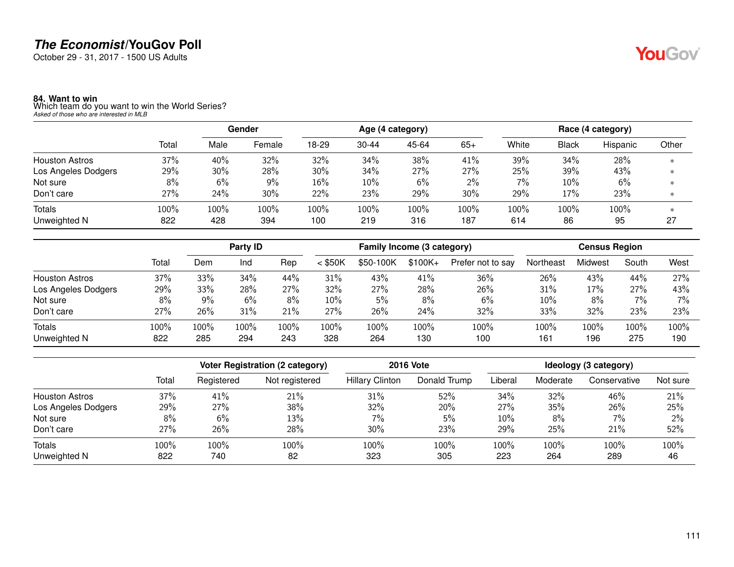# The Economist/YouGov Poll

October 29 - 31, 2017 - 1500 US Adults

**84. Want to win**
Which team do you want to win the World Series?
*Asked of those who are interested in MLB*

| | Total | Gender | | Age (4 category) | | | | Race (4 category) | | | |
|---|---|---|---|---|---|---|---|---|---|---|---|
| | | Male | Female | 18-29 | 30-44 | 45-64 | 65+ | White | Black | Hispanic | Other |
| Houston Astros | 37% | 40% | 32% | 32% | 34% | 38% | 41% | 39% | 34% | 28% | * |
| Los Angeles Dodgers | 29% | 30% | 28% | 30% | 34% | 27% | 27% | 25% | 39% | 43% | * |
| Not sure | 8% | 6% | 9% | 16% | 10% | 6% | 2% | 7% | 10% | 6% | * |
| Don't care | 27% | 24% | 30% | 22% | 23% | 29% | 30% | 29% | 17% | 23% | * |
| Totals | 100% | 100% | 100% | 100% | 100% | 100% | 100% | 100% | 100% | 100% | * |
| Unweighted N | 822 | 428 | 394 | 100 | 219 | 316 | 187 | 614 | 86 | 95 | 27 |

| | Total | Party ID | | | Family Income (3 category) | | | | Census Region | | | |
|---|---|---|---|---|---|---|---|---|---|---|---|---|
| | | Dem | Ind | Rep | < $50K | $50-100K | $100K+ | Prefer not to say | Northeast | Midwest | South | West |
| Houston Astros | 37% | 33% | 34% | 44% | 31% | 43% | 41% | 36% | 26% | 43% | 44% | 27% |
| Los Angeles Dodgers | 29% | 33% | 28% | 27% | 32% | 27% | 28% | 26% | 31% | 17% | 27% | 43% |
| Not sure | 8% | 9% | 6% | 8% | 10% | 5% | 8% | 6% | 10% | 8% | 7% | 7% |
| Don't care | 27% | 26% | 31% | 21% | 27% | 26% | 24% | 32% | 33% | 32% | 23% | 23% |
| Totals | 100% | 100% | 100% | 100% | 100% | 100% | 100% | 100% | 100% | 100% | 100% | 100% |
| Unweighted N | 822 | 285 | 294 | 243 | 328 | 264 | 130 | 100 | 161 | 196 | 275 | 190 |

| | Total | Voter Registration (2 category) | | 2016 Vote | | Ideology (3 category) | | | |
|---|---|---|---|---|---|---|---|---|---|
| | | Registered | Not registered | Hillary Clinton | Donald Trump | Liberal | Moderate | Conservative | Not sure |
| Houston Astros | 37% | 41% | 21% | 31% | 52% | 34% | 32% | 46% | 21% |
| Los Angeles Dodgers | 29% | 27% | 38% | 32% | 20% | 27% | 35% | 26% | 25% |
| Not sure | 8% | 6% | 13% | 7% | 5% | 10% | 8% | 7% | 2% |
| Don't care | 27% | 26% | 28% | 30% | 23% | 29% | 25% | 21% | 52% |
| Totals | 100% | 100% | 100% | 100% | 100% | 100% | 100% | 100% | 100% |
| Unweighted N | 822 | 740 | 82 | 323 | 305 | 223 | 264 | 289 | 46 |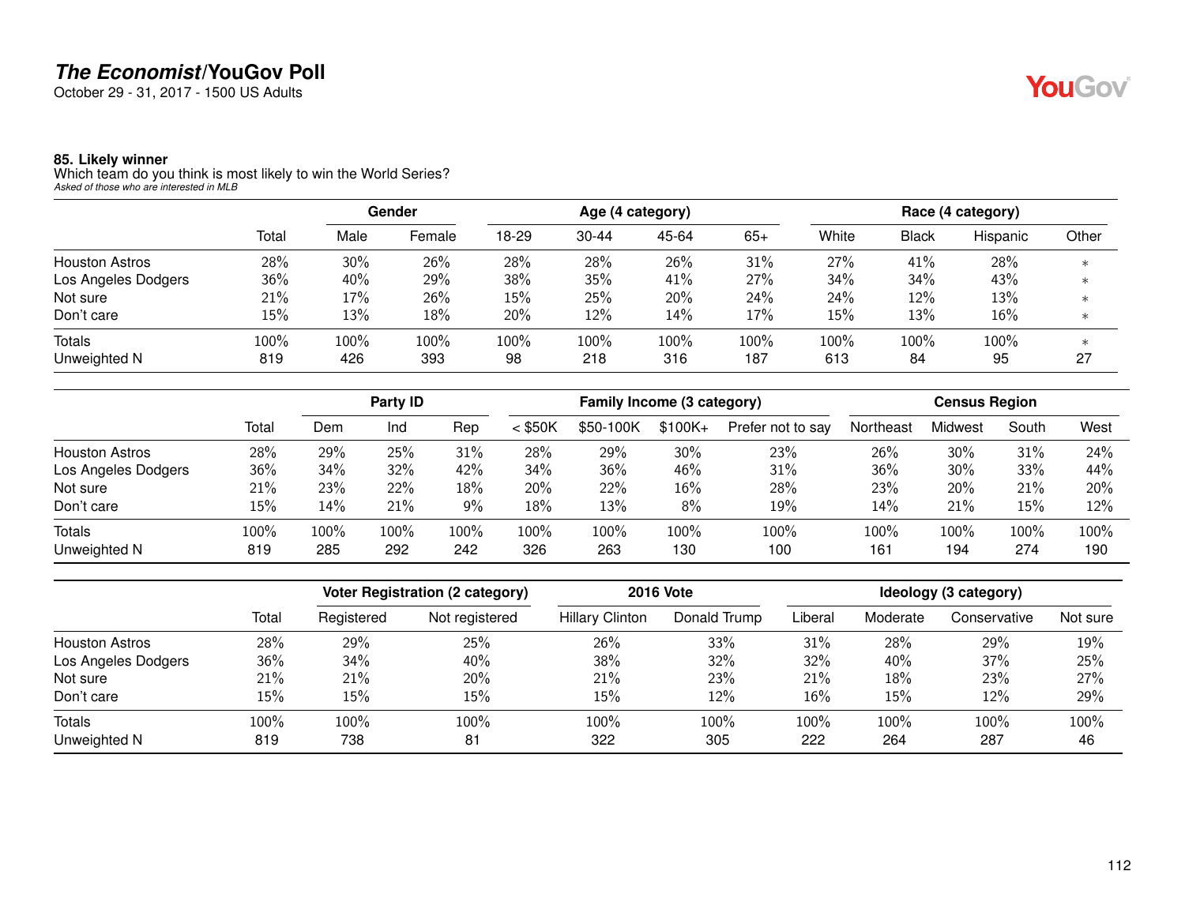**The Economist/YouGov Poll**
October 29 - 31, 2017 - 1500 US Adults

### 85. Likely winner

Which team do you think is most likely to win the World Series?
*Asked of those who are interested in MLB*

| | | Gender | | Age (4 category) | | | | Race (4 category) | | | |
|---|---|---|---|---|---|---|---|---|---|---|---|
| | Total | Male | Female | 18-29 | 30-44 | 45-64 | 65+ | White | Black | Hispanic | Other |
| Houston Astros | 28% | 30% | 26% | 28% | 28% | 26% | 31% | 27% | 41% | 28% | * |
| Los Angeles Dodgers | 36% | 40% | 29% | 38% | 35% | 41% | 27% | 34% | 34% | 43% | * |
| Not sure | 21% | 17% | 26% | 15% | 25% | 20% | 24% | 24% | 12% | 13% | * |
| Don't care | 15% | 13% | 18% | 20% | 12% | 14% | 17% | 15% | 13% | 16% | * |
| Totals | 100% | 100% | 100% | 100% | 100% | 100% | 100% | 100% | 100% | 100% | * |
| Unweighted N | 819 | 426 | 393 | 98 | 218 | 316 | 187 | 613 | 84 | 95 | 27 |

| | | Party ID | | | Family Income (3 category) | | | | Census Region | | | |
|---|---|---|---|---|---|---|---|---|---|---|---|---|
| | Total | Dem | Ind | Rep | < $50K | $50-100K | $100K+ | Prefer not to say | Northeast | Midwest | South | West |
| Houston Astros | 28% | 29% | 25% | 31% | 28% | 29% | 30% | 23% | 26% | 30% | 31% | 24% |
| Los Angeles Dodgers | 36% | 34% | 32% | 42% | 34% | 36% | 46% | 31% | 36% | 30% | 33% | 44% |
| Not sure | 21% | 23% | 22% | 18% | 20% | 22% | 16% | 28% | 23% | 20% | 21% | 20% |
| Don't care | 15% | 14% | 21% | 9% | 18% | 13% | 8% | 19% | 14% | 21% | 15% | 12% |
| Totals | 100% | 100% | 100% | 100% | 100% | 100% | 100% | 100% | 100% | 100% | 100% | 100% |
| Unweighted N | 819 | 285 | 292 | 242 | 326 | 263 | 130 | 100 | 161 | 194 | 274 | 190 |

| | | Voter Registration (2 category) | | 2016 Vote | | Ideology (3 category) | | | |
|---|---|---|---|---|---|---|---|---|---|
| | Total | Registered | Not registered | Hillary Clinton | Donald Trump | Liberal | Moderate | Conservative | Not sure |
| Houston Astros | 28% | 29% | 25% | 26% | 33% | 31% | 28% | 29% | 19% |
| Los Angeles Dodgers | 36% | 34% | 40% | 38% | 32% | 32% | 40% | 37% | 25% |
| Not sure | 21% | 21% | 20% | 21% | 23% | 21% | 18% | 23% | 27% |
| Don't care | 15% | 15% | 15% | 15% | 12% | 16% | 15% | 12% | 29% |
| Totals | 100% | 100% | 100% | 100% | 100% | 100% | 100% | 100% | 100% |
| Unweighted N | 819 | 738 | 81 | 322 | 305 | 222 | 264 | 287 | 46 |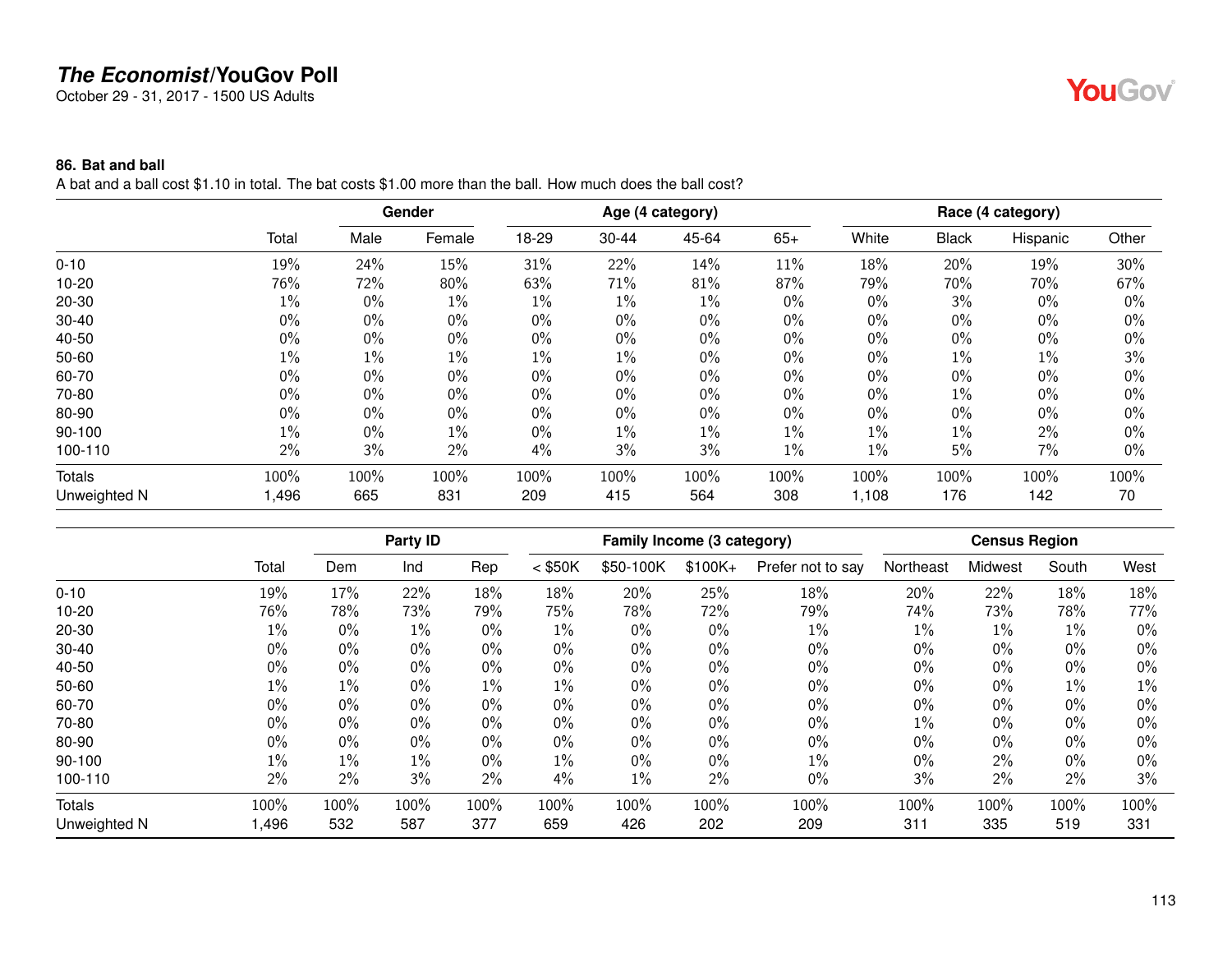# *The Economist*/YouGov Poll

October 29 - 31, 2017 - 1500 US Adults

### 86. Bat and ball

A bat and a ball cost $1.10 in total. The bat costs $1.00 more than the ball. How much does the ball cost?

| | Total | Gender | | Age (4 category) | | | | Race (4 category) | | | |
|---|---|---|---|---|---|---|---|---|---|---|---|
| | | Male | Female | 18-29 | 30-44 | 45-64 | 65+ | White | Black | Hispanic | Other |
| 0-10 | 19% | 24% | 15% | 31% | 22% | 14% | 11% | 18% | 20% | 19% | 30% |
| 10-20 | 76% | 72% | 80% | 63% | 71% | 81% | 87% | 79% | 70% | 70% | 67% |
| 20-30 | 1% | 0% | 1% | 1% | 1% | 1% | 0% | 0% | 3% | 0% | 0% |
| 30-40 | 0% | 0% | 0% | 0% | 0% | 0% | 0% | 0% | 0% | 0% | 0% |
| 40-50 | 0% | 0% | 0% | 0% | 0% | 0% | 0% | 0% | 0% | 0% | 0% |
| 50-60 | 1% | 1% | 1% | 1% | 1% | 0% | 0% | 0% | 1% | 1% | 3% |
| 60-70 | 0% | 0% | 0% | 0% | 0% | 0% | 0% | 0% | 0% | 0% | 0% |
| 70-80 | 0% | 0% | 0% | 0% | 0% | 0% | 0% | 0% | 1% | 0% | 0% |
| 80-90 | 0% | 0% | 0% | 0% | 0% | 0% | 0% | 0% | 0% | 0% | 0% |
| 90-100 | 1% | 0% | 1% | 0% | 1% | 1% | 1% | 1% | 1% | 2% | 0% |
| 100-110 | 2% | 3% | 2% | 4% | 3% | 3% | 1% | 1% | 5% | 7% | 0% |
| Totals | 100% | 100% | 100% | 100% | 100% | 100% | 100% | 100% | 100% | 100% | 100% |
| Unweighted N | 1,496 | 665 | 831 | 209 | 415 | 564 | 308 | 1,108 | 176 | 142 | 70 |

| | Total | Party ID | | | Family Income (3 category) | | | | Census Region | | | |
|---|---|---|---|---|---|---|---|---|---|---|---|---|
| | | Dem | Ind | Rep | < $50K | $50-100K | $100K+ | Prefer not to say | Northeast | Midwest | South | West |
| 0-10 | 19% | 17% | 22% | 18% | 18% | 20% | 25% | 18% | 20% | 22% | 18% | 18% |
| 10-20 | 76% | 78% | 73% | 79% | 75% | 78% | 72% | 79% | 74% | 73% | 78% | 77% |
| 20-30 | 1% | 0% | 1% | 0% | 1% | 0% | 0% | 1% | 1% | 1% | 1% | 0% |
| 30-40 | 0% | 0% | 0% | 0% | 0% | 0% | 0% | 0% | 0% | 0% | 0% | 0% |
| 40-50 | 0% | 0% | 0% | 0% | 0% | 0% | 0% | 0% | 0% | 0% | 0% | 0% |
| 50-60 | 1% | 1% | 0% | 1% | 1% | 0% | 0% | 0% | 0% | 0% | 1% | 1% |
| 60-70 | 0% | 0% | 0% | 0% | 0% | 0% | 0% | 0% | 0% | 0% | 0% | 0% |
| 70-80 | 0% | 0% | 0% | 0% | 0% | 0% | 0% | 0% | 1% | 0% | 0% | 0% |
| 80-90 | 0% | 0% | 0% | 0% | 0% | 0% | 0% | 0% | 0% | 0% | 0% | 0% |
| 90-100 | 1% | 1% | 1% | 0% | 1% | 0% | 0% | 1% | 0% | 2% | 0% | 0% |
| 100-110 | 2% | 2% | 3% | 2% | 4% | 1% | 2% | 0% | 3% | 2% | 2% | 3% |
| Totals | 100% | 100% | 100% | 100% | 100% | 100% | 100% | 100% | 100% | 100% | 100% | 100% |
| Unweighted N | 1,496 | 532 | 587 | 377 | 659 | 426 | 202 | 209 | 311 | 335 | 519 | 331 |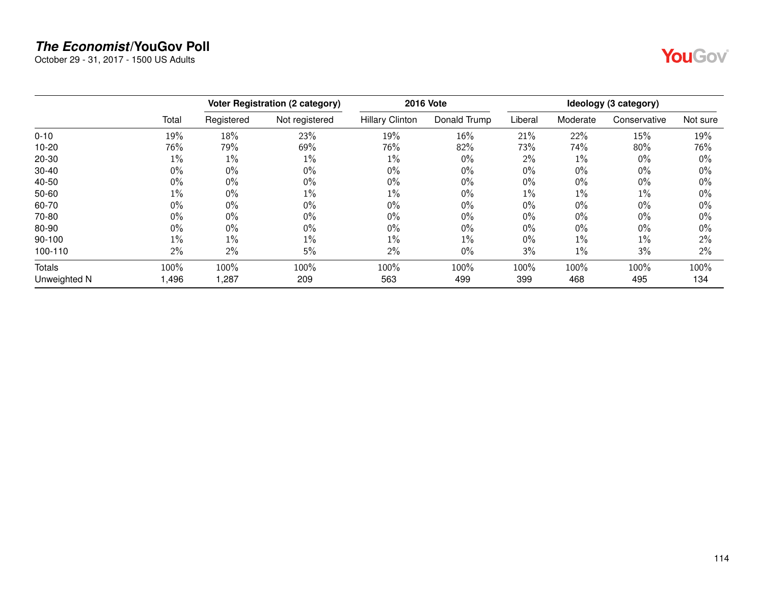## *The Economist*/YouGov Poll

October 29 - 31, 2017 - 1500 US Adults

| | | Voter Registration (2 category) | | 2016 Vote | | Ideology (3 category) | | | |
|---|---|---|---|---|---|---|---|---|---|
| | Total | Registered | Not registered | Hillary Clinton | Donald Trump | Liberal | Moderate | Conservative | Not sure |
| 0-10 | 19% | 18% | 23% | 19% | 16% | 21% | 22% | 15% | 19% |
| 10-20 | 76% | 79% | 69% | 76% | 82% | 73% | 74% | 80% | 76% |
| 20-30 | 1% | 1% | 1% | 1% | 0% | 2% | 1% | 0% | 0% |
| 30-40 | 0% | 0% | 0% | 0% | 0% | 0% | 0% | 0% | 0% |
| 40-50 | 0% | 0% | 0% | 0% | 0% | 0% | 0% | 0% | 0% |
| 50-60 | 1% | 0% | 1% | 1% | 0% | 1% | 1% | 1% | 0% |
| 60-70 | 0% | 0% | 0% | 0% | 0% | 0% | 0% | 0% | 0% |
| 70-80 | 0% | 0% | 0% | 0% | 0% | 0% | 0% | 0% | 0% |
| 80-90 | 0% | 0% | 0% | 0% | 0% | 0% | 0% | 0% | 0% |
| 90-100 | 1% | 1% | 1% | 1% | 1% | 0% | 1% | 1% | 2% |
| 100-110 | 2% | 2% | 5% | 2% | 0% | 3% | 1% | 3% | 2% |
| Totals | 100% | 100% | 100% | 100% | 100% | 100% | 100% | 100% | 100% |
| Unweighted N | 1,496 | 1,287 | 209 | 563 | 499 | 399 | 468 | 495 | 134 |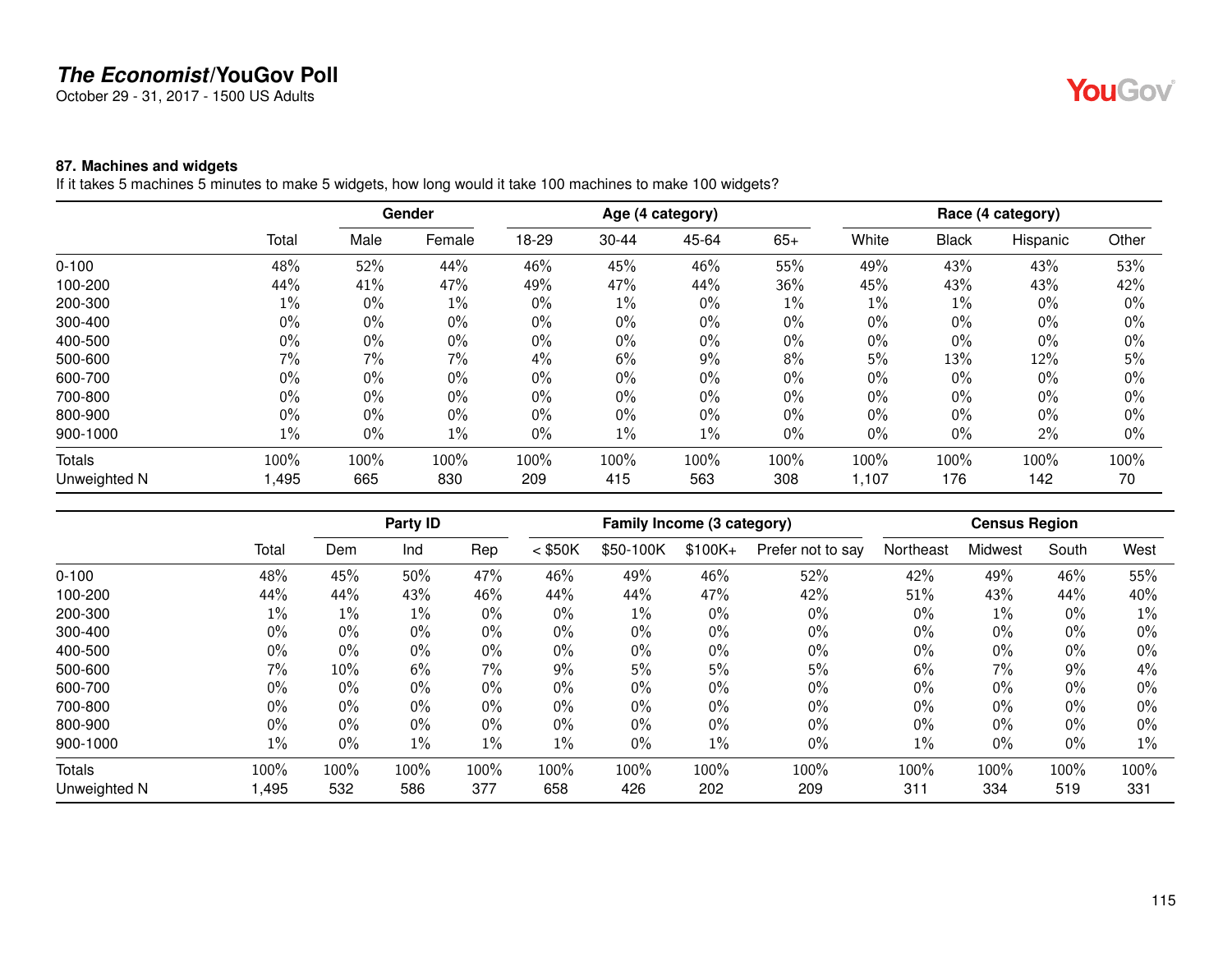# *The Economist*/YouGov Poll

October 29 - 31, 2017 - 1500 US Adults

### 87. Machines and widgets

If it takes 5 machines 5 minutes to make 5 widgets, how long would it take 100 machines to make 100 widgets?

| | | Gender | | Age (4 category) | | | | Race (4 category) | | | |
|---|---|---|---|---|---|---|---|---|---|---|---|
| | Total | Male | Female | 18-29 | 30-44 | 45-64 | 65+ | White | Black | Hispanic | Other |
| 0-100 | 48% | 52% | 44% | 46% | 45% | 46% | 55% | 49% | 43% | 43% | 53% |
| 100-200 | 44% | 41% | 47% | 49% | 47% | 44% | 36% | 45% | 43% | 43% | 42% |
| 200-300 | 1% | 0% | 1% | 0% | 1% | 0% | 1% | 1% | 1% | 0% | 0% |
| 300-400 | 0% | 0% | 0% | 0% | 0% | 0% | 0% | 0% | 0% | 0% | 0% |
| 400-500 | 0% | 0% | 0% | 0% | 0% | 0% | 0% | 0% | 0% | 0% | 0% |
| 500-600 | 7% | 7% | 7% | 4% | 6% | 9% | 8% | 5% | 13% | 12% | 5% |
| 600-700 | 0% | 0% | 0% | 0% | 0% | 0% | 0% | 0% | 0% | 0% | 0% |
| 700-800 | 0% | 0% | 0% | 0% | 0% | 0% | 0% | 0% | 0% | 0% | 0% |
| 800-900 | 0% | 0% | 0% | 0% | 0% | 0% | 0% | 0% | 0% | 0% | 0% |
| 900-1000 | 1% | 0% | 1% | 0% | 1% | 1% | 0% | 0% | 0% | 2% | 0% |
| Totals | 100% | 100% | 100% | 100% | 100% | 100% | 100% | 100% | 100% | 100% | 100% |
| Unweighted N | 1,495 | 665 | 830 | 209 | 415 | 563 | 308 | 1,107 | 176 | 142 | 70 |

| | | Party ID | | | Family Income (3 category) | | | | Census Region | | | |
|---|---|---|---|---|---|---|---|---|---|---|---|---|
| | Total | Dem | Ind | Rep | < $50K | $50-100K | $100K+ | Prefer not to say | Northeast | Midwest | South | West |
| 0-100 | 48% | 45% | 50% | 47% | 46% | 49% | 46% | 52% | 42% | 49% | 46% | 55% |
| 100-200 | 44% | 44% | 43% | 46% | 44% | 44% | 47% | 42% | 51% | 43% | 44% | 40% |
| 200-300 | 1% | 1% | 1% | 0% | 0% | 1% | 0% | 0% | 0% | 1% | 0% | 1% |
| 300-400 | 0% | 0% | 0% | 0% | 0% | 0% | 0% | 0% | 0% | 0% | 0% | 0% |
| 400-500 | 0% | 0% | 0% | 0% | 0% | 0% | 0% | 0% | 0% | 0% | 0% | 0% |
| 500-600 | 7% | 10% | 6% | 7% | 9% | 5% | 5% | 5% | 6% | 7% | 9% | 4% |
| 600-700 | 0% | 0% | 0% | 0% | 0% | 0% | 0% | 0% | 0% | 0% | 0% | 0% |
| 700-800 | 0% | 0% | 0% | 0% | 0% | 0% | 0% | 0% | 0% | 0% | 0% | 0% |
| 800-900 | 0% | 0% | 0% | 0% | 0% | 0% | 0% | 0% | 0% | 0% | 0% | 0% |
| 900-1000 | 1% | 0% | 1% | 1% | 1% | 0% | 1% | 0% | 1% | 0% | 0% | 1% |
| Totals | 100% | 100% | 100% | 100% | 100% | 100% | 100% | 100% | 100% | 100% | 100% | 100% |
| Unweighted N | 1,495 | 532 | 586 | 377 | 658 | 426 | 202 | 209 | 311 | 334 | 519 | 331 |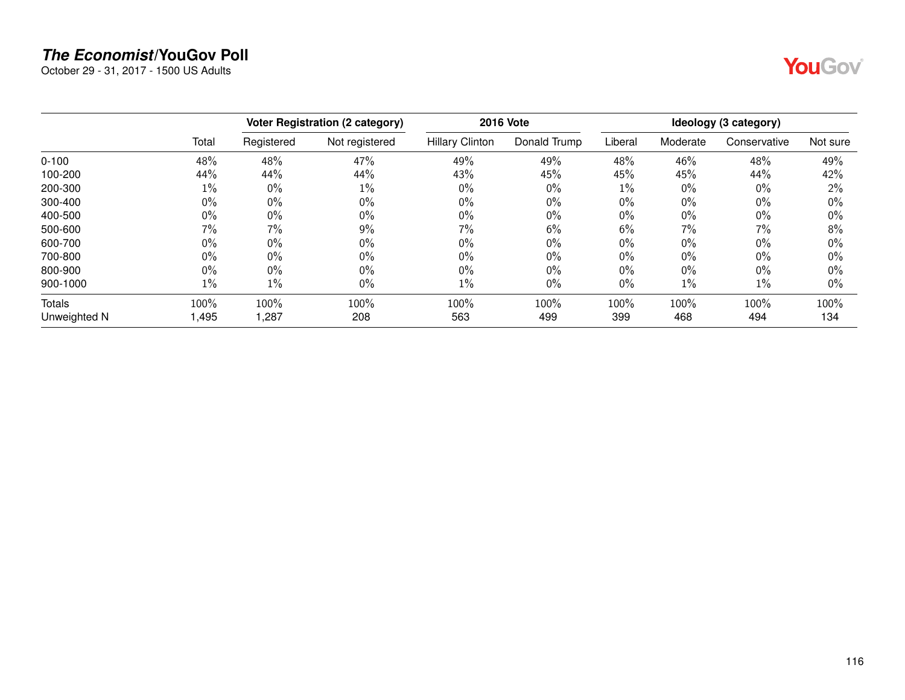***The Economist*/YouGov Poll**

October 29 - 31, 2017 - 1500 US Adults

| | | Voter Registration (2 category) | | 2016 Vote | | Ideology (3 category) | | | |
|---|---|---|---|---|---|---|---|---|---|
| | Total | Registered | Not registered | Hillary Clinton | Donald Trump | Liberal | Moderate | Conservative | Not sure |
| 0-100 | 48% | 48% | 47% | 49% | 49% | 48% | 46% | 48% | 49% |
| 100-200 | 44% | 44% | 44% | 43% | 45% | 45% | 45% | 44% | 42% |
| 200-300 | 1% | 0% | 1% | 0% | 0% | 1% | 0% | 0% | 2% |
| 300-400 | 0% | 0% | 0% | 0% | 0% | 0% | 0% | 0% | 0% |
| 400-500 | 0% | 0% | 0% | 0% | 0% | 0% | 0% | 0% | 0% |
| 500-600 | 7% | 7% | 9% | 7% | 6% | 6% | 7% | 7% | 8% |
| 600-700 | 0% | 0% | 0% | 0% | 0% | 0% | 0% | 0% | 0% |
| 700-800 | 0% | 0% | 0% | 0% | 0% | 0% | 0% | 0% | 0% |
| 800-900 | 0% | 0% | 0% | 0% | 0% | 0% | 0% | 0% | 0% |
| 900-1000 | 1% | 1% | 0% | 1% | 0% | 0% | 1% | 1% | 0% |
| Totals | 100% | 100% | 100% | 100% | 100% | 100% | 100% | 100% | 100% |
| Unweighted N | 1,495 | 1,287 | 208 | 563 | 499 | 399 | 468 | 494 | 134 |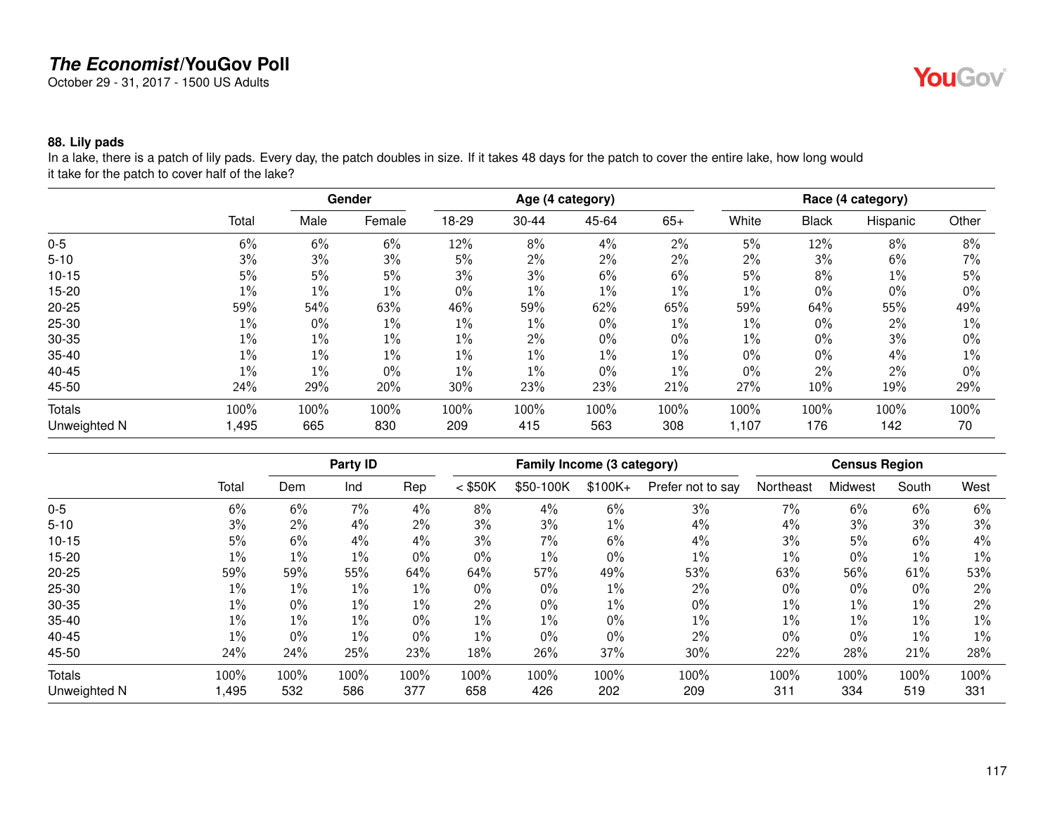## 88. Lily pads

In a lake, there is a patch of lily pads. Every day, the patch doubles in size. If it takes 48 days for the patch to cover the entire lake, how long would it take for the patch to cover half of the lake?

| | | Gender | | Age (4 category) | | | | Race (4 category) | | | |
|---|---|---|---|---|---|---|---|---|---|---|---|
| | Total | Male | Female | 18-29 | 30-44 | 45-64 | 65+ | White | Black | Hispanic | Other |
| 0-5 | 6% | 6% | 6% | 12% | 8% | 4% | 2% | 5% | 12% | 8% | 8% |
| 5-10 | 3% | 3% | 3% | 5% | 2% | 2% | 2% | 2% | 3% | 6% | 7% |
| 10-15 | 5% | 5% | 5% | 3% | 3% | 6% | 6% | 5% | 8% | 1% | 5% |
| 15-20 | 1% | 1% | 1% | 0% | 1% | 1% | 1% | 1% | 0% | 0% | 0% |
| 20-25 | 59% | 54% | 63% | 46% | 59% | 62% | 65% | 59% | 64% | 55% | 49% |
| 25-30 | 1% | 0% | 1% | 1% | 1% | 0% | 1% | 1% | 0% | 2% | 1% |
| 30-35 | 1% | 1% | 1% | 1% | 2% | 0% | 0% | 1% | 0% | 3% | 0% |
| 35-40 | 1% | 1% | 1% | 1% | 1% | 1% | 1% | 0% | 0% | 4% | 1% |
| 40-45 | 1% | 1% | 0% | 1% | 1% | 0% | 1% | 0% | 2% | 2% | 0% |
| 45-50 | 24% | 29% | 20% | 30% | 23% | 23% | 21% | 27% | 10% | 19% | 29% |
| Totals | 100% | 100% | 100% | 100% | 100% | 100% | 100% | 100% | 100% | 100% | 100% |
| Unweighted N | 1,495 | 665 | 830 | 209 | 415 | 563 | 308 | 1,107 | 176 | 142 | 70 |

| | | Party ID | | | Family Income (3 category) | | | | Census Region | | | |
|---|---|---|---|---|---|---|---|---|---|---|---|---|
| | Total | Dem | Ind | Rep | < $50K | $50-100K | $100K+ | Prefer not to say | Northeast | Midwest | South | West |
| 0-5 | 6% | 6% | 7% | 4% | 8% | 4% | 6% | 3% | 7% | 6% | 6% | 6% |
| 5-10 | 3% | 2% | 4% | 2% | 3% | 3% | 1% | 4% | 4% | 3% | 3% | 3% |
| 10-15 | 5% | 6% | 4% | 4% | 3% | 7% | 6% | 4% | 3% | 5% | 6% | 4% |
| 15-20 | 1% | 1% | 1% | 0% | 0% | 1% | 0% | 1% | 1% | 0% | 1% | 1% |
| 20-25 | 59% | 59% | 55% | 64% | 64% | 57% | 49% | 53% | 63% | 56% | 61% | 53% |
| 25-30 | 1% | 1% | 1% | 1% | 0% | 0% | 1% | 2% | 0% | 0% | 0% | 2% |
| 30-35 | 1% | 0% | 1% | 1% | 2% | 0% | 1% | 0% | 1% | 1% | 1% | 2% |
| 35-40 | 1% | 1% | 1% | 0% | 1% | 1% | 0% | 1% | 1% | 1% | 1% | 1% |
| 40-45 | 1% | 0% | 1% | 0% | 1% | 0% | 0% | 2% | 0% | 0% | 1% | 1% |
| 45-50 | 24% | 24% | 25% | 23% | 18% | 26% | 37% | 30% | 22% | 28% | 21% | 28% |
| Totals | 100% | 100% | 100% | 100% | 100% | 100% | 100% | 100% | 100% | 100% | 100% | 100% |
| Unweighted N | 1,495 | 532 | 586 | 377 | 658 | 426 | 202 | 209 | 311 | 334 | 519 | 331 |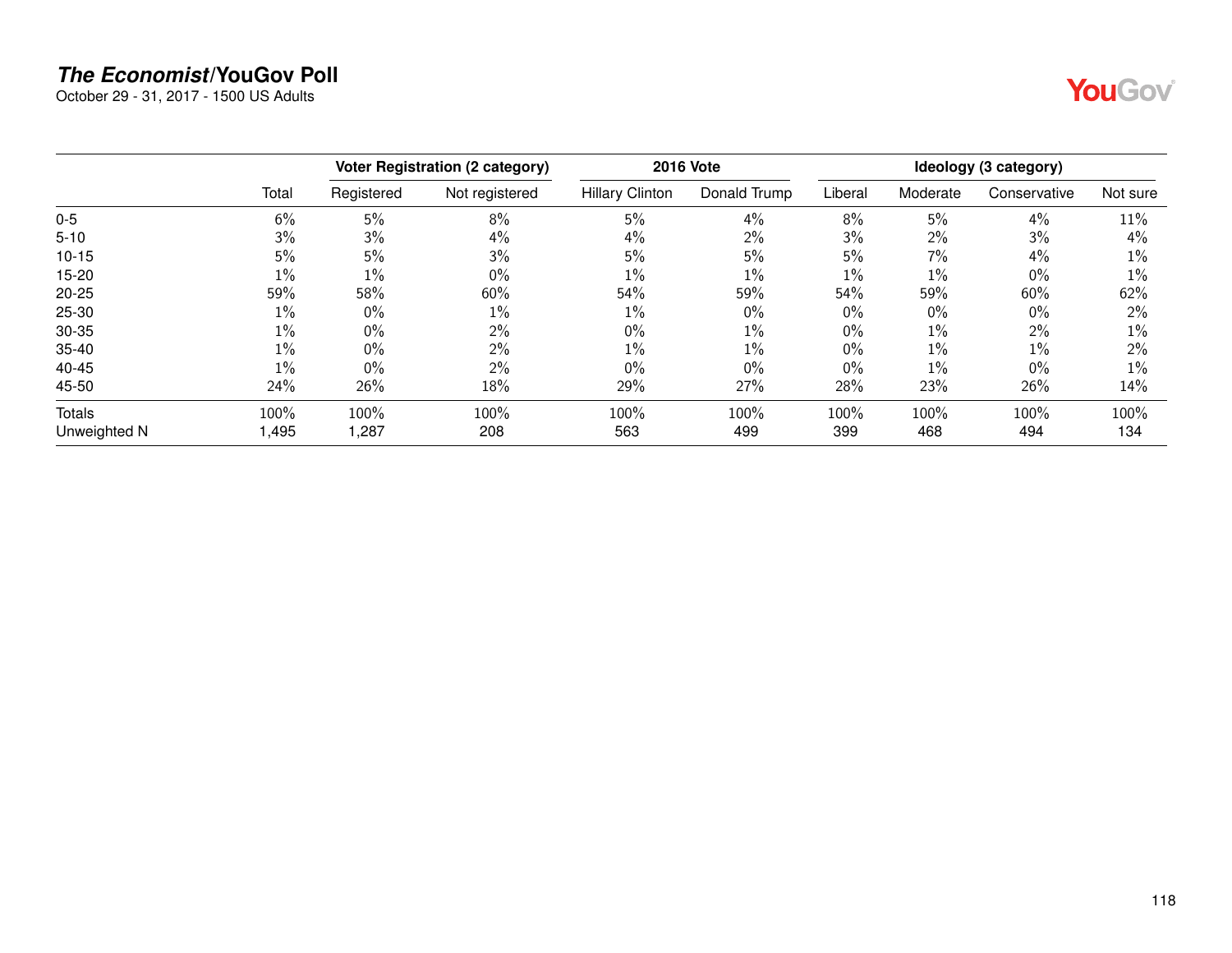# *The Economist*/YouGov Poll

October 29 - 31, 2017 - 1500 US Adults

| | | Voter Registration (2 category) | | 2016 Vote | | Ideology (3 category) | | | |
|---|---|---|---|---|---|---|---|---|---|
| | Total | Registered | Not registered | Hillary Clinton | Donald Trump | Liberal | Moderate | Conservative | Not sure |
| 0-5 | 6% | 5% | 8% | 5% | 4% | 8% | 5% | 4% | 11% |
| 5-10 | 3% | 3% | 4% | 4% | 2% | 3% | 2% | 3% | 4% |
| 10-15 | 5% | 5% | 3% | 5% | 5% | 5% | 7% | 4% | 1% |
| 15-20 | 1% | 1% | 0% | 1% | 1% | 1% | 1% | 0% | 1% |
| 20-25 | 59% | 58% | 60% | 54% | 59% | 54% | 59% | 60% | 62% |
| 25-30 | 1% | 0% | 1% | 1% | 0% | 0% | 0% | 0% | 2% |
| 30-35 | 1% | 0% | 2% | 0% | 1% | 0% | 1% | 2% | 1% |
| 35-40 | 1% | 0% | 2% | 1% | 1% | 0% | 1% | 1% | 2% |
| 40-45 | 1% | 0% | 2% | 0% | 0% | 0% | 1% | 0% | 1% |
| 45-50 | 24% | 26% | 18% | 29% | 27% | 28% | 23% | 26% | 14% |
| Totals | 100% | 100% | 100% | 100% | 100% | 100% | 100% | 100% | 100% |
| Unweighted N | 1,495 | 1,287 | 208 | 563 | 499 | 399 | 468 | 494 | 134 |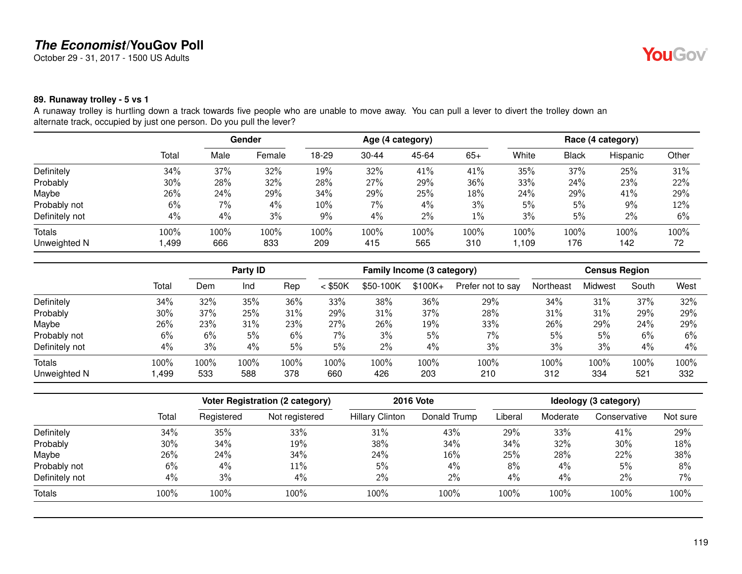### 89. Runaway trolley - 5 vs 1

A runaway trolley is hurtling down a track towards five people who are unable to move away. You can pull a lever to divert the trolley down an alternate track, occupied by just one person. Do you pull the lever?

| | Total | Gender | | Age (4 category) | | | | Race (4 category) | | | |
|---|---|---|---|---|---|---|---|---|---|---|---|
| | | Male | Female | 18-29 | 30-44 | 45-64 | 65+ | White | Black | Hispanic | Other |
| Definitely | 34% | 37% | 32% | 19% | 32% | 41% | 41% | 35% | 37% | 25% | 31% |
| Probably | 30% | 28% | 32% | 28% | 27% | 29% | 36% | 33% | 24% | 23% | 22% |
| Maybe | 26% | 24% | 29% | 34% | 29% | 25% | 18% | 24% | 29% | 41% | 29% |
| Probably not | 6% | 7% | 4% | 10% | 7% | 4% | 3% | 5% | 5% | 9% | 12% |
| Definitely not | 4% | 4% | 3% | 9% | 4% | 2% | 1% | 3% | 5% | 2% | 6% |
| Totals | 100% | 100% | 100% | 100% | 100% | 100% | 100% | 100% | 100% | 100% | 100% |
| Unweighted N | 1,499 | 666 | 833 | 209 | 415 | 565 | 310 | 1,109 | 176 | 142 | 72 |

| | Total | Party ID | | | Family Income (3 category) | | | | Census Region | | | |
|---|---|---|---|---|---|---|---|---|---|---|---|---|
| | | Dem | Ind | Rep | < $50K | $50-100K | $100K+ | Prefer not to say | Northeast | Midwest | South | West |
| Definitely | 34% | 32% | 35% | 36% | 33% | 38% | 36% | 29% | 34% | 31% | 37% | 32% |
| Probably | 30% | 37% | 25% | 31% | 29% | 31% | 37% | 28% | 31% | 31% | 29% | 29% |
| Maybe | 26% | 23% | 31% | 23% | 27% | 26% | 19% | 33% | 26% | 29% | 24% | 29% |
| Probably not | 6% | 6% | 5% | 6% | 7% | 3% | 5% | 7% | 5% | 5% | 6% | 6% |
| Definitely not | 4% | 3% | 4% | 5% | 5% | 2% | 4% | 3% | 3% | 3% | 4% | 4% |
| Totals | 100% | 100% | 100% | 100% | 100% | 100% | 100% | 100% | 100% | 100% | 100% | 100% |
| Unweighted N | 1,499 | 533 | 588 | 378 | 660 | 426 | 203 | 210 | 312 | 334 | 521 | 332 |

| | Total | Voter Registration (2 category) | | 2016 Vote | | Ideology (3 category) | | | |
|---|---|---|---|---|---|---|---|---|---|
| | | Registered | Not registered | Hillary Clinton | Donald Trump | Liberal | Moderate | Conservative | Not sure |
| Definitely | 34% | 35% | 33% | 31% | 43% | 29% | 33% | 41% | 29% |
| Probably | 30% | 34% | 19% | 38% | 34% | 34% | 32% | 30% | 18% |
| Maybe | 26% | 24% | 34% | 24% | 16% | 25% | 28% | 22% | 38% |
| Probably not | 6% | 4% | 11% | 5% | 4% | 8% | 4% | 5% | 8% |
| Definitely not | 4% | 3% | 4% | 2% | 2% | 4% | 4% | 2% | 7% |
| Totals | 100% | 100% | 100% | 100% | 100% | 100% | 100% | 100% | 100% |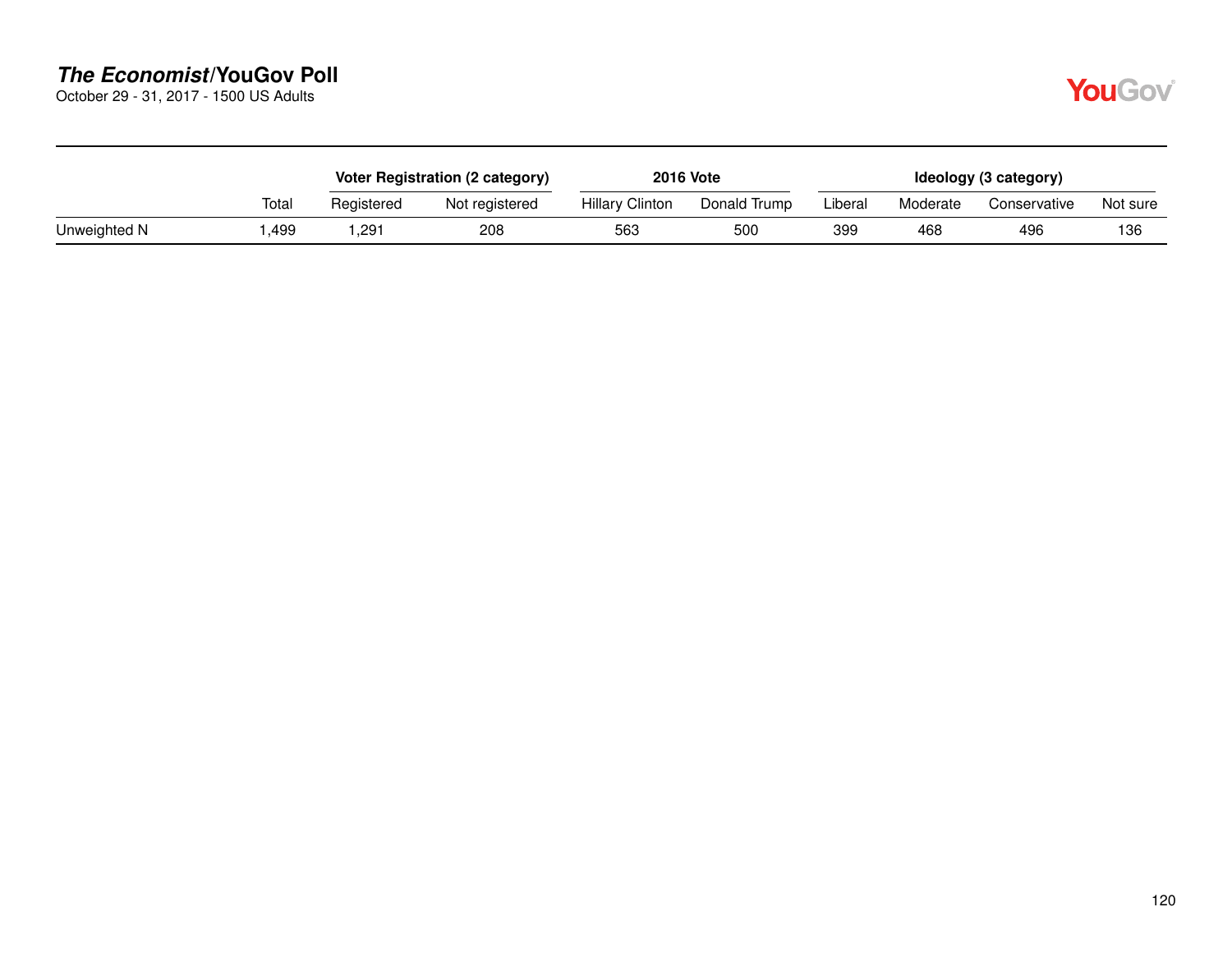**_The Economist_/YouGov Poll**
October 29 - 31, 2017 - 1500 US Adults

| | | Voter Registration (2 category) | | 2016 Vote | | Ideology (3 category) | | | |
|---|---|---|---|---|---|---|---|---|---|
| | Total | Registered | Not registered | Hillary Clinton | Donald Trump | Liberal | Moderate | Conservative | Not sure |
| Unweighted N | 1,499 | 1,291 | 208 | 563 | 500 | 399 | 468 | 496 | 136 |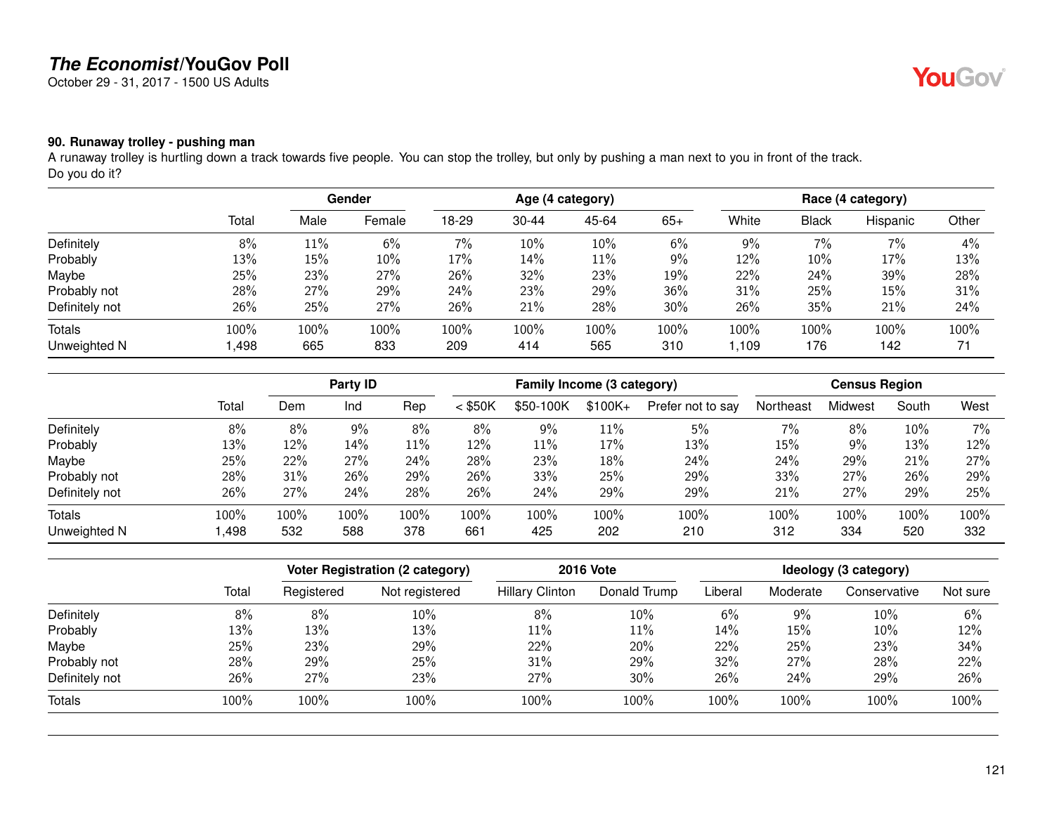## The Economist/YouGov Poll

October 29 - 31, 2017 - 1500 US Adults

### 90. Runaway trolley - pushing man

A runaway trolley is hurtling down a track towards five people. You can stop the trolley, but only by pushing a man next to you in front of the track.
Do you do it?

| | | Gender | | Age (4 category) | | | | Race (4 category) | | | |
|---|---|---|---|---|---|---|---|---|---|---|---|
| | Total | Male | Female | 18-29 | 30-44 | 45-64 | 65+ | White | Black | Hispanic | Other |
| Definitely | 8% | 11% | 6% | 7% | 10% | 10% | 6% | 9% | 7% | 7% | 4% |
| Probably | 13% | 15% | 10% | 17% | 14% | 11% | 9% | 12% | 10% | 17% | 13% |
| Maybe | 25% | 23% | 27% | 26% | 32% | 23% | 19% | 22% | 24% | 39% | 28% |
| Probably not | 28% | 27% | 29% | 24% | 23% | 29% | 36% | 31% | 25% | 15% | 31% |
| Definitely not | 26% | 25% | 27% | 26% | 21% | 28% | 30% | 26% | 35% | 21% | 24% |
| Totals | 100% | 100% | 100% | 100% | 100% | 100% | 100% | 100% | 100% | 100% | 100% |
| Unweighted N | 1,498 | 665 | 833 | 209 | 414 | 565 | 310 | 1,109 | 176 | 142 | 71 |

| | | Party ID | | | Family Income (3 category) | | | | Census Region | | | |
|---|---|---|---|---|---|---|---|---|---|---|---|---|
| | Total | Dem | Ind | Rep | < $50K | $50-100K | $100K+ | Prefer not to say | Northeast | Midwest | South | West |
| Definitely | 8% | 8% | 9% | 8% | 8% | 9% | 11% | 5% | 7% | 8% | 10% | 7% |
| Probably | 13% | 12% | 14% | 11% | 12% | 11% | 17% | 13% | 15% | 9% | 13% | 12% |
| Maybe | 25% | 22% | 27% | 24% | 28% | 23% | 18% | 24% | 24% | 29% | 21% | 27% |
| Probably not | 28% | 31% | 26% | 29% | 26% | 33% | 25% | 29% | 33% | 27% | 26% | 29% |
| Definitely not | 26% | 27% | 24% | 28% | 26% | 24% | 29% | 29% | 21% | 27% | 29% | 25% |
| Totals | 100% | 100% | 100% | 100% | 100% | 100% | 100% | 100% | 100% | 100% | 100% | 100% |
| Unweighted N | 1,498 | 532 | 588 | 378 | 661 | 425 | 202 | 210 | 312 | 334 | 520 | 332 |

| | | Voter Registration (2 category) | | 2016 Vote | | Ideology (3 category) | | | |
|---|---|---|---|---|---|---|---|---|---|
| | Total | Registered | Not registered | Hillary Clinton | Donald Trump | Liberal | Moderate | Conservative | Not sure |
| Definitely | 8% | 8% | 10% | 8% | 10% | 6% | 9% | 10% | 6% |
| Probably | 13% | 13% | 13% | 11% | 11% | 14% | 15% | 10% | 12% |
| Maybe | 25% | 23% | 29% | 22% | 20% | 22% | 25% | 23% | 34% |
| Probably not | 28% | 29% | 25% | 31% | 29% | 32% | 27% | 28% | 22% |
| Definitely not | 26% | 27% | 23% | 27% | 30% | 26% | 24% | 29% | 26% |
| Totals | 100% | 100% | 100% | 100% | 100% | 100% | 100% | 100% | 100% |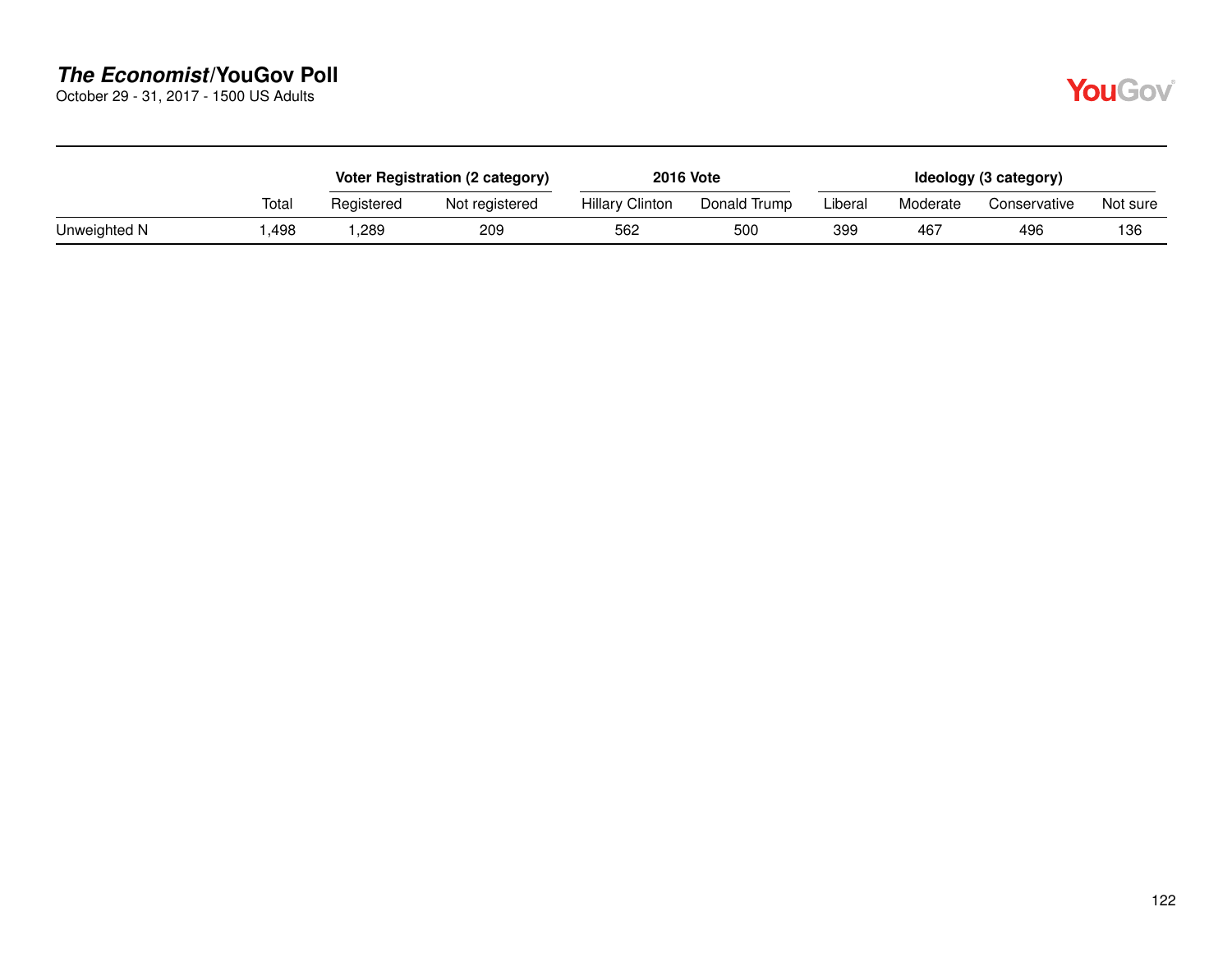| | Total | Voter Registration (2 category) | | 2016 Vote | | Ideology (3 category) | | | |
|---|---|---|---|---|---|---|---|---|---|
| | | Registered | Not registered | Hillary Clinton | Donald Trump | Liberal | Moderate | Conservative | Not sure |
| Unweighted N | 1,498 | 1,289 | 209 | 562 | 500 | 399 | 467 | 496 | 136 |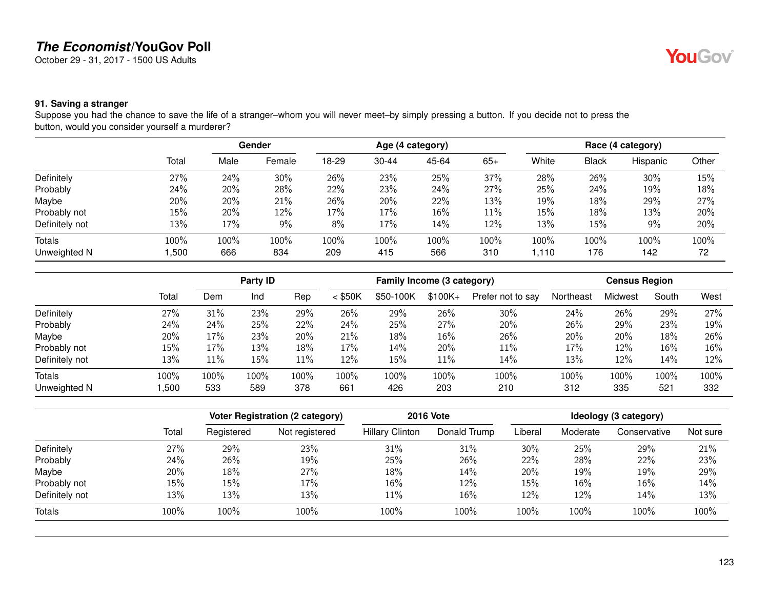## 91. Saving a stranger

Suppose you had the chance to save the life of a stranger–whom you will never meet–by simply pressing a button. If you decide not to press the button, would you consider yourself a murderer?

| | Total | Gender | | Age (4 category) | | | | Race (4 category) | | | |
|---|---|---|---|---|---|---|---|---|---|---|---|
| | | Male | Female | 18-29 | 30-44 | 45-64 | 65+ | White | Black | Hispanic | Other |
| Definitely | 27% | 24% | 30% | 26% | 23% | 25% | 37% | 28% | 26% | 30% | 15% |
| Probably | 24% | 20% | 28% | 22% | 23% | 24% | 27% | 25% | 24% | 19% | 18% |
| Maybe | 20% | 20% | 21% | 26% | 20% | 22% | 13% | 19% | 18% | 29% | 27% |
| Probably not | 15% | 20% | 12% | 17% | 17% | 16% | 11% | 15% | 18% | 13% | 20% |
| Definitely not | 13% | 17% | 9% | 8% | 17% | 14% | 12% | 13% | 15% | 9% | 20% |
| Totals | 100% | 100% | 100% | 100% | 100% | 100% | 100% | 100% | 100% | 100% | 100% |
| Unweighted N | 1,500 | 666 | 834 | 209 | 415 | 566 | 310 | 1,110 | 176 | 142 | 72 |

| | Total | Party ID | | | Family Income (3 category) | | | | Census Region | | | |
|---|---|---|---|---|---|---|---|---|---|---|---|---|
| | | Dem | Ind | Rep | < $50K | $50-100K | $100K+ | Prefer not to say | Northeast | Midwest | South | West |
| Definitely | 27% | 31% | 23% | 29% | 26% | 29% | 26% | 30% | 24% | 26% | 29% | 27% |
| Probably | 24% | 24% | 25% | 22% | 24% | 25% | 27% | 20% | 26% | 29% | 23% | 19% |
| Maybe | 20% | 17% | 23% | 20% | 21% | 18% | 16% | 26% | 20% | 20% | 18% | 26% |
| Probably not | 15% | 17% | 13% | 18% | 17% | 14% | 20% | 11% | 17% | 12% | 16% | 16% |
| Definitely not | 13% | 11% | 15% | 11% | 12% | 15% | 11% | 14% | 13% | 12% | 14% | 12% |
| Totals | 100% | 100% | 100% | 100% | 100% | 100% | 100% | 100% | 100% | 100% | 100% | 100% |
| Unweighted N | 1,500 | 533 | 589 | 378 | 661 | 426 | 203 | 210 | 312 | 335 | 521 | 332 |

| | Total | Voter Registration (2 category) | | 2016 Vote | | Ideology (3 category) | | | |
|---|---|---|---|---|---|---|---|---|---|
| | | Registered | Not registered | Hillary Clinton | Donald Trump | Liberal | Moderate | Conservative | Not sure |
| Definitely | 27% | 29% | 23% | 31% | 31% | 30% | 25% | 29% | 21% |
| Probably | 24% | 26% | 19% | 25% | 26% | 22% | 28% | 22% | 23% |
| Maybe | 20% | 18% | 27% | 18% | 14% | 20% | 19% | 19% | 29% |
| Probably not | 15% | 15% | 17% | 16% | 12% | 15% | 16% | 16% | 14% |
| Definitely not | 13% | 13% | 13% | 11% | 16% | 12% | 12% | 14% | 13% |
| Totals | 100% | 100% | 100% | 100% | 100% | 100% | 100% | 100% | 100% |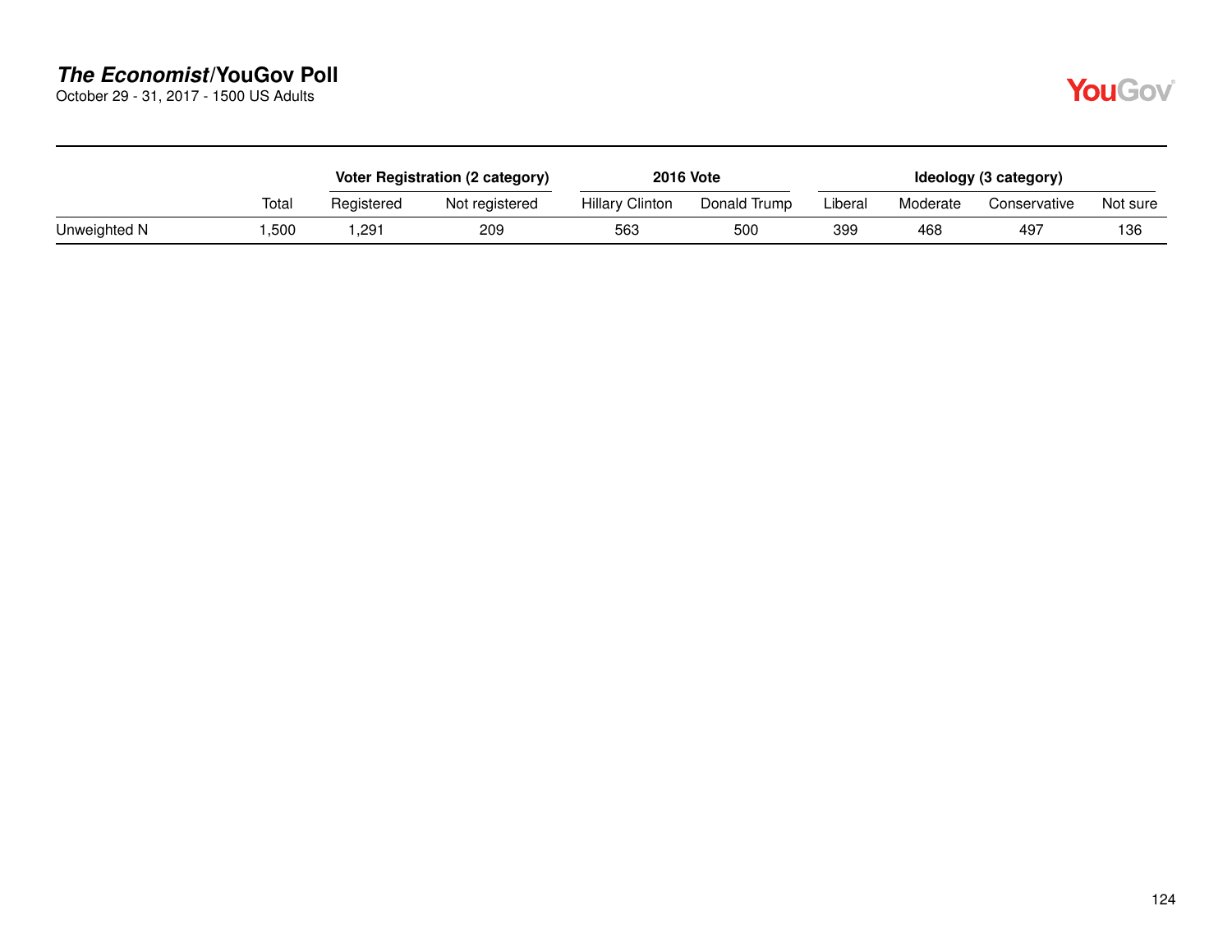| | Total | Voter Registration (2 category) | | 2016 Vote | | Ideology (3 category) | | | |
|---|---|---|---|---|---|---|---|---|---|
| | | Registered | Not registered | Hillary Clinton | Donald Trump | Liberal | Moderate | Conservative | Not sure |
| Unweighted N | 1,500 | 1,291 | 209 | 563 | 500 | 399 | 468 | 497 | 136 |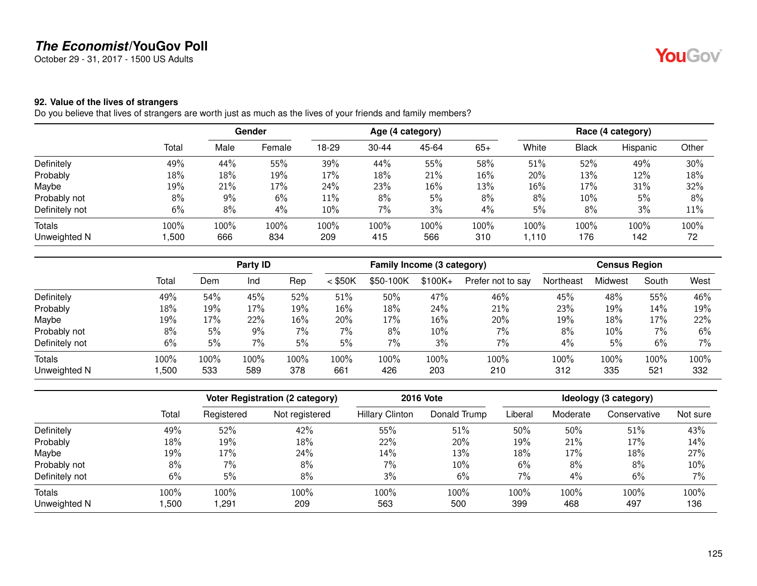# *The Economist*/YouGov Poll

October 29 - 31, 2017 - 1500 US Adults

### 92. Value of the lives of strangers

Do you believe that lives of strangers are worth just as much as the lives of your friends and family members?

| | | Gender | | Age (4 category) | | | | Race (4 category) | | | |
|---|---|---|---|---|---|---|---|---|---|---|---|
| | Total | Male | Female | 18-29 | 30-44 | 45-64 | 65+ | White | Black | Hispanic | Other |
| Definitely | 49% | 44% | 55% | 39% | 44% | 55% | 58% | 51% | 52% | 49% | 30% |
| Probably | 18% | 18% | 19% | 17% | 18% | 21% | 16% | 20% | 13% | 12% | 18% |
| Maybe | 19% | 21% | 17% | 24% | 23% | 16% | 13% | 16% | 17% | 31% | 32% |
| Probably not | 8% | 9% | 6% | 11% | 8% | 5% | 8% | 8% | 10% | 5% | 8% |
| Definitely not | 6% | 8% | 4% | 10% | 7% | 3% | 4% | 5% | 8% | 3% | 11% |
| Totals | 100% | 100% | 100% | 100% | 100% | 100% | 100% | 100% | 100% | 100% | 100% |
| Unweighted N | 1,500 | 666 | 834 | 209 | 415 | 566 | 310 | 1,110 | 176 | 142 | 72 |

| | | Party ID | | | Family Income (3 category) | | | | Census Region | | | |
|---|---|---|---|---|---|---|---|---|---|---|---|---|
| | Total | Dem | Ind | Rep | < $50K | $50-100K | $100K+ | Prefer not to say | Northeast | Midwest | South | West |
| Definitely | 49% | 54% | 45% | 52% | 51% | 50% | 47% | 46% | 45% | 48% | 55% | 46% |
| Probably | 18% | 19% | 17% | 19% | 16% | 18% | 24% | 21% | 23% | 19% | 14% | 19% |
| Maybe | 19% | 17% | 22% | 16% | 20% | 17% | 16% | 20% | 19% | 18% | 17% | 22% |
| Probably not | 8% | 5% | 9% | 7% | 7% | 8% | 10% | 7% | 8% | 10% | 7% | 6% |
| Definitely not | 6% | 5% | 7% | 5% | 5% | 7% | 3% | 7% | 4% | 5% | 6% | 7% |
| Totals | 100% | 100% | 100% | 100% | 100% | 100% | 100% | 100% | 100% | 100% | 100% | 100% |
| Unweighted N | 1,500 | 533 | 589 | 378 | 661 | 426 | 203 | 210 | 312 | 335 | 521 | 332 |

| | | Voter Registration (2 category) | | 2016 Vote | | Ideology (3 category) | | | |
|---|---|---|---|---|---|---|---|---|---|
| | Total | Registered | Not registered | Hillary Clinton | Donald Trump | Liberal | Moderate | Conservative | Not sure |
| Definitely | 49% | 52% | 42% | 55% | 51% | 50% | 50% | 51% | 43% |
| Probably | 18% | 19% | 18% | 22% | 20% | 19% | 21% | 17% | 14% |
| Maybe | 19% | 17% | 24% | 14% | 13% | 18% | 17% | 18% | 27% |
| Probably not | 8% | 7% | 8% | 7% | 10% | 6% | 8% | 8% | 10% |
| Definitely not | 6% | 5% | 8% | 3% | 6% | 7% | 4% | 6% | 7% |
| Totals | 100% | 100% | 100% | 100% | 100% | 100% | 100% | 100% | 100% |
| Unweighted N | 1,500 | 1,291 | 209 | 563 | 500 | 399 | 468 | 497 | 136 |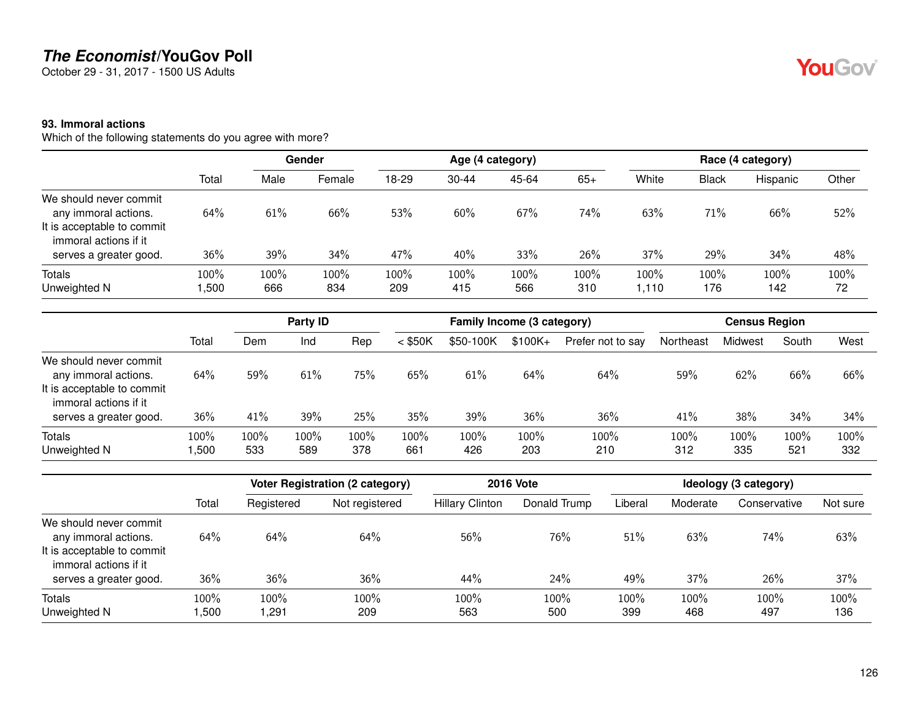# The Economist/YouGov Poll

October 29 - 31, 2017 - 1500 US Adults

### 93. Immoral actions

Which of the following statements do you agree with more?

| | | Gender | | Age (4 category) | | | | Race (4 category) | | | |
|---|---|---|---|---|---|---|---|---|---|---|---|
| | Total | Male | Female | 18-29 | 30-44 | 45-64 | 65+ | White | Black | Hispanic | Other |
| We should never commit any immoral actions. | 64% | 61% | 66% | 53% | 60% | 67% | 74% | 63% | 71% | 66% | 52% |
| It is acceptable to commit immoral actions if it serves a greater good. | 36% | 39% | 34% | 47% | 40% | 33% | 26% | 37% | 29% | 34% | 48% |
| Totals | 100% | 100% | 100% | 100% | 100% | 100% | 100% | 100% | 100% | 100% | 100% |
| Unweighted N | 1,500 | 666 | 834 | 209 | 415 | 566 | 310 | 1,110 | 176 | 142 | 72 |

| | | Party ID | | | Family Income (3 category) | | | | Census Region | | | |
|---|---|---|---|---|---|---|---|---|---|---|---|---|
| | Total | Dem | Ind | Rep | < $50K | $50-100K | $100K+ | Prefer not to say | Northeast | Midwest | South | West |
| We should never commit any immoral actions. | 64% | 59% | 61% | 75% | 65% | 61% | 64% | 64% | 59% | 62% | 66% | 66% |
| It is acceptable to commit immoral actions if it serves a greater good. | 36% | 41% | 39% | 25% | 35% | 39% | 36% | 36% | 41% | 38% | 34% | 34% |
| Totals | 100% | 100% | 100% | 100% | 100% | 100% | 100% | 100% | 100% | 100% | 100% | 100% |
| Unweighted N | 1,500 | 533 | 589 | 378 | 661 | 426 | 203 | 210 | 312 | 335 | 521 | 332 |

| | | Voter Registration (2 category) | | 2016 Vote | | Ideology (3 category) | | | |
|---|---|---|---|---|---|---|---|---|---|
| | Total | Registered | Not registered | Hillary Clinton | Donald Trump | Liberal | Moderate | Conservative | Not sure |
| We should never commit any immoral actions. | 64% | 64% | 64% | 56% | 76% | 51% | 63% | 74% | 63% |
| It is acceptable to commit immoral actions if it serves a greater good. | 36% | 36% | 36% | 44% | 24% | 49% | 37% | 26% | 37% |
| Totals | 100% | 100% | 100% | 100% | 100% | 100% | 100% | 100% | 100% |
| Unweighted N | 1,500 | 1,291 | 209 | 563 | 500 | 399 | 468 | 497 | 136 |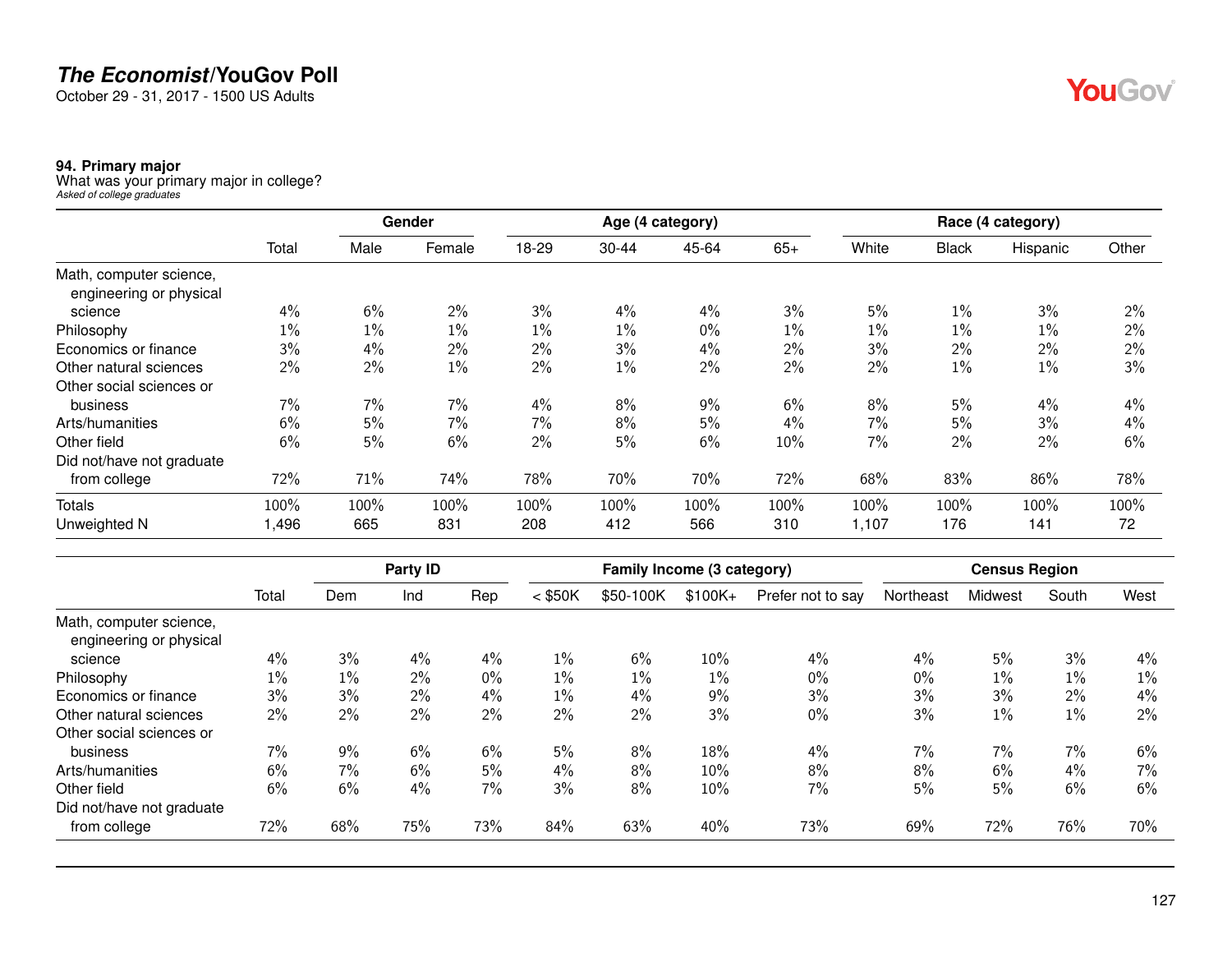# *The Economist*/YouGov Poll

October 29 - 31, 2017 - 1500 US Adults

### 94. Primary major

What was your primary major in college?

*Asked of college graduates*

| | Total | Gender | | Age (4 category) | | | | Race (4 category) | | | |
|---|---|---|---|---|---|---|---|---|---|---|---|
| | | Male | Female | 18-29 | 30-44 | 45-64 | 65+ | White | Black | Hispanic | Other |
| Math, computer science, engineering or physical science | 4% | 6% | 2% | 3% | 4% | 4% | 3% | 5% | 1% | 3% | 2% |
| Philosophy | 1% | 1% | 1% | 1% | 1% | 0% | 1% | 1% | 1% | 1% | 2% |
| Economics or finance | 3% | 4% | 2% | 2% | 3% | 4% | 2% | 3% | 2% | 2% | 2% |
| Other natural sciences | 2% | 2% | 1% | 2% | 1% | 2% | 2% | 2% | 1% | 1% | 3% |
| Other social sciences or business | 7% | 7% | 7% | 4% | 8% | 9% | 6% | 8% | 5% | 4% | 4% |
| Arts/humanities | 6% | 5% | 7% | 7% | 8% | 5% | 4% | 7% | 5% | 3% | 4% |
| Other field | 6% | 5% | 6% | 2% | 5% | 6% | 10% | 7% | 2% | 2% | 6% |
| Did not/have not graduate from college | 72% | 71% | 74% | 78% | 70% | 70% | 72% | 68% | 83% | 86% | 78% |
| Totals | 100% | 100% | 100% | 100% | 100% | 100% | 100% | 100% | 100% | 100% | 100% |
| Unweighted N | 1,496 | 665 | 831 | 208 | 412 | 566 | 310 | 1,107 | 176 | 141 | 72 |

| | Total | Party ID | | | Family Income (3 category) | | | | Census Region | | | |
|---|---|---|---|---|---|---|---|---|---|---|---|---|
| | | Dem | Ind | Rep | < $50K | $50-100K | $100K+ | Prefer not to say | Northeast | Midwest | South | West |
| Math, computer science, engineering or physical science | 4% | 3% | 4% | 4% | 1% | 6% | 10% | 4% | 4% | 5% | 3% | 4% |
| Philosophy | 1% | 1% | 2% | 0% | 1% | 1% | 1% | 0% | 0% | 1% | 1% | 1% |
| Economics or finance | 3% | 3% | 2% | 4% | 1% | 4% | 9% | 3% | 3% | 3% | 2% | 4% |
| Other natural sciences | 2% | 2% | 2% | 2% | 2% | 2% | 3% | 0% | 3% | 1% | 1% | 2% |
| Other social sciences or business | 7% | 9% | 6% | 6% | 5% | 8% | 18% | 4% | 7% | 7% | 7% | 6% |
| Arts/humanities | 6% | 7% | 6% | 5% | 4% | 8% | 10% | 8% | 8% | 6% | 4% | 7% |
| Other field | 6% | 6% | 4% | 7% | 3% | 8% | 10% | 7% | 5% | 5% | 6% | 6% |
| Did not/have not graduate from college | 72% | 68% | 75% | 73% | 84% | 63% | 40% | 73% | 69% | 72% | 76% | 70% |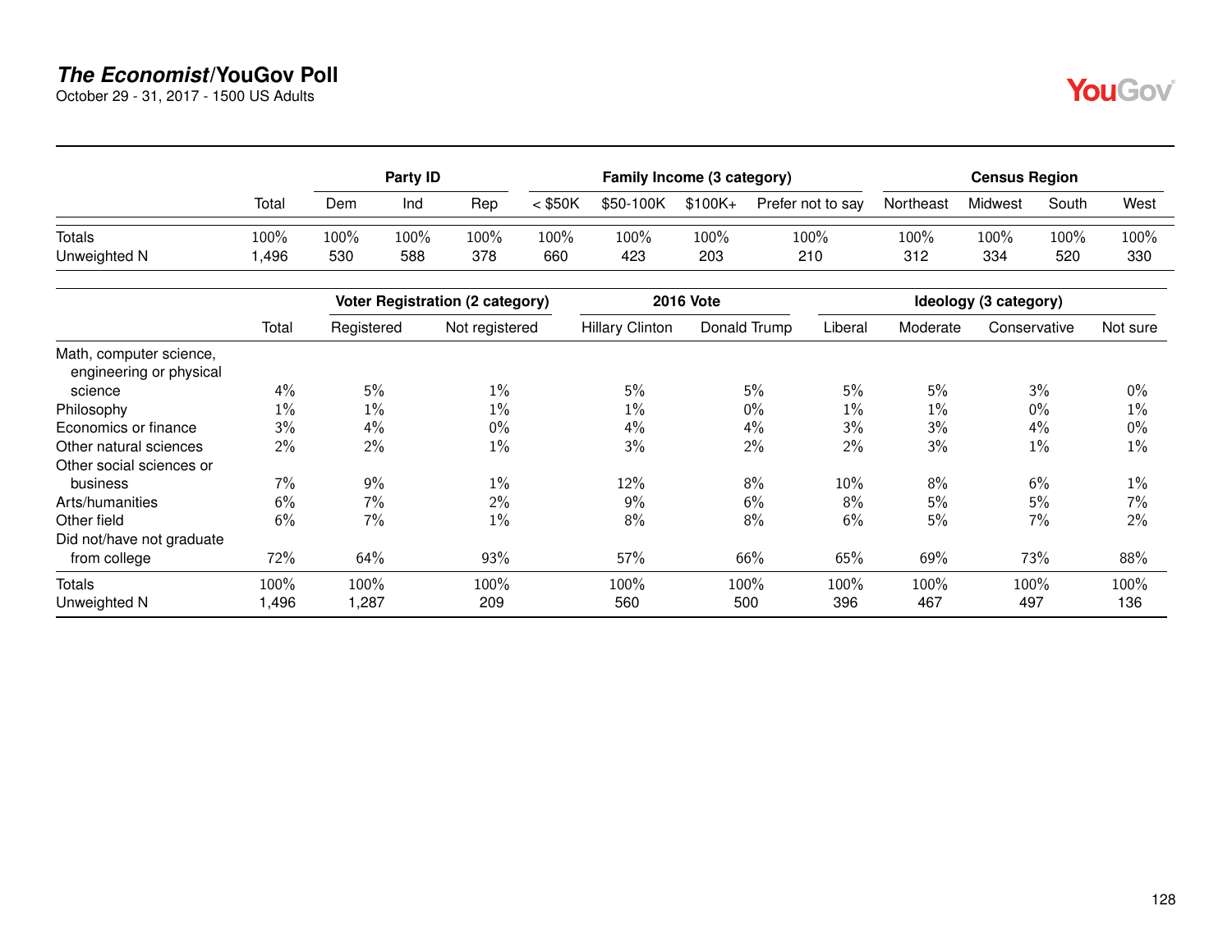# *The Economist*/YouGov Poll

October 29 - 31, 2017 - 1500 US Adults

| | Total | Party ID | | | Family Income (3 category) | | | | Census Region | | | |
|---|---|---|---|---|---|---|---|---|---|---|---|---|
| | | Dem | Ind | Rep | < $50K | $50-100K | $100K+ | Prefer not to say | Northeast | Midwest | South | West |
| Totals | 100% | 100% | 100% | 100% | 100% | 100% | 100% | 100% | 100% | 100% | 100% | 100% |
| Unweighted N | 1,496 | 530 | 588 | 378 | 660 | 423 | 203 | 210 | 312 | 334 | 520 | 330 |

| | Total | Voter Registration (2 category) | | 2016 Vote | | Ideology (3 category) | | | |
|---|---|---|---|---|---|---|---|---|---|
| | | Registered | Not registered | Hillary Clinton | Donald Trump | Liberal | Moderate | Conservative | Not sure |
| Math, computer science, engineering or physical science | 4% | 5% | 1% | 5% | 5% | 5% | 5% | 3% | 0% |
| Philosophy | 1% | 1% | 1% | 1% | 0% | 1% | 1% | 0% | 1% |
| Economics or finance | 3% | 4% | 0% | 4% | 4% | 3% | 3% | 4% | 0% |
| Other natural sciences | 2% | 2% | 1% | 3% | 2% | 2% | 3% | 1% | 1% |
| Other social sciences or business | 7% | 9% | 1% | 12% | 8% | 10% | 8% | 6% | 1% |
| Arts/humanities | 6% | 7% | 2% | 9% | 6% | 8% | 5% | 5% | 7% |
| Other field | 6% | 7% | 1% | 8% | 8% | 6% | 5% | 7% | 2% |
| Did not/have not graduate from college | 72% | 64% | 93% | 57% | 66% | 65% | 69% | 73% | 88% |
| Totals | 100% | 100% | 100% | 100% | 100% | 100% | 100% | 100% | 100% |
| Unweighted N | 1,496 | 1,287 | 209 | 560 | 500 | 396 | 467 | 497 | 136 |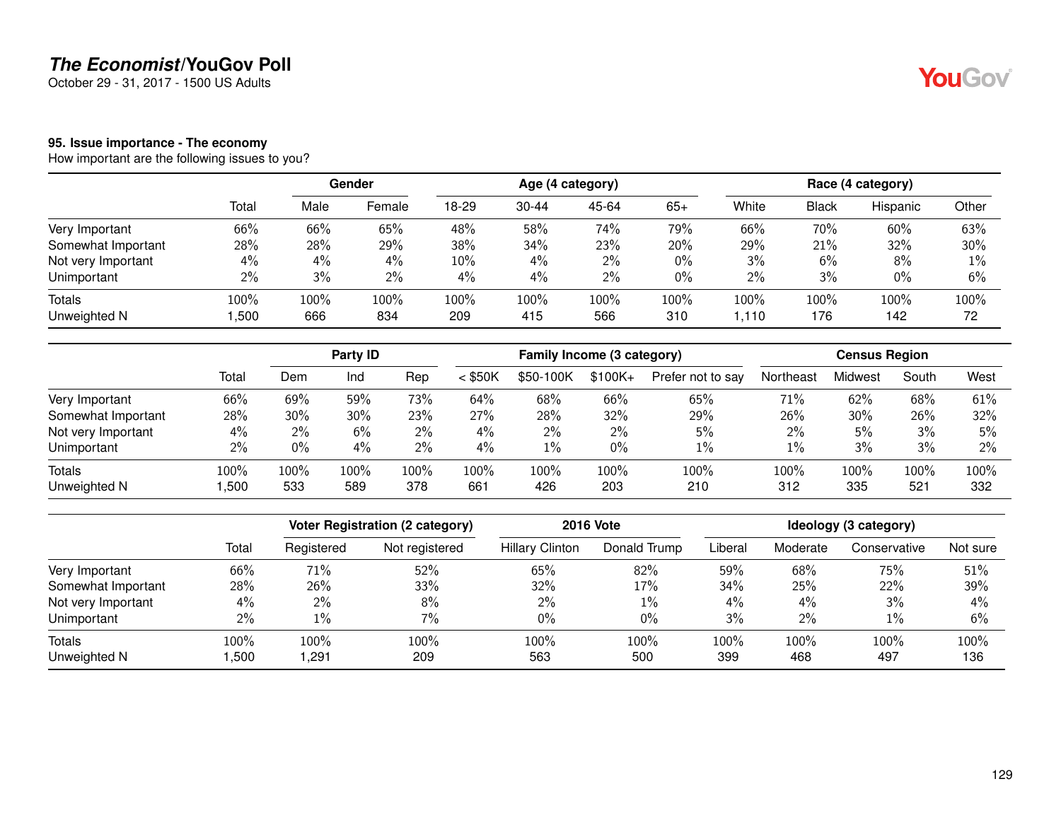# The Economist/YouGov Poll

October 29 - 31, 2017 - 1500 US Adults

### 95. Issue importance - The economy

How important are the following issues to you?

| | Total | Gender | | Age (4 category) | | | | Race (4 category) | | | |
|---|---|---|---|---|---|---|---|---|---|---|---|
| | | Male | Female | 18-29 | 30-44 | 45-64 | 65+ | White | Black | Hispanic | Other |
| Very Important | 66% | 66% | 65% | 48% | 58% | 74% | 79% | 66% | 70% | 60% | 63% |
| Somewhat Important | 28% | 28% | 29% | 38% | 34% | 23% | 20% | 29% | 21% | 32% | 30% |
| Not very Important | 4% | 4% | 4% | 10% | 4% | 2% | 0% | 3% | 6% | 8% | 1% |
| Unimportant | 2% | 3% | 2% | 4% | 4% | 2% | 0% | 2% | 3% | 0% | 6% |
| Totals | 100% | 100% | 100% | 100% | 100% | 100% | 100% | 100% | 100% | 100% | 100% |
| Unweighted N | 1,500 | 666 | 834 | 209 | 415 | 566 | 310 | 1,110 | 176 | 142 | 72 |

| | Total | Party ID | | | Family Income (3 category) | | | | Census Region | | | |
|---|---|---|---|---|---|---|---|---|---|---|---|---|
| | | Dem | Ind | Rep | < $50K | $50-100K | $100K+ | Prefer not to say | Northeast | Midwest | South | West |
| Very Important | 66% | 69% | 59% | 73% | 64% | 68% | 66% | 65% | 71% | 62% | 68% | 61% |
| Somewhat Important | 28% | 30% | 30% | 23% | 27% | 28% | 32% | 29% | 26% | 30% | 26% | 32% |
| Not very Important | 4% | 2% | 6% | 2% | 4% | 2% | 2% | 5% | 2% | 5% | 3% | 5% |
| Unimportant | 2% | 0% | 4% | 2% | 4% | 1% | 0% | 1% | 1% | 3% | 3% | 2% |
| Totals | 100% | 100% | 100% | 100% | 100% | 100% | 100% | 100% | 100% | 100% | 100% | 100% |
| Unweighted N | 1,500 | 533 | 589 | 378 | 661 | 426 | 203 | 210 | 312 | 335 | 521 | 332 |

| | Total | Voter Registration (2 category) | | 2016 Vote | | Ideology (3 category) | | | |
|---|---|---|---|---|---|---|---|---|---|
| | | Registered | Not registered | Hillary Clinton | Donald Trump | Liberal | Moderate | Conservative | Not sure |
| Very Important | 66% | 71% | 52% | 65% | 82% | 59% | 68% | 75% | 51% |
| Somewhat Important | 28% | 26% | 33% | 32% | 17% | 34% | 25% | 22% | 39% |
| Not very Important | 4% | 2% | 8% | 2% | 1% | 4% | 4% | 3% | 4% |
| Unimportant | 2% | 1% | 7% | 0% | 0% | 3% | 2% | 1% | 6% |
| Totals | 100% | 100% | 100% | 100% | 100% | 100% | 100% | 100% | 100% |
| Unweighted N | 1,500 | 1,291 | 209 | 563 | 500 | 399 | 468 | 497 | 136 |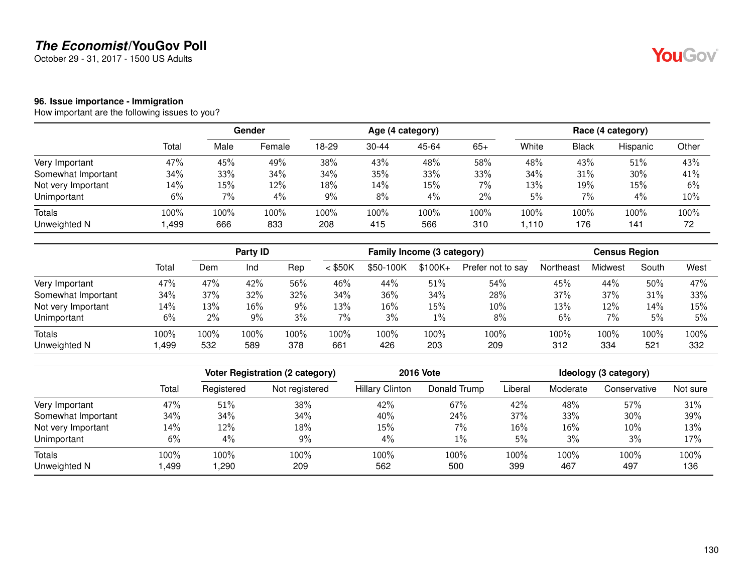## The Economist/YouGov Poll

October 29 - 31, 2017 - 1500 US Adults

### 96. Issue importance - Immigration

How important are the following issues to you?

| | Total | Gender | | Age (4 category) | | | | Race (4 category) | | | |
|---|---|---|---|---|---|---|---|---|---|---|---|
| | | Male | Female | 18-29 | 30-44 | 45-64 | 65+ | White | Black | Hispanic | Other |
| Very Important | 47% | 45% | 49% | 38% | 43% | 48% | 58% | 48% | 43% | 51% | 43% |
| Somewhat Important | 34% | 33% | 34% | 34% | 35% | 33% | 33% | 34% | 31% | 30% | 41% |
| Not very Important | 14% | 15% | 12% | 18% | 14% | 15% | 7% | 13% | 19% | 15% | 6% |
| Unimportant | 6% | 7% | 4% | 9% | 8% | 4% | 2% | 5% | 7% | 4% | 10% |
| Totals | 100% | 100% | 100% | 100% | 100% | 100% | 100% | 100% | 100% | 100% | 100% |
| Unweighted N | 1,499 | 666 | 833 | 208 | 415 | 566 | 310 | 1,110 | 176 | 141 | 72 |

| | Total | Party ID | | | Family Income (3 category) | | | | Census Region | | | |
|---|---|---|---|---|---|---|---|---|---|---|---|---|
| | | Dem | Ind | Rep | < $50K | $50-100K | $100K+ | Prefer not to say | Northeast | Midwest | South | West |
| Very Important | 47% | 47% | 42% | 56% | 46% | 44% | 51% | 54% | 45% | 44% | 50% | 47% |
| Somewhat Important | 34% | 37% | 32% | 32% | 34% | 36% | 34% | 28% | 37% | 37% | 31% | 33% |
| Not very Important | 14% | 13% | 16% | 9% | 13% | 16% | 15% | 10% | 13% | 12% | 14% | 15% |
| Unimportant | 6% | 2% | 9% | 3% | 7% | 3% | 1% | 8% | 6% | 7% | 5% | 5% |
| Totals | 100% | 100% | 100% | 100% | 100% | 100% | 100% | 100% | 100% | 100% | 100% | 100% |
| Unweighted N | 1,499 | 532 | 589 | 378 | 661 | 426 | 203 | 209 | 312 | 334 | 521 | 332 |

| | Total | Voter Registration (2 category) | | 2016 Vote | | Ideology (3 category) | | | |
|---|---|---|---|---|---|---|---|---|---|
| | | Registered | Not registered | Hillary Clinton | Donald Trump | Liberal | Moderate | Conservative | Not sure |
| Very Important | 47% | 51% | 38% | 42% | 67% | 42% | 48% | 57% | 31% |
| Somewhat Important | 34% | 34% | 34% | 40% | 24% | 37% | 33% | 30% | 39% |
| Not very Important | 14% | 12% | 18% | 15% | 7% | 16% | 16% | 10% | 13% |
| Unimportant | 6% | 4% | 9% | 4% | 1% | 5% | 3% | 3% | 17% |
| Totals | 100% | 100% | 100% | 100% | 100% | 100% | 100% | 100% | 100% |
| Unweighted N | 1,499 | 1,290 | 209 | 562 | 500 | 399 | 467 | 497 | 136 |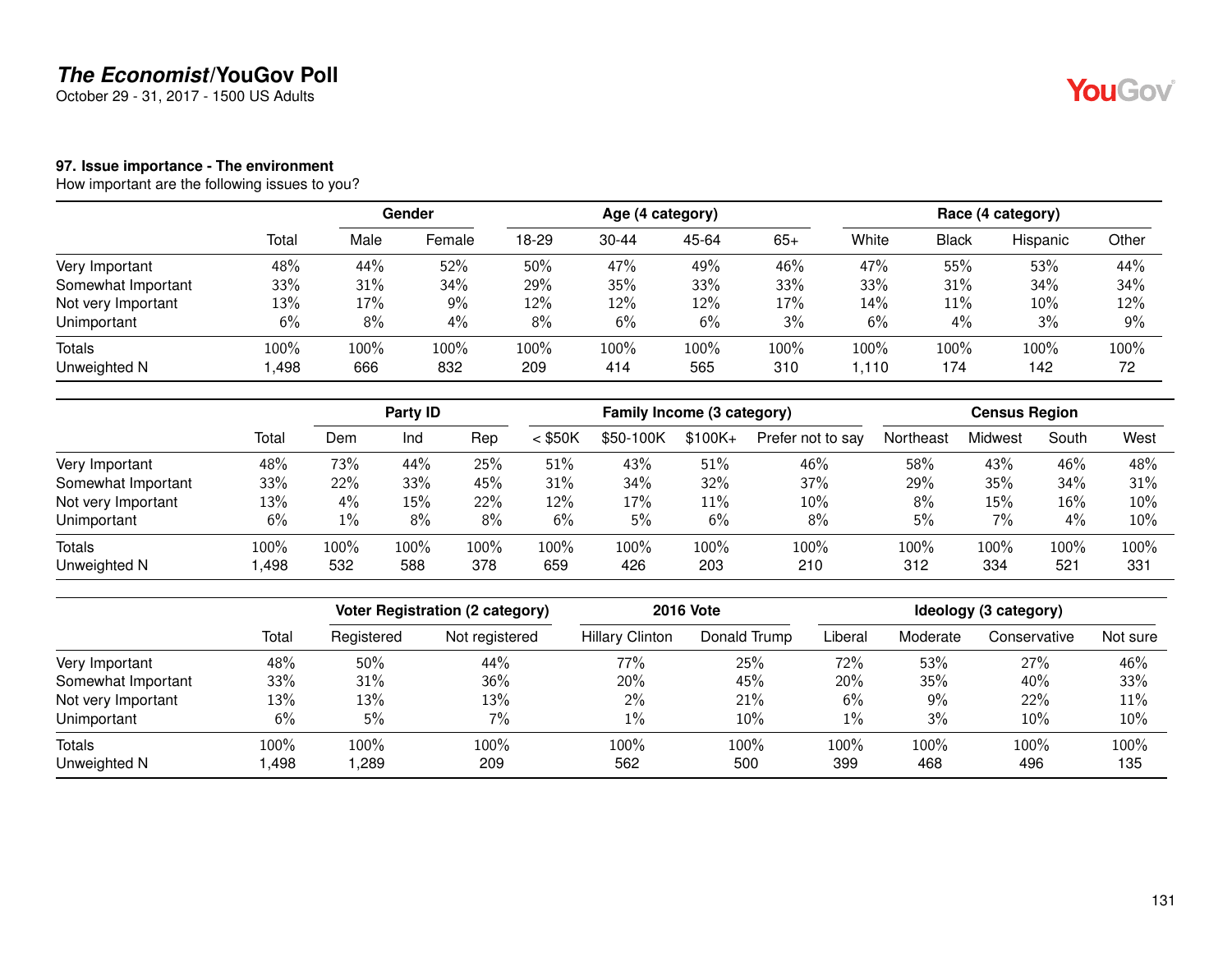## The Economist/YouGov Poll

October 29 - 31, 2017 - 1500 US Adults

### 97. Issue importance - The environment

How important are the following issues to you?

| | Total | Gender | | Age (4 category) | | | | Race (4 category) | | | |
|---|---|---|---|---|---|---|---|---|---|---|---|
| | | Male | Female | 18-29 | 30-44 | 45-64 | 65+ | White | Black | Hispanic | Other |
| Very Important | 48% | 44% | 52% | 50% | 47% | 49% | 46% | 47% | 55% | 53% | 44% |
| Somewhat Important | 33% | 31% | 34% | 29% | 35% | 33% | 33% | 33% | 31% | 34% | 34% |
| Not very Important | 13% | 17% | 9% | 12% | 12% | 12% | 17% | 14% | 11% | 10% | 12% |
| Unimportant | 6% | 8% | 4% | 8% | 6% | 6% | 3% | 6% | 4% | 3% | 9% |
| Totals | 100% | 100% | 100% | 100% | 100% | 100% | 100% | 100% | 100% | 100% | 100% |
| Unweighted N | 1,498 | 666 | 832 | 209 | 414 | 565 | 310 | 1,110 | 174 | 142 | 72 |

| | Total | Party ID | | | Family Income (3 category) | | | | Census Region | | | |
|---|---|---|---|---|---|---|---|---|---|---|---|---|
| | | Dem | Ind | Rep | < $50K | $50-100K | $100K+ | Prefer not to say | Northeast | Midwest | South | West |
| Very Important | 48% | 73% | 44% | 25% | 51% | 43% | 51% | 46% | 58% | 43% | 46% | 48% |
| Somewhat Important | 33% | 22% | 33% | 45% | 31% | 34% | 32% | 37% | 29% | 35% | 34% | 31% |
| Not very Important | 13% | 4% | 15% | 22% | 12% | 17% | 11% | 10% | 8% | 15% | 16% | 10% |
| Unimportant | 6% | 1% | 8% | 8% | 6% | 5% | 6% | 8% | 5% | 7% | 4% | 10% |
| Totals | 100% | 100% | 100% | 100% | 100% | 100% | 100% | 100% | 100% | 100% | 100% | 100% |
| Unweighted N | 1,498 | 532 | 588 | 378 | 659 | 426 | 203 | 210 | 312 | 334 | 521 | 331 |

| | Total | Voter Registration (2 category) | | 2016 Vote | | Ideology (3 category) | | | |
|---|---|---|---|---|---|---|---|---|---|
| | | Registered | Not registered | Hillary Clinton | Donald Trump | Liberal | Moderate | Conservative | Not sure |
| Very Important | 48% | 50% | 44% | 77% | 25% | 72% | 53% | 27% | 46% |
| Somewhat Important | 33% | 31% | 36% | 20% | 45% | 20% | 35% | 40% | 33% |
| Not very Important | 13% | 13% | 13% | 2% | 21% | 6% | 9% | 22% | 11% |
| Unimportant | 6% | 5% | 7% | 1% | 10% | 1% | 3% | 10% | 10% |
| Totals | 100% | 100% | 100% | 100% | 100% | 100% | 100% | 100% | 100% |
| Unweighted N | 1,498 | 1,289 | 209 | 562 | 500 | 399 | 468 | 496 | 135 |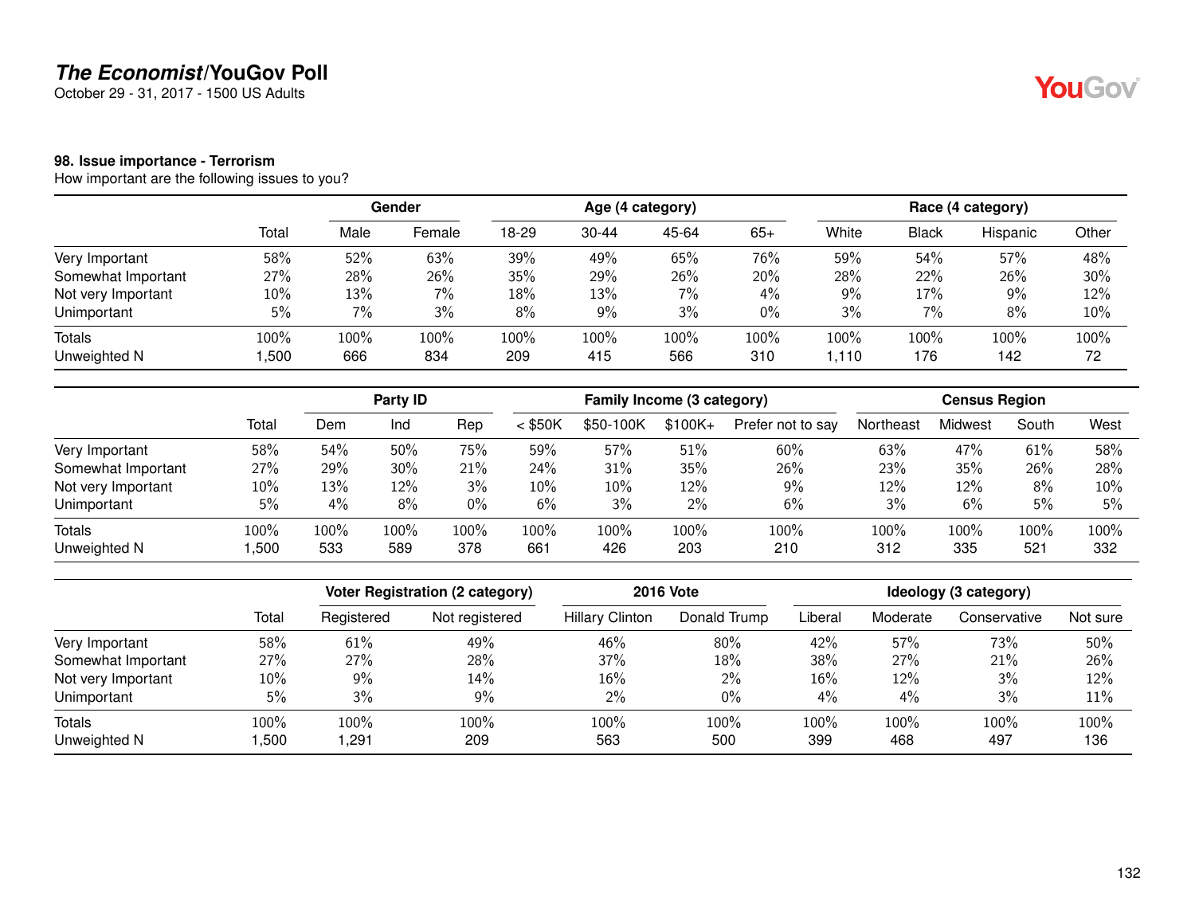# The Economist/YouGov Poll

October 29 - 31, 2017 - 1500 US Adults

### 98. Issue importance - Terrorism

How important are the following issues to you?

| | Total | Gender | | Age (4 category) | | | | Race (4 category) | | | |
|---|---|---|---|---|---|---|---|---|---|---|---|
| | | Male | Female | 18-29 | 30-44 | 45-64 | 65+ | White | Black | Hispanic | Other |
| Very Important | 58% | 52% | 63% | 39% | 49% | 65% | 76% | 59% | 54% | 57% | 48% |
| Somewhat Important | 27% | 28% | 26% | 35% | 29% | 26% | 20% | 28% | 22% | 26% | 30% |
| Not very Important | 10% | 13% | 7% | 18% | 13% | 7% | 4% | 9% | 17% | 9% | 12% |
| Unimportant | 5% | 7% | 3% | 8% | 9% | 3% | 0% | 3% | 7% | 8% | 10% |
| Totals | 100% | 100% | 100% | 100% | 100% | 100% | 100% | 100% | 100% | 100% | 100% |
| Unweighted N | 1,500 | 666 | 834 | 209 | 415 | 566 | 310 | 1,110 | 176 | 142 | 72 |

| | Total | Party ID | | | Family Income (3 category) | | | | Census Region | | | |
|---|---|---|---|---|---|---|---|---|---|---|---|---|
| | | Dem | Ind | Rep | < $50K | $50-100K | $100K+ | Prefer not to say | Northeast | Midwest | South | West |
| Very Important | 58% | 54% | 50% | 75% | 59% | 57% | 51% | 60% | 63% | 47% | 61% | 58% |
| Somewhat Important | 27% | 29% | 30% | 21% | 24% | 31% | 35% | 26% | 23% | 35% | 26% | 28% |
| Not very Important | 10% | 13% | 12% | 3% | 10% | 10% | 12% | 9% | 12% | 12% | 8% | 10% |
| Unimportant | 5% | 4% | 8% | 0% | 6% | 3% | 2% | 6% | 3% | 6% | 5% | 5% |
| Totals | 100% | 100% | 100% | 100% | 100% | 100% | 100% | 100% | 100% | 100% | 100% | 100% |
| Unweighted N | 1,500 | 533 | 589 | 378 | 661 | 426 | 203 | 210 | 312 | 335 | 521 | 332 |

| | Total | Voter Registration (2 category) | | 2016 Vote | | Ideology (3 category) | | | |
|---|---|---|---|---|---|---|---|---|---|
| | | Registered | Not registered | Hillary Clinton | Donald Trump | Liberal | Moderate | Conservative | Not sure |
| Very Important | 58% | 61% | 49% | 46% | 80% | 42% | 57% | 73% | 50% |
| Somewhat Important | 27% | 27% | 28% | 37% | 18% | 38% | 27% | 21% | 26% |
| Not very Important | 10% | 9% | 14% | 16% | 2% | 16% | 12% | 3% | 12% |
| Unimportant | 5% | 3% | 9% | 2% | 0% | 4% | 4% | 3% | 11% |
| Totals | 100% | 100% | 100% | 100% | 100% | 100% | 100% | 100% | 100% |
| Unweighted N | 1,500 | 1,291 | 209 | 563 | 500 | 399 | 468 | 497 | 136 |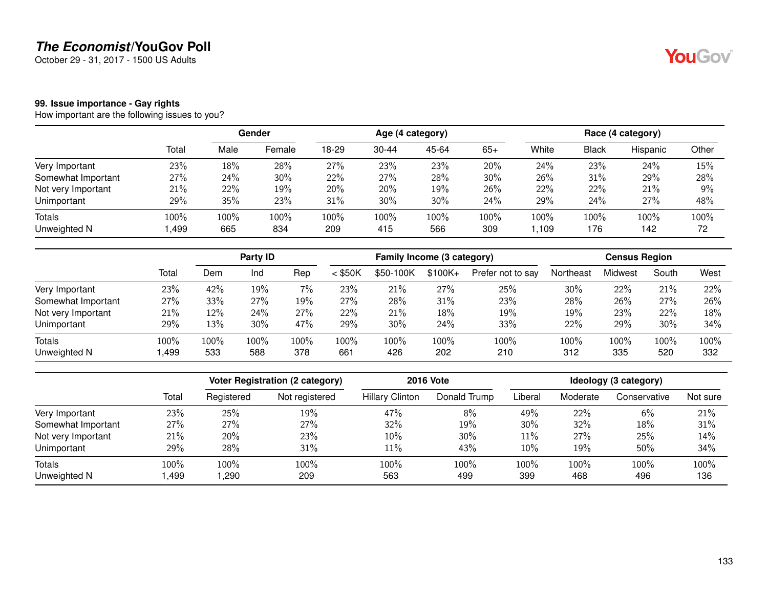**The Economist/YouGov Poll**

October 29 - 31, 2017 - 1500 US Adults

### 99. Issue importance - Gay rights

How important are the following issues to you?

| | | Gender | | Age (4 category) | | | | Race (4 category) | | | |
|---|---|---|---|---|---|---|---|---|---|---|---|
| | Total | Male | Female | 18-29 | 30-44 | 45-64 | 65+ | White | Black | Hispanic | Other |
| Very Important | 23% | 18% | 28% | 27% | 23% | 23% | 20% | 24% | 23% | 24% | 15% |
| Somewhat Important | 27% | 24% | 30% | 22% | 27% | 28% | 30% | 26% | 31% | 29% | 28% |
| Not very Important | 21% | 22% | 19% | 20% | 20% | 19% | 26% | 22% | 22% | 21% | 9% |
| Unimportant | 29% | 35% | 23% | 31% | 30% | 30% | 24% | 29% | 24% | 27% | 48% |
| Totals | 100% | 100% | 100% | 100% | 100% | 100% | 100% | 100% | 100% | 100% | 100% |
| Unweighted N | 1,499 | 665 | 834 | 209 | 415 | 566 | 309 | 1,109 | 176 | 142 | 72 |

| | | Party ID | | | Family Income (3 category) | | | | Census Region | | | |
|---|---|---|---|---|---|---|---|---|---|---|---|---|
| | Total | Dem | Ind | Rep | < $50K | $50-100K | $100K+ | Prefer not to say | Northeast | Midwest | South | West |
| Very Important | 23% | 42% | 19% | 7% | 23% | 21% | 27% | 25% | 30% | 22% | 21% | 22% |
| Somewhat Important | 27% | 33% | 27% | 19% | 27% | 28% | 31% | 23% | 28% | 26% | 27% | 26% |
| Not very Important | 21% | 12% | 24% | 27% | 22% | 21% | 18% | 19% | 19% | 23% | 22% | 18% |
| Unimportant | 29% | 13% | 30% | 47% | 29% | 30% | 24% | 33% | 22% | 29% | 30% | 34% |
| Totals | 100% | 100% | 100% | 100% | 100% | 100% | 100% | 100% | 100% | 100% | 100% | 100% |
| Unweighted N | 1,499 | 533 | 588 | 378 | 661 | 426 | 202 | 210 | 312 | 335 | 520 | 332 |

| | | Voter Registration (2 category) | | 2016 Vote | | Ideology (3 category) | | | |
|---|---|---|---|---|---|---|---|---|---|
| | Total | Registered | Not registered | Hillary Clinton | Donald Trump | Liberal | Moderate | Conservative | Not sure |
| Very Important | 23% | 25% | 19% | 47% | 8% | 49% | 22% | 6% | 21% |
| Somewhat Important | 27% | 27% | 27% | 32% | 19% | 30% | 32% | 18% | 31% |
| Not very Important | 21% | 20% | 23% | 10% | 30% | 11% | 27% | 25% | 14% |
| Unimportant | 29% | 28% | 31% | 11% | 43% | 10% | 19% | 50% | 34% |
| Totals | 100% | 100% | 100% | 100% | 100% | 100% | 100% | 100% | 100% |
| Unweighted N | 1,499 | 1,290 | 209 | 563 | 499 | 399 | 468 | 496 | 136 |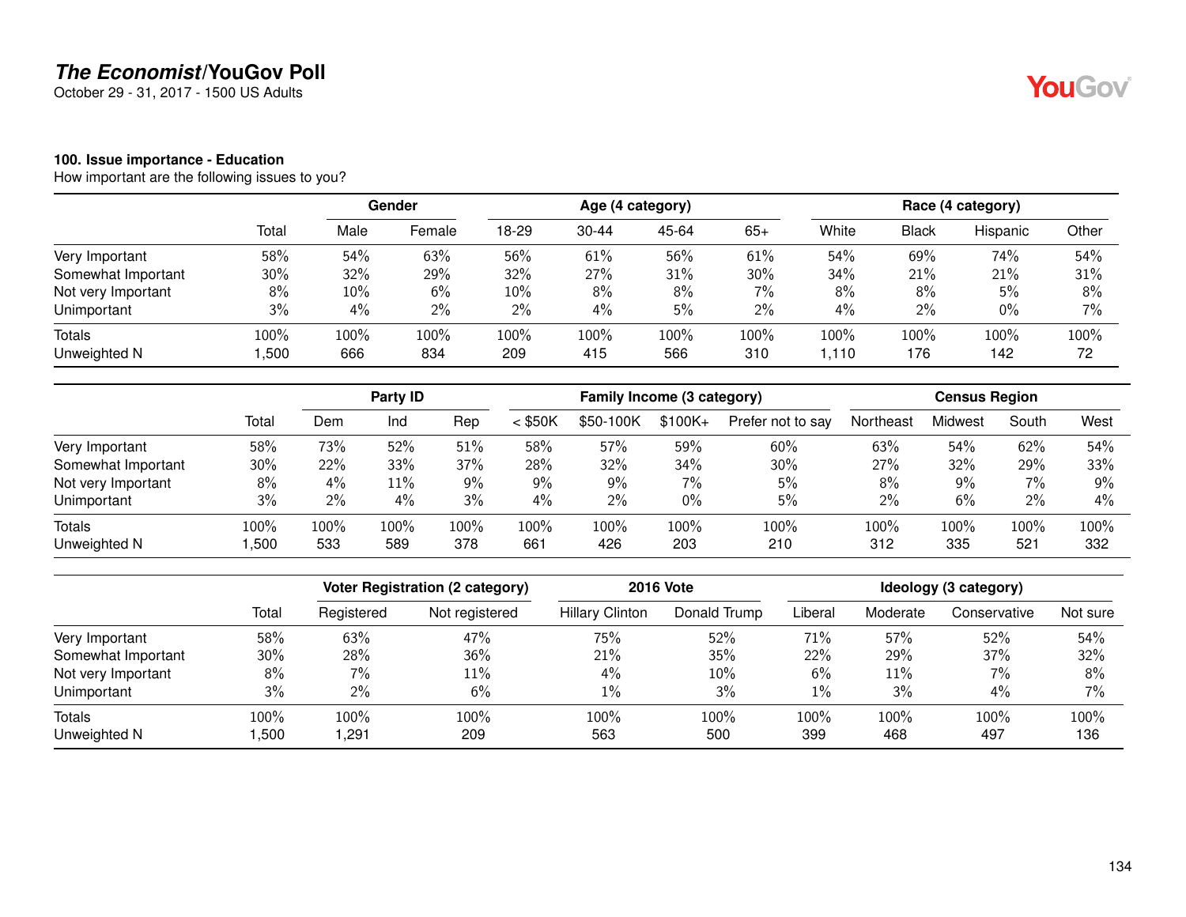# The Economist/YouGov Poll

October 29 - 31, 2017 - 1500 US Adults

### 100. Issue importance - Education

How important are the following issues to you?

| | Total | Gender | | Age (4 category) | | | | Race (4 category) | | | |
|---|---|---|---|---|---|---|---|---|---|---|---|
| | | Male | Female | 18-29 | 30-44 | 45-64 | 65+ | White | Black | Hispanic | Other |
| Very Important | 58% | 54% | 63% | 56% | 61% | 56% | 61% | 54% | 69% | 74% | 54% |
| Somewhat Important | 30% | 32% | 29% | 32% | 27% | 31% | 30% | 34% | 21% | 21% | 31% |
| Not very Important | 8% | 10% | 6% | 10% | 8% | 8% | 7% | 8% | 8% | 5% | 8% |
| Unimportant | 3% | 4% | 2% | 2% | 4% | 5% | 2% | 4% | 2% | 0% | 7% |
| Totals | 100% | 100% | 100% | 100% | 100% | 100% | 100% | 100% | 100% | 100% | 100% |
| Unweighted N | 1,500 | 666 | 834 | 209 | 415 | 566 | 310 | 1,110 | 176 | 142 | 72 |

| | Total | Party ID | | | Family Income (3 category) | | | | Census Region | | | |
|---|---|---|---|---|---|---|---|---|---|---|---|---|
| | | Dem | Ind | Rep | < $50K | $50-100K | $100K+ | Prefer not to say | Northeast | Midwest | South | West |
| Very Important | 58% | 73% | 52% | 51% | 58% | 57% | 59% | 60% | 63% | 54% | 62% | 54% |
| Somewhat Important | 30% | 22% | 33% | 37% | 28% | 32% | 34% | 30% | 27% | 32% | 29% | 33% |
| Not very Important | 8% | 4% | 11% | 9% | 9% | 9% | 7% | 5% | 8% | 9% | 7% | 9% |
| Unimportant | 3% | 2% | 4% | 3% | 4% | 2% | 0% | 5% | 2% | 6% | 2% | 4% |
| Totals | 100% | 100% | 100% | 100% | 100% | 100% | 100% | 100% | 100% | 100% | 100% | 100% |
| Unweighted N | 1,500 | 533 | 589 | 378 | 661 | 426 | 203 | 210 | 312 | 335 | 521 | 332 |

| | Total | Voter Registration (2 category) | | 2016 Vote | | Ideology (3 category) | | | |
|---|---|---|---|---|---|---|---|---|---|
| | | Registered | Not registered | Hillary Clinton | Donald Trump | Liberal | Moderate | Conservative | Not sure |
| Very Important | 58% | 63% | 47% | 75% | 52% | 71% | 57% | 52% | 54% |
| Somewhat Important | 30% | 28% | 36% | 21% | 35% | 22% | 29% | 37% | 32% |
| Not very Important | 8% | 7% | 11% | 4% | 10% | 6% | 11% | 7% | 8% |
| Unimportant | 3% | 2% | 6% | 1% | 3% | 1% | 3% | 4% | 7% |
| Totals | 100% | 100% | 100% | 100% | 100% | 100% | 100% | 100% | 100% |
| Unweighted N | 1,500 | 1,291 | 209 | 563 | 500 | 399 | 468 | 497 | 136 |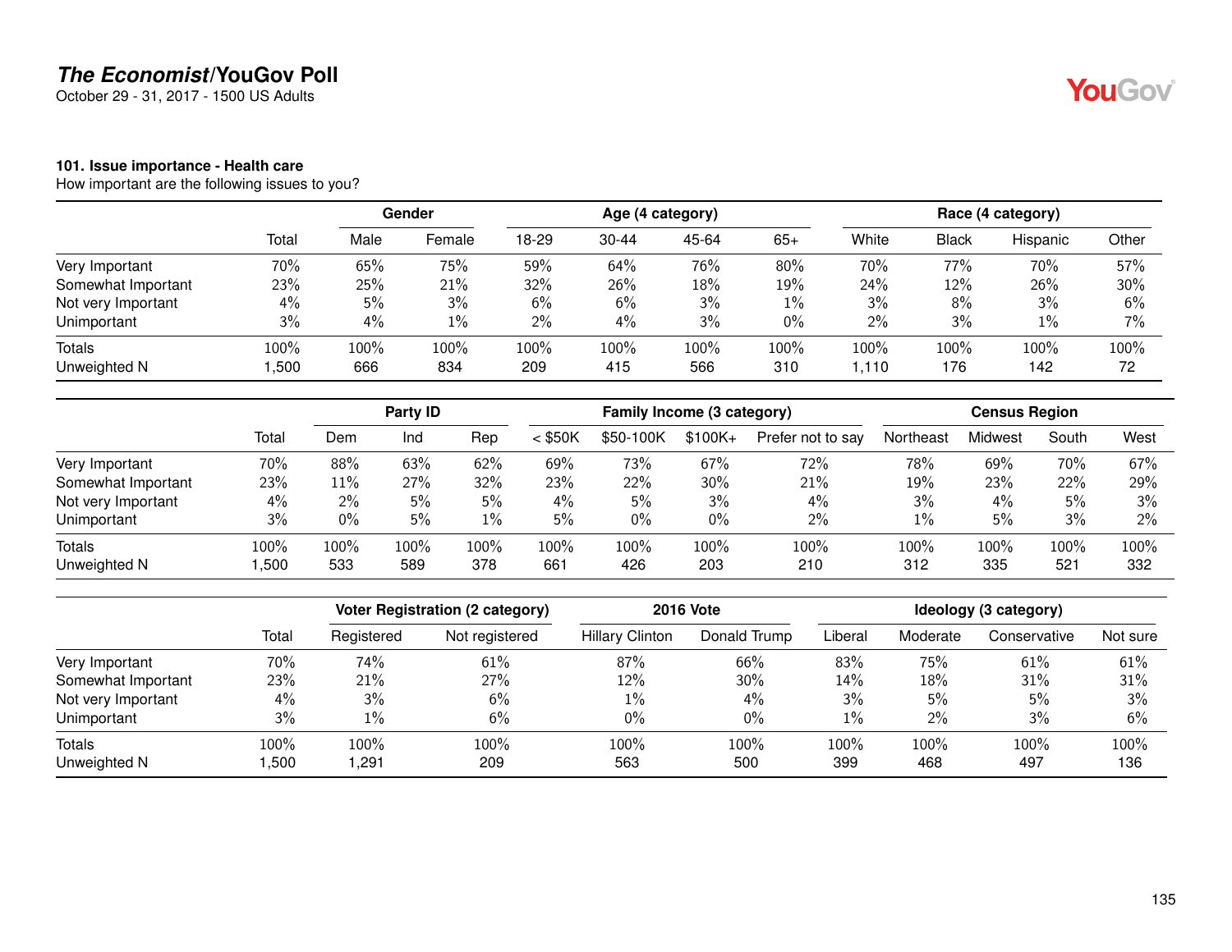## The Economist/YouGov Poll

October 29 - 31, 2017 - 1500 US Adults

### 101. Issue importance - Health care

How important are the following issues to you?

| | Total | Gender | | Age (4 category) | | | | Race (4 category) | | | |
|---|---|---|---|---|---|---|---|---|---|---|---|
| | | Male | Female | 18-29 | 30-44 | 45-64 | 65+ | White | Black | Hispanic | Other |
| Very Important | 70% | 65% | 75% | 59% | 64% | 76% | 80% | 70% | 77% | 70% | 57% |
| Somewhat Important | 23% | 25% | 21% | 32% | 26% | 18% | 19% | 24% | 12% | 26% | 30% |
| Not very Important | 4% | 5% | 3% | 6% | 6% | 3% | 1% | 3% | 8% | 3% | 6% |
| Unimportant | 3% | 4% | 1% | 2% | 4% | 3% | 0% | 2% | 3% | 1% | 7% |
| Totals | 100% | 100% | 100% | 100% | 100% | 100% | 100% | 100% | 100% | 100% | 100% |
| Unweighted N | 1,500 | 666 | 834 | 209 | 415 | 566 | 310 | 1,110 | 176 | 142 | 72 |

| | Total | Party ID | | | Family Income (3 category) | | | | Census Region | | | |
|---|---|---|---|---|---|---|---|---|---|---|---|---|
| | | Dem | Ind | Rep | < $50K | $50-100K | $100K+ | Prefer not to say | Northeast | Midwest | South | West |
| Very Important | 70% | 88% | 63% | 62% | 69% | 73% | 67% | 72% | 78% | 69% | 70% | 67% |
| Somewhat Important | 23% | 11% | 27% | 32% | 23% | 22% | 30% | 21% | 19% | 23% | 22% | 29% |
| Not very Important | 4% | 2% | 5% | 5% | 4% | 5% | 3% | 4% | 3% | 4% | 5% | 3% |
| Unimportant | 3% | 0% | 5% | 1% | 5% | 0% | 0% | 2% | 1% | 5% | 3% | 2% |
| Totals | 100% | 100% | 100% | 100% | 100% | 100% | 100% | 100% | 100% | 100% | 100% | 100% |
| Unweighted N | 1,500 | 533 | 589 | 378 | 661 | 426 | 203 | 210 | 312 | 335 | 521 | 332 |

| | Total | Voter Registration (2 category) | | 2016 Vote | | Ideology (3 category) | | | |
|---|---|---|---|---|---|---|---|---|---|
| | | Registered | Not registered | Hillary Clinton | Donald Trump | Liberal | Moderate | Conservative | Not sure |
| Very Important | 70% | 74% | 61% | 87% | 66% | 83% | 75% | 61% | 61% |
| Somewhat Important | 23% | 21% | 27% | 12% | 30% | 14% | 18% | 31% | 31% |
| Not very Important | 4% | 3% | 6% | 1% | 4% | 3% | 5% | 5% | 3% |
| Unimportant | 3% | 1% | 6% | 0% | 0% | 1% | 2% | 3% | 6% |
| Totals | 100% | 100% | 100% | 100% | 100% | 100% | 100% | 100% | 100% |
| Unweighted N | 1,500 | 1,291 | 209 | 563 | 500 | 399 | 468 | 497 | 136 |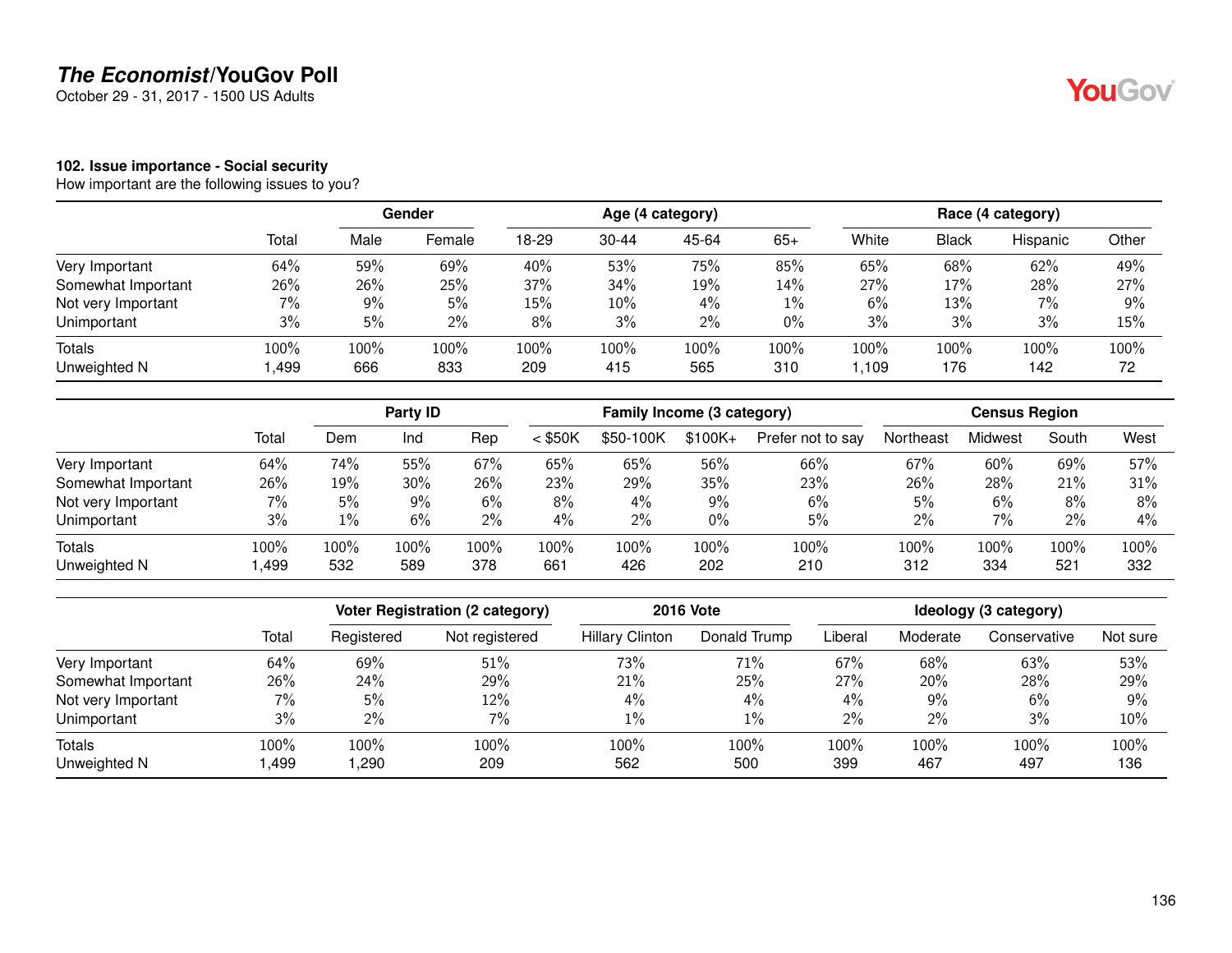## The Economist/YouGov Poll

October 29 - 31, 2017 - 1500 US Adults

### 102. Issue importance - Social security

How important are the following issues to you?

| | | Gender | | Age (4 category) | | | | Race (4 category) | | | |
|---|---|---|---|---|---|---|---|---|---|---|---|
| | Total | Male | Female | 18-29 | 30-44 | 45-64 | 65+ | White | Black | Hispanic | Other |
| Very Important | 64% | 59% | 69% | 40% | 53% | 75% | 85% | 65% | 68% | 62% | 49% |
| Somewhat Important | 26% | 26% | 25% | 37% | 34% | 19% | 14% | 27% | 17% | 28% | 27% |
| Not very Important | 7% | 9% | 5% | 15% | 10% | 4% | 1% | 6% | 13% | 7% | 9% |
| Unimportant | 3% | 5% | 2% | 8% | 3% | 2% | 0% | 3% | 3% | 3% | 15% |
| Totals | 100% | 100% | 100% | 100% | 100% | 100% | 100% | 100% | 100% | 100% | 100% |
| Unweighted N | 1,499 | 666 | 833 | 209 | 415 | 565 | 310 | 1,109 | 176 | 142 | 72 |

| | | Party ID | | | Family Income (3 category) | | | | Census Region | | | |
|---|---|---|---|---|---|---|---|---|---|---|---|---|
| | Total | Dem | Ind | Rep | < $50K | $50-100K | $100K+ | Prefer not to say | Northeast | Midwest | South | West |
| Very Important | 64% | 74% | 55% | 67% | 65% | 65% | 56% | 66% | 67% | 60% | 69% | 57% |
| Somewhat Important | 26% | 19% | 30% | 26% | 23% | 29% | 35% | 23% | 26% | 28% | 21% | 31% |
| Not very Important | 7% | 5% | 9% | 6% | 8% | 4% | 9% | 6% | 5% | 6% | 8% | 8% |
| Unimportant | 3% | 1% | 6% | 2% | 4% | 2% | 0% | 5% | 2% | 7% | 2% | 4% |
| Totals | 100% | 100% | 100% | 100% | 100% | 100% | 100% | 100% | 100% | 100% | 100% | 100% |
| Unweighted N | 1,499 | 532 | 589 | 378 | 661 | 426 | 202 | 210 | 312 | 334 | 521 | 332 |

| | | Voter Registration (2 category) | | 2016 Vote | | Ideology (3 category) | | | |
|---|---|---|---|---|---|---|---|---|---|
| | Total | Registered | Not registered | Hillary Clinton | Donald Trump | Liberal | Moderate | Conservative | Not sure |
| Very Important | 64% | 69% | 51% | 73% | 71% | 67% | 68% | 63% | 53% |
| Somewhat Important | 26% | 24% | 29% | 21% | 25% | 27% | 20% | 28% | 29% |
| Not very Important | 7% | 5% | 12% | 4% | 4% | 4% | 9% | 6% | 9% |
| Unimportant | 3% | 2% | 7% | 1% | 1% | 2% | 2% | 3% | 10% |
| Totals | 100% | 100% | 100% | 100% | 100% | 100% | 100% | 100% | 100% |
| Unweighted N | 1,499 | 1,290 | 209 | 562 | 500 | 399 | 467 | 497 | 136 |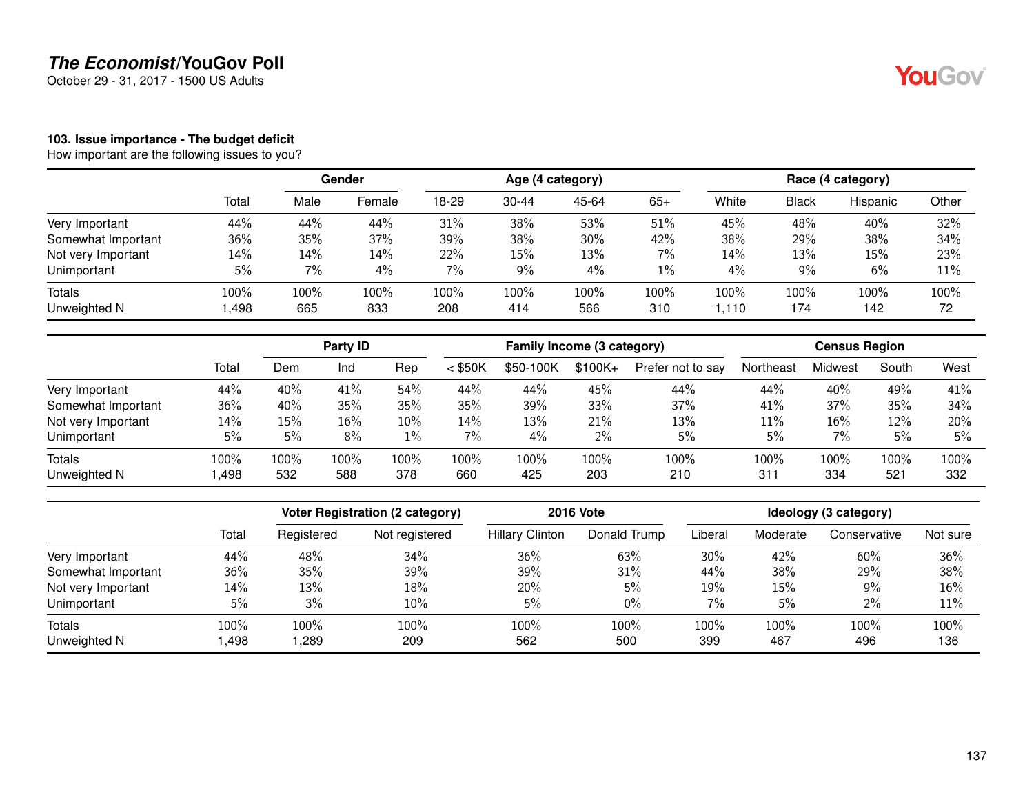**The Economist/YouGov Poll**
October 29 - 31, 2017 - 1500 US Adults

### 103. Issue importance - The budget deficit

How important are the following issues to you?

| | Total | Gender | | Age (4 category) | | | | Race (4 category) | | | |
|---|---|---|---|---|---|---|---|---|---|---|---|
| | | Male | Female | 18-29 | 30-44 | 45-64 | 65+ | White | Black | Hispanic | Other |
| Very Important | 44% | 44% | 44% | 31% | 38% | 53% | 51% | 45% | 48% | 40% | 32% |
| Somewhat Important | 36% | 35% | 37% | 39% | 38% | 30% | 42% | 38% | 29% | 38% | 34% |
| Not very Important | 14% | 14% | 14% | 22% | 15% | 13% | 7% | 14% | 13% | 15% | 23% |
| Unimportant | 5% | 7% | 4% | 7% | 9% | 4% | 1% | 4% | 9% | 6% | 11% |
| Totals | 100% | 100% | 100% | 100% | 100% | 100% | 100% | 100% | 100% | 100% | 100% |
| Unweighted N | 1,498 | 665 | 833 | 208 | 414 | 566 | 310 | 1,110 | 174 | 142 | 72 |

| | Total | Party ID | | | Family Income (3 category) | | | | Census Region | | | |
|---|---|---|---|---|---|---|---|---|---|---|---|---|
| | | Dem | Ind | Rep | < $50K | $50-100K | $100K+ | Prefer not to say | Northeast | Midwest | South | West |
| Very Important | 44% | 40% | 41% | 54% | 44% | 44% | 45% | 44% | 44% | 40% | 49% | 41% |
| Somewhat Important | 36% | 40% | 35% | 35% | 35% | 39% | 33% | 37% | 41% | 37% | 35% | 34% |
| Not very Important | 14% | 15% | 16% | 10% | 14% | 13% | 21% | 13% | 11% | 16% | 12% | 20% |
| Unimportant | 5% | 5% | 8% | 1% | 7% | 4% | 2% | 5% | 5% | 7% | 5% | 5% |
| Totals | 100% | 100% | 100% | 100% | 100% | 100% | 100% | 100% | 100% | 100% | 100% | 100% |
| Unweighted N | 1,498 | 532 | 588 | 378 | 660 | 425 | 203 | 210 | 311 | 334 | 521 | 332 |

| | Total | Voter Registration (2 category) | | 2016 Vote | | Ideology (3 category) | | | |
|---|---|---|---|---|---|---|---|---|---|
| | | Registered | Not registered | Hillary Clinton | Donald Trump | Liberal | Moderate | Conservative | Not sure |
| Very Important | 44% | 48% | 34% | 36% | 63% | 30% | 42% | 60% | 36% |
| Somewhat Important | 36% | 35% | 39% | 39% | 31% | 44% | 38% | 29% | 38% |
| Not very Important | 14% | 13% | 18% | 20% | 5% | 19% | 15% | 9% | 16% |
| Unimportant | 5% | 3% | 10% | 5% | 0% | 7% | 5% | 2% | 11% |
| Totals | 100% | 100% | 100% | 100% | 100% | 100% | 100% | 100% | 100% |
| Unweighted N | 1,498 | 1,289 | 209 | 562 | 500 | 399 | 467 | 496 | 136 |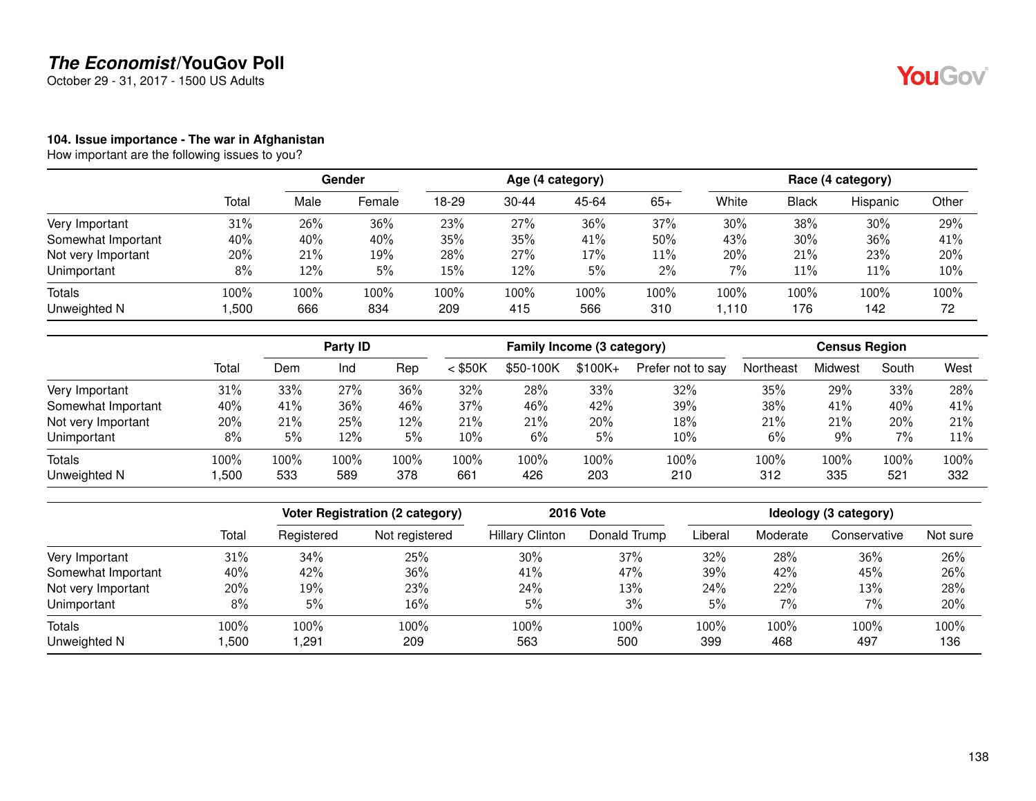**The Economist/YouGov Poll**

October 29 - 31, 2017 - 1500 US Adults

**104. Issue importance - The war in Afghanistan**

How important are the following issues to you?

| | | Gender | | Age (4 category) | | | | Race (4 category) | | | |
|---|---|---|---|---|---|---|---|---|---|---|---|
| | Total | Male | Female | 18-29 | 30-44 | 45-64 | 65+ | White | Black | Hispanic | Other |
| Very Important | 31% | 26% | 36% | 23% | 27% | 36% | 37% | 30% | 38% | 30% | 29% |
| Somewhat Important | 40% | 40% | 40% | 35% | 35% | 41% | 50% | 43% | 30% | 36% | 41% |
| Not very Important | 20% | 21% | 19% | 28% | 27% | 17% | 11% | 20% | 21% | 23% | 20% |
| Unimportant | 8% | 12% | 5% | 15% | 12% | 5% | 2% | 7% | 11% | 11% | 10% |
| Totals | 100% | 100% | 100% | 100% | 100% | 100% | 100% | 100% | 100% | 100% | 100% |
| Unweighted N | 1,500 | 666 | 834 | 209 | 415 | 566 | 310 | 1,110 | 176 | 142 | 72 |

| | | Party ID | | | Family Income (3 category) | | | | Census Region | | | |
|---|---|---|---|---|---|---|---|---|---|---|---|---|
| | Total | Dem | Ind | Rep | < $50K | $50-100K | $100K+ | Prefer not to say | Northeast | Midwest | South | West |
| Very Important | 31% | 33% | 27% | 36% | 32% | 28% | 33% | 32% | 35% | 29% | 33% | 28% |
| Somewhat Important | 40% | 41% | 36% | 46% | 37% | 46% | 42% | 39% | 38% | 41% | 40% | 41% |
| Not very Important | 20% | 21% | 25% | 12% | 21% | 21% | 20% | 18% | 21% | 21% | 20% | 21% |
| Unimportant | 8% | 5% | 12% | 5% | 10% | 6% | 5% | 10% | 6% | 9% | 7% | 11% |
| Totals | 100% | 100% | 100% | 100% | 100% | 100% | 100% | 100% | 100% | 100% | 100% | 100% |
| Unweighted N | 1,500 | 533 | 589 | 378 | 661 | 426 | 203 | 210 | 312 | 335 | 521 | 332 |

| | | Voter Registration (2 category) | | 2016 Vote | | Ideology (3 category) | | | |
|---|---|---|---|---|---|---|---|---|---|
| | Total | Registered | Not registered | Hillary Clinton | Donald Trump | Liberal | Moderate | Conservative | Not sure |
| Very Important | 31% | 34% | 25% | 30% | 37% | 32% | 28% | 36% | 26% |
| Somewhat Important | 40% | 42% | 36% | 41% | 47% | 39% | 42% | 45% | 26% |
| Not very Important | 20% | 19% | 23% | 24% | 13% | 24% | 22% | 13% | 28% |
| Unimportant | 8% | 5% | 16% | 5% | 3% | 5% | 7% | 7% | 20% |
| Totals | 100% | 100% | 100% | 100% | 100% | 100% | 100% | 100% | 100% |
| Unweighted N | 1,500 | 1,291 | 209 | 563 | 500 | 399 | 468 | 497 | 136 |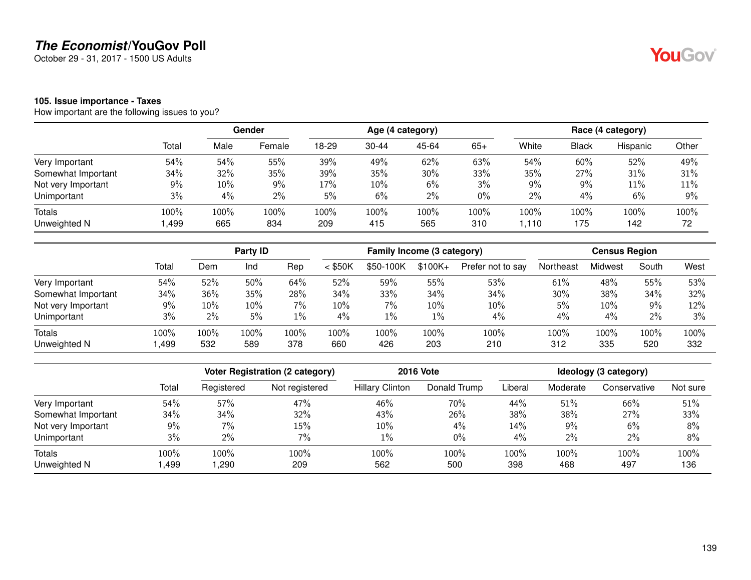**The Economist/YouGov Poll**

October 29 - 31, 2017 - 1500 US Adults

**105. Issue importance - Taxes**

How important are the following issues to you?

| | | Gender | | Age (4 category) | | | | Race (4 category) | | | |
|---|---|---|---|---|---|---|---|---|---|---|---|
| | Total | Male | Female | 18-29 | 30-44 | 45-64 | 65+ | White | Black | Hispanic | Other |
| Very Important | 54% | 54% | 55% | 39% | 49% | 62% | 63% | 54% | 60% | 52% | 49% |
| Somewhat Important | 34% | 32% | 35% | 39% | 35% | 30% | 33% | 35% | 27% | 31% | 31% |
| Not very Important | 9% | 10% | 9% | 17% | 10% | 6% | 3% | 9% | 9% | 11% | 11% |
| Unimportant | 3% | 4% | 2% | 5% | 6% | 2% | 0% | 2% | 4% | 6% | 9% |
| Totals | 100% | 100% | 100% | 100% | 100% | 100% | 100% | 100% | 100% | 100% | 100% |
| Unweighted N | 1,499 | 665 | 834 | 209 | 415 | 565 | 310 | 1,110 | 175 | 142 | 72 |

| | | Party ID | | | Family Income (3 category) | | | | Census Region | | | |
|---|---|---|---|---|---|---|---|---|---|---|---|---|
| | Total | Dem | Ind | Rep | < $50K | $50-100K | $100K+ | Prefer not to say | Northeast | Midwest | South | West |
| Very Important | 54% | 52% | 50% | 64% | 52% | 59% | 55% | 53% | 61% | 48% | 55% | 53% |
| Somewhat Important | 34% | 36% | 35% | 28% | 34% | 33% | 34% | 34% | 30% | 38% | 34% | 32% |
| Not very Important | 9% | 10% | 10% | 7% | 10% | 7% | 10% | 10% | 5% | 10% | 9% | 12% |
| Unimportant | 3% | 2% | 5% | 1% | 4% | 1% | 1% | 4% | 4% | 4% | 2% | 3% |
| Totals | 100% | 100% | 100% | 100% | 100% | 100% | 100% | 100% | 100% | 100% | 100% | 100% |
| Unweighted N | 1,499 | 532 | 589 | 378 | 660 | 426 | 203 | 210 | 312 | 335 | 520 | 332 |

| | | Voter Registration (2 category) | | 2016 Vote | | Ideology (3 category) | | | |
|---|---|---|---|---|---|---|---|---|---|
| | Total | Registered | Not registered | Hillary Clinton | Donald Trump | Liberal | Moderate | Conservative | Not sure |
| Very Important | 54% | 57% | 47% | 46% | 70% | 44% | 51% | 66% | 51% |
| Somewhat Important | 34% | 34% | 32% | 43% | 26% | 38% | 38% | 27% | 33% |
| Not very Important | 9% | 7% | 15% | 10% | 4% | 14% | 9% | 6% | 8% |
| Unimportant | 3% | 2% | 7% | 1% | 0% | 4% | 2% | 2% | 8% |
| Totals | 100% | 100% | 100% | 100% | 100% | 100% | 100% | 100% | 100% |
| Unweighted N | 1,499 | 1,290 | 209 | 562 | 500 | 398 | 468 | 497 | 136 |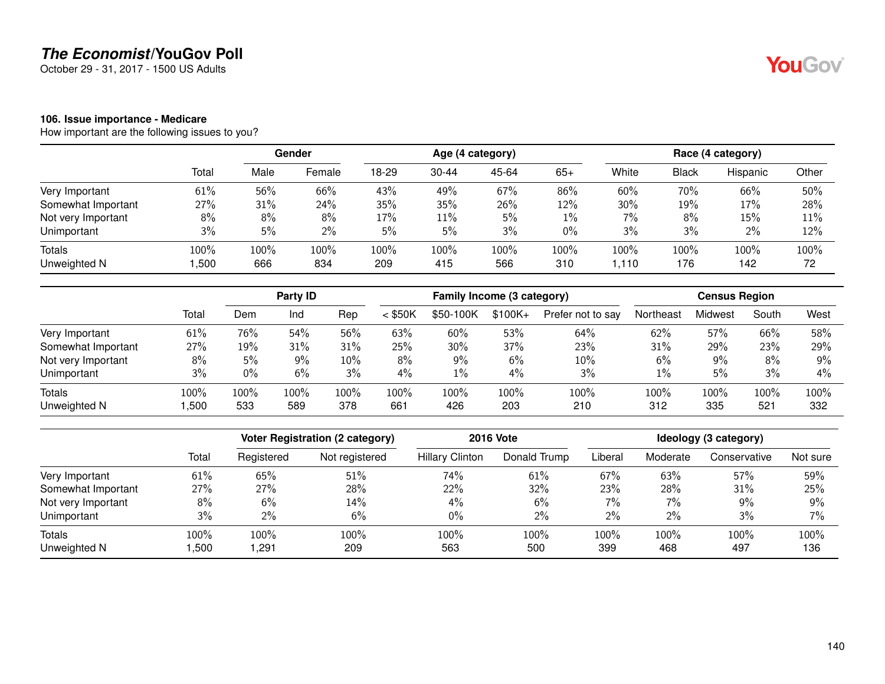## The Economist/YouGov Poll

October 29 - 31, 2017 - 1500 US Adults

### 106. Issue importance - Medicare

How important are the following issues to you?

| | Total | Gender | | Age (4 category) | | | | Race (4 category) | | | |
|---|---|---|---|---|---|---|---|---|---|---|---|
| | | Male | Female | 18-29 | 30-44 | 45-64 | 65+ | White | Black | Hispanic | Other |
| Very Important | 61% | 56% | 66% | 43% | 49% | 67% | 86% | 60% | 70% | 66% | 50% |
| Somewhat Important | 27% | 31% | 24% | 35% | 35% | 26% | 12% | 30% | 19% | 17% | 28% |
| Not very Important | 8% | 8% | 8% | 17% | 11% | 5% | 1% | 7% | 8% | 15% | 11% |
| Unimportant | 3% | 5% | 2% | 5% | 5% | 3% | 0% | 3% | 3% | 2% | 12% |
| Totals | 100% | 100% | 100% | 100% | 100% | 100% | 100% | 100% | 100% | 100% | 100% |
| Unweighted N | 1,500 | 666 | 834 | 209 | 415 | 566 | 310 | 1,110 | 176 | 142 | 72 |

| | Total | Party ID | | | Family Income (3 category) | | | | Census Region | | | |
|---|---|---|---|---|---|---|---|---|---|---|---|---|
| | | Dem | Ind | Rep | < $50K | $50-100K | $100K+ | Prefer not to say | Northeast | Midwest | South | West |
| Very Important | 61% | 76% | 54% | 56% | 63% | 60% | 53% | 64% | 62% | 57% | 66% | 58% |
| Somewhat Important | 27% | 19% | 31% | 31% | 25% | 30% | 37% | 23% | 31% | 29% | 23% | 29% |
| Not very Important | 8% | 5% | 9% | 10% | 8% | 9% | 6% | 10% | 6% | 9% | 8% | 9% |
| Unimportant | 3% | 0% | 6% | 3% | 4% | 1% | 4% | 3% | 1% | 5% | 3% | 4% |
| Totals | 100% | 100% | 100% | 100% | 100% | 100% | 100% | 100% | 100% | 100% | 100% | 100% |
| Unweighted N | 1,500 | 533 | 589 | 378 | 661 | 426 | 203 | 210 | 312 | 335 | 521 | 332 |

| | Total | Voter Registration (2 category) | | 2016 Vote | | Ideology (3 category) | | | |
|---|---|---|---|---|---|---|---|---|---|
| | | Registered | Not registered | Hillary Clinton | Donald Trump | Liberal | Moderate | Conservative | Not sure |
| Very Important | 61% | 65% | 51% | 74% | 61% | 67% | 63% | 57% | 59% |
| Somewhat Important | 27% | 27% | 28% | 22% | 32% | 23% | 28% | 31% | 25% |
| Not very Important | 8% | 6% | 14% | 4% | 6% | 7% | 7% | 9% | 9% |
| Unimportant | 3% | 2% | 6% | 0% | 2% | 2% | 2% | 3% | 7% |
| Totals | 100% | 100% | 100% | 100% | 100% | 100% | 100% | 100% | 100% |
| Unweighted N | 1,500 | 1,291 | 209 | 563 | 500 | 399 | 468 | 497 | 136 |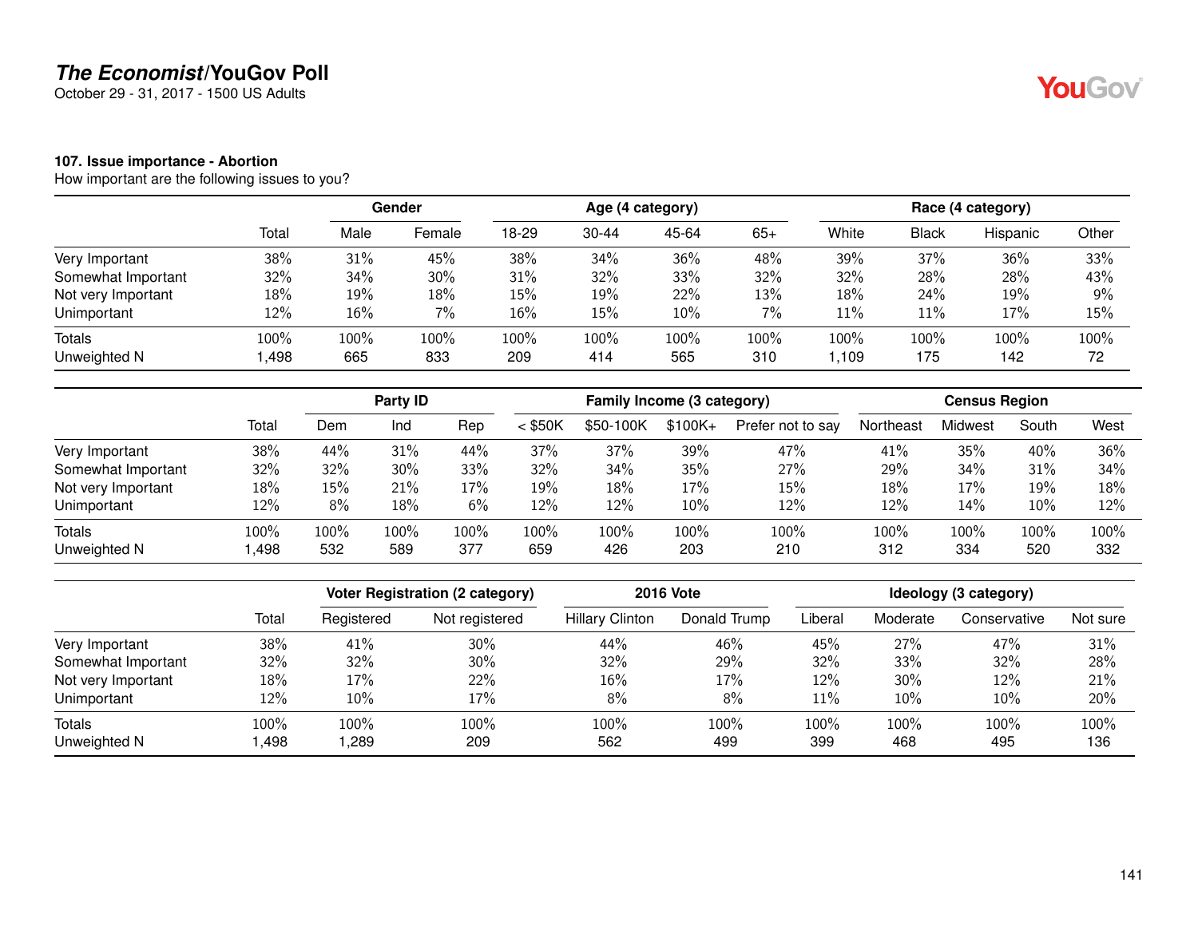# The Economist/YouGov Poll

October 29 - 31, 2017 - 1500 US Adults

### 107. Issue importance - Abortion

How important are the following issues to you?

| | | Gender | | Age (4 category) | | | | Race (4 category) | | | |
|---|---|---|---|---|---|---|---|---|---|---|---|
| | Total | Male | Female | 18-29 | 30-44 | 45-64 | 65+ | White | Black | Hispanic | Other |
| Very Important | 38% | 31% | 45% | 38% | 34% | 36% | 48% | 39% | 37% | 36% | 33% |
| Somewhat Important | 32% | 34% | 30% | 31% | 32% | 33% | 32% | 32% | 28% | 28% | 43% |
| Not very Important | 18% | 19% | 18% | 15% | 19% | 22% | 13% | 18% | 24% | 19% | 9% |
| Unimportant | 12% | 16% | 7% | 16% | 15% | 10% | 7% | 11% | 11% | 17% | 15% |
| Totals | 100% | 100% | 100% | 100% | 100% | 100% | 100% | 100% | 100% | 100% | 100% |
| Unweighted N | 1,498 | 665 | 833 | 209 | 414 | 565 | 310 | 1,109 | 175 | 142 | 72 |

| | | Party ID | | | Family Income (3 category) | | | | Census Region | | | |
|---|---|---|---|---|---|---|---|---|---|---|---|---|
| | Total | Dem | Ind | Rep | < $50K | $50-100K | $100K+ | Prefer not to say | Northeast | Midwest | South | West |
| Very Important | 38% | 44% | 31% | 44% | 37% | 37% | 39% | 47% | 41% | 35% | 40% | 36% |
| Somewhat Important | 32% | 32% | 30% | 33% | 32% | 34% | 35% | 27% | 29% | 34% | 31% | 34% |
| Not very Important | 18% | 15% | 21% | 17% | 19% | 18% | 17% | 15% | 18% | 17% | 19% | 18% |
| Unimportant | 12% | 8% | 18% | 6% | 12% | 12% | 10% | 12% | 12% | 14% | 10% | 12% |
| Totals | 100% | 100% | 100% | 100% | 100% | 100% | 100% | 100% | 100% | 100% | 100% | 100% |
| Unweighted N | 1,498 | 532 | 589 | 377 | 659 | 426 | 203 | 210 | 312 | 334 | 520 | 332 |

| | | Voter Registration (2 category) | | 2016 Vote | | Ideology (3 category) | | | |
|---|---|---|---|---|---|---|---|---|---|
| | Total | Registered | Not registered | Hillary Clinton | Donald Trump | Liberal | Moderate | Conservative | Not sure |
| Very Important | 38% | 41% | 30% | 44% | 46% | 45% | 27% | 47% | 31% |
| Somewhat Important | 32% | 32% | 30% | 32% | 29% | 32% | 33% | 32% | 28% |
| Not very Important | 18% | 17% | 22% | 16% | 17% | 12% | 30% | 12% | 21% |
| Unimportant | 12% | 10% | 17% | 8% | 8% | 11% | 10% | 10% | 20% |
| Totals | 100% | 100% | 100% | 100% | 100% | 100% | 100% | 100% | 100% |
| Unweighted N | 1,498 | 1,289 | 209 | 562 | 499 | 399 | 468 | 495 | 136 |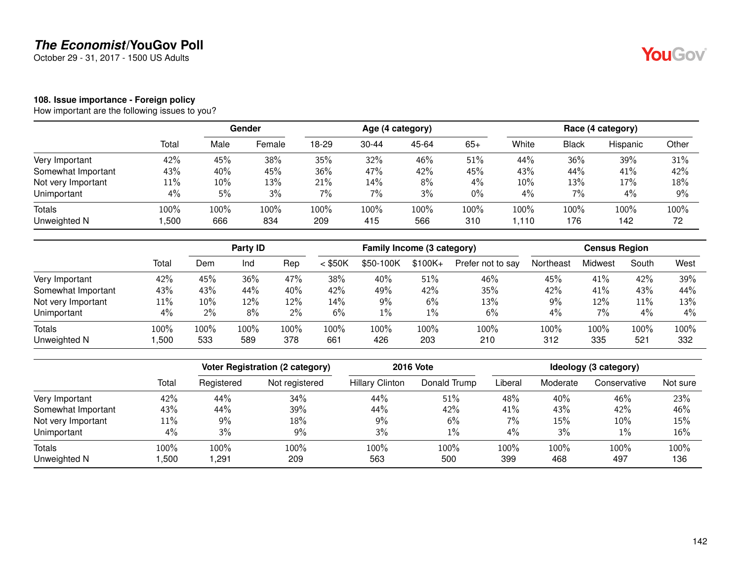## The Economist/YouGov Poll

October 29 - 31, 2017 - 1500 US Adults

### 108. Issue importance - Foreign policy

How important are the following issues to you?

| | Total | Gender | | Age (4 category) | | | | Race (4 category) | | | |
|---|---|---|---|---|---|---|---|---|---|---|---|
| | | Male | Female | 18-29 | 30-44 | 45-64 | 65+ | White | Black | Hispanic | Other |
| Very Important | 42% | 45% | 38% | 35% | 32% | 46% | 51% | 44% | 36% | 39% | 31% |
| Somewhat Important | 43% | 40% | 45% | 36% | 47% | 42% | 45% | 43% | 44% | 41% | 42% |
| Not very Important | 11% | 10% | 13% | 21% | 14% | 8% | 4% | 10% | 13% | 17% | 18% |
| Unimportant | 4% | 5% | 3% | 7% | 7% | 3% | 0% | 4% | 7% | 4% | 9% |
| Totals | 100% | 100% | 100% | 100% | 100% | 100% | 100% | 100% | 100% | 100% | 100% |
| Unweighted N | 1,500 | 666 | 834 | 209 | 415 | 566 | 310 | 1,110 | 176 | 142 | 72 |

| | Total | Party ID | | | Family Income (3 category) | | | | Census Region | | | |
|---|---|---|---|---|---|---|---|---|---|---|---|---|
| | | Dem | Ind | Rep | < $50K | $50-100K | $100K+ | Prefer not to say | Northeast | Midwest | South | West |
| Very Important | 42% | 45% | 36% | 47% | 38% | 40% | 51% | 46% | 45% | 41% | 42% | 39% |
| Somewhat Important | 43% | 43% | 44% | 40% | 42% | 49% | 42% | 35% | 42% | 41% | 43% | 44% |
| Not very Important | 11% | 10% | 12% | 12% | 14% | 9% | 6% | 13% | 9% | 12% | 11% | 13% |
| Unimportant | 4% | 2% | 8% | 2% | 6% | 1% | 1% | 6% | 4% | 7% | 4% | 4% |
| Totals | 100% | 100% | 100% | 100% | 100% | 100% | 100% | 100% | 100% | 100% | 100% | 100% |
| Unweighted N | 1,500 | 533 | 589 | 378 | 661 | 426 | 203 | 210 | 312 | 335 | 521 | 332 |

| | Total | Voter Registration (2 category) | | 2016 Vote | | Ideology (3 category) | | | |
|---|---|---|---|---|---|---|---|---|---|
| | | Registered | Not registered | Hillary Clinton | Donald Trump | Liberal | Moderate | Conservative | Not sure |
| Very Important | 42% | 44% | 34% | 44% | 51% | 48% | 40% | 46% | 23% |
| Somewhat Important | 43% | 44% | 39% | 44% | 42% | 41% | 43% | 42% | 46% |
| Not very Important | 11% | 9% | 18% | 9% | 6% | 7% | 15% | 10% | 15% |
| Unimportant | 4% | 3% | 9% | 3% | 1% | 4% | 3% | 1% | 16% |
| Totals | 100% | 100% | 100% | 100% | 100% | 100% | 100% | 100% | 100% |
| Unweighted N | 1,500 | 1,291 | 209 | 563 | 500 | 399 | 468 | 497 | 136 |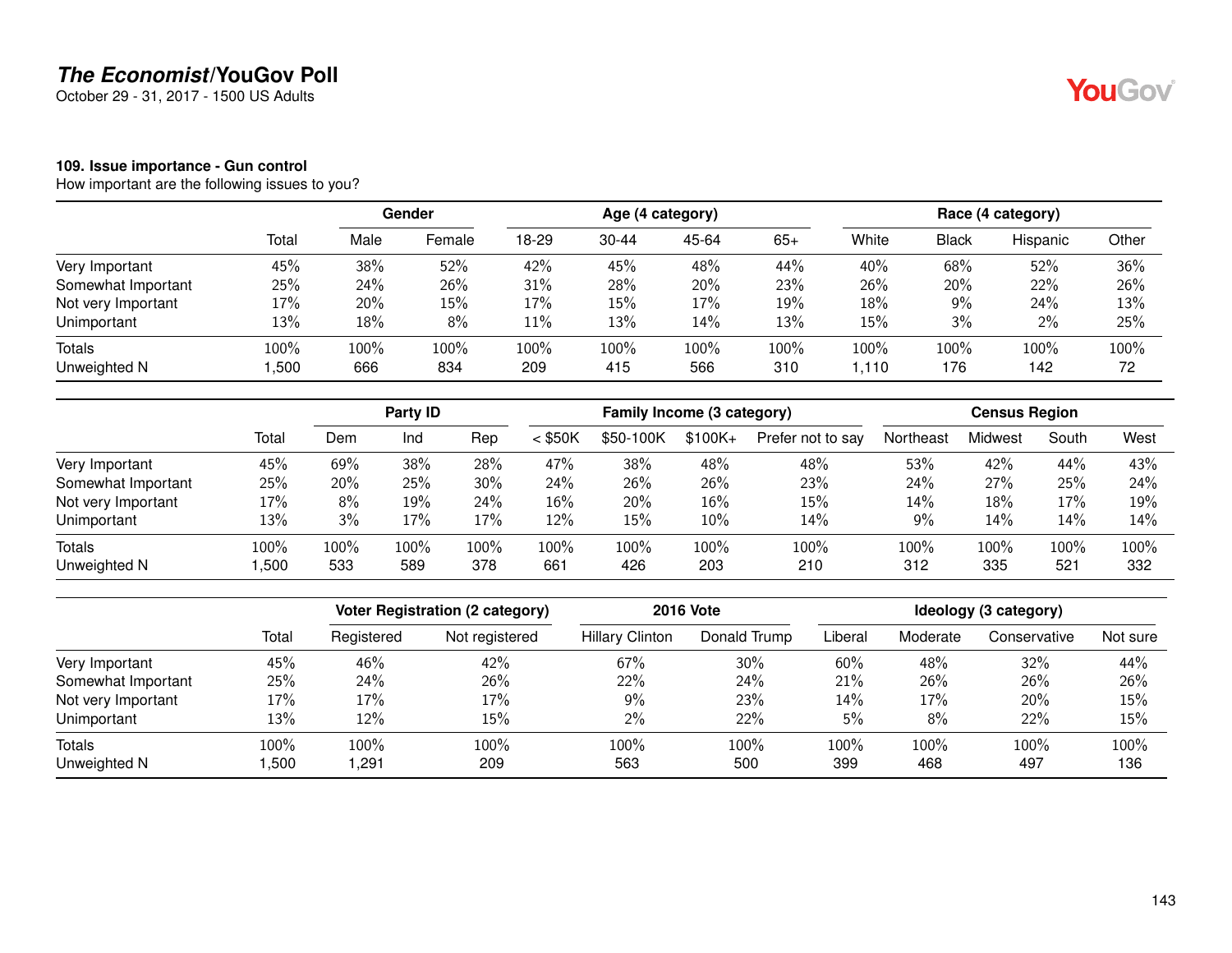## *The Economist*/YouGov Poll

October 29 - 31, 2017 - 1500 US Adults

**109. Issue importance - Gun control**
How important are the following issues to you?

| | | Gender | | Age (4 category) | | | | Race (4 category) | | | |
|---|---|---|---|---|---|---|---|---|---|---|---|
| | Total | Male | Female | 18-29 | 30-44 | 45-64 | 65+ | White | Black | Hispanic | Other |
| Very Important | 45% | 38% | 52% | 42% | 45% | 48% | 44% | 40% | 68% | 52% | 36% |
| Somewhat Important | 25% | 24% | 26% | 31% | 28% | 20% | 23% | 26% | 20% | 22% | 26% |
| Not very Important | 17% | 20% | 15% | 17% | 15% | 17% | 19% | 18% | 9% | 24% | 13% |
| Unimportant | 13% | 18% | 8% | 11% | 13% | 14% | 13% | 15% | 3% | 2% | 25% |
| Totals | 100% | 100% | 100% | 100% | 100% | 100% | 100% | 100% | 100% | 100% | 100% |
| Unweighted N | 1,500 | 666 | 834 | 209 | 415 | 566 | 310 | 1,110 | 176 | 142 | 72 |

| | | Party ID | | | Family Income (3 category) | | | | Census Region | | | |
|---|---|---|---|---|---|---|---|---|---|---|---|---|
| | Total | Dem | Ind | Rep | < $50K | $50-100K | $100K+ | Prefer not to say | Northeast | Midwest | South | West |
| Very Important | 45% | 69% | 38% | 28% | 47% | 38% | 48% | 48% | 53% | 42% | 44% | 43% |
| Somewhat Important | 25% | 20% | 25% | 30% | 24% | 26% | 26% | 23% | 24% | 27% | 25% | 24% |
| Not very Important | 17% | 8% | 19% | 24% | 16% | 20% | 16% | 15% | 14% | 18% | 17% | 19% |
| Unimportant | 13% | 3% | 17% | 17% | 12% | 15% | 10% | 14% | 9% | 14% | 14% | 14% |
| Totals | 100% | 100% | 100% | 100% | 100% | 100% | 100% | 100% | 100% | 100% | 100% | 100% |
| Unweighted N | 1,500 | 533 | 589 | 378 | 661 | 426 | 203 | 210 | 312 | 335 | 521 | 332 |

| | | Voter Registration (2 category) | | 2016 Vote | | Ideology (3 category) | | | |
|---|---|---|---|---|---|---|---|---|---|
| | Total | Registered | Not registered | Hillary Clinton | Donald Trump | Liberal | Moderate | Conservative | Not sure |
| Very Important | 45% | 46% | 42% | 67% | 30% | 60% | 48% | 32% | 44% |
| Somewhat Important | 25% | 24% | 26% | 22% | 24% | 21% | 26% | 26% | 26% |
| Not very Important | 17% | 17% | 17% | 9% | 23% | 14% | 17% | 20% | 15% |
| Unimportant | 13% | 12% | 15% | 2% | 22% | 5% | 8% | 22% | 15% |
| Totals | 100% | 100% | 100% | 100% | 100% | 100% | 100% | 100% | 100% |
| Unweighted N | 1,500 | 1,291 | 209 | 563 | 500 | 399 | 468 | 497 | 136 |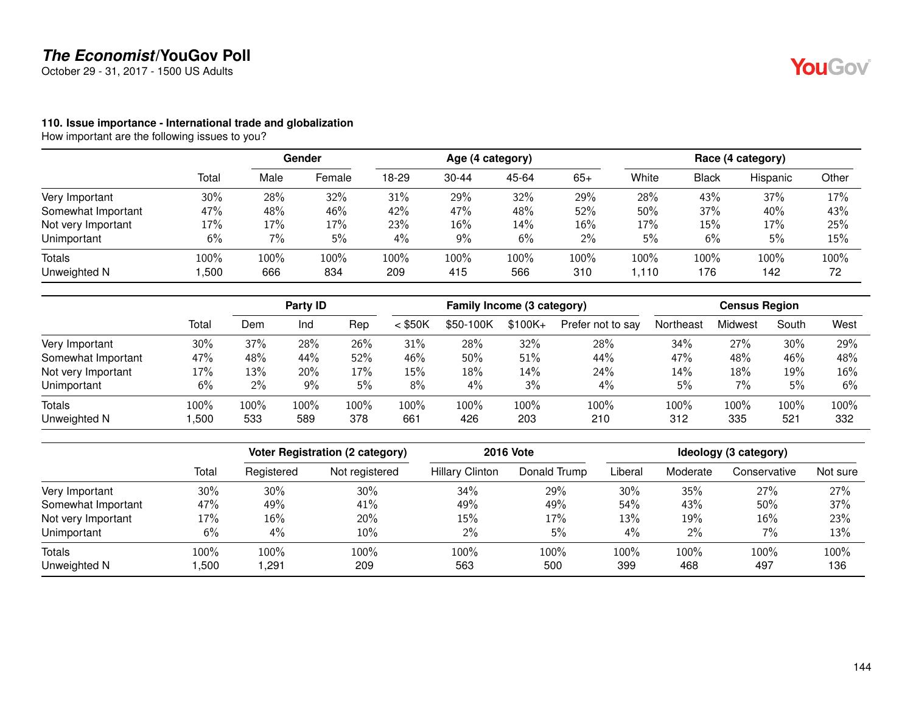## The Economist/YouGov Poll

October 29 - 31, 2017 - 1500 US Adults

### 110. Issue importance - International trade and globalization

How important are the following issues to you?

| | Total | Gender | | Age (4 category) | | | | Race (4 category) | | | |
|---|---|---|---|---|---|---|---|---|---|---|---|
| | | Male | Female | 18-29 | 30-44 | 45-64 | 65+ | White | Black | Hispanic | Other |
| Very Important | 30% | 28% | 32% | 31% | 29% | 32% | 29% | 28% | 43% | 37% | 17% |
| Somewhat Important | 47% | 48% | 46% | 42% | 47% | 48% | 52% | 50% | 37% | 40% | 43% |
| Not very Important | 17% | 17% | 17% | 23% | 16% | 14% | 16% | 17% | 15% | 17% | 25% |
| Unimportant | 6% | 7% | 5% | 4% | 9% | 6% | 2% | 5% | 6% | 5% | 15% |
| Totals | 100% | 100% | 100% | 100% | 100% | 100% | 100% | 100% | 100% | 100% | 100% |
| Unweighted N | 1,500 | 666 | 834 | 209 | 415 | 566 | 310 | 1,110 | 176 | 142 | 72 |

| | Total | Party ID | | | Family Income (3 category) | | | | Census Region | | | |
|---|---|---|---|---|---|---|---|---|---|---|---|---|
| | | Dem | Ind | Rep | < $50K | $50-100K | $100K+ | Prefer not to say | Northeast | Midwest | South | West |
| Very Important | 30% | 37% | 28% | 26% | 31% | 28% | 32% | 28% | 34% | 27% | 30% | 29% |
| Somewhat Important | 47% | 48% | 44% | 52% | 46% | 50% | 51% | 44% | 47% | 48% | 46% | 48% |
| Not very Important | 17% | 13% | 20% | 17% | 15% | 18% | 14% | 24% | 14% | 18% | 19% | 16% |
| Unimportant | 6% | 2% | 9% | 5% | 8% | 4% | 3% | 4% | 5% | 7% | 5% | 6% |
| Totals | 100% | 100% | 100% | 100% | 100% | 100% | 100% | 100% | 100% | 100% | 100% | 100% |
| Unweighted N | 1,500 | 533 | 589 | 378 | 661 | 426 | 203 | 210 | 312 | 335 | 521 | 332 |

| | Total | Voter Registration (2 category) | | 2016 Vote | | Ideology (3 category) | | | |
|---|---|---|---|---|---|---|---|---|---|
| | | Registered | Not registered | Hillary Clinton | Donald Trump | Liberal | Moderate | Conservative | Not sure |
| Very Important | 30% | 30% | 30% | 34% | 29% | 30% | 35% | 27% | 27% |
| Somewhat Important | 47% | 49% | 41% | 49% | 49% | 54% | 43% | 50% | 37% |
| Not very Important | 17% | 16% | 20% | 15% | 17% | 13% | 19% | 16% | 23% |
| Unimportant | 6% | 4% | 10% | 2% | 5% | 4% | 2% | 7% | 13% |
| Totals | 100% | 100% | 100% | 100% | 100% | 100% | 100% | 100% | 100% |
| Unweighted N | 1,500 | 1,291 | 209 | 563 | 500 | 399 | 468 | 497 | 136 |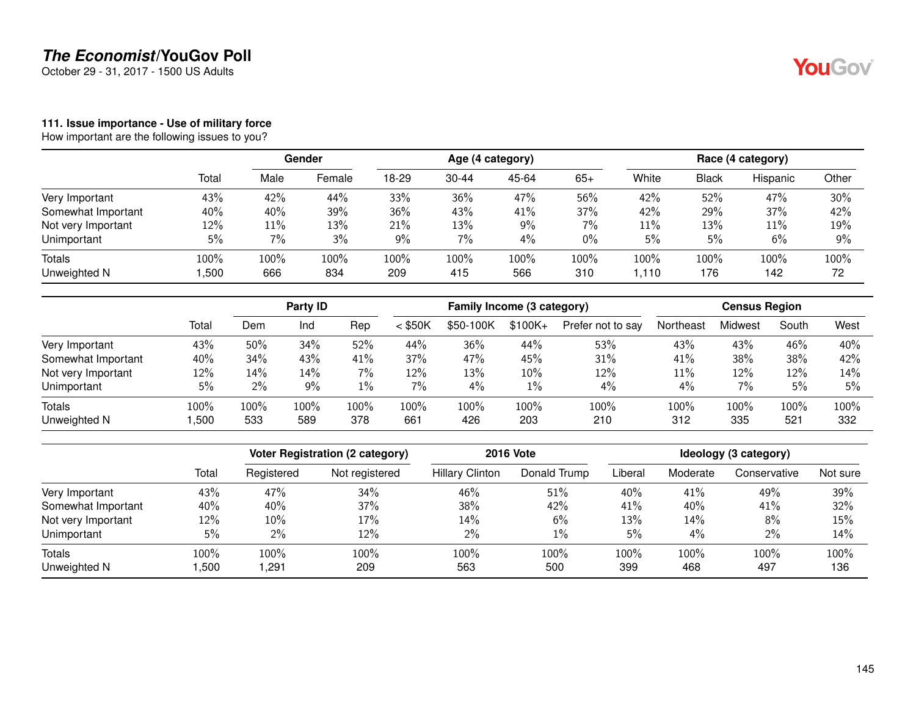## The Economist/YouGov Poll

October 29 - 31, 2017 - 1500 US Adults

### 111. Issue importance - Use of military force

How important are the following issues to you?

| | Total | Gender | | Age (4 category) | | | | Race (4 category) | | | |
|---|---|---|---|---|---|---|---|---|---|---|---|
| | | Male | Female | 18-29 | 30-44 | 45-64 | 65+ | White | Black | Hispanic | Other |
| Very Important | 43% | 42% | 44% | 33% | 36% | 47% | 56% | 42% | 52% | 47% | 30% |
| Somewhat Important | 40% | 40% | 39% | 36% | 43% | 41% | 37% | 42% | 29% | 37% | 42% |
| Not very Important | 12% | 11% | 13% | 21% | 13% | 9% | 7% | 11% | 13% | 11% | 19% |
| Unimportant | 5% | 7% | 3% | 9% | 7% | 4% | 0% | 5% | 5% | 6% | 9% |
| Totals | 100% | 100% | 100% | 100% | 100% | 100% | 100% | 100% | 100% | 100% | 100% |
| Unweighted N | 1,500 | 666 | 834 | 209 | 415 | 566 | 310 | 1,110 | 176 | 142 | 72 |

| | Total | Party ID | | | Family Income (3 category) | | | | Census Region | | | |
|---|---|---|---|---|---|---|---|---|---|---|---|---|
| | | Dem | Ind | Rep | < $50K | $50-100K | $100K+ | Prefer not to say | Northeast | Midwest | South | West |
| Very Important | 43% | 50% | 34% | 52% | 44% | 36% | 44% | 53% | 43% | 43% | 46% | 40% |
| Somewhat Important | 40% | 34% | 43% | 41% | 37% | 47% | 45% | 31% | 41% | 38% | 38% | 42% |
| Not very Important | 12% | 14% | 14% | 7% | 12% | 13% | 10% | 12% | 11% | 12% | 12% | 14% |
| Unimportant | 5% | 2% | 9% | 1% | 7% | 4% | 1% | 4% | 4% | 7% | 5% | 5% |
| Totals | 100% | 100% | 100% | 100% | 100% | 100% | 100% | 100% | 100% | 100% | 100% | 100% |
| Unweighted N | 1,500 | 533 | 589 | 378 | 661 | 426 | 203 | 210 | 312 | 335 | 521 | 332 |

| | Total | Voter Registration (2 category) | | 2016 Vote | | Ideology (3 category) | | | |
|---|---|---|---|---|---|---|---|---|---|
| | | Registered | Not registered | Hillary Clinton | Donald Trump | Liberal | Moderate | Conservative | Not sure |
| Very Important | 43% | 47% | 34% | 46% | 51% | 40% | 41% | 49% | 39% |
| Somewhat Important | 40% | 40% | 37% | 38% | 42% | 41% | 40% | 41% | 32% |
| Not very Important | 12% | 10% | 17% | 14% | 6% | 13% | 14% | 8% | 15% |
| Unimportant | 5% | 2% | 12% | 2% | 1% | 5% | 4% | 2% | 14% |
| Totals | 100% | 100% | 100% | 100% | 100% | 100% | 100% | 100% | 100% |
| Unweighted N | 1,500 | 1,291 | 209 | 563 | 500 | 399 | 468 | 497 | 136 |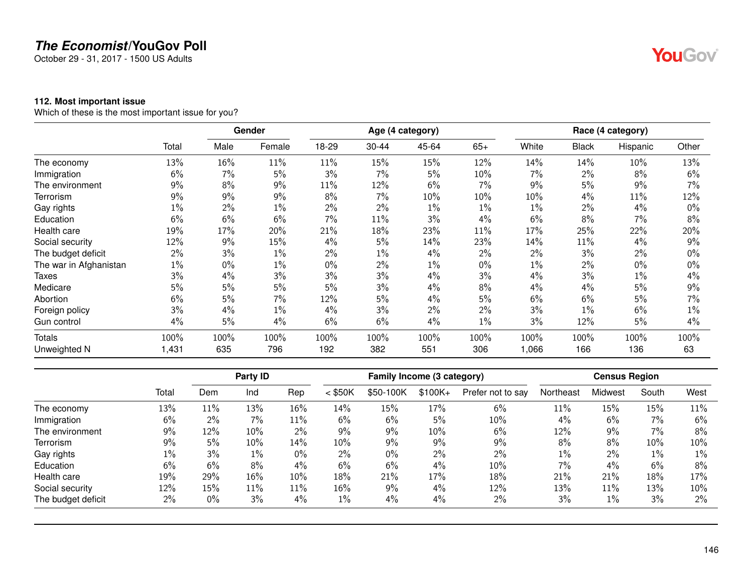# *The Economist*/YouGov Poll

October 29 - 31, 2017 - 1500 US Adults

**112. Most important issue**

Which of these is the most important issue for you?

| | | Gender | | Age (4 category) | | | | Race (4 category) | | | |
|---|---|---|---|---|---|---|---|---|---|---|---|
| | Total | Male | Female | 18-29 | 30-44 | 45-64 | 65+ | White | Black | Hispanic | Other |
| The economy | 13% | 16% | 11% | 11% | 15% | 15% | 12% | 14% | 14% | 10% | 13% |
| Immigration | 6% | 7% | 5% | 3% | 7% | 5% | 10% | 7% | 2% | 8% | 6% |
| The environment | 9% | 8% | 9% | 11% | 12% | 6% | 7% | 9% | 5% | 9% | 7% |
| Terrorism | 9% | 9% | 9% | 8% | 7% | 10% | 10% | 10% | 4% | 11% | 12% |
| Gay rights | 1% | 2% | 1% | 2% | 2% | 1% | 1% | 1% | 2% | 4% | 0% |
| Education | 6% | 6% | 6% | 7% | 11% | 3% | 4% | 6% | 8% | 7% | 8% |
| Health care | 19% | 17% | 20% | 21% | 18% | 23% | 11% | 17% | 25% | 22% | 20% |
| Social security | 12% | 9% | 15% | 4% | 5% | 14% | 23% | 14% | 11% | 4% | 9% |
| The budget deficit | 2% | 3% | 1% | 2% | 1% | 4% | 2% | 2% | 3% | 2% | 0% |
| The war in Afghanistan | 1% | 0% | 1% | 0% | 2% | 1% | 0% | 1% | 2% | 0% | 0% |
| Taxes | 3% | 4% | 3% | 3% | 3% | 4% | 3% | 4% | 3% | 1% | 4% |
| Medicare | 5% | 5% | 5% | 5% | 3% | 4% | 8% | 4% | 4% | 5% | 9% |
| Abortion | 6% | 5% | 7% | 12% | 5% | 4% | 5% | 6% | 6% | 5% | 7% |
| Foreign policy | 3% | 4% | 1% | 4% | 3% | 2% | 2% | 3% | 1% | 6% | 1% |
| Gun control | 4% | 5% | 4% | 6% | 6% | 4% | 1% | 3% | 12% | 5% | 4% |
| Totals | 100% | 100% | 100% | 100% | 100% | 100% | 100% | 100% | 100% | 100% | 100% |
| Unweighted N | 1,431 | 635 | 796 | 192 | 382 | 551 | 306 | 1,066 | 166 | 136 | 63 |

| | | Party ID | | | Family Income (3 category) | | | | Census Region | | | |
|---|---|---|---|---|---|---|---|---|---|---|---|---|
| | Total | Dem | Ind | Rep | < $50K | $50-100K | $100K+ | Prefer not to say | Northeast | Midwest | South | West |
| The economy | 13% | 11% | 13% | 16% | 14% | 15% | 17% | 6% | 11% | 15% | 15% | 11% |
| Immigration | 6% | 2% | 7% | 11% | 6% | 6% | 5% | 10% | 4% | 6% | 7% | 6% |
| The environment | 9% | 12% | 10% | 2% | 9% | 9% | 10% | 6% | 12% | 9% | 7% | 8% |
| Terrorism | 9% | 5% | 10% | 14% | 10% | 9% | 9% | 9% | 8% | 8% | 10% | 10% |
| Gay rights | 1% | 3% | 1% | 0% | 2% | 0% | 2% | 2% | 1% | 2% | 1% | 1% |
| Education | 6% | 6% | 8% | 4% | 6% | 6% | 4% | 10% | 7% | 4% | 6% | 8% |
| Health care | 19% | 29% | 16% | 10% | 18% | 21% | 17% | 18% | 21% | 21% | 18% | 17% |
| Social security | 12% | 15% | 11% | 11% | 16% | 9% | 4% | 12% | 13% | 11% | 13% | 10% |
| The budget deficit | 2% | 0% | 3% | 4% | 1% | 4% | 4% | 2% | 3% | 1% | 3% | 2% |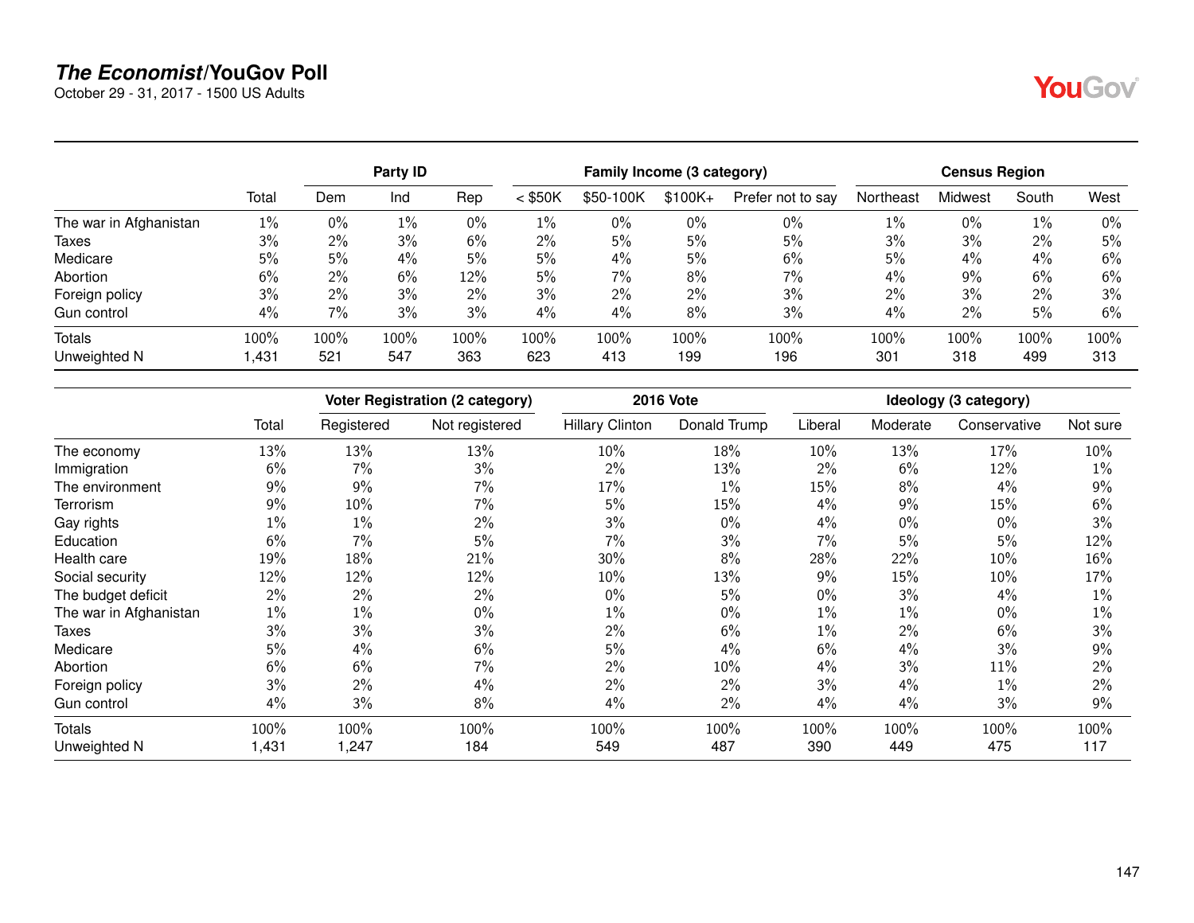## *The Economist*/YouGov Poll

October 29 - 31, 2017 - 1500 US Adults

| | Total | Party ID | | | Family Income (3 category) | | | | Census Region | | | |
|---|---|---|---|---|---|---|---|---|---|---|---|---|
| | | Dem | Ind | Rep | < $50K | $50-100K | $100K+ | Prefer not to say | Northeast | Midwest | South | West |
| The war in Afghanistan | 1% | 0% | 1% | 0% | 1% | 0% | 0% | 0% | 1% | 0% | 1% | 0% |
| Taxes | 3% | 2% | 3% | 6% | 2% | 5% | 5% | 5% | 3% | 3% | 2% | 5% |
| Medicare | 5% | 5% | 4% | 5% | 5% | 4% | 5% | 6% | 5% | 4% | 4% | 6% |
| Abortion | 6% | 2% | 6% | 12% | 5% | 7% | 8% | 7% | 4% | 9% | 6% | 6% |
| Foreign policy | 3% | 2% | 3% | 2% | 3% | 2% | 2% | 3% | 2% | 3% | 2% | 3% |
| Gun control | 4% | 7% | 3% | 3% | 4% | 4% | 8% | 3% | 4% | 2% | 5% | 6% |
| Totals | 100% | 100% | 100% | 100% | 100% | 100% | 100% | 100% | 100% | 100% | 100% | 100% |
| Unweighted N | 1,431 | 521 | 547 | 363 | 623 | 413 | 199 | 196 | 301 | 318 | 499 | 313 |

| | Total | Voter Registration (2 category) | | 2016 Vote | | Ideology (3 category) | | | |
|---|---|---|---|---|---|---|---|---|---|
| | | Registered | Not registered | Hillary Clinton | Donald Trump | Liberal | Moderate | Conservative | Not sure |
| The economy | 13% | 13% | 13% | 10% | 18% | 10% | 13% | 17% | 10% |
| Immigration | 6% | 7% | 3% | 2% | 13% | 2% | 6% | 12% | 1% |
| The environment | 9% | 9% | 7% | 17% | 1% | 15% | 8% | 4% | 9% |
| Terrorism | 9% | 10% | 7% | 5% | 15% | 4% | 9% | 15% | 6% |
| Gay rights | 1% | 1% | 2% | 3% | 0% | 4% | 0% | 0% | 3% |
| Education | 6% | 7% | 5% | 7% | 3% | 7% | 5% | 5% | 12% |
| Health care | 19% | 18% | 21% | 30% | 8% | 28% | 22% | 10% | 16% |
| Social security | 12% | 12% | 12% | 10% | 13% | 9% | 15% | 10% | 17% |
| The budget deficit | 2% | 2% | 2% | 0% | 5% | 0% | 3% | 4% | 1% |
| The war in Afghanistan | 1% | 1% | 0% | 1% | 0% | 1% | 1% | 0% | 1% |
| Taxes | 3% | 3% | 3% | 2% | 6% | 1% | 2% | 6% | 3% |
| Medicare | 5% | 4% | 6% | 5% | 4% | 6% | 4% | 3% | 9% |
| Abortion | 6% | 6% | 7% | 2% | 10% | 4% | 3% | 11% | 2% |
| Foreign policy | 3% | 2% | 4% | 2% | 2% | 3% | 4% | 1% | 2% |
| Gun control | 4% | 3% | 8% | 4% | 2% | 4% | 4% | 3% | 9% |
| Totals | 100% | 100% | 100% | 100% | 100% | 100% | 100% | 100% | 100% |
| Unweighted N | 1,431 | 1,247 | 184 | 549 | 487 | 390 | 449 | 475 | 117 |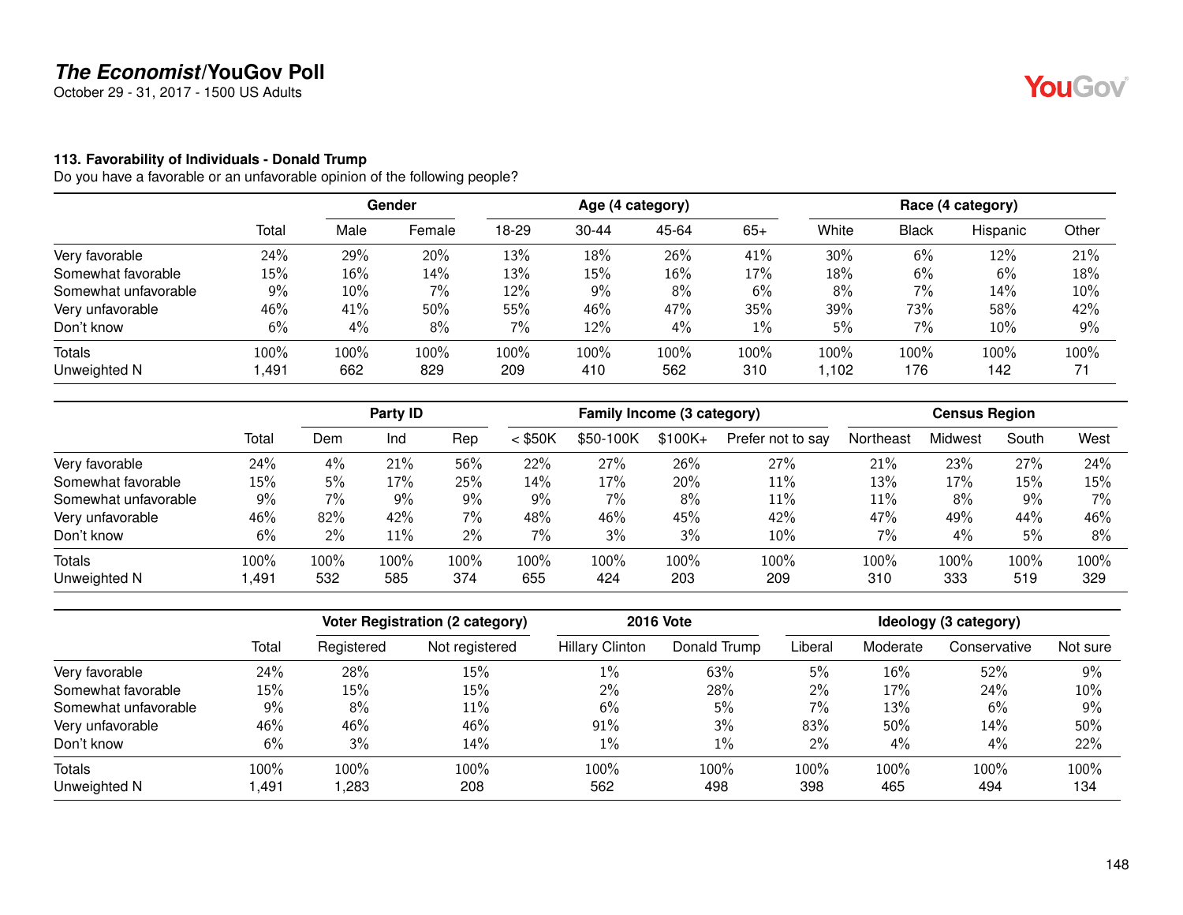# The Economist/YouGov Poll

October 29 - 31, 2017 - 1500 US Adults

### 113. Favorability of Individuals - Donald Trump

Do you have a favorable or an unfavorable opinion of the following people?

| | | Gender | | Age (4 category) | | | | Race (4 category) | | | |
|---|---|---|---|---|---|---|---|---|---|---|---|
| | Total | Male | Female | 18-29 | 30-44 | 45-64 | 65+ | White | Black | Hispanic | Other |
| Very favorable | 24% | 29% | 20% | 13% | 18% | 26% | 41% | 30% | 6% | 12% | 21% |
| Somewhat favorable | 15% | 16% | 14% | 13% | 15% | 16% | 17% | 18% | 6% | 6% | 18% |
| Somewhat unfavorable | 9% | 10% | 7% | 12% | 9% | 8% | 6% | 8% | 7% | 14% | 10% |
| Very unfavorable | 46% | 41% | 50% | 55% | 46% | 47% | 35% | 39% | 73% | 58% | 42% |
| Don't know | 6% | 4% | 8% | 7% | 12% | 4% | 1% | 5% | 7% | 10% | 9% |
| Totals | 100% | 100% | 100% | 100% | 100% | 100% | 100% | 100% | 100% | 100% | 100% |
| Unweighted N | 1,491 | 662 | 829 | 209 | 410 | 562 | 310 | 1,102 | 176 | 142 | 71 |

| | | Party ID | | | Family Income (3 category) | | | | Census Region | | | |
|---|---|---|---|---|---|---|---|---|---|---|---|---|
| | Total | Dem | Ind | Rep | < $50K | $50-100K | $100K+ | Prefer not to say | Northeast | Midwest | South | West |
| Very favorable | 24% | 4% | 21% | 56% | 22% | 27% | 26% | 27% | 21% | 23% | 27% | 24% |
| Somewhat favorable | 15% | 5% | 17% | 25% | 14% | 17% | 20% | 11% | 13% | 17% | 15% | 15% |
| Somewhat unfavorable | 9% | 7% | 9% | 9% | 9% | 7% | 8% | 11% | 11% | 8% | 9% | 7% |
| Very unfavorable | 46% | 82% | 42% | 7% | 48% | 46% | 45% | 42% | 47% | 49% | 44% | 46% |
| Don't know | 6% | 2% | 11% | 2% | 7% | 3% | 3% | 10% | 7% | 4% | 5% | 8% |
| Totals | 100% | 100% | 100% | 100% | 100% | 100% | 100% | 100% | 100% | 100% | 100% | 100% |
| Unweighted N | 1,491 | 532 | 585 | 374 | 655 | 424 | 203 | 209 | 310 | 333 | 519 | 329 |

| | | Voter Registration (2 category) | | 2016 Vote | | Ideology (3 category) | | | |
|---|---|---|---|---|---|---|---|---|---|
| | Total | Registered | Not registered | Hillary Clinton | Donald Trump | Liberal | Moderate | Conservative | Not sure |
| Very favorable | 24% | 28% | 15% | 1% | 63% | 5% | 16% | 52% | 9% |
| Somewhat favorable | 15% | 15% | 15% | 2% | 28% | 2% | 17% | 24% | 10% |
| Somewhat unfavorable | 9% | 8% | 11% | 6% | 5% | 7% | 13% | 6% | 9% |
| Very unfavorable | 46% | 46% | 46% | 91% | 3% | 83% | 50% | 14% | 50% |
| Don't know | 6% | 3% | 14% | 1% | 1% | 2% | 4% | 4% | 22% |
| Totals | 100% | 100% | 100% | 100% | 100% | 100% | 100% | 100% | 100% |
| Unweighted N | 1,491 | 1,283 | 208 | 562 | 498 | 398 | 465 | 494 | 134 |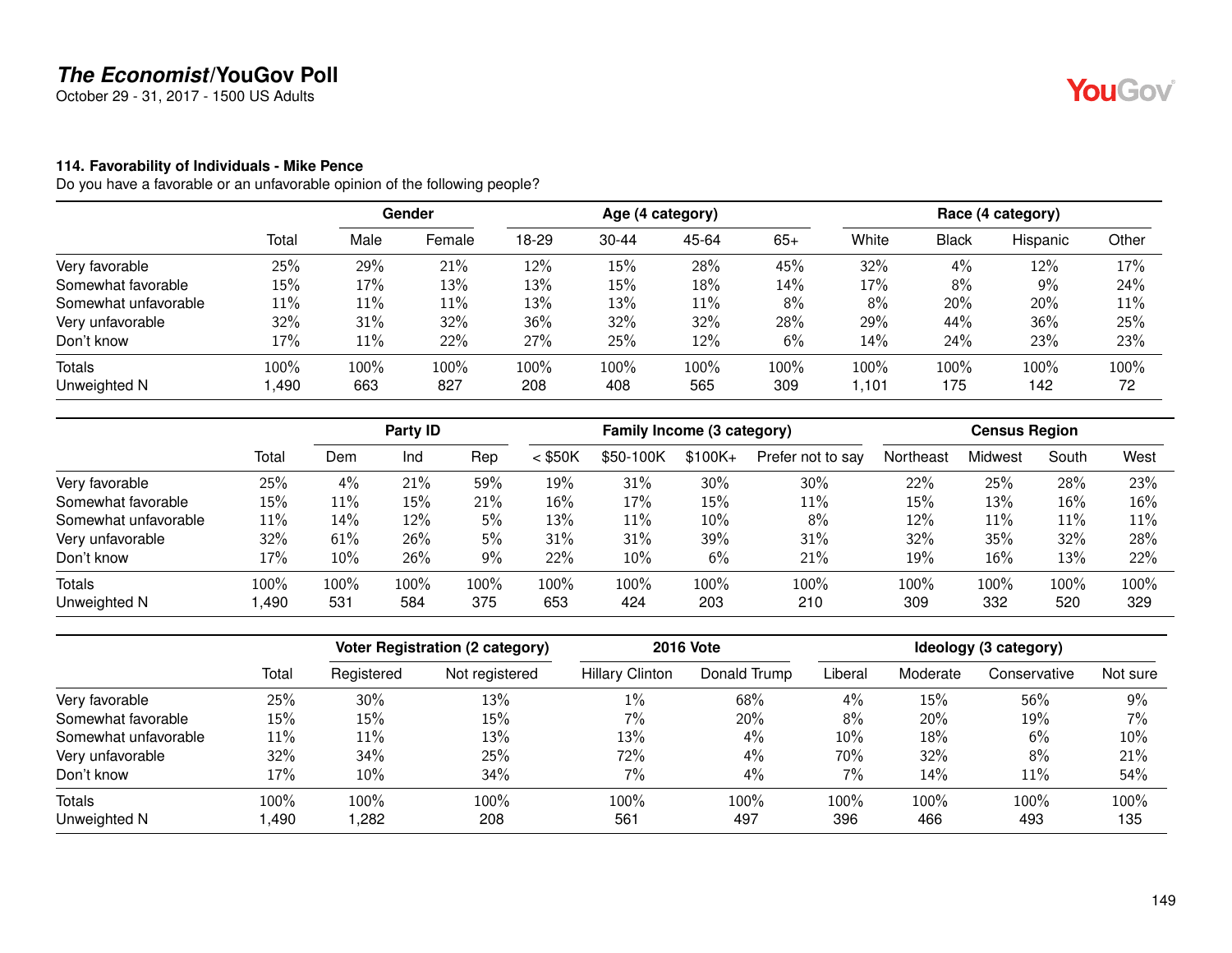**The Economist/YouGov Poll**
October 29 - 31, 2017 - 1500 US Adults

**114. Favorability of Individuals - Mike Pence**
Do you have a favorable or an unfavorable opinion of the following people?

| | Total | Gender | | Age (4 category) | | | | Race (4 category) | | | |
|---|---|---|---|---|---|---|---|---|---|---|---|
| | | Male | Female | 18-29 | 30-44 | 45-64 | 65+ | White | Black | Hispanic | Other |
| Very favorable | 25% | 29% | 21% | 12% | 15% | 28% | 45% | 32% | 4% | 12% | 17% |
| Somewhat favorable | 15% | 17% | 13% | 13% | 15% | 18% | 14% | 17% | 8% | 9% | 24% |
| Somewhat unfavorable | 11% | 11% | 11% | 13% | 13% | 11% | 8% | 8% | 20% | 20% | 11% |
| Very unfavorable | 32% | 31% | 32% | 36% | 32% | 32% | 28% | 29% | 44% | 36% | 25% |
| Don't know | 17% | 11% | 22% | 27% | 25% | 12% | 6% | 14% | 24% | 23% | 23% |
| Totals | 100% | 100% | 100% | 100% | 100% | 100% | 100% | 100% | 100% | 100% | 100% |
| Unweighted N | 1,490 | 663 | 827 | 208 | 408 | 565 | 309 | 1,101 | 175 | 142 | 72 |

| | Total | Party ID | | | Family Income (3 category) | | | | Census Region | | | |
|---|---|---|---|---|---|---|---|---|---|---|---|---|
| | | Dem | Ind | Rep | < $50K | $50-100K | $100K+ | Prefer not to say | Northeast | Midwest | South | West |
| Very favorable | 25% | 4% | 21% | 59% | 19% | 31% | 30% | 30% | 22% | 25% | 28% | 23% |
| Somewhat favorable | 15% | 11% | 15% | 21% | 16% | 17% | 15% | 11% | 15% | 13% | 16% | 16% |
| Somewhat unfavorable | 11% | 14% | 12% | 5% | 13% | 11% | 10% | 8% | 12% | 11% | 11% | 11% |
| Very unfavorable | 32% | 61% | 26% | 5% | 31% | 31% | 39% | 31% | 32% | 35% | 32% | 28% |
| Don't know | 17% | 10% | 26% | 9% | 22% | 10% | 6% | 21% | 19% | 16% | 13% | 22% |
| Totals | 100% | 100% | 100% | 100% | 100% | 100% | 100% | 100% | 100% | 100% | 100% | 100% |
| Unweighted N | 1,490 | 531 | 584 | 375 | 653 | 424 | 203 | 210 | 309 | 332 | 520 | 329 |

| | Total | Voter Registration (2 category) | | 2016 Vote | | Ideology (3 category) | | | |
|---|---|---|---|---|---|---|---|---|---|
| | | Registered | Not registered | Hillary Clinton | Donald Trump | Liberal | Moderate | Conservative | Not sure |
| Very favorable | 25% | 30% | 13% | 1% | 68% | 4% | 15% | 56% | 9% |
| Somewhat favorable | 15% | 15% | 15% | 7% | 20% | 8% | 20% | 19% | 7% |
| Somewhat unfavorable | 11% | 11% | 13% | 13% | 4% | 10% | 18% | 6% | 10% |
| Very unfavorable | 32% | 34% | 25% | 72% | 4% | 70% | 32% | 8% | 21% |
| Don't know | 17% | 10% | 34% | 7% | 4% | 7% | 14% | 11% | 54% |
| Totals | 100% | 100% | 100% | 100% | 100% | 100% | 100% | 100% | 100% |
| Unweighted N | 1,490 | 1,282 | 208 | 561 | 497 | 396 | 466 | 493 | 135 |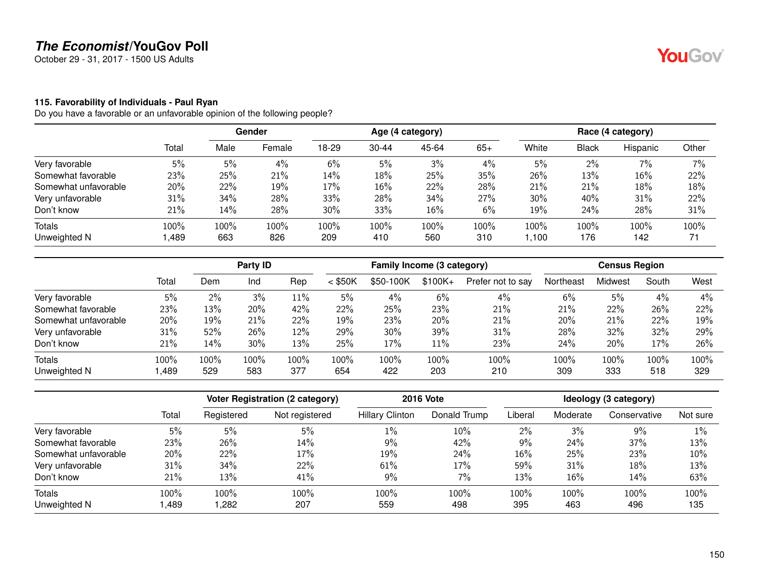## The Economist/YouGov Poll

October 29 - 31, 2017 - 1500 US Adults

### 115. Favorability of Individuals - Paul Ryan

Do you have a favorable or an unfavorable opinion of the following people?

| | | Gender | | Age (4 category) | | | | Race (4 category) | | | |
|---|---|---|---|---|---|---|---|---|---|---|---|
| | Total | Male | Female | 18-29 | 30-44 | 45-64 | 65+ | White | Black | Hispanic | Other |
| Very favorable | 5% | 5% | 4% | 6% | 5% | 3% | 4% | 5% | 2% | 7% | 7% |
| Somewhat favorable | 23% | 25% | 21% | 14% | 18% | 25% | 35% | 26% | 13% | 16% | 22% |
| Somewhat unfavorable | 20% | 22% | 19% | 17% | 16% | 22% | 28% | 21% | 21% | 18% | 18% |
| Very unfavorable | 31% | 34% | 28% | 33% | 28% | 34% | 27% | 30% | 40% | 31% | 22% |
| Don't know | 21% | 14% | 28% | 30% | 33% | 16% | 6% | 19% | 24% | 28% | 31% |
| Totals | 100% | 100% | 100% | 100% | 100% | 100% | 100% | 100% | 100% | 100% | 100% |
| Unweighted N | 1,489 | 663 | 826 | 209 | 410 | 560 | 310 | 1,100 | 176 | 142 | 71 |

| | | Party ID | | | Family Income (3 category) | | | | Census Region | | | |
|---|---|---|---|---|---|---|---|---|---|---|---|---|
| | Total | Dem | Ind | Rep | < $50K | $50-100K | $100K+ | Prefer not to say | Northeast | Midwest | South | West |
| Very favorable | 5% | 2% | 3% | 11% | 5% | 4% | 6% | 4% | 6% | 5% | 4% | 4% |
| Somewhat favorable | 23% | 13% | 20% | 42% | 22% | 25% | 23% | 21% | 21% | 22% | 26% | 22% |
| Somewhat unfavorable | 20% | 19% | 21% | 22% | 19% | 23% | 20% | 21% | 20% | 21% | 22% | 19% |
| Very unfavorable | 31% | 52% | 26% | 12% | 29% | 30% | 39% | 31% | 28% | 32% | 32% | 29% |
| Don't know | 21% | 14% | 30% | 13% | 25% | 17% | 11% | 23% | 24% | 20% | 17% | 26% |
| Totals | 100% | 100% | 100% | 100% | 100% | 100% | 100% | 100% | 100% | 100% | 100% | 100% |
| Unweighted N | 1,489 | 529 | 583 | 377 | 654 | 422 | 203 | 210 | 309 | 333 | 518 | 329 |

| | | Voter Registration (2 category) | | 2016 Vote | | Ideology (3 category) | | | |
|---|---|---|---|---|---|---|---|---|---|
| | Total | Registered | Not registered | Hillary Clinton | Donald Trump | Liberal | Moderate | Conservative | Not sure |
| Very favorable | 5% | 5% | 5% | 1% | 10% | 2% | 3% | 9% | 1% |
| Somewhat favorable | 23% | 26% | 14% | 9% | 42% | 9% | 24% | 37% | 13% |
| Somewhat unfavorable | 20% | 22% | 17% | 19% | 24% | 16% | 25% | 23% | 10% |
| Very unfavorable | 31% | 34% | 22% | 61% | 17% | 59% | 31% | 18% | 13% |
| Don't know | 21% | 13% | 41% | 9% | 7% | 13% | 16% | 14% | 63% |
| Totals | 100% | 100% | 100% | 100% | 100% | 100% | 100% | 100% | 100% |
| Unweighted N | 1,489 | 1,282 | 207 | 559 | 498 | 395 | 463 | 496 | 135 |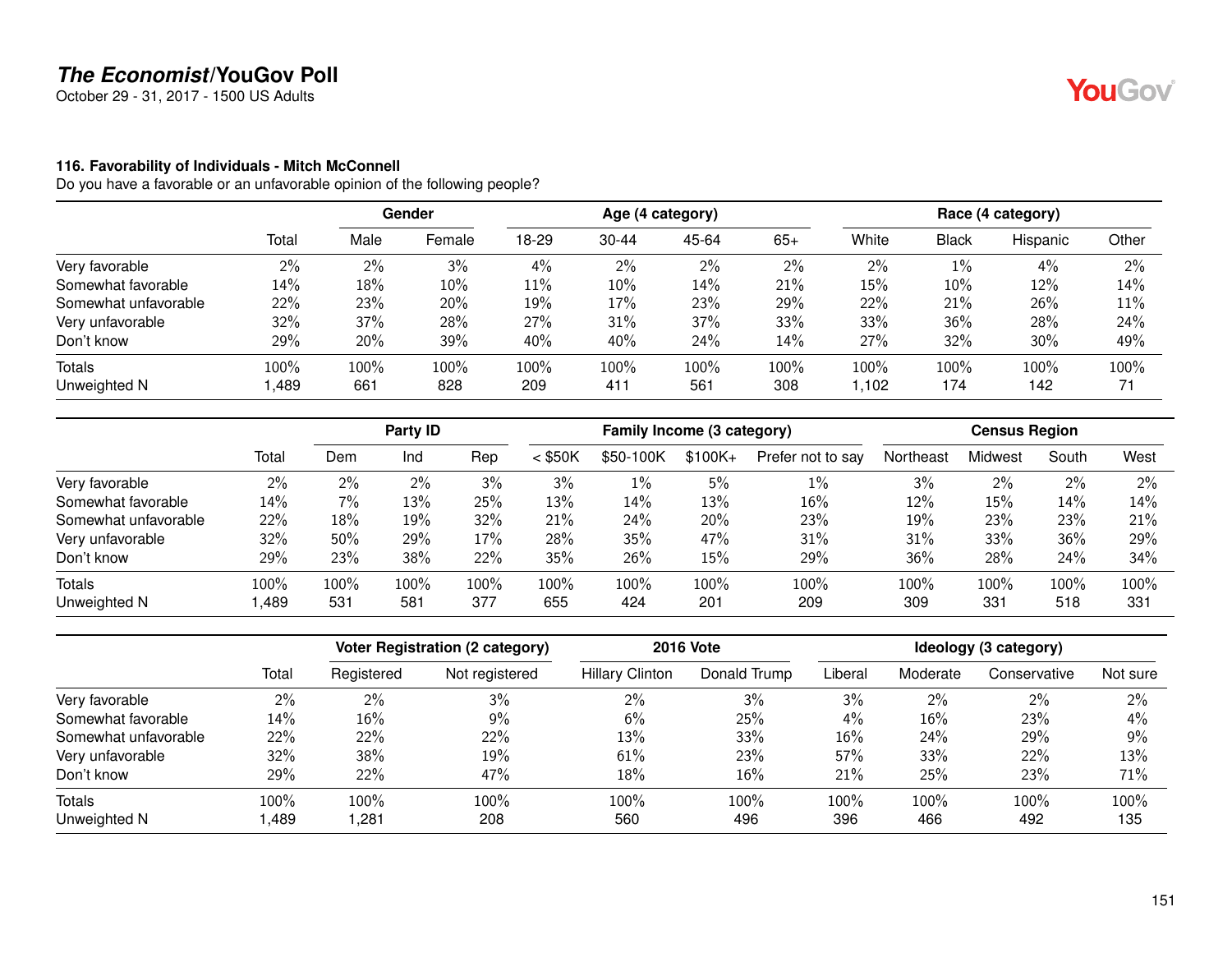# The Economist/YouGov Poll

October 29 - 31, 2017 - 1500 US Adults

### 116. Favorability of Individuals - Mitch McConnell

Do you have a favorable or an unfavorable opinion of the following people?

| | | Gender | | Age (4 category) | | | | Race (4 category) | | | |
|---|---|---|---|---|---|---|---|---|---|---|---|
| | Total | Male | Female | 18-29 | 30-44 | 45-64 | 65+ | White | Black | Hispanic | Other |
| Very favorable | 2% | 2% | 3% | 4% | 2% | 2% | 2% | 2% | 1% | 4% | 2% |
| Somewhat favorable | 14% | 18% | 10% | 11% | 10% | 14% | 21% | 15% | 10% | 12% | 14% |
| Somewhat unfavorable | 22% | 23% | 20% | 19% | 17% | 23% | 29% | 22% | 21% | 26% | 11% |
| Very unfavorable | 32% | 37% | 28% | 27% | 31% | 37% | 33% | 33% | 36% | 28% | 24% |
| Don't know | 29% | 20% | 39% | 40% | 40% | 24% | 14% | 27% | 32% | 30% | 49% |
| Totals | 100% | 100% | 100% | 100% | 100% | 100% | 100% | 100% | 100% | 100% | 100% |
| Unweighted N | 1,489 | 661 | 828 | 209 | 411 | 561 | 308 | 1,102 | 174 | 142 | 71 |

| | | Party ID | | | Family Income (3 category) | | | | Census Region | | | |
|---|---|---|---|---|---|---|---|---|---|---|---|---|
| | Total | Dem | Ind | Rep | < $50K | $50-100K | $100K+ | Prefer not to say | Northeast | Midwest | South | West |
| Very favorable | 2% | 2% | 2% | 3% | 3% | 1% | 5% | 1% | 3% | 2% | 2% | 2% |
| Somewhat favorable | 14% | 7% | 13% | 25% | 13% | 14% | 13% | 16% | 12% | 15% | 14% | 14% |
| Somewhat unfavorable | 22% | 18% | 19% | 32% | 21% | 24% | 20% | 23% | 19% | 23% | 23% | 21% |
| Very unfavorable | 32% | 50% | 29% | 17% | 28% | 35% | 47% | 31% | 31% | 33% | 36% | 29% |
| Don't know | 29% | 23% | 38% | 22% | 35% | 26% | 15% | 29% | 36% | 28% | 24% | 34% |
| Totals | 100% | 100% | 100% | 100% | 100% | 100% | 100% | 100% | 100% | 100% | 100% | 100% |
| Unweighted N | 1,489 | 531 | 581 | 377 | 655 | 424 | 201 | 209 | 309 | 331 | 518 | 331 |

| | | Voter Registration (2 category) | | 2016 Vote | | Ideology (3 category) | | | |
|---|---|---|---|---|---|---|---|---|---|
| | Total | Registered | Not registered | Hillary Clinton | Donald Trump | Liberal | Moderate | Conservative | Not sure |
| Very favorable | 2% | 2% | 3% | 2% | 3% | 3% | 2% | 2% | 2% |
| Somewhat favorable | 14% | 16% | 9% | 6% | 25% | 4% | 16% | 23% | 4% |
| Somewhat unfavorable | 22% | 22% | 22% | 13% | 33% | 16% | 24% | 29% | 9% |
| Very unfavorable | 32% | 38% | 19% | 61% | 23% | 57% | 33% | 22% | 13% |
| Don't know | 29% | 22% | 47% | 18% | 16% | 21% | 25% | 23% | 71% |
| Totals | 100% | 100% | 100% | 100% | 100% | 100% | 100% | 100% | 100% |
| Unweighted N | 1,489 | 1,281 | 208 | 560 | 496 | 396 | 466 | 492 | 135 |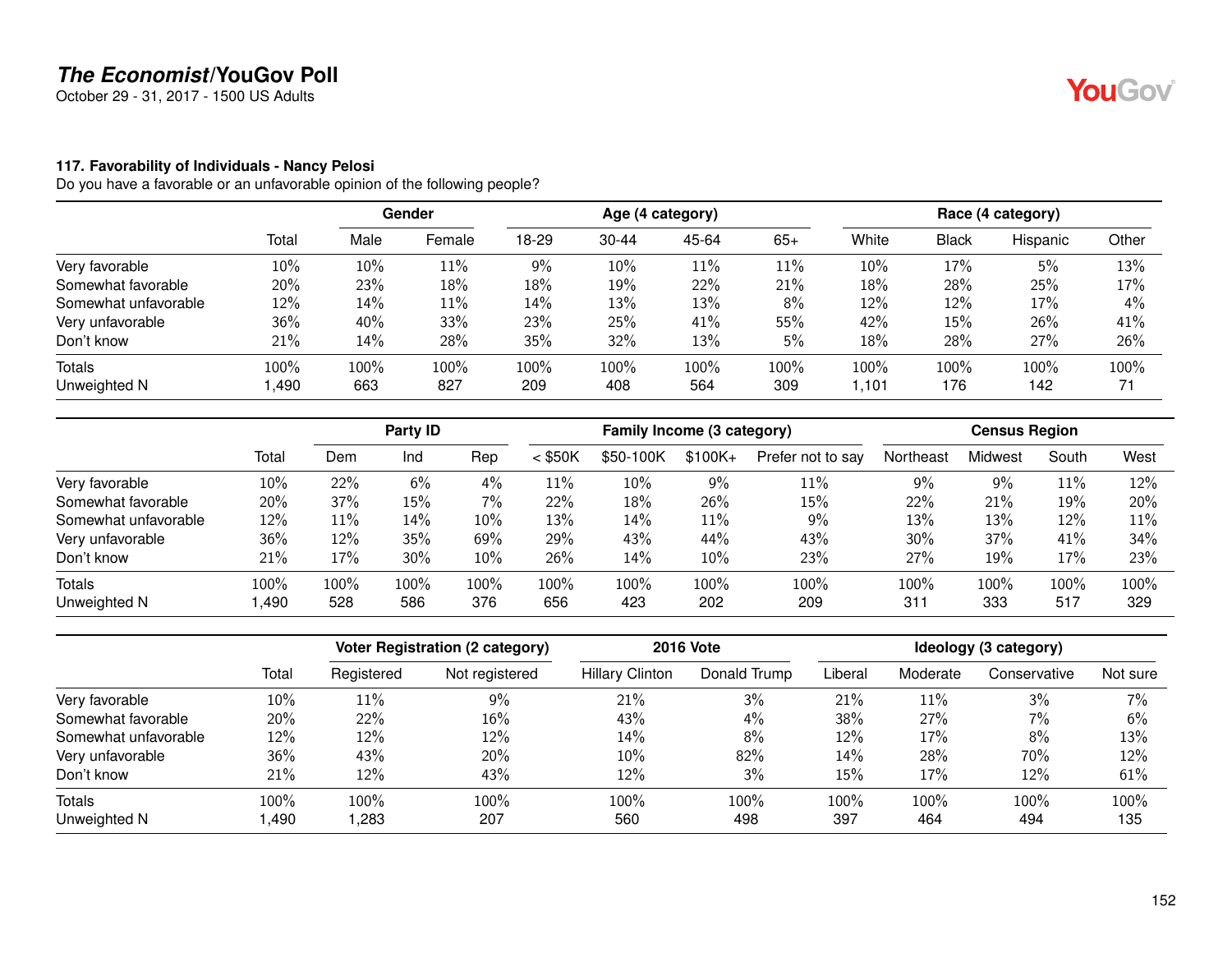**The Economist/YouGov Poll**
October 29 - 31, 2017 - 1500 US Adults

### 117. Favorability of Individuals - Nancy Pelosi

Do you have a favorable or an unfavorable opinion of the following people?

| | | Gender | | Age (4 category) | | | | Race (4 category) | | | |
|---|---|---|---|---|---|---|---|---|---|---|---|
| | Total | Male | Female | 18-29 | 30-44 | 45-64 | 65+ | White | Black | Hispanic | Other |
| Very favorable | 10% | 10% | 11% | 9% | 10% | 11% | 11% | 10% | 17% | 5% | 13% |
| Somewhat favorable | 20% | 23% | 18% | 18% | 19% | 22% | 21% | 18% | 28% | 25% | 17% |
| Somewhat unfavorable | 12% | 14% | 11% | 14% | 13% | 13% | 8% | 12% | 12% | 17% | 4% |
| Very unfavorable | 36% | 40% | 33% | 23% | 25% | 41% | 55% | 42% | 15% | 26% | 41% |
| Don't know | 21% | 14% | 28% | 35% | 32% | 13% | 5% | 18% | 28% | 27% | 26% |
| Totals | 100% | 100% | 100% | 100% | 100% | 100% | 100% | 100% | 100% | 100% | 100% |
| Unweighted N | 1,490 | 663 | 827 | 209 | 408 | 564 | 309 | 1,101 | 176 | 142 | 71 |

| | | Party ID | | | Family Income (3 category) | | | | Census Region | | | |
|---|---|---|---|---|---|---|---|---|---|---|---|---|
| | Total | Dem | Ind | Rep | < $50K | $50-100K | $100K+ | Prefer not to say | Northeast | Midwest | South | West |
| Very favorable | 10% | 22% | 6% | 4% | 11% | 10% | 9% | 11% | 9% | 9% | 11% | 12% |
| Somewhat favorable | 20% | 37% | 15% | 7% | 22% | 18% | 26% | 15% | 22% | 21% | 19% | 20% |
| Somewhat unfavorable | 12% | 11% | 14% | 10% | 13% | 14% | 11% | 9% | 13% | 13% | 12% | 11% |
| Very unfavorable | 36% | 12% | 35% | 69% | 29% | 43% | 44% | 43% | 30% | 37% | 41% | 34% |
| Don't know | 21% | 17% | 30% | 10% | 26% | 14% | 10% | 23% | 27% | 19% | 17% | 23% |
| Totals | 100% | 100% | 100% | 100% | 100% | 100% | 100% | 100% | 100% | 100% | 100% | 100% |
| Unweighted N | 1,490 | 528 | 586 | 376 | 656 | 423 | 202 | 209 | 311 | 333 | 517 | 329 |

| | | Voter Registration (2 category) | | 2016 Vote | | Ideology (3 category) | | | |
|---|---|---|---|---|---|---|---|---|---|
| | Total | Registered | Not registered | Hillary Clinton | Donald Trump | Liberal | Moderate | Conservative | Not sure |
| Very favorable | 10% | 11% | 9% | 21% | 3% | 21% | 11% | 3% | 7% |
| Somewhat favorable | 20% | 22% | 16% | 43% | 4% | 38% | 27% | 7% | 6% |
| Somewhat unfavorable | 12% | 12% | 12% | 14% | 8% | 12% | 17% | 8% | 13% |
| Very unfavorable | 36% | 43% | 20% | 10% | 82% | 14% | 28% | 70% | 12% |
| Don't know | 21% | 12% | 43% | 12% | 3% | 15% | 17% | 12% | 61% |
| Totals | 100% | 100% | 100% | 100% | 100% | 100% | 100% | 100% | 100% |
| Unweighted N | 1,490 | 1,283 | 207 | 560 | 498 | 397 | 464 | 494 | 135 |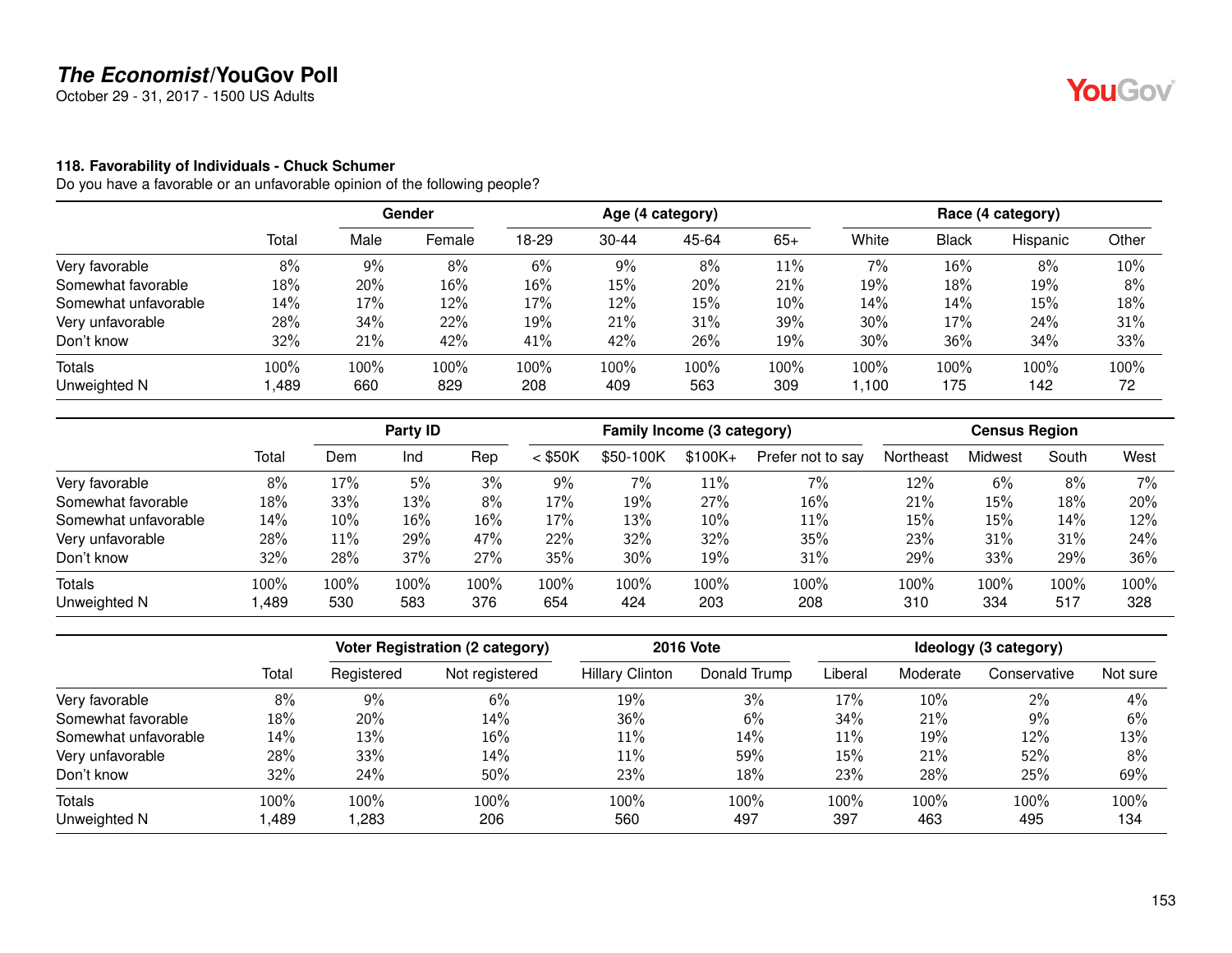**The Economist/YouGov Poll**
October 29 - 31, 2017 - 1500 US Adults

### 118. Favorability of Individuals - Chuck Schumer

Do you have a favorable or an unfavorable opinion of the following people?

| | Total | Gender | | Age (4 category) | | | | Race (4 category) | | | |
|---|---|---|---|---|---|---|---|---|---|---|---|
| | | Male | Female | 18-29 | 30-44 | 45-64 | 65+ | White | Black | Hispanic | Other |
| Very favorable | 8% | 9% | 8% | 6% | 9% | 8% | 11% | 7% | 16% | 8% | 10% |
| Somewhat favorable | 18% | 20% | 16% | 16% | 15% | 20% | 21% | 19% | 18% | 19% | 8% |
| Somewhat unfavorable | 14% | 17% | 12% | 17% | 12% | 15% | 10% | 14% | 14% | 15% | 18% |
| Very unfavorable | 28% | 34% | 22% | 19% | 21% | 31% | 39% | 30% | 17% | 24% | 31% |
| Don't know | 32% | 21% | 42% | 41% | 42% | 26% | 19% | 30% | 36% | 34% | 33% |
| Totals | 100% | 100% | 100% | 100% | 100% | 100% | 100% | 100% | 100% | 100% | 100% |
| Unweighted N | 1,489 | 660 | 829 | 208 | 409 | 563 | 309 | 1,100 | 175 | 142 | 72 |

| | Total | Party ID | | | Family Income (3 category) | | | | Census Region | | | |
|---|---|---|---|---|---|---|---|---|---|---|---|---|
| | | Dem | Ind | Rep | < $50K | $50-100K | $100K+ | Prefer not to say | Northeast | Midwest | South | West |
| Very favorable | 8% | 17% | 5% | 3% | 9% | 7% | 11% | 7% | 12% | 6% | 8% | 7% |
| Somewhat favorable | 18% | 33% | 13% | 8% | 17% | 19% | 27% | 16% | 21% | 15% | 18% | 20% |
| Somewhat unfavorable | 14% | 10% | 16% | 16% | 17% | 13% | 10% | 11% | 15% | 15% | 14% | 12% |
| Very unfavorable | 28% | 11% | 29% | 47% | 22% | 32% | 32% | 35% | 23% | 31% | 31% | 24% |
| Don't know | 32% | 28% | 37% | 27% | 35% | 30% | 19% | 31% | 29% | 33% | 29% | 36% |
| Totals | 100% | 100% | 100% | 100% | 100% | 100% | 100% | 100% | 100% | 100% | 100% | 100% |
| Unweighted N | 1,489 | 530 | 583 | 376 | 654 | 424 | 203 | 208 | 310 | 334 | 517 | 328 |

| | Total | Voter Registration (2 category) | | 2016 Vote | | Ideology (3 category) | | | |
|---|---|---|---|---|---|---|---|---|---|
| | | Registered | Not registered | Hillary Clinton | Donald Trump | Liberal | Moderate | Conservative | Not sure |
| Very favorable | 8% | 9% | 6% | 19% | 3% | 17% | 10% | 2% | 4% |
| Somewhat favorable | 18% | 20% | 14% | 36% | 6% | 34% | 21% | 9% | 6% |
| Somewhat unfavorable | 14% | 13% | 16% | 11% | 14% | 11% | 19% | 12% | 13% |
| Very unfavorable | 28% | 33% | 14% | 11% | 59% | 15% | 21% | 52% | 8% |
| Don't know | 32% | 24% | 50% | 23% | 18% | 23% | 28% | 25% | 69% |
| Totals | 100% | 100% | 100% | 100% | 100% | 100% | 100% | 100% | 100% |
| Unweighted N | 1,489 | 1,283 | 206 | 560 | 497 | 397 | 463 | 495 | 134 |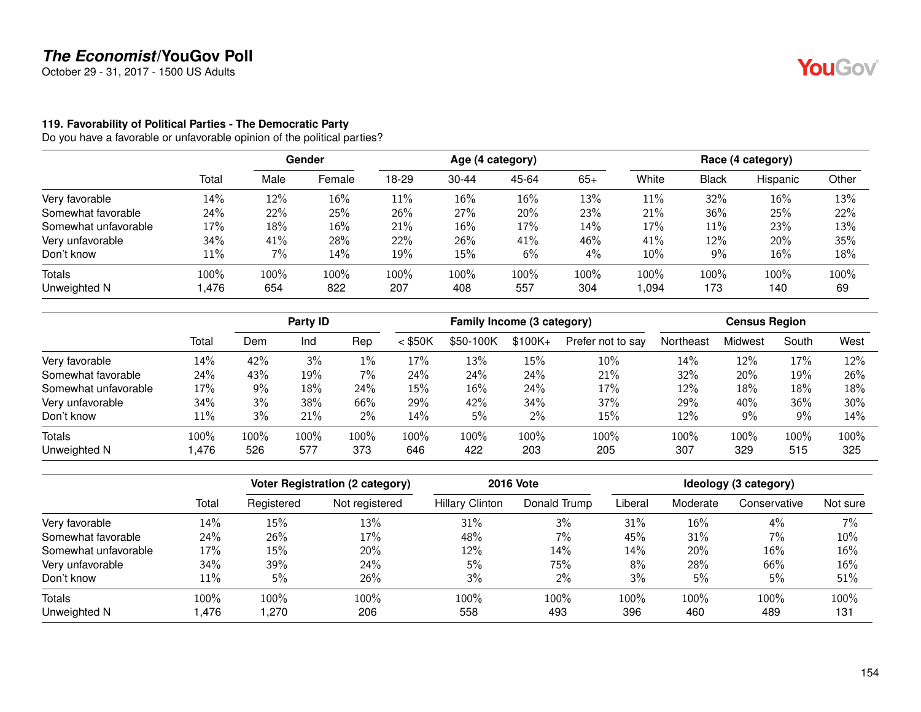**The Economist/YouGov Poll**
October 29 - 31, 2017 - 1500 US Adults

**119. Favorability of Political Parties - The Democratic Party**
Do you have a favorable or unfavorable opinion of the political parties?

| | | Gender | | Age (4 category) | | | | Race (4 category) | | | |
|---|---|---|---|---|---|---|---|---|---|---|---|
| | Total | Male | Female | 18-29 | 30-44 | 45-64 | 65+ | White | Black | Hispanic | Other |
| Very favorable | 14% | 12% | 16% | 11% | 16% | 16% | 13% | 11% | 32% | 16% | 13% |
| Somewhat favorable | 24% | 22% | 25% | 26% | 27% | 20% | 23% | 21% | 36% | 25% | 22% |
| Somewhat unfavorable | 17% | 18% | 16% | 21% | 16% | 17% | 14% | 17% | 11% | 23% | 13% |
| Very unfavorable | 34% | 41% | 28% | 22% | 26% | 41% | 46% | 41% | 12% | 20% | 35% |
| Don't know | 11% | 7% | 14% | 19% | 15% | 6% | 4% | 10% | 9% | 16% | 18% |
| Totals | 100% | 100% | 100% | 100% | 100% | 100% | 100% | 100% | 100% | 100% | 100% |
| Unweighted N | 1,476 | 654 | 822 | 207 | 408 | 557 | 304 | 1,094 | 173 | 140 | 69 |

| | | Party ID | | | Family Income (3 category) | | | | Census Region | | | |
|---|---|---|---|---|---|---|---|---|---|---|---|---|
| | Total | Dem | Ind | Rep | < $50K | $50-100K | $100K+ | Prefer not to say | Northeast | Midwest | South | West |
| Very favorable | 14% | 42% | 3% | 1% | 17% | 13% | 15% | 10% | 14% | 12% | 17% | 12% |
| Somewhat favorable | 24% | 43% | 19% | 7% | 24% | 24% | 24% | 21% | 32% | 20% | 19% | 26% |
| Somewhat unfavorable | 17% | 9% | 18% | 24% | 15% | 16% | 24% | 17% | 12% | 18% | 18% | 18% |
| Very unfavorable | 34% | 3% | 38% | 66% | 29% | 42% | 34% | 37% | 29% | 40% | 36% | 30% |
| Don't know | 11% | 3% | 21% | 2% | 14% | 5% | 2% | 15% | 12% | 9% | 9% | 14% |
| Totals | 100% | 100% | 100% | 100% | 100% | 100% | 100% | 100% | 100% | 100% | 100% | 100% |
| Unweighted N | 1,476 | 526 | 577 | 373 | 646 | 422 | 203 | 205 | 307 | 329 | 515 | 325 |

| | | Voter Registration (2 category) | | 2016 Vote | | Ideology (3 category) | | | |
|---|---|---|---|---|---|---|---|---|---|
| | Total | Registered | Not registered | Hillary Clinton | Donald Trump | Liberal | Moderate | Conservative | Not sure |
| Very favorable | 14% | 15% | 13% | 31% | 3% | 31% | 16% | 4% | 7% |
| Somewhat favorable | 24% | 26% | 17% | 48% | 7% | 45% | 31% | 7% | 10% |
| Somewhat unfavorable | 17% | 15% | 20% | 12% | 14% | 14% | 20% | 16% | 16% |
| Very unfavorable | 34% | 39% | 24% | 5% | 75% | 8% | 28% | 66% | 16% |
| Don't know | 11% | 5% | 26% | 3% | 2% | 3% | 5% | 5% | 51% |
| Totals | 100% | 100% | 100% | 100% | 100% | 100% | 100% | 100% | 100% |
| Unweighted N | 1,476 | 1,270 | 206 | 558 | 493 | 396 | 460 | 489 | 131 |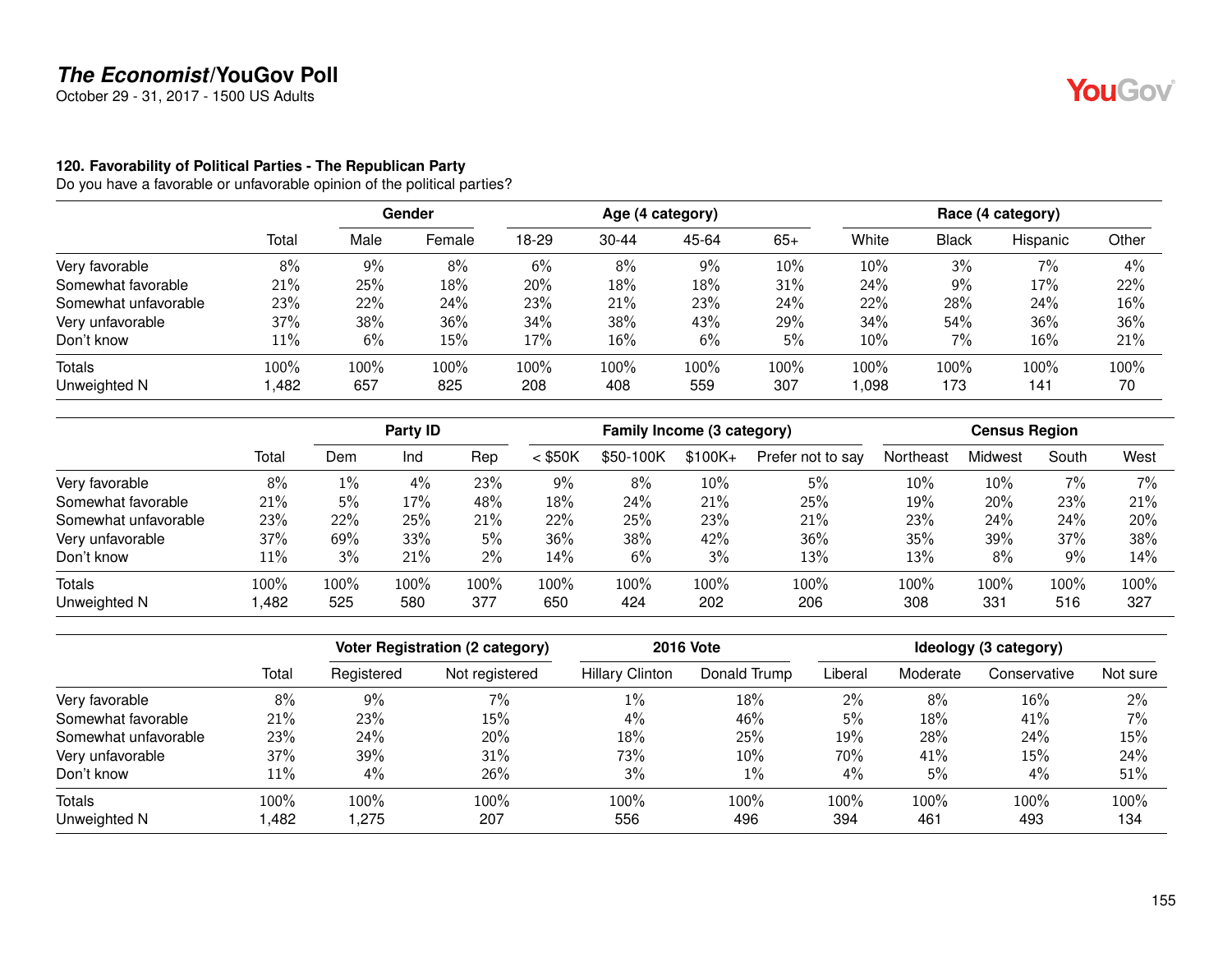## The Economist/YouGov Poll

October 29 - 31, 2017 - 1500 US Adults

### 120. Favorability of Political Parties - The Republican Party

Do you have a favorable or unfavorable opinion of the political parties?

| | | Gender | | Age (4 category) | | | | Race (4 category) | | | |
|---|---|---|---|---|---|---|---|---|---|---|---|
| | Total | Male | Female | 18-29 | 30-44 | 45-64 | 65+ | White | Black | Hispanic | Other |
| Very favorable | 8% | 9% | 8% | 6% | 8% | 9% | 10% | 10% | 3% | 7% | 4% |
| Somewhat favorable | 21% | 25% | 18% | 20% | 18% | 18% | 31% | 24% | 9% | 17% | 22% |
| Somewhat unfavorable | 23% | 22% | 24% | 23% | 21% | 23% | 24% | 22% | 28% | 24% | 16% |
| Very unfavorable | 37% | 38% | 36% | 34% | 38% | 43% | 29% | 34% | 54% | 36% | 36% |
| Don't know | 11% | 6% | 15% | 17% | 16% | 6% | 5% | 10% | 7% | 16% | 21% |
| Totals | 100% | 100% | 100% | 100% | 100% | 100% | 100% | 100% | 100% | 100% | 100% |
| Unweighted N | 1,482 | 657 | 825 | 208 | 408 | 559 | 307 | 1,098 | 173 | 141 | 70 |

| | | Party ID | | | Family Income (3 category) | | | | Census Region | | | |
|---|---|---|---|---|---|---|---|---|---|---|---|---|
| | Total | Dem | Ind | Rep | < $50K | $50-100K | $100K+ | Prefer not to say | Northeast | Midwest | South | West |
| Very favorable | 8% | 1% | 4% | 23% | 9% | 8% | 10% | 5% | 10% | 10% | 7% | 7% |
| Somewhat favorable | 21% | 5% | 17% | 48% | 18% | 24% | 21% | 25% | 19% | 20% | 23% | 21% |
| Somewhat unfavorable | 23% | 22% | 25% | 21% | 22% | 25% | 23% | 21% | 23% | 24% | 24% | 20% |
| Very unfavorable | 37% | 69% | 33% | 5% | 36% | 38% | 42% | 36% | 35% | 39% | 37% | 38% |
| Don't know | 11% | 3% | 21% | 2% | 14% | 6% | 3% | 13% | 13% | 8% | 9% | 14% |
| Totals | 100% | 100% | 100% | 100% | 100% | 100% | 100% | 100% | 100% | 100% | 100% | 100% |
| Unweighted N | 1,482 | 525 | 580 | 377 | 650 | 424 | 202 | 206 | 308 | 331 | 516 | 327 |

| | | Voter Registration (2 category) | | 2016 Vote | | Ideology (3 category) | | | |
|---|---|---|---|---|---|---|---|---|---|
| | Total | Registered | Not registered | Hillary Clinton | Donald Trump | Liberal | Moderate | Conservative | Not sure |
| Very favorable | 8% | 9% | 7% | 1% | 18% | 2% | 8% | 16% | 2% |
| Somewhat favorable | 21% | 23% | 15% | 4% | 46% | 5% | 18% | 41% | 7% |
| Somewhat unfavorable | 23% | 24% | 20% | 18% | 25% | 19% | 28% | 24% | 15% |
| Very unfavorable | 37% | 39% | 31% | 73% | 10% | 70% | 41% | 15% | 24% |
| Don't know | 11% | 4% | 26% | 3% | 1% | 4% | 5% | 4% | 51% |
| Totals | 100% | 100% | 100% | 100% | 100% | 100% | 100% | 100% | 100% |
| Unweighted N | 1,482 | 1,275 | 207 | 556 | 496 | 394 | 461 | 493 | 134 |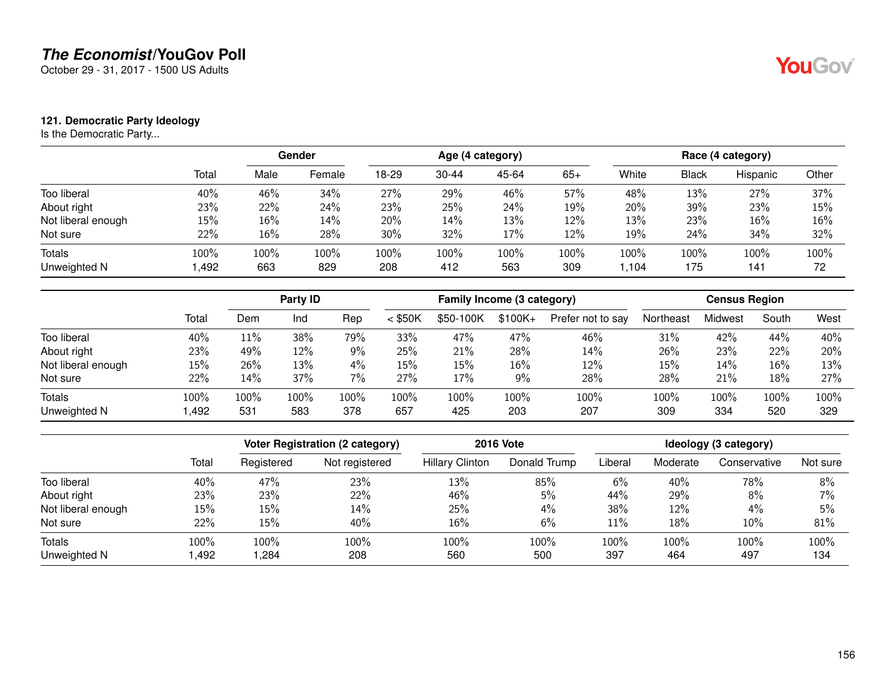**The Economist/YouGov Poll**
October 29 - 31, 2017 - 1500 US Adults

**121. Democratic Party Ideology**
Is the Democratic Party...

| | | Gender | | Age (4 category) | | | | Race (4 category) | | | |
|---|---|---|---|---|---|---|---|---|---|---|---|
| | Total | Male | Female | 18-29 | 30-44 | 45-64 | 65+ | White | Black | Hispanic | Other |
| Too liberal | 40% | 46% | 34% | 27% | 29% | 46% | 57% | 48% | 13% | 27% | 37% |
| About right | 23% | 22% | 24% | 23% | 25% | 24% | 19% | 20% | 39% | 23% | 15% |
| Not liberal enough | 15% | 16% | 14% | 20% | 14% | 13% | 12% | 13% | 23% | 16% | 16% |
| Not sure | 22% | 16% | 28% | 30% | 32% | 17% | 12% | 19% | 24% | 34% | 32% |
| Totals | 100% | 100% | 100% | 100% | 100% | 100% | 100% | 100% | 100% | 100% | 100% |
| Unweighted N | 1,492 | 663 | 829 | 208 | 412 | 563 | 309 | 1,104 | 175 | 141 | 72 |

| | | Party ID | | | Family Income (3 category) | | | | Census Region | | | |
|---|---|---|---|---|---|---|---|---|---|---|---|---|
| | Total | Dem | Ind | Rep | < $50K | $50-100K | $100K+ | Prefer not to say | Northeast | Midwest | South | West |
| Too liberal | 40% | 11% | 38% | 79% | 33% | 47% | 47% | 46% | 31% | 42% | 44% | 40% |
| About right | 23% | 49% | 12% | 9% | 25% | 21% | 28% | 14% | 26% | 23% | 22% | 20% |
| Not liberal enough | 15% | 26% | 13% | 4% | 15% | 15% | 16% | 12% | 15% | 14% | 16% | 13% |
| Not sure | 22% | 14% | 37% | 7% | 27% | 17% | 9% | 28% | 28% | 21% | 18% | 27% |
| Totals | 100% | 100% | 100% | 100% | 100% | 100% | 100% | 100% | 100% | 100% | 100% | 100% |
| Unweighted N | 1,492 | 531 | 583 | 378 | 657 | 425 | 203 | 207 | 309 | 334 | 520 | 329 |

| | | Voter Registration (2 category) | | 2016 Vote | | Ideology (3 category) | | | |
|---|---|---|---|---|---|---|---|---|---|
| | Total | Registered | Not registered | Hillary Clinton | Donald Trump | Liberal | Moderate | Conservative | Not sure |
| Too liberal | 40% | 47% | 23% | 13% | 85% | 6% | 40% | 78% | 8% |
| About right | 23% | 23% | 22% | 46% | 5% | 44% | 29% | 8% | 7% |
| Not liberal enough | 15% | 15% | 14% | 25% | 4% | 38% | 12% | 4% | 5% |
| Not sure | 22% | 15% | 40% | 16% | 6% | 11% | 18% | 10% | 81% |
| Totals | 100% | 100% | 100% | 100% | 100% | 100% | 100% | 100% | 100% |
| Unweighted N | 1,492 | 1,284 | 208 | 560 | 500 | 397 | 464 | 497 | 134 |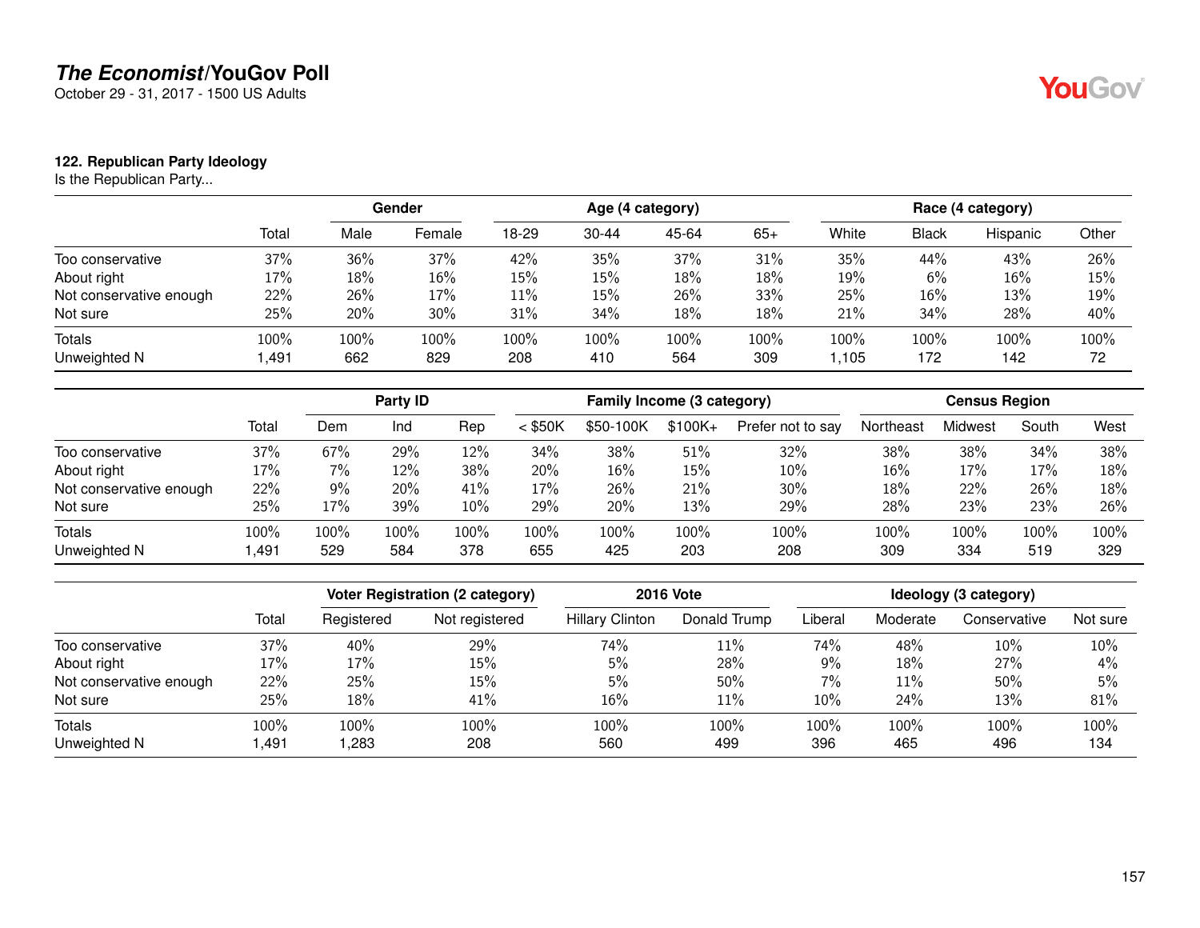# The Economist/YouGov Poll

October 29 - 31, 2017 - 1500 US Adults

### 122. Republican Party Ideology

Is the Republican Party...

| | | Gender | | Age (4 category) | | | | Race (4 category) | | | |
|---|---|---|---|---|---|---|---|---|---|---|---|
| | Total | Male | Female | 18-29 | 30-44 | 45-64 | 65+ | White | Black | Hispanic | Other |
| Too conservative | 37% | 36% | 37% | 42% | 35% | 37% | 31% | 35% | 44% | 43% | 26% |
| About right | 17% | 18% | 16% | 15% | 15% | 18% | 18% | 19% | 6% | 16% | 15% |
| Not conservative enough | 22% | 26% | 17% | 11% | 15% | 26% | 33% | 25% | 16% | 13% | 19% |
| Not sure | 25% | 20% | 30% | 31% | 34% | 18% | 18% | 21% | 34% | 28% | 40% |
| Totals | 100% | 100% | 100% | 100% | 100% | 100% | 100% | 100% | 100% | 100% | 100% |
| Unweighted N | 1,491 | 662 | 829 | 208 | 410 | 564 | 309 | 1,105 | 172 | 142 | 72 |

| | | Party ID | | | Family Income (3 category) | | | | Census Region | | | |
|---|---|---|---|---|---|---|---|---|---|---|---|---|
| | Total | Dem | Ind | Rep | < $50K | $50-100K | $100K+ | Prefer not to say | Northeast | Midwest | South | West |
| Too conservative | 37% | 67% | 29% | 12% | 34% | 38% | 51% | 32% | 38% | 38% | 34% | 38% |
| About right | 17% | 7% | 12% | 38% | 20% | 16% | 15% | 10% | 16% | 17% | 17% | 18% |
| Not conservative enough | 22% | 9% | 20% | 41% | 17% | 26% | 21% | 30% | 18% | 22% | 26% | 18% |
| Not sure | 25% | 17% | 39% | 10% | 29% | 20% | 13% | 29% | 28% | 23% | 23% | 26% |
| Totals | 100% | 100% | 100% | 100% | 100% | 100% | 100% | 100% | 100% | 100% | 100% | 100% |
| Unweighted N | 1,491 | 529 | 584 | 378 | 655 | 425 | 203 | 208 | 309 | 334 | 519 | 329 |

| | | Voter Registration (2 category) | | 2016 Vote | | Ideology (3 category) | | | |
|---|---|---|---|---|---|---|---|---|---|
| | Total | Registered | Not registered | Hillary Clinton | Donald Trump | Liberal | Moderate | Conservative | Not sure |
| Too conservative | 37% | 40% | 29% | 74% | 11% | 74% | 48% | 10% | 10% |
| About right | 17% | 17% | 15% | 5% | 28% | 9% | 18% | 27% | 4% |
| Not conservative enough | 22% | 25% | 15% | 5% | 50% | 7% | 11% | 50% | 5% |
| Not sure | 25% | 18% | 41% | 16% | 11% | 10% | 24% | 13% | 81% |
| Totals | 100% | 100% | 100% | 100% | 100% | 100% | 100% | 100% | 100% |
| Unweighted N | 1,491 | 1,283 | 208 | 560 | 499 | 396 | 465 | 496 | 134 |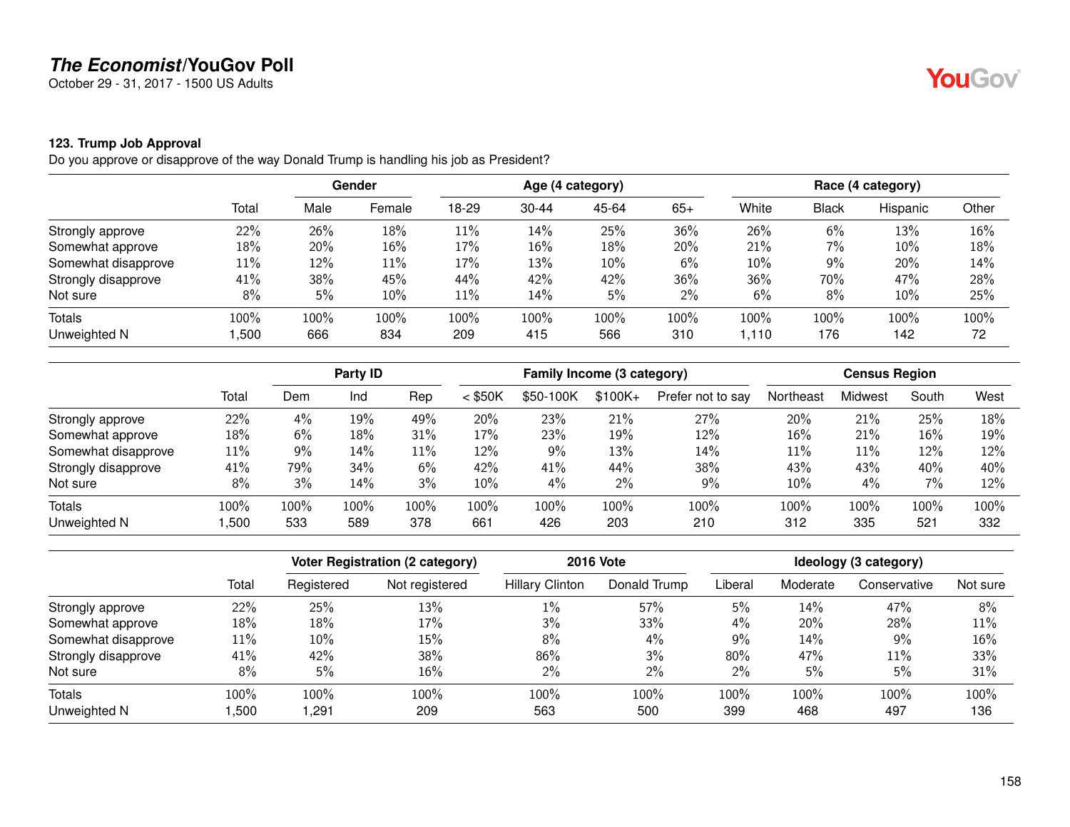# The Economist/YouGov Poll

October 29 - 31, 2017 - 1500 US Adults

### 123. Trump Job Approval

Do you approve or disapprove of the way Donald Trump is handling his job as President?

| | Total | Gender | | Age (4 category) | | | | Race (4 category) | | | |
|---|---|---|---|---|---|---|---|---|---|---|---|
| | | Male | Female | 18-29 | 30-44 | 45-64 | 65+ | White | Black | Hispanic | Other |
| Strongly approve | 22% | 26% | 18% | 11% | 14% | 25% | 36% | 26% | 6% | 13% | 16% |
| Somewhat approve | 18% | 20% | 16% | 17% | 16% | 18% | 20% | 21% | 7% | 10% | 18% |
| Somewhat disapprove | 11% | 12% | 11% | 17% | 13% | 10% | 6% | 10% | 9% | 20% | 14% |
| Strongly disapprove | 41% | 38% | 45% | 44% | 42% | 42% | 36% | 36% | 70% | 47% | 28% |
| Not sure | 8% | 5% | 10% | 11% | 14% | 5% | 2% | 6% | 8% | 10% | 25% |
| Totals | 100% | 100% | 100% | 100% | 100% | 100% | 100% | 100% | 100% | 100% | 100% |
| Unweighted N | 1,500 | 666 | 834 | 209 | 415 | 566 | 310 | 1,110 | 176 | 142 | 72 |

| | Total | Party ID | | | Family Income (3 category) | | | | Census Region | | | |
|---|---|---|---|---|---|---|---|---|---|---|---|---|
| | | Dem | Ind | Rep | < $50K | $50-100K | $100K+ | Prefer not to say | Northeast | Midwest | South | West |
| Strongly approve | 22% | 4% | 19% | 49% | 20% | 23% | 21% | 27% | 20% | 21% | 25% | 18% |
| Somewhat approve | 18% | 6% | 18% | 31% | 17% | 23% | 19% | 12% | 16% | 21% | 16% | 19% |
| Somewhat disapprove | 11% | 9% | 14% | 11% | 12% | 9% | 13% | 14% | 11% | 11% | 12% | 12% |
| Strongly disapprove | 41% | 79% | 34% | 6% | 42% | 41% | 44% | 38% | 43% | 43% | 40% | 40% |
| Not sure | 8% | 3% | 14% | 3% | 10% | 4% | 2% | 9% | 10% | 4% | 7% | 12% |
| Totals | 100% | 100% | 100% | 100% | 100% | 100% | 100% | 100% | 100% | 100% | 100% | 100% |
| Unweighted N | 1,500 | 533 | 589 | 378 | 661 | 426 | 203 | 210 | 312 | 335 | 521 | 332 |

| | Total | Voter Registration (2 category) | | 2016 Vote | | Ideology (3 category) | | | |
|---|---|---|---|---|---|---|---|---|---|
| | | Registered | Not registered | Hillary Clinton | Donald Trump | Liberal | Moderate | Conservative | Not sure |
| Strongly approve | 22% | 25% | 13% | 1% | 57% | 5% | 14% | 47% | 8% |
| Somewhat approve | 18% | 18% | 17% | 3% | 33% | 4% | 20% | 28% | 11% |
| Somewhat disapprove | 11% | 10% | 15% | 8% | 4% | 9% | 14% | 9% | 16% |
| Strongly disapprove | 41% | 42% | 38% | 86% | 3% | 80% | 47% | 11% | 33% |
| Not sure | 8% | 5% | 16% | 2% | 2% | 2% | 5% | 5% | 31% |
| Totals | 100% | 100% | 100% | 100% | 100% | 100% | 100% | 100% | 100% |
| Unweighted N | 1,500 | 1,291 | 209 | 563 | 500 | 399 | 468 | 497 | 136 |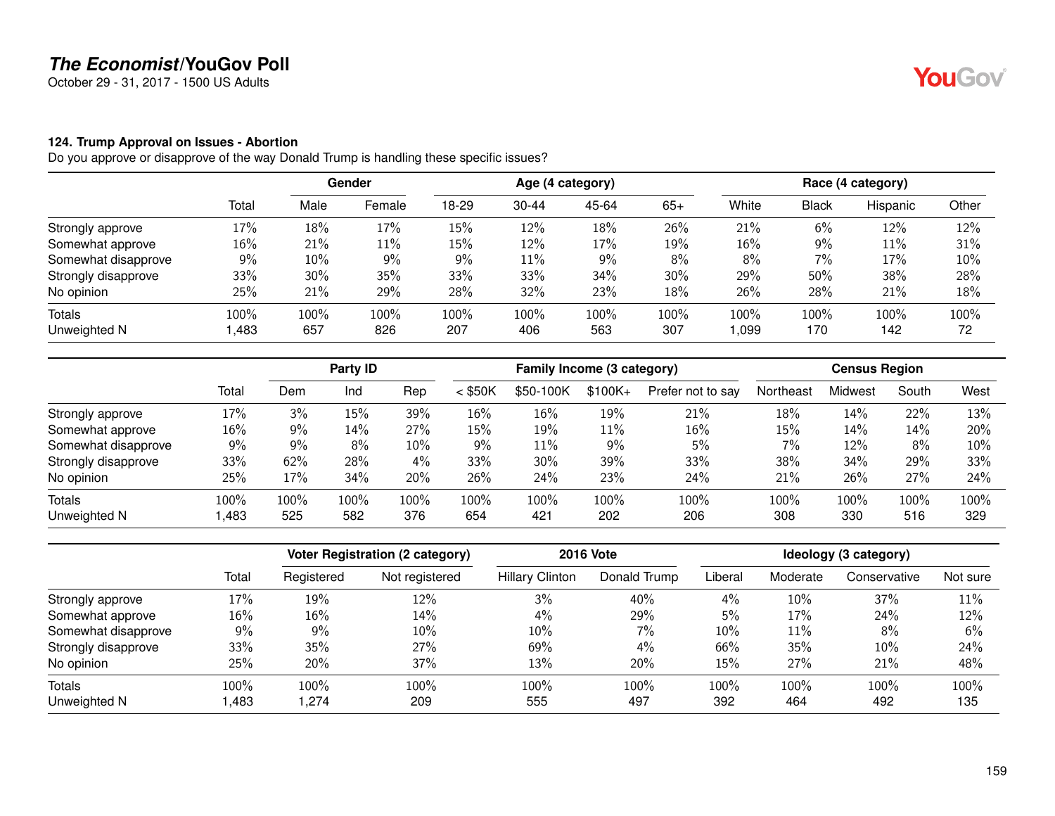## The Economist/YouGov Poll

October 29 - 31, 2017 - 1500 US Adults

### 124. Trump Approval on Issues - Abortion

Do you approve or disapprove of the way Donald Trump is handling these specific issues?

| | | Gender | | Age (4 category) | | | | Race (4 category) | | | |
|---|---|---|---|---|---|---|---|---|---|---|---|
| | Total | Male | Female | 18-29 | 30-44 | 45-64 | 65+ | White | Black | Hispanic | Other |
| Strongly approve | 17% | 18% | 17% | 15% | 12% | 18% | 26% | 21% | 6% | 12% | 12% |
| Somewhat approve | 16% | 21% | 11% | 15% | 12% | 17% | 19% | 16% | 9% | 11% | 31% |
| Somewhat disapprove | 9% | 10% | 9% | 9% | 11% | 9% | 8% | 8% | 7% | 17% | 10% |
| Strongly disapprove | 33% | 30% | 35% | 33% | 33% | 34% | 30% | 29% | 50% | 38% | 28% |
| No opinion | 25% | 21% | 29% | 28% | 32% | 23% | 18% | 26% | 28% | 21% | 18% |
| Totals | 100% | 100% | 100% | 100% | 100% | 100% | 100% | 100% | 100% | 100% | 100% |
| Unweighted N | 1,483 | 657 | 826 | 207 | 406 | 563 | 307 | 1,099 | 170 | 142 | 72 |

| | | Party ID | | | Family Income (3 category) | | | | Census Region | | | |
|---|---|---|---|---|---|---|---|---|---|---|---|---|
| | Total | Dem | Ind | Rep | < $50K | $50-100K | $100K+ | Prefer not to say | Northeast | Midwest | South | West |
| Strongly approve | 17% | 3% | 15% | 39% | 16% | 16% | 19% | 21% | 18% | 14% | 22% | 13% |
| Somewhat approve | 16% | 9% | 14% | 27% | 15% | 19% | 11% | 16% | 15% | 14% | 14% | 20% |
| Somewhat disapprove | 9% | 9% | 8% | 10% | 9% | 11% | 9% | 5% | 7% | 12% | 8% | 10% |
| Strongly disapprove | 33% | 62% | 28% | 4% | 33% | 30% | 39% | 33% | 38% | 34% | 29% | 33% |
| No opinion | 25% | 17% | 34% | 20% | 26% | 24% | 23% | 24% | 21% | 26% | 27% | 24% |
| Totals | 100% | 100% | 100% | 100% | 100% | 100% | 100% | 100% | 100% | 100% | 100% | 100% |
| Unweighted N | 1,483 | 525 | 582 | 376 | 654 | 421 | 202 | 206 | 308 | 330 | 516 | 329 |

| | | Voter Registration (2 category) | | 2016 Vote | | Ideology (3 category) | | | |
|---|---|---|---|---|---|---|---|---|---|
| | Total | Registered | Not registered | Hillary Clinton | Donald Trump | Liberal | Moderate | Conservative | Not sure |
| Strongly approve | 17% | 19% | 12% | 3% | 40% | 4% | 10% | 37% | 11% |
| Somewhat approve | 16% | 16% | 14% | 4% | 29% | 5% | 17% | 24% | 12% |
| Somewhat disapprove | 9% | 9% | 10% | 10% | 7% | 10% | 11% | 8% | 6% |
| Strongly disapprove | 33% | 35% | 27% | 69% | 4% | 66% | 35% | 10% | 24% |
| No opinion | 25% | 20% | 37% | 13% | 20% | 15% | 27% | 21% | 48% |
| Totals | 100% | 100% | 100% | 100% | 100% | 100% | 100% | 100% | 100% |
| Unweighted N | 1,483 | 1,274 | 209 | 555 | 497 | 392 | 464 | 492 | 135 |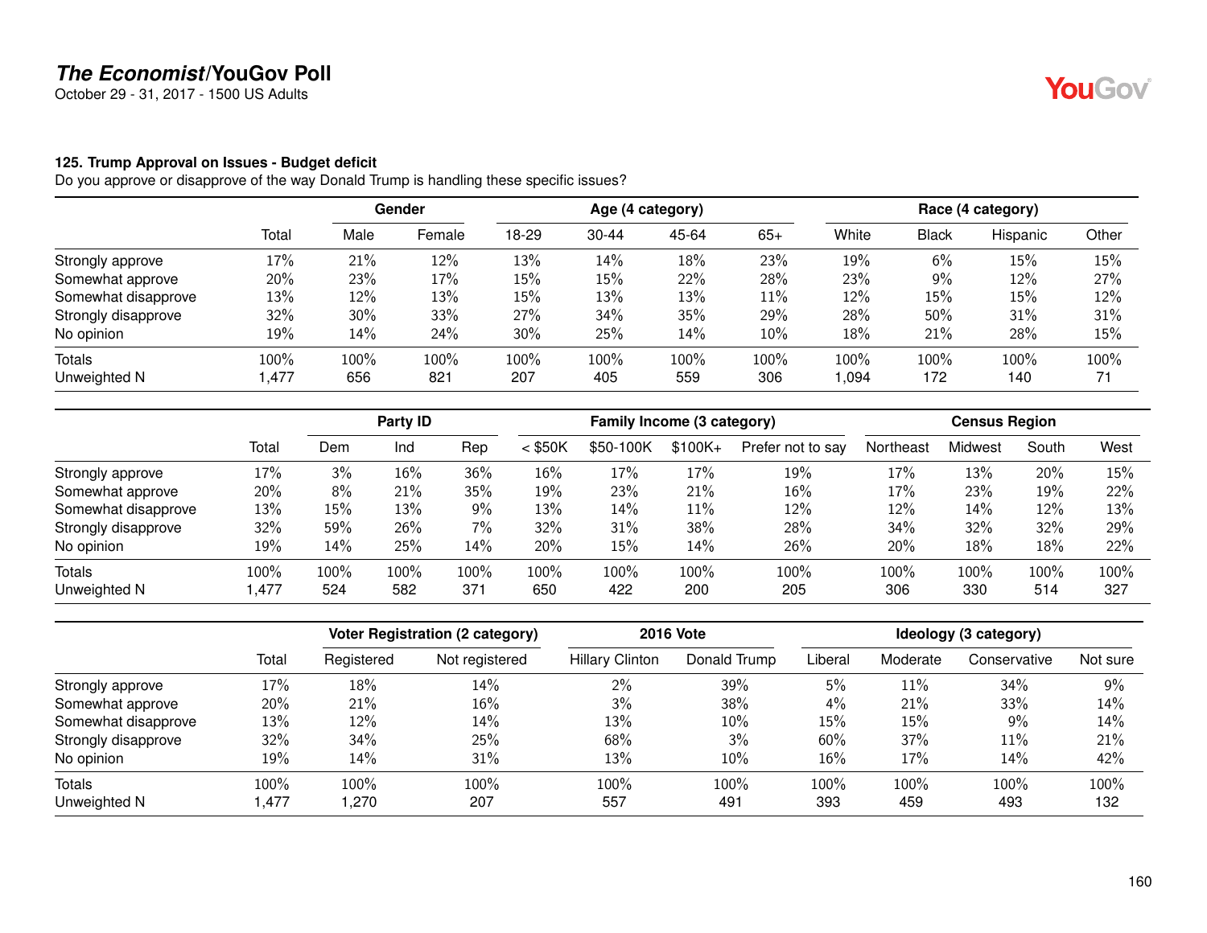## The Economist/YouGov Poll

October 29 - 31, 2017 - 1500 US Adults

### 125. Trump Approval on Issues - Budget deficit

Do you approve or disapprove of the way Donald Trump is handling these specific issues?

| | | Gender | | Age (4 category) | | | | Race (4 category) | | | |
|---|---|---|---|---|---|---|---|---|---|---|---|
| | Total | Male | Female | 18-29 | 30-44 | 45-64 | 65+ | White | Black | Hispanic | Other |
| Strongly approve | 17% | 21% | 12% | 13% | 14% | 18% | 23% | 19% | 6% | 15% | 15% |
| Somewhat approve | 20% | 23% | 17% | 15% | 15% | 22% | 28% | 23% | 9% | 12% | 27% |
| Somewhat disapprove | 13% | 12% | 13% | 15% | 13% | 13% | 11% | 12% | 15% | 15% | 12% |
| Strongly disapprove | 32% | 30% | 33% | 27% | 34% | 35% | 29% | 28% | 50% | 31% | 31% |
| No opinion | 19% | 14% | 24% | 30% | 25% | 14% | 10% | 18% | 21% | 28% | 15% |
| Totals | 100% | 100% | 100% | 100% | 100% | 100% | 100% | 100% | 100% | 100% | 100% |
| Unweighted N | 1,477 | 656 | 821 | 207 | 405 | 559 | 306 | 1,094 | 172 | 140 | 71 |

| | | Party ID | | | Family Income (3 category) | | | | Census Region | | | |
|---|---|---|---|---|---|---|---|---|---|---|---|---|
| | Total | Dem | Ind | Rep | < $50K | $50-100K | $100K+ | Prefer not to say | Northeast | Midwest | South | West |
| Strongly approve | 17% | 3% | 16% | 36% | 16% | 17% | 17% | 19% | 17% | 13% | 20% | 15% |
| Somewhat approve | 20% | 8% | 21% | 35% | 19% | 23% | 21% | 16% | 17% | 23% | 19% | 22% |
| Somewhat disapprove | 13% | 15% | 13% | 9% | 13% | 14% | 11% | 12% | 12% | 14% | 12% | 13% |
| Strongly disapprove | 32% | 59% | 26% | 7% | 32% | 31% | 38% | 28% | 34% | 32% | 32% | 29% |
| No opinion | 19% | 14% | 25% | 14% | 20% | 15% | 14% | 26% | 20% | 18% | 18% | 22% |
| Totals | 100% | 100% | 100% | 100% | 100% | 100% | 100% | 100% | 100% | 100% | 100% | 100% |
| Unweighted N | 1,477 | 524 | 582 | 371 | 650 | 422 | 200 | 205 | 306 | 330 | 514 | 327 |

| | | Voter Registration (2 category) | | 2016 Vote | | Ideology (3 category) | | | |
|---|---|---|---|---|---|---|---|---|---|
| | Total | Registered | Not registered | Hillary Clinton | Donald Trump | Liberal | Moderate | Conservative | Not sure |
| Strongly approve | 17% | 18% | 14% | 2% | 39% | 5% | 11% | 34% | 9% |
| Somewhat approve | 20% | 21% | 16% | 3% | 38% | 4% | 21% | 33% | 14% |
| Somewhat disapprove | 13% | 12% | 14% | 13% | 10% | 15% | 15% | 9% | 14% |
| Strongly disapprove | 32% | 34% | 25% | 68% | 3% | 60% | 37% | 11% | 21% |
| No opinion | 19% | 14% | 31% | 13% | 10% | 16% | 17% | 14% | 42% |
| Totals | 100% | 100% | 100% | 100% | 100% | 100% | 100% | 100% | 100% |
| Unweighted N | 1,477 | 1,270 | 207 | 557 | 491 | 393 | 459 | 493 | 132 |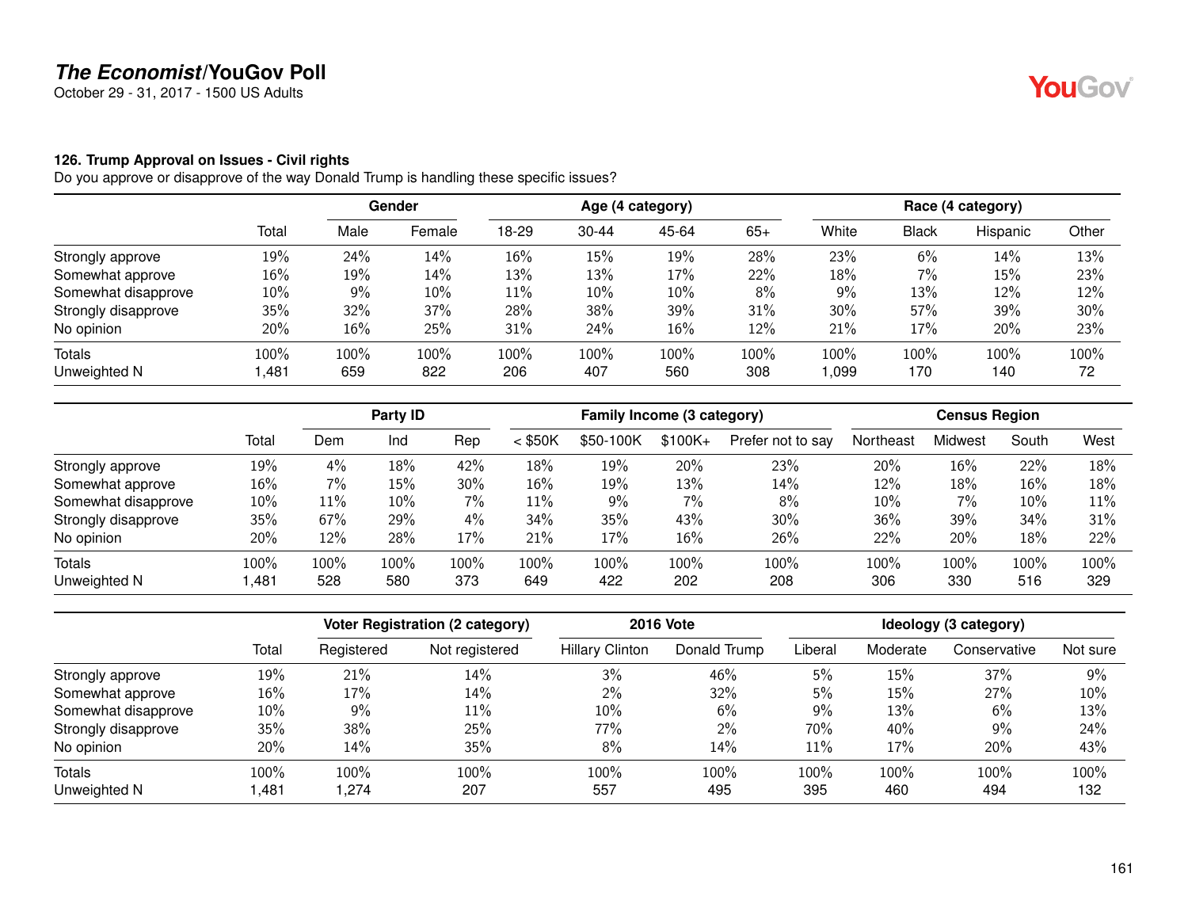**The Economist/YouGov Poll**
October 29 - 31, 2017 - 1500 US Adults

### 126. Trump Approval on Issues - Civil rights

Do you approve or disapprove of the way Donald Trump is handling these specific issues?

| | | Gender | | Age (4 category) | | | | Race (4 category) | | | |
|---|---|---|---|---|---|---|---|---|---|---|---|
| | Total | Male | Female | 18-29 | 30-44 | 45-64 | 65+ | White | Black | Hispanic | Other |
| Strongly approve | 19% | 24% | 14% | 16% | 15% | 19% | 28% | 23% | 6% | 14% | 13% |
| Somewhat approve | 16% | 19% | 14% | 13% | 13% | 17% | 22% | 18% | 7% | 15% | 23% |
| Somewhat disapprove | 10% | 9% | 10% | 11% | 10% | 10% | 8% | 9% | 13% | 12% | 12% |
| Strongly disapprove | 35% | 32% | 37% | 28% | 38% | 39% | 31% | 30% | 57% | 39% | 30% |
| No opinion | 20% | 16% | 25% | 31% | 24% | 16% | 12% | 21% | 17% | 20% | 23% |
| Totals | 100% | 100% | 100% | 100% | 100% | 100% | 100% | 100% | 100% | 100% | 100% |
| Unweighted N | 1,481 | 659 | 822 | 206 | 407 | 560 | 308 | 1,099 | 170 | 140 | 72 |

| | | Party ID | | | Family Income (3 category) | | | | Census Region | | | |
|---|---|---|---|---|---|---|---|---|---|---|---|---|
| | Total | Dem | Ind | Rep | < $50K | $50-100K | $100K+ | Prefer not to say | Northeast | Midwest | South | West |
| Strongly approve | 19% | 4% | 18% | 42% | 18% | 19% | 20% | 23% | 20% | 16% | 22% | 18% |
| Somewhat approve | 16% | 7% | 15% | 30% | 16% | 19% | 13% | 14% | 12% | 18% | 16% | 18% |
| Somewhat disapprove | 10% | 11% | 10% | 7% | 11% | 9% | 7% | 8% | 10% | 7% | 10% | 11% |
| Strongly disapprove | 35% | 67% | 29% | 4% | 34% | 35% | 43% | 30% | 36% | 39% | 34% | 31% |
| No opinion | 20% | 12% | 28% | 17% | 21% | 17% | 16% | 26% | 22% | 20% | 18% | 22% |
| Totals | 100% | 100% | 100% | 100% | 100% | 100% | 100% | 100% | 100% | 100% | 100% | 100% |
| Unweighted N | 1,481 | 528 | 580 | 373 | 649 | 422 | 202 | 208 | 306 | 330 | 516 | 329 |

| | | Voter Registration (2 category) | | 2016 Vote | | Ideology (3 category) | | | |
|---|---|---|---|---|---|---|---|---|---|
| | Total | Registered | Not registered | Hillary Clinton | Donald Trump | Liberal | Moderate | Conservative | Not sure |
| Strongly approve | 19% | 21% | 14% | 3% | 46% | 5% | 15% | 37% | 9% |
| Somewhat approve | 16% | 17% | 14% | 2% | 32% | 5% | 15% | 27% | 10% |
| Somewhat disapprove | 10% | 9% | 11% | 10% | 6% | 9% | 13% | 6% | 13% |
| Strongly disapprove | 35% | 38% | 25% | 77% | 2% | 70% | 40% | 9% | 24% |
| No opinion | 20% | 14% | 35% | 8% | 14% | 11% | 17% | 20% | 43% |
| Totals | 100% | 100% | 100% | 100% | 100% | 100% | 100% | 100% | 100% |
| Unweighted N | 1,481 | 1,274 | 207 | 557 | 495 | 395 | 460 | 494 | 132 |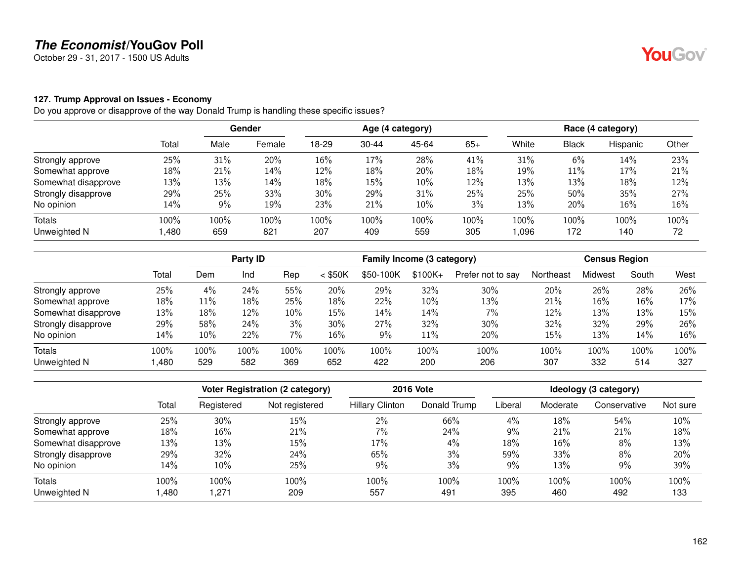**The Economist/YouGov Poll**
October 29 - 31, 2017 - 1500 US Adults

#### 127. Trump Approval on Issues - Economy

Do you approve or disapprove of the way Donald Trump is handling these specific issues?

| | | Gender | | Age (4 category) | | | | Race (4 category) | | | |
|---|---|---|---|---|---|---|---|---|---|---|---|
| | Total | Male | Female | 18-29 | 30-44 | 45-64 | 65+ | White | Black | Hispanic | Other |
| Strongly approve | 25% | 31% | 20% | 16% | 17% | 28% | 41% | 31% | 6% | 14% | 23% |
| Somewhat approve | 18% | 21% | 14% | 12% | 18% | 20% | 18% | 19% | 11% | 17% | 21% |
| Somewhat disapprove | 13% | 13% | 14% | 18% | 15% | 10% | 12% | 13% | 13% | 18% | 12% |
| Strongly disapprove | 29% | 25% | 33% | 30% | 29% | 31% | 25% | 25% | 50% | 35% | 27% |
| No opinion | 14% | 9% | 19% | 23% | 21% | 10% | 3% | 13% | 20% | 16% | 16% |
| Totals | 100% | 100% | 100% | 100% | 100% | 100% | 100% | 100% | 100% | 100% | 100% |
| Unweighted N | 1,480 | 659 | 821 | 207 | 409 | 559 | 305 | 1,096 | 172 | 140 | 72 |

| | | Party ID | | | Family Income (3 category) | | | | Census Region | | | |
|---|---|---|---|---|---|---|---|---|---|---|---|---|
| | Total | Dem | Ind | Rep | < $50K | $50-100K | $100K+ | Prefer not to say | Northeast | Midwest | South | West |
| Strongly approve | 25% | 4% | 24% | 55% | 20% | 29% | 32% | 30% | 20% | 26% | 28% | 26% |
| Somewhat approve | 18% | 11% | 18% | 25% | 18% | 22% | 10% | 13% | 21% | 16% | 16% | 17% |
| Somewhat disapprove | 13% | 18% | 12% | 10% | 15% | 14% | 14% | 7% | 12% | 13% | 13% | 15% |
| Strongly disapprove | 29% | 58% | 24% | 3% | 30% | 27% | 32% | 30% | 32% | 32% | 29% | 26% |
| No opinion | 14% | 10% | 22% | 7% | 16% | 9% | 11% | 20% | 15% | 13% | 14% | 16% |
| Totals | 100% | 100% | 100% | 100% | 100% | 100% | 100% | 100% | 100% | 100% | 100% | 100% |
| Unweighted N | 1,480 | 529 | 582 | 369 | 652 | 422 | 200 | 206 | 307 | 332 | 514 | 327 |

| | | Voter Registration (2 category) | | 2016 Vote | | Ideology (3 category) | | | |
|---|---|---|---|---|---|---|---|---|---|
| | Total | Registered | Not registered | Hillary Clinton | Donald Trump | Liberal | Moderate | Conservative | Not sure |
| Strongly approve | 25% | 30% | 15% | 2% | 66% | 4% | 18% | 54% | 10% |
| Somewhat approve | 18% | 16% | 21% | 7% | 24% | 9% | 21% | 21% | 18% |
| Somewhat disapprove | 13% | 13% | 15% | 17% | 4% | 18% | 16% | 8% | 13% |
| Strongly disapprove | 29% | 32% | 24% | 65% | 3% | 59% | 33% | 8% | 20% |
| No opinion | 14% | 10% | 25% | 9% | 3% | 9% | 13% | 9% | 39% |
| Totals | 100% | 100% | 100% | 100% | 100% | 100% | 100% | 100% | 100% |
| Unweighted N | 1,480 | 1,271 | 209 | 557 | 491 | 395 | 460 | 492 | 133 |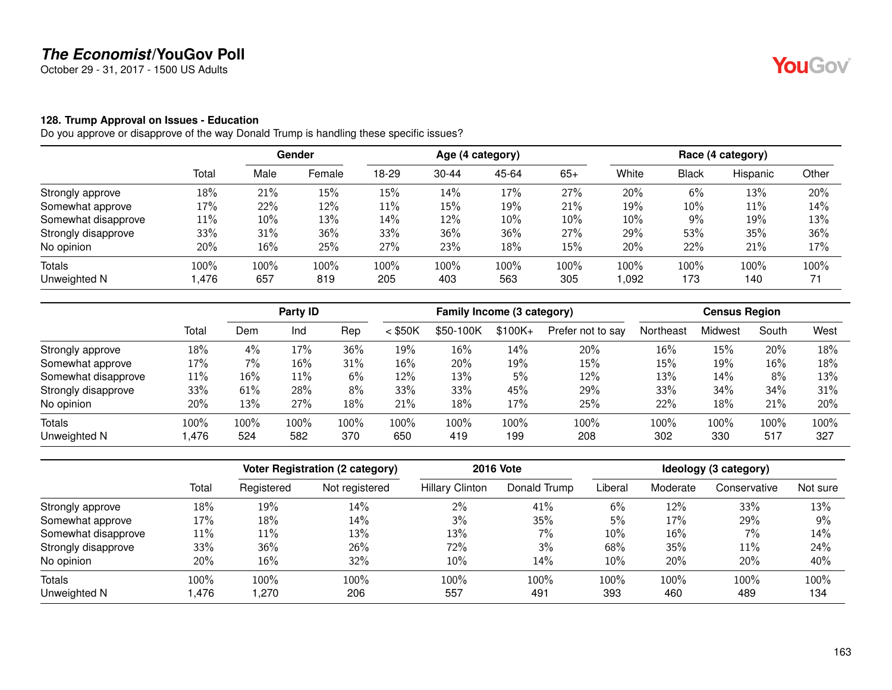# *The Economist*/YouGov Poll

October 29 - 31, 2017 - 1500 US Adults

### 128. Trump Approval on Issues - Education

Do you approve or disapprove of the way Donald Trump is handling these specific issues?

| | | Gender | | Age (4 category) | | | | Race (4 category) | | | |
|---|---|---|---|---|---|---|---|---|---|---|---|
| | Total | Male | Female | 18-29 | 30-44 | 45-64 | 65+ | White | Black | Hispanic | Other |
| Strongly approve | 18% | 21% | 15% | 15% | 14% | 17% | 27% | 20% | 6% | 13% | 20% |
| Somewhat approve | 17% | 22% | 12% | 11% | 15% | 19% | 21% | 19% | 10% | 11% | 14% |
| Somewhat disapprove | 11% | 10% | 13% | 14% | 12% | 10% | 10% | 10% | 9% | 19% | 13% |
| Strongly disapprove | 33% | 31% | 36% | 33% | 36% | 36% | 27% | 29% | 53% | 35% | 36% |
| No opinion | 20% | 16% | 25% | 27% | 23% | 18% | 15% | 20% | 22% | 21% | 17% |
| Totals | 100% | 100% | 100% | 100% | 100% | 100% | 100% | 100% | 100% | 100% | 100% |
| Unweighted N | 1,476 | 657 | 819 | 205 | 403 | 563 | 305 | 1,092 | 173 | 140 | 71 |

| | | Party ID | | | Family Income (3 category) | | | | Census Region | | | |
|---|---|---|---|---|---|---|---|---|---|---|---|---|
| | Total | Dem | Ind | Rep | < $50K | $50-100K | $100K+ | Prefer not to say | Northeast | Midwest | South | West |
| Strongly approve | 18% | 4% | 17% | 36% | 19% | 16% | 14% | 20% | 16% | 15% | 20% | 18% |
| Somewhat approve | 17% | 7% | 16% | 31% | 16% | 20% | 19% | 15% | 15% | 19% | 16% | 18% |
| Somewhat disapprove | 11% | 16% | 11% | 6% | 12% | 13% | 5% | 12% | 13% | 14% | 8% | 13% |
| Strongly disapprove | 33% | 61% | 28% | 8% | 33% | 33% | 45% | 29% | 33% | 34% | 34% | 31% |
| No opinion | 20% | 13% | 27% | 18% | 21% | 18% | 17% | 25% | 22% | 18% | 21% | 20% |
| Totals | 100% | 100% | 100% | 100% | 100% | 100% | 100% | 100% | 100% | 100% | 100% | 100% |
| Unweighted N | 1,476 | 524 | 582 | 370 | 650 | 419 | 199 | 208 | 302 | 330 | 517 | 327 |

| | | Voter Registration (2 category) | | 2016 Vote | | Ideology (3 category) | | | |
|---|---|---|---|---|---|---|---|---|---|
| | Total | Registered | Not registered | Hillary Clinton | Donald Trump | Liberal | Moderate | Conservative | Not sure |
| Strongly approve | 18% | 19% | 14% | 2% | 41% | 6% | 12% | 33% | 13% |
| Somewhat approve | 17% | 18% | 14% | 3% | 35% | 5% | 17% | 29% | 9% |
| Somewhat disapprove | 11% | 11% | 13% | 13% | 7% | 10% | 16% | 7% | 14% |
| Strongly disapprove | 33% | 36% | 26% | 72% | 3% | 68% | 35% | 11% | 24% |
| No opinion | 20% | 16% | 32% | 10% | 14% | 10% | 20% | 20% | 40% |
| Totals | 100% | 100% | 100% | 100% | 100% | 100% | 100% | 100% | 100% |
| Unweighted N | 1,476 | 1,270 | 206 | 557 | 491 | 393 | 460 | 489 | 134 |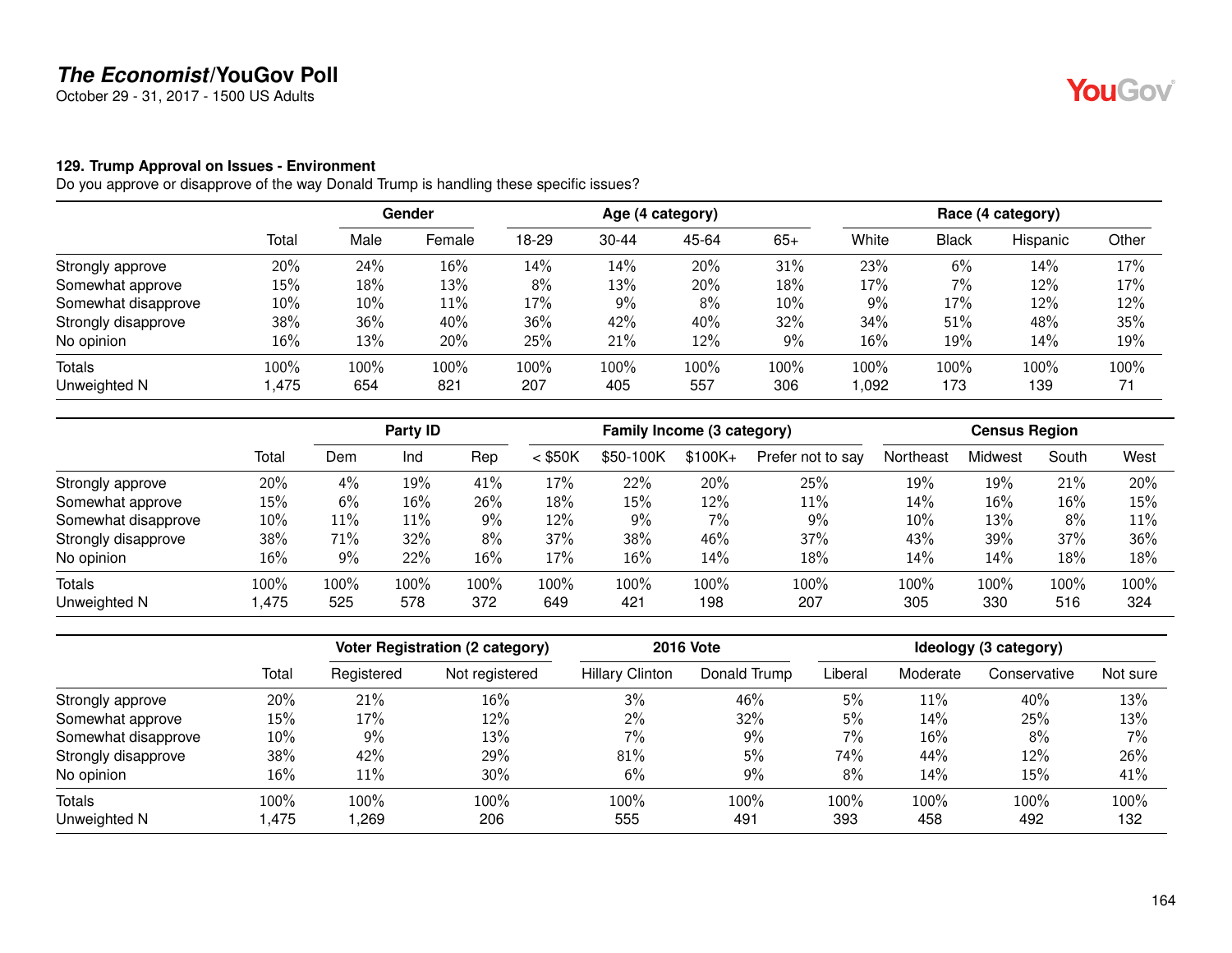# *The Economist*/YouGov Poll

October 29 - 31, 2017 - 1500 US Adults

### 129. Trump Approval on Issues - Environment

Do you approve or disapprove of the way Donald Trump is handling these specific issues?

| | | Gender | | Age (4 category) | | | | Race (4 category) | | | |
|---|---|---|---|---|---|---|---|---|---|---|---|
| | Total | Male | Female | 18-29 | 30-44 | 45-64 | 65+ | White | Black | Hispanic | Other |
| Strongly approve | 20% | 24% | 16% | 14% | 14% | 20% | 31% | 23% | 6% | 14% | 17% |
| Somewhat approve | 15% | 18% | 13% | 8% | 13% | 20% | 18% | 17% | 7% | 12% | 17% |
| Somewhat disapprove | 10% | 10% | 11% | 17% | 9% | 8% | 10% | 9% | 17% | 12% | 12% |
| Strongly disapprove | 38% | 36% | 40% | 36% | 42% | 40% | 32% | 34% | 51% | 48% | 35% |
| No opinion | 16% | 13% | 20% | 25% | 21% | 12% | 9% | 16% | 19% | 14% | 19% |
| Totals | 100% | 100% | 100% | 100% | 100% | 100% | 100% | 100% | 100% | 100% | 100% |
| Unweighted N | 1,475 | 654 | 821 | 207 | 405 | 557 | 306 | 1,092 | 173 | 139 | 71 |

| | | Party ID | | | Family Income (3 category) | | | | Census Region | | | |
|---|---|---|---|---|---|---|---|---|---|---|---|---|
| | Total | Dem | Ind | Rep | < $50K | $50-100K | $100K+ | Prefer not to say | Northeast | Midwest | South | West |
| Strongly approve | 20% | 4% | 19% | 41% | 17% | 22% | 20% | 25% | 19% | 19% | 21% | 20% |
| Somewhat approve | 15% | 6% | 16% | 26% | 18% | 15% | 12% | 11% | 14% | 16% | 16% | 15% |
| Somewhat disapprove | 10% | 11% | 11% | 9% | 12% | 9% | 7% | 9% | 10% | 13% | 8% | 11% |
| Strongly disapprove | 38% | 71% | 32% | 8% | 37% | 38% | 46% | 37% | 43% | 39% | 37% | 36% |
| No opinion | 16% | 9% | 22% | 16% | 17% | 16% | 14% | 18% | 14% | 14% | 18% | 18% |
| Totals | 100% | 100% | 100% | 100% | 100% | 100% | 100% | 100% | 100% | 100% | 100% | 100% |
| Unweighted N | 1,475 | 525 | 578 | 372 | 649 | 421 | 198 | 207 | 305 | 330 | 516 | 324 |

| | | Voter Registration (2 category) | | 2016 Vote | | Ideology (3 category) | | | |
|---|---|---|---|---|---|---|---|---|---|
| | Total | Registered | Not registered | Hillary Clinton | Donald Trump | Liberal | Moderate | Conservative | Not sure |
| Strongly approve | 20% | 21% | 16% | 3% | 46% | 5% | 11% | 40% | 13% |
| Somewhat approve | 15% | 17% | 12% | 2% | 32% | 5% | 14% | 25% | 13% |
| Somewhat disapprove | 10% | 9% | 13% | 7% | 9% | 7% | 16% | 8% | 7% |
| Strongly disapprove | 38% | 42% | 29% | 81% | 5% | 74% | 44% | 12% | 26% |
| No opinion | 16% | 11% | 30% | 6% | 9% | 8% | 14% | 15% | 41% |
| Totals | 100% | 100% | 100% | 100% | 100% | 100% | 100% | 100% | 100% |
| Unweighted N | 1,475 | 1,269 | 206 | 555 | 491 | 393 | 458 | 492 | 132 |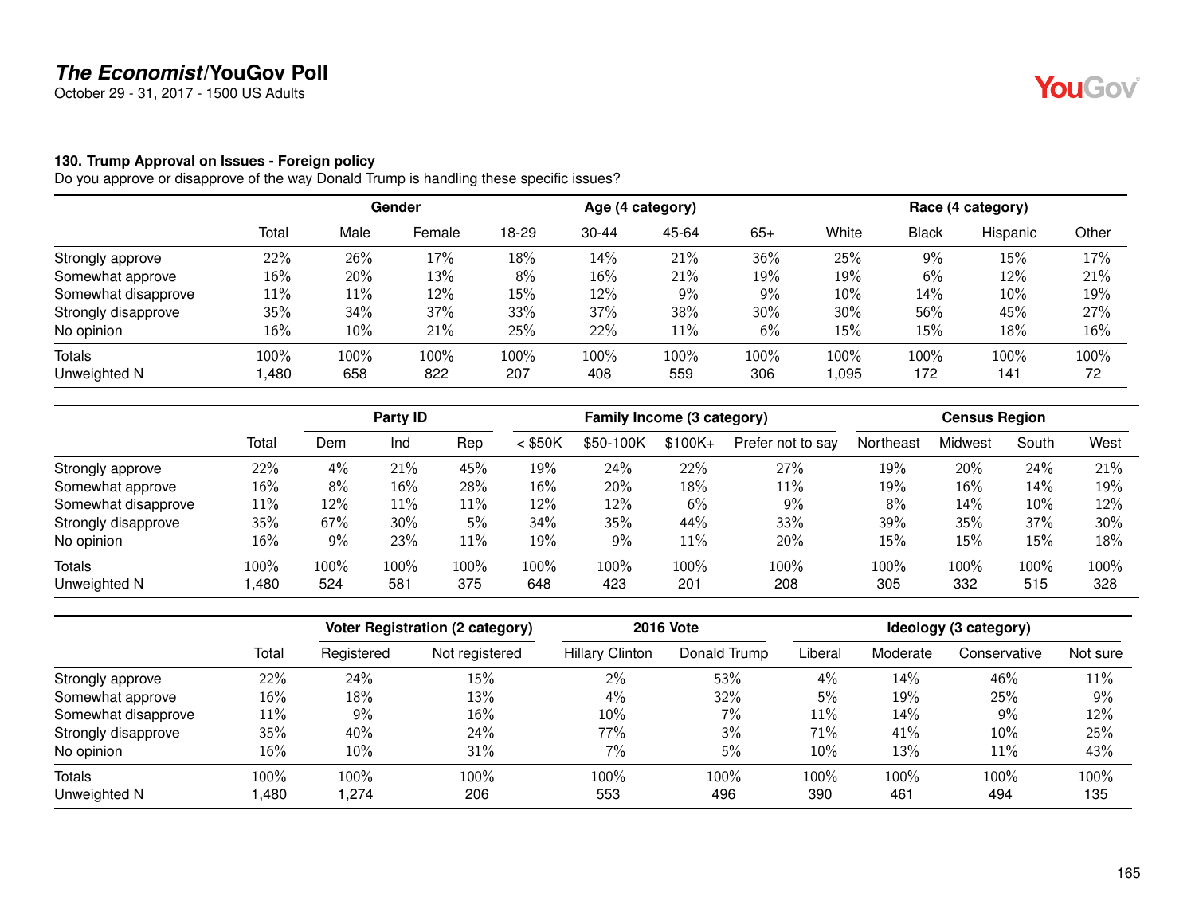## The Economist/YouGov Poll

October 29 - 31, 2017 - 1500 US Adults

### 130. Trump Approval on Issues - Foreign policy

Do you approve or disapprove of the way Donald Trump is handling these specific issues?

| | | Gender | | Age (4 category) | | | | Race (4 category) | | | |
|---|---|---|---|---|---|---|---|---|---|---|---|
| | Total | Male | Female | 18-29 | 30-44 | 45-64 | 65+ | White | Black | Hispanic | Other |
| Strongly approve | 22% | 26% | 17% | 18% | 14% | 21% | 36% | 25% | 9% | 15% | 17% |
| Somewhat approve | 16% | 20% | 13% | 8% | 16% | 21% | 19% | 19% | 6% | 12% | 21% |
| Somewhat disapprove | 11% | 11% | 12% | 15% | 12% | 9% | 9% | 10% | 14% | 10% | 19% |
| Strongly disapprove | 35% | 34% | 37% | 33% | 37% | 38% | 30% | 30% | 56% | 45% | 27% |
| No opinion | 16% | 10% | 21% | 25% | 22% | 11% | 6% | 15% | 15% | 18% | 16% |
| Totals | 100% | 100% | 100% | 100% | 100% | 100% | 100% | 100% | 100% | 100% | 100% |
| Unweighted N | 1,480 | 658 | 822 | 207 | 408 | 559 | 306 | 1,095 | 172 | 141 | 72 |

| | | Party ID | | | Family Income (3 category) | | | | Census Region | | | |
|---|---|---|---|---|---|---|---|---|---|---|---|---|
| | Total | Dem | Ind | Rep | < $50K | $50-100K | $100K+ | Prefer not to say | Northeast | Midwest | South | West |
| Strongly approve | 22% | 4% | 21% | 45% | 19% | 24% | 22% | 27% | 19% | 20% | 24% | 21% |
| Somewhat approve | 16% | 8% | 16% | 28% | 16% | 20% | 18% | 11% | 19% | 16% | 14% | 19% |
| Somewhat disapprove | 11% | 12% | 11% | 11% | 12% | 12% | 6% | 9% | 8% | 14% | 10% | 12% |
| Strongly disapprove | 35% | 67% | 30% | 5% | 34% | 35% | 44% | 33% | 39% | 35% | 37% | 30% |
| No opinion | 16% | 9% | 23% | 11% | 19% | 9% | 11% | 20% | 15% | 15% | 15% | 18% |
| Totals | 100% | 100% | 100% | 100% | 100% | 100% | 100% | 100% | 100% | 100% | 100% | 100% |
| Unweighted N | 1,480 | 524 | 581 | 375 | 648 | 423 | 201 | 208 | 305 | 332 | 515 | 328 |

| | | Voter Registration (2 category) | | 2016 Vote | | Ideology (3 category) | | | |
|---|---|---|---|---|---|---|---|---|---|
| | Total | Registered | Not registered | Hillary Clinton | Donald Trump | Liberal | Moderate | Conservative | Not sure |
| Strongly approve | 22% | 24% | 15% | 2% | 53% | 4% | 14% | 46% | 11% |
| Somewhat approve | 16% | 18% | 13% | 4% | 32% | 5% | 19% | 25% | 9% |
| Somewhat disapprove | 11% | 9% | 16% | 10% | 7% | 11% | 14% | 9% | 12% |
| Strongly disapprove | 35% | 40% | 24% | 77% | 3% | 71% | 41% | 10% | 25% |
| No opinion | 16% | 10% | 31% | 7% | 5% | 10% | 13% | 11% | 43% |
| Totals | 100% | 100% | 100% | 100% | 100% | 100% | 100% | 100% | 100% |
| Unweighted N | 1,480 | 1,274 | 206 | 553 | 496 | 390 | 461 | 494 | 135 |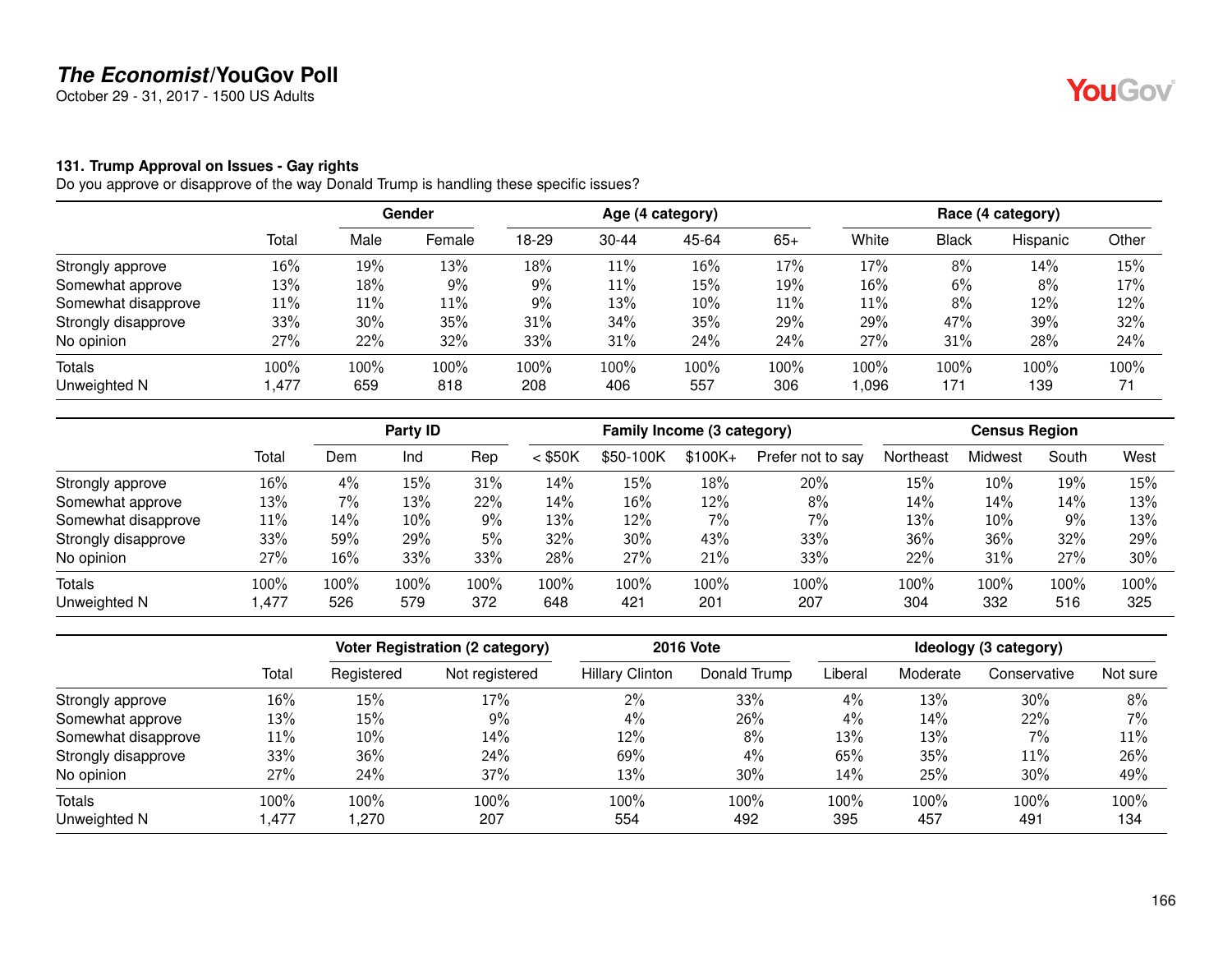# The Economist/YouGov Poll

October 29 - 31, 2017 - 1500 US Adults

### 131. Trump Approval on Issues - Gay rights

Do you approve or disapprove of the way Donald Trump is handling these specific issues?

| | | Gender | | Age (4 category) | | | | Race (4 category) | | | |
|---|---|---|---|---|---|---|---|---|---|---|---|
| | Total | Male | Female | 18-29 | 30-44 | 45-64 | 65+ | White | Black | Hispanic | Other |
| Strongly approve | 16% | 19% | 13% | 18% | 11% | 16% | 17% | 17% | 8% | 14% | 15% |
| Somewhat approve | 13% | 18% | 9% | 9% | 11% | 15% | 19% | 16% | 6% | 8% | 17% |
| Somewhat disapprove | 11% | 11% | 11% | 9% | 13% | 10% | 11% | 11% | 8% | 12% | 12% |
| Strongly disapprove | 33% | 30% | 35% | 31% | 34% | 35% | 29% | 29% | 47% | 39% | 32% |
| No opinion | 27% | 22% | 32% | 33% | 31% | 24% | 24% | 27% | 31% | 28% | 24% |
| Totals | 100% | 100% | 100% | 100% | 100% | 100% | 100% | 100% | 100% | 100% | 100% |
| Unweighted N | 1,477 | 659 | 818 | 208 | 406 | 557 | 306 | 1,096 | 171 | 139 | 71 |

| | | Party ID | | | Family Income (3 category) | | | | Census Region | | | |
|---|---|---|---|---|---|---|---|---|---|---|---|---|
| | Total | Dem | Ind | Rep | < $50K | $50-100K | $100K+ | Prefer not to say | Northeast | Midwest | South | West |
| Strongly approve | 16% | 4% | 15% | 31% | 14% | 15% | 18% | 20% | 15% | 10% | 19% | 15% |
| Somewhat approve | 13% | 7% | 13% | 22% | 14% | 16% | 12% | 8% | 14% | 14% | 14% | 13% |
| Somewhat disapprove | 11% | 14% | 10% | 9% | 13% | 12% | 7% | 7% | 13% | 10% | 9% | 13% |
| Strongly disapprove | 33% | 59% | 29% | 5% | 32% | 30% | 43% | 33% | 36% | 36% | 32% | 29% |
| No opinion | 27% | 16% | 33% | 33% | 28% | 27% | 21% | 33% | 22% | 31% | 27% | 30% |
| Totals | 100% | 100% | 100% | 100% | 100% | 100% | 100% | 100% | 100% | 100% | 100% | 100% |
| Unweighted N | 1,477 | 526 | 579 | 372 | 648 | 421 | 201 | 207 | 304 | 332 | 516 | 325 |

| | | Voter Registration (2 category) | | 2016 Vote | | Ideology (3 category) | | | |
|---|---|---|---|---|---|---|---|---|---|
| | Total | Registered | Not registered | Hillary Clinton | Donald Trump | Liberal | Moderate | Conservative | Not sure |
| Strongly approve | 16% | 15% | 17% | 2% | 33% | 4% | 13% | 30% | 8% |
| Somewhat approve | 13% | 15% | 9% | 4% | 26% | 4% | 14% | 22% | 7% |
| Somewhat disapprove | 11% | 10% | 14% | 12% | 8% | 13% | 13% | 7% | 11% |
| Strongly disapprove | 33% | 36% | 24% | 69% | 4% | 65% | 35% | 11% | 26% |
| No opinion | 27% | 24% | 37% | 13% | 30% | 14% | 25% | 30% | 49% |
| Totals | 100% | 100% | 100% | 100% | 100% | 100% | 100% | 100% | 100% |
| Unweighted N | 1,477 | 1,270 | 207 | 554 | 492 | 395 | 457 | 491 | 134 |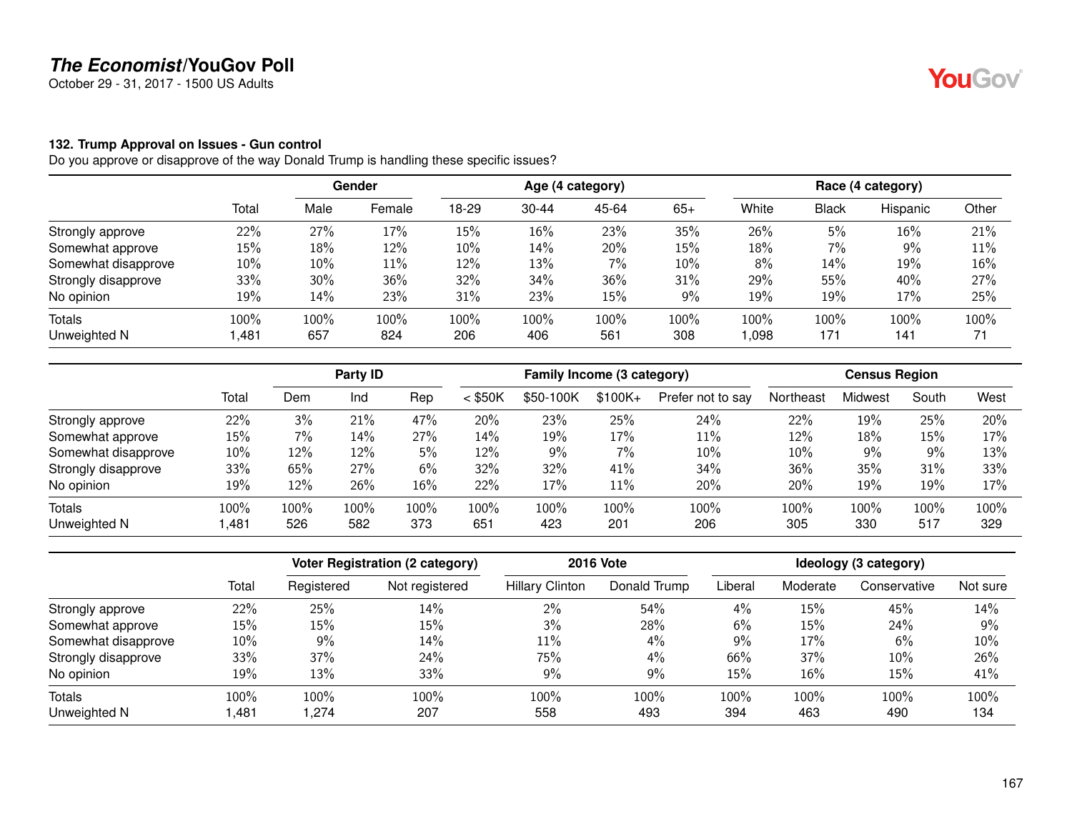**The Economist/YouGov Poll**
October 29 - 31, 2017 - 1500 US Adults

### 132. Trump Approval on Issues - Gun control

Do you approve or disapprove of the way Donald Trump is handling these specific issues?

| | | Gender | | Age (4 category) | | | | Race (4 category) | | | |
|---|---|---|---|---|---|---|---|---|---|---|---|
| | Total | Male | Female | 18-29 | 30-44 | 45-64 | 65+ | White | Black | Hispanic | Other |
| Strongly approve | 22% | 27% | 17% | 15% | 16% | 23% | 35% | 26% | 5% | 16% | 21% |
| Somewhat approve | 15% | 18% | 12% | 10% | 14% | 20% | 15% | 18% | 7% | 9% | 11% |
| Somewhat disapprove | 10% | 10% | 11% | 12% | 13% | 7% | 10% | 8% | 14% | 19% | 16% |
| Strongly disapprove | 33% | 30% | 36% | 32% | 34% | 36% | 31% | 29% | 55% | 40% | 27% |
| No opinion | 19% | 14% | 23% | 31% | 23% | 15% | 9% | 19% | 19% | 17% | 25% |
| Totals | 100% | 100% | 100% | 100% | 100% | 100% | 100% | 100% | 100% | 100% | 100% |
| Unweighted N | 1,481 | 657 | 824 | 206 | 406 | 561 | 308 | 1,098 | 171 | 141 | 71 |

| | | Party ID | | | Family Income (3 category) | | | | Census Region | | | |
|---|---|---|---|---|---|---|---|---|---|---|---|---|
| | Total | Dem | Ind | Rep | < $50K | $50-100K | $100K+ | Prefer not to say | Northeast | Midwest | South | West |
| Strongly approve | 22% | 3% | 21% | 47% | 20% | 23% | 25% | 24% | 22% | 19% | 25% | 20% |
| Somewhat approve | 15% | 7% | 14% | 27% | 14% | 19% | 17% | 11% | 12% | 18% | 15% | 17% |
| Somewhat disapprove | 10% | 12% | 12% | 5% | 12% | 9% | 7% | 10% | 10% | 9% | 9% | 13% |
| Strongly disapprove | 33% | 65% | 27% | 6% | 32% | 32% | 41% | 34% | 36% | 35% | 31% | 33% |
| No opinion | 19% | 12% | 26% | 16% | 22% | 17% | 11% | 20% | 20% | 19% | 19% | 17% |
| Totals | 100% | 100% | 100% | 100% | 100% | 100% | 100% | 100% | 100% | 100% | 100% | 100% |
| Unweighted N | 1,481 | 526 | 582 | 373 | 651 | 423 | 201 | 206 | 305 | 330 | 517 | 329 |

| | | Voter Registration (2 category) | | 2016 Vote | | Ideology (3 category) | | | |
|---|---|---|---|---|---|---|---|---|---|
| | Total | Registered | Not registered | Hillary Clinton | Donald Trump | Liberal | Moderate | Conservative | Not sure |
| Strongly approve | 22% | 25% | 14% | 2% | 54% | 4% | 15% | 45% | 14% |
| Somewhat approve | 15% | 15% | 15% | 3% | 28% | 6% | 15% | 24% | 9% |
| Somewhat disapprove | 10% | 9% | 14% | 11% | 4% | 9% | 17% | 6% | 10% |
| Strongly disapprove | 33% | 37% | 24% | 75% | 4% | 66% | 37% | 10% | 26% |
| No opinion | 19% | 13% | 33% | 9% | 9% | 15% | 16% | 15% | 41% |
| Totals | 100% | 100% | 100% | 100% | 100% | 100% | 100% | 100% | 100% |
| Unweighted N | 1,481 | 1,274 | 207 | 558 | 493 | 394 | 463 | 490 | 134 |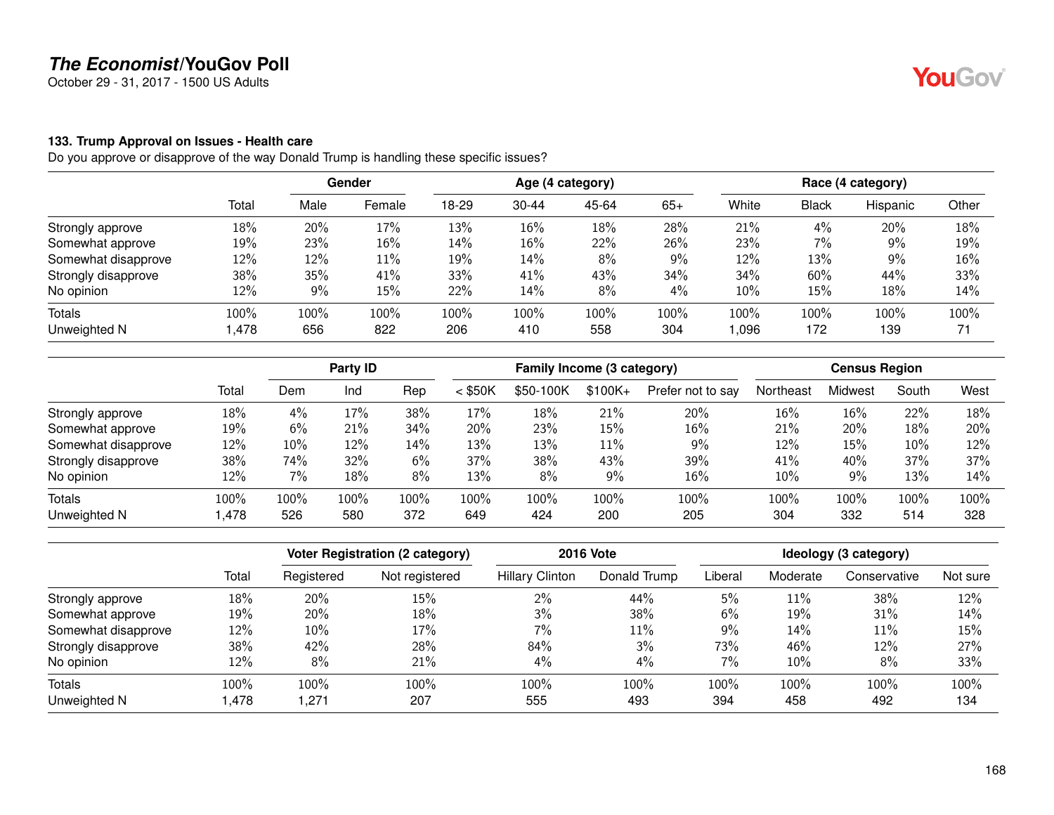# *The Economist*/YouGov Poll

October 29 - 31, 2017 - 1500 US Adults

### 133. Trump Approval on Issues - Health care

Do you approve or disapprove of the way Donald Trump is handling these specific issues?

| | | Gender | | Age (4 category) | | | | Race (4 category) | | | |
|---|---|---|---|---|---|---|---|---|---|---|---|
| | Total | Male | Female | 18-29 | 30-44 | 45-64 | 65+ | White | Black | Hispanic | Other |
| Strongly approve | 18% | 20% | 17% | 13% | 16% | 18% | 28% | 21% | 4% | 20% | 18% |
| Somewhat approve | 19% | 23% | 16% | 14% | 16% | 22% | 26% | 23% | 7% | 9% | 19% |
| Somewhat disapprove | 12% | 12% | 11% | 19% | 14% | 8% | 9% | 12% | 13% | 9% | 16% |
| Strongly disapprove | 38% | 35% | 41% | 33% | 41% | 43% | 34% | 34% | 60% | 44% | 33% |
| No opinion | 12% | 9% | 15% | 22% | 14% | 8% | 4% | 10% | 15% | 18% | 14% |
| Totals | 100% | 100% | 100% | 100% | 100% | 100% | 100% | 100% | 100% | 100% | 100% |
| Unweighted N | 1,478 | 656 | 822 | 206 | 410 | 558 | 304 | 1,096 | 172 | 139 | 71 |

| | | Party ID | | | Family Income (3 category) | | | | Census Region | | | |
|---|---|---|---|---|---|---|---|---|---|---|---|---|
| | Total | Dem | Ind | Rep | < $50K | $50-100K | $100K+ | Prefer not to say | Northeast | Midwest | South | West |
| Strongly approve | 18% | 4% | 17% | 38% | 17% | 18% | 21% | 20% | 16% | 16% | 22% | 18% |
| Somewhat approve | 19% | 6% | 21% | 34% | 20% | 23% | 15% | 16% | 21% | 20% | 18% | 20% |
| Somewhat disapprove | 12% | 10% | 12% | 14% | 13% | 13% | 11% | 9% | 12% | 15% | 10% | 12% |
| Strongly disapprove | 38% | 74% | 32% | 6% | 37% | 38% | 43% | 39% | 41% | 40% | 37% | 37% |
| No opinion | 12% | 7% | 18% | 8% | 13% | 8% | 9% | 16% | 10% | 9% | 13% | 14% |
| Totals | 100% | 100% | 100% | 100% | 100% | 100% | 100% | 100% | 100% | 100% | 100% | 100% |
| Unweighted N | 1,478 | 526 | 580 | 372 | 649 | 424 | 200 | 205 | 304 | 332 | 514 | 328 |

| | | Voter Registration (2 category) | | 2016 Vote | | Ideology (3 category) | | | |
|---|---|---|---|---|---|---|---|---|---|
| | Total | Registered | Not registered | Hillary Clinton | Donald Trump | Liberal | Moderate | Conservative | Not sure |
| Strongly approve | 18% | 20% | 15% | 2% | 44% | 5% | 11% | 38% | 12% |
| Somewhat approve | 19% | 20% | 18% | 3% | 38% | 6% | 19% | 31% | 14% |
| Somewhat disapprove | 12% | 10% | 17% | 7% | 11% | 9% | 14% | 11% | 15% |
| Strongly disapprove | 38% | 42% | 28% | 84% | 3% | 73% | 46% | 12% | 27% |
| No opinion | 12% | 8% | 21% | 4% | 4% | 7% | 10% | 8% | 33% |
| Totals | 100% | 100% | 100% | 100% | 100% | 100% | 100% | 100% | 100% |
| Unweighted N | 1,478 | 1,271 | 207 | 555 | 493 | 394 | 458 | 492 | 134 |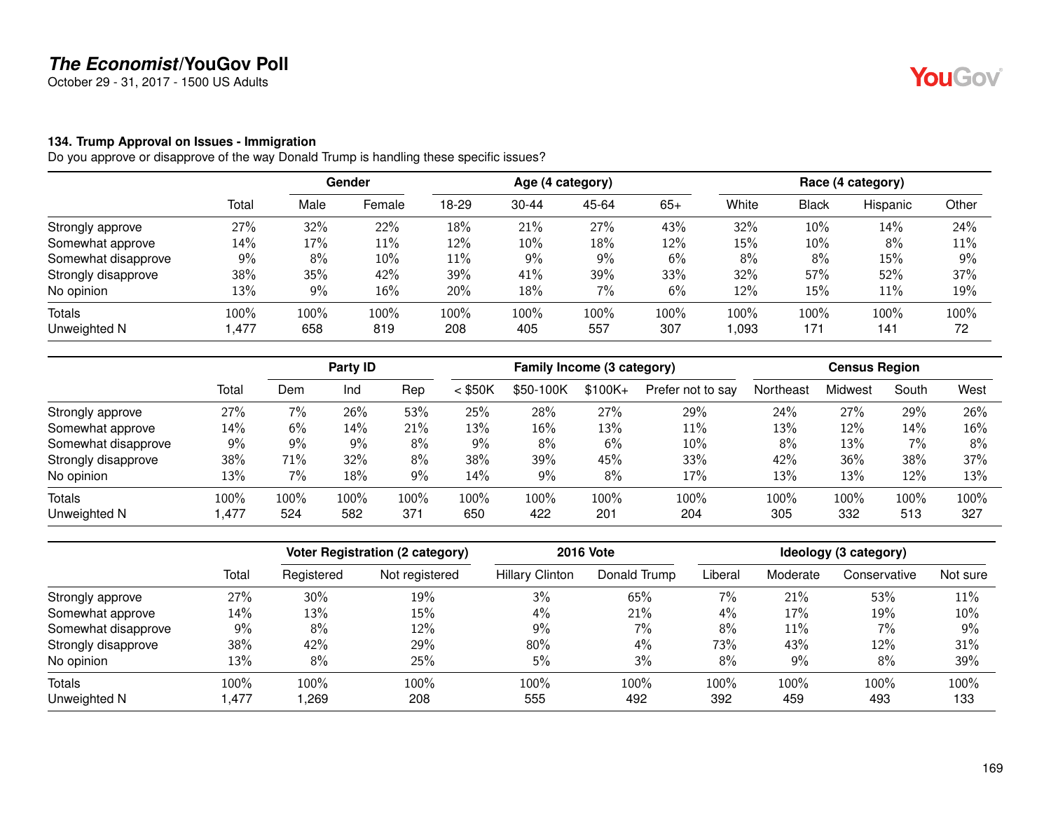## The Economist/YouGov Poll

October 29 - 31, 2017 - 1500 US Adults

### 134. Trump Approval on Issues - Immigration

Do you approve or disapprove of the way Donald Trump is handling these specific issues?

| | | Gender | | Age (4 category) | | | | Race (4 category) | | | |
|---|---|---|---|---|---|---|---|---|---|---|---|
| | Total | Male | Female | 18-29 | 30-44 | 45-64 | 65+ | White | Black | Hispanic | Other |
| Strongly approve | 27% | 32% | 22% | 18% | 21% | 27% | 43% | 32% | 10% | 14% | 24% |
| Somewhat approve | 14% | 17% | 11% | 12% | 10% | 18% | 12% | 15% | 10% | 8% | 11% |
| Somewhat disapprove | 9% | 8% | 10% | 11% | 9% | 9% | 6% | 8% | 8% | 15% | 9% |
| Strongly disapprove | 38% | 35% | 42% | 39% | 41% | 39% | 33% | 32% | 57% | 52% | 37% |
| No opinion | 13% | 9% | 16% | 20% | 18% | 7% | 6% | 12% | 15% | 11% | 19% |
| Totals | 100% | 100% | 100% | 100% | 100% | 100% | 100% | 100% | 100% | 100% | 100% |
| Unweighted N | 1,477 | 658 | 819 | 208 | 405 | 557 | 307 | 1,093 | 171 | 141 | 72 |

| | | Party ID | | | Family Income (3 category) | | | | Census Region | | | |
|---|---|---|---|---|---|---|---|---|---|---|---|---|
| | Total | Dem | Ind | Rep | < $50K | $50-100K | $100K+ | Prefer not to say | Northeast | Midwest | South | West |
| Strongly approve | 27% | 7% | 26% | 53% | 25% | 28% | 27% | 29% | 24% | 27% | 29% | 26% |
| Somewhat approve | 14% | 6% | 14% | 21% | 13% | 16% | 13% | 11% | 13% | 12% | 14% | 16% |
| Somewhat disapprove | 9% | 9% | 9% | 8% | 9% | 8% | 6% | 10% | 8% | 13% | 7% | 8% |
| Strongly disapprove | 38% | 71% | 32% | 8% | 38% | 39% | 45% | 33% | 42% | 36% | 38% | 37% |
| No opinion | 13% | 7% | 18% | 9% | 14% | 9% | 8% | 17% | 13% | 13% | 12% | 13% |
| Totals | 100% | 100% | 100% | 100% | 100% | 100% | 100% | 100% | 100% | 100% | 100% | 100% |
| Unweighted N | 1,477 | 524 | 582 | 371 | 650 | 422 | 201 | 204 | 305 | 332 | 513 | 327 |

| | | Voter Registration (2 category) | | 2016 Vote | | Ideology (3 category) | | | |
|---|---|---|---|---|---|---|---|---|---|
| | Total | Registered | Not registered | Hillary Clinton | Donald Trump | Liberal | Moderate | Conservative | Not sure |
| Strongly approve | 27% | 30% | 19% | 3% | 65% | 7% | 21% | 53% | 11% |
| Somewhat approve | 14% | 13% | 15% | 4% | 21% | 4% | 17% | 19% | 10% |
| Somewhat disapprove | 9% | 8% | 12% | 9% | 7% | 8% | 11% | 7% | 9% |
| Strongly disapprove | 38% | 42% | 29% | 80% | 4% | 73% | 43% | 12% | 31% |
| No opinion | 13% | 8% | 25% | 5% | 3% | 8% | 9% | 8% | 39% |
| Totals | 100% | 100% | 100% | 100% | 100% | 100% | 100% | 100% | 100% |
| Unweighted N | 1,477 | 1,269 | 208 | 555 | 492 | 392 | 459 | 493 | 133 |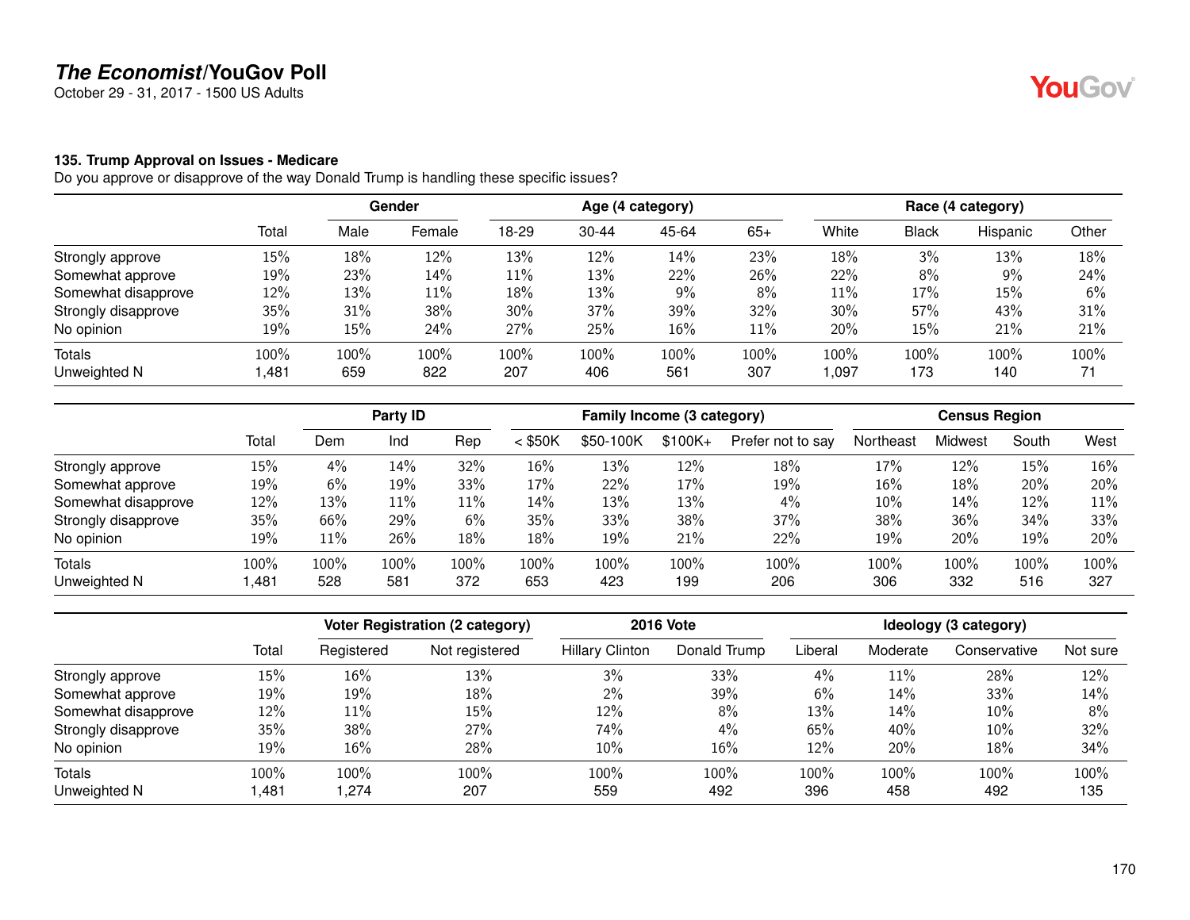# *The Economist*/YouGov Poll

October 29 - 31, 2017 - 1500 US Adults

### 135. Trump Approval on Issues - Medicare

Do you approve or disapprove of the way Donald Trump is handling these specific issues?

| | | Gender | | Age (4 category) | | | | Race (4 category) | | | |
|---|---|---|---|---|---|---|---|---|---|---|---|
| | Total | Male | Female | 18-29 | 30-44 | 45-64 | 65+ | White | Black | Hispanic | Other |
| Strongly approve | 15% | 18% | 12% | 13% | 12% | 14% | 23% | 18% | 3% | 13% | 18% |
| Somewhat approve | 19% | 23% | 14% | 11% | 13% | 22% | 26% | 22% | 8% | 9% | 24% |
| Somewhat disapprove | 12% | 13% | 11% | 18% | 13% | 9% | 8% | 11% | 17% | 15% | 6% |
| Strongly disapprove | 35% | 31% | 38% | 30% | 37% | 39% | 32% | 30% | 57% | 43% | 31% |
| No opinion | 19% | 15% | 24% | 27% | 25% | 16% | 11% | 20% | 15% | 21% | 21% |
| Totals | 100% | 100% | 100% | 100% | 100% | 100% | 100% | 100% | 100% | 100% | 100% |
| Unweighted N | 1,481 | 659 | 822 | 207 | 406 | 561 | 307 | 1,097 | 173 | 140 | 71 |

| | | Party ID | | | Family Income (3 category) | | | | Census Region | | | |
|---|---|---|---|---|---|---|---|---|---|---|---|---|
| | Total | Dem | Ind | Rep | < $50K | $50-100K | $100K+ | Prefer not to say | Northeast | Midwest | South | West |
| Strongly approve | 15% | 4% | 14% | 32% | 16% | 13% | 12% | 18% | 17% | 12% | 15% | 16% |
| Somewhat approve | 19% | 6% | 19% | 33% | 17% | 22% | 17% | 19% | 16% | 18% | 20% | 20% |
| Somewhat disapprove | 12% | 13% | 11% | 11% | 14% | 13% | 13% | 4% | 10% | 14% | 12% | 11% |
| Strongly disapprove | 35% | 66% | 29% | 6% | 35% | 33% | 38% | 37% | 38% | 36% | 34% | 33% |
| No opinion | 19% | 11% | 26% | 18% | 18% | 19% | 21% | 22% | 19% | 20% | 19% | 20% |
| Totals | 100% | 100% | 100% | 100% | 100% | 100% | 100% | 100% | 100% | 100% | 100% | 100% |
| Unweighted N | 1,481 | 528 | 581 | 372 | 653 | 423 | 199 | 206 | 306 | 332 | 516 | 327 |

| | | Voter Registration (2 category) | | 2016 Vote | | Ideology (3 category) | | | |
|---|---|---|---|---|---|---|---|---|---|
| | Total | Registered | Not registered | Hillary Clinton | Donald Trump | Liberal | Moderate | Conservative | Not sure |
| Strongly approve | 15% | 16% | 13% | 3% | 33% | 4% | 11% | 28% | 12% |
| Somewhat approve | 19% | 19% | 18% | 2% | 39% | 6% | 14% | 33% | 14% |
| Somewhat disapprove | 12% | 11% | 15% | 12% | 8% | 13% | 14% | 10% | 8% |
| Strongly disapprove | 35% | 38% | 27% | 74% | 4% | 65% | 40% | 10% | 32% |
| No opinion | 19% | 16% | 28% | 10% | 16% | 12% | 20% | 18% | 34% |
| Totals | 100% | 100% | 100% | 100% | 100% | 100% | 100% | 100% | 100% |
| Unweighted N | 1,481 | 1,274 | 207 | 559 | 492 | 396 | 458 | 492 | 135 |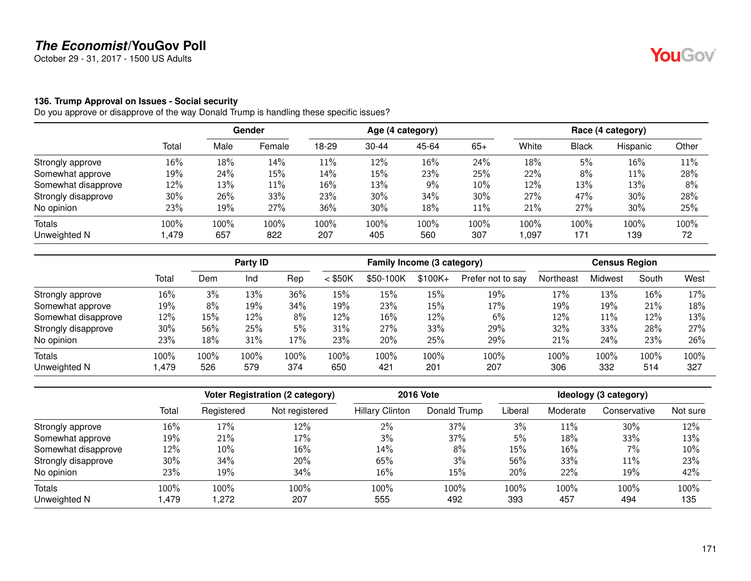## The Economist/YouGov Poll

October 29 - 31, 2017 - 1500 US Adults

### 136. Trump Approval on Issues - Social security

Do you approve or disapprove of the way Donald Trump is handling these specific issues?

| | | Gender | | Age (4 category) | | | | Race (4 category) | | | |
|---|---|---|---|---|---|---|---|---|---|---|---|
| | Total | Male | Female | 18-29 | 30-44 | 45-64 | 65+ | White | Black | Hispanic | Other |
| Strongly approve | 16% | 18% | 14% | 11% | 12% | 16% | 24% | 18% | 5% | 16% | 11% |
| Somewhat approve | 19% | 24% | 15% | 14% | 15% | 23% | 25% | 22% | 8% | 11% | 28% |
| Somewhat disapprove | 12% | 13% | 11% | 16% | 13% | 9% | 10% | 12% | 13% | 13% | 8% |
| Strongly disapprove | 30% | 26% | 33% | 23% | 30% | 34% | 30% | 27% | 47% | 30% | 28% |
| No opinion | 23% | 19% | 27% | 36% | 30% | 18% | 11% | 21% | 27% | 30% | 25% |
| Totals | 100% | 100% | 100% | 100% | 100% | 100% | 100% | 100% | 100% | 100% | 100% |
| Unweighted N | 1,479 | 657 | 822 | 207 | 405 | 560 | 307 | 1,097 | 171 | 139 | 72 |

| | | Party ID | | | Family Income (3 category) | | | | Census Region | | | |
|---|---|---|---|---|---|---|---|---|---|---|---|---|
| | Total | Dem | Ind | Rep | < $50K | $50-100K | $100K+ | Prefer not to say | Northeast | Midwest | South | West |
| Strongly approve | 16% | 3% | 13% | 36% | 15% | 15% | 15% | 19% | 17% | 13% | 16% | 17% |
| Somewhat approve | 19% | 8% | 19% | 34% | 19% | 23% | 15% | 17% | 19% | 19% | 21% | 18% |
| Somewhat disapprove | 12% | 15% | 12% | 8% | 12% | 16% | 12% | 6% | 12% | 11% | 12% | 13% |
| Strongly disapprove | 30% | 56% | 25% | 5% | 31% | 27% | 33% | 29% | 32% | 33% | 28% | 27% |
| No opinion | 23% | 18% | 31% | 17% | 23% | 20% | 25% | 29% | 21% | 24% | 23% | 26% |
| Totals | 100% | 100% | 100% | 100% | 100% | 100% | 100% | 100% | 100% | 100% | 100% | 100% |
| Unweighted N | 1,479 | 526 | 579 | 374 | 650 | 421 | 201 | 207 | 306 | 332 | 514 | 327 |

| | | Voter Registration (2 category) | | 2016 Vote | | Ideology (3 category) | | | |
|---|---|---|---|---|---|---|---|---|---|
| | Total | Registered | Not registered | Hillary Clinton | Donald Trump | Liberal | Moderate | Conservative | Not sure |
| Strongly approve | 16% | 17% | 12% | 2% | 37% | 3% | 11% | 30% | 12% |
| Somewhat approve | 19% | 21% | 17% | 3% | 37% | 5% | 18% | 33% | 13% |
| Somewhat disapprove | 12% | 10% | 16% | 14% | 8% | 15% | 16% | 7% | 10% |
| Strongly disapprove | 30% | 34% | 20% | 65% | 3% | 56% | 33% | 11% | 23% |
| No opinion | 23% | 19% | 34% | 16% | 15% | 20% | 22% | 19% | 42% |
| Totals | 100% | 100% | 100% | 100% | 100% | 100% | 100% | 100% | 100% |
| Unweighted N | 1,479 | 1,272 | 207 | 555 | 492 | 393 | 457 | 494 | 135 |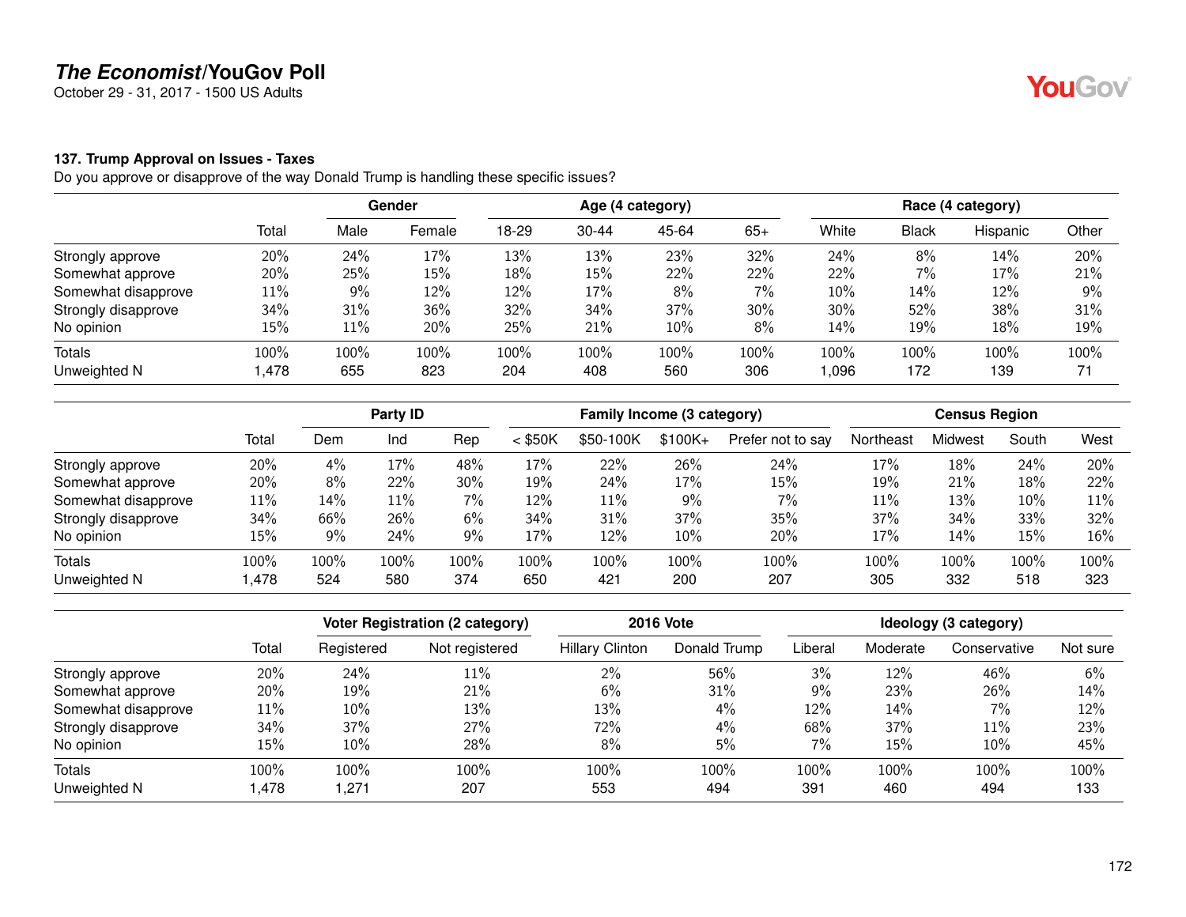## The Economist/YouGov Poll

October 29 - 31, 2017 - 1500 US Adults

### 137. Trump Approval on Issues - Taxes

Do you approve or disapprove of the way Donald Trump is handling these specific issues?

| | | Gender | | Age (4 category) | | | | Race (4 category) | | | |
|---|---|---|---|---|---|---|---|---|---|---|---|
| | Total | Male | Female | 18-29 | 30-44 | 45-64 | 65+ | White | Black | Hispanic | Other |
| Strongly approve | 20% | 24% | 17% | 13% | 13% | 23% | 32% | 24% | 8% | 14% | 20% |
| Somewhat approve | 20% | 25% | 15% | 18% | 15% | 22% | 22% | 22% | 7% | 17% | 21% |
| Somewhat disapprove | 11% | 9% | 12% | 12% | 17% | 8% | 7% | 10% | 14% | 12% | 9% |
| Strongly disapprove | 34% | 31% | 36% | 32% | 34% | 37% | 30% | 30% | 52% | 38% | 31% |
| No opinion | 15% | 11% | 20% | 25% | 21% | 10% | 8% | 14% | 19% | 18% | 19% |
| Totals | 100% | 100% | 100% | 100% | 100% | 100% | 100% | 100% | 100% | 100% | 100% |
| Unweighted N | 1,478 | 655 | 823 | 204 | 408 | 560 | 306 | 1,096 | 172 | 139 | 71 |

| | | Party ID | | | Family Income (3 category) | | | | Census Region | | | |
|---|---|---|---|---|---|---|---|---|---|---|---|---|
| | Total | Dem | Ind | Rep | < $50K | $50-100K | $100K+ | Prefer not to say | Northeast | Midwest | South | West |
| Strongly approve | 20% | 4% | 17% | 48% | 17% | 22% | 26% | 24% | 17% | 18% | 24% | 20% |
| Somewhat approve | 20% | 8% | 22% | 30% | 19% | 24% | 17% | 15% | 19% | 21% | 18% | 22% |
| Somewhat disapprove | 11% | 14% | 11% | 7% | 12% | 11% | 9% | 7% | 11% | 13% | 10% | 11% |
| Strongly disapprove | 34% | 66% | 26% | 6% | 34% | 31% | 37% | 35% | 37% | 34% | 33% | 32% |
| No opinion | 15% | 9% | 24% | 9% | 17% | 12% | 10% | 20% | 17% | 14% | 15% | 16% |
| Totals | 100% | 100% | 100% | 100% | 100% | 100% | 100% | 100% | 100% | 100% | 100% | 100% |
| Unweighted N | 1,478 | 524 | 580 | 374 | 650 | 421 | 200 | 207 | 305 | 332 | 518 | 323 |

| | | Voter Registration (2 category) | | 2016 Vote | | Ideology (3 category) | | | |
|---|---|---|---|---|---|---|---|---|---|
| | Total | Registered | Not registered | Hillary Clinton | Donald Trump | Liberal | Moderate | Conservative | Not sure |
| Strongly approve | 20% | 24% | 11% | 2% | 56% | 3% | 12% | 46% | 6% |
| Somewhat approve | 20% | 19% | 21% | 6% | 31% | 9% | 23% | 26% | 14% |
| Somewhat disapprove | 11% | 10% | 13% | 13% | 4% | 12% | 14% | 7% | 12% |
| Strongly disapprove | 34% | 37% | 27% | 72% | 4% | 68% | 37% | 11% | 23% |
| No opinion | 15% | 10% | 28% | 8% | 5% | 7% | 15% | 10% | 45% |
| Totals | 100% | 100% | 100% | 100% | 100% | 100% | 100% | 100% | 100% |
| Unweighted N | 1,478 | 1,271 | 207 | 553 | 494 | 391 | 460 | 494 | 133 |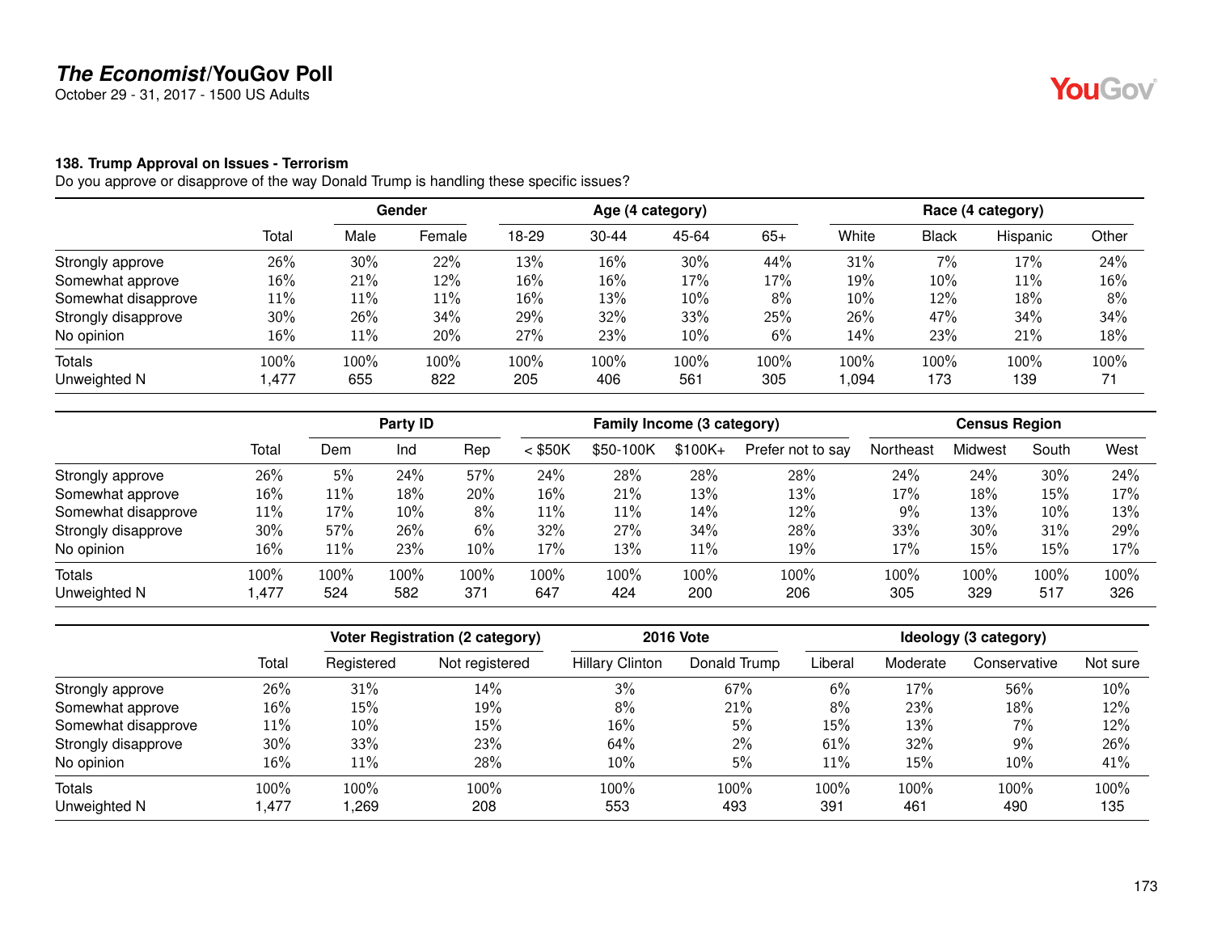# *The Economist*/YouGov Poll

October 29 - 31, 2017 - 1500 US Adults

### 138. Trump Approval on Issues - Terrorism

Do you approve or disapprove of the way Donald Trump is handling these specific issues?

| | Total | Gender | | Age (4 category) | | | | Race (4 category) | | | |
|---|---|---|---|---|---|---|---|---|---|---|---|
| | | Male | Female | 18-29 | 30-44 | 45-64 | 65+ | White | Black | Hispanic | Other |
| Strongly approve | 26% | 30% | 22% | 13% | 16% | 30% | 44% | 31% | 7% | 17% | 24% |
| Somewhat approve | 16% | 21% | 12% | 16% | 16% | 17% | 17% | 19% | 10% | 11% | 16% |
| Somewhat disapprove | 11% | 11% | 11% | 16% | 13% | 10% | 8% | 10% | 12% | 18% | 8% |
| Strongly disapprove | 30% | 26% | 34% | 29% | 32% | 33% | 25% | 26% | 47% | 34% | 34% |
| No opinion | 16% | 11% | 20% | 27% | 23% | 10% | 6% | 14% | 23% | 21% | 18% |
| Totals | 100% | 100% | 100% | 100% | 100% | 100% | 100% | 100% | 100% | 100% | 100% |
| Unweighted N | 1,477 | 655 | 822 | 205 | 406 | 561 | 305 | 1,094 | 173 | 139 | 71 |

| | Total | Party ID | | | Family Income (3 category) | | | | Census Region | | | |
|---|---|---|---|---|---|---|---|---|---|---|---|---|
| | | Dem | Ind | Rep | < $50K | $50-100K | $100K+ | Prefer not to say | Northeast | Midwest | South | West |
| Strongly approve | 26% | 5% | 24% | 57% | 24% | 28% | 28% | 28% | 24% | 24% | 30% | 24% |
| Somewhat approve | 16% | 11% | 18% | 20% | 16% | 21% | 13% | 13% | 17% | 18% | 15% | 17% |
| Somewhat disapprove | 11% | 17% | 10% | 8% | 11% | 11% | 14% | 12% | 9% | 13% | 10% | 13% |
| Strongly disapprove | 30% | 57% | 26% | 6% | 32% | 27% | 34% | 28% | 33% | 30% | 31% | 29% |
| No opinion | 16% | 11% | 23% | 10% | 17% | 13% | 11% | 19% | 17% | 15% | 15% | 17% |
| Totals | 100% | 100% | 100% | 100% | 100% | 100% | 100% | 100% | 100% | 100% | 100% | 100% |
| Unweighted N | 1,477 | 524 | 582 | 371 | 647 | 424 | 200 | 206 | 305 | 329 | 517 | 326 |

| | Total | Voter Registration (2 category) | | 2016 Vote | | Ideology (3 category) | | | |
|---|---|---|---|---|---|---|---|---|---|
| | | Registered | Not registered | Hillary Clinton | Donald Trump | Liberal | Moderate | Conservative | Not sure |
| Strongly approve | 26% | 31% | 14% | 3% | 67% | 6% | 17% | 56% | 10% |
| Somewhat approve | 16% | 15% | 19% | 8% | 21% | 8% | 23% | 18% | 12% |
| Somewhat disapprove | 11% | 10% | 15% | 16% | 5% | 15% | 13% | 7% | 12% |
| Strongly disapprove | 30% | 33% | 23% | 64% | 2% | 61% | 32% | 9% | 26% |
| No opinion | 16% | 11% | 28% | 10% | 5% | 11% | 15% | 10% | 41% |
| Totals | 100% | 100% | 100% | 100% | 100% | 100% | 100% | 100% | 100% |
| Unweighted N | 1,477 | 1,269 | 208 | 553 | 493 | 391 | 461 | 490 | 135 |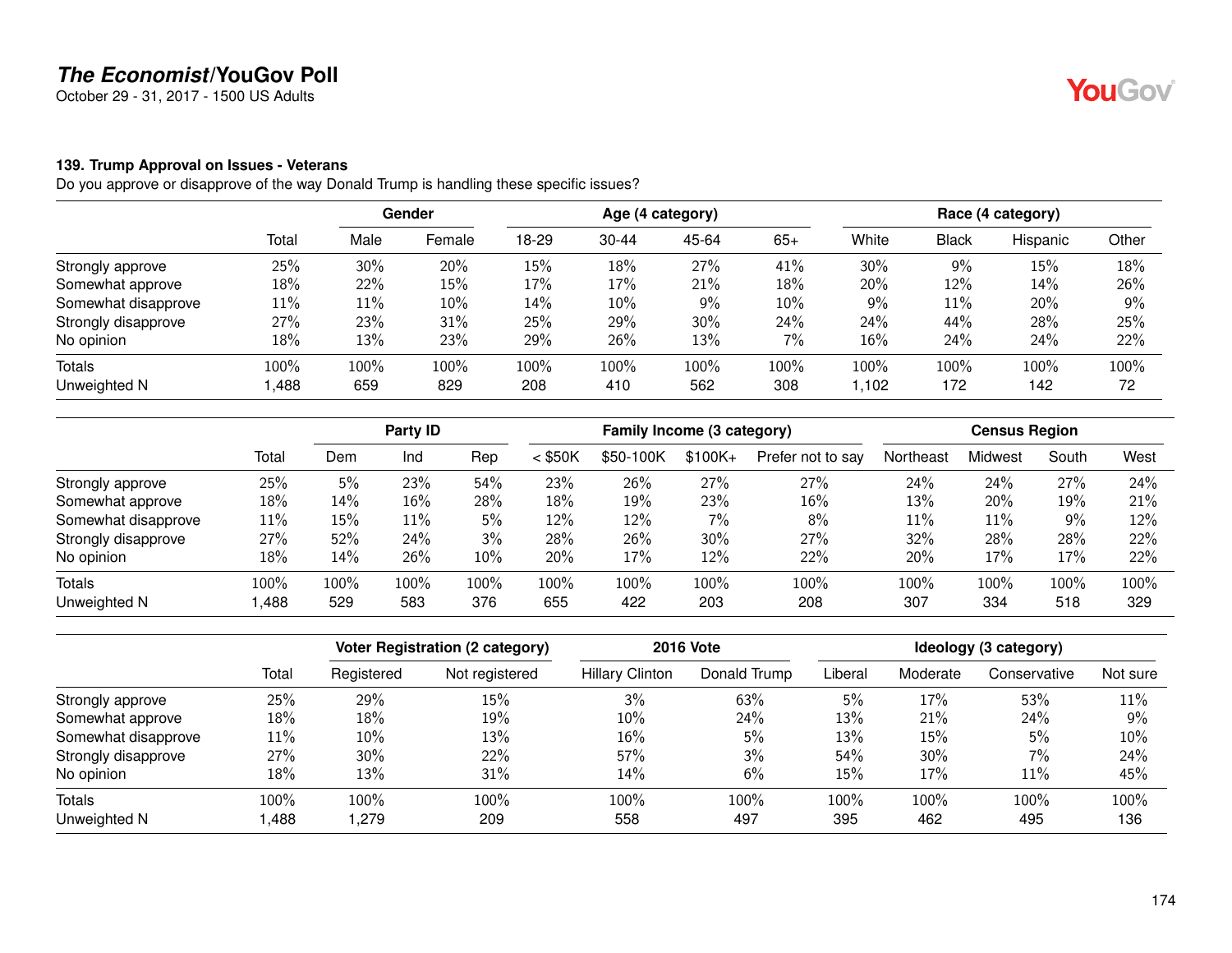# The Economist/YouGov Poll

October 29 - 31, 2017 - 1500 US Adults

### 139. Trump Approval on Issues - Veterans

Do you approve or disapprove of the way Donald Trump is handling these specific issues?

| | Total | Gender | | Age (4 category) | | | | Race (4 category) | | | |
|---|---|---|---|---|---|---|---|---|---|---|---|
| | | Male | Female | 18-29 | 30-44 | 45-64 | 65+ | White | Black | Hispanic | Other |
| Strongly approve | 25% | 30% | 20% | 15% | 18% | 27% | 41% | 30% | 9% | 15% | 18% |
| Somewhat approve | 18% | 22% | 15% | 17% | 17% | 21% | 18% | 20% | 12% | 14% | 26% |
| Somewhat disapprove | 11% | 11% | 10% | 14% | 10% | 9% | 10% | 9% | 11% | 20% | 9% |
| Strongly disapprove | 27% | 23% | 31% | 25% | 29% | 30% | 24% | 24% | 44% | 28% | 25% |
| No opinion | 18% | 13% | 23% | 29% | 26% | 13% | 7% | 16% | 24% | 24% | 22% |
| Totals | 100% | 100% | 100% | 100% | 100% | 100% | 100% | 100% | 100% | 100% | 100% |
| Unweighted N | 1,488 | 659 | 829 | 208 | 410 | 562 | 308 | 1,102 | 172 | 142 | 72 |

| | Total | Party ID | | | Family Income (3 category) | | | | Census Region | | | |
|---|---|---|---|---|---|---|---|---|---|---|---|---|
| | | Dem | Ind | Rep | < $50K | $50-100K | $100K+ | Prefer not to say | Northeast | Midwest | South | West |
| Strongly approve | 25% | 5% | 23% | 54% | 23% | 26% | 27% | 27% | 24% | 24% | 27% | 24% |
| Somewhat approve | 18% | 14% | 16% | 28% | 18% | 19% | 23% | 16% | 13% | 20% | 19% | 21% |
| Somewhat disapprove | 11% | 15% | 11% | 5% | 12% | 12% | 7% | 8% | 11% | 11% | 9% | 12% |
| Strongly disapprove | 27% | 52% | 24% | 3% | 28% | 26% | 30% | 27% | 32% | 28% | 28% | 22% |
| No opinion | 18% | 14% | 26% | 10% | 20% | 17% | 12% | 22% | 20% | 17% | 17% | 22% |
| Totals | 100% | 100% | 100% | 100% | 100% | 100% | 100% | 100% | 100% | 100% | 100% | 100% |
| Unweighted N | 1,488 | 529 | 583 | 376 | 655 | 422 | 203 | 208 | 307 | 334 | 518 | 329 |

| | Total | Voter Registration (2 category) | | 2016 Vote | | Ideology (3 category) | | | |
|---|---|---|---|---|---|---|---|---|---|
| | | Registered | Not registered | Hillary Clinton | Donald Trump | Liberal | Moderate | Conservative | Not sure |
| Strongly approve | 25% | 29% | 15% | 3% | 63% | 5% | 17% | 53% | 11% |
| Somewhat approve | 18% | 18% | 19% | 10% | 24% | 13% | 21% | 24% | 9% |
| Somewhat disapprove | 11% | 10% | 13% | 16% | 5% | 13% | 15% | 5% | 10% |
| Strongly disapprove | 27% | 30% | 22% | 57% | 3% | 54% | 30% | 7% | 24% |
| No opinion | 18% | 13% | 31% | 14% | 6% | 15% | 17% | 11% | 45% |
| Totals | 100% | 100% | 100% | 100% | 100% | 100% | 100% | 100% | 100% |
| Unweighted N | 1,488 | 1,279 | 209 | 558 | 497 | 395 | 462 | 495 | 136 |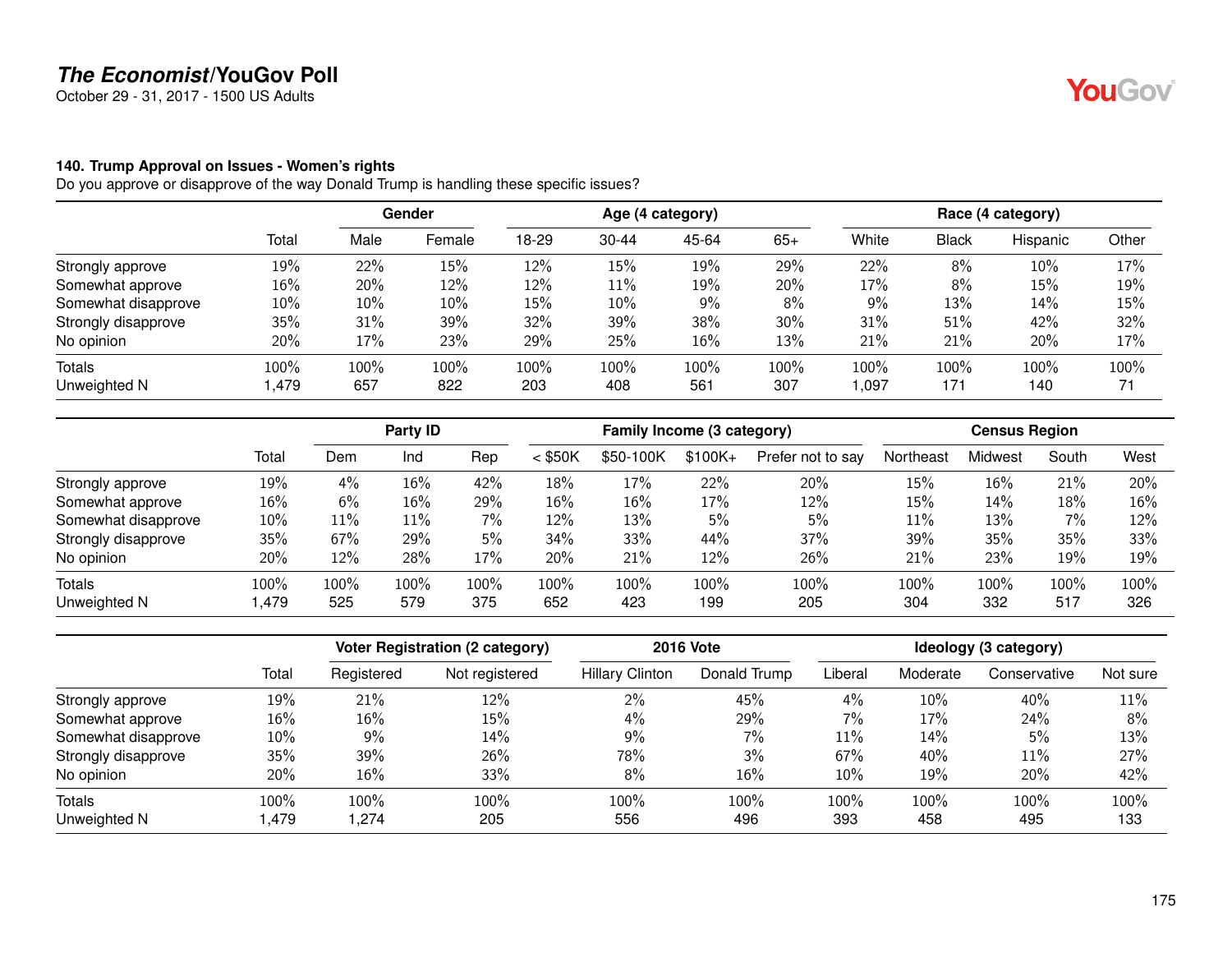# *The Economist*/YouGov Poll

October 29 - 31, 2017 - 1500 US Adults

### 140. Trump Approval on Issues - Women's rights

Do you approve or disapprove of the way Donald Trump is handling these specific issues?

| | | Gender | | Age (4 category) | | | | Race (4 category) | | | |
|---|---|---|---|---|---|---|---|---|---|---|---|
| | Total | Male | Female | 18-29 | 30-44 | 45-64 | 65+ | White | Black | Hispanic | Other |
| Strongly approve | 19% | 22% | 15% | 12% | 15% | 19% | 29% | 22% | 8% | 10% | 17% |
| Somewhat approve | 16% | 20% | 12% | 12% | 11% | 19% | 20% | 17% | 8% | 15% | 19% |
| Somewhat disapprove | 10% | 10% | 10% | 15% | 10% | 9% | 8% | 9% | 13% | 14% | 15% |
| Strongly disapprove | 35% | 31% | 39% | 32% | 39% | 38% | 30% | 31% | 51% | 42% | 32% |
| No opinion | 20% | 17% | 23% | 29% | 25% | 16% | 13% | 21% | 21% | 20% | 17% |
| Totals | 100% | 100% | 100% | 100% | 100% | 100% | 100% | 100% | 100% | 100% | 100% |
| Unweighted N | 1,479 | 657 | 822 | 203 | 408 | 561 | 307 | 1,097 | 171 | 140 | 71 |

| | | Party ID | | | Family Income (3 category) | | | | Census Region | | | |
|---|---|---|---|---|---|---|---|---|---|---|---|---|
| | Total | Dem | Ind | Rep | < $50K | $50-100K | $100K+ | Prefer not to say | Northeast | Midwest | South | West |
| Strongly approve | 19% | 4% | 16% | 42% | 18% | 17% | 22% | 20% | 15% | 16% | 21% | 20% |
| Somewhat approve | 16% | 6% | 16% | 29% | 16% | 16% | 17% | 12% | 15% | 14% | 18% | 16% |
| Somewhat disapprove | 10% | 11% | 11% | 7% | 12% | 13% | 5% | 5% | 11% | 13% | 7% | 12% |
| Strongly disapprove | 35% | 67% | 29% | 5% | 34% | 33% | 44% | 37% | 39% | 35% | 35% | 33% |
| No opinion | 20% | 12% | 28% | 17% | 20% | 21% | 12% | 26% | 21% | 23% | 19% | 19% |
| Totals | 100% | 100% | 100% | 100% | 100% | 100% | 100% | 100% | 100% | 100% | 100% | 100% |
| Unweighted N | 1,479 | 525 | 579 | 375 | 652 | 423 | 199 | 205 | 304 | 332 | 517 | 326 |

| | | Voter Registration (2 category) | | 2016 Vote | | Ideology (3 category) | | | |
|---|---|---|---|---|---|---|---|---|---|
| | Total | Registered | Not registered | Hillary Clinton | Donald Trump | Liberal | Moderate | Conservative | Not sure |
| Strongly approve | 19% | 21% | 12% | 2% | 45% | 4% | 10% | 40% | 11% |
| Somewhat approve | 16% | 16% | 15% | 4% | 29% | 7% | 17% | 24% | 8% |
| Somewhat disapprove | 10% | 9% | 14% | 9% | 7% | 11% | 14% | 5% | 13% |
| Strongly disapprove | 35% | 39% | 26% | 78% | 3% | 67% | 40% | 11% | 27% |
| No opinion | 20% | 16% | 33% | 8% | 16% | 10% | 19% | 20% | 42% |
| Totals | 100% | 100% | 100% | 100% | 100% | 100% | 100% | 100% | 100% |
| Unweighted N | 1,479 | 1,274 | 205 | 556 | 496 | 393 | 458 | 495 | 133 |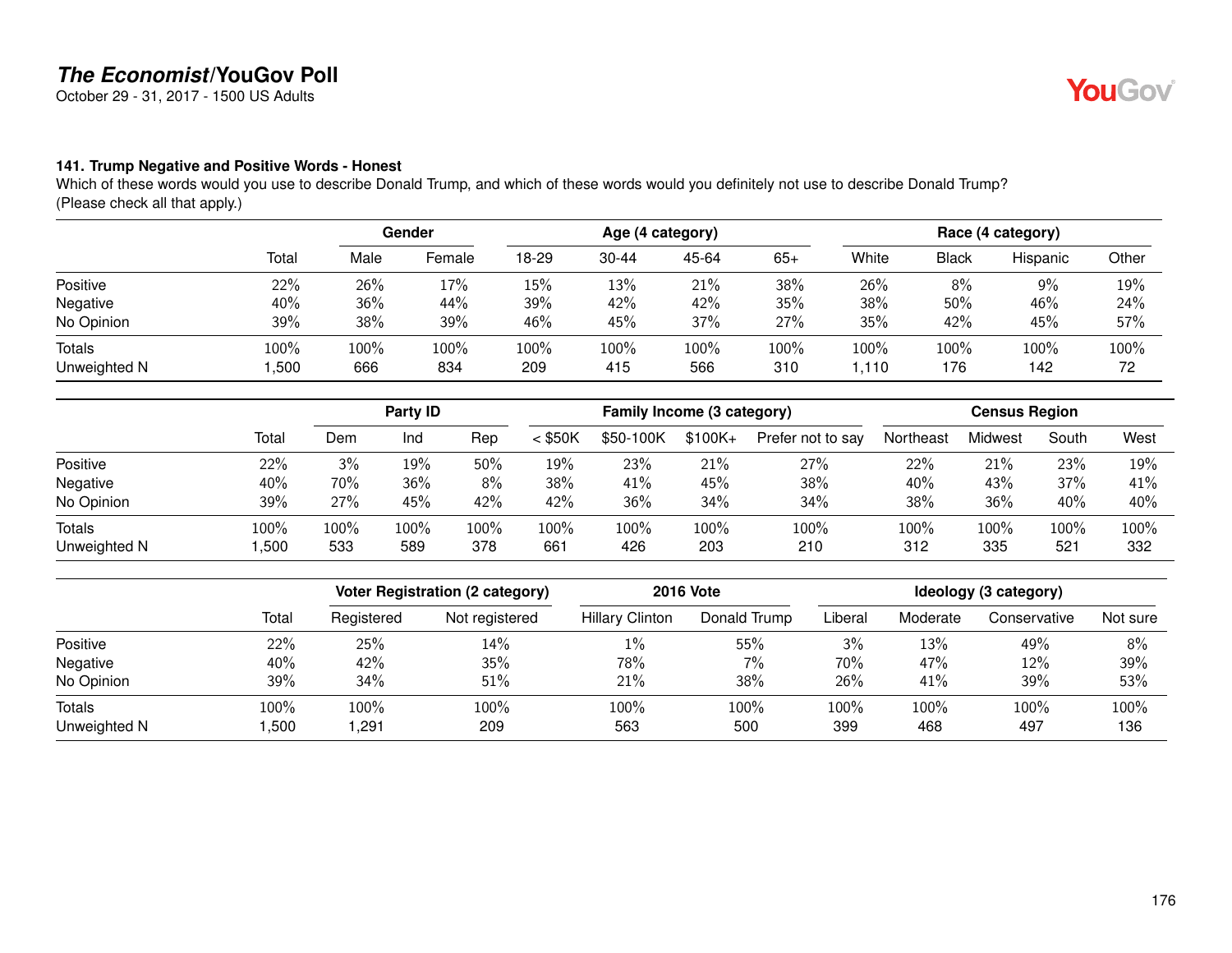## The Economist/YouGov Poll

October 29 - 31, 2017 - 1500 US Adults

### 141. Trump Negative and Positive Words - Honest

Which of these words would you use to describe Donald Trump, and which of these words would you definitely not use to describe Donald Trump? (Please check all that apply.)

| | | Gender | | Age (4 category) | | | | Race (4 category) | | | |
|---|---|---|---|---|---|---|---|---|---|---|---|
| | Total | Male | Female | 18-29 | 30-44 | 45-64 | 65+ | White | Black | Hispanic | Other |
| Positive | 22% | 26% | 17% | 15% | 13% | 21% | 38% | 26% | 8% | 9% | 19% |
| Negative | 40% | 36% | 44% | 39% | 42% | 42% | 35% | 38% | 50% | 46% | 24% |
| No Opinion | 39% | 38% | 39% | 46% | 45% | 37% | 27% | 35% | 42% | 45% | 57% |
| Totals | 100% | 100% | 100% | 100% | 100% | 100% | 100% | 100% | 100% | 100% | 100% |
| Unweighted N | 1,500 | 666 | 834 | 209 | 415 | 566 | 310 | 1,110 | 176 | 142 | 72 |

| | | Party ID | | | Family Income (3 category) | | | | Census Region | | | |
|---|---|---|---|---|---|---|---|---|---|---|---|---|
| | Total | Dem | Ind | Rep | < $50K | $50-100K | $100K+ | Prefer not to say | Northeast | Midwest | South | West |
| Positive | 22% | 3% | 19% | 50% | 19% | 23% | 21% | 27% | 22% | 21% | 23% | 19% |
| Negative | 40% | 70% | 36% | 8% | 38% | 41% | 45% | 38% | 40% | 43% | 37% | 41% |
| No Opinion | 39% | 27% | 45% | 42% | 42% | 36% | 34% | 34% | 38% | 36% | 40% | 40% |
| Totals | 100% | 100% | 100% | 100% | 100% | 100% | 100% | 100% | 100% | 100% | 100% | 100% |
| Unweighted N | 1,500 | 533 | 589 | 378 | 661 | 426 | 203 | 210 | 312 | 335 | 521 | 332 |

| | | Voter Registration (2 category) | | 2016 Vote | | Ideology (3 category) | | | |
|---|---|---|---|---|---|---|---|---|---|
| | Total | Registered | Not registered | Hillary Clinton | Donald Trump | Liberal | Moderate | Conservative | Not sure |
| Positive | 22% | 25% | 14% | 1% | 55% | 3% | 13% | 49% | 8% |
| Negative | 40% | 42% | 35% | 78% | 7% | 70% | 47% | 12% | 39% |
| No Opinion | 39% | 34% | 51% | 21% | 38% | 26% | 41% | 39% | 53% |
| Totals | 100% | 100% | 100% | 100% | 100% | 100% | 100% | 100% | 100% |
| Unweighted N | 1,500 | 1,291 | 209 | 563 | 500 | 399 | 468 | 497 | 136 |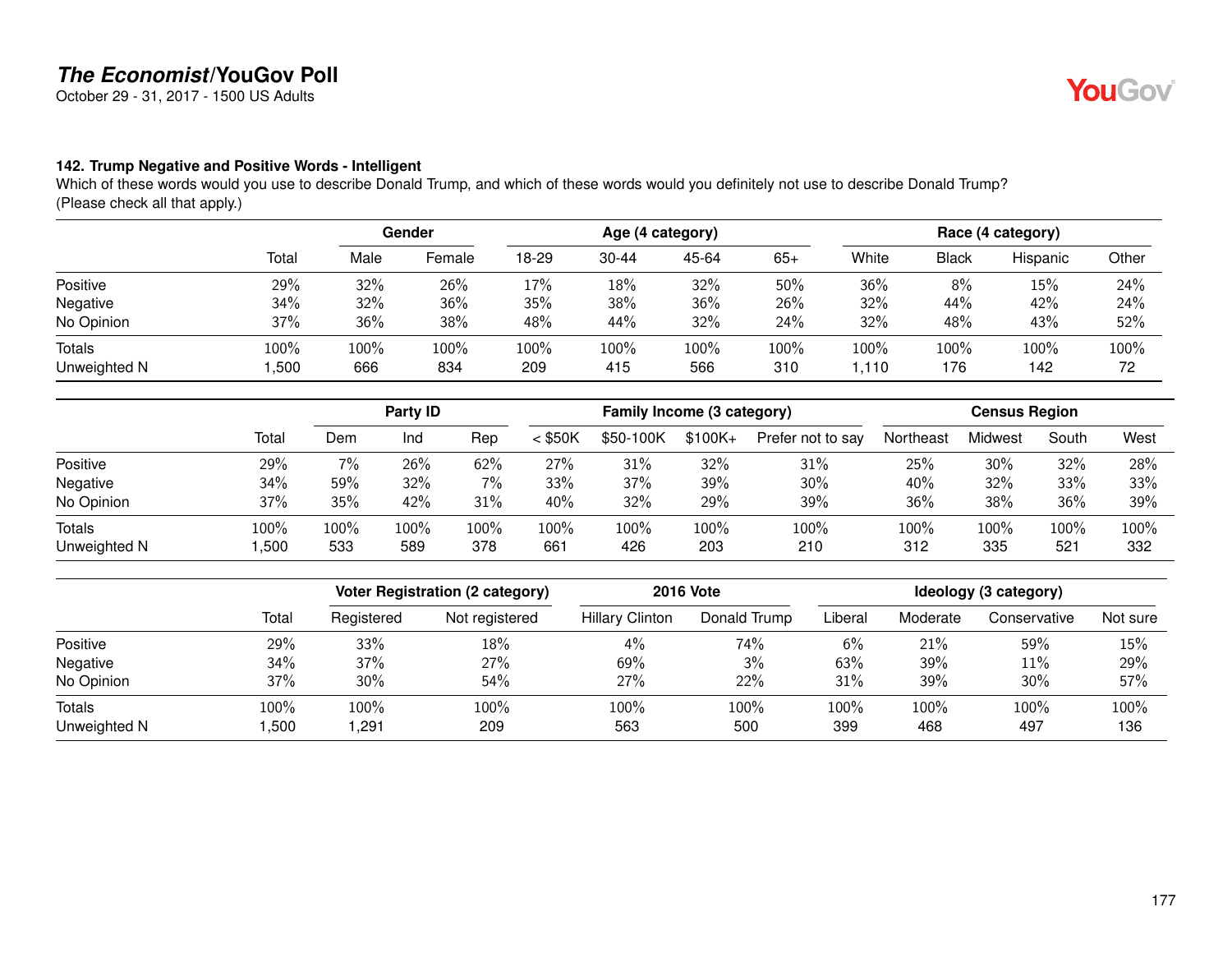## The Economist/YouGov Poll

October 29 - 31, 2017 - 1500 US Adults

### 142. Trump Negative and Positive Words - Intelligent

Which of these words would you use to describe Donald Trump, and which of these words would you definitely not use to describe Donald Trump? (Please check all that apply.)

| | | Gender | | Age (4 category) | | | | Race (4 category) | | | |
|---|---|---|---|---|---|---|---|---|---|---|---|
| | Total | Male | Female | 18-29 | 30-44 | 45-64 | 65+ | White | Black | Hispanic | Other |
| Positive | 29% | 32% | 26% | 17% | 18% | 32% | 50% | 36% | 8% | 15% | 24% |
| Negative | 34% | 32% | 36% | 35% | 38% | 36% | 26% | 32% | 44% | 42% | 24% |
| No Opinion | 37% | 36% | 38% | 48% | 44% | 32% | 24% | 32% | 48% | 43% | 52% |
| Totals | 100% | 100% | 100% | 100% | 100% | 100% | 100% | 100% | 100% | 100% | 100% |
| Unweighted N | 1,500 | 666 | 834 | 209 | 415 | 566 | 310 | 1,110 | 176 | 142 | 72 |

| | | Party ID | | | Family Income (3 category) | | | | Census Region | | | |
|---|---|---|---|---|---|---|---|---|---|---|---|---|
| | Total | Dem | Ind | Rep | < $50K | $50-100K | $100K+ | Prefer not to say | Northeast | Midwest | South | West |
| Positive | 29% | 7% | 26% | 62% | 27% | 31% | 32% | 31% | 25% | 30% | 32% | 28% |
| Negative | 34% | 59% | 32% | 7% | 33% | 37% | 39% | 30% | 40% | 32% | 33% | 33% |
| No Opinion | 37% | 35% | 42% | 31% | 40% | 32% | 29% | 39% | 36% | 38% | 36% | 39% |
| Totals | 100% | 100% | 100% | 100% | 100% | 100% | 100% | 100% | 100% | 100% | 100% | 100% |
| Unweighted N | 1,500 | 533 | 589 | 378 | 661 | 426 | 203 | 210 | 312 | 335 | 521 | 332 |

| | | Voter Registration (2 category) | | 2016 Vote | | Ideology (3 category) | | | |
|---|---|---|---|---|---|---|---|---|---|
| | Total | Registered | Not registered | Hillary Clinton | Donald Trump | Liberal | Moderate | Conservative | Not sure |
| Positive | 29% | 33% | 18% | 4% | 74% | 6% | 21% | 59% | 15% |
| Negative | 34% | 37% | 27% | 69% | 3% | 63% | 39% | 11% | 29% |
| No Opinion | 37% | 30% | 54% | 27% | 22% | 31% | 39% | 30% | 57% |
| Totals | 100% | 100% | 100% | 100% | 100% | 100% | 100% | 100% | 100% |
| Unweighted N | 1,500 | 1,291 | 209 | 563 | 500 | 399 | 468 | 497 | 136 |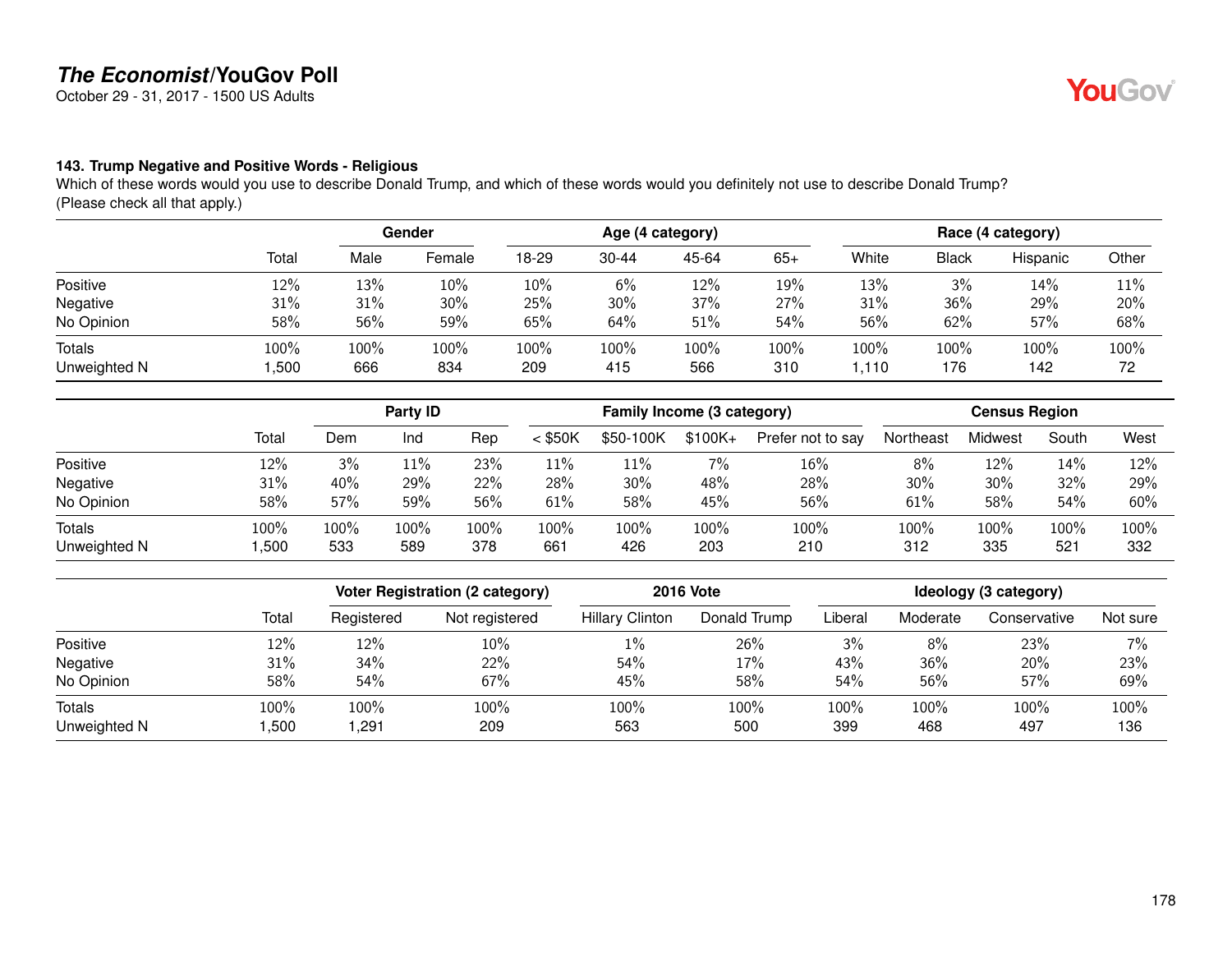# *The Economist*/YouGov Poll

October 29 - 31, 2017 - 1500 US Adults

### 143. Trump Negative and Positive Words - Religious

Which of these words would you use to describe Donald Trump, and which of these words would you definitely not use to describe Donald Trump? (Please check all that apply.)

| | | Gender | | Age (4 category) | | | | Race (4 category) | | | |
|---|---|---|---|---|---|---|---|---|---|---|---|
| | Total | Male | Female | 18-29 | 30-44 | 45-64 | 65+ | White | Black | Hispanic | Other |
| Positive | 12% | 13% | 10% | 10% | 6% | 12% | 19% | 13% | 3% | 14% | 11% |
| Negative | 31% | 31% | 30% | 25% | 30% | 37% | 27% | 31% | 36% | 29% | 20% |
| No Opinion | 58% | 56% | 59% | 65% | 64% | 51% | 54% | 56% | 62% | 57% | 68% |
| Totals | 100% | 100% | 100% | 100% | 100% | 100% | 100% | 100% | 100% | 100% | 100% |
| Unweighted N | 1,500 | 666 | 834 | 209 | 415 | 566 | 310 | 1,110 | 176 | 142 | 72 |

| | | Party ID | | | Family Income (3 category) | | | | Census Region | | | |
|---|---|---|---|---|---|---|---|---|---|---|---|---|
| | Total | Dem | Ind | Rep | < $50K | $50-100K | $100K+ | Prefer not to say | Northeast | Midwest | South | West |
| Positive | 12% | 3% | 11% | 23% | 11% | 11% | 7% | 16% | 8% | 12% | 14% | 12% |
| Negative | 31% | 40% | 29% | 22% | 28% | 30% | 48% | 28% | 30% | 30% | 32% | 29% |
| No Opinion | 58% | 57% | 59% | 56% | 61% | 58% | 45% | 56% | 61% | 58% | 54% | 60% |
| Totals | 100% | 100% | 100% | 100% | 100% | 100% | 100% | 100% | 100% | 100% | 100% | 100% |
| Unweighted N | 1,500 | 533 | 589 | 378 | 661 | 426 | 203 | 210 | 312 | 335 | 521 | 332 |

| | | Voter Registration (2 category) | | 2016 Vote | | Ideology (3 category) | | | |
|---|---|---|---|---|---|---|---|---|---|
| | Total | Registered | Not registered | Hillary Clinton | Donald Trump | Liberal | Moderate | Conservative | Not sure |
| Positive | 12% | 12% | 10% | 1% | 26% | 3% | 8% | 23% | 7% |
| Negative | 31% | 34% | 22% | 54% | 17% | 43% | 36% | 20% | 23% |
| No Opinion | 58% | 54% | 67% | 45% | 58% | 54% | 56% | 57% | 69% |
| Totals | 100% | 100% | 100% | 100% | 100% | 100% | 100% | 100% | 100% |
| Unweighted N | 1,500 | 1,291 | 209 | 563 | 500 | 399 | 468 | 497 | 136 |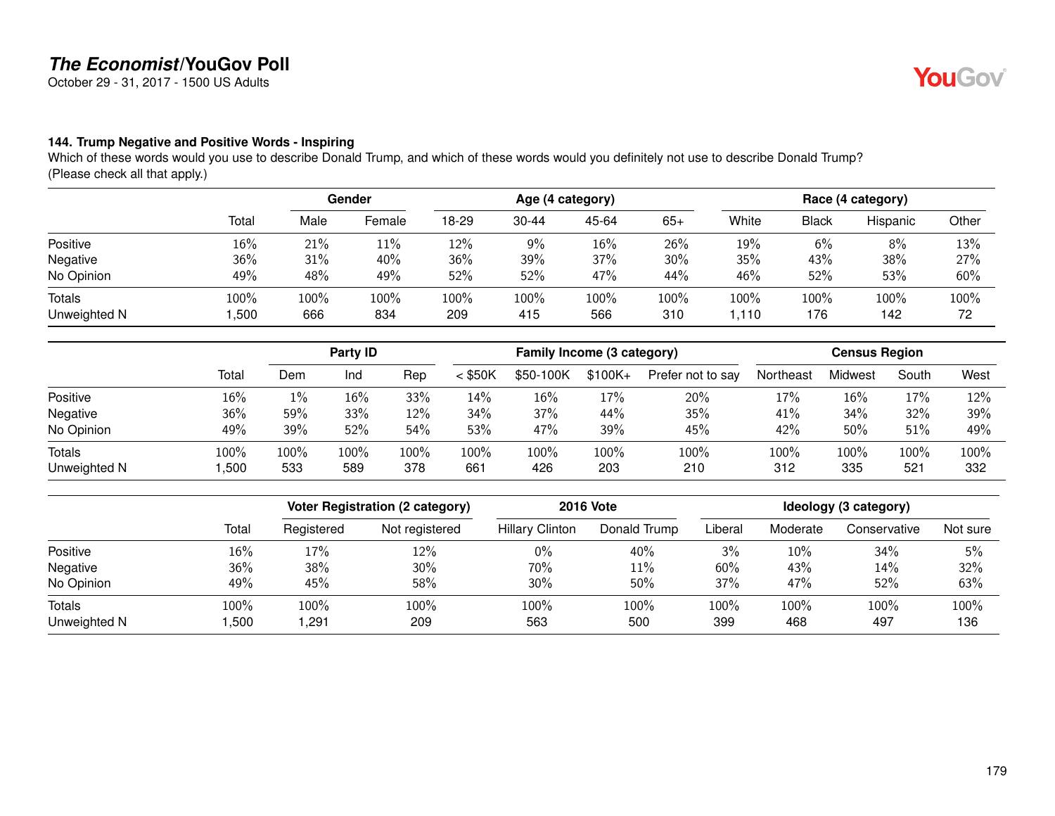**The Economist/YouGov Poll**

October 29 - 31, 2017 - 1500 US Adults

### 144. Trump Negative and Positive Words - Inspiring

Which of these words would you use to describe Donald Trump, and which of these words would you definitely not use to describe Donald Trump? (Please check all that apply.)

| | | Gender | | Age (4 category) | | | | Race (4 category) | | | |
|---|---|---|---|---|---|---|---|---|---|---|---|
| | Total | Male | Female | 18-29 | 30-44 | 45-64 | 65+ | White | Black | Hispanic | Other |
| Positive | 16% | 21% | 11% | 12% | 9% | 16% | 26% | 19% | 6% | 8% | 13% |
| Negative | 36% | 31% | 40% | 36% | 39% | 37% | 30% | 35% | 43% | 38% | 27% |
| No Opinion | 49% | 48% | 49% | 52% | 52% | 47% | 44% | 46% | 52% | 53% | 60% |
| Totals | 100% | 100% | 100% | 100% | 100% | 100% | 100% | 100% | 100% | 100% | 100% |
| Unweighted N | 1,500 | 666 | 834 | 209 | 415 | 566 | 310 | 1,110 | 176 | 142 | 72 |

| | | Party ID | | | Family Income (3 category) | | | | Census Region | | | |
|---|---|---|---|---|---|---|---|---|---|---|---|---|
| | Total | Dem | Ind | Rep | < $50K | $50-100K | $100K+ | Prefer not to say | Northeast | Midwest | South | West |
| Positive | 16% | 1% | 16% | 33% | 14% | 16% | 17% | 20% | 17% | 16% | 17% | 12% |
| Negative | 36% | 59% | 33% | 12% | 34% | 37% | 44% | 35% | 41% | 34% | 32% | 39% |
| No Opinion | 49% | 39% | 52% | 54% | 53% | 47% | 39% | 45% | 42% | 50% | 51% | 49% |
| Totals | 100% | 100% | 100% | 100% | 100% | 100% | 100% | 100% | 100% | 100% | 100% | 100% |
| Unweighted N | 1,500 | 533 | 589 | 378 | 661 | 426 | 203 | 210 | 312 | 335 | 521 | 332 |

| | | Voter Registration (2 category) | | 2016 Vote | | Ideology (3 category) | | | |
|---|---|---|---|---|---|---|---|---|---|
| | Total | Registered | Not registered | Hillary Clinton | Donald Trump | Liberal | Moderate | Conservative | Not sure |
| Positive | 16% | 17% | 12% | 0% | 40% | 3% | 10% | 34% | 5% |
| Negative | 36% | 38% | 30% | 70% | 11% | 60% | 43% | 14% | 32% |
| No Opinion | 49% | 45% | 58% | 30% | 50% | 37% | 47% | 52% | 63% |
| Totals | 100% | 100% | 100% | 100% | 100% | 100% | 100% | 100% | 100% |
| Unweighted N | 1,500 | 1,291 | 209 | 563 | 500 | 399 | 468 | 497 | 136 |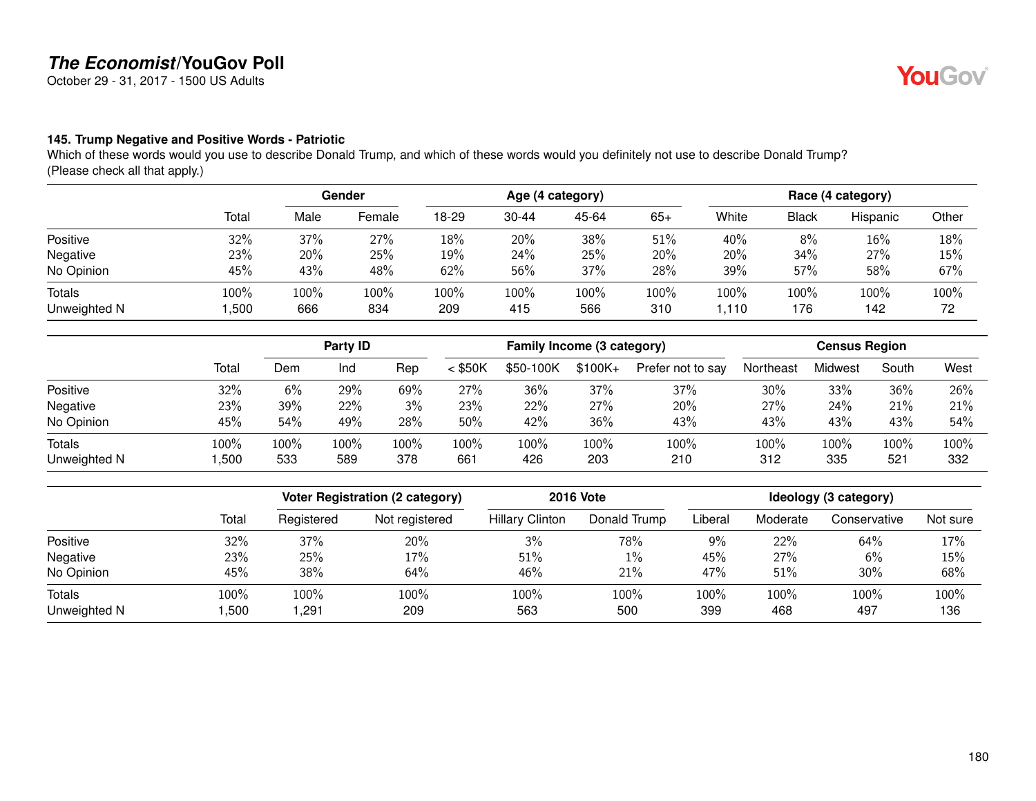### 145. Trump Negative and Positive Words - Patriotic

Which of these words would you use to describe Donald Trump, and which of these words would you definitely not use to describe Donald Trump? (Please check all that apply.)

| | Total | Gender | | Age (4 category) | | | | Race (4 category) | | | |
|---|---|---|---|---|---|---|---|---|---|---|---|
| | | Male | Female | 18-29 | 30-44 | 45-64 | 65+ | White | Black | Hispanic | Other |
| Positive | 32% | 37% | 27% | 18% | 20% | 38% | 51% | 40% | 8% | 16% | 18% |
| Negative | 23% | 20% | 25% | 19% | 24% | 25% | 20% | 20% | 34% | 27% | 15% |
| No Opinion | 45% | 43% | 48% | 62% | 56% | 37% | 28% | 39% | 57% | 58% | 67% |
| Totals | 100% | 100% | 100% | 100% | 100% | 100% | 100% | 100% | 100% | 100% | 100% |
| Unweighted N | 1,500 | 666 | 834 | 209 | 415 | 566 | 310 | 1,110 | 176 | 142 | 72 |

| | Total | Party ID | | | Family Income (3 category) | | | | Census Region | | | |
|---|---|---|---|---|---|---|---|---|---|---|---|---|
| | | Dem | Ind | Rep | < $50K | $50-100K | $100K+ | Prefer not to say | Northeast | Midwest | South | West |
| Positive | 32% | 6% | 29% | 69% | 27% | 36% | 37% | 37% | 30% | 33% | 36% | 26% |
| Negative | 23% | 39% | 22% | 3% | 23% | 22% | 27% | 20% | 27% | 24% | 21% | 21% |
| No Opinion | 45% | 54% | 49% | 28% | 50% | 42% | 36% | 43% | 43% | 43% | 43% | 54% |
| Totals | 100% | 100% | 100% | 100% | 100% | 100% | 100% | 100% | 100% | 100% | 100% | 100% |
| Unweighted N | 1,500 | 533 | 589 | 378 | 661 | 426 | 203 | 210 | 312 | 335 | 521 | 332 |

| | Total | Voter Registration (2 category) | | 2016 Vote | | Ideology (3 category) | | | |
|---|---|---|---|---|---|---|---|---|---|
| | | Registered | Not registered | Hillary Clinton | Donald Trump | Liberal | Moderate | Conservative | Not sure |
| Positive | 32% | 37% | 20% | 3% | 78% | 9% | 22% | 64% | 17% |
| Negative | 23% | 25% | 17% | 51% | 1% | 45% | 27% | 6% | 15% |
| No Opinion | 45% | 38% | 64% | 46% | 21% | 47% | 51% | 30% | 68% |
| Totals | 100% | 100% | 100% | 100% | 100% | 100% | 100% | 100% | 100% |
| Unweighted N | 1,500 | 1,291 | 209 | 563 | 500 | 399 | 468 | 497 | 136 |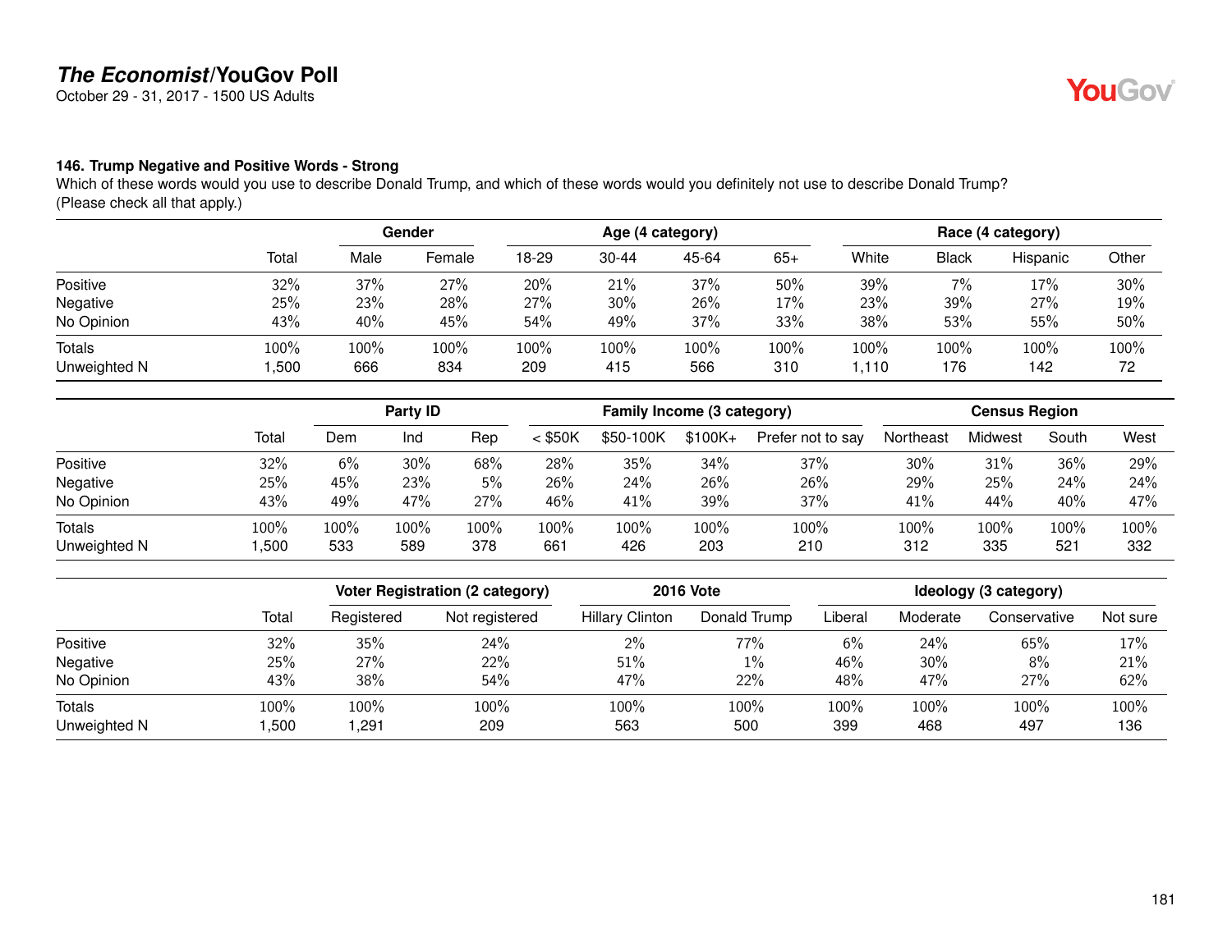# *The Economist*/YouGov Poll

October 29 - 31, 2017 - 1500 US Adults

### 146. Trump Negative and Positive Words - Strong

Which of these words would you use to describe Donald Trump, and which of these words would you definitely not use to describe Donald Trump? (Please check all that apply.)

| | | Gender | | Age (4 category) | | | | Race (4 category) | | | |
|---|---|---|---|---|---|---|---|---|---|---|---|
| | Total | Male | Female | 18-29 | 30-44 | 45-64 | 65+ | White | Black | Hispanic | Other |
| Positive | 32% | 37% | 27% | 20% | 21% | 37% | 50% | 39% | 7% | 17% | 30% |
| Negative | 25% | 23% | 28% | 27% | 30% | 26% | 17% | 23% | 39% | 27% | 19% |
| No Opinion | 43% | 40% | 45% | 54% | 49% | 37% | 33% | 38% | 53% | 55% | 50% |
| Totals | 100% | 100% | 100% | 100% | 100% | 100% | 100% | 100% | 100% | 100% | 100% |
| Unweighted N | 1,500 | 666 | 834 | 209 | 415 | 566 | 310 | 1,110 | 176 | 142 | 72 |

| | | Party ID | | | Family Income (3 category) | | | | Census Region | | | |
|---|---|---|---|---|---|---|---|---|---|---|---|---|
| | Total | Dem | Ind | Rep | < $50K | $50-100K | $100K+ | Prefer not to say | Northeast | Midwest | South | West |
| Positive | 32% | 6% | 30% | 68% | 28% | 35% | 34% | 37% | 30% | 31% | 36% | 29% |
| Negative | 25% | 45% | 23% | 5% | 26% | 24% | 26% | 26% | 29% | 25% | 24% | 24% |
| No Opinion | 43% | 49% | 47% | 27% | 46% | 41% | 39% | 37% | 41% | 44% | 40% | 47% |
| Totals | 100% | 100% | 100% | 100% | 100% | 100% | 100% | 100% | 100% | 100% | 100% | 100% |
| Unweighted N | 1,500 | 533 | 589 | 378 | 661 | 426 | 203 | 210 | 312 | 335 | 521 | 332 |

| | | Voter Registration (2 category) | | 2016 Vote | | Ideology (3 category) | | | |
|---|---|---|---|---|---|---|---|---|---|
| | Total | Registered | Not registered | Hillary Clinton | Donald Trump | Liberal | Moderate | Conservative | Not sure |
| Positive | 32% | 35% | 24% | 2% | 77% | 6% | 24% | 65% | 17% |
| Negative | 25% | 27% | 22% | 51% | 1% | 46% | 30% | 8% | 21% |
| No Opinion | 43% | 38% | 54% | 47% | 22% | 48% | 47% | 27% | 62% |
| Totals | 100% | 100% | 100% | 100% | 100% | 100% | 100% | 100% | 100% |
| Unweighted N | 1,500 | 1,291 | 209 | 563 | 500 | 399 | 468 | 497 | 136 |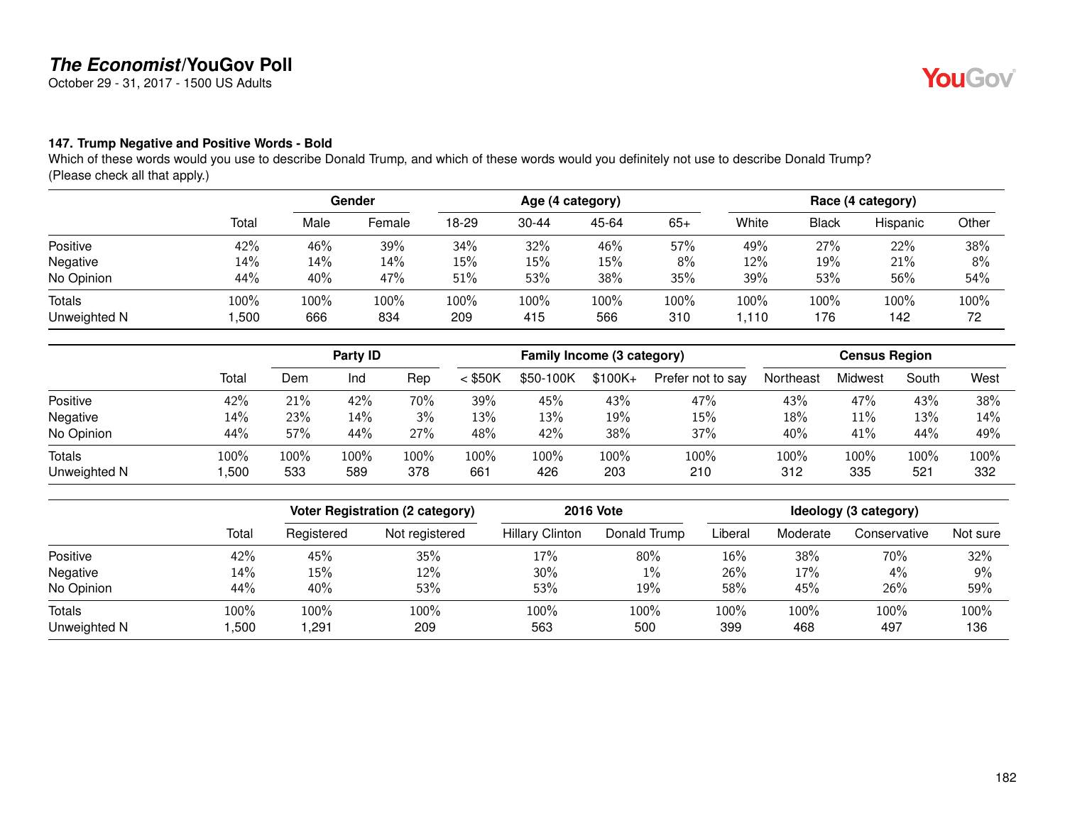## 147. Trump Negative and Positive Words - Bold

Which of these words would you use to describe Donald Trump, and which of these words would you definitely not use to describe Donald Trump? (Please check all that apply.)

| | | Gender | | Age (4 category) | | | | Race (4 category) | | | |
|---|---|---|---|---|---|---|---|---|---|---|---|
| | Total | Male | Female | 18-29 | 30-44 | 45-64 | 65+ | White | Black | Hispanic | Other |
| Positive | 42% | 46% | 39% | 34% | 32% | 46% | 57% | 49% | 27% | 22% | 38% |
| Negative | 14% | 14% | 14% | 15% | 15% | 15% | 8% | 12% | 19% | 21% | 8% |
| No Opinion | 44% | 40% | 47% | 51% | 53% | 38% | 35% | 39% | 53% | 56% | 54% |
| Totals | 100% | 100% | 100% | 100% | 100% | 100% | 100% | 100% | 100% | 100% | 100% |
| Unweighted N | 1,500 | 666 | 834 | 209 | 415 | 566 | 310 | 1,110 | 176 | 142 | 72 |

| | | Party ID | | | Family Income (3 category) | | | | Census Region | | | |
|---|---|---|---|---|---|---|---|---|---|---|---|---|
| | Total | Dem | Ind | Rep | < $50K | $50-100K | $100K+ | Prefer not to say | Northeast | Midwest | South | West |
| Positive | 42% | 21% | 42% | 70% | 39% | 45% | 43% | 47% | 43% | 47% | 43% | 38% |
| Negative | 14% | 23% | 14% | 3% | 13% | 13% | 19% | 15% | 18% | 11% | 13% | 14% |
| No Opinion | 44% | 57% | 44% | 27% | 48% | 42% | 38% | 37% | 40% | 41% | 44% | 49% |
| Totals | 100% | 100% | 100% | 100% | 100% | 100% | 100% | 100% | 100% | 100% | 100% | 100% |
| Unweighted N | 1,500 | 533 | 589 | 378 | 661 | 426 | 203 | 210 | 312 | 335 | 521 | 332 |

| | | Voter Registration (2 category) | | 2016 Vote | | Ideology (3 category) | | | |
|---|---|---|---|---|---|---|---|---|---|
| | Total | Registered | Not registered | Hillary Clinton | Donald Trump | Liberal | Moderate | Conservative | Not sure |
| Positive | 42% | 45% | 35% | 17% | 80% | 16% | 38% | 70% | 32% |
| Negative | 14% | 15% | 12% | 30% | 1% | 26% | 17% | 4% | 9% |
| No Opinion | 44% | 40% | 53% | 53% | 19% | 58% | 45% | 26% | 59% |
| Totals | 100% | 100% | 100% | 100% | 100% | 100% | 100% | 100% | 100% |
| Unweighted N | 1,500 | 1,291 | 209 | 563 | 500 | 399 | 468 | 497 | 136 |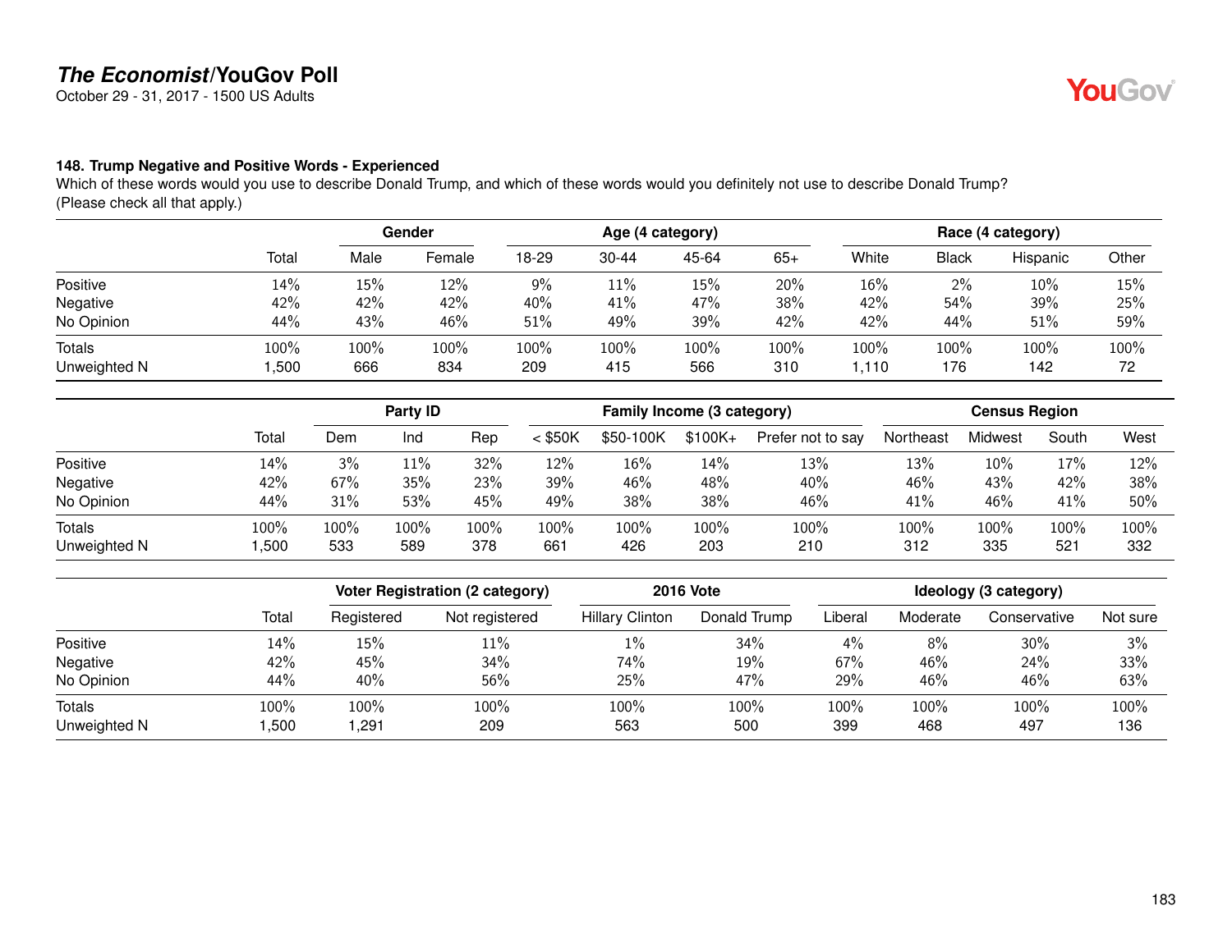# The Economist/YouGov Poll

October 29 - 31, 2017 - 1500 US Adults

### 148. Trump Negative and Positive Words - Experienced

Which of these words would you use to describe Donald Trump, and which of these words would you definitely not use to describe Donald Trump? (Please check all that apply.)

| | Total | Gender | | Age (4 category) | | | | Race (4 category) | | | |
|---|---|---|---|---|---|---|---|---|---|---|---|
| | | Male | Female | 18-29 | 30-44 | 45-64 | 65+ | White | Black | Hispanic | Other |
| Positive | 14% | 15% | 12% | 9% | 11% | 15% | 20% | 16% | 2% | 10% | 15% |
| Negative | 42% | 42% | 42% | 40% | 41% | 47% | 38% | 42% | 54% | 39% | 25% |
| No Opinion | 44% | 43% | 46% | 51% | 49% | 39% | 42% | 42% | 44% | 51% | 59% |
| Totals | 100% | 100% | 100% | 100% | 100% | 100% | 100% | 100% | 100% | 100% | 100% |
| Unweighted N | 1,500 | 666 | 834 | 209 | 415 | 566 | 310 | 1,110 | 176 | 142 | 72 |

| | Total | Party ID | | | Family Income (3 category) | | | | Census Region | | | |
|---|---|---|---|---|---|---|---|---|---|---|---|---|
| | | Dem | Ind | Rep | < $50K | $50-100K | $100K+ | Prefer not to say | Northeast | Midwest | South | West |
| Positive | 14% | 3% | 11% | 32% | 12% | 16% | 14% | 13% | 13% | 10% | 17% | 12% |
| Negative | 42% | 67% | 35% | 23% | 39% | 46% | 48% | 40% | 46% | 43% | 42% | 38% |
| No Opinion | 44% | 31% | 53% | 45% | 49% | 38% | 38% | 46% | 41% | 46% | 41% | 50% |
| Totals | 100% | 100% | 100% | 100% | 100% | 100% | 100% | 100% | 100% | 100% | 100% | 100% |
| Unweighted N | 1,500 | 533 | 589 | 378 | 661 | 426 | 203 | 210 | 312 | 335 | 521 | 332 |

| | Total | Voter Registration (2 category) | | 2016 Vote | | Ideology (3 category) | | | |
|---|---|---|---|---|---|---|---|---|---|
| | | Registered | Not registered | Hillary Clinton | Donald Trump | Liberal | Moderate | Conservative | Not sure |
| Positive | 14% | 15% | 11% | 1% | 34% | 4% | 8% | 30% | 3% |
| Negative | 42% | 45% | 34% | 74% | 19% | 67% | 46% | 24% | 33% |
| No Opinion | 44% | 40% | 56% | 25% | 47% | 29% | 46% | 46% | 63% |
| Totals | 100% | 100% | 100% | 100% | 100% | 100% | 100% | 100% | 100% |
| Unweighted N | 1,500 | 1,291 | 209 | 563 | 500 | 399 | 468 | 497 | 136 |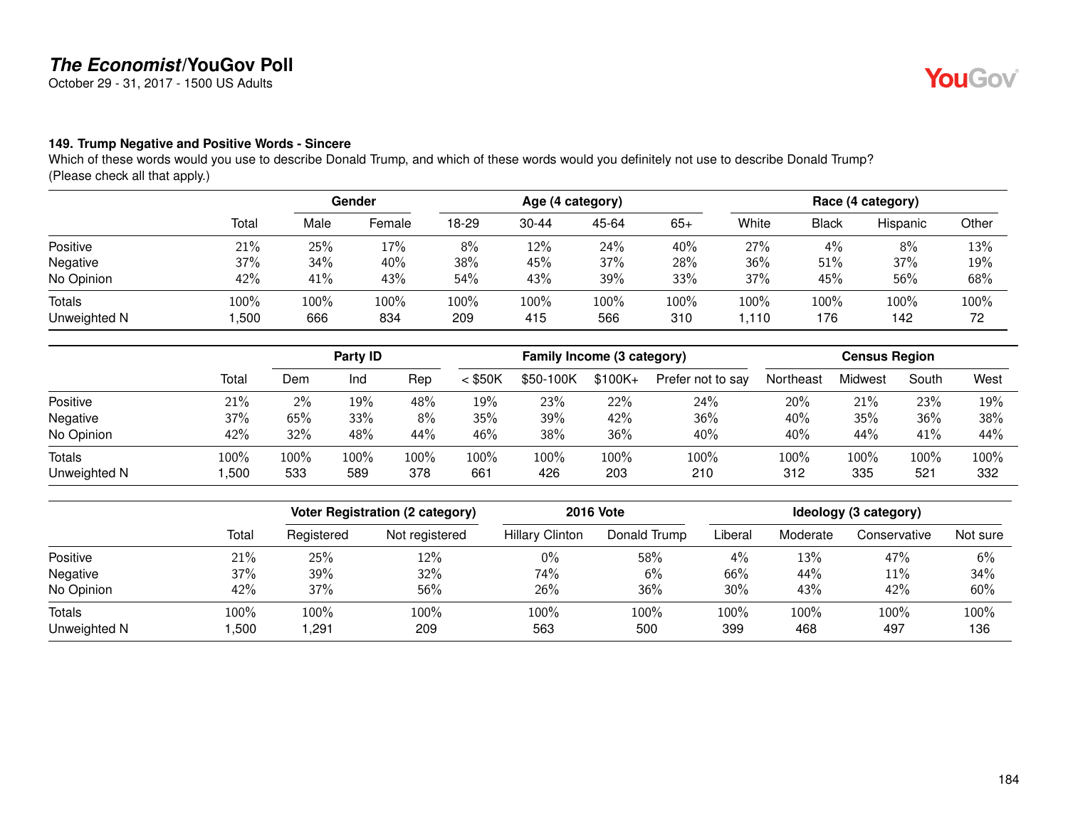## The Economist/YouGov Poll

October 29 - 31, 2017 - 1500 US Adults

### 149. Trump Negative and Positive Words - Sincere

Which of these words would you use to describe Donald Trump, and which of these words would you definitely not use to describe Donald Trump? (Please check all that apply.)

| | | Gender | | Age (4 category) | | | | Race (4 category) | | | |
|---|---|---|---|---|---|---|---|---|---|---|---|
| | Total | Male | Female | 18-29 | 30-44 | 45-64 | 65+ | White | Black | Hispanic | Other |
| Positive | 21% | 25% | 17% | 8% | 12% | 24% | 40% | 27% | 4% | 8% | 13% |
| Negative | 37% | 34% | 40% | 38% | 45% | 37% | 28% | 36% | 51% | 37% | 19% |
| No Opinion | 42% | 41% | 43% | 54% | 43% | 39% | 33% | 37% | 45% | 56% | 68% |
| Totals | 100% | 100% | 100% | 100% | 100% | 100% | 100% | 100% | 100% | 100% | 100% |
| Unweighted N | 1,500 | 666 | 834 | 209 | 415 | 566 | 310 | 1,110 | 176 | 142 | 72 |

| | | Party ID | | | Family Income (3 category) | | | | Census Region | | | |
|---|---|---|---|---|---|---|---|---|---|---|---|---|
| | Total | Dem | Ind | Rep | < $50K | $50-100K | $100K+ | Prefer not to say | Northeast | Midwest | South | West |
| Positive | 21% | 2% | 19% | 48% | 19% | 23% | 22% | 24% | 20% | 21% | 23% | 19% |
| Negative | 37% | 65% | 33% | 8% | 35% | 39% | 42% | 36% | 40% | 35% | 36% | 38% |
| No Opinion | 42% | 32% | 48% | 44% | 46% | 38% | 36% | 40% | 40% | 44% | 41% | 44% |
| Totals | 100% | 100% | 100% | 100% | 100% | 100% | 100% | 100% | 100% | 100% | 100% | 100% |
| Unweighted N | 1,500 | 533 | 589 | 378 | 661 | 426 | 203 | 210 | 312 | 335 | 521 | 332 |

| | | Voter Registration (2 category) | | 2016 Vote | | Ideology (3 category) | | | |
|---|---|---|---|---|---|---|---|---|---|
| | Total | Registered | Not registered | Hillary Clinton | Donald Trump | Liberal | Moderate | Conservative | Not sure |
| Positive | 21% | 25% | 12% | 0% | 58% | 4% | 13% | 47% | 6% |
| Negative | 37% | 39% | 32% | 74% | 6% | 66% | 44% | 11% | 34% |
| No Opinion | 42% | 37% | 56% | 26% | 36% | 30% | 43% | 42% | 60% |
| Totals | 100% | 100% | 100% | 100% | 100% | 100% | 100% | 100% | 100% |
| Unweighted N | 1,500 | 1,291 | 209 | 563 | 500 | 399 | 468 | 497 | 136 |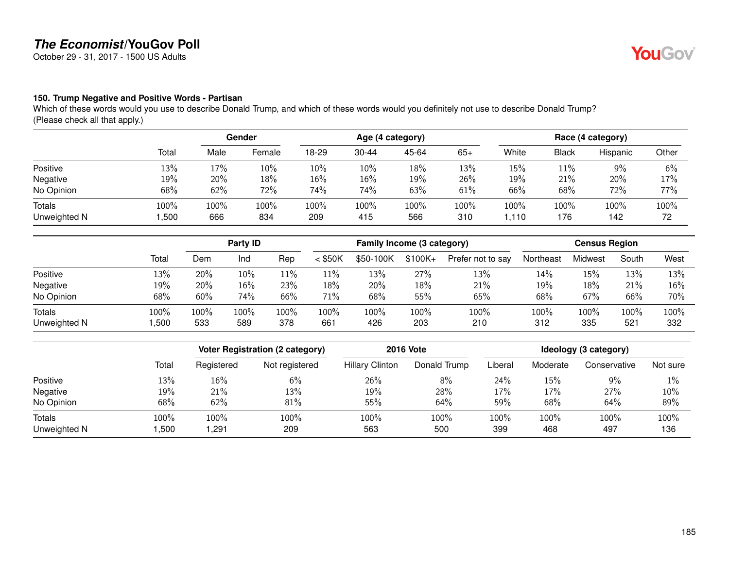# *The Economist*/YouGov Poll

October 29 - 31, 2017 - 1500 US Adults

### 150. Trump Negative and Positive Words - Partisan

Which of these words would you use to describe Donald Trump, and which of these words would you definitely not use to describe Donald Trump? (Please check all that apply.)

| | Total | Gender | | Age (4 category) | | | | Race (4 category) | | | |
|---|---|---|---|---|---|---|---|---|---|---|---|
| | | Male | Female | 18-29 | 30-44 | 45-64 | 65+ | White | Black | Hispanic | Other |
| Positive | 13% | 17% | 10% | 10% | 10% | 18% | 13% | 15% | 11% | 9% | 6% |
| Negative | 19% | 20% | 18% | 16% | 16% | 19% | 26% | 19% | 21% | 20% | 17% |
| No Opinion | 68% | 62% | 72% | 74% | 74% | 63% | 61% | 66% | 68% | 72% | 77% |
| Totals | 100% | 100% | 100% | 100% | 100% | 100% | 100% | 100% | 100% | 100% | 100% |
| Unweighted N | 1,500 | 666 | 834 | 209 | 415 | 566 | 310 | 1,110 | 176 | 142 | 72 |

| | Total | Party ID | | | Family Income (3 category) | | | | Census Region | | | |
|---|---|---|---|---|---|---|---|---|---|---|---|---|
| | | Dem | Ind | Rep | < $50K | $50-100K | $100K+ | Prefer not to say | Northeast | Midwest | South | West |
| Positive | 13% | 20% | 10% | 11% | 11% | 13% | 27% | 13% | 14% | 15% | 13% | 13% |
| Negative | 19% | 20% | 16% | 23% | 18% | 20% | 18% | 21% | 19% | 18% | 21% | 16% |
| No Opinion | 68% | 60% | 74% | 66% | 71% | 68% | 55% | 65% | 68% | 67% | 66% | 70% |
| Totals | 100% | 100% | 100% | 100% | 100% | 100% | 100% | 100% | 100% | 100% | 100% | 100% |
| Unweighted N | 1,500 | 533 | 589 | 378 | 661 | 426 | 203 | 210 | 312 | 335 | 521 | 332 |

| | Total | Voter Registration (2 category) | | 2016 Vote | | Ideology (3 category) | | | |
|---|---|---|---|---|---|---|---|---|---|
| | | Registered | Not registered | Hillary Clinton | Donald Trump | Liberal | Moderate | Conservative | Not sure |
| Positive | 13% | 16% | 6% | 26% | 8% | 24% | 15% | 9% | 1% |
| Negative | 19% | 21% | 13% | 19% | 28% | 17% | 17% | 27% | 10% |
| No Opinion | 68% | 62% | 81% | 55% | 64% | 59% | 68% | 64% | 89% |
| Totals | 100% | 100% | 100% | 100% | 100% | 100% | 100% | 100% | 100% |
| Unweighted N | 1,500 | 1,291 | 209 | 563 | 500 | 399 | 468 | 497 | 136 |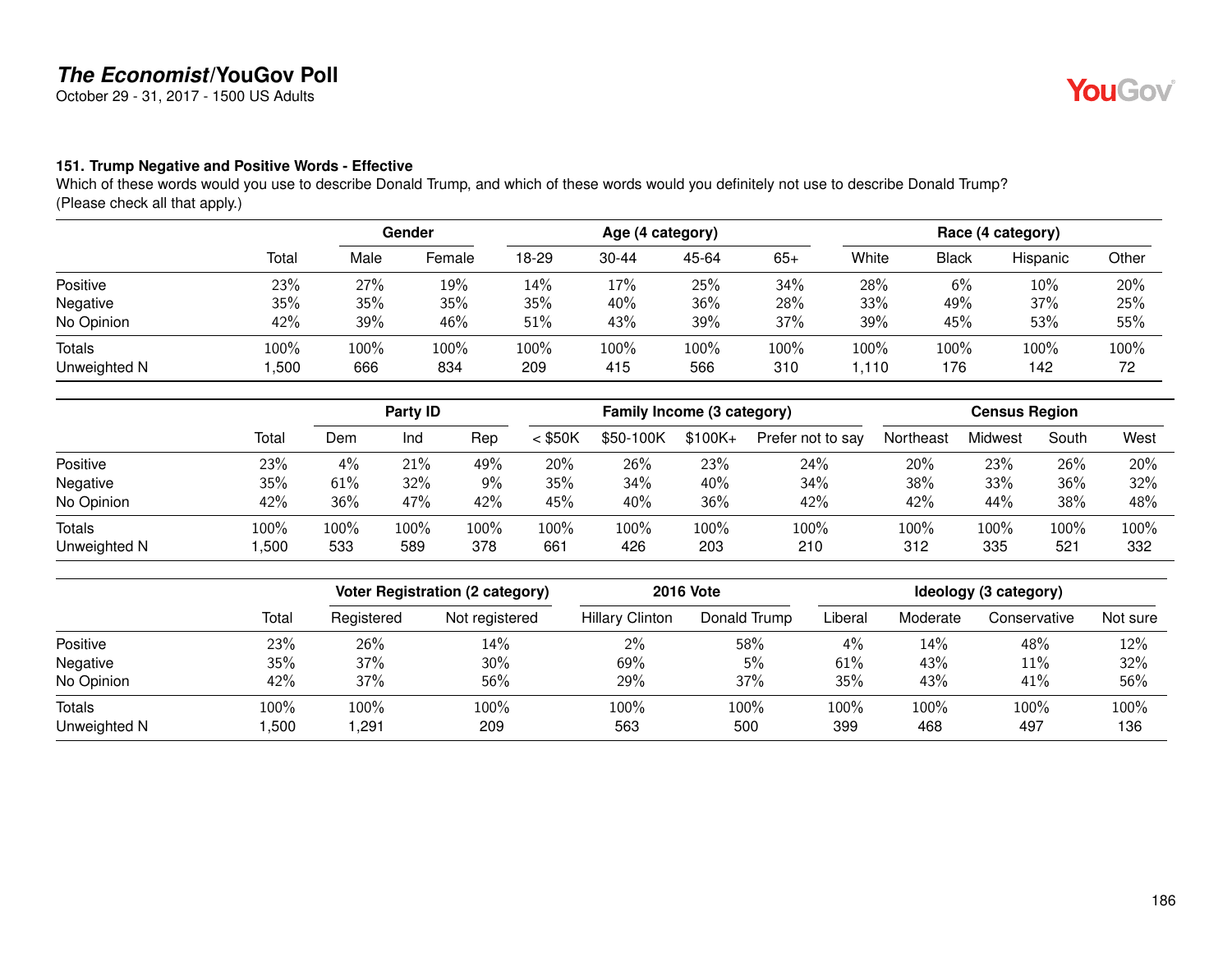# *The Economist*/YouGov Poll

October 29 - 31, 2017 - 1500 US Adults

### 151. Trump Negative and Positive Words - Effective

Which of these words would you use to describe Donald Trump, and which of these words would you definitely not use to describe Donald Trump? (Please check all that apply.)

| | | Gender | | Age (4 category) | | | | Race (4 category) | | | |
|---|---|---|---|---|---|---|---|---|---|---|---|
| | Total | Male | Female | 18-29 | 30-44 | 45-64 | 65+ | White | Black | Hispanic | Other |
| Positive | 23% | 27% | 19% | 14% | 17% | 25% | 34% | 28% | 6% | 10% | 20% |
| Negative | 35% | 35% | 35% | 35% | 40% | 36% | 28% | 33% | 49% | 37% | 25% |
| No Opinion | 42% | 39% | 46% | 51% | 43% | 39% | 37% | 39% | 45% | 53% | 55% |
| Totals | 100% | 100% | 100% | 100% | 100% | 100% | 100% | 100% | 100% | 100% | 100% |
| Unweighted N | 1,500 | 666 | 834 | 209 | 415 | 566 | 310 | 1,110 | 176 | 142 | 72 |

| | | Party ID | | | Family Income (3 category) | | | | Census Region | | | |
|---|---|---|---|---|---|---|---|---|---|---|---|---|
| | Total | Dem | Ind | Rep | < $50K | $50-100K | $100K+ | Prefer not to say | Northeast | Midwest | South | West |
| Positive | 23% | 4% | 21% | 49% | 20% | 26% | 23% | 24% | 20% | 23% | 26% | 20% |
| Negative | 35% | 61% | 32% | 9% | 35% | 34% | 40% | 34% | 38% | 33% | 36% | 32% |
| No Opinion | 42% | 36% | 47% | 42% | 45% | 40% | 36% | 42% | 42% | 44% | 38% | 48% |
| Totals | 100% | 100% | 100% | 100% | 100% | 100% | 100% | 100% | 100% | 100% | 100% | 100% |
| Unweighted N | 1,500 | 533 | 589 | 378 | 661 | 426 | 203 | 210 | 312 | 335 | 521 | 332 |

| | | Voter Registration (2 category) | | 2016 Vote | | Ideology (3 category) | | | |
|---|---|---|---|---|---|---|---|---|---|
| | Total | Registered | Not registered | Hillary Clinton | Donald Trump | Liberal | Moderate | Conservative | Not sure |
| Positive | 23% | 26% | 14% | 2% | 58% | 4% | 14% | 48% | 12% |
| Negative | 35% | 37% | 30% | 69% | 5% | 61% | 43% | 11% | 32% |
| No Opinion | 42% | 37% | 56% | 29% | 37% | 35% | 43% | 41% | 56% |
| Totals | 100% | 100% | 100% | 100% | 100% | 100% | 100% | 100% | 100% |
| Unweighted N | 1,500 | 1,291 | 209 | 563 | 500 | 399 | 468 | 497 | 136 |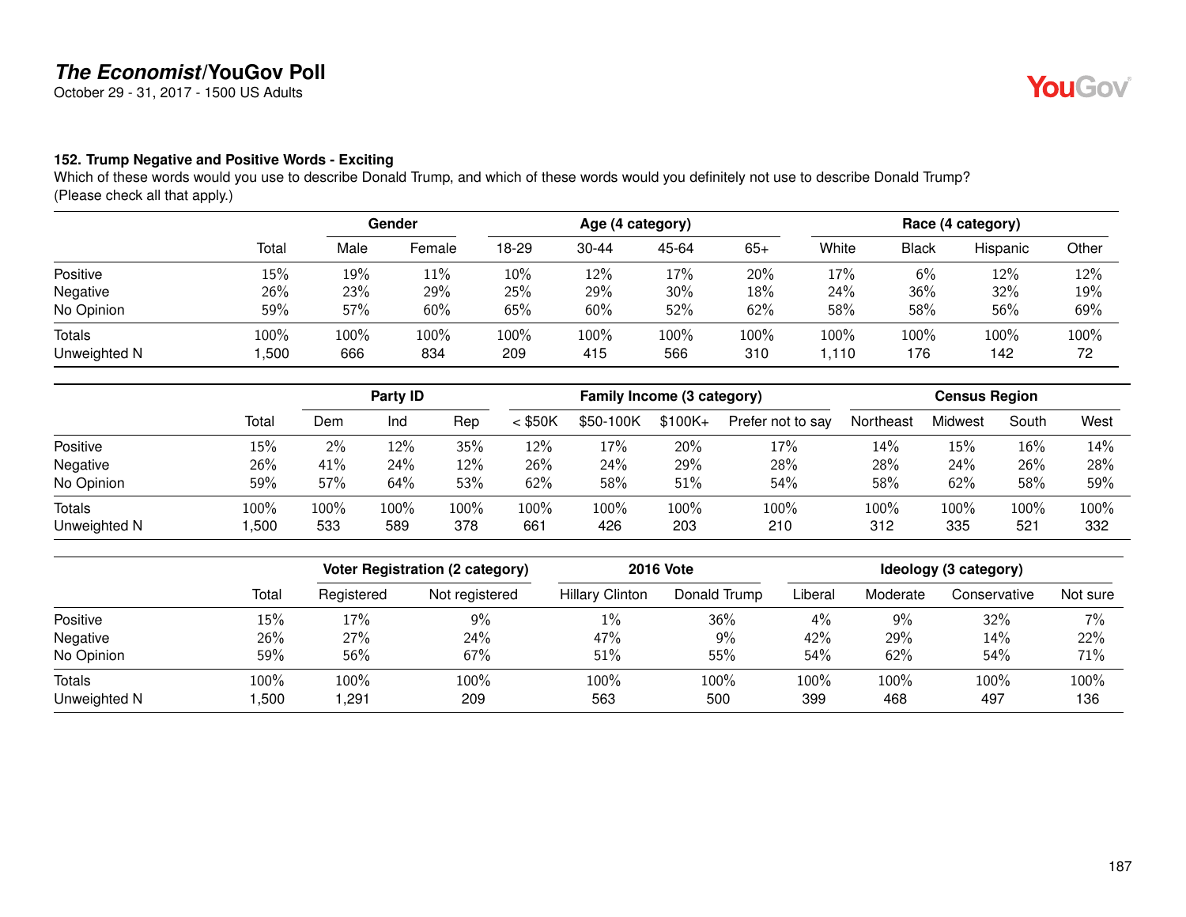# *The Economist*/YouGov Poll

October 29 - 31, 2017 - 1500 US Adults

### 152. Trump Negative and Positive Words - Exciting

Which of these words would you use to describe Donald Trump, and which of these words would you definitely not use to describe Donald Trump? (Please check all that apply.)

| | | Gender | | Age (4 category) | | | | Race (4 category) | | | |
|---|---|---|---|---|---|---|---|---|---|---|---|
| | Total | Male | Female | 18-29 | 30-44 | 45-64 | 65+ | White | Black | Hispanic | Other |
| Positive | 15% | 19% | 11% | 10% | 12% | 17% | 20% | 17% | 6% | 12% | 12% |
| Negative | 26% | 23% | 29% | 25% | 29% | 30% | 18% | 24% | 36% | 32% | 19% |
| No Opinion | 59% | 57% | 60% | 65% | 60% | 52% | 62% | 58% | 58% | 56% | 69% |
| Totals | 100% | 100% | 100% | 100% | 100% | 100% | 100% | 100% | 100% | 100% | 100% |
| Unweighted N | 1,500 | 666 | 834 | 209 | 415 | 566 | 310 | 1,110 | 176 | 142 | 72 |

| | | Party ID | | | Family Income (3 category) | | | | Census Region | | | |
|---|---|---|---|---|---|---|---|---|---|---|---|---|
| | Total | Dem | Ind | Rep | < $50K | $50-100K | $100K+ | Prefer not to say | Northeast | Midwest | South | West |
| Positive | 15% | 2% | 12% | 35% | 12% | 17% | 20% | 17% | 14% | 15% | 16% | 14% |
| Negative | 26% | 41% | 24% | 12% | 26% | 24% | 29% | 28% | 28% | 24% | 26% | 28% |
| No Opinion | 59% | 57% | 64% | 53% | 62% | 58% | 51% | 54% | 58% | 62% | 58% | 59% |
| Totals | 100% | 100% | 100% | 100% | 100% | 100% | 100% | 100% | 100% | 100% | 100% | 100% |
| Unweighted N | 1,500 | 533 | 589 | 378 | 661 | 426 | 203 | 210 | 312 | 335 | 521 | 332 |

| | | Voter Registration (2 category) | | 2016 Vote | | Ideology (3 category) | | | |
|---|---|---|---|---|---|---|---|---|---|
| | Total | Registered | Not registered | Hillary Clinton | Donald Trump | Liberal | Moderate | Conservative | Not sure |
| Positive | 15% | 17% | 9% | 1% | 36% | 4% | 9% | 32% | 7% |
| Negative | 26% | 27% | 24% | 47% | 9% | 42% | 29% | 14% | 22% |
| No Opinion | 59% | 56% | 67% | 51% | 55% | 54% | 62% | 54% | 71% |
| Totals | 100% | 100% | 100% | 100% | 100% | 100% | 100% | 100% | 100% |
| Unweighted N | 1,500 | 1,291 | 209 | 563 | 500 | 399 | 468 | 497 | 136 |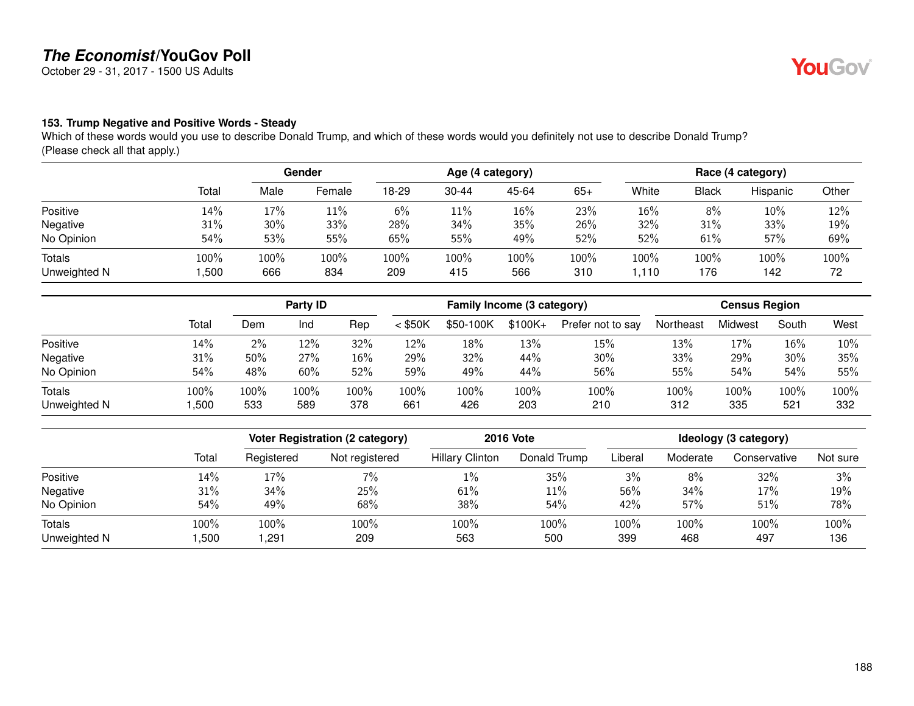## The Economist/YouGov Poll

October 29 - 31, 2017 - 1500 US Adults

### 153. Trump Negative and Positive Words - Steady

Which of these words would you use to describe Donald Trump, and which of these words would you definitely not use to describe Donald Trump? (Please check all that apply.)

| | | Gender | | Age (4 category) | | | | Race (4 category) | | | |
|---|---|---|---|---|---|---|---|---|---|---|---|
| | Total | Male | Female | 18-29 | 30-44 | 45-64 | 65+ | White | Black | Hispanic | Other |
| Positive | 14% | 17% | 11% | 6% | 11% | 16% | 23% | 16% | 8% | 10% | 12% |
| Negative | 31% | 30% | 33% | 28% | 34% | 35% | 26% | 32% | 31% | 33% | 19% |
| No Opinion | 54% | 53% | 55% | 65% | 55% | 49% | 52% | 52% | 61% | 57% | 69% |
| Totals | 100% | 100% | 100% | 100% | 100% | 100% | 100% | 100% | 100% | 100% | 100% |
| Unweighted N | 1,500 | 666 | 834 | 209 | 415 | 566 | 310 | 1,110 | 176 | 142 | 72 |

| | | Party ID | | | Family Income (3 category) | | | | Census Region | | | |
|---|---|---|---|---|---|---|---|---|---|---|---|---|
| | Total | Dem | Ind | Rep | < $50K | $50-100K | $100K+ | Prefer not to say | Northeast | Midwest | South | West |
| Positive | 14% | 2% | 12% | 32% | 12% | 18% | 13% | 15% | 13% | 17% | 16% | 10% |
| Negative | 31% | 50% | 27% | 16% | 29% | 32% | 44% | 30% | 33% | 29% | 30% | 35% |
| No Opinion | 54% | 48% | 60% | 52% | 59% | 49% | 44% | 56% | 55% | 54% | 54% | 55% |
| Totals | 100% | 100% | 100% | 100% | 100% | 100% | 100% | 100% | 100% | 100% | 100% | 100% |
| Unweighted N | 1,500 | 533 | 589 | 378 | 661 | 426 | 203 | 210 | 312 | 335 | 521 | 332 |

| | | Voter Registration (2 category) | | 2016 Vote | | Ideology (3 category) | | | |
|---|---|---|---|---|---|---|---|---|---|
| | Total | Registered | Not registered | Hillary Clinton | Donald Trump | Liberal | Moderate | Conservative | Not sure |
| Positive | 14% | 17% | 7% | 1% | 35% | 3% | 8% | 32% | 3% |
| Negative | 31% | 34% | 25% | 61% | 11% | 56% | 34% | 17% | 19% |
| No Opinion | 54% | 49% | 68% | 38% | 54% | 42% | 57% | 51% | 78% |
| Totals | 100% | 100% | 100% | 100% | 100% | 100% | 100% | 100% | 100% |
| Unweighted N | 1,500 | 1,291 | 209 | 563 | 500 | 399 | 468 | 497 | 136 |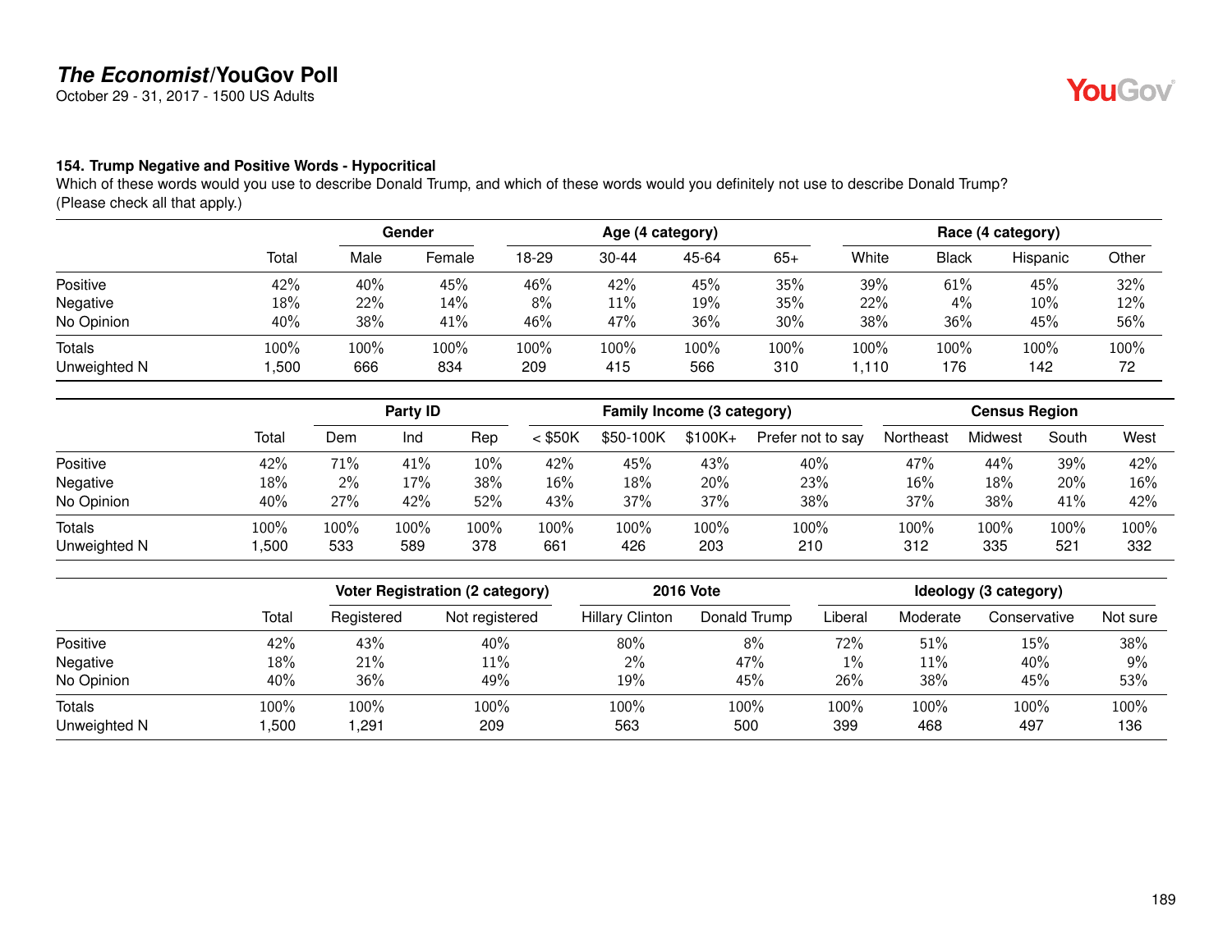# The Economist/YouGov Poll

October 29 - 31, 2017 - 1500 US Adults

### 154. Trump Negative and Positive Words - Hypocritical

Which of these words would you use to describe Donald Trump, and which of these words would you definitely not use to describe Donald Trump? (Please check all that apply.)

| | | Gender | | Age (4 category) | | | | Race (4 category) | | | |
|---|---|---|---|---|---|---|---|---|---|---|---|
| | Total | Male | Female | 18-29 | 30-44 | 45-64 | 65+ | White | Black | Hispanic | Other |
| Positive | 42% | 40% | 45% | 46% | 42% | 45% | 35% | 39% | 61% | 45% | 32% |
| Negative | 18% | 22% | 14% | 8% | 11% | 19% | 35% | 22% | 4% | 10% | 12% |
| No Opinion | 40% | 38% | 41% | 46% | 47% | 36% | 30% | 38% | 36% | 45% | 56% |
| Totals | 100% | 100% | 100% | 100% | 100% | 100% | 100% | 100% | 100% | 100% | 100% |
| Unweighted N | 1,500 | 666 | 834 | 209 | 415 | 566 | 310 | 1,110 | 176 | 142 | 72 |

| | | Party ID | | | Family Income (3 category) | | | | Census Region | | | |
|---|---|---|---|---|---|---|---|---|---|---|---|---|
| | Total | Dem | Ind | Rep | < $50K | $50-100K | $100K+ | Prefer not to say | Northeast | Midwest | South | West |
| Positive | 42% | 71% | 41% | 10% | 42% | 45% | 43% | 40% | 47% | 44% | 39% | 42% |
| Negative | 18% | 2% | 17% | 38% | 16% | 18% | 20% | 23% | 16% | 18% | 20% | 16% |
| No Opinion | 40% | 27% | 42% | 52% | 43% | 37% | 37% | 38% | 37% | 38% | 41% | 42% |
| Totals | 100% | 100% | 100% | 100% | 100% | 100% | 100% | 100% | 100% | 100% | 100% | 100% |
| Unweighted N | 1,500 | 533 | 589 | 378 | 661 | 426 | 203 | 210 | 312 | 335 | 521 | 332 |

| | | Voter Registration (2 category) | | 2016 Vote | | Ideology (3 category) | | | |
|---|---|---|---|---|---|---|---|---|---|
| | Total | Registered | Not registered | Hillary Clinton | Donald Trump | Liberal | Moderate | Conservative | Not sure |
| Positive | 42% | 43% | 40% | 80% | 8% | 72% | 51% | 15% | 38% |
| Negative | 18% | 21% | 11% | 2% | 47% | 1% | 11% | 40% | 9% |
| No Opinion | 40% | 36% | 49% | 19% | 45% | 26% | 38% | 45% | 53% |
| Totals | 100% | 100% | 100% | 100% | 100% | 100% | 100% | 100% | 100% |
| Unweighted N | 1,500 | 1,291 | 209 | 563 | 500 | 399 | 468 | 497 | 136 |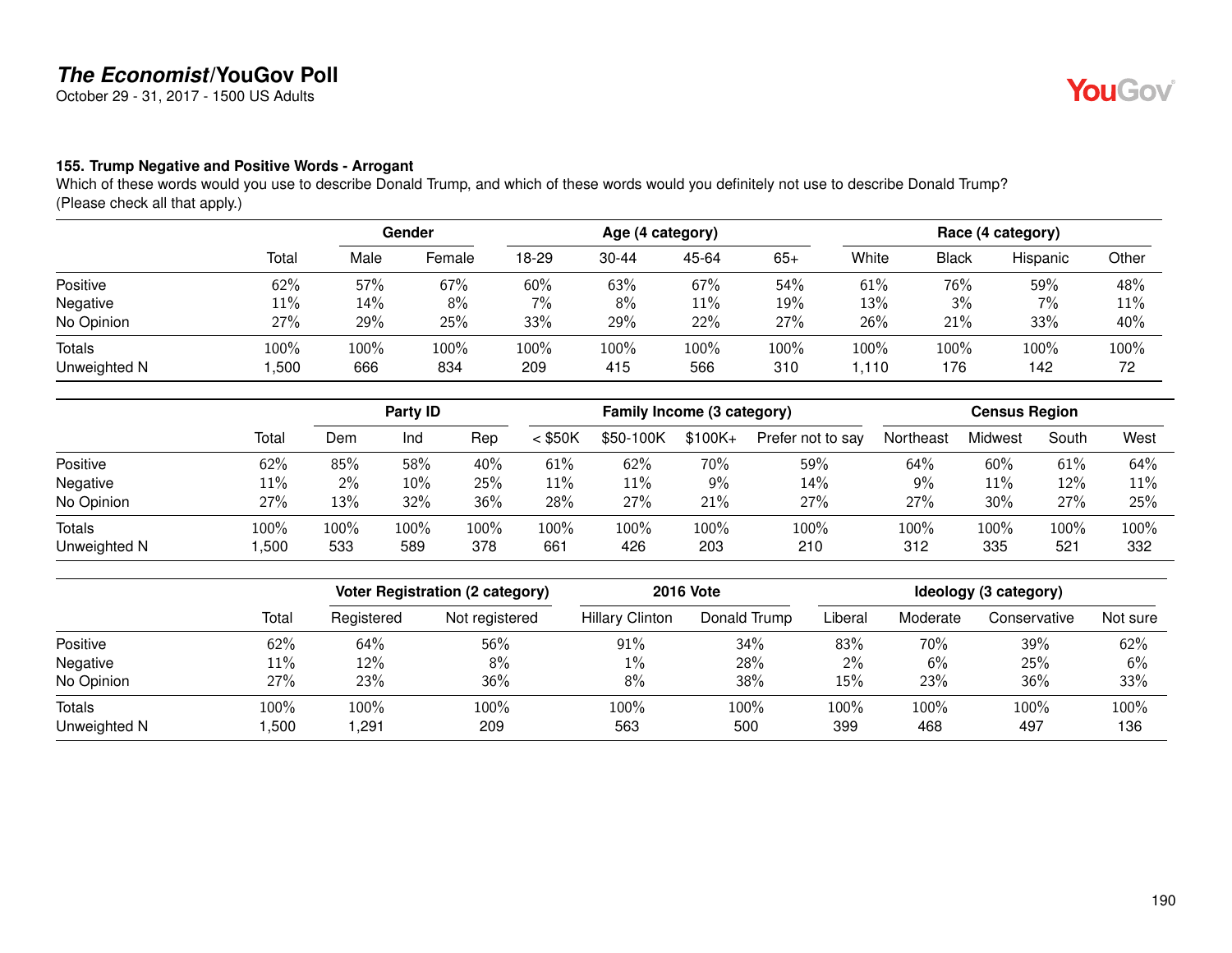# *The Economist*/YouGov Poll

October 29 - 31, 2017 - 1500 US Adults

### 155. Trump Negative and Positive Words - Arrogant

Which of these words would you use to describe Donald Trump, and which of these words would you definitely not use to describe Donald Trump? (Please check all that apply.)

| | | Gender | | Age (4 category) | | | | Race (4 category) | | | |
|---|---|---|---|---|---|---|---|---|---|---|---|
| | Total | Male | Female | 18-29 | 30-44 | 45-64 | 65+ | White | Black | Hispanic | Other |
| Positive | 62% | 57% | 67% | 60% | 63% | 67% | 54% | 61% | 76% | 59% | 48% |
| Negative | 11% | 14% | 8% | 7% | 8% | 11% | 19% | 13% | 3% | 7% | 11% |
| No Opinion | 27% | 29% | 25% | 33% | 29% | 22% | 27% | 26% | 21% | 33% | 40% |
| Totals | 100% | 100% | 100% | 100% | 100% | 100% | 100% | 100% | 100% | 100% | 100% |
| Unweighted N | 1,500 | 666 | 834 | 209 | 415 | 566 | 310 | 1,110 | 176 | 142 | 72 |

| | | Party ID | | | Family Income (3 category) | | | | Census Region | | | |
|---|---|---|---|---|---|---|---|---|---|---|---|---|
| | Total | Dem | Ind | Rep | < $50K | $50-100K | $100K+ | Prefer not to say | Northeast | Midwest | South | West |
| Positive | 62% | 85% | 58% | 40% | 61% | 62% | 70% | 59% | 64% | 60% | 61% | 64% |
| Negative | 11% | 2% | 10% | 25% | 11% | 11% | 9% | 14% | 9% | 11% | 12% | 11% |
| No Opinion | 27% | 13% | 32% | 36% | 28% | 27% | 21% | 27% | 27% | 30% | 27% | 25% |
| Totals | 100% | 100% | 100% | 100% | 100% | 100% | 100% | 100% | 100% | 100% | 100% | 100% |
| Unweighted N | 1,500 | 533 | 589 | 378 | 661 | 426 | 203 | 210 | 312 | 335 | 521 | 332 |

| | | Voter Registration (2 category) | | 2016 Vote | | Ideology (3 category) | | | |
|---|---|---|---|---|---|---|---|---|---|
| | Total | Registered | Not registered | Hillary Clinton | Donald Trump | Liberal | Moderate | Conservative | Not sure |
| Positive | 62% | 64% | 56% | 91% | 34% | 83% | 70% | 39% | 62% |
| Negative | 11% | 12% | 8% | 1% | 28% | 2% | 6% | 25% | 6% |
| No Opinion | 27% | 23% | 36% | 8% | 38% | 15% | 23% | 36% | 33% |
| Totals | 100% | 100% | 100% | 100% | 100% | 100% | 100% | 100% | 100% |
| Unweighted N | 1,500 | 1,291 | 209 | 563 | 500 | 399 | 468 | 497 | 136 |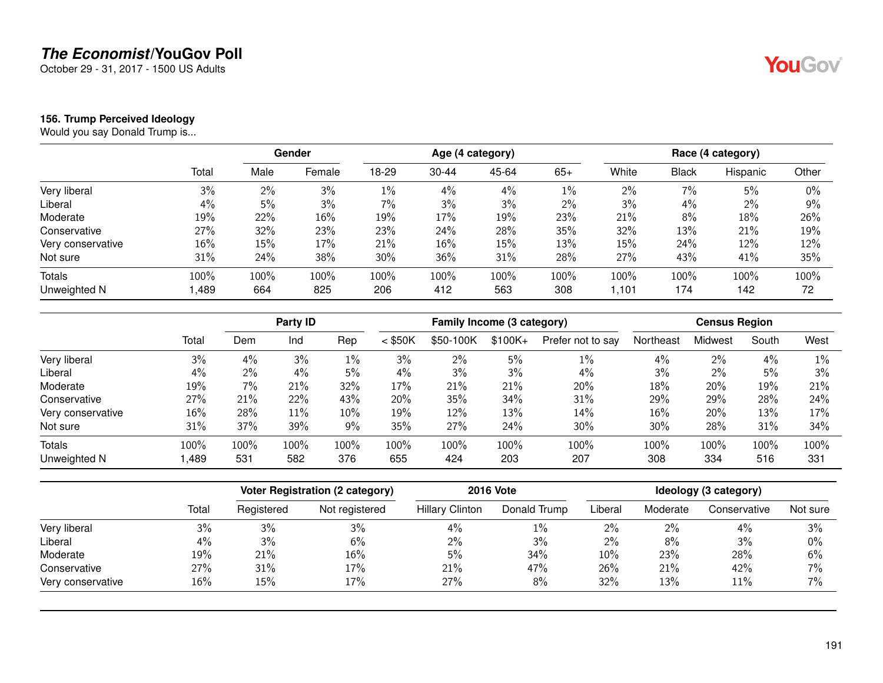# The Economist/YouGov Poll

October 29 - 31, 2017 - 1500 US Adults

### 156. Trump Perceived Ideology

Would you say Donald Trump is...

| | | Gender | | Age (4 category) | | | | Race (4 category) | | | |
|---|---|---|---|---|---|---|---|---|---|---|---|
| | Total | Male | Female | 18-29 | 30-44 | 45-64 | 65+ | White | Black | Hispanic | Other |
| Very liberal | 3% | 2% | 3% | 1% | 4% | 4% | 1% | 2% | 7% | 5% | 0% |
| Liberal | 4% | 5% | 3% | 7% | 3% | 3% | 2% | 3% | 4% | 2% | 9% |
| Moderate | 19% | 22% | 16% | 19% | 17% | 19% | 23% | 21% | 8% | 18% | 26% |
| Conservative | 27% | 32% | 23% | 23% | 24% | 28% | 35% | 32% | 13% | 21% | 19% |
| Very conservative | 16% | 15% | 17% | 21% | 16% | 15% | 13% | 15% | 24% | 12% | 12% |
| Not sure | 31% | 24% | 38% | 30% | 36% | 31% | 28% | 27% | 43% | 41% | 35% |
| Totals | 100% | 100% | 100% | 100% | 100% | 100% | 100% | 100% | 100% | 100% | 100% |
| Unweighted N | 1,489 | 664 | 825 | 206 | 412 | 563 | 308 | 1,101 | 174 | 142 | 72 |

| | | Party ID | | | Family Income (3 category) | | | | Census Region | | | |
|---|---|---|---|---|---|---|---|---|---|---|---|---|
| | Total | Dem | Ind | Rep | < $50K | $50-100K | $100K+ | Prefer not to say | Northeast | Midwest | South | West |
| Very liberal | 3% | 4% | 3% | 1% | 3% | 2% | 5% | 1% | 4% | 2% | 4% | 1% |
| Liberal | 4% | 2% | 4% | 5% | 4% | 3% | 3% | 4% | 3% | 2% | 5% | 3% |
| Moderate | 19% | 7% | 21% | 32% | 17% | 21% | 21% | 20% | 18% | 20% | 19% | 21% |
| Conservative | 27% | 21% | 22% | 43% | 20% | 35% | 34% | 31% | 29% | 29% | 28% | 24% |
| Very conservative | 16% | 28% | 11% | 10% | 19% | 12% | 13% | 14% | 16% | 20% | 13% | 17% |
| Not sure | 31% | 37% | 39% | 9% | 35% | 27% | 24% | 30% | 30% | 28% | 31% | 34% |
| Totals | 100% | 100% | 100% | 100% | 100% | 100% | 100% | 100% | 100% | 100% | 100% | 100% |
| Unweighted N | 1,489 | 531 | 582 | 376 | 655 | 424 | 203 | 207 | 308 | 334 | 516 | 331 |

| | | Voter Registration (2 category) | | 2016 Vote | | Ideology (3 category) | | | |
|---|---|---|---|---|---|---|---|---|---|
| | Total | Registered | Not registered | Hillary Clinton | Donald Trump | Liberal | Moderate | Conservative | Not sure |
| Very liberal | 3% | 3% | 3% | 4% | 1% | 2% | 2% | 4% | 3% |
| Liberal | 4% | 3% | 6% | 2% | 3% | 2% | 8% | 3% | 0% |
| Moderate | 19% | 21% | 16% | 5% | 34% | 10% | 23% | 28% | 6% |
| Conservative | 27% | 31% | 17% | 21% | 47% | 26% | 21% | 42% | 7% |
| Very conservative | 16% | 15% | 17% | 27% | 8% | 32% | 13% | 11% | 7% |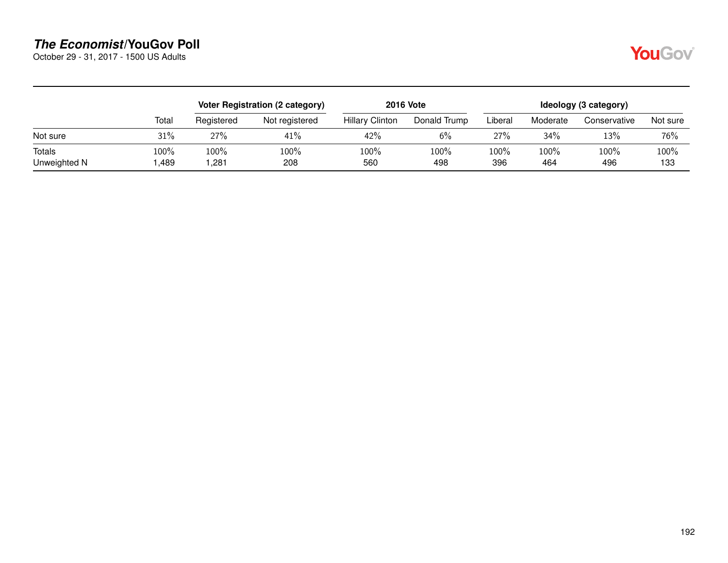## *The Economist*/YouGov Poll

October 29 - 31, 2017 - 1500 US Adults

| | | Voter Registration (2 category) | | 2016 Vote | | Ideology (3 category) | | | |
|---|---|---|---|---|---|---|---|---|---|
| | Total | Registered | Not registered | Hillary Clinton | Donald Trump | Liberal | Moderate | Conservative | Not sure |
| Not sure | 31% | 27% | 41% | 42% | 6% | 27% | 34% | 13% | 76% |
| Totals | 100% | 100% | 100% | 100% | 100% | 100% | 100% | 100% | 100% |
| Unweighted N | 1,489 | 1,281 | 208 | 560 | 498 | 396 | 464 | 496 | 133 |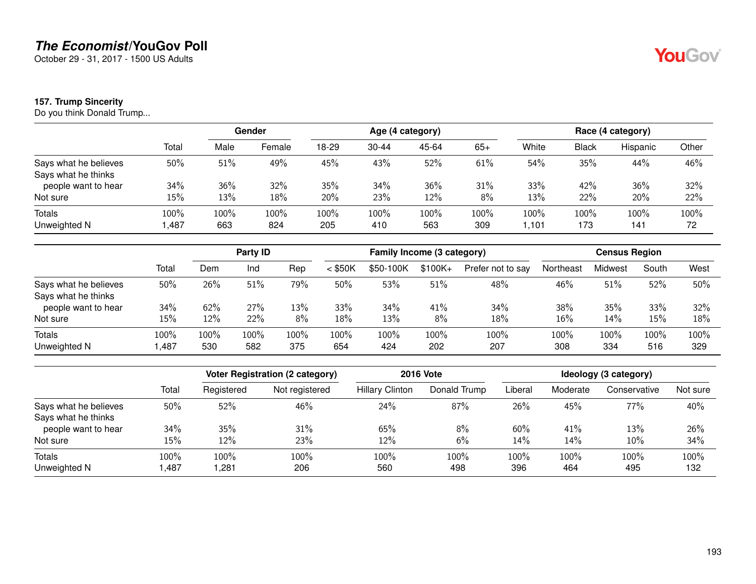# *The Economist*/YouGov Poll

October 29 - 31, 2017 - 1500 US Adults

### 157. Trump Sincerity

Do you think Donald Trump...

| | Total | Gender | | Age (4 category) | | | | Race (4 category) | | | |
|---|---|---|---|---|---|---|---|---|---|---|---|
| | | Male | Female | 18-29 | 30-44 | 45-64 | 65+ | White | Black | Hispanic | Other |
| Says what he believes | 50% | 51% | 49% | 45% | 43% | 52% | 61% | 54% | 35% | 44% | 46% |
| Says what he thinks people want to hear | 34% | 36% | 32% | 35% | 34% | 36% | 31% | 33% | 42% | 36% | 32% |
| Not sure | 15% | 13% | 18% | 20% | 23% | 12% | 8% | 13% | 22% | 20% | 22% |
| Totals | 100% | 100% | 100% | 100% | 100% | 100% | 100% | 100% | 100% | 100% | 100% |
| Unweighted N | 1,487 | 663 | 824 | 205 | 410 | 563 | 309 | 1,101 | 173 | 141 | 72 |

| | Total | Party ID | | | Family Income (3 category) | | | | Census Region | | | |
|---|---|---|---|---|---|---|---|---|---|---|---|---|
| | | Dem | Ind | Rep | < $50K | $50-100K | $100K+ | Prefer not to say | Northeast | Midwest | South | West |
| Says what he believes | 50% | 26% | 51% | 79% | 50% | 53% | 51% | 48% | 46% | 51% | 52% | 50% |
| Says what he thinks people want to hear | 34% | 62% | 27% | 13% | 33% | 34% | 41% | 34% | 38% | 35% | 33% | 32% |
| Not sure | 15% | 12% | 22% | 8% | 18% | 13% | 8% | 18% | 16% | 14% | 15% | 18% |
| Totals | 100% | 100% | 100% | 100% | 100% | 100% | 100% | 100% | 100% | 100% | 100% | 100% |
| Unweighted N | 1,487 | 530 | 582 | 375 | 654 | 424 | 202 | 207 | 308 | 334 | 516 | 329 |

| | Total | Voter Registration (2 category) | | 2016 Vote | | Ideology (3 category) | | | |
|---|---|---|---|---|---|---|---|---|---|
| | | Registered | Not registered | Hillary Clinton | Donald Trump | Liberal | Moderate | Conservative | Not sure |
| Says what he believes | 50% | 52% | 46% | 24% | 87% | 26% | 45% | 77% | 40% |
| Says what he thinks people want to hear | 34% | 35% | 31% | 65% | 8% | 60% | 41% | 13% | 26% |
| Not sure | 15% | 12% | 23% | 12% | 6% | 14% | 14% | 10% | 34% |
| Totals | 100% | 100% | 100% | 100% | 100% | 100% | 100% | 100% | 100% |
| Unweighted N | 1,487 | 1,281 | 206 | 560 | 498 | 396 | 464 | 495 | 132 |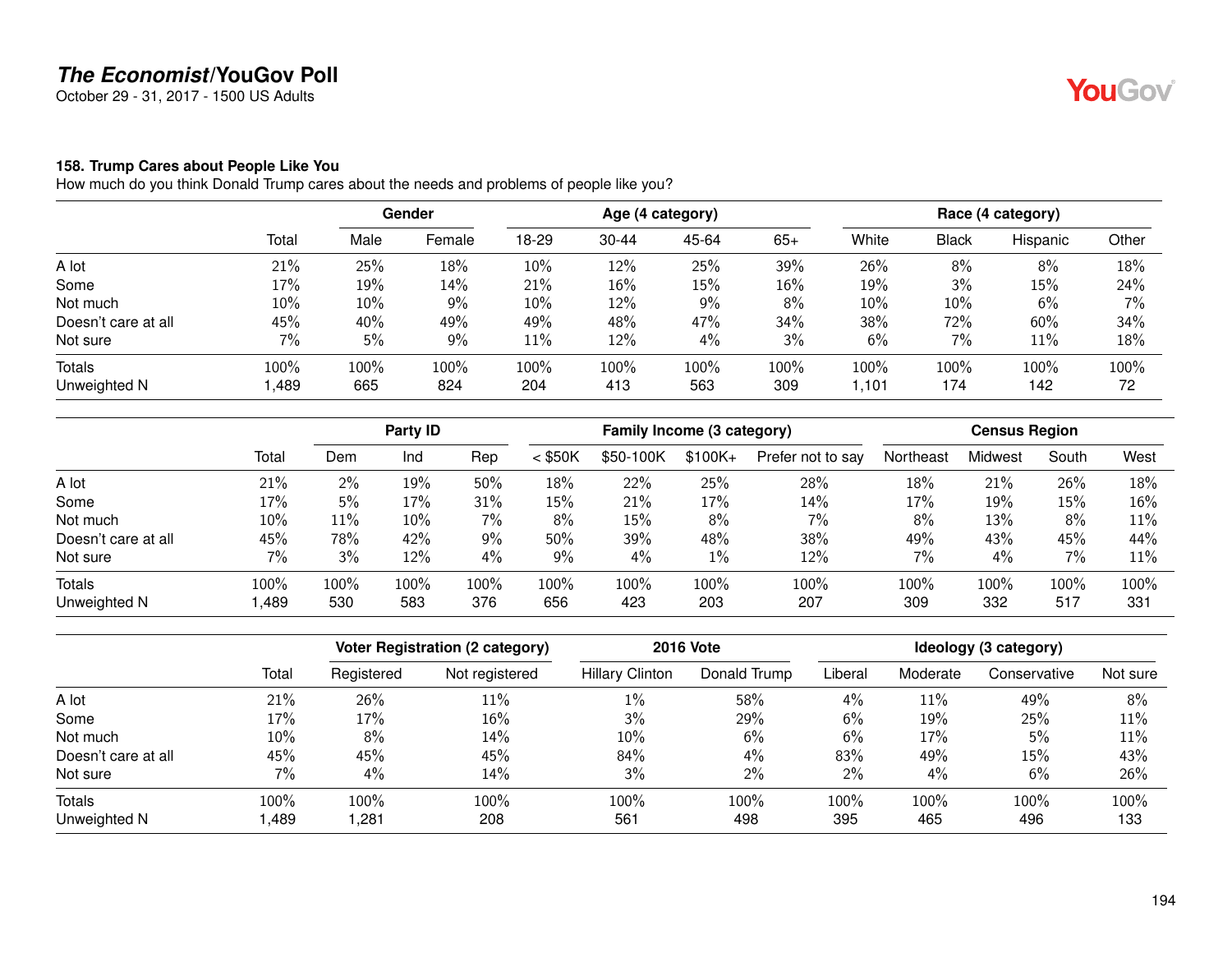## The Economist/YouGov Poll

October 29 - 31, 2017 - 1500 US Adults

### 158. Trump Cares about People Like You

How much do you think Donald Trump cares about the needs and problems of people like you?

| | Total | Gender | | Age (4 category) | | | | Race (4 category) | | | |
|---|---|---|---|---|---|---|---|---|---|---|---|
| | | Male | Female | 18-29 | 30-44 | 45-64 | 65+ | White | Black | Hispanic | Other |
| A lot | 21% | 25% | 18% | 10% | 12% | 25% | 39% | 26% | 8% | 8% | 18% |
| Some | 17% | 19% | 14% | 21% | 16% | 15% | 16% | 19% | 3% | 15% | 24% |
| Not much | 10% | 10% | 9% | 10% | 12% | 9% | 8% | 10% | 10% | 6% | 7% |
| Doesn't care at all | 45% | 40% | 49% | 49% | 48% | 47% | 34% | 38% | 72% | 60% | 34% |
| Not sure | 7% | 5% | 9% | 11% | 12% | 4% | 3% | 6% | 7% | 11% | 18% |
| Totals | 100% | 100% | 100% | 100% | 100% | 100% | 100% | 100% | 100% | 100% | 100% |
| Unweighted N | 1,489 | 665 | 824 | 204 | 413 | 563 | 309 | 1,101 | 174 | 142 | 72 |

| | Total | Party ID | | | Family Income (3 category) | | | | Census Region | | | |
|---|---|---|---|---|---|---|---|---|---|---|---|---|
| | | Dem | Ind | Rep | < $50K | $50-100K | $100K+ | Prefer not to say | Northeast | Midwest | South | West |
| A lot | 21% | 2% | 19% | 50% | 18% | 22% | 25% | 28% | 18% | 21% | 26% | 18% |
| Some | 17% | 5% | 17% | 31% | 15% | 21% | 17% | 14% | 17% | 19% | 15% | 16% |
| Not much | 10% | 11% | 10% | 7% | 8% | 15% | 8% | 7% | 8% | 13% | 8% | 11% |
| Doesn't care at all | 45% | 78% | 42% | 9% | 50% | 39% | 48% | 38% | 49% | 43% | 45% | 44% |
| Not sure | 7% | 3% | 12% | 4% | 9% | 4% | 1% | 12% | 7% | 4% | 7% | 11% |
| Totals | 100% | 100% | 100% | 100% | 100% | 100% | 100% | 100% | 100% | 100% | 100% | 100% |
| Unweighted N | 1,489 | 530 | 583 | 376 | 656 | 423 | 203 | 207 | 309 | 332 | 517 | 331 |

| | Total | Voter Registration (2 category) | | 2016 Vote | | Ideology (3 category) | | | |
|---|---|---|---|---|---|---|---|---|---|
| | | Registered | Not registered | Hillary Clinton | Donald Trump | Liberal | Moderate | Conservative | Not sure |
| A lot | 21% | 26% | 11% | 1% | 58% | 4% | 11% | 49% | 8% |
| Some | 17% | 17% | 16% | 3% | 29% | 6% | 19% | 25% | 11% |
| Not much | 10% | 8% | 14% | 10% | 6% | 6% | 17% | 5% | 11% |
| Doesn't care at all | 45% | 45% | 45% | 84% | 4% | 83% | 49% | 15% | 43% |
| Not sure | 7% | 4% | 14% | 3% | 2% | 2% | 4% | 6% | 26% |
| Totals | 100% | 100% | 100% | 100% | 100% | 100% | 100% | 100% | 100% |
| Unweighted N | 1,489 | 1,281 | 208 | 561 | 498 | 395 | 465 | 496 | 133 |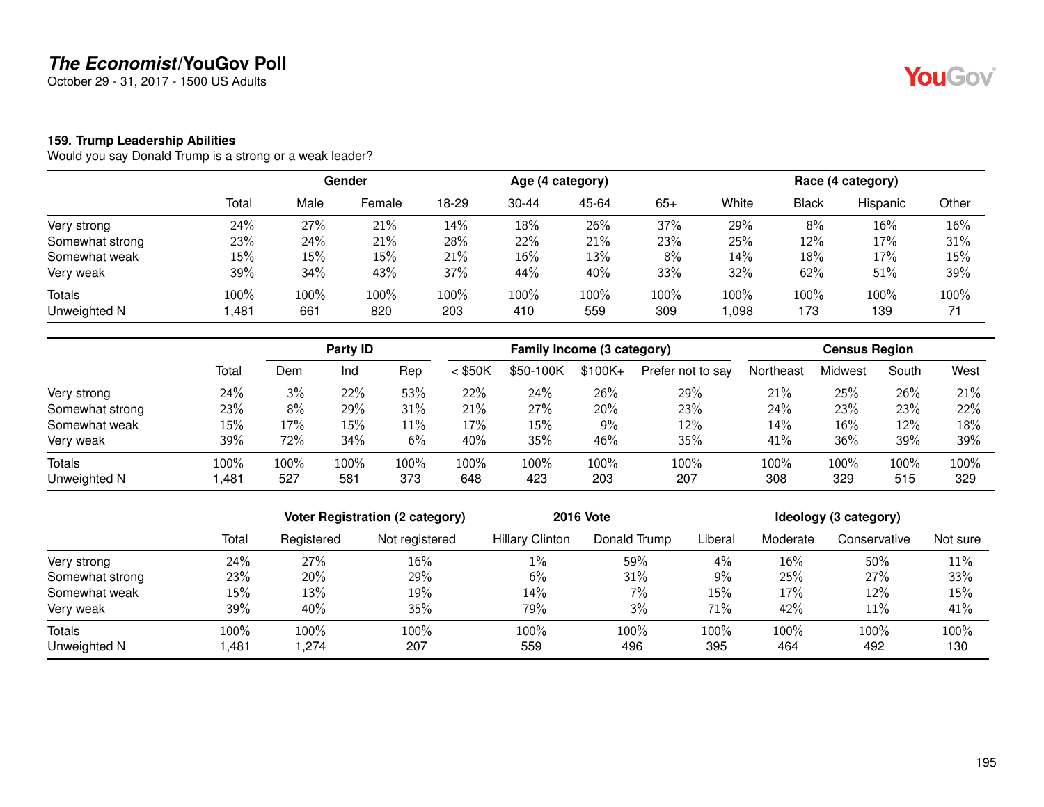# *The Economist*/YouGov Poll

October 29 - 31, 2017 - 1500 US Adults

### 159. Trump Leadership Abilities

Would you say Donald Trump is a strong or a weak leader?

| | | Gender | | Age (4 category) | | | | Race (4 category) | | | |
|---|---|---|---|---|---|---|---|---|---|---|---|
| | Total | Male | Female | 18-29 | 30-44 | 45-64 | 65+ | White | Black | Hispanic | Other |
| Very strong | 24% | 27% | 21% | 14% | 18% | 26% | 37% | 29% | 8% | 16% | 16% |
| Somewhat strong | 23% | 24% | 21% | 28% | 22% | 21% | 23% | 25% | 12% | 17% | 31% |
| Somewhat weak | 15% | 15% | 15% | 21% | 16% | 13% | 8% | 14% | 18% | 17% | 15% |
| Very weak | 39% | 34% | 43% | 37% | 44% | 40% | 33% | 32% | 62% | 51% | 39% |
| Totals | 100% | 100% | 100% | 100% | 100% | 100% | 100% | 100% | 100% | 100% | 100% |
| Unweighted N | 1,481 | 661 | 820 | 203 | 410 | 559 | 309 | 1,098 | 173 | 139 | 71 |

| | | Party ID | | | Family Income (3 category) | | | | Census Region | | | |
|---|---|---|---|---|---|---|---|---|---|---|---|---|
| | Total | Dem | Ind | Rep | < $50K | $50-100K | $100K+ | Prefer not to say | Northeast | Midwest | South | West |
| Very strong | 24% | 3% | 22% | 53% | 22% | 24% | 26% | 29% | 21% | 25% | 26% | 21% |
| Somewhat strong | 23% | 8% | 29% | 31% | 21% | 27% | 20% | 23% | 24% | 23% | 23% | 22% |
| Somewhat weak | 15% | 17% | 15% | 11% | 17% | 15% | 9% | 12% | 14% | 16% | 12% | 18% |
| Very weak | 39% | 72% | 34% | 6% | 40% | 35% | 46% | 35% | 41% | 36% | 39% | 39% |
| Totals | 100% | 100% | 100% | 100% | 100% | 100% | 100% | 100% | 100% | 100% | 100% | 100% |
| Unweighted N | 1,481 | 527 | 581 | 373 | 648 | 423 | 203 | 207 | 308 | 329 | 515 | 329 |

| | | Voter Registration (2 category) | | 2016 Vote | | Ideology (3 category) | | | |
|---|---|---|---|---|---|---|---|---|---|
| | Total | Registered | Not registered | Hillary Clinton | Donald Trump | Liberal | Moderate | Conservative | Not sure |
| Very strong | 24% | 27% | 16% | 1% | 59% | 4% | 16% | 50% | 11% |
| Somewhat strong | 23% | 20% | 29% | 6% | 31% | 9% | 25% | 27% | 33% |
| Somewhat weak | 15% | 13% | 19% | 14% | 7% | 15% | 17% | 12% | 15% |
| Very weak | 39% | 40% | 35% | 79% | 3% | 71% | 42% | 11% | 41% |
| Totals | 100% | 100% | 100% | 100% | 100% | 100% | 100% | 100% | 100% |
| Unweighted N | 1,481 | 1,274 | 207 | 559 | 496 | 395 | 464 | 492 | 130 |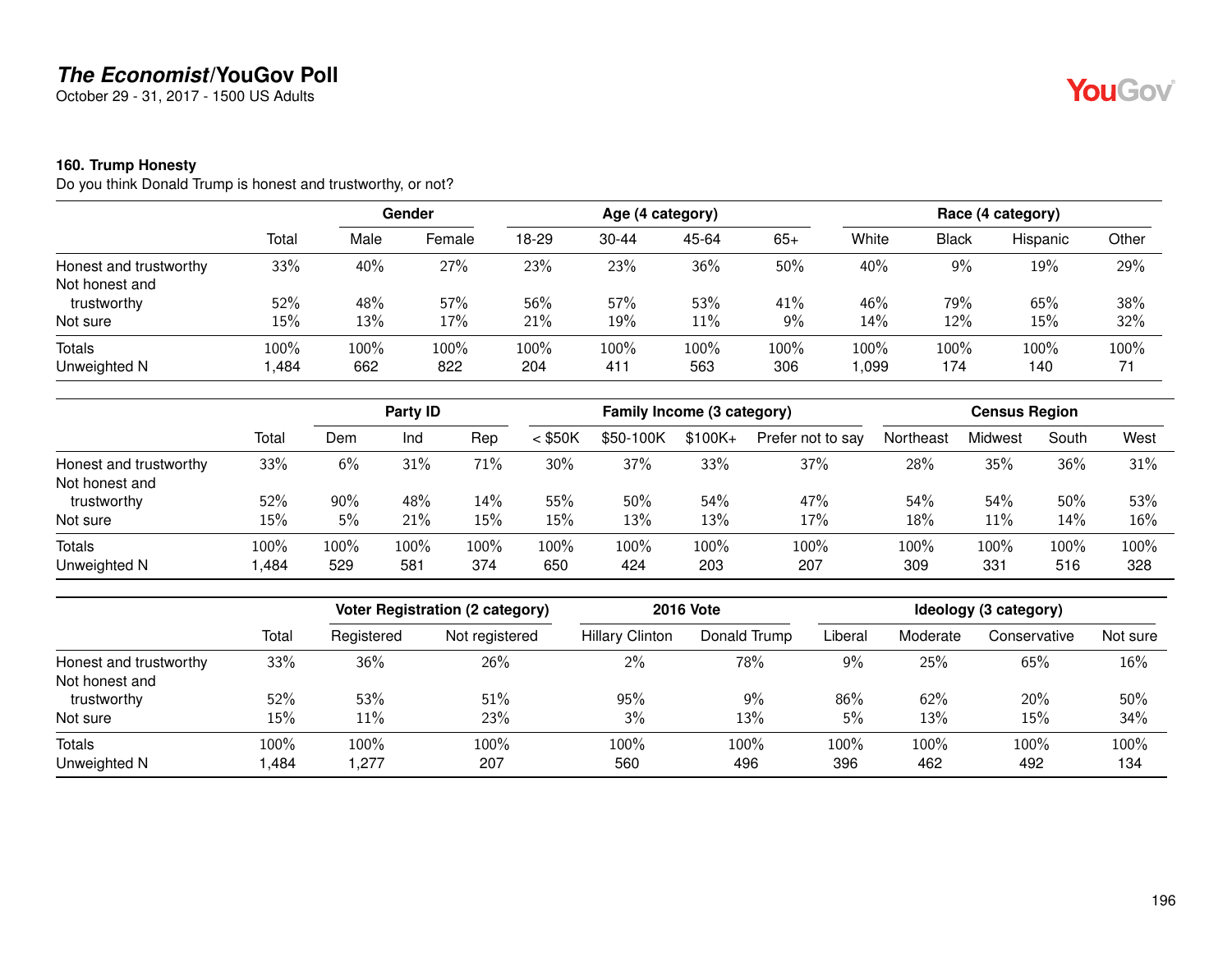# *The Economist*/YouGov Poll

October 29 - 31, 2017 - 1500 US Adults

### 160. Trump Honesty

Do you think Donald Trump is honest and trustworthy, or not?

| | Total | Gender | | Age (4 category) | | | | Race (4 category) | | | |
|---|---|---|---|---|---|---|---|---|---|---|---|
| | | Male | Female | 18-29 | 30-44 | 45-64 | 65+ | White | Black | Hispanic | Other |
| Honest and trustworthy | 33% | 40% | 27% | 23% | 23% | 36% | 50% | 40% | 9% | 19% | 29% |
| Not honest and trustworthy | 52% | 48% | 57% | 56% | 57% | 53% | 41% | 46% | 79% | 65% | 38% |
| Not sure | 15% | 13% | 17% | 21% | 19% | 11% | 9% | 14% | 12% | 15% | 32% |
| Totals | 100% | 100% | 100% | 100% | 100% | 100% | 100% | 100% | 100% | 100% | 100% |
| Unweighted N | 1,484 | 662 | 822 | 204 | 411 | 563 | 306 | 1,099 | 174 | 140 | 71 |

| | Total | Party ID | | | Family Income (3 category) | | | | Census Region | | | |
|---|---|---|---|---|---|---|---|---|---|---|---|---|
| | | Dem | Ind | Rep | < $50K | $50-100K | $100K+ | Prefer not to say | Northeast | Midwest | South | West |
| Honest and trustworthy | 33% | 6% | 31% | 71% | 30% | 37% | 33% | 37% | 28% | 35% | 36% | 31% |
| Not honest and trustworthy | 52% | 90% | 48% | 14% | 55% | 50% | 54% | 47% | 54% | 54% | 50% | 53% |
| Not sure | 15% | 5% | 21% | 15% | 15% | 13% | 13% | 17% | 18% | 11% | 14% | 16% |
| Totals | 100% | 100% | 100% | 100% | 100% | 100% | 100% | 100% | 100% | 100% | 100% | 100% |
| Unweighted N | 1,484 | 529 | 581 | 374 | 650 | 424 | 203 | 207 | 309 | 331 | 516 | 328 |

| | Total | Voter Registration (2 category) | | 2016 Vote | | Ideology (3 category) | | | |
|---|---|---|---|---|---|---|---|---|---|
| | | Registered | Not registered | Hillary Clinton | Donald Trump | Liberal | Moderate | Conservative | Not sure |
| Honest and trustworthy | 33% | 36% | 26% | 2% | 78% | 9% | 25% | 65% | 16% |
| Not honest and trustworthy | 52% | 53% | 51% | 95% | 9% | 86% | 62% | 20% | 50% |
| Not sure | 15% | 11% | 23% | 3% | 13% | 5% | 13% | 15% | 34% |
| Totals | 100% | 100% | 100% | 100% | 100% | 100% | 100% | 100% | 100% |
| Unweighted N | 1,484 | 1,277 | 207 | 560 | 496 | 396 | 462 | 492 | 134 |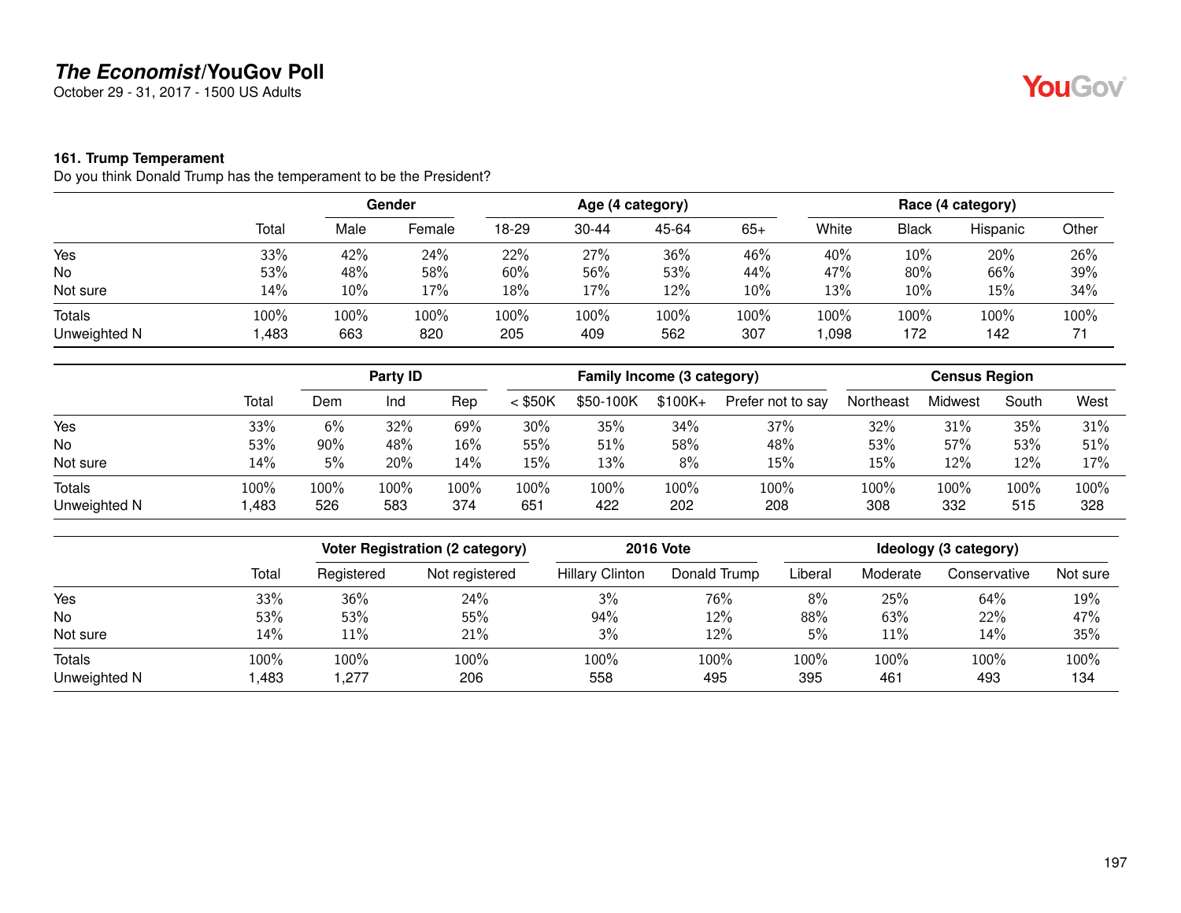# *The Economist*/YouGov Poll

October 29 - 31, 2017 - 1500 US Adults

### 161. Trump Temperament

Do you think Donald Trump has the temperament to be the President?

| | | Gender | | Age (4 category) | | | | Race (4 category) | | | |
|---|---|---|---|---|---|---|---|---|---|---|---|
| | Total | Male | Female | 18-29 | 30-44 | 45-64 | 65+ | White | Black | Hispanic | Other |
| Yes | 33% | 42% | 24% | 22% | 27% | 36% | 46% | 40% | 10% | 20% | 26% |
| No | 53% | 48% | 58% | 60% | 56% | 53% | 44% | 47% | 80% | 66% | 39% |
| Not sure | 14% | 10% | 17% | 18% | 17% | 12% | 10% | 13% | 10% | 15% | 34% |
| Totals | 100% | 100% | 100% | 100% | 100% | 100% | 100% | 100% | 100% | 100% | 100% |
| Unweighted N | 1,483 | 663 | 820 | 205 | 409 | 562 | 307 | 1,098 | 172 | 142 | 71 |

| | | Party ID | | | Family Income (3 category) | | | | Census Region | | | |
|---|---|---|---|---|---|---|---|---|---|---|---|---|
| | Total | Dem | Ind | Rep | < $50K | $50-100K | $100K+ | Prefer not to say | Northeast | Midwest | South | West |
| Yes | 33% | 6% | 32% | 69% | 30% | 35% | 34% | 37% | 32% | 31% | 35% | 31% |
| No | 53% | 90% | 48% | 16% | 55% | 51% | 58% | 48% | 53% | 57% | 53% | 51% |
| Not sure | 14% | 5% | 20% | 14% | 15% | 13% | 8% | 15% | 15% | 12% | 12% | 17% |
| Totals | 100% | 100% | 100% | 100% | 100% | 100% | 100% | 100% | 100% | 100% | 100% | 100% |
| Unweighted N | 1,483 | 526 | 583 | 374 | 651 | 422 | 202 | 208 | 308 | 332 | 515 | 328 |

| | | Voter Registration (2 category) | | 2016 Vote | | Ideology (3 category) | | | |
|---|---|---|---|---|---|---|---|---|---|
| | Total | Registered | Not registered | Hillary Clinton | Donald Trump | Liberal | Moderate | Conservative | Not sure |
| Yes | 33% | 36% | 24% | 3% | 76% | 8% | 25% | 64% | 19% |
| No | 53% | 53% | 55% | 94% | 12% | 88% | 63% | 22% | 47% |
| Not sure | 14% | 11% | 21% | 3% | 12% | 5% | 11% | 14% | 35% |
| Totals | 100% | 100% | 100% | 100% | 100% | 100% | 100% | 100% | 100% |
| Unweighted N | 1,483 | 1,277 | 206 | 558 | 495 | 395 | 461 | 493 | 134 |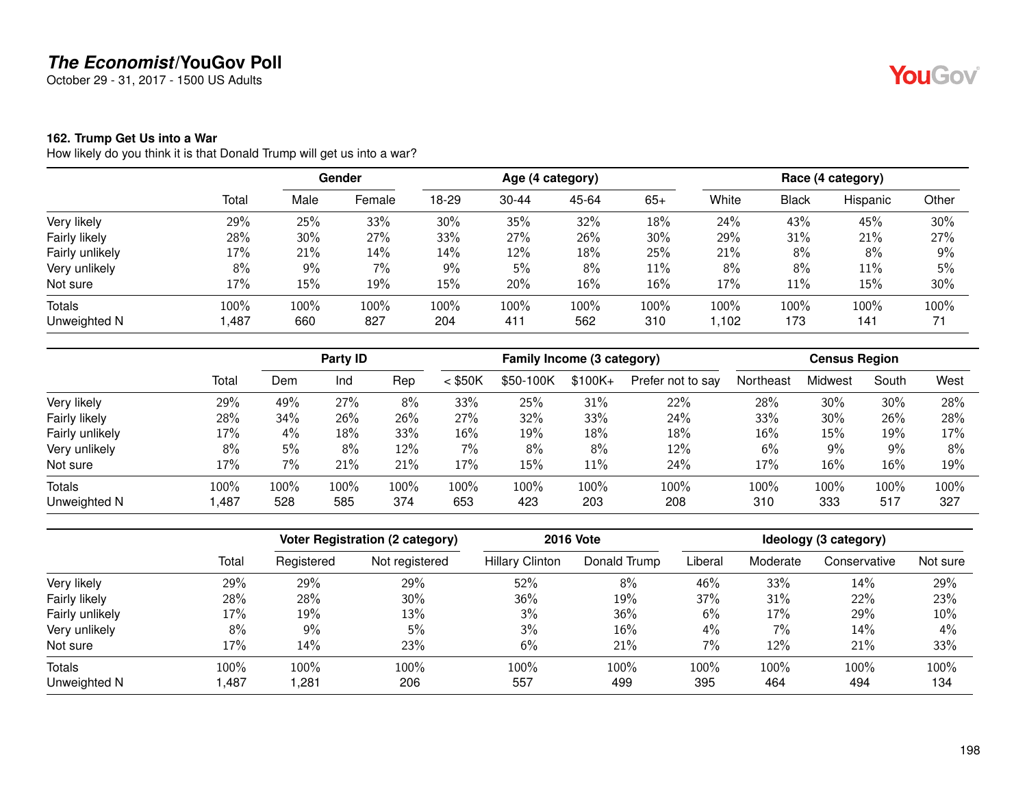## *The Economist*/YouGov Poll

October 29 - 31, 2017 - 1500 US Adults

### 162. Trump Get Us into a War

How likely do you think it is that Donald Trump will get us into a war?

| | | Gender | | Age (4 category) | | | | Race (4 category) | | | |
|---|---|---|---|---|---|---|---|---|---|---|---|
| | Total | Male | Female | 18-29 | 30-44 | 45-64 | 65+ | White | Black | Hispanic | Other |
| Very likely | 29% | 25% | 33% | 30% | 35% | 32% | 18% | 24% | 43% | 45% | 30% |
| Fairly likely | 28% | 30% | 27% | 33% | 27% | 26% | 30% | 29% | 31% | 21% | 27% |
| Fairly unlikely | 17% | 21% | 14% | 14% | 12% | 18% | 25% | 21% | 8% | 8% | 9% |
| Very unlikely | 8% | 9% | 7% | 9% | 5% | 8% | 11% | 8% | 8% | 11% | 5% |
| Not sure | 17% | 15% | 19% | 15% | 20% | 16% | 16% | 17% | 11% | 15% | 30% |
| Totals | 100% | 100% | 100% | 100% | 100% | 100% | 100% | 100% | 100% | 100% | 100% |
| Unweighted N | 1,487 | 660 | 827 | 204 | 411 | 562 | 310 | 1,102 | 173 | 141 | 71 |

| | | Party ID | | | Family Income (3 category) | | | | Census Region | | | |
|---|---|---|---|---|---|---|---|---|---|---|---|---|
| | Total | Dem | Ind | Rep | < $50K | $50-100K | $100K+ | Prefer not to say | Northeast | Midwest | South | West |
| Very likely | 29% | 49% | 27% | 8% | 33% | 25% | 31% | 22% | 28% | 30% | 30% | 28% |
| Fairly likely | 28% | 34% | 26% | 26% | 27% | 32% | 33% | 24% | 33% | 30% | 26% | 28% |
| Fairly unlikely | 17% | 4% | 18% | 33% | 16% | 19% | 18% | 18% | 16% | 15% | 19% | 17% |
| Very unlikely | 8% | 5% | 8% | 12% | 7% | 8% | 8% | 12% | 6% | 9% | 9% | 8% |
| Not sure | 17% | 7% | 21% | 21% | 17% | 15% | 11% | 24% | 17% | 16% | 16% | 19% |
| Totals | 100% | 100% | 100% | 100% | 100% | 100% | 100% | 100% | 100% | 100% | 100% | 100% |
| Unweighted N | 1,487 | 528 | 585 | 374 | 653 | 423 | 203 | 208 | 310 | 333 | 517 | 327 |

| | | Voter Registration (2 category) | | 2016 Vote | | Ideology (3 category) | | | |
|---|---|---|---|---|---|---|---|---|---|
| | Total | Registered | Not registered | Hillary Clinton | Donald Trump | Liberal | Moderate | Conservative | Not sure |
| Very likely | 29% | 29% | 29% | 52% | 8% | 46% | 33% | 14% | 29% |
| Fairly likely | 28% | 28% | 30% | 36% | 19% | 37% | 31% | 22% | 23% |
| Fairly unlikely | 17% | 19% | 13% | 3% | 36% | 6% | 17% | 29% | 10% |
| Very unlikely | 8% | 9% | 5% | 3% | 16% | 4% | 7% | 14% | 4% |
| Not sure | 17% | 14% | 23% | 6% | 21% | 7% | 12% | 21% | 33% |
| Totals | 100% | 100% | 100% | 100% | 100% | 100% | 100% | 100% | 100% |
| Unweighted N | 1,487 | 1,281 | 206 | 557 | 499 | 395 | 464 | 494 | 134 |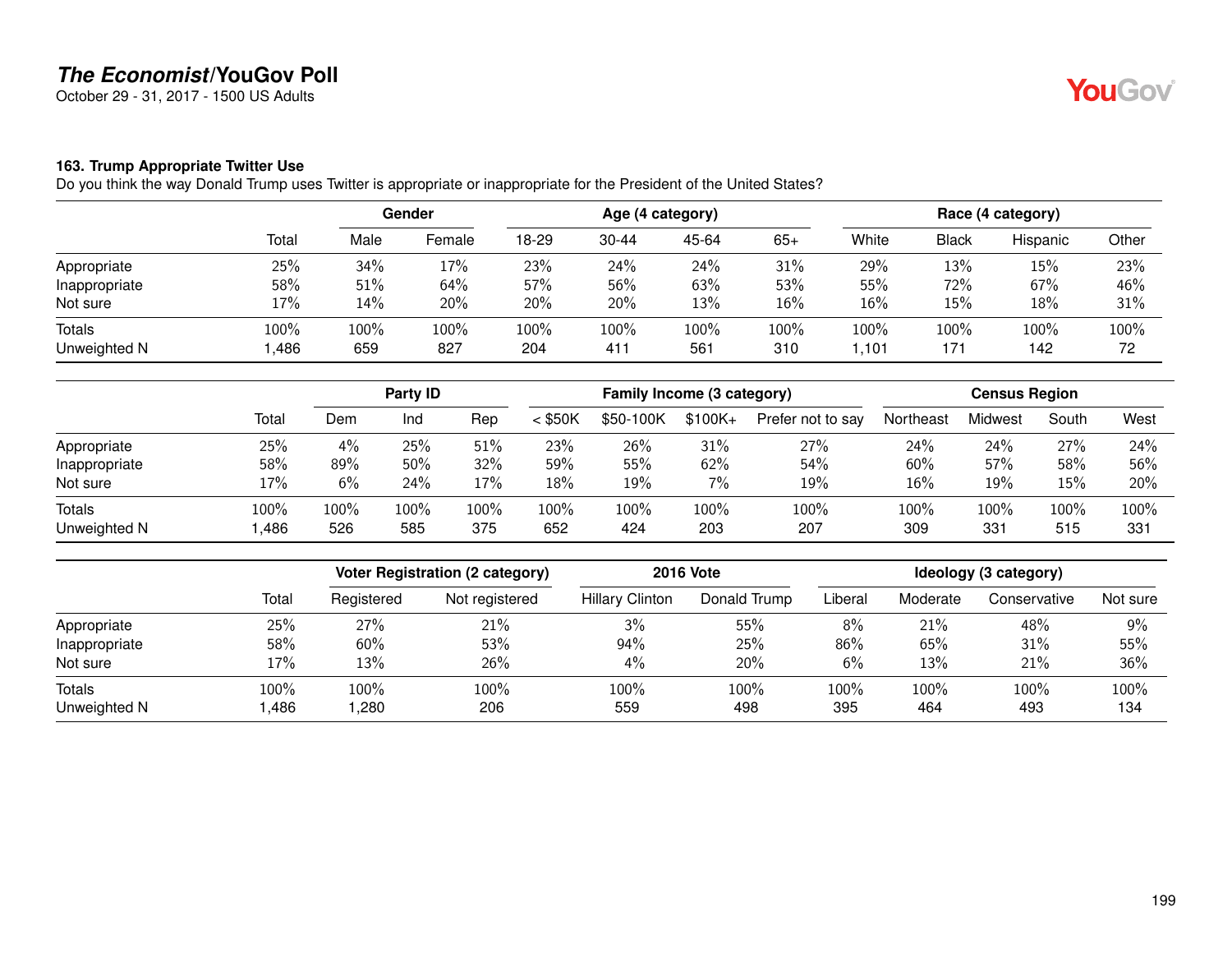# *The Economist*/YouGov Poll

October 29 - 31, 2017 - 1500 US Adults

### 163. Trump Appropriate Twitter Use

Do you think the way Donald Trump uses Twitter is appropriate or inappropriate for the President of the United States?

| | | Gender | | Age (4 category) | | | | Race (4 category) | | | |
|---|---|---|---|---|---|---|---|---|---|---|---|
| | Total | Male | Female | 18-29 | 30-44 | 45-64 | 65+ | White | Black | Hispanic | Other |
| Appropriate | 25% | 34% | 17% | 23% | 24% | 24% | 31% | 29% | 13% | 15% | 23% |
| Inappropriate | 58% | 51% | 64% | 57% | 56% | 63% | 53% | 55% | 72% | 67% | 46% |
| Not sure | 17% | 14% | 20% | 20% | 20% | 13% | 16% | 16% | 15% | 18% | 31% |
| Totals | 100% | 100% | 100% | 100% | 100% | 100% | 100% | 100% | 100% | 100% | 100% |
| Unweighted N | 1,486 | 659 | 827 | 204 | 411 | 561 | 310 | 1,101 | 171 | 142 | 72 |

| | | Party ID | | | Family Income (3 category) | | | | Census Region | | | |
|---|---|---|---|---|---|---|---|---|---|---|---|---|
| | Total | Dem | Ind | Rep | < $50K | $50-100K | $100K+ | Prefer not to say | Northeast | Midwest | South | West |
| Appropriate | 25% | 4% | 25% | 51% | 23% | 26% | 31% | 27% | 24% | 24% | 27% | 24% |
| Inappropriate | 58% | 89% | 50% | 32% | 59% | 55% | 62% | 54% | 60% | 57% | 58% | 56% |
| Not sure | 17% | 6% | 24% | 17% | 18% | 19% | 7% | 19% | 16% | 19% | 15% | 20% |
| Totals | 100% | 100% | 100% | 100% | 100% | 100% | 100% | 100% | 100% | 100% | 100% | 100% |
| Unweighted N | 1,486 | 526 | 585 | 375 | 652 | 424 | 203 | 207 | 309 | 331 | 515 | 331 |

| | | Voter Registration (2 category) | | 2016 Vote | | Ideology (3 category) | | | |
|---|---|---|---|---|---|---|---|---|---|
| | Total | Registered | Not registered | Hillary Clinton | Donald Trump | Liberal | Moderate | Conservative | Not sure |
| Appropriate | 25% | 27% | 21% | 3% | 55% | 8% | 21% | 48% | 9% |
| Inappropriate | 58% | 60% | 53% | 94% | 25% | 86% | 65% | 31% | 55% |
| Not sure | 17% | 13% | 26% | 4% | 20% | 6% | 13% | 21% | 36% |
| Totals | 100% | 100% | 100% | 100% | 100% | 100% | 100% | 100% | 100% |
| Unweighted N | 1,486 | 1,280 | 206 | 559 | 498 | 395 | 464 | 493 | 134 |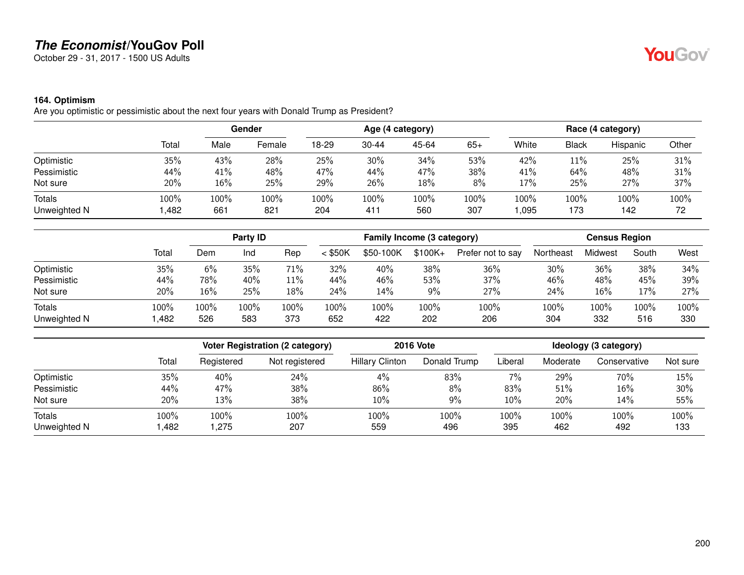# *The Economist*/YouGov Poll

October 29 - 31, 2017 - 1500 US Adults

### 164. Optimism

Are you optimistic or pessimistic about the next four years with Donald Trump as President?

| | Total | Gender | | Age (4 category) | | | | Race (4 category) | | | |
|---|---|---|---|---|---|---|---|---|---|---|---|
| | | Male | Female | 18-29 | 30-44 | 45-64 | 65+ | White | Black | Hispanic | Other |
| Optimistic | 35% | 43% | 28% | 25% | 30% | 34% | 53% | 42% | 11% | 25% | 31% |
| Pessimistic | 44% | 41% | 48% | 47% | 44% | 47% | 38% | 41% | 64% | 48% | 31% |
| Not sure | 20% | 16% | 25% | 29% | 26% | 18% | 8% | 17% | 25% | 27% | 37% |
| Totals | 100% | 100% | 100% | 100% | 100% | 100% | 100% | 100% | 100% | 100% | 100% |
| Unweighted N | 1,482 | 661 | 821 | 204 | 411 | 560 | 307 | 1,095 | 173 | 142 | 72 |

| | Total | Party ID | | | Family Income (3 category) | | | | Census Region | | | |
|---|---|---|---|---|---|---|---|---|---|---|---|---|
| | | Dem | Ind | Rep | < $50K | $50-100K | $100K+ | Prefer not to say | Northeast | Midwest | South | West |
| Optimistic | 35% | 6% | 35% | 71% | 32% | 40% | 38% | 36% | 30% | 36% | 38% | 34% |
| Pessimistic | 44% | 78% | 40% | 11% | 44% | 46% | 53% | 37% | 46% | 48% | 45% | 39% |
| Not sure | 20% | 16% | 25% | 18% | 24% | 14% | 9% | 27% | 24% | 16% | 17% | 27% |
| Totals | 100% | 100% | 100% | 100% | 100% | 100% | 100% | 100% | 100% | 100% | 100% | 100% |
| Unweighted N | 1,482 | 526 | 583 | 373 | 652 | 422 | 202 | 206 | 304 | 332 | 516 | 330 |

| | Total | Voter Registration (2 category) | | 2016 Vote | | Ideology (3 category) | | | |
|---|---|---|---|---|---|---|---|---|---|
| | | Registered | Not registered | Hillary Clinton | Donald Trump | Liberal | Moderate | Conservative | Not sure |
| Optimistic | 35% | 40% | 24% | 4% | 83% | 7% | 29% | 70% | 15% |
| Pessimistic | 44% | 47% | 38% | 86% | 8% | 83% | 51% | 16% | 30% |
| Not sure | 20% | 13% | 38% | 10% | 9% | 10% | 20% | 14% | 55% |
| Totals | 100% | 100% | 100% | 100% | 100% | 100% | 100% | 100% | 100% |
| Unweighted N | 1,482 | 1,275 | 207 | 559 | 496 | 395 | 462 | 492 | 133 |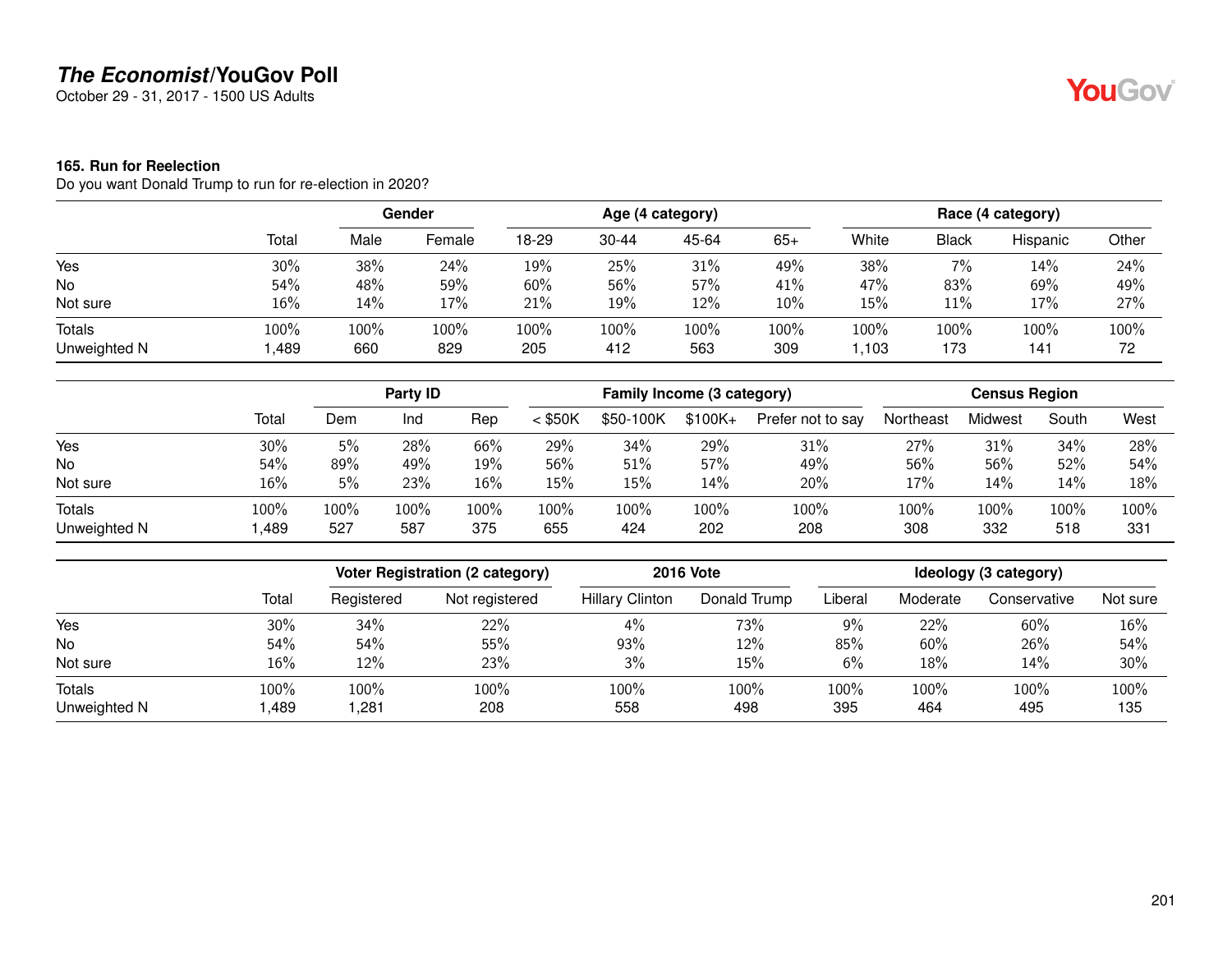# *The Economist*/YouGov Poll

October 29 - 31, 2017 - 1500 US Adults

### 165. Run for Reelection

Do you want Donald Trump to run for re-election in 2020?

| | | Gender | | Age (4 category) | | | | Race (4 category) | | | |
|---|---|---|---|---|---|---|---|---|---|---|---|
| | Total | Male | Female | 18-29 | 30-44 | 45-64 | 65+ | White | Black | Hispanic | Other |
| Yes | 30% | 38% | 24% | 19% | 25% | 31% | 49% | 38% | 7% | 14% | 24% |
| No | 54% | 48% | 59% | 60% | 56% | 57% | 41% | 47% | 83% | 69% | 49% |
| Not sure | 16% | 14% | 17% | 21% | 19% | 12% | 10% | 15% | 11% | 17% | 27% |
| Totals | 100% | 100% | 100% | 100% | 100% | 100% | 100% | 100% | 100% | 100% | 100% |
| Unweighted N | 1,489 | 660 | 829 | 205 | 412 | 563 | 309 | 1,103 | 173 | 141 | 72 |

| | | Party ID | | | Family Income (3 category) | | | | Census Region | | | |
|---|---|---|---|---|---|---|---|---|---|---|---|---|
| | Total | Dem | Ind | Rep | < $50K | $50-100K | $100K+ | Prefer not to say | Northeast | Midwest | South | West |
| Yes | 30% | 5% | 28% | 66% | 29% | 34% | 29% | 31% | 27% | 31% | 34% | 28% |
| No | 54% | 89% | 49% | 19% | 56% | 51% | 57% | 49% | 56% | 56% | 52% | 54% |
| Not sure | 16% | 5% | 23% | 16% | 15% | 15% | 14% | 20% | 17% | 14% | 14% | 18% |
| Totals | 100% | 100% | 100% | 100% | 100% | 100% | 100% | 100% | 100% | 100% | 100% | 100% |
| Unweighted N | 1,489 | 527 | 587 | 375 | 655 | 424 | 202 | 208 | 308 | 332 | 518 | 331 |

| | | Voter Registration (2 category) | | 2016 Vote | | Ideology (3 category) | | | |
|---|---|---|---|---|---|---|---|---|---|
| | Total | Registered | Not registered | Hillary Clinton | Donald Trump | Liberal | Moderate | Conservative | Not sure |
| Yes | 30% | 34% | 22% | 4% | 73% | 9% | 22% | 60% | 16% |
| No | 54% | 54% | 55% | 93% | 12% | 85% | 60% | 26% | 54% |
| Not sure | 16% | 12% | 23% | 3% | 15% | 6% | 18% | 14% | 30% |
| Totals | 100% | 100% | 100% | 100% | 100% | 100% | 100% | 100% | 100% |
| Unweighted N | 1,489 | 1,281 | 208 | 558 | 498 | 395 | 464 | 495 | 135 |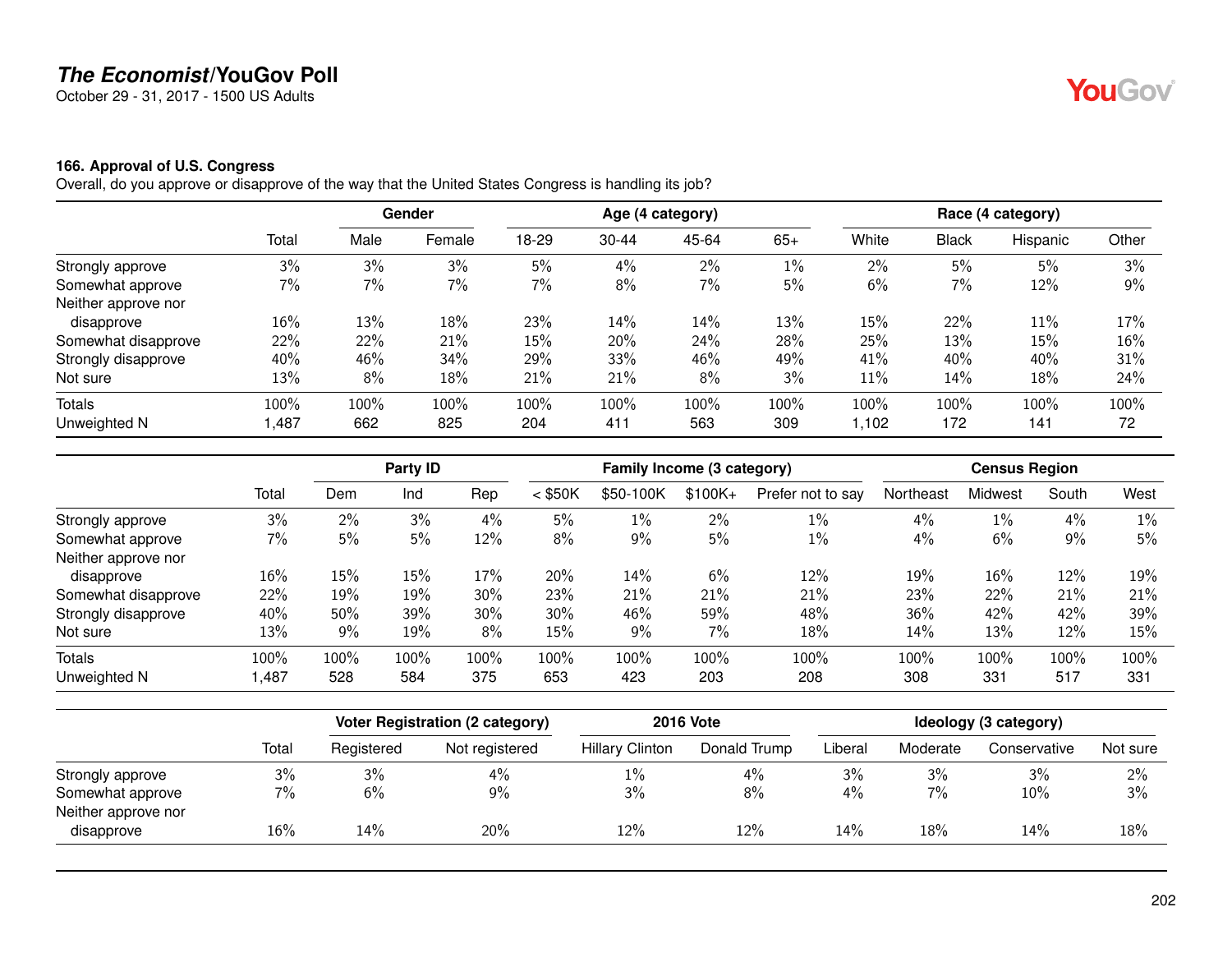# *The Economist*/YouGov Poll

October 29 - 31, 2017 - 1500 US Adults

### 166. Approval of U.S. Congress

Overall, do you approve or disapprove of the way that the United States Congress is handling its job?

| | | Gender | | Age (4 category) | | | | Race (4 category) | | | |
|---|---|---|---|---|---|---|---|---|---|---|---|
| | Total | Male | Female | 18-29 | 30-44 | 45-64 | 65+ | White | Black | Hispanic | Other |
| Strongly approve | 3% | 3% | 3% | 5% | 4% | 2% | 1% | 2% | 5% | 5% | 3% |
| Somewhat approve | 7% | 7% | 7% | 7% | 8% | 7% | 5% | 6% | 7% | 12% | 9% |
| Neither approve nor disapprove | 16% | 13% | 18% | 23% | 14% | 14% | 13% | 15% | 22% | 11% | 17% |
| Somewhat disapprove | 22% | 22% | 21% | 15% | 20% | 24% | 28% | 25% | 13% | 15% | 16% |
| Strongly disapprove | 40% | 46% | 34% | 29% | 33% | 46% | 49% | 41% | 40% | 40% | 31% |
| Not sure | 13% | 8% | 18% | 21% | 21% | 8% | 3% | 11% | 14% | 18% | 24% |
| Totals | 100% | 100% | 100% | 100% | 100% | 100% | 100% | 100% | 100% | 100% | 100% |
| Unweighted N | 1,487 | 662 | 825 | 204 | 411 | 563 | 309 | 1,102 | 172 | 141 | 72 |

| | | Party ID | | | Family Income (3 category) | | | | Census Region | | | |
|---|---|---|---|---|---|---|---|---|---|---|---|---|
| | Total | Dem | Ind | Rep | < $50K | $50-100K | $100K+ | Prefer not to say | Northeast | Midwest | South | West |
| Strongly approve | 3% | 2% | 3% | 4% | 5% | 1% | 2% | 1% | 4% | 1% | 4% | 1% |
| Somewhat approve | 7% | 5% | 5% | 12% | 8% | 9% | 5% | 1% | 4% | 6% | 9% | 5% |
| Neither approve nor disapprove | 16% | 15% | 15% | 17% | 20% | 14% | 6% | 12% | 19% | 16% | 12% | 19% |
| Somewhat disapprove | 22% | 19% | 19% | 30% | 23% | 21% | 21% | 21% | 23% | 22% | 21% | 21% |
| Strongly disapprove | 40% | 50% | 39% | 30% | 30% | 46% | 59% | 48% | 36% | 42% | 42% | 39% |
| Not sure | 13% | 9% | 19% | 8% | 15% | 9% | 7% | 18% | 14% | 13% | 12% | 15% |
| Totals | 100% | 100% | 100% | 100% | 100% | 100% | 100% | 100% | 100% | 100% | 100% | 100% |
| Unweighted N | 1,487 | 528 | 584 | 375 | 653 | 423 | 203 | 208 | 308 | 331 | 517 | 331 |

| | | Voter Registration (2 category) | | 2016 Vote | | Ideology (3 category) | | | |
|---|---|---|---|---|---|---|---|---|---|
| | Total | Registered | Not registered | Hillary Clinton | Donald Trump | Liberal | Moderate | Conservative | Not sure |
| Strongly approve | 3% | 3% | 4% | 1% | 4% | 3% | 3% | 3% | 2% |
| Somewhat approve | 7% | 6% | 9% | 3% | 8% | 4% | 7% | 10% | 3% |
| Neither approve nor disapprove | 16% | 14% | 20% | 12% | 12% | 14% | 18% | 14% | 18% |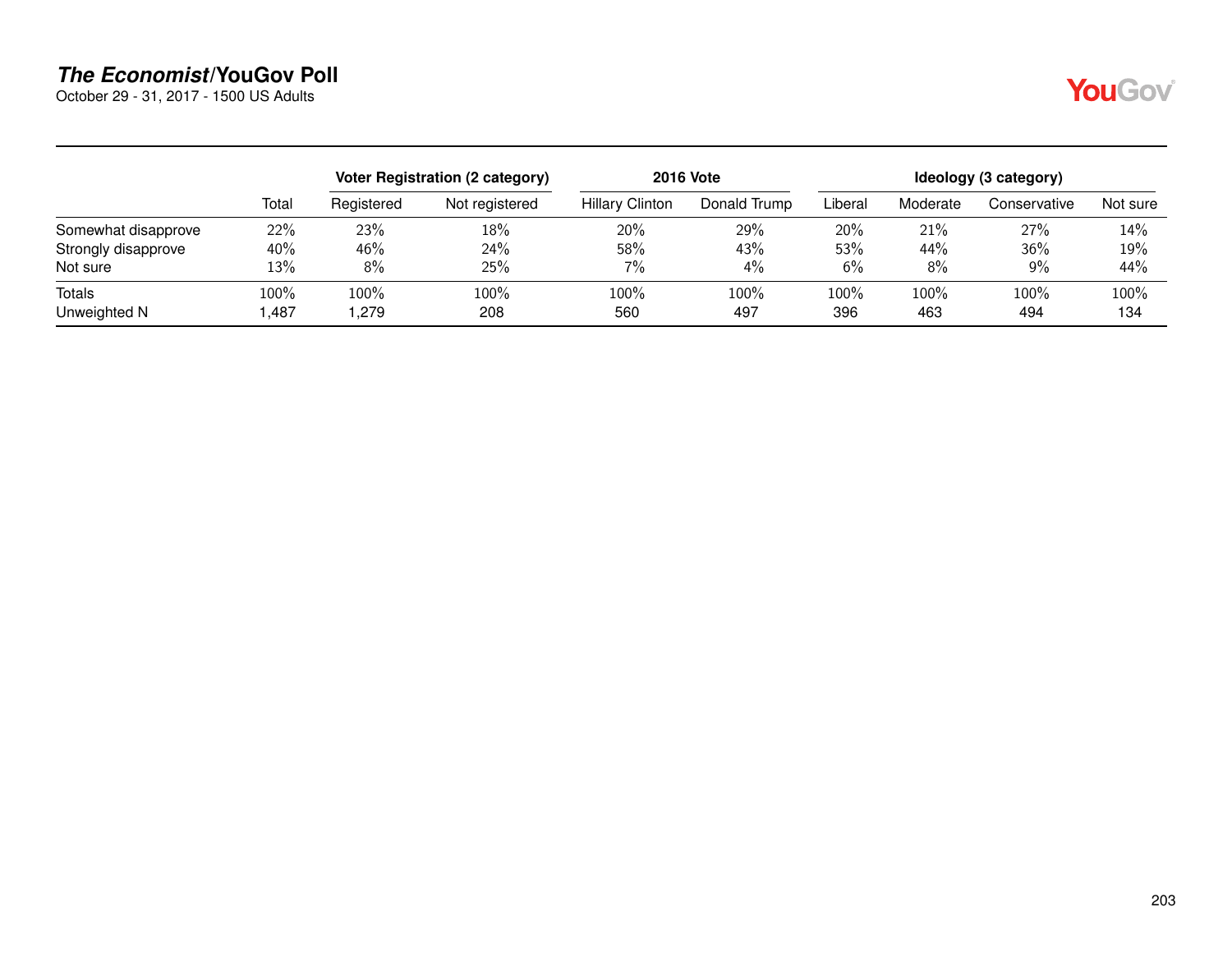## *The Economist*/YouGov Poll

October 29 - 31, 2017 - 1500 US Adults

| | | Voter Registration (2 category) | | 2016 Vote | | Ideology (3 category) | | | |
|---|---|---|---|---|---|---|---|---|---|
| | Total | Registered | Not registered | Hillary Clinton | Donald Trump | Liberal | Moderate | Conservative | Not sure |
| Somewhat disapprove | 22% | 23% | 18% | 20% | 29% | 20% | 21% | 27% | 14% |
| Strongly disapprove | 40% | 46% | 24% | 58% | 43% | 53% | 44% | 36% | 19% |
| Not sure | 13% | 8% | 25% | 7% | 4% | 6% | 8% | 9% | 44% |
| Totals | 100% | 100% | 100% | 100% | 100% | 100% | 100% | 100% | 100% |
| Unweighted N | 1,487 | 1,279 | 208 | 560 | 497 | 396 | 463 | 494 | 134 |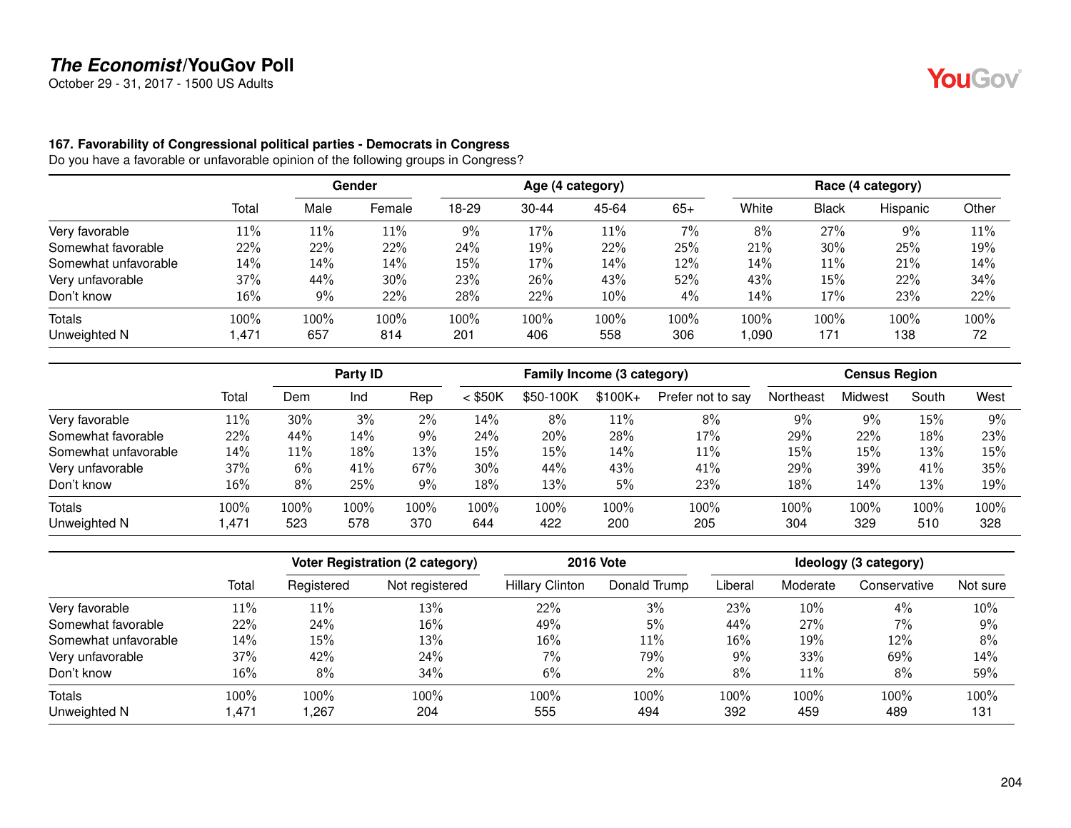**The Economist/YouGov Poll**
October 29 - 31, 2017 - 1500 US Adults

### 167. Favorability of Congressional political parties - Democrats in Congress

Do you have a favorable or unfavorable opinion of the following groups in Congress?

| | | Gender | | Age (4 category) | | | | Race (4 category) | | | |
|---|---|---|---|---|---|---|---|---|---|---|---|
| | Total | Male | Female | 18-29 | 30-44 | 45-64 | 65+ | White | Black | Hispanic | Other |
| Very favorable | 11% | 11% | 11% | 9% | 17% | 11% | 7% | 8% | 27% | 9% | 11% |
| Somewhat favorable | 22% | 22% | 22% | 24% | 19% | 22% | 25% | 21% | 30% | 25% | 19% |
| Somewhat unfavorable | 14% | 14% | 14% | 15% | 17% | 14% | 12% | 14% | 11% | 21% | 14% |
| Very unfavorable | 37% | 44% | 30% | 23% | 26% | 43% | 52% | 43% | 15% | 22% | 34% |
| Don't know | 16% | 9% | 22% | 28% | 22% | 10% | 4% | 14% | 17% | 23% | 22% |
| Totals | 100% | 100% | 100% | 100% | 100% | 100% | 100% | 100% | 100% | 100% | 100% |
| Unweighted N | 1,471 | 657 | 814 | 201 | 406 | 558 | 306 | 1,090 | 171 | 138 | 72 |

| | | Party ID | | | Family Income (3 category) | | | | Census Region | | | |
|---|---|---|---|---|---|---|---|---|---|---|---|---|
| | Total | Dem | Ind | Rep | < $50K | $50-100K | $100K+ | Prefer not to say | Northeast | Midwest | South | West |
| Very favorable | 11% | 30% | 3% | 2% | 14% | 8% | 11% | 8% | 9% | 9% | 15% | 9% |
| Somewhat favorable | 22% | 44% | 14% | 9% | 24% | 20% | 28% | 17% | 29% | 22% | 18% | 23% |
| Somewhat unfavorable | 14% | 11% | 18% | 13% | 15% | 15% | 14% | 11% | 15% | 15% | 13% | 15% |
| Very unfavorable | 37% | 6% | 41% | 67% | 30% | 44% | 43% | 41% | 29% | 39% | 41% | 35% |
| Don't know | 16% | 8% | 25% | 9% | 18% | 13% | 5% | 23% | 18% | 14% | 13% | 19% |
| Totals | 100% | 100% | 100% | 100% | 100% | 100% | 100% | 100% | 100% | 100% | 100% | 100% |
| Unweighted N | 1,471 | 523 | 578 | 370 | 644 | 422 | 200 | 205 | 304 | 329 | 510 | 328 |

| | | Voter Registration (2 category) | | 2016 Vote | | Ideology (3 category) | | | |
|---|---|---|---|---|---|---|---|---|---|
| | Total | Registered | Not registered | Hillary Clinton | Donald Trump | Liberal | Moderate | Conservative | Not sure |
| Very favorable | 11% | 11% | 13% | 22% | 3% | 23% | 10% | 4% | 10% |
| Somewhat favorable | 22% | 24% | 16% | 49% | 5% | 44% | 27% | 7% | 9% |
| Somewhat unfavorable | 14% | 15% | 13% | 16% | 11% | 16% | 19% | 12% | 8% |
| Very unfavorable | 37% | 42% | 24% | 7% | 79% | 9% | 33% | 69% | 14% |
| Don't know | 16% | 8% | 34% | 6% | 2% | 8% | 11% | 8% | 59% |
| Totals | 100% | 100% | 100% | 100% | 100% | 100% | 100% | 100% | 100% |
| Unweighted N | 1,471 | 1,267 | 204 | 555 | 494 | 392 | 459 | 489 | 131 |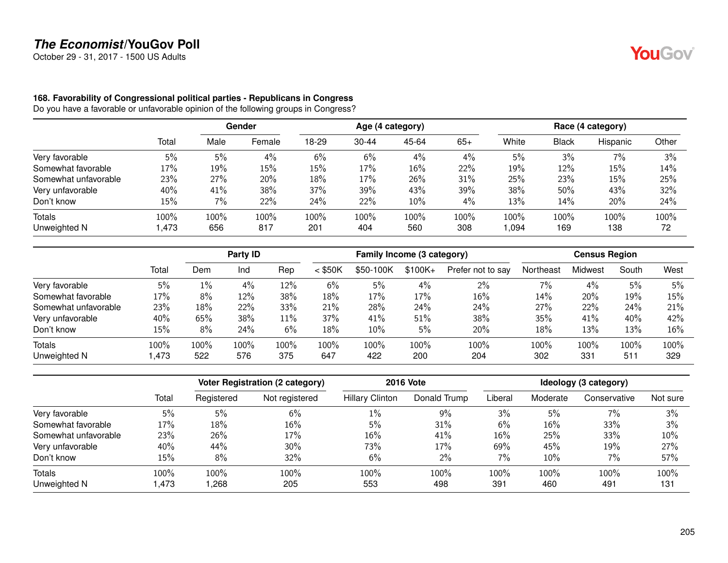# The Economist/YouGov Poll

October 29 - 31, 2017 - 1500 US Adults

### 168. Favorability of Congressional political parties - Republicans in Congress

Do you have a favorable or unfavorable opinion of the following groups in Congress?

| | | Gender | | Age (4 category) | | | | Race (4 category) | | | |
|---|---|---|---|---|---|---|---|---|---|---|---|
| | Total | Male | Female | 18-29 | 30-44 | 45-64 | 65+ | White | Black | Hispanic | Other |
| Very favorable | 5% | 5% | 4% | 6% | 6% | 4% | 4% | 5% | 3% | 7% | 3% |
| Somewhat favorable | 17% | 19% | 15% | 15% | 17% | 16% | 22% | 19% | 12% | 15% | 14% |
| Somewhat unfavorable | 23% | 27% | 20% | 18% | 17% | 26% | 31% | 25% | 23% | 15% | 25% |
| Very unfavorable | 40% | 41% | 38% | 37% | 39% | 43% | 39% | 38% | 50% | 43% | 32% |
| Don't know | 15% | 7% | 22% | 24% | 22% | 10% | 4% | 13% | 14% | 20% | 24% |
| Totals | 100% | 100% | 100% | 100% | 100% | 100% | 100% | 100% | 100% | 100% | 100% |
| Unweighted N | 1,473 | 656 | 817 | 201 | 404 | 560 | 308 | 1,094 | 169 | 138 | 72 |

| | | Party ID | | | Family Income (3 category) | | | | Census Region | | | |
|---|---|---|---|---|---|---|---|---|---|---|---|---|
| | Total | Dem | Ind | Rep | < $50K | $50-100K | $100K+ | Prefer not to say | Northeast | Midwest | South | West |
| Very favorable | 5% | 1% | 4% | 12% | 6% | 5% | 4% | 2% | 7% | 4% | 5% | 5% |
| Somewhat favorable | 17% | 8% | 12% | 38% | 18% | 17% | 17% | 16% | 14% | 20% | 19% | 15% |
| Somewhat unfavorable | 23% | 18% | 22% | 33% | 21% | 28% | 24% | 24% | 27% | 22% | 24% | 21% |
| Very unfavorable | 40% | 65% | 38% | 11% | 37% | 41% | 51% | 38% | 35% | 41% | 40% | 42% |
| Don't know | 15% | 8% | 24% | 6% | 18% | 10% | 5% | 20% | 18% | 13% | 13% | 16% |
| Totals | 100% | 100% | 100% | 100% | 100% | 100% | 100% | 100% | 100% | 100% | 100% | 100% |
| Unweighted N | 1,473 | 522 | 576 | 375 | 647 | 422 | 200 | 204 | 302 | 331 | 511 | 329 |

| | | Voter Registration (2 category) | | 2016 Vote | | Ideology (3 category) | | | |
|---|---|---|---|---|---|---|---|---|---|
| | Total | Registered | Not registered | Hillary Clinton | Donald Trump | Liberal | Moderate | Conservative | Not sure |
| Very favorable | 5% | 5% | 6% | 1% | 9% | 3% | 5% | 7% | 3% |
| Somewhat favorable | 17% | 18% | 16% | 5% | 31% | 6% | 16% | 33% | 3% |
| Somewhat unfavorable | 23% | 26% | 17% | 16% | 41% | 16% | 25% | 33% | 10% |
| Very unfavorable | 40% | 44% | 30% | 73% | 17% | 69% | 45% | 19% | 27% |
| Don't know | 15% | 8% | 32% | 6% | 2% | 7% | 10% | 7% | 57% |
| Totals | 100% | 100% | 100% | 100% | 100% | 100% | 100% | 100% | 100% |
| Unweighted N | 1,473 | 1,268 | 205 | 553 | 498 | 391 | 460 | 491 | 131 |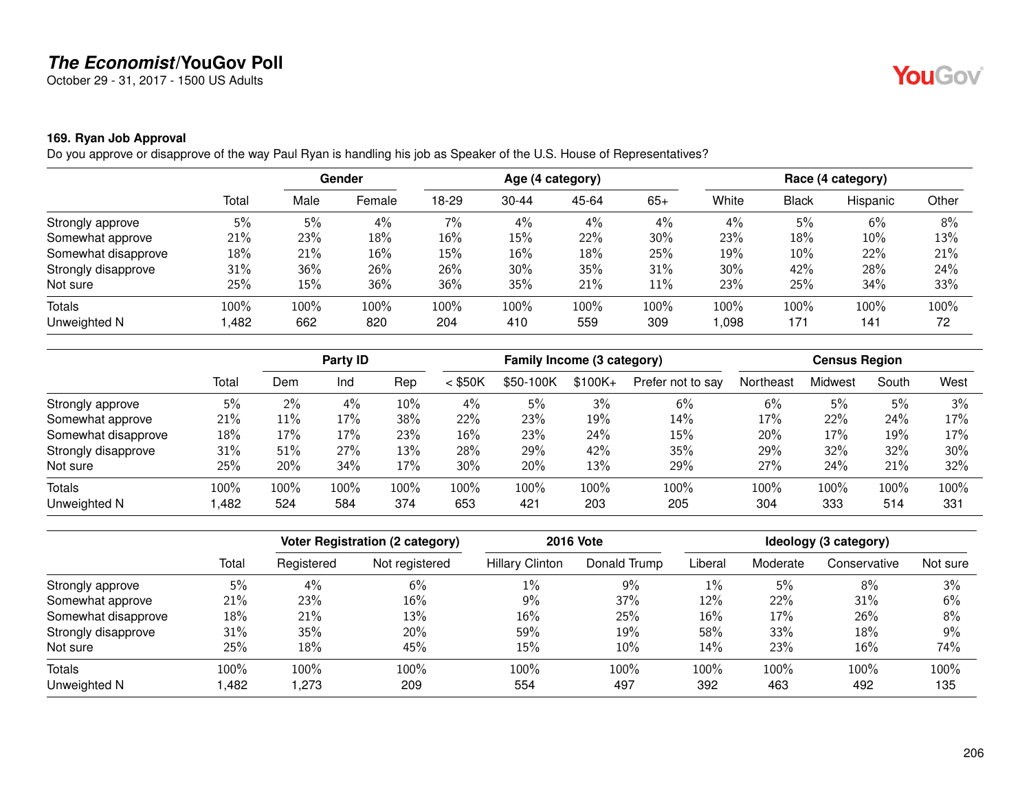# *The Economist*/YouGov Poll

October 29 - 31, 2017 - 1500 US Adults

**169. Ryan Job Approval**

Do you approve or disapprove of the way Paul Ryan is handling his job as Speaker of the U.S. House of Representatives?

| | | Gender | | Age (4 category) | | | | Race (4 category) | | | |
|---|---|---|---|---|---|---|---|---|---|---|---|
| | Total | Male | Female | 18-29 | 30-44 | 45-64 | 65+ | White | Black | Hispanic | Other |
| Strongly approve | 5% | 5% | 4% | 7% | 4% | 4% | 4% | 4% | 5% | 6% | 8% |
| Somewhat approve | 21% | 23% | 18% | 16% | 15% | 22% | 30% | 23% | 18% | 10% | 13% |
| Somewhat disapprove | 18% | 21% | 16% | 15% | 16% | 18% | 25% | 19% | 10% | 22% | 21% |
| Strongly disapprove | 31% | 36% | 26% | 26% | 30% | 35% | 31% | 30% | 42% | 28% | 24% |
| Not sure | 25% | 15% | 36% | 36% | 35% | 21% | 11% | 23% | 25% | 34% | 33% |
| Totals | 100% | 100% | 100% | 100% | 100% | 100% | 100% | 100% | 100% | 100% | 100% |
| Unweighted N | 1,482 | 662 | 820 | 204 | 410 | 559 | 309 | 1,098 | 171 | 141 | 72 |

| | | Party ID | | | Family Income (3 category) | | | | Census Region | | | |
|---|---|---|---|---|---|---|---|---|---|---|---|---|
| | Total | Dem | Ind | Rep | < $50K | $50-100K | $100K+ | Prefer not to say | Northeast | Midwest | South | West |
| Strongly approve | 5% | 2% | 4% | 10% | 4% | 5% | 3% | 6% | 6% | 5% | 5% | 3% |
| Somewhat approve | 21% | 11% | 17% | 38% | 22% | 23% | 19% | 14% | 17% | 22% | 24% | 17% |
| Somewhat disapprove | 18% | 17% | 17% | 23% | 16% | 23% | 24% | 15% | 20% | 17% | 19% | 17% |
| Strongly disapprove | 31% | 51% | 27% | 13% | 28% | 29% | 42% | 35% | 29% | 32% | 32% | 30% |
| Not sure | 25% | 20% | 34% | 17% | 30% | 20% | 13% | 29% | 27% | 24% | 21% | 32% |
| Totals | 100% | 100% | 100% | 100% | 100% | 100% | 100% | 100% | 100% | 100% | 100% | 100% |
| Unweighted N | 1,482 | 524 | 584 | 374 | 653 | 421 | 203 | 205 | 304 | 333 | 514 | 331 |

| | | Voter Registration (2 category) | | 2016 Vote | | Ideology (3 category) | | | |
|---|---|---|---|---|---|---|---|---|---|
| | Total | Registered | Not registered | Hillary Clinton | Donald Trump | Liberal | Moderate | Conservative | Not sure |
| Strongly approve | 5% | 4% | 6% | 1% | 9% | 1% | 5% | 8% | 3% |
| Somewhat approve | 21% | 23% | 16% | 9% | 37% | 12% | 22% | 31% | 6% |
| Somewhat disapprove | 18% | 21% | 13% | 16% | 25% | 16% | 17% | 26% | 8% |
| Strongly disapprove | 31% | 35% | 20% | 59% | 19% | 58% | 33% | 18% | 9% |
| Not sure | 25% | 18% | 45% | 15% | 10% | 14% | 23% | 16% | 74% |
| Totals | 100% | 100% | 100% | 100% | 100% | 100% | 100% | 100% | 100% |
| Unweighted N | 1,482 | 1,273 | 209 | 554 | 497 | 392 | 463 | 492 | 135 |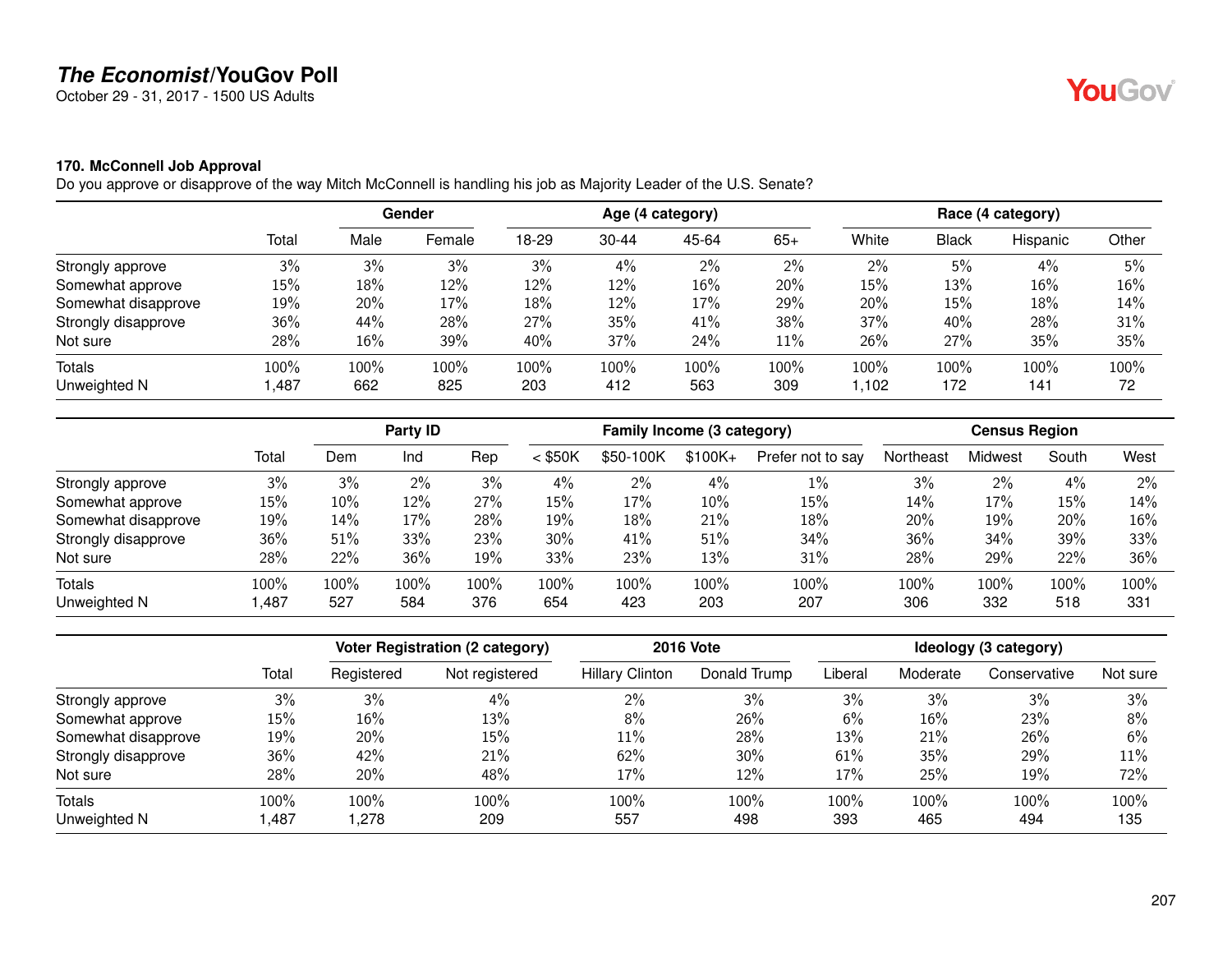**The Economist/YouGov Poll**
October 29 - 31, 2017 - 1500 US Adults

**170. McConnell Job Approval**
Do you approve or disapprove of the way Mitch McConnell is handling his job as Majority Leader of the U.S. Senate?

| | | Gender | | Age (4 category) | | | | Race (4 category) | | | |
|---|---|---|---|---|---|---|---|---|---|---|---|
| | Total | Male | Female | 18-29 | 30-44 | 45-64 | 65+ | White | Black | Hispanic | Other |
| Strongly approve | 3% | 3% | 3% | 3% | 4% | 2% | 2% | 2% | 5% | 4% | 5% |
| Somewhat approve | 15% | 18% | 12% | 12% | 12% | 16% | 20% | 15% | 13% | 16% | 16% |
| Somewhat disapprove | 19% | 20% | 17% | 18% | 12% | 17% | 29% | 20% | 15% | 18% | 14% |
| Strongly disapprove | 36% | 44% | 28% | 27% | 35% | 41% | 38% | 37% | 40% | 28% | 31% |
| Not sure | 28% | 16% | 39% | 40% | 37% | 24% | 11% | 26% | 27% | 35% | 35% |
| Totals | 100% | 100% | 100% | 100% | 100% | 100% | 100% | 100% | 100% | 100% | 100% |
| Unweighted N | 1,487 | 662 | 825 | 203 | 412 | 563 | 309 | 1,102 | 172 | 141 | 72 |

| | | Party ID | | | Family Income (3 category) | | | | Census Region | | | |
|---|---|---|---|---|---|---|---|---|---|---|---|---|
| | Total | Dem | Ind | Rep | < $50K | $50-100K | $100K+ | Prefer not to say | Northeast | Midwest | South | West |
| Strongly approve | 3% | 3% | 2% | 3% | 4% | 2% | 4% | 1% | 3% | 2% | 4% | 2% |
| Somewhat approve | 15% | 10% | 12% | 27% | 15% | 17% | 10% | 15% | 14% | 17% | 15% | 14% |
| Somewhat disapprove | 19% | 14% | 17% | 28% | 19% | 18% | 21% | 18% | 20% | 19% | 20% | 16% |
| Strongly disapprove | 36% | 51% | 33% | 23% | 30% | 41% | 51% | 34% | 36% | 34% | 39% | 33% |
| Not sure | 28% | 22% | 36% | 19% | 33% | 23% | 13% | 31% | 28% | 29% | 22% | 36% |
| Totals | 100% | 100% | 100% | 100% | 100% | 100% | 100% | 100% | 100% | 100% | 100% | 100% |
| Unweighted N | 1,487 | 527 | 584 | 376 | 654 | 423 | 203 | 207 | 306 | 332 | 518 | 331 |

| | | Voter Registration (2 category) | | 2016 Vote | | Ideology (3 category) | | | |
|---|---|---|---|---|---|---|---|---|---|
| | Total | Registered | Not registered | Hillary Clinton | Donald Trump | Liberal | Moderate | Conservative | Not sure |
| Strongly approve | 3% | 3% | 4% | 2% | 3% | 3% | 3% | 3% | 3% |
| Somewhat approve | 15% | 16% | 13% | 8% | 26% | 6% | 16% | 23% | 8% |
| Somewhat disapprove | 19% | 20% | 15% | 11% | 28% | 13% | 21% | 26% | 6% |
| Strongly disapprove | 36% | 42% | 21% | 62% | 30% | 61% | 35% | 29% | 11% |
| Not sure | 28% | 20% | 48% | 17% | 12% | 17% | 25% | 19% | 72% |
| Totals | 100% | 100% | 100% | 100% | 100% | 100% | 100% | 100% | 100% |
| Unweighted N | 1,487 | 1,278 | 209 | 557 | 498 | 393 | 465 | 494 | 135 |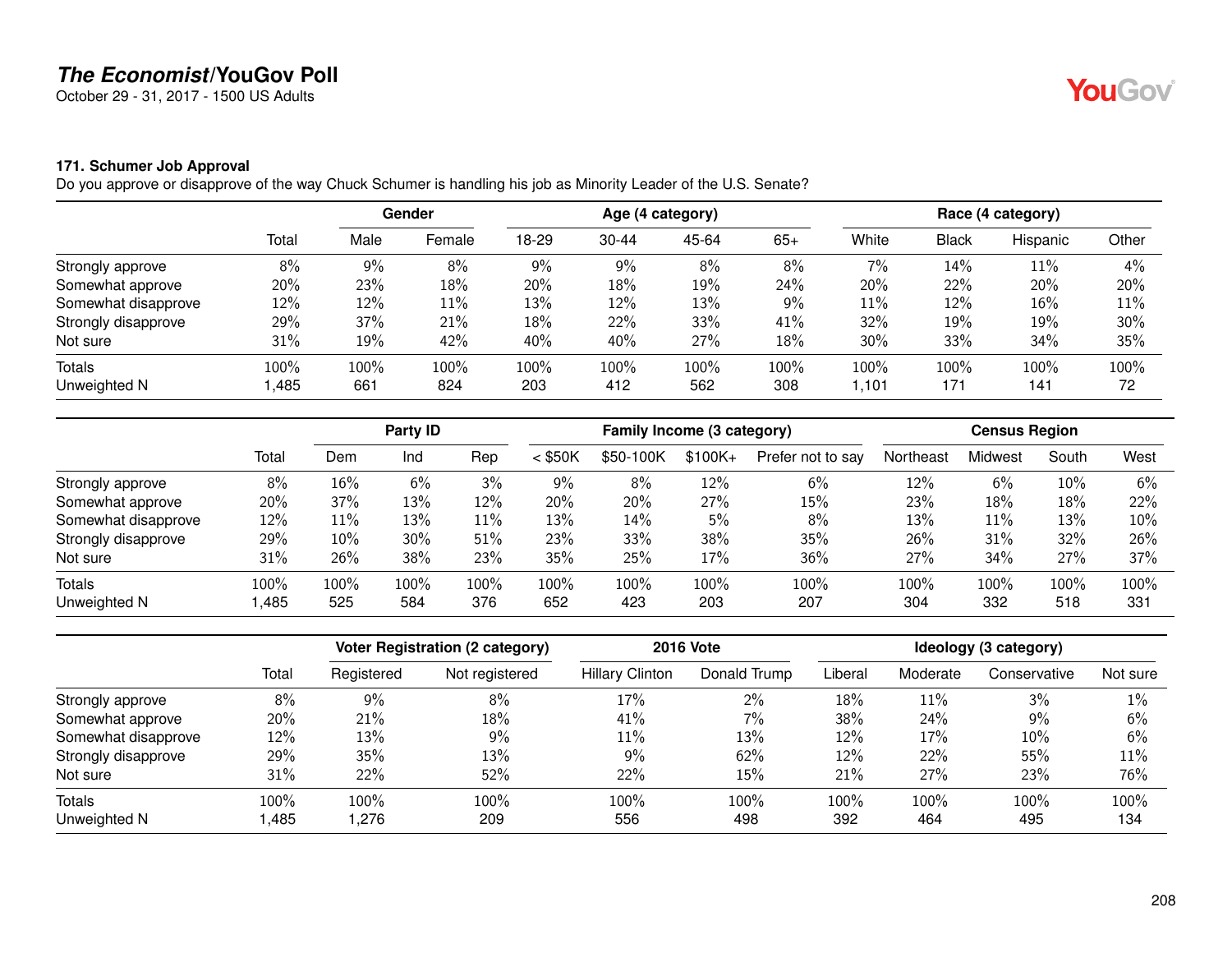# *The Economist*/YouGov Poll

October 29 - 31, 2017 - 1500 US Adults

### 171. Schumer Job Approval

Do you approve or disapprove of the way Chuck Schumer is handling his job as Minority Leader of the U.S. Senate?

| | | Gender | | Age (4 category) | | | | Race (4 category) | | | |
|---|---|---|---|---|---|---|---|---|---|---|---|
| | Total | Male | Female | 18-29 | 30-44 | 45-64 | 65+ | White | Black | Hispanic | Other |
| Strongly approve | 8% | 9% | 8% | 9% | 9% | 8% | 8% | 7% | 14% | 11% | 4% |
| Somewhat approve | 20% | 23% | 18% | 20% | 18% | 19% | 24% | 20% | 22% | 20% | 20% |
| Somewhat disapprove | 12% | 12% | 11% | 13% | 12% | 13% | 9% | 11% | 12% | 16% | 11% |
| Strongly disapprove | 29% | 37% | 21% | 18% | 22% | 33% | 41% | 32% | 19% | 19% | 30% |
| Not sure | 31% | 19% | 42% | 40% | 40% | 27% | 18% | 30% | 33% | 34% | 35% |
| Totals | 100% | 100% | 100% | 100% | 100% | 100% | 100% | 100% | 100% | 100% | 100% |
| Unweighted N | 1,485 | 661 | 824 | 203 | 412 | 562 | 308 | 1,101 | 171 | 141 | 72 |

| | | Party ID | | | Family Income (3 category) | | | | Census Region | | | |
|---|---|---|---|---|---|---|---|---|---|---|---|---|
| | Total | Dem | Ind | Rep | < $50K | $50-100K | $100K+ | Prefer not to say | Northeast | Midwest | South | West |
| Strongly approve | 8% | 16% | 6% | 3% | 9% | 8% | 12% | 6% | 12% | 6% | 10% | 6% |
| Somewhat approve | 20% | 37% | 13% | 12% | 20% | 20% | 27% | 15% | 23% | 18% | 18% | 22% |
| Somewhat disapprove | 12% | 11% | 13% | 11% | 13% | 14% | 5% | 8% | 13% | 11% | 13% | 10% |
| Strongly disapprove | 29% | 10% | 30% | 51% | 23% | 33% | 38% | 35% | 26% | 31% | 32% | 26% |
| Not sure | 31% | 26% | 38% | 23% | 35% | 25% | 17% | 36% | 27% | 34% | 27% | 37% |
| Totals | 100% | 100% | 100% | 100% | 100% | 100% | 100% | 100% | 100% | 100% | 100% | 100% |
| Unweighted N | 1,485 | 525 | 584 | 376 | 652 | 423 | 203 | 207 | 304 | 332 | 518 | 331 |

| | | Voter Registration (2 category) | | 2016 Vote | | Ideology (3 category) | | | |
|---|---|---|---|---|---|---|---|---|---|
| | Total | Registered | Not registered | Hillary Clinton | Donald Trump | Liberal | Moderate | Conservative | Not sure |
| Strongly approve | 8% | 9% | 8% | 17% | 2% | 18% | 11% | 3% | 1% |
| Somewhat approve | 20% | 21% | 18% | 41% | 7% | 38% | 24% | 9% | 6% |
| Somewhat disapprove | 12% | 13% | 9% | 11% | 13% | 12% | 17% | 10% | 6% |
| Strongly disapprove | 29% | 35% | 13% | 9% | 62% | 12% | 22% | 55% | 11% |
| Not sure | 31% | 22% | 52% | 22% | 15% | 21% | 27% | 23% | 76% |
| Totals | 100% | 100% | 100% | 100% | 100% | 100% | 100% | 100% | 100% |
| Unweighted N | 1,485 | 1,276 | 209 | 556 | 498 | 392 | 464 | 495 | 134 |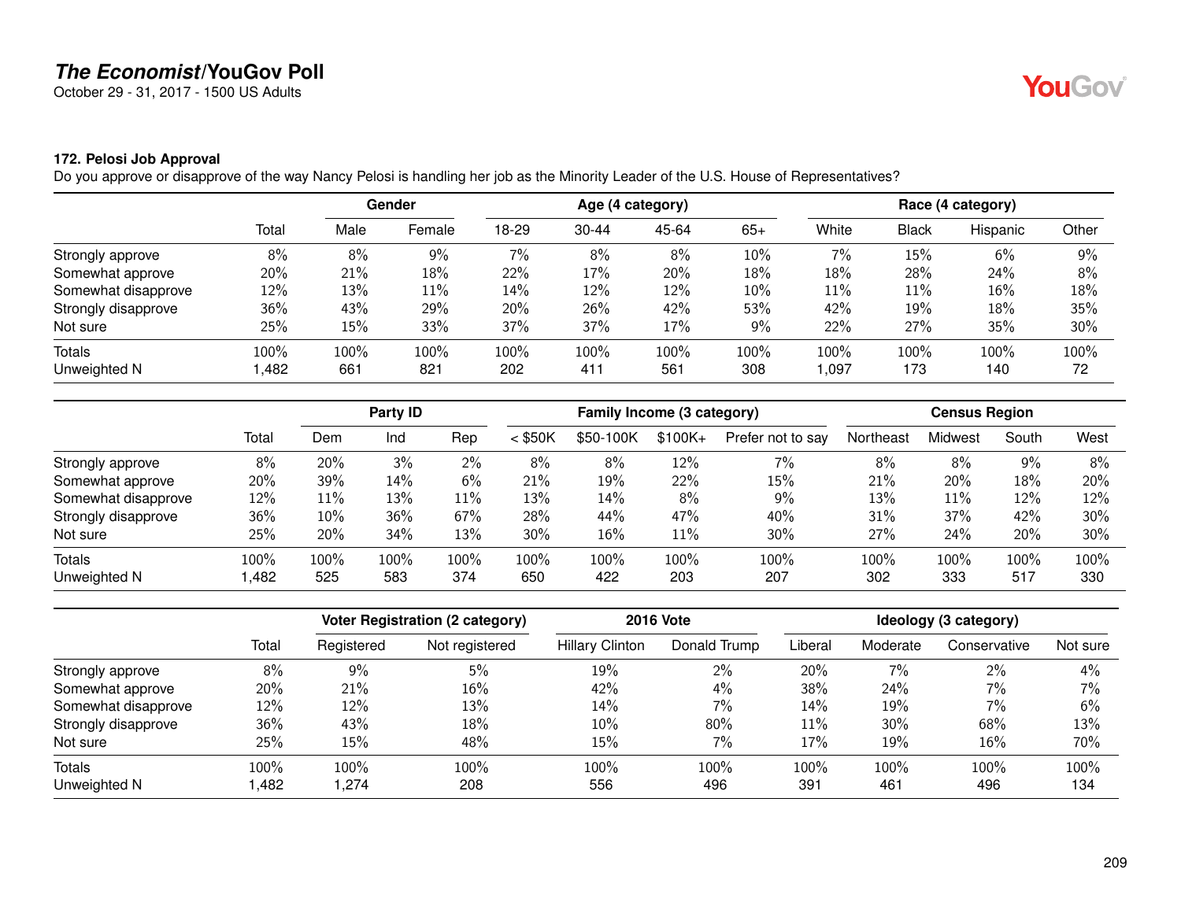# *The Economist*/YouGov Poll

October 29 - 31, 2017 - 1500 US Adults

### 172. Pelosi Job Approval

Do you approve or disapprove of the way Nancy Pelosi is handling her job as the Minority Leader of the U.S. House of Representatives?

| | | Gender | | Age (4 category) | | | | Race (4 category) | | | |
|---|---|---|---|---|---|---|---|---|---|---|---|
| | Total | Male | Female | 18-29 | 30-44 | 45-64 | 65+ | White | Black | Hispanic | Other |
| Strongly approve | 8% | 8% | 9% | 7% | 8% | 8% | 10% | 7% | 15% | 6% | 9% |
| Somewhat approve | 20% | 21% | 18% | 22% | 17% | 20% | 18% | 18% | 28% | 24% | 8% |
| Somewhat disapprove | 12% | 13% | 11% | 14% | 12% | 12% | 10% | 11% | 11% | 16% | 18% |
| Strongly disapprove | 36% | 43% | 29% | 20% | 26% | 42% | 53% | 42% | 19% | 18% | 35% |
| Not sure | 25% | 15% | 33% | 37% | 37% | 17% | 9% | 22% | 27% | 35% | 30% |
| Totals | 100% | 100% | 100% | 100% | 100% | 100% | 100% | 100% | 100% | 100% | 100% |
| Unweighted N | 1,482 | 661 | 821 | 202 | 411 | 561 | 308 | 1,097 | 173 | 140 | 72 |

| | | Party ID | | | Family Income (3 category) | | | | Census Region | | | |
|---|---|---|---|---|---|---|---|---|---|---|---|---|
| | Total | Dem | Ind | Rep | < $50K | $50-100K | $100K+ | Prefer not to say | Northeast | Midwest | South | West |
| Strongly approve | 8% | 20% | 3% | 2% | 8% | 8% | 12% | 7% | 8% | 8% | 9% | 8% |
| Somewhat approve | 20% | 39% | 14% | 6% | 21% | 19% | 22% | 15% | 21% | 20% | 18% | 20% |
| Somewhat disapprove | 12% | 11% | 13% | 11% | 13% | 14% | 8% | 9% | 13% | 11% | 12% | 12% |
| Strongly disapprove | 36% | 10% | 36% | 67% | 28% | 44% | 47% | 40% | 31% | 37% | 42% | 30% |
| Not sure | 25% | 20% | 34% | 13% | 30% | 16% | 11% | 30% | 27% | 24% | 20% | 30% |
| Totals | 100% | 100% | 100% | 100% | 100% | 100% | 100% | 100% | 100% | 100% | 100% | 100% |
| Unweighted N | 1,482 | 525 | 583 | 374 | 650 | 422 | 203 | 207 | 302 | 333 | 517 | 330 |

| | | Voter Registration (2 category) | | 2016 Vote | | Ideology (3 category) | | | |
|---|---|---|---|---|---|---|---|---|---|
| | Total | Registered | Not registered | Hillary Clinton | Donald Trump | Liberal | Moderate | Conservative | Not sure |
| Strongly approve | 8% | 9% | 5% | 19% | 2% | 20% | 7% | 2% | 4% |
| Somewhat approve | 20% | 21% | 16% | 42% | 4% | 38% | 24% | 7% | 7% |
| Somewhat disapprove | 12% | 12% | 13% | 14% | 7% | 14% | 19% | 7% | 6% |
| Strongly disapprove | 36% | 43% | 18% | 10% | 80% | 11% | 30% | 68% | 13% |
| Not sure | 25% | 15% | 48% | 15% | 7% | 17% | 19% | 16% | 70% |
| Totals | 100% | 100% | 100% | 100% | 100% | 100% | 100% | 100% | 100% |
| Unweighted N | 1,482 | 1,274 | 208 | 556 | 496 | 391 | 461 | 496 | 134 |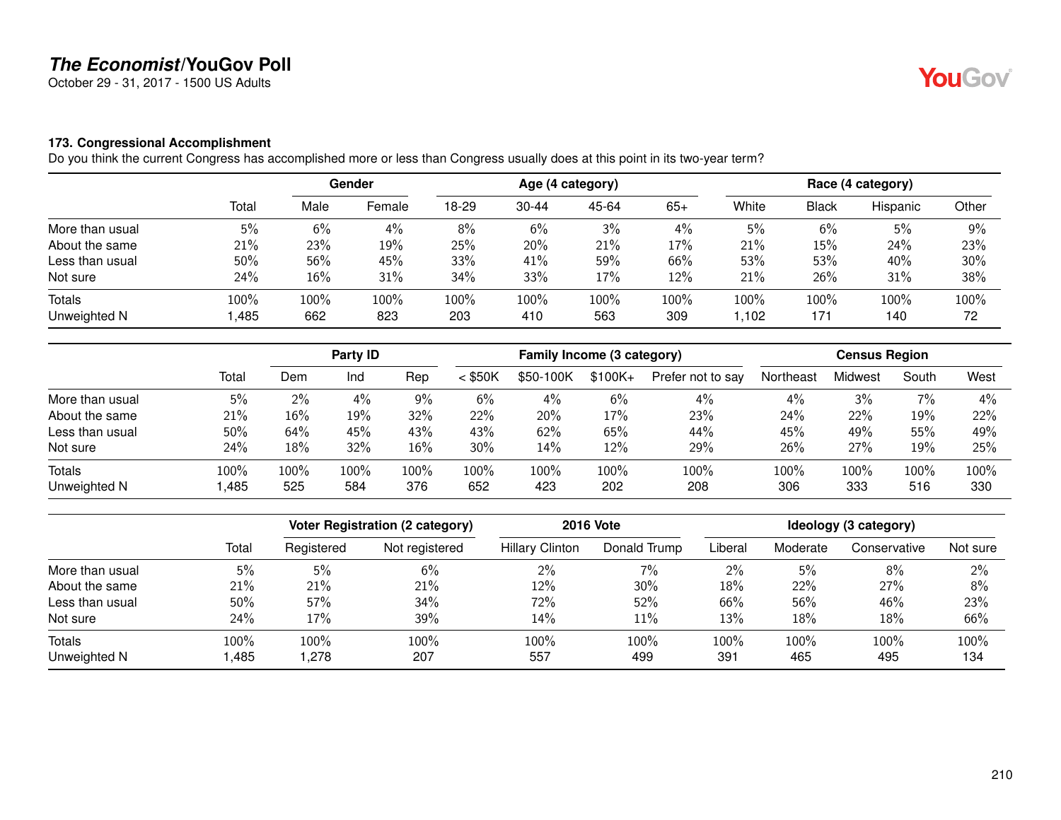## The Economist/YouGov Poll

October 29 - 31, 2017 - 1500 US Adults

### 173. Congressional Accomplishment

Do you think the current Congress has accomplished more or less than Congress usually does at this point in its two-year term?

| | | Gender | | Age (4 category) | | | | Race (4 category) | | | |
|---|---|---|---|---|---|---|---|---|---|---|---|
| | Total | Male | Female | 18-29 | 30-44 | 45-64 | 65+ | White | Black | Hispanic | Other |
| More than usual | 5% | 6% | 4% | 8% | 6% | 3% | 4% | 5% | 6% | 5% | 9% |
| About the same | 21% | 23% | 19% | 25% | 20% | 21% | 17% | 21% | 15% | 24% | 23% |
| Less than usual | 50% | 56% | 45% | 33% | 41% | 59% | 66% | 53% | 53% | 40% | 30% |
| Not sure | 24% | 16% | 31% | 34% | 33% | 17% | 12% | 21% | 26% | 31% | 38% |
| Totals | 100% | 100% | 100% | 100% | 100% | 100% | 100% | 100% | 100% | 100% | 100% |
| Unweighted N | 1,485 | 662 | 823 | 203 | 410 | 563 | 309 | 1,102 | 171 | 140 | 72 |

| | | Party ID | | | Family Income (3 category) | | | | Census Region | | | |
|---|---|---|---|---|---|---|---|---|---|---|---|---|
| | Total | Dem | Ind | Rep | < $50K | $50-100K | $100K+ | Prefer not to say | Northeast | Midwest | South | West |
| More than usual | 5% | 2% | 4% | 9% | 6% | 4% | 6% | 4% | 4% | 3% | 7% | 4% |
| About the same | 21% | 16% | 19% | 32% | 22% | 20% | 17% | 23% | 24% | 22% | 19% | 22% |
| Less than usual | 50% | 64% | 45% | 43% | 43% | 62% | 65% | 44% | 45% | 49% | 55% | 49% |
| Not sure | 24% | 18% | 32% | 16% | 30% | 14% | 12% | 29% | 26% | 27% | 19% | 25% |
| Totals | 100% | 100% | 100% | 100% | 100% | 100% | 100% | 100% | 100% | 100% | 100% | 100% |
| Unweighted N | 1,485 | 525 | 584 | 376 | 652 | 423 | 202 | 208 | 306 | 333 | 516 | 330 |

| | | Voter Registration (2 category) | | 2016 Vote | | Ideology (3 category) | | | |
|---|---|---|---|---|---|---|---|---|---|
| | Total | Registered | Not registered | Hillary Clinton | Donald Trump | Liberal | Moderate | Conservative | Not sure |
| More than usual | 5% | 5% | 6% | 2% | 7% | 2% | 5% | 8% | 2% |
| About the same | 21% | 21% | 21% | 12% | 30% | 18% | 22% | 27% | 8% |
| Less than usual | 50% | 57% | 34% | 72% | 52% | 66% | 56% | 46% | 23% |
| Not sure | 24% | 17% | 39% | 14% | 11% | 13% | 18% | 18% | 66% |
| Totals | 100% | 100% | 100% | 100% | 100% | 100% | 100% | 100% | 100% |
| Unweighted N | 1,485 | 1,278 | 207 | 557 | 499 | 391 | 465 | 495 | 134 |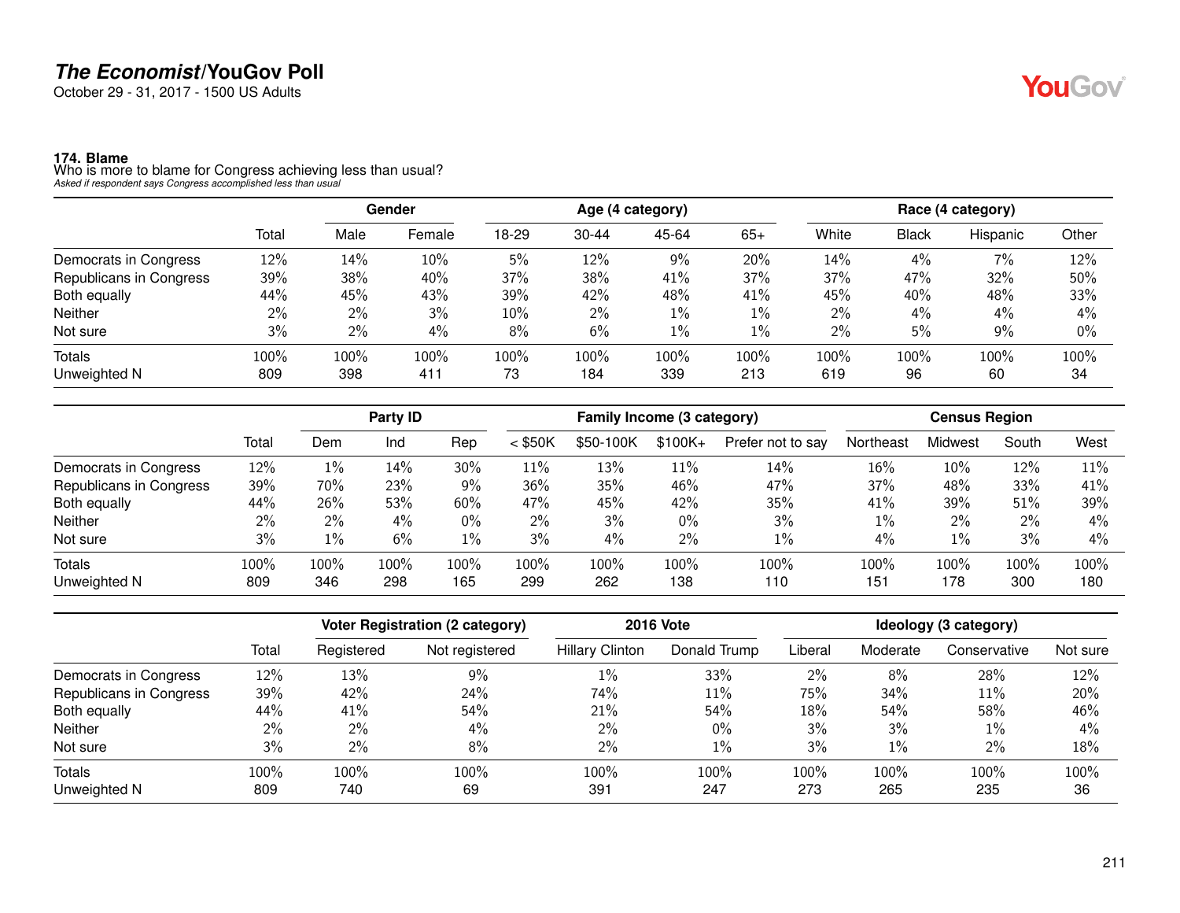# The Economist/YouGov Poll

October 29 - 31, 2017 - 1500 US Adults

### 174. Blame

Who is more to blame for Congress achieving less than usual?

*Asked if respondent says Congress accomplished less than usual*

| | | Gender | | Age (4 category) | | | | Race (4 category) | | | |
|---|---|---|---|---|---|---|---|---|---|---|---|
| | Total | Male | Female | 18-29 | 30-44 | 45-64 | 65+ | White | Black | Hispanic | Other |
| Democrats in Congress | 12% | 14% | 10% | 5% | 12% | 9% | 20% | 14% | 4% | 7% | 12% |
| Republicans in Congress | 39% | 38% | 40% | 37% | 38% | 41% | 37% | 37% | 47% | 32% | 50% |
| Both equally | 44% | 45% | 43% | 39% | 42% | 48% | 41% | 45% | 40% | 48% | 33% |
| Neither | 2% | 2% | 3% | 10% | 2% | 1% | 1% | 2% | 4% | 4% | 4% |
| Not sure | 3% | 2% | 4% | 8% | 6% | 1% | 1% | 2% | 5% | 9% | 0% |
| Totals | 100% | 100% | 100% | 100% | 100% | 100% | 100% | 100% | 100% | 100% | 100% |
| Unweighted N | 809 | 398 | 411 | 73 | 184 | 339 | 213 | 619 | 96 | 60 | 34 |

| | | Party ID | | | Family Income (3 category) | | | | Census Region | | | |
|---|---|---|---|---|---|---|---|---|---|---|---|---|
| | Total | Dem | Ind | Rep | < $50K | $50-100K | $100K+ | Prefer not to say | Northeast | Midwest | South | West |
| Democrats in Congress | 12% | 1% | 14% | 30% | 11% | 13% | 11% | 14% | 16% | 10% | 12% | 11% |
| Republicans in Congress | 39% | 70% | 23% | 9% | 36% | 35% | 46% | 47% | 37% | 48% | 33% | 41% |
| Both equally | 44% | 26% | 53% | 60% | 47% | 45% | 42% | 35% | 41% | 39% | 51% | 39% |
| Neither | 2% | 2% | 4% | 0% | 2% | 3% | 0% | 3% | 1% | 2% | 2% | 4% |
| Not sure | 3% | 1% | 6% | 1% | 3% | 4% | 2% | 1% | 4% | 1% | 3% | 4% |
| Totals | 100% | 100% | 100% | 100% | 100% | 100% | 100% | 100% | 100% | 100% | 100% | 100% |
| Unweighted N | 809 | 346 | 298 | 165 | 299 | 262 | 138 | 110 | 151 | 178 | 300 | 180 |

| | | Voter Registration (2 category) | | 2016 Vote | | Ideology (3 category) | | | |
|---|---|---|---|---|---|---|---|---|---|
| | Total | Registered | Not registered | Hillary Clinton | Donald Trump | Liberal | Moderate | Conservative | Not sure |
| Democrats in Congress | 12% | 13% | 9% | 1% | 33% | 2% | 8% | 28% | 12% |
| Republicans in Congress | 39% | 42% | 24% | 74% | 11% | 75% | 34% | 11% | 20% |
| Both equally | 44% | 41% | 54% | 21% | 54% | 18% | 54% | 58% | 46% |
| Neither | 2% | 2% | 4% | 2% | 0% | 3% | 3% | 1% | 4% |
| Not sure | 3% | 2% | 8% | 2% | 1% | 3% | 1% | 2% | 18% |
| Totals | 100% | 100% | 100% | 100% | 100% | 100% | 100% | 100% | 100% |
| Unweighted N | 809 | 740 | 69 | 391 | 247 | 273 | 265 | 235 | 36 |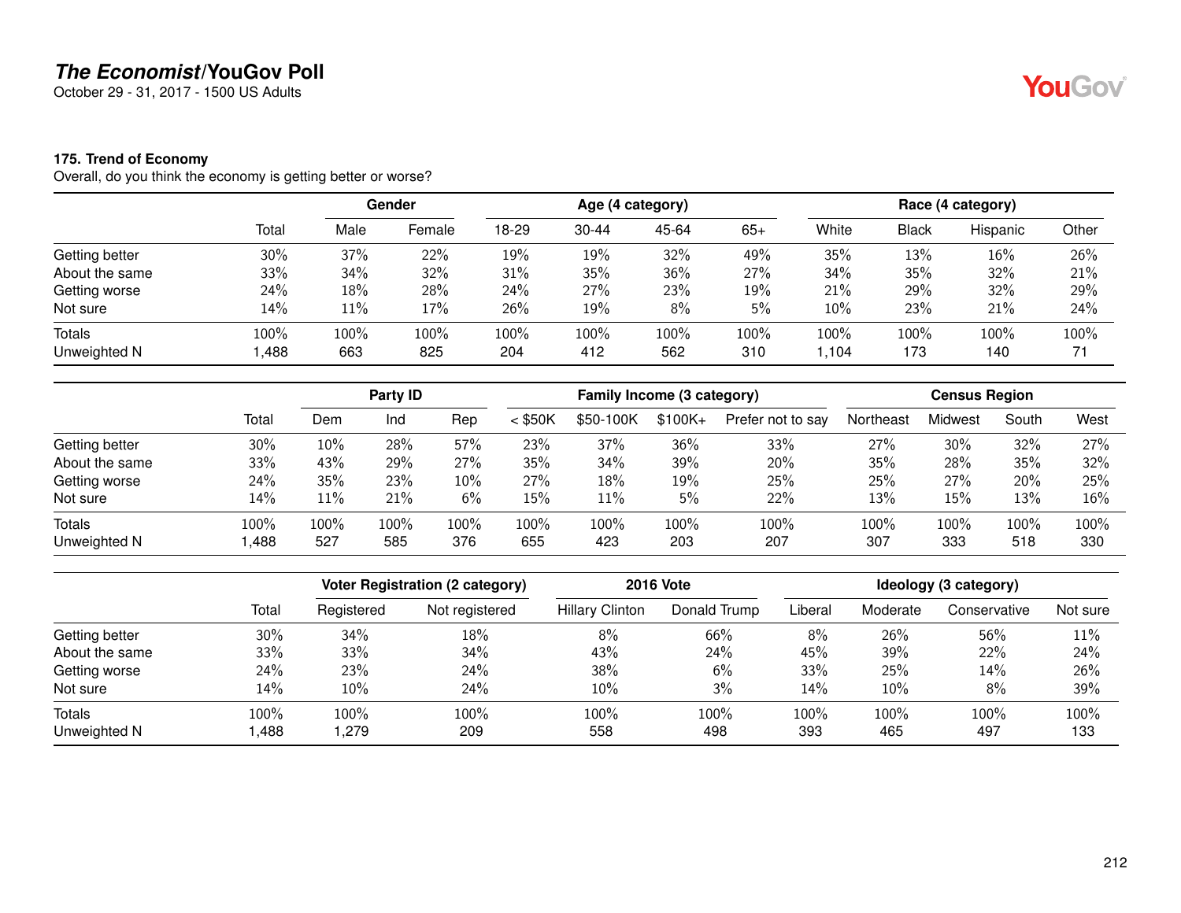# *The Economist*/YouGov Poll

October 29 - 31, 2017 - 1500 US Adults

**175. Trend of Economy**

Overall, do you think the economy is getting better or worse?

| | | Gender | | Age (4 category) | | | | Race (4 category) | | | |
|---|---|---|---|---|---|---|---|---|---|---|---|
| | Total | Male | Female | 18-29 | 30-44 | 45-64 | 65+ | White | Black | Hispanic | Other |
| Getting better | 30% | 37% | 22% | 19% | 19% | 32% | 49% | 35% | 13% | 16% | 26% |
| About the same | 33% | 34% | 32% | 31% | 35% | 36% | 27% | 34% | 35% | 32% | 21% |
| Getting worse | 24% | 18% | 28% | 24% | 27% | 23% | 19% | 21% | 29% | 32% | 29% |
| Not sure | 14% | 11% | 17% | 26% | 19% | 8% | 5% | 10% | 23% | 21% | 24% |
| Totals | 100% | 100% | 100% | 100% | 100% | 100% | 100% | 100% | 100% | 100% | 100% |
| Unweighted N | 1,488 | 663 | 825 | 204 | 412 | 562 | 310 | 1,104 | 173 | 140 | 71 |

| | | Party ID | | | Family Income (3 category) | | | | Census Region | | | |
|---|---|---|---|---|---|---|---|---|---|---|---|---|
| | Total | Dem | Ind | Rep | < $50K | $50-100K | $100K+ | Prefer not to say | Northeast | Midwest | South | West |
| Getting better | 30% | 10% | 28% | 57% | 23% | 37% | 36% | 33% | 27% | 30% | 32% | 27% |
| About the same | 33% | 43% | 29% | 27% | 35% | 34% | 39% | 20% | 35% | 28% | 35% | 32% |
| Getting worse | 24% | 35% | 23% | 10% | 27% | 18% | 19% | 25% | 25% | 27% | 20% | 25% |
| Not sure | 14% | 11% | 21% | 6% | 15% | 11% | 5% | 22% | 13% | 15% | 13% | 16% |
| Totals | 100% | 100% | 100% | 100% | 100% | 100% | 100% | 100% | 100% | 100% | 100% | 100% |
| Unweighted N | 1,488 | 527 | 585 | 376 | 655 | 423 | 203 | 207 | 307 | 333 | 518 | 330 |

| | | Voter Registration (2 category) | | 2016 Vote | | Ideology (3 category) | | | |
|---|---|---|---|---|---|---|---|---|---|
| | Total | Registered | Not registered | Hillary Clinton | Donald Trump | Liberal | Moderate | Conservative | Not sure |
| Getting better | 30% | 34% | 18% | 8% | 66% | 8% | 26% | 56% | 11% |
| About the same | 33% | 33% | 34% | 43% | 24% | 45% | 39% | 22% | 24% |
| Getting worse | 24% | 23% | 24% | 38% | 6% | 33% | 25% | 14% | 26% |
| Not sure | 14% | 10% | 24% | 10% | 3% | 14% | 10% | 8% | 39% |
| Totals | 100% | 100% | 100% | 100% | 100% | 100% | 100% | 100% | 100% |
| Unweighted N | 1,488 | 1,279 | 209 | 558 | 498 | 393 | 465 | 497 | 133 |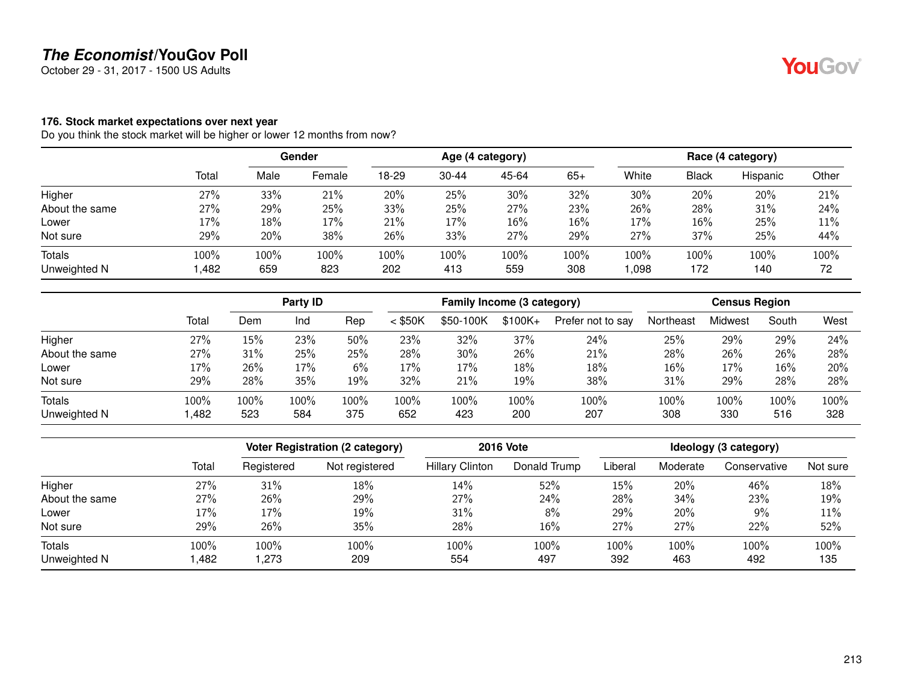**The Economist/YouGov Poll**
October 29 - 31, 2017 - 1500 US Adults

**176. Stock market expectations over next year**
Do you think the stock market will be higher or lower 12 months from now?

| | | Gender | | Age (4 category) | | | | Race (4 category) | | | |
|---|---|---|---|---|---|---|---|---|---|---|---|
| | Total | Male | Female | 18-29 | 30-44 | 45-64 | 65+ | White | Black | Hispanic | Other |
| Higher | 27% | 33% | 21% | 20% | 25% | 30% | 32% | 30% | 20% | 20% | 21% |
| About the same | 27% | 29% | 25% | 33% | 25% | 27% | 23% | 26% | 28% | 31% | 24% |
| Lower | 17% | 18% | 17% | 21% | 17% | 16% | 16% | 17% | 16% | 25% | 11% |
| Not sure | 29% | 20% | 38% | 26% | 33% | 27% | 29% | 27% | 37% | 25% | 44% |
| Totals | 100% | 100% | 100% | 100% | 100% | 100% | 100% | 100% | 100% | 100% | 100% |
| Unweighted N | 1,482 | 659 | 823 | 202 | 413 | 559 | 308 | 1,098 | 172 | 140 | 72 |

| | | Party ID | | | Family Income (3 category) | | | | Census Region | | | |
|---|---|---|---|---|---|---|---|---|---|---|---|---|
| | Total | Dem | Ind | Rep | < $50K | $50-100K | $100K+ | Prefer not to say | Northeast | Midwest | South | West |
| Higher | 27% | 15% | 23% | 50% | 23% | 32% | 37% | 24% | 25% | 29% | 29% | 24% |
| About the same | 27% | 31% | 25% | 25% | 28% | 30% | 26% | 21% | 28% | 26% | 26% | 28% |
| Lower | 17% | 26% | 17% | 6% | 17% | 17% | 18% | 18% | 16% | 17% | 16% | 20% |
| Not sure | 29% | 28% | 35% | 19% | 32% | 21% | 19% | 38% | 31% | 29% | 28% | 28% |
| Totals | 100% | 100% | 100% | 100% | 100% | 100% | 100% | 100% | 100% | 100% | 100% | 100% |
| Unweighted N | 1,482 | 523 | 584 | 375 | 652 | 423 | 200 | 207 | 308 | 330 | 516 | 328 |

| | | Voter Registration (2 category) | | 2016 Vote | | Ideology (3 category) | | | |
|---|---|---|---|---|---|---|---|---|---|
| | Total | Registered | Not registered | Hillary Clinton | Donald Trump | Liberal | Moderate | Conservative | Not sure |
| Higher | 27% | 31% | 18% | 14% | 52% | 15% | 20% | 46% | 18% |
| About the same | 27% | 26% | 29% | 27% | 24% | 28% | 34% | 23% | 19% |
| Lower | 17% | 17% | 19% | 31% | 8% | 29% | 20% | 9% | 11% |
| Not sure | 29% | 26% | 35% | 28% | 16% | 27% | 27% | 22% | 52% |
| Totals | 100% | 100% | 100% | 100% | 100% | 100% | 100% | 100% | 100% |
| Unweighted N | 1,482 | 1,273 | 209 | 554 | 497 | 392 | 463 | 492 | 135 |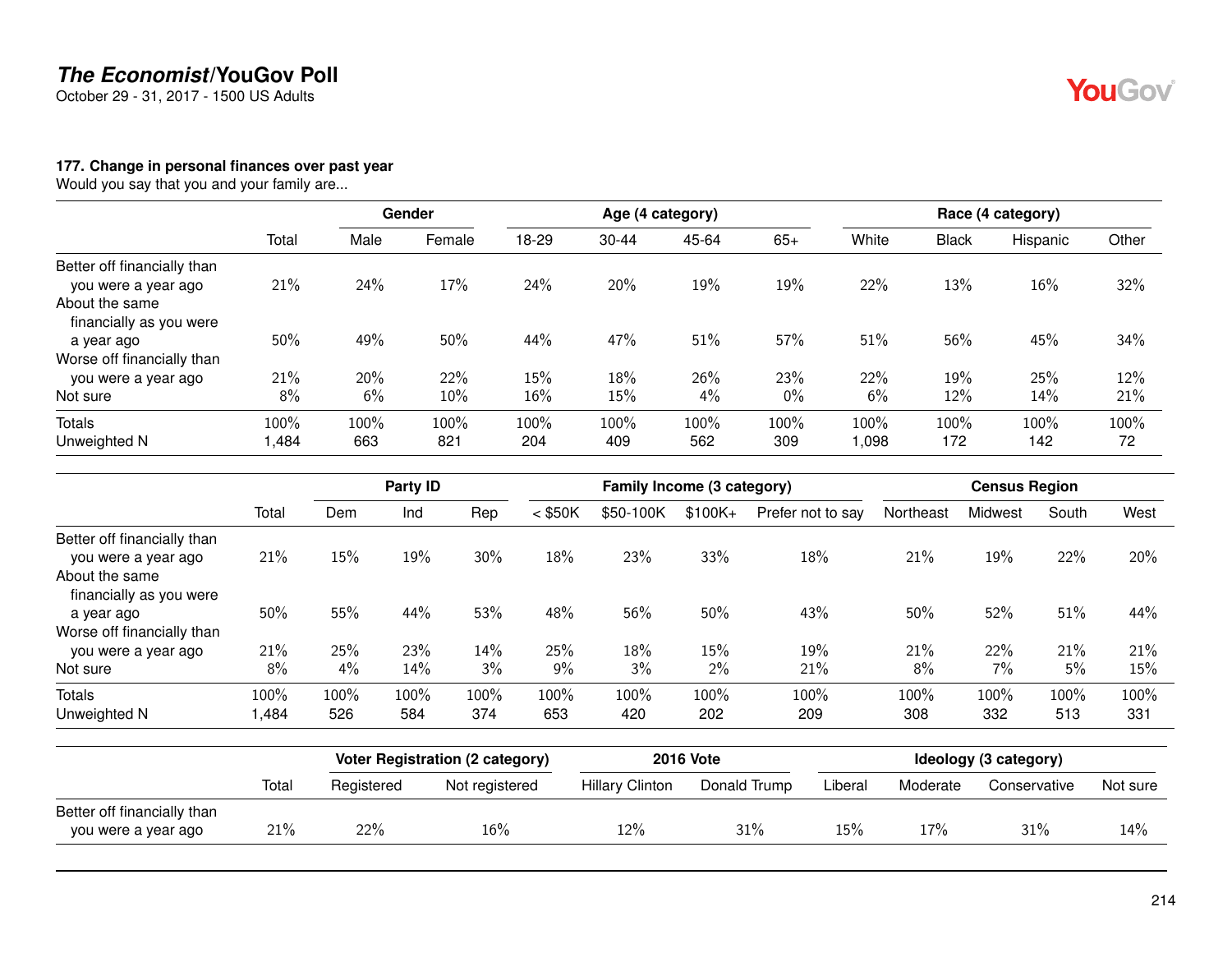## The Economist/YouGov Poll

October 29 - 31, 2017 - 1500 US Adults

### 177. Change in personal finances over past year

Would you say that you and your family are...

| | Total | Gender | | Age (4 category) | | | | Race (4 category) | | | |
|---|---|---|---|---|---|---|---|---|---|---|---|
| | | Male | Female | 18-29 | 30-44 | 45-64 | 65+ | White | Black | Hispanic | Other |
| Better off financially than you were a year ago | 21% | 24% | 17% | 24% | 20% | 19% | 19% | 22% | 13% | 16% | 32% |
| About the same financially as you were a year ago | 50% | 49% | 50% | 44% | 47% | 51% | 57% | 51% | 56% | 45% | 34% |
| Worse off financially than you were a year ago | 21% | 20% | 22% | 15% | 18% | 26% | 23% | 22% | 19% | 25% | 12% |
| Not sure | 8% | 6% | 10% | 16% | 15% | 4% | 0% | 6% | 12% | 14% | 21% |
| Totals | 100% | 100% | 100% | 100% | 100% | 100% | 100% | 100% | 100% | 100% | 100% |
| Unweighted N | 1,484 | 663 | 821 | 204 | 409 | 562 | 309 | 1,098 | 172 | 142 | 72 |

| | Total | Party ID | | | Family Income (3 category) | | | | Census Region | | | |
|---|---|---|---|---|---|---|---|---|---|---|---|---|
| | | Dem | Ind | Rep | < $50K | $50-100K | $100K+ | Prefer not to say | Northeast | Midwest | South | West |
| Better off financially than you were a year ago | 21% | 15% | 19% | 30% | 18% | 23% | 33% | 18% | 21% | 19% | 22% | 20% |
| About the same financially as you were a year ago | 50% | 55% | 44% | 53% | 48% | 56% | 50% | 43% | 50% | 52% | 51% | 44% |
| Worse off financially than you were a year ago | 21% | 25% | 23% | 14% | 25% | 18% | 15% | 19% | 21% | 22% | 21% | 21% |
| Not sure | 8% | 4% | 14% | 3% | 9% | 3% | 2% | 21% | 8% | 7% | 5% | 15% |
| Totals | 100% | 100% | 100% | 100% | 100% | 100% | 100% | 100% | 100% | 100% | 100% | 100% |
| Unweighted N | 1,484 | 526 | 584 | 374 | 653 | 420 | 202 | 209 | 308 | 332 | 513 | 331 |

| | Total | Voter Registration (2 category) | | 2016 Vote | | Ideology (3 category) | | | |
|---|---|---|---|---|---|---|---|---|---|
| | | Registered | Not registered | Hillary Clinton | Donald Trump | Liberal | Moderate | Conservative | Not sure |
| Better off financially than you were a year ago | 21% | 22% | 16% | 12% | 31% | 15% | 17% | 31% | 14% |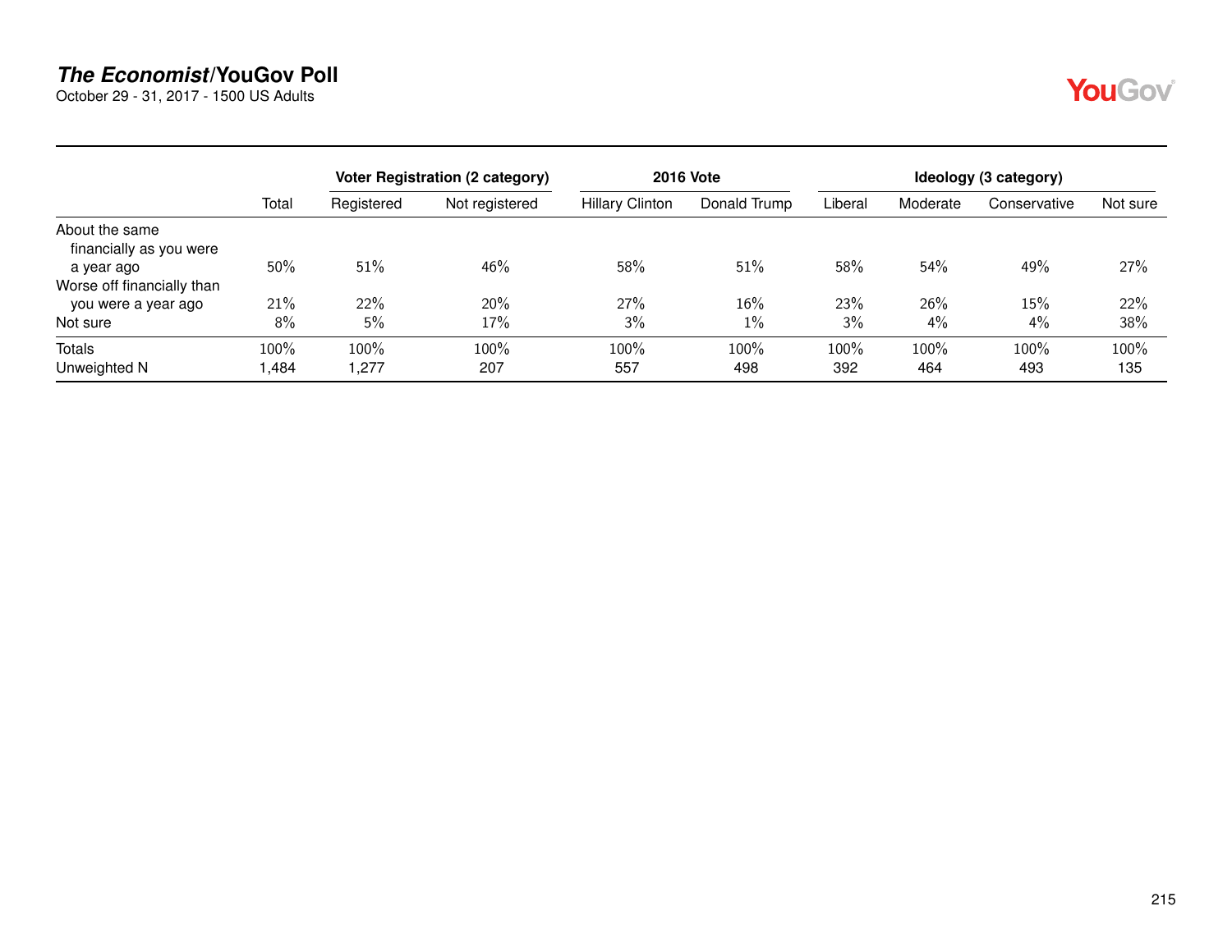## *The Economist*/YouGov Poll

October 29 - 31, 2017 - 1500 US Adults

| | Total | Voter Registration (2 category) | | 2016 Vote | | Ideology (3 category) | | | |
|---|---|---|---|---|---|---|---|---|---|
| | | Registered | Not registered | Hillary Clinton | Donald Trump | Liberal | Moderate | Conservative | Not sure |
| About the same financially as you were a year ago | 50% | 51% | 46% | 58% | 51% | 58% | 54% | 49% | 27% |
| Worse off financially than you were a year ago | 21% | 22% | 20% | 27% | 16% | 23% | 26% | 15% | 22% |
| Not sure | 8% | 5% | 17% | 3% | 1% | 3% | 4% | 4% | 38% |
| Totals | 100% | 100% | 100% | 100% | 100% | 100% | 100% | 100% | 100% |
| Unweighted N | 1,484 | 1,277 | 207 | 557 | 498 | 392 | 464 | 493 | 135 |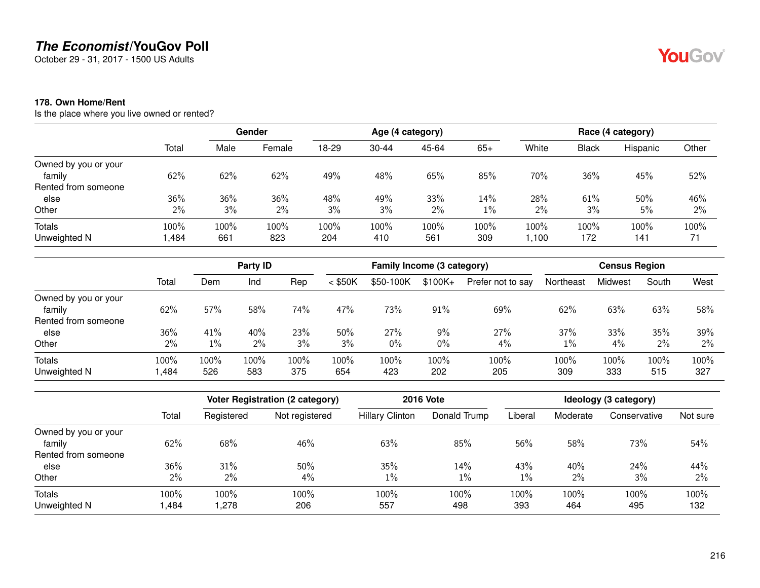## The Economist/YouGov Poll

October 29 - 31, 2017 - 1500 US Adults

### 178. Own Home/Rent

Is the place where you live owned or rented?

| | Total | Gender | | Age (4 category) | | | | Race (4 category) | | | |
|---|---|---|---|---|---|---|---|---|---|---|---|
| | | Male | Female | 18-29 | 30-44 | 45-64 | 65+ | White | Black | Hispanic | Other |
| Owned by you or your family | 62% | 62% | 62% | 49% | 48% | 65% | 85% | 70% | 36% | 45% | 52% |
| Rented from someone else | 36% | 36% | 36% | 48% | 49% | 33% | 14% | 28% | 61% | 50% | 46% |
| Other | 2% | 3% | 2% | 3% | 3% | 2% | 1% | 2% | 3% | 5% | 2% |
| Totals | 100% | 100% | 100% | 100% | 100% | 100% | 100% | 100% | 100% | 100% | 100% |
| Unweighted N | 1,484 | 661 | 823 | 204 | 410 | 561 | 309 | 1,100 | 172 | 141 | 71 |

| | Total | Party ID | | | Family Income (3 category) | | | | Census Region | | | |
|---|---|---|---|---|---|---|---|---|---|---|---|---|
| | | Dem | Ind | Rep | < $50K | $50-100K | $100K+ | Prefer not to say | Northeast | Midwest | South | West |
| Owned by you or your family | 62% | 57% | 58% | 74% | 47% | 73% | 91% | 69% | 62% | 63% | 63% | 58% |
| Rented from someone else | 36% | 41% | 40% | 23% | 50% | 27% | 9% | 27% | 37% | 33% | 35% | 39% |
| Other | 2% | 1% | 2% | 3% | 3% | 0% | 0% | 4% | 1% | 4% | 2% | 2% |
| Totals | 100% | 100% | 100% | 100% | 100% | 100% | 100% | 100% | 100% | 100% | 100% | 100% |
| Unweighted N | 1,484 | 526 | 583 | 375 | 654 | 423 | 202 | 205 | 309 | 333 | 515 | 327 |

| | Total | Voter Registration (2 category) | | 2016 Vote | | Ideology (3 category) | | | |
|---|---|---|---|---|---|---|---|---|---|
| | | Registered | Not registered | Hillary Clinton | Donald Trump | Liberal | Moderate | Conservative | Not sure |
| Owned by you or your family | 62% | 68% | 46% | 63% | 85% | 56% | 58% | 73% | 54% |
| Rented from someone else | 36% | 31% | 50% | 35% | 14% | 43% | 40% | 24% | 44% |
| Other | 2% | 2% | 4% | 1% | 1% | 1% | 2% | 3% | 2% |
| Totals | 100% | 100% | 100% | 100% | 100% | 100% | 100% | 100% | 100% |
| Unweighted N | 1,484 | 1,278 | 206 | 557 | 498 | 393 | 464 | 495 | 132 |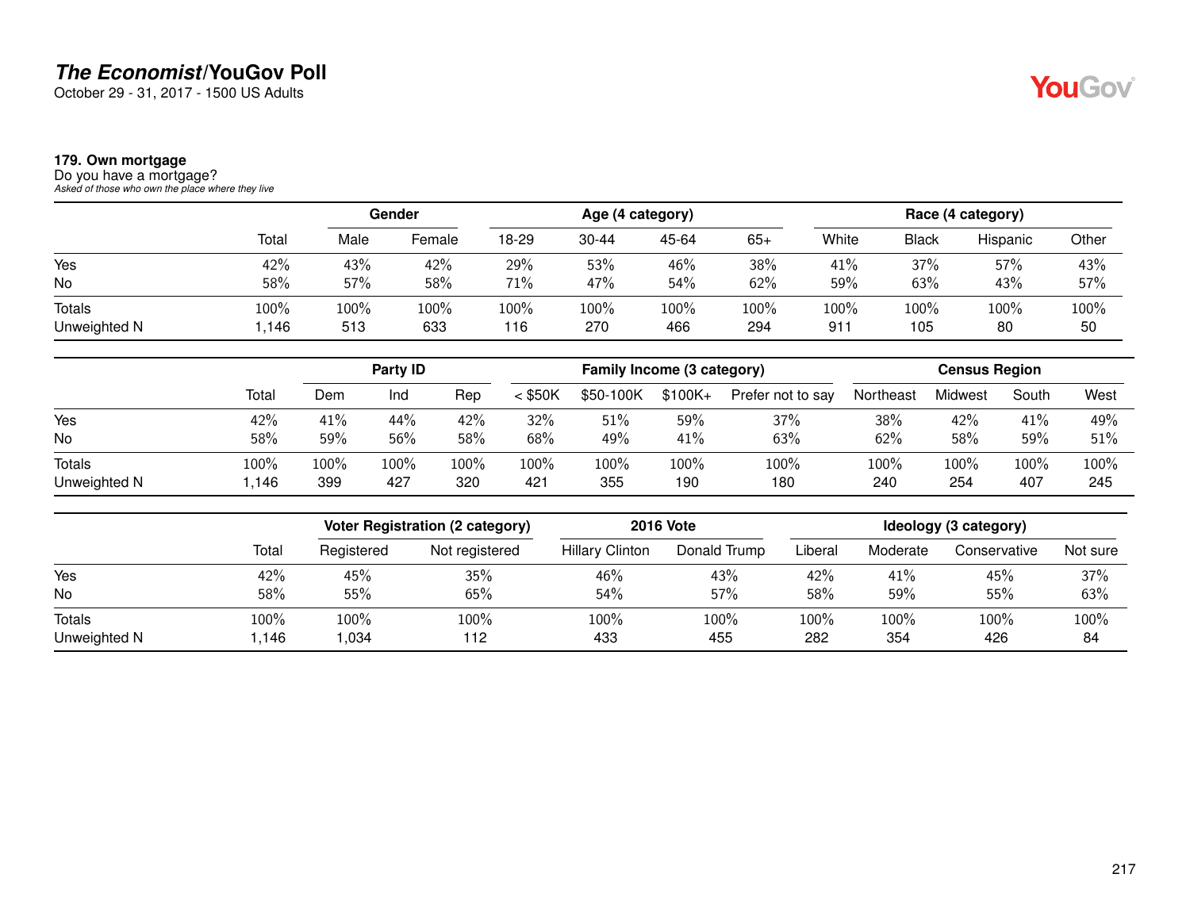## The Economist/YouGov Poll

October 29 - 31, 2017 - 1500 US Adults

### 179. Own mortgage

Do you have a mortgage?

*Asked of those who own the place where they live*

| | | Gender | | Age (4 category) | | | | Race (4 category) | | | |
|---|---|---|---|---|---|---|---|---|---|---|---|
| | Total | Male | Female | 18-29 | 30-44 | 45-64 | 65+ | White | Black | Hispanic | Other |
| Yes | 42% | 43% | 42% | 29% | 53% | 46% | 38% | 41% | 37% | 57% | 43% |
| No | 58% | 57% | 58% | 71% | 47% | 54% | 62% | 59% | 63% | 43% | 57% |
| Totals | 100% | 100% | 100% | 100% | 100% | 100% | 100% | 100% | 100% | 100% | 100% |
| Unweighted N | 1,146 | 513 | 633 | 116 | 270 | 466 | 294 | 911 | 105 | 80 | 50 |

| | | Party ID | | | Family Income (3 category) | | | | Census Region | | | |
|---|---|---|---|---|---|---|---|---|---|---|---|---|
| | Total | Dem | Ind | Rep | < $50K | $50-100K | $100K+ | Prefer not to say | Northeast | Midwest | South | West |
| Yes | 42% | 41% | 44% | 42% | 32% | 51% | 59% | 37% | 38% | 42% | 41% | 49% |
| No | 58% | 59% | 56% | 58% | 68% | 49% | 41% | 63% | 62% | 58% | 59% | 51% |
| Totals | 100% | 100% | 100% | 100% | 100% | 100% | 100% | 100% | 100% | 100% | 100% | 100% |
| Unweighted N | 1,146 | 399 | 427 | 320 | 421 | 355 | 190 | 180 | 240 | 254 | 407 | 245 |

| | | Voter Registration (2 category) | | 2016 Vote | | Ideology (3 category) | | | |
|---|---|---|---|---|---|---|---|---|---|
| | Total | Registered | Not registered | Hillary Clinton | Donald Trump | Liberal | Moderate | Conservative | Not sure |
| Yes | 42% | 45% | 35% | 46% | 43% | 42% | 41% | 45% | 37% |
| No | 58% | 55% | 65% | 54% | 57% | 58% | 59% | 55% | 63% |
| Totals | 100% | 100% | 100% | 100% | 100% | 100% | 100% | 100% | 100% |
| Unweighted N | 1,146 | 1,034 | 112 | 433 | 455 | 282 | 354 | 426 | 84 |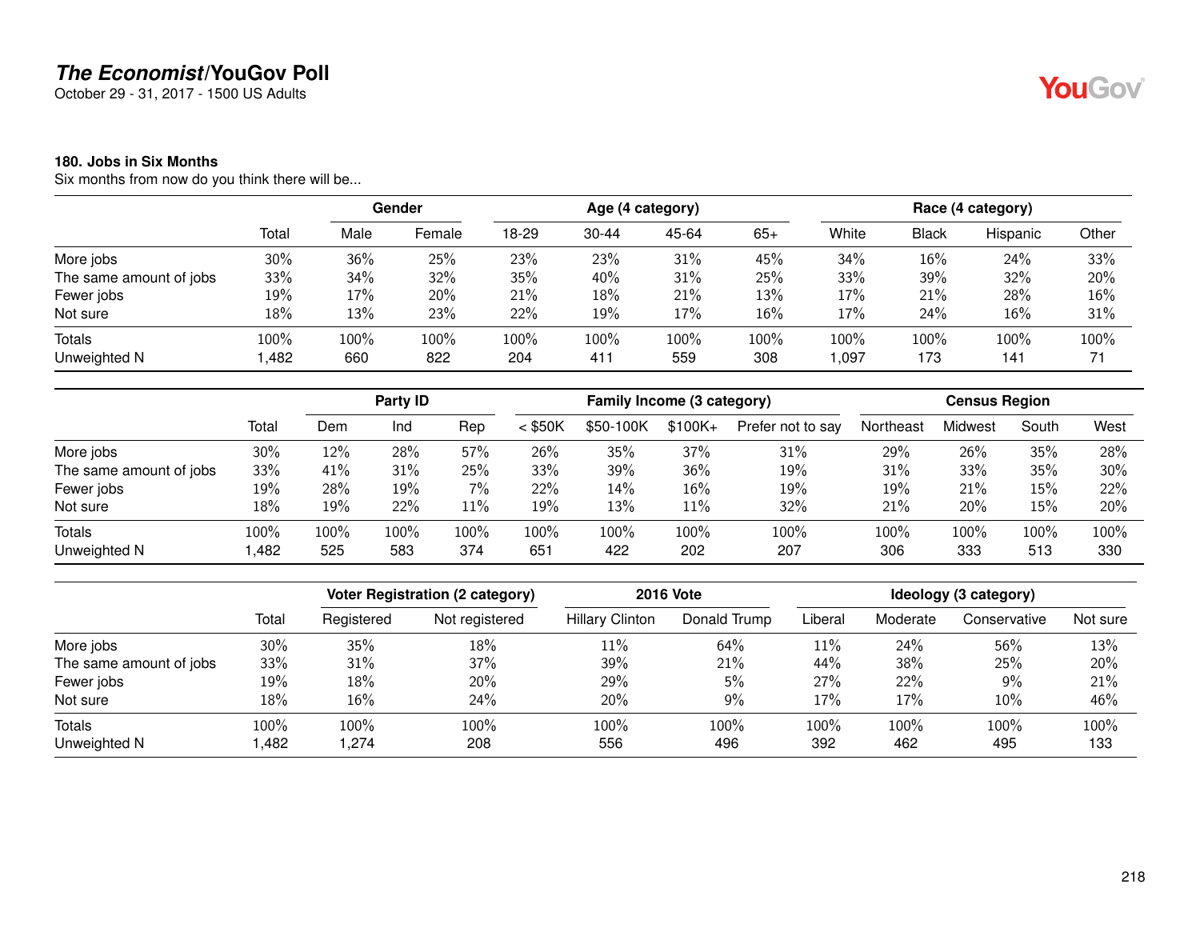## The Economist/YouGov Poll

October 29 - 31, 2017 - 1500 US Adults

### 180. Jobs in Six Months

Six months from now do you think there will be...

| | Total | Gender | | Age (4 category) | | | | Race (4 category) | | | |
|---|---|---|---|---|---|---|---|---|---|---|---|
| | | Male | Female | 18-29 | 30-44 | 45-64 | 65+ | White | Black | Hispanic | Other |
| More jobs | 30% | 36% | 25% | 23% | 23% | 31% | 45% | 34% | 16% | 24% | 33% |
| The same amount of jobs | 33% | 34% | 32% | 35% | 40% | 31% | 25% | 33% | 39% | 32% | 20% |
| Fewer jobs | 19% | 17% | 20% | 21% | 18% | 21% | 13% | 17% | 21% | 28% | 16% |
| Not sure | 18% | 13% | 23% | 22% | 19% | 17% | 16% | 17% | 24% | 16% | 31% |
| Totals | 100% | 100% | 100% | 100% | 100% | 100% | 100% | 100% | 100% | 100% | 100% |
| Unweighted N | 1,482 | 660 | 822 | 204 | 411 | 559 | 308 | 1,097 | 173 | 141 | 71 |

| | Total | Party ID | | | Family Income (3 category) | | | | Census Region | | | |
|---|---|---|---|---|---|---|---|---|---|---|---|---|
| | | Dem | Ind | Rep | < $50K | $50-100K | $100K+ | Prefer not to say | Northeast | Midwest | South | West |
| More jobs | 30% | 12% | 28% | 57% | 26% | 35% | 37% | 31% | 29% | 26% | 35% | 28% |
| The same amount of jobs | 33% | 41% | 31% | 25% | 33% | 39% | 36% | 19% | 31% | 33% | 35% | 30% |
| Fewer jobs | 19% | 28% | 19% | 7% | 22% | 14% | 16% | 19% | 19% | 21% | 15% | 22% |
| Not sure | 18% | 19% | 22% | 11% | 19% | 13% | 11% | 32% | 21% | 20% | 15% | 20% |
| Totals | 100% | 100% | 100% | 100% | 100% | 100% | 100% | 100% | 100% | 100% | 100% | 100% |
| Unweighted N | 1,482 | 525 | 583 | 374 | 651 | 422 | 202 | 207 | 306 | 333 | 513 | 330 |

| | Total | Voter Registration (2 category) | | 2016 Vote | | Ideology (3 category) | | | |
|---|---|---|---|---|---|---|---|---|---|
| | | Registered | Not registered | Hillary Clinton | Donald Trump | Liberal | Moderate | Conservative | Not sure |
| More jobs | 30% | 35% | 18% | 11% | 64% | 11% | 24% | 56% | 13% |
| The same amount of jobs | 33% | 31% | 37% | 39% | 21% | 44% | 38% | 25% | 20% |
| Fewer jobs | 19% | 18% | 20% | 29% | 5% | 27% | 22% | 9% | 21% |
| Not sure | 18% | 16% | 24% | 20% | 9% | 17% | 17% | 10% | 46% |
| Totals | 100% | 100% | 100% | 100% | 100% | 100% | 100% | 100% | 100% |
| Unweighted N | 1,482 | 1,274 | 208 | 556 | 496 | 392 | 462 | 495 | 133 |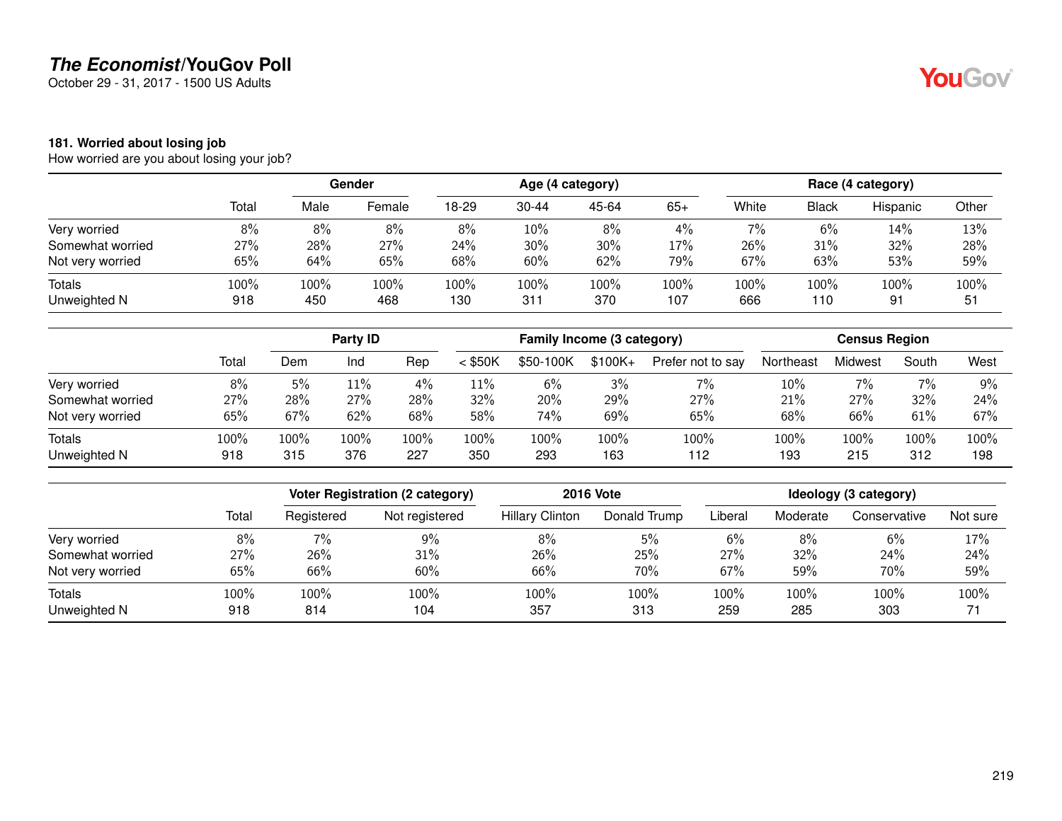## *The Economist*/YouGov Poll

October 29 - 31, 2017 - 1500 US Adults

### 181. Worried about losing job

How worried are you about losing your job?

| | | Gender | | Age (4 category) | | | | Race (4 category) | | | |
|---|---|---|---|---|---|---|---|---|---|---|---|
| | Total | Male | Female | 18-29 | 30-44 | 45-64 | 65+ | White | Black | Hispanic | Other |
| Very worried | 8% | 8% | 8% | 8% | 10% | 8% | 4% | 7% | 6% | 14% | 13% |
| Somewhat worried | 27% | 28% | 27% | 24% | 30% | 30% | 17% | 26% | 31% | 32% | 28% |
| Not very worried | 65% | 64% | 65% | 68% | 60% | 62% | 79% | 67% | 63% | 53% | 59% |
| Totals | 100% | 100% | 100% | 100% | 100% | 100% | 100% | 100% | 100% | 100% | 100% |
| Unweighted N | 918 | 450 | 468 | 130 | 311 | 370 | 107 | 666 | 110 | 91 | 51 |

| | | Party ID | | | Family Income (3 category) | | | | Census Region | | | |
|---|---|---|---|---|---|---|---|---|---|---|---|---|
| | Total | Dem | Ind | Rep | < $50K | $50-100K | $100K+ | Prefer not to say | Northeast | Midwest | South | West |
| Very worried | 8% | 5% | 11% | 4% | 11% | 6% | 3% | 7% | 10% | 7% | 7% | 9% |
| Somewhat worried | 27% | 28% | 27% | 28% | 32% | 20% | 29% | 27% | 21% | 27% | 32% | 24% |
| Not very worried | 65% | 67% | 62% | 68% | 58% | 74% | 69% | 65% | 68% | 66% | 61% | 67% |
| Totals | 100% | 100% | 100% | 100% | 100% | 100% | 100% | 100% | 100% | 100% | 100% | 100% |
| Unweighted N | 918 | 315 | 376 | 227 | 350 | 293 | 163 | 112 | 193 | 215 | 312 | 198 |

| | | Voter Registration (2 category) | | 2016 Vote | | Ideology (3 category) | | | |
|---|---|---|---|---|---|---|---|---|---|
| | Total | Registered | Not registered | Hillary Clinton | Donald Trump | Liberal | Moderate | Conservative | Not sure |
| Very worried | 8% | 7% | 9% | 8% | 5% | 6% | 8% | 6% | 17% |
| Somewhat worried | 27% | 26% | 31% | 26% | 25% | 27% | 32% | 24% | 24% |
| Not very worried | 65% | 66% | 60% | 66% | 70% | 67% | 59% | 70% | 59% |
| Totals | 100% | 100% | 100% | 100% | 100% | 100% | 100% | 100% | 100% |
| Unweighted N | 918 | 814 | 104 | 357 | 313 | 259 | 285 | 303 | 71 |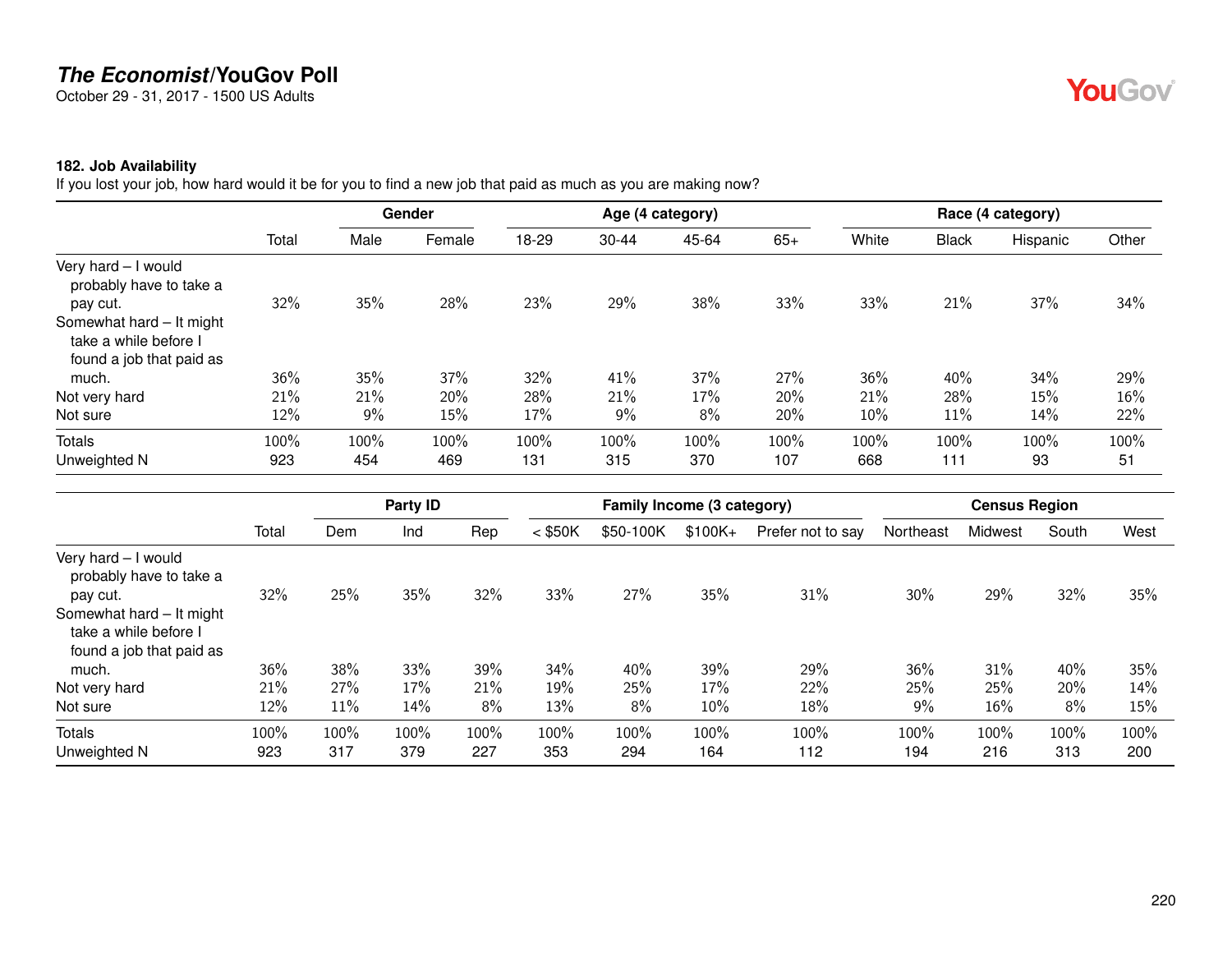## The Economist/YouGov Poll

October 29 - 31, 2017 - 1500 US Adults

### 182. Job Availability

If you lost your job, how hard would it be for you to find a new job that paid as much as you are making now?

| | | Gender | | Age (4 category) | | | | Race (4 category) | | | |
|---|---|---|---|---|---|---|---|---|---|---|---|
| | Total | Male | Female | 18-29 | 30-44 | 45-64 | 65+ | White | Black | Hispanic | Other |
| Very hard – I would probably have to take a pay cut. | 32% | 35% | 28% | 23% | 29% | 38% | 33% | 33% | 21% | 37% | 34% |
| Somewhat hard – It might take a while before I found a job that paid as much. | 36% | 35% | 37% | 32% | 41% | 37% | 27% | 36% | 40% | 34% | 29% |
| Not very hard | 21% | 21% | 20% | 28% | 21% | 17% | 20% | 21% | 28% | 15% | 16% |
| Not sure | 12% | 9% | 15% | 17% | 9% | 8% | 20% | 10% | 11% | 14% | 22% |
| Totals | 100% | 100% | 100% | 100% | 100% | 100% | 100% | 100% | 100% | 100% | 100% |
| Unweighted N | 923 | 454 | 469 | 131 | 315 | 370 | 107 | 668 | 111 | 93 | 51 |

| | | Party ID | | | Family Income (3 category) | | | | Census Region | | | |
|---|---|---|---|---|---|---|---|---|---|---|---|---|
| | Total | Dem | Ind | Rep | < $50K | $50-100K | $100K+ | Prefer not to say | Northeast | Midwest | South | West |
| Very hard – I would probably have to take a pay cut. | 32% | 25% | 35% | 32% | 33% | 27% | 35% | 31% | 30% | 29% | 32% | 35% |
| Somewhat hard – It might take a while before I found a job that paid as much. | 36% | 38% | 33% | 39% | 34% | 40% | 39% | 29% | 36% | 31% | 40% | 35% |
| Not very hard | 21% | 27% | 17% | 21% | 19% | 25% | 17% | 22% | 25% | 25% | 20% | 14% |
| Not sure | 12% | 11% | 14% | 8% | 13% | 8% | 10% | 18% | 9% | 16% | 8% | 15% |
| Totals | 100% | 100% | 100% | 100% | 100% | 100% | 100% | 100% | 100% | 100% | 100% | 100% |
| Unweighted N | 923 | 317 | 379 | 227 | 353 | 294 | 164 | 112 | 194 | 216 | 313 | 200 |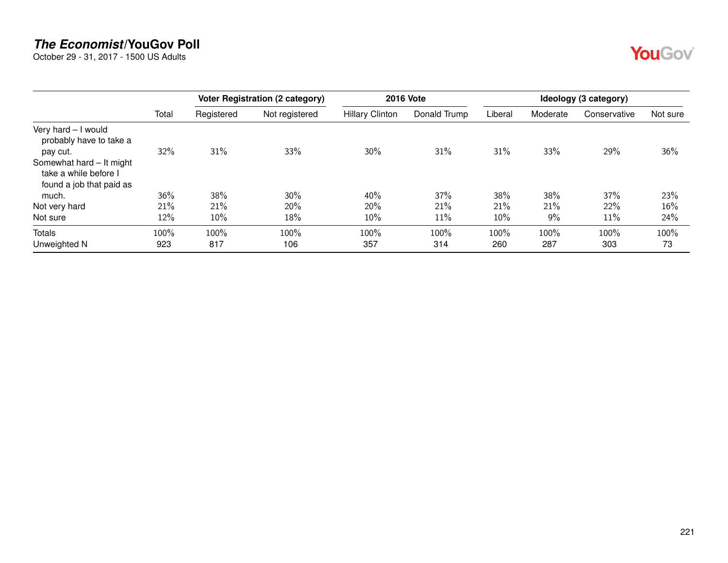**The Economist/YouGov Poll**
October 29 - 31, 2017 - 1500 US Adults

| | | Voter Registration (2 category) | | 2016 Vote | | Ideology (3 category) | | | |
|---|---|---|---|---|---|---|---|---|---|
| | Total | Registered | Not registered | Hillary Clinton | Donald Trump | Liberal | Moderate | Conservative | Not sure |
| Very hard – I would probably have to take a pay cut. | 32% | 31% | 33% | 30% | 31% | 31% | 33% | 29% | 36% |
| Somewhat hard – It might take a while before I found a job that paid as much. | 36% | 38% | 30% | 40% | 37% | 38% | 38% | 37% | 23% |
| Not very hard | 21% | 21% | 20% | 20% | 21% | 21% | 21% | 22% | 16% |
| Not sure | 12% | 10% | 18% | 10% | 11% | 10% | 9% | 11% | 24% |
| Totals | 100% | 100% | 100% | 100% | 100% | 100% | 100% | 100% | 100% |
| Unweighted N | 923 | 817 | 106 | 357 | 314 | 260 | 287 | 303 | 73 |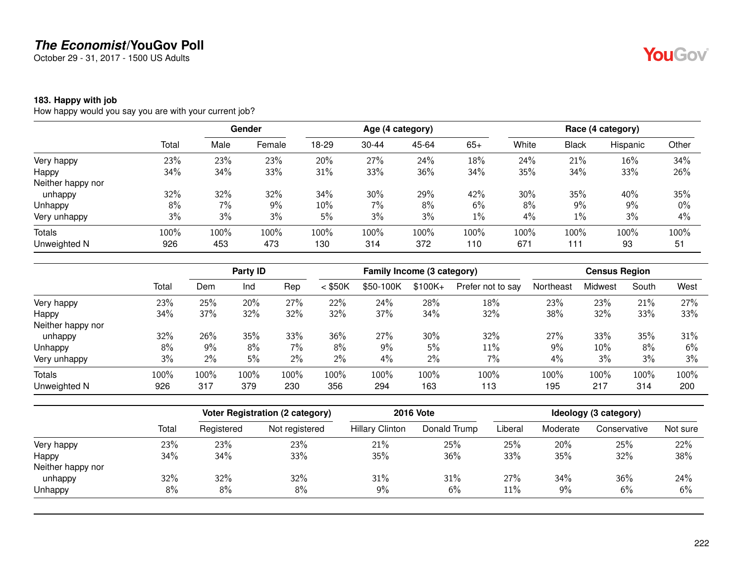## The Economist/YouGov Poll

October 29 - 31, 2017 - 1500 US Adults

### 183. Happy with job

How happy would you say you are with your current job?

| | Total | Gender | | Age (4 category) | | | | Race (4 category) | | | |
|---|---|---|---|---|---|---|---|---|---|---|---|
| | | Male | Female | 18-29 | 30-44 | 45-64 | 65+ | White | Black | Hispanic | Other |
| Very happy | 23% | 23% | 23% | 20% | 27% | 24% | 18% | 24% | 21% | 16% | 34% |
| Happy | 34% | 34% | 33% | 31% | 33% | 36% | 34% | 35% | 34% | 33% | 26% |
| Neither happy nor unhappy | 32% | 32% | 32% | 34% | 30% | 29% | 42% | 30% | 35% | 40% | 35% |
| Unhappy | 8% | 7% | 9% | 10% | 7% | 8% | 6% | 8% | 9% | 9% | 0% |
| Very unhappy | 3% | 3% | 3% | 5% | 3% | 3% | 1% | 4% | 1% | 3% | 4% |
| Totals | 100% | 100% | 100% | 100% | 100% | 100% | 100% | 100% | 100% | 100% | 100% |
| Unweighted N | 926 | 453 | 473 | 130 | 314 | 372 | 110 | 671 | 111 | 93 | 51 |

| | Total | Party ID | | | Family Income (3 category) | | | | Census Region | | | |
|---|---|---|---|---|---|---|---|---|---|---|---|---|
| | | Dem | Ind | Rep | < $50K | $50-100K | $100K+ | Prefer not to say | Northeast | Midwest | South | West |
| Very happy | 23% | 25% | 20% | 27% | 22% | 24% | 28% | 18% | 23% | 23% | 21% | 27% |
| Happy | 34% | 37% | 32% | 32% | 32% | 37% | 34% | 32% | 38% | 32% | 33% | 33% |
| Neither happy nor unhappy | 32% | 26% | 35% | 33% | 36% | 27% | 30% | 32% | 27% | 33% | 35% | 31% |
| Unhappy | 8% | 9% | 8% | 7% | 8% | 9% | 5% | 11% | 9% | 10% | 8% | 6% |
| Very unhappy | 3% | 2% | 5% | 2% | 2% | 4% | 2% | 7% | 4% | 3% | 3% | 3% |
| Totals | 100% | 100% | 100% | 100% | 100% | 100% | 100% | 100% | 100% | 100% | 100% | 100% |
| Unweighted N | 926 | 317 | 379 | 230 | 356 | 294 | 163 | 113 | 195 | 217 | 314 | 200 |

| | Total | Voter Registration (2 category) | | 2016 Vote | | Ideology (3 category) | | | |
|---|---|---|---|---|---|---|---|---|---|
| | | Registered | Not registered | Hillary Clinton | Donald Trump | Liberal | Moderate | Conservative | Not sure |
| Very happy | 23% | 23% | 23% | 21% | 25% | 25% | 20% | 25% | 22% |
| Happy | 34% | 34% | 33% | 35% | 36% | 33% | 35% | 32% | 38% |
| Neither happy nor unhappy | 32% | 32% | 32% | 31% | 31% | 27% | 34% | 36% | 24% |
| Unhappy | 8% | 8% | 8% | 9% | 6% | 11% | 9% | 6% | 6% |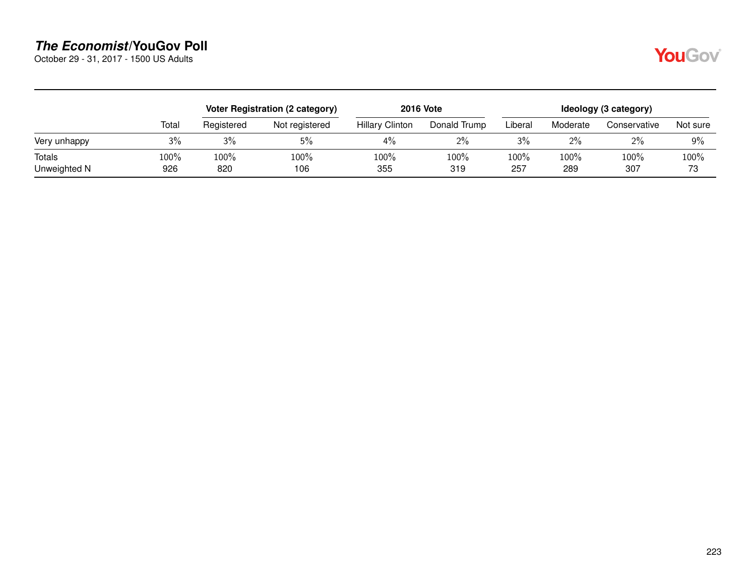## *The Economist*/YouGov Poll

October 29 - 31, 2017 - 1500 US Adults

| | | Voter Registration (2 category) | | 2016 Vote | | Ideology (3 category) | | | |
|---|---|---|---|---|---|---|---|---|---|
| | Total | Registered | Not registered | Hillary Clinton | Donald Trump | Liberal | Moderate | Conservative | Not sure |
| Very unhappy | 3% | 3% | 5% | 4% | 2% | 3% | 2% | 2% | 9% |
| Totals | 100% | 100% | 100% | 100% | 100% | 100% | 100% | 100% | 100% |
| Unweighted N | 926 | 820 | 106 | 355 | 319 | 257 | 289 | 307 | 73 |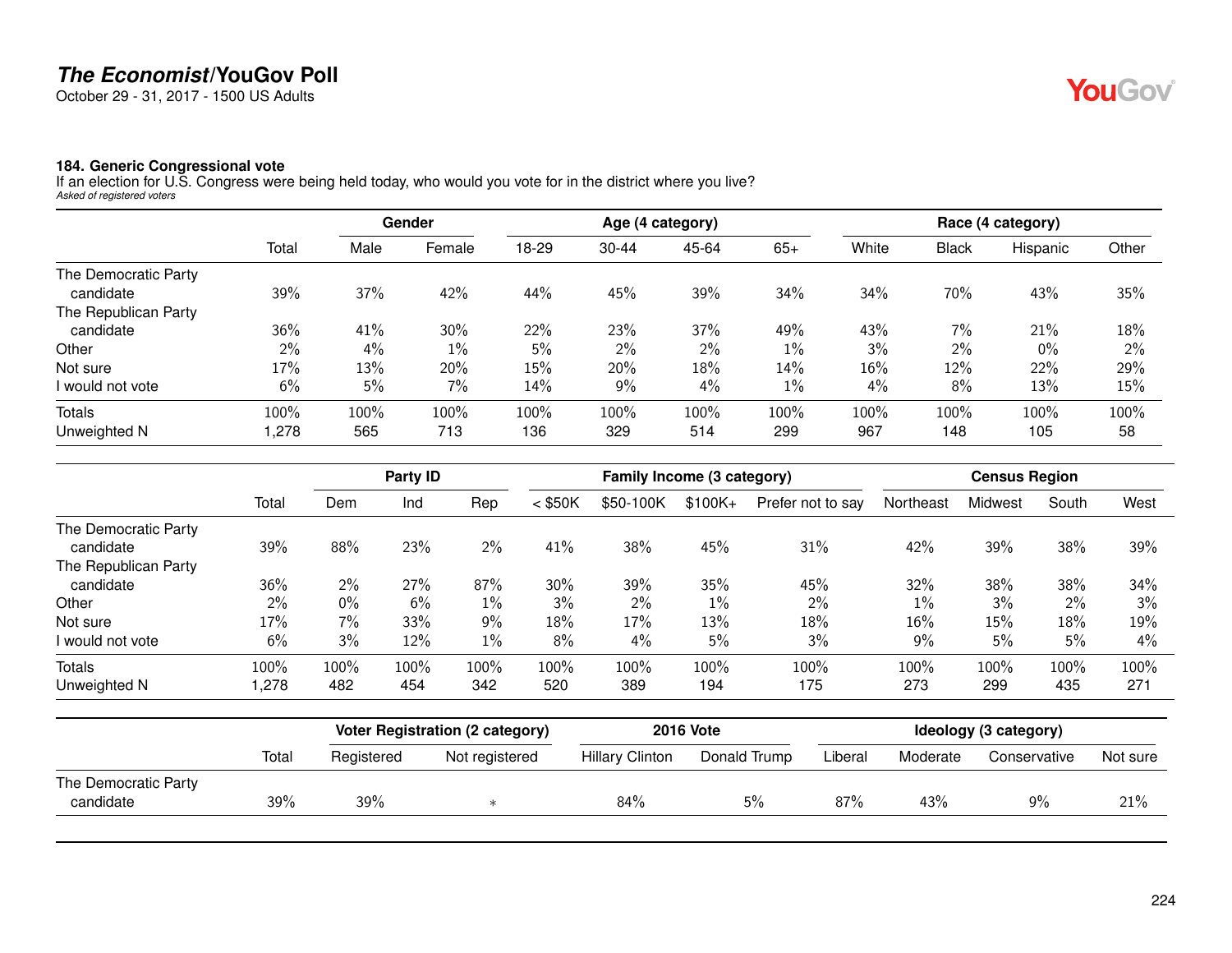**The Economist/YouGov Poll**
October 29 - 31, 2017 - 1500 US Adults

### 184. Generic Congressional vote

If an election for U.S. Congress were being held today, who would you vote for in the district where you live?
*Asked of registered voters*

| | | Gender | | Age (4 category) | | | | Race (4 category) | | | |
|---|---|---|---|---|---|---|---|---|---|---|---|
| | Total | Male | Female | 18-29 | 30-44 | 45-64 | 65+ | White | Black | Hispanic | Other |
| The Democratic Party candidate | 39% | 37% | 42% | 44% | 45% | 39% | 34% | 34% | 70% | 43% | 35% |
| The Republican Party candidate | 36% | 41% | 30% | 22% | 23% | 37% | 49% | 43% | 7% | 21% | 18% |
| Other | 2% | 4% | 1% | 5% | 2% | 2% | 1% | 3% | 2% | 0% | 2% |
| Not sure | 17% | 13% | 20% | 15% | 20% | 18% | 14% | 16% | 12% | 22% | 29% |
| I would not vote | 6% | 5% | 7% | 14% | 9% | 4% | 1% | 4% | 8% | 13% | 15% |
| Totals | 100% | 100% | 100% | 100% | 100% | 100% | 100% | 100% | 100% | 100% | 100% |
| Unweighted N | 1,278 | 565 | 713 | 136 | 329 | 514 | 299 | 967 | 148 | 105 | 58 |

| | | Party ID | | | Family Income (3 category) | | | | Census Region | | | |
|---|---|---|---|---|---|---|---|---|---|---|---|---|
| | Total | Dem | Ind | Rep | < $50K | $50-100K | $100K+ | Prefer not to say | Northeast | Midwest | South | West |
| The Democratic Party candidate | 39% | 88% | 23% | 2% | 41% | 38% | 45% | 31% | 42% | 39% | 38% | 39% |
| The Republican Party candidate | 36% | 2% | 27% | 87% | 30% | 39% | 35% | 45% | 32% | 38% | 38% | 34% |
| Other | 2% | 0% | 6% | 1% | 3% | 2% | 1% | 2% | 1% | 3% | 2% | 3% |
| Not sure | 17% | 7% | 33% | 9% | 18% | 17% | 13% | 18% | 16% | 15% | 18% | 19% |
| I would not vote | 6% | 3% | 12% | 1% | 8% | 4% | 5% | 3% | 9% | 5% | 5% | 4% |
| Totals | 100% | 100% | 100% | 100% | 100% | 100% | 100% | 100% | 100% | 100% | 100% | 100% |
| Unweighted N | 1,278 | 482 | 454 | 342 | 520 | 389 | 194 | 175 | 273 | 299 | 435 | 271 |

| | | Voter Registration (2 category) | | 2016 Vote | | Ideology (3 category) | | | |
|---|---|---|---|---|---|---|---|---|---|
| | Total | Registered | Not registered | Hillary Clinton | Donald Trump | Liberal | Moderate | Conservative | Not sure |
| The Democratic Party candidate | 39% | 39% | * | 84% | 5% | 87% | 43% | 9% | 21% |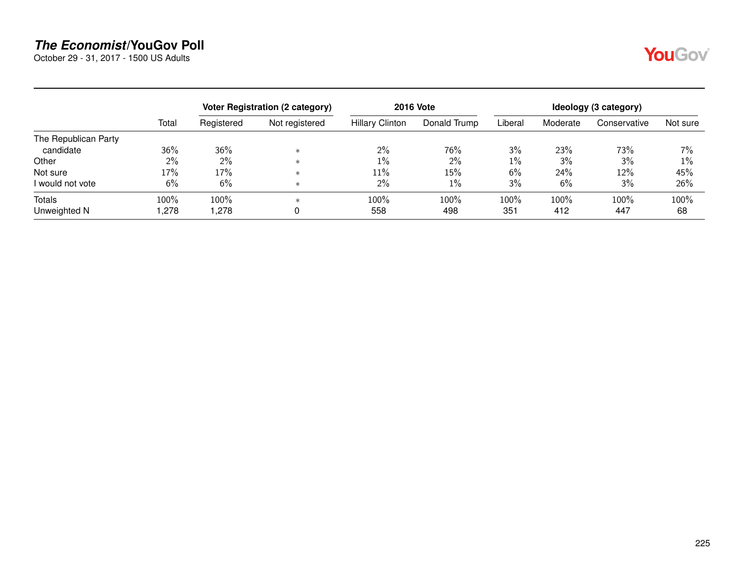**_The Economist_/YouGov Poll**
October 29 - 31, 2017 - 1500 US Adults

| | Total | Voter Registration (2 category) | | 2016 Vote | | Ideology (3 category) | | | |
|---|---|---|---|---|---|---|---|---|---|
| | | Registered | Not registered | Hillary Clinton | Donald Trump | Liberal | Moderate | Conservative | Not sure |
| The Republican Party candidate | 36% | 36% | ∗ | 2% | 76% | 3% | 23% | 73% | 7% |
| Other | 2% | 2% | ∗ | 1% | 2% | 1% | 3% | 3% | 1% |
| Not sure | 17% | 17% | ∗ | 11% | 15% | 6% | 24% | 12% | 45% |
| I would not vote | 6% | 6% | ∗ | 2% | 1% | 3% | 6% | 3% | 26% |
| Totals | 100% | 100% | ∗ | 100% | 100% | 100% | 100% | 100% | 100% |
| Unweighted N | 1,278 | 1,278 | 0 | 558 | 498 | 351 | 412 | 447 | 68 |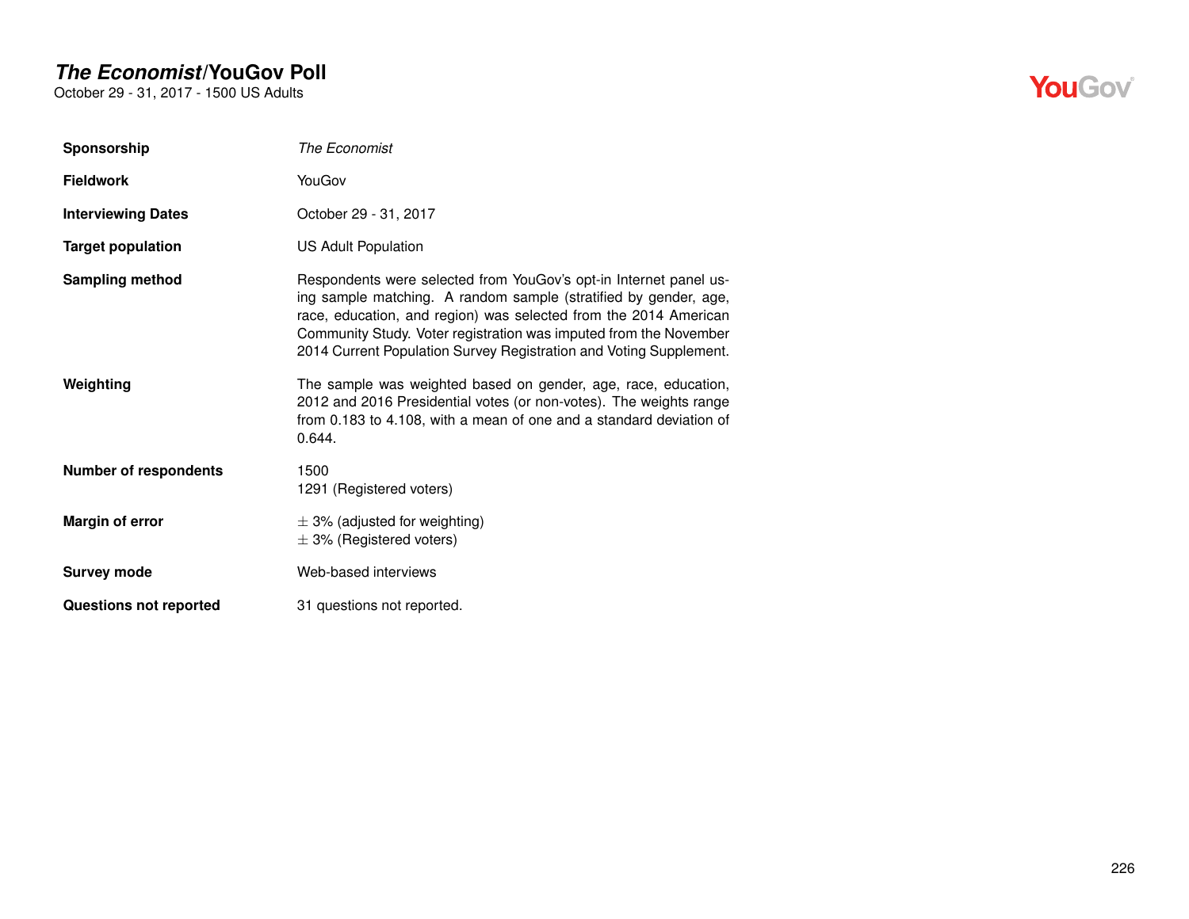# *The Economist*/YouGov Poll

October 29 - 31, 2017 - 1500 US Adults

| | |
|---|---|
| **Sponsorship** | *The Economist* |
| **Fieldwork** | YouGov |
| **Interviewing Dates** | October 29 - 31, 2017 |
| **Target population** | US Adult Population |
| **Sampling method** | Respondents were selected from YouGov's opt-in Internet panel using sample matching. A random sample (stratified by gender, age, race, education, and region) was selected from the 2014 American Community Study. Voter registration was imputed from the November 2014 Current Population Survey Registration and Voting Supplement. |
| **Weighting** | The sample was weighted based on gender, age, race, education, 2012 and 2016 Presidential votes (or non-votes). The weights range from 0.183 to 4.108, with a mean of one and a standard deviation of 0.644. |
| **Number of respondents** | 1500<br>1291 (Registered voters) |
| **Margin of error** | ± 3% (adjusted for weighting)<br>± 3% (Registered voters) |
| **Survey mode** | Web-based interviews |
| **Questions not reported** | 31 questions not reported. |